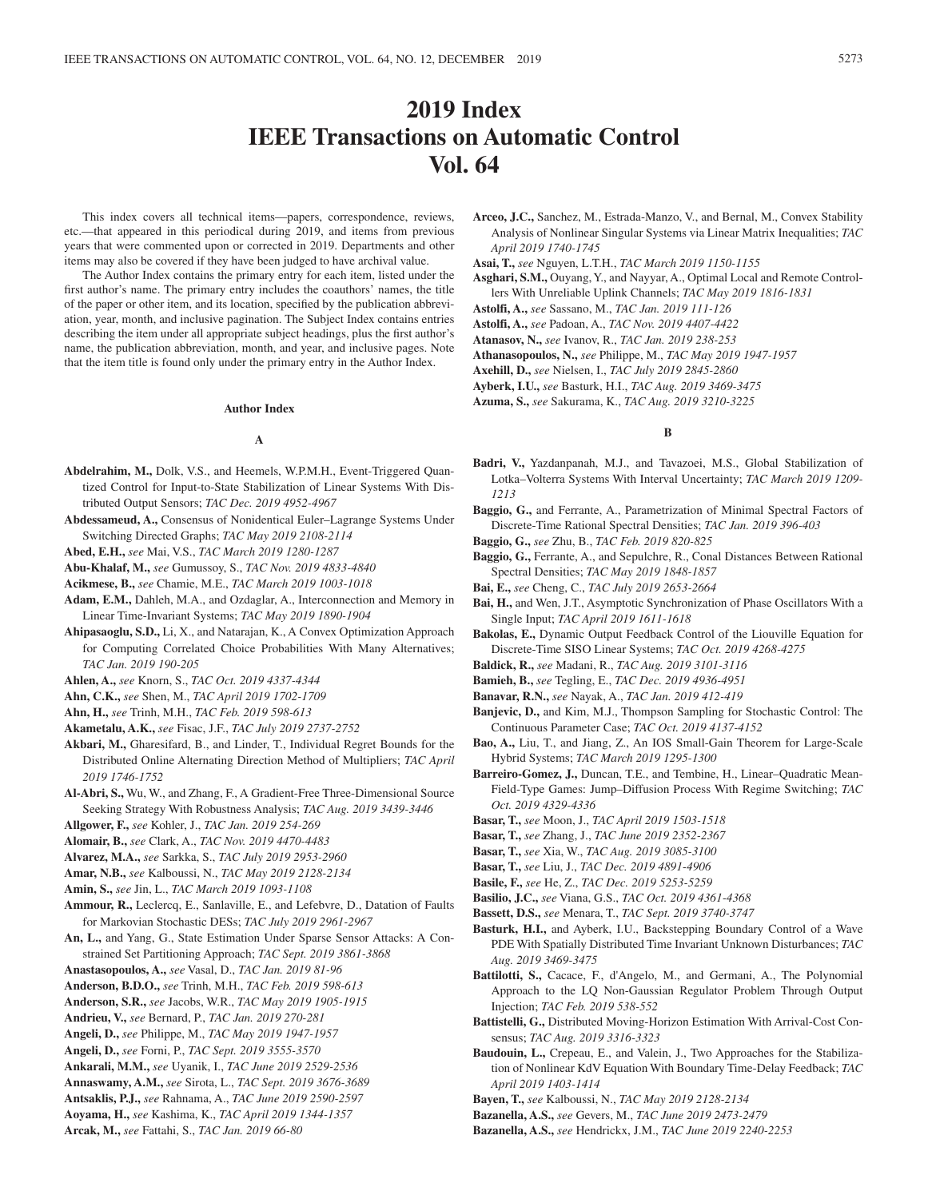# 2019 Index
# IEEE Transactions on Automatic Control
# Vol. 64

This index covers all technical items—papers, correspondence, reviews, etc.—that appeared in this periodical during 2019, and items from previous years that were commented upon or corrected in 2019. Departments and other items may also be covered if they have been judged to have archival value.

The Author Index contains the primary entry for each item, listed under the first author's name. The primary entry includes the coauthors' names, the title of the paper or other item, and its location, specified by the publication abbreviation, year, month, and inclusive pagination. The Subject Index contains entries describing the item under all appropriate subject headings, plus the first author's name, the publication abbreviation, month, and year, and inclusive pages. Note that the item title is found only under the primary entry in the Author Index.

## Author Index

### A

**Abdelrahim, M.,** Dolk, V.S., and Heemels, W.P.M.H., Event-Triggered Quantized Control for Input-to-State Stabilization of Linear Systems With Distributed Output Sensors; *TAC Dec. 2019 4952-4967*

**Abdessameud, A.,** Consensus of Nonidentical Euler–Lagrange Systems Under Switching Directed Graphs; *TAC May 2019 2108-2114*

**Abed, E.H.,** *see* Mai, V.S., *TAC March 2019 1280-1287*

**Abu-Khalaf, M.,** *see* Gumussoy, S., *TAC Nov. 2019 4833-4840*

**Acikmese, B.,** *see* Chamie, M.E., *TAC March 2019 1003-1018*

**Adam, E.M.,** Dahleh, M.A., and Ozdaglar, A., Interconnection and Memory in Linear Time-Invariant Systems; *TAC May 2019 1890-1904*

**Ahipasaoglu, S.D.,** Li, X., and Natarajan, K., A Convex Optimization Approach for Computing Correlated Choice Probabilities With Many Alternatives; *TAC Jan. 2019 190-205*

**Ahlen, A.,** *see* Knorn, S., *TAC Oct. 2019 4337-4344*

**Ahn, C.K.,** *see* Shen, M., *TAC April 2019 1702-1709*

**Ahn, H.,** *see* Trinh, M.H., *TAC Feb. 2019 598-613*

**Akametalu, A.K.,** *see* Fisac, J.F., *TAC July 2019 2737-2752*

**Akbari, M.,** Gharesifard, B., and Linder, T., Individual Regret Bounds for the Distributed Online Alternating Direction Method of Multipliers; *TAC April 2019 1746-1752*

**Al-Abri, S.,** Wu, W., and Zhang, F., A Gradient-Free Three-Dimensional Source Seeking Strategy With Robustness Analysis; *TAC Aug. 2019 3439-3446*

**Allgower, F.,** *see* Kohler, J., *TAC Jan. 2019 254-269*

**Alomair, B.,** *see* Clark, A., *TAC Nov. 2019 4470-4483*

**Alvarez, M.A.,** *see* Sarkka, S., *TAC July 2019 2953-2960*

**Amar, N.B.,** *see* Kalboussi, N., *TAC May 2019 2128-2134*

**Amin, S.,** *see* Jin, L., *TAC March 2019 1093-1108*

**Ammour, R.,** Leclercq, E., Sanlaville, E., and Lefebvre, D., Datation of Faults for Markovian Stochastic DESs; *TAC July 2019 2961-2967*

**An, L.,** and Yang, G., State Estimation Under Sparse Sensor Attacks: A Constrained Set Partitioning Approach; *TAC Sept. 2019 3861-3868*

**Anastasopoulos, A.,** *see* Vasal, D., *TAC Jan. 2019 81-96*

**Anderson, B.D.O.,** *see* Trinh, M.H., *TAC Feb. 2019 598-613*

**Anderson, S.R.,** *see* Jacobs, W.R., *TAC May 2019 1905-1915*

**Andrieu, V.,** *see* Bernard, P., *TAC Jan. 2019 270-281*

**Angeli, D.,** *see* Philippe, M., *TAC May 2019 1947-1957*

**Angeli, D.,** *see* Forni, P., *TAC Sept. 2019 3555-3570*

**Ankarali, M.M.,** *see* Uyanik, I., *TAC June 2019 2529-2536*

**Annaswamy, A.M.,** *see* Sirota, L., *TAC Sept. 2019 3676-3689*

**Antsaklis, P.J.,** *see* Rahnama, A., *TAC June 2019 2590-2597*

**Aoyama, H.,** *see* Kashima, K., *TAC April 2019 1344-1357*

**Arcak, M.,** *see* Fattahi, S., *TAC Jan. 2019 66-80*

**Arceo, J.C.,** Sanchez, M., Estrada-Manzo, V., and Bernal, M., Convex Stability Analysis of Nonlinear Singular Systems via Linear Matrix Inequalities; *TAC April 2019 1740-1745*

**Asai, T.,** *see* Nguyen, L.T.H., *TAC March 2019 1150-1155*

**Asghari, S.M.,** Ouyang, Y., and Nayyar, A., Optimal Local and Remote Controllers With Unreliable Uplink Channels; *TAC May 2019 1816-1831*

**Astolfi, A.,** *see* Sassano, M., *TAC Jan. 2019 111-126*

**Astolfi, A.,** *see* Padoan, A., *TAC Nov. 2019 4407-4422*

**Atanasov, N.,** *see* Ivanov, R., *TAC Jan. 2019 238-253*

**Athanasopoulos, N.,** *see* Philippe, M., *TAC May 2019 1947-1957*

**Axehill, D.,** *see* Nielsen, I., *TAC July 2019 2845-2860*

**Ayberk, I.U.,** *see* Basturk, H.I., *TAC Aug. 2019 3469-3475*

**Azuma, S.,** *see* Sakurama, K., *TAC Aug. 2019 3210-3225*

### B

**Badri, V.,** Yazdanpanah, M.J., and Tavazoei, M.S., Global Stabilization of Lotka–Volterra Systems With Interval Uncertainty; *TAC March 2019 1209-1213*

**Baggio, G.,** and Ferrante, A., Parametrization of Minimal Spectral Factors of Discrete-Time Rational Spectral Densities; *TAC Jan. 2019 396-403*

**Baggio, G.,** *see* Zhu, B., *TAC Feb. 2019 820-825*

**Baggio, G.,** Ferrante, A., and Sepulchre, R., Conal Distances Between Rational Spectral Densities; *TAC May 2019 1848-1857*

**Bai, E.,** *see* Cheng, C., *TAC July 2019 2653-2664*

**Bai, H.,** and Wen, J.T., Asymptotic Synchronization of Phase Oscillators With a Single Input; *TAC April 2019 1611-1618*

**Bakolas, E.,** Dynamic Output Feedback Control of the Liouville Equation for Discrete-Time SISO Linear Systems; *TAC Oct. 2019 4268-4275*

**Baldick, R.,** *see* Madani, R., *TAC Aug. 2019 3101-3116*

**Bamieh, B.,** *see* Tegling, E., *TAC Dec. 2019 4936-4951*

**Banavar, R.N.,** *see* Nayak, A., *TAC Jan. 2019 412-419*

**Banjevic, D.,** and Kim, M.J., Thompson Sampling for Stochastic Control: The Continuous Parameter Case; *TAC Oct. 2019 4137-4152*

**Bao, A.,** Liu, T., and Jiang, Z., An IOS Small-Gain Theorem for Large-Scale Hybrid Systems; *TAC March 2019 1295-1300*

**Barreiro-Gomez, J.,** Duncan, T.E., and Tembine, H., Linear–Quadratic Mean-Field-Type Games: Jump–Diffusion Process With Regime Switching; *TAC Oct. 2019 4329-4336*

**Basar, T.,** *see* Moon, J., *TAC April 2019 1503-1518*

**Basar, T.,** *see* Zhang, J., *TAC June 2019 2352-2367*

**Basar, T.,** *see* Xia, W., *TAC Aug. 2019 3085-3100*

**Basar, T.,** *see* Liu, J., *TAC Dec. 2019 4891-4906*

**Basile, F.,** *see* He, Z., *TAC Dec. 2019 5253-5259*

**Basilio, J.C.,** *see* Viana, G.S., *TAC Oct. 2019 4361-4368*

**Bassett, D.S.,** *see* Menara, T., *TAC Sept. 2019 3740-3747*

**Basturk, H.I.,** and Ayberk, I.U., Backstepping Boundary Control of a Wave PDE With Spatially Distributed Time Invariant Unknown Disturbances; *TAC Aug. 2019 3469-3475*

**Battilotti, S.,** Cacace, F., d'Angelo, M., and Germani, A., The Polynomial Approach to the LQ Non-Gaussian Regulator Problem Through Output Injection; *TAC Feb. 2019 538-552*

**Battistelli, G.,** Distributed Moving-Horizon Estimation With Arrival-Cost Consensus; *TAC Aug. 2019 3316-3323*

**Baudouin, L.,** Crepeau, E., and Valein, J., Two Approaches for the Stabilization of Nonlinear KdV Equation With Boundary Time-Delay Feedback; *TAC April 2019 1403-1414*

**Bayen, T.,** *see* Kalboussi, N., *TAC May 2019 2128-2134*

**Bazanella, A.S.,** *see* Gevers, M., *TAC June 2019 2473-2479*

**Bazanella, A.S.,** *see* Hendrickx, J.M., *TAC June 2019 2240-2253*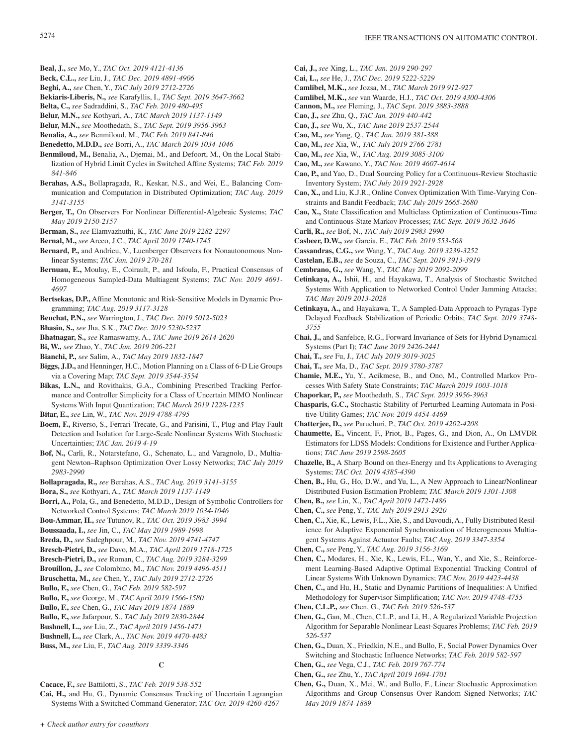**Beal, J.,** *see* Mo, Y., *TAC Oct. 2019 4121-4136*

**Beck, C.L.,** *see* Liu, J., *TAC Dec. 2019 4891-4906*

**Beghi, A.,** *see* Chen, Y., *TAC July 2019 2712-2726*

**Bekiaris-Liberis, N.,** *see* Karafyllis, I., *TAC Sept. 2019 3647-3662*

**Belta, C.,** *see* Sadraddini, S., *TAC Feb. 2019 480-495*

**Belur, M.N.,** *see* Kothyari, A., *TAC March 2019 1137-1149*

**Belur, M.N.,** *see* Moothedath, S., *TAC Sept. 2019 3956-3963*

**Benalia, A.,** *see* Benmiloud, M., *TAC Feb. 2019 841-846*

**Benedetto, M.D.D.,** *see* Borri, A., *TAC March 2019 1034-1046*

**Benmiloud, M.,** Benalia, A., Djemai, M., and Defoort, M., On the Local Stabilization of Hybrid Limit Cycles in Switched Affine Systems; *TAC Feb. 2019 841-846*

**Berahas, A.S.,** Bollapragada, R., Keskar, N.S., and Wei, E., Balancing Communication and Computation in Distributed Optimization; *TAC Aug. 2019 3141-3155*

**Berger, T.,** On Observers For Nonlinear Differential-Algebraic Systems; *TAC May 2019 2150-2157*

**Berman, S.,** *see* Elamvazhuthi, K., *TAC June 2019 2282-2297*

**Bernal, M.,** *see* Arceo, J.C., *TAC April 2019 1740-1745*

**Bernard, P.,** and Andrieu, V., Luenberger Observers for Nonautonomous Nonlinear Systems; *TAC Jan. 2019 270-281*

**Bernuau, E.,** Moulay, E., Coirault, P., and Isfoula, F., Practical Consensus of Homogeneous Sampled-Data Multiagent Systems; *TAC Nov. 2019 4691-4697*

**Bertsekas, D.P.,** Affine Monotonic and Risk-Sensitive Models in Dynamic Programming; *TAC Aug. 2019 3117-3128*

**Beuchat, P.N.,** *see* Warrington, J., *TAC Dec. 2019 5012-5023*

**Bhasin, S.,** *see* Jha, S.K., *TAC Dec. 2019 5230-5237*

**Bhatnagar, S.,** *see* Ramaswamy, A., *TAC June 2019 2614-2620*

**Bi, W.,** *see* Zhao, Y., *TAC Jan. 2019 206-221*

**Bianchi, P.,** *see* Salim, A., *TAC May 2019 1832-1847*

**Biggs, J.D.,** and Henninger, H.C., Motion Planning on a Class of 6-D Lie Groups via a Covering Map; *TAC Sept. 2019 3544-3554*

**Bikas, L.N.,** and Rovithakis, G.A., Combining Prescribed Tracking Performance and Controller Simplicity for a Class of Uncertain MIMO Nonlinear Systems With Input Quantization; *TAC March 2019 1228-1235*

**Bitar, E.,** *see* Lin, W., *TAC Nov. 2019 4788-4795*

**Boem, F.,** Riverso, S., Ferrari-Trecate, G., and Parisini, T., Plug-and-Play Fault Detection and Isolation for Large-Scale Nonlinear Systems With Stochastic Uncertainties; *TAC Jan. 2019 4-19*

**Bof, N.,** Carli, R., Notarstefano, G., Schenato, L., and Varagnolo, D., Multiagent Newton–Raphson Optimization Over Lossy Networks; *TAC July 2019 2983-2990*

**Bollapragada, R.,** *see* Berahas, A.S., *TAC Aug. 2019 3141-3155*

**Bora, S.,** *see* Kothyari, A., *TAC March 2019 1137-1149*

**Borri, A.,** Pola, G., and Benedetto, M.D.D., Design of Symbolic Controllers for Networked Control Systems; *TAC March 2019 1034-1046*

**Bou-Ammar, H.,** *see* Tutunov, R., *TAC Oct. 2019 3983-3994*

**Boussaada, I.,** *see* Jin, C., *TAC May 2019 1989-1998*

**Breda, D.,** *see* Sadeghpour, M., *TAC Nov. 2019 4741-4747*

**Bresch-Pietri, D.,** *see* Davo, M.A., *TAC April 2019 1718-1725*

**Bresch-Pietri, D.,** *see* Roman, C., *TAC Aug. 2019 3284-3299*

**Brouillon, J.,** *see* Colombino, M., *TAC Nov. 2019 4496-4511*

**Bruschetta, M.,** *see* Chen, Y., *TAC July 2019 2712-2726*

**Bullo, F.,** *see* Chen, G., *TAC Feb. 2019 582-597*

**Bullo, F.,** *see* George, M., *TAC April 2019 1566-1580*

**Bullo, F.,** *see* Chen, G., *TAC May 2019 1874-1889*

**Bullo, F.,** *see* Jafarpour, S., *TAC July 2019 2830-2844*

**Bushnell, L.,** *see* Liu, Z., *TAC April 2019 1456-1471*

**Bushnell, L.,** *see* Clark, A., *TAC Nov. 2019 4470-4483*

**Buss, M.,** *see* Liu, F., *TAC Aug. 2019 3339-3346*

## C

**Cacace, F.,** *see* Battilotti, S., *TAC Feb. 2019 538-552*

**Cai, H.,** and Hu, G., Dynamic Consensus Tracking of Uncertain Lagrangian Systems With a Switched Command Generator; *TAC Oct. 2019 4260-4267*

**Cai, J.,** *see* Xing, L., *TAC Jan. 2019 290-297*

**Cai, L.,** *see* He, J., *TAC Dec. 2019 5222-5229*

**Camlibel, M.K.,** *see* Jozsa, M., *TAC March 2019 912-927*

**Camlibel, M.K.,** *see* van Waarde, H.J., *TAC Oct. 2019 4300-4306*

**Cannon, M.,** *see* Fleming, J., *TAC Sept. 2019 3883-3888*

**Cao, J.,** *see* Zhu, Q., *TAC Jan. 2019 440-442*

**Cao, J.,** *see* Wu, X., *TAC June 2019 2537-2544*

**Cao, M.,** *see* Yang, Q., *TAC Jan. 2019 381-388*

**Cao, M.,** *see* Xia, W., *TAC July 2019 2766-2781*

**Cao, M.,** *see* Xia, W., *TAC Aug. 2019 3085-3100*

**Cao, M.,** *see* Kawano, Y., *TAC Nov. 2019 4607-4614*

**Cao, P.,** and Yao, D., Dual Sourcing Policy for a Continuous-Review Stochastic Inventory System; *TAC July 2019 2921-2928*

**Cao, X.,** and Liu, K.J.R., Online Convex Optimization With Time-Varying Constraints and Bandit Feedback; *TAC July 2019 2665-2680*

**Cao, X.,** State Classification and Multiclass Optimization of Continuous-Time and Continuous-State Markov Processes; *TAC Sept. 2019 3632-3646*

**Carli, R.,** *see* Bof, N., *TAC July 2019 2983-2990*

**Casbeer, D.W.,** *see* Garcia, E., *TAC Feb. 2019 553-568*

**Cassandras, C.G.,** *see* Wang, Y., *TAC Aug. 2019 3239-3252*

**Castelan, E.B.,** *see* de Souza, C., *TAC Sept. 2019 3913-3919*

**Cembrano, G.,** *see* Wang, Y., *TAC May 2019 2092-2099*

**Cetinkaya, A.,** Ishii, H., and Hayakawa, T., Analysis of Stochastic Switched Systems With Application to Networked Control Under Jamming Attacks; *TAC May 2019 2013-2028*

**Cetinkaya, A.,** and Hayakawa, T., A Sampled-Data Approach to Pyragas-Type Delayed Feedback Stabilization of Periodic Orbits; *TAC Sept. 2019 3748-3755*

**Chai, J.,** and Sanfelice, R.G., Forward Invariance of Sets for Hybrid Dynamical Systems (Part I); *TAC June 2019 2426-2441*

**Chai, T.,** *see* Fu, J., *TAC July 2019 3019-3025*

**Chai, T.,** *see* Ma, D., *TAC Sept. 2019 3780-3787*

**Chamie, M.E.,** Yu, Y., Acikmese, B., and Ono, M., Controlled Markov Processes With Safety State Constraints; *TAC March 2019 1003-1018*

**Chaporkar, P.,** *see* Moothedath, S., *TAC Sept. 2019 3956-3963*

**Chasparis, G.C.,** Stochastic Stability of Perturbed Learning Automata in Positive-Utility Games; *TAC Nov. 2019 4454-4469*

**Chatterjee, D.,** *see* Paruchuri, P., *TAC Oct. 2019 4202-4208*

**Chaumette, E.,** Vincent, F., Priot, B., Pages, G., and Dion, A., On LMVDR Estimators for LDSS Models: Conditions for Existence and Further Applications; *TAC June 2019 2598-2605*

**Chazelle, B.,** A Sharp Bound on the *s*-Energy and Its Applications to Averaging Systems; *TAC Oct. 2019 4385-4390*

**Chen, B.,** Hu, G., Ho, D.W., and Yu, L., A New Approach to Linear/Nonlinear Distributed Fusion Estimation Problem; *TAC March 2019 1301-1308*

**Chen, B.,** *see* Lin, X., *TAC April 2019 1472-1486*

**Chen, C.,** *see* Peng, Y., *TAC July 2019 2913-2920*

**Chen, C.,** Xie, K., Lewis, F.L., Xie, S., and Davoudi, A., Fully Distributed Resilience for Adaptive Exponential Synchronization of Heterogeneous Multiagent Systems Against Actuator Faults; *TAC Aug. 2019 3347-3354*

**Chen, C.,** *see* Peng, Y., *TAC Aug. 2019 3156-3169*

**Chen, C.,** Modares, H., Xie, K., Lewis, F.L., Wan, Y., and Xie, S., Reinforcement Learning-Based Adaptive Optimal Exponential Tracking Control of Linear Systems With Unknown Dynamics; *TAC Nov. 2019 4423-4438*

**Chen, C.,** and Hu, H., Static and Dynamic Partitions of Inequalities: A Unified Methodology for Supervisor Simplification; *TAC Nov. 2019 4748-4755*

**Chen, C.L.P.,** *see* Chen, G., *TAC Feb. 2019 526-537*

**Chen, G.,** Gan, M., Chen, C.L.P., and Li, H., A Regularized Variable Projection Algorithm for Separable Nonlinear Least-Squares Problems; *TAC Feb. 2019 526-537*

**Chen, G.,** Duan, X., Friedkin, N.E., and Bullo, F., Social Power Dynamics Over Switching and Stochastic Influence Networks; *TAC Feb. 2019 582-597*

**Chen, G.,** *see* Vega, C.J., *TAC Feb. 2019 767-774*

**Chen, G.,** *see* Zhu, Y., *TAC April 2019 1694-1701*

**Chen, G.,** Duan, X., Mei, W., and Bullo, F., Linear Stochastic Approximation Algorithms and Group Consensus Over Random Signed Networks; *TAC May 2019 1874-1889*

*+ Check author entry for coauthors*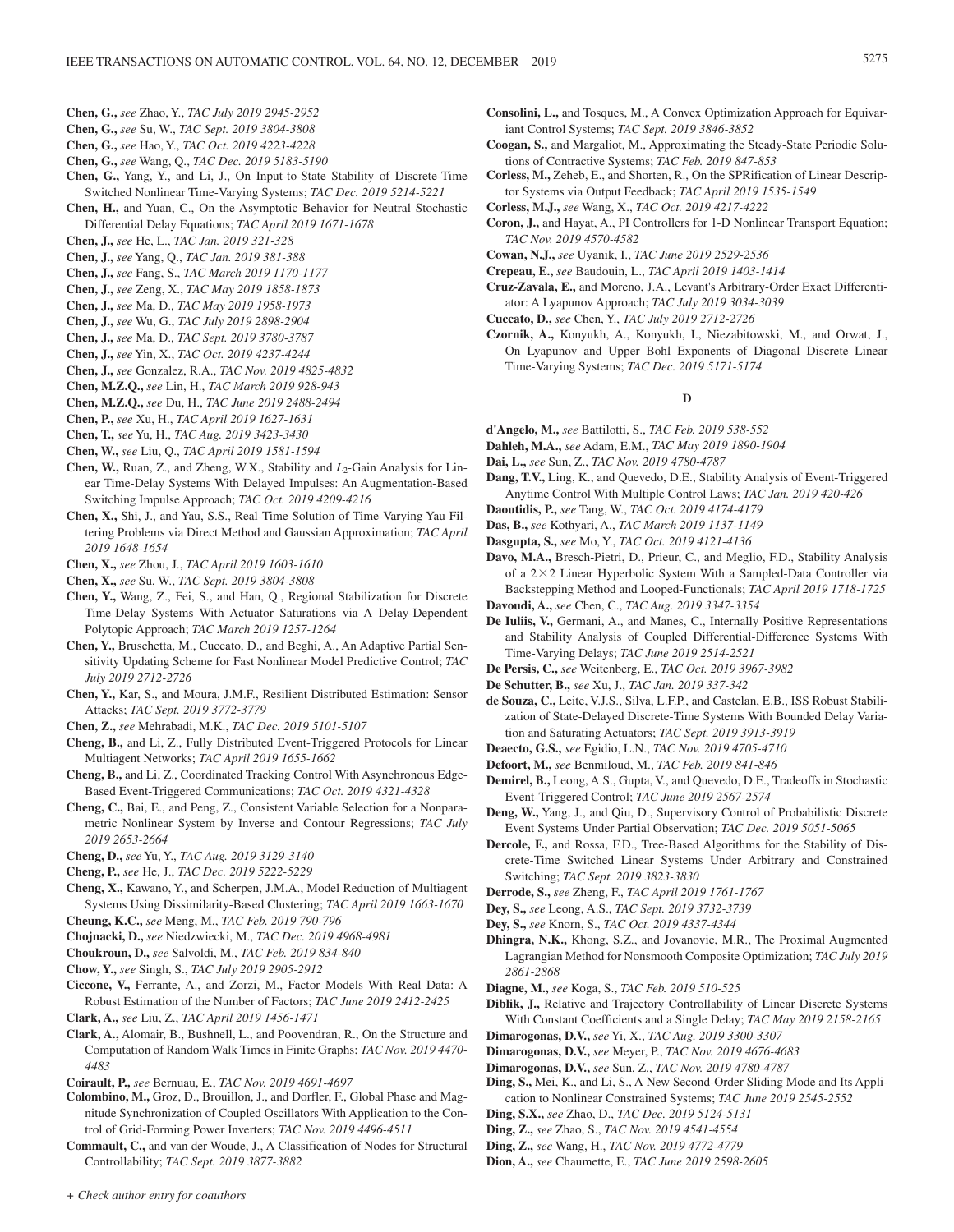**Chen, G.,** *see* Zhao, Y., *TAC July 2019 2945-2952*

**Chen, G.,** *see* Su, W., *TAC Sept. 2019 3804-3808*

**Chen, G.,** *see* Hao, Y., *TAC Oct. 2019 4223-4228*

**Chen, G.,** *see* Wang, Q., *TAC Dec. 2019 5183-5190*

**Chen, G.,** Yang, Y., and Li, J., On Input-to-State Stability of Discrete-Time Switched Nonlinear Time-Varying Systems; *TAC Dec. 2019 5214-5221*

**Chen, H.,** and Yuan, C., On the Asymptotic Behavior for Neutral Stochastic Differential Delay Equations; *TAC April 2019 1671-1678*

**Chen, J.,** *see* He, L., *TAC Jan. 2019 321-328*

**Chen, J.,** *see* Yang, Q., *TAC Jan. 2019 381-388*

**Chen, J.,** *see* Fang, S., *TAC March 2019 1170-1177*

**Chen, J.,** *see* Zeng, X., *TAC May 2019 1858-1873*

**Chen, J.,** *see* Ma, D., *TAC May 2019 1958-1973*

**Chen, J.,** *see* Wu, G., *TAC July 2019 2898-2904*

**Chen, J.,** *see* Ma, D., *TAC Sept. 2019 3780-3787*

**Chen, J.,** *see* Yin, X., *TAC Oct. 2019 4237-4244*

**Chen, J.,** *see* Gonzalez, R.A., *TAC Nov. 2019 4825-4832*

**Chen, M.Z.Q.,** *see* Lin, H., *TAC March 2019 928-943*

**Chen, M.Z.Q.,** *see* Du, H., *TAC June 2019 2488-2494*

**Chen, P.,** *see* Xu, H., *TAC April 2019 1627-1631*

**Chen, T.,** *see* Yu, H., *TAC Aug. 2019 3423-3430*

**Chen, W.,** *see* Liu, Q., *TAC April 2019 1581-1594*

**Chen, W.,** Ruan, Z., and Zheng, W.X., Stability and $L_2$-Gain Analysis for Linear Time-Delay Systems With Delayed Impulses: An Augmentation-Based Switching Impulse Approach; *TAC Oct. 2019 4209-4216*

**Chen, X.,** Shi, J., and Yau, S.S., Real-Time Solution of Time-Varying Yau Filtering Problems via Direct Method and Gaussian Approximation; *TAC April 2019 1648-1654*

**Chen, X.,** *see* Zhou, J., *TAC April 2019 1603-1610*

**Chen, X.,** *see* Su, W., *TAC Sept. 2019 3804-3808*

**Chen, Y.,** Wang, Z., Fei, S., and Han, Q., Regional Stabilization for Discrete Time-Delay Systems With Actuator Saturations via A Delay-Dependent Polytopic Approach; *TAC March 2019 1257-1264*

**Chen, Y.,** Bruschetta, M., Cuccato, D., and Beghi, A., An Adaptive Partial Sensitivity Updating Scheme for Fast Nonlinear Model Predictive Control; *TAC July 2019 2712-2726*

**Chen, Y.,** Kar, S., and Moura, J.M.F., Resilient Distributed Estimation: Sensor Attacks; *TAC Sept. 2019 3772-3779*

**Chen, Z.,** *see* Mehrabadi, M.K., *TAC Dec. 2019 5101-5107*

**Cheng, B.,** and Li, Z., Fully Distributed Event-Triggered Protocols for Linear Multiagent Networks; *TAC April 2019 1655-1662*

**Cheng, B.,** and Li, Z., Coordinated Tracking Control With Asynchronous Edge-Based Event-Triggered Communications; *TAC Oct. 2019 4321-4328*

**Cheng, C.,** Bai, E., and Peng, Z., Consistent Variable Selection for a Nonparametric Nonlinear System by Inverse and Contour Regressions; *TAC July 2019 2653-2664*

**Cheng, D.,** *see* Yu, Y., *TAC Aug. 2019 3129-3140*

**Cheng, P.,** *see* He, J., *TAC Dec. 2019 5222-5229*

**Cheng, X.,** Kawano, Y., and Scherpen, J.M.A., Model Reduction of Multiagent Systems Using Dissimilarity-Based Clustering; *TAC April 2019 1663-1670*

**Cheung, K.C.,** *see* Meng, M., *TAC Feb. 2019 790-796*

**Chojnacki, D.,** *see* Niedzwiecki, M., *TAC Dec. 2019 4968-4981*

**Choukroun, D.,** *see* Salvoldi, M., *TAC Feb. 2019 834-840*

**Chow, Y.,** *see* Singh, S., *TAC July 2019 2905-2912*

**Ciccone, V.,** Ferrante, A., and Zorzi, M., Factor Models With Real Data: A Robust Estimation of the Number of Factors; *TAC June 2019 2412-2425*

**Clark, A.,** *see* Liu, Z., *TAC April 2019 1456-1471*

**Clark, A.,** Alomair, B., Bushnell, L., and Poovendran, R., On the Structure and Computation of Random Walk Times in Finite Graphs; *TAC Nov. 2019 4470-4483*

**Coirault, P.,** *see* Bernuau, E., *TAC Nov. 2019 4691-4697*

**Colombino, M.,** Groz, D., Brouillon, J., and Dorfler, F., Global Phase and Magnitude Synchronization of Coupled Oscillators With Application to the Control of Grid-Forming Power Inverters; *TAC Nov. 2019 4496-4511*

**Commault, C.,** and van der Woude, J., A Classification of Nodes for Structural Controllability; *TAC Sept. 2019 3877-3882*

**Consolini, L.,** and Tosques, M., A Convex Optimization Approach for Equivariant Control Systems; *TAC Sept. 2019 3846-3852*

**Coogan, S.,** and Margaliot, M., Approximating the Steady-State Periodic Solutions of Contractive Systems; *TAC Feb. 2019 847-853*

**Corless, M.,** Zeheb, E., and Shorten, R., On the SPRification of Linear Descriptor Systems via Output Feedback; *TAC April 2019 1535-1549*

**Corless, M.J.,** *see* Wang, X., *TAC Oct. 2019 4217-4222*

**Coron, J.,** and Hayat, A., PI Controllers for 1-D Nonlinear Transport Equation; *TAC Nov. 2019 4570-4582*

**Cowan, N.J.,** *see* Uyanik, I., *TAC June 2019 2529-2536*

**Crepeau, E.,** *see* Baudouin, L., *TAC April 2019 1403-1414*

**Cruz-Zavala, E.,** and Moreno, J.A., Levant's Arbitrary-Order Exact Differentiator: A Lyapunov Approach; *TAC July 2019 3034-3039*

**Cuccato, D.,** *see* Chen, Y., *TAC July 2019 2712-2726*

**Czornik, A.,** Konyukh, A., Konyukh, I., Niezabitowski, M., and Orwat, J., On Lyapunov and Upper Bohl Exponents of Diagonal Discrete Linear Time-Varying Systems; *TAC Dec. 2019 5171-5174*

## D

**d'Angelo, M.,** *see* Battilotti, S., *TAC Feb. 2019 538-552*

**Dahleh, M.A.,** *see* Adam, E.M., *TAC May 2019 1890-1904*

**Dai, L.,** *see* Sun, Z., *TAC Nov. 2019 4780-4787*

**Dang, T.V.,** Ling, K., and Quevedo, D.E., Stability Analysis of Event-Triggered Anytime Control With Multiple Control Laws; *TAC Jan. 2019 420-426*

**Daoutidis, P.,** *see* Tang, W., *TAC Oct. 2019 4174-4179*

**Das, B.,** *see* Kothyari, A., *TAC March 2019 1137-1149*

**Dasgupta, S.,** *see* Mo, Y., *TAC Oct. 2019 4121-4136*

**Davo, M.A.,** Bresch-Pietri, D., Prieur, C., and Meglio, F.D., Stability Analysis of a 2×2 Linear Hyperbolic System With a Sampled-Data Controller via Backstepping Method and Looped-Functionals; *TAC April 2019 1718-1725*

**Davoudi, A.,** *see* Chen, C., *TAC Aug. 2019 3347-3354*

**De Iuliis, V.,** Germani, A., and Manes, C., Internally Positive Representations and Stability Analysis of Coupled Differential-Difference Systems With Time-Varying Delays; *TAC June 2019 2514-2521*

**De Persis, C.,** *see* Weitenberg, E., *TAC Oct. 2019 3967-3982*

**De Schutter, B.,** *see* Xu, J., *TAC Jan. 2019 337-342*

**de Souza, C.,** Leite, V.J.S., Silva, L.F.P., and Castelan, E.B., ISS Robust Stabilization of State-Delayed Discrete-Time Systems With Bounded Delay Variation and Saturating Actuators; *TAC Sept. 2019 3913-3919*

**Deaecto, G.S.,** *see* Egidio, L.N., *TAC Nov. 2019 4705-4710*

**Defoort, M.,** *see* Benmiloud, M., *TAC Feb. 2019 841-846*

**Demirel, B.,** Leong, A.S., Gupta, V., and Quevedo, D.E., Tradeoffs in Stochastic Event-Triggered Control; *TAC June 2019 2567-2574*

**Deng, W.,** Yang, J., and Qiu, D., Supervisory Control of Probabilistic Discrete Event Systems Under Partial Observation; *TAC Dec. 2019 5051-5065*

**Dercole, F.,** and Rossa, F.D., Tree-Based Algorithms for the Stability of Discrete-Time Switched Linear Systems Under Arbitrary and Constrained Switching; *TAC Sept. 2019 3823-3830*

**Derrode, S.,** *see* Zheng, F., *TAC April 2019 1761-1767*

**Dey, S.,** *see* Leong, A.S., *TAC Sept. 2019 3732-3739*

**Dey, S.,** *see* Knorn, S., *TAC Oct. 2019 4337-4344*

**Dhingra, N.K.,** Khong, S.Z., and Jovanovic, M.R., The Proximal Augmented Lagrangian Method for Nonsmooth Composite Optimization; *TAC July 2019 2861-2868*

**Diagne, M.,** *see* Koga, S., *TAC Feb. 2019 510-525*

**Diblik, J.,** Relative and Trajectory Controllability of Linear Discrete Systems With Constant Coefficients and a Single Delay; *TAC May 2019 2158-2165*

**Dimarogonas, D.V.,** *see* Yi, X., *TAC Aug. 2019 3300-3307*

**Dimarogonas, D.V.,** *see* Meyer, P., *TAC Nov. 2019 4676-4683*

**Dimarogonas, D.V.,** *see* Sun, Z., *TAC Nov. 2019 4780-4787*

**Ding, S.,** Mei, K., and Li, S., A New Second-Order Sliding Mode and Its Application to Nonlinear Constrained Systems; *TAC June 2019 2545-2552*

**Ding, S.X.,** *see* Zhao, D., *TAC Dec. 2019 5124-5131*

**Ding, Z.,** *see* Zhao, S., *TAC Nov. 2019 4541-4554*

**Ding, Z.,** *see* Wang, H., *TAC Nov. 2019 4772-4779*

**Dion, A.,** *see* Chaumette, E., *TAC June 2019 2598-2605*

*+ Check author entry for coauthors*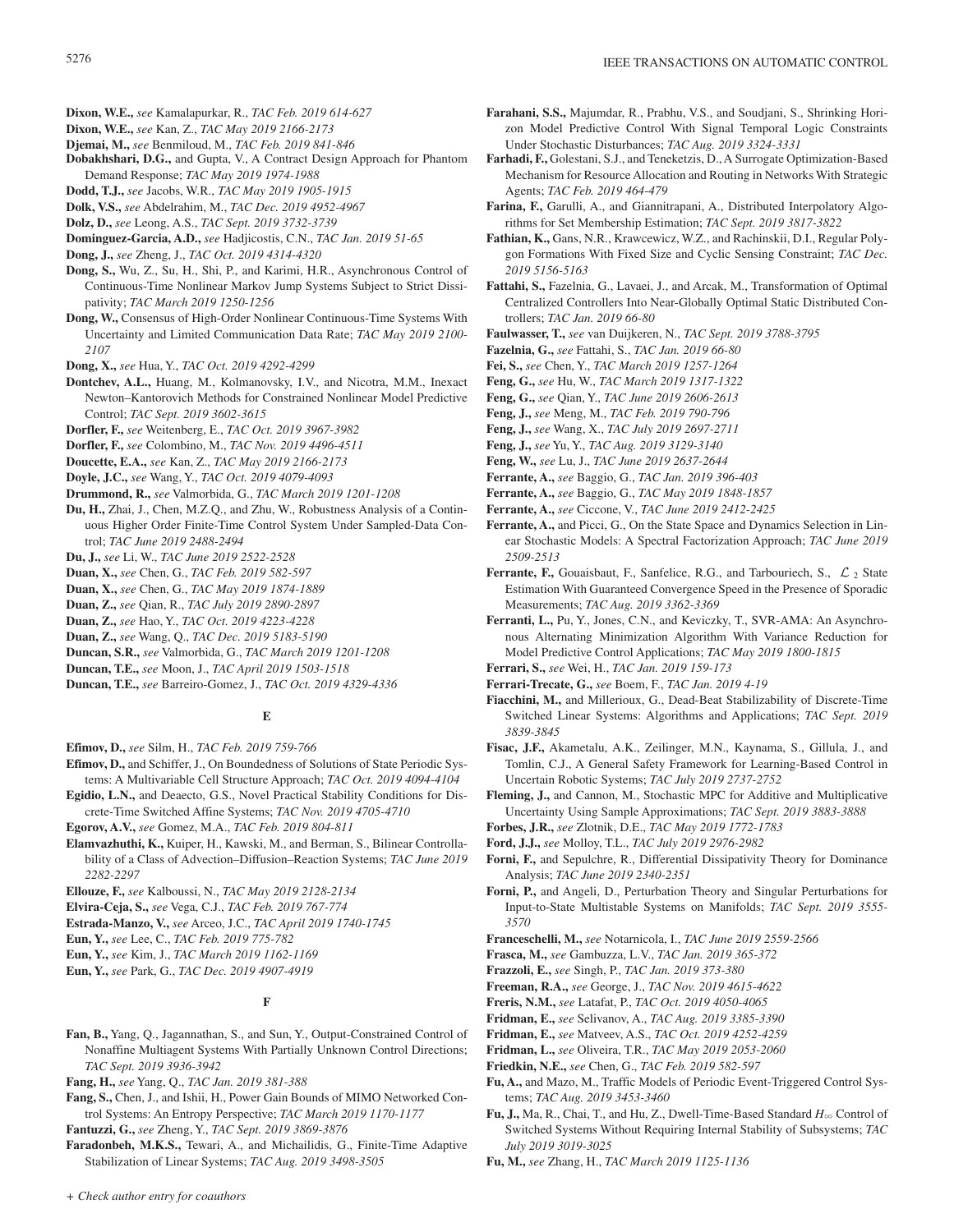**Dixon, W.E.,** *see* Kamalapurkar, R., *TAC Feb. 2019 614-627*

**Dixon, W.E.,** *see* Kan, Z., *TAC May 2019 2166-2173*

**Djemai, M.,** *see* Benmiloud, M., *TAC Feb. 2019 841-846*

**Dobakhshari, D.G.,** and Gupta, V., A Contract Design Approach for Phantom Demand Response; *TAC May 2019 1974-1988*

**Dodd, T.J.,** *see* Jacobs, W.R., *TAC May 2019 1905-1915*

**Dolk, V.S.,** *see* Abdelrahim, M., *TAC Dec. 2019 4952-4967*

**Dolz, D.,** *see* Leong, A.S., *TAC Sept. 2019 3732-3739*

**Dominguez-Garcia, A.D.,** *see* Hadjicostis, C.N., *TAC Jan. 2019 51-65*

**Dong, J.,** *see* Zheng, J., *TAC Oct. 2019 4314-4320*

**Dong, S.,** Wu, Z., Su, H., Shi, P., and Karimi, H.R., Asynchronous Control of Continuous-Time Nonlinear Markov Jump Systems Subject to Strict Dissipativity; *TAC March 2019 1250-1256*

**Dong, W.,** Consensus of High-Order Nonlinear Continuous-Time Systems With Uncertainty and Limited Communication Data Rate; *TAC May 2019 2100-2107*

**Dong, X.,** *see* Hua, Y., *TAC Oct. 2019 4292-4299*

**Dontchev, A.L.,** Huang, M., Kolmanovsky, I.V., and Nicotra, M.M., Inexact Newton–Kantorovich Methods for Constrained Nonlinear Model Predictive Control; *TAC Sept. 2019 3602-3615*

**Dorfler, F.,** *see* Weitenberg, E., *TAC Oct. 2019 3967-3982*

**Dorfler, F.,** *see* Colombino, M., *TAC Nov. 2019 4496-4511*

**Doucette, E.A.,** *see* Kan, Z., *TAC May 2019 2166-2173*

**Doyle, J.C.,** *see* Wang, Y., *TAC Oct. 2019 4079-4093*

**Drummond, R.,** *see* Valmorbida, G., *TAC March 2019 1201-1208*

**Du, H.,** Zhai, J., Chen, M.Z.Q., and Zhu, W., Robustness Analysis of a Continuous Higher Order Finite-Time Control System Under Sampled-Data Control; *TAC June 2019 2488-2494*

**Du, J.,** *see* Li, W., *TAC June 2019 2522-2528*

**Duan, X.,** *see* Chen, G., *TAC Feb. 2019 582-597*

**Duan, X.,** *see* Chen, G., *TAC May 2019 1874-1889*

**Duan, Z.,** *see* Qian, R., *TAC July 2019 2890-2897*

**Duan, Z.,** *see* Hao, Y., *TAC Oct. 2019 4223-4228*

**Duan, Z.,** *see* Wang, Q., *TAC Dec. 2019 5183-5190*

**Duncan, S.R.,** *see* Valmorbida, G., *TAC March 2019 1201-1208*

**Duncan, T.E.,** *see* Moon, J., *TAC April 2019 1503-1518*

**Duncan, T.E.,** *see* Barreiro-Gomez, J., *TAC Oct. 2019 4329-4336*

## E

**Efimov, D.,** *see* Silm, H., *TAC Feb. 2019 759-766*

**Efimov, D.,** and Schiffer, J., On Boundedness of Solutions of State Periodic Systems: A Multivariable Cell Structure Approach; *TAC Oct. 2019 4094-4104*

**Egidio, L.N.,** and Deaecto, G.S., Novel Practical Stability Conditions for Discrete-Time Switched Affine Systems; *TAC Nov. 2019 4705-4710*

**Egorov, A.V.,** *see* Gomez, M.A., *TAC Feb. 2019 804-811*

**Elamvazhuthi, K.,** Kuiper, H., Kawski, M., and Berman, S., Bilinear Controllability of a Class of Advection–Diffusion–Reaction Systems; *TAC June 2019 2282-2297*

**Ellouze, F.,** *see* Kalboussi, N., *TAC May 2019 2128-2134*

**Elvira-Ceja, S.,** *see* Vega, C.J., *TAC Feb. 2019 767-774*

**Estrada-Manzo, V.,** *see* Arceo, J.C., *TAC April 2019 1740-1745*

**Eun, Y.,** *see* Lee, C., *TAC Feb. 2019 775-782*

**Eun, Y.,** *see* Kim, J., *TAC March 2019 1162-1169*

**Eun, Y.,** *see* Park, G., *TAC Dec. 2019 4907-4919*

## F

**Fan, B.,** Yang, Q., Jagannathan, S., and Sun, Y., Output-Constrained Control of Nonaffine Multiagent Systems With Partially Unknown Control Directions; *TAC Sept. 2019 3936-3942*

**Fang, H.,** *see* Yang, Q., *TAC Jan. 2019 381-388*

**Fang, S.,** Chen, J., and Ishii, H., Power Gain Bounds of MIMO Networked Control Systems: An Entropy Perspective; *TAC March 2019 1170-1177*

**Fantuzzi, G.,** *see* Zheng, Y., *TAC Sept. 2019 3869-3876*

**Faradonbeh, M.K.S.,** Tewari, A., and Michailidis, G., Finite-Time Adaptive Stabilization of Linear Systems; *TAC Aug. 2019 3498-3505*

**Farahani, S.S.,** Majumdar, R., Prabhu, V.S., and Soudjani, S., Shrinking Horizon Model Predictive Control With Signal Temporal Logic Constraints Under Stochastic Disturbances; *TAC Aug. 2019 3324-3331*

**Farhadi, F.,** Golestani, S.J., and Teneketzis, D., A Surrogate Optimization-Based Mechanism for Resource Allocation and Routing in Networks With Strategic Agents; *TAC Feb. 2019 464-479*

**Farina, F.,** Garulli, A., and Giannitrapani, A., Distributed Interpolatory Algorithms for Set Membership Estimation; *TAC Sept. 2019 3817-3822*

**Fathian, K.,** Gans, N.R., Krawcewicz, W.Z., and Rachinskii, D.I., Regular Polygon Formations With Fixed Size and Cyclic Sensing Constraint; *TAC Dec. 2019 5156-5163*

**Fattahi, S.,** Fazelnia, G., Lavaei, J., and Arcak, M., Transformation of Optimal Centralized Controllers Into Near-Globally Optimal Static Distributed Controllers; *TAC Jan. 2019 66-80*

**Faulwasser, T.,** *see* van Duijkeren, N., *TAC Sept. 2019 3788-3795*

**Fazelnia, G.,** *see* Fattahi, S., *TAC Jan. 2019 66-80*

**Fei, S.,** *see* Chen, Y., *TAC March 2019 1257-1264*

**Feng, G.,** *see* Hu, W., *TAC March 2019 1317-1322*

**Feng, G.,** *see* Qian, Y., *TAC June 2019 2606-2613*

**Feng, J.,** *see* Meng, M., *TAC Feb. 2019 790-796*

**Feng, J.,** *see* Wang, X., *TAC July 2019 2697-2711*

**Feng, J.,** *see* Yu, Y., *TAC Aug. 2019 3129-3140*

**Feng, W.,** *see* Lu, J., *TAC June 2019 2637-2644*

**Ferrante, A.,** *see* Baggio, G., *TAC Jan. 2019 396-403*

**Ferrante, A.,** *see* Baggio, G., *TAC May 2019 1848-1857*

**Ferrante, A.,** *see* Ciccone, V., *TAC June 2019 2412-2425*

**Ferrante, A.,** and Picci, G., On the State Space and Dynamics Selection in Linear Stochastic Models: A Spectral Factorization Approach; *TAC June 2019 2509-2513*

**Ferrante, F.,** Gouaisbaut, F., Sanfelice, R.G., and Tarbouriech, S., $\mathcal{L}_2$ State Estimation With Guaranteed Convergence Speed in the Presence of Sporadic Measurements; *TAC Aug. 2019 3362-3369*

**Ferranti, L.,** Pu, Y., Jones, C.N., and Keviczky, T., SVR-AMA: An Asynchronous Alternating Minimization Algorithm With Variance Reduction for Model Predictive Control Applications; *TAC May 2019 1800-1815*

**Ferrari, S.,** *see* Wei, H., *TAC Jan. 2019 159-173*

**Ferrari-Trecate, G.,** *see* Boem, F., *TAC Jan. 2019 4-19*

**Fiacchini, M.,** and Millerioux, G., Dead-Beat Stabilizability of Discrete-Time Switched Linear Systems: Algorithms and Applications; *TAC Sept. 2019 3839-3845*

**Fisac, J.F.,** Akametalu, A.K., Zeilinger, M.N., Kaynama, S., Gillula, J., and Tomlin, C.J., A General Safety Framework for Learning-Based Control in Uncertain Robotic Systems; *TAC July 2019 2737-2752*

**Fleming, J.,** and Cannon, M., Stochastic MPC for Additive and Multiplicative Uncertainty Using Sample Approximations; *TAC Sept. 2019 3883-3888*

**Forbes, J.R.,** *see* Zlotnik, D.E., *TAC May 2019 1772-1783*

**Ford, J.J.,** *see* Molloy, T.L., *TAC July 2019 2976-2982*

**Forni, F.,** and Sepulchre, R., Differential Dissipativity Theory for Dominance Analysis; *TAC June 2019 2340-2351*

**Forni, P.,** and Angeli, D., Perturbation Theory and Singular Perturbations for Input-to-State Multistable Systems on Manifolds; *TAC Sept. 2019 3555-3570*

**Franceschelli, M.,** *see* Notarnicola, I., *TAC June 2019 2559-2566*

**Frasca, M.,** *see* Gambuzza, L.V., *TAC Jan. 2019 365-372*

**Frazzoli, E.,** *see* Singh, P., *TAC Jan. 2019 373-380*

**Freeman, R.A.,** *see* George, J., *TAC Nov. 2019 4615-4622*

**Freris, N.M.,** *see* Latafat, P., *TAC Oct. 2019 4050-4065*

**Fridman, E.,** *see* Selivanov, A., *TAC Aug. 2019 3385-3390*

**Fridman, E.,** *see* Matveev, A.S., *TAC Oct. 2019 4252-4259*

**Fridman, L.,** *see* Oliveira, T.R., *TAC May 2019 2053-2060*

**Friedkin, N.E.,** *see* Chen, G., *TAC Feb. 2019 582-597*

**Fu, A.,** and Mazo, M., Traffic Models of Periodic Event-Triggered Control Systems; *TAC Aug. 2019 3453-3460*

**Fu, J.,** Ma, R., Chai, T., and Hu, Z., Dwell-Time-Based Standard $H_\infty$ Control of Switched Systems Without Requiring Internal Stability of Subsystems; *TAC July 2019 3019-3025*

**Fu, M.,** *see* Zhang, H., *TAC March 2019 1125-1136*

*+ Check author entry for coauthors*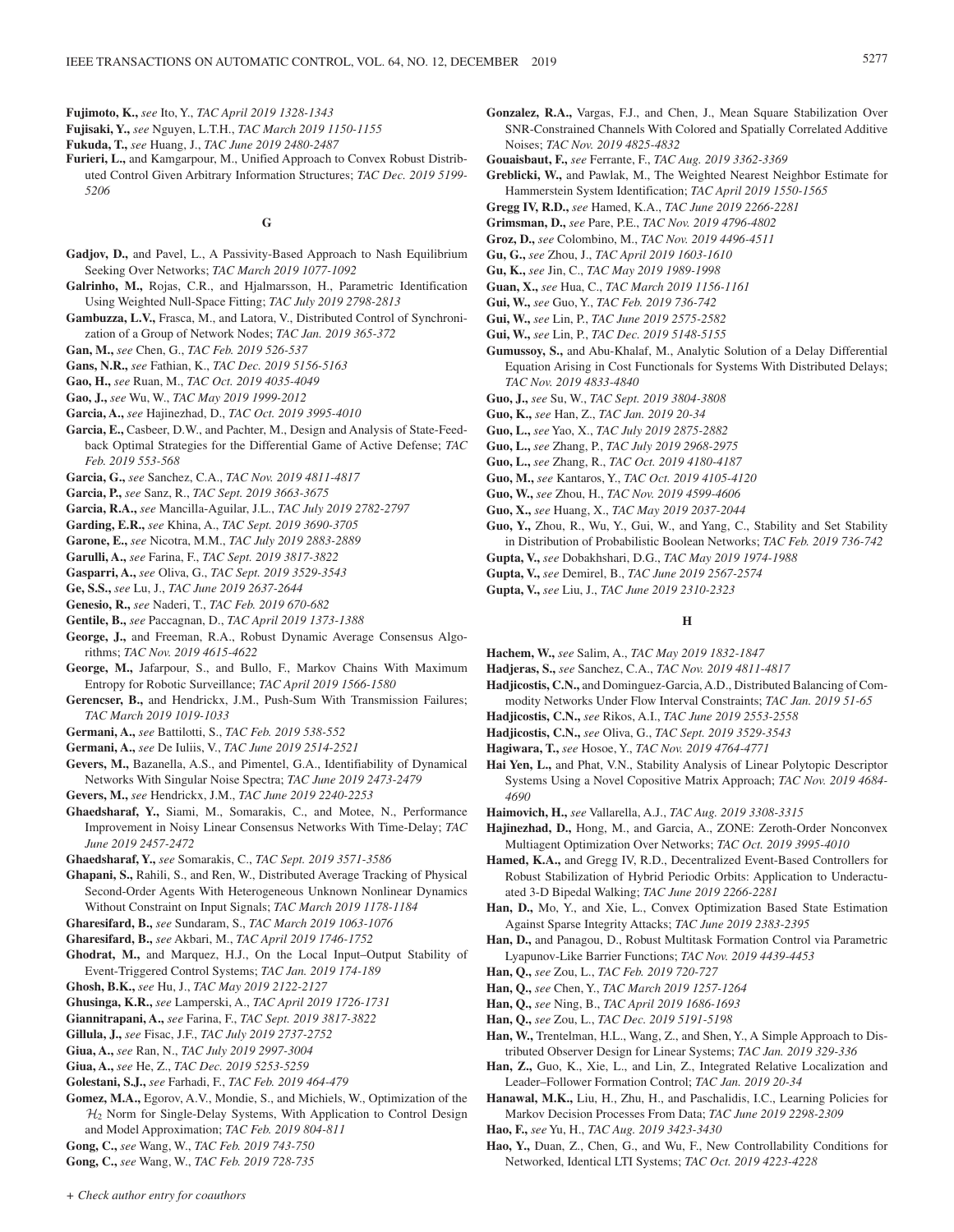**Fujimoto, K.,** *see* Ito, Y., *TAC April 2019 1328-1343*

**Fujisaki, Y.,** *see* Nguyen, L.T.H., *TAC March 2019 1150-1155*

**Fukuda, T.,** *see* Huang, J., *TAC June 2019 2480-2487*

**Furieri, L.,** and Kamgarpour, M., Unified Approach to Convex Robust Distributed Control Given Arbitrary Information Structures; *TAC Dec. 2019 5199-5206*

## G

**Gadjov, D.,** and Pavel, L., A Passivity-Based Approach to Nash Equilibrium Seeking Over Networks; *TAC March 2019 1077-1092*

**Galrinho, M.,** Rojas, C.R., and Hjalmarsson, H., Parametric Identification Using Weighted Null-Space Fitting; *TAC July 2019 2798-2813*

**Gambuzza, L.V.,** Frasca, M., and Latora, V., Distributed Control of Synchronization of a Group of Network Nodes; *TAC Jan. 2019 365-372*

**Gan, M.,** *see* Chen, G., *TAC Feb. 2019 526-537*

**Gans, N.R.,** *see* Fathian, K., *TAC Dec. 2019 5156-5163*

**Gao, H.,** *see* Ruan, M., *TAC Oct. 2019 4035-4049*

**Gao, J.,** *see* Wu, W., *TAC May 2019 1999-2012*

**Garcia, A.,** *see* Hajinezhad, D., *TAC Oct. 2019 3995-4010*

**Garcia, E.,** Casbeer, D.W., and Pachter, M., Design and Analysis of State-Feedback Optimal Strategies for the Differential Game of Active Defense; *TAC Feb. 2019 553-568*

**Garcia, G.,** *see* Sanchez, C.A., *TAC Nov. 2019 4811-4817*

**Garcia, P.,** *see* Sanz, R., *TAC Sept. 2019 3663-3675*

**Garcia, R.A.,** *see* Mancilla-Aguilar, J.L., *TAC July 2019 2782-2797*

**Garding, E.R.,** *see* Khina, A., *TAC Sept. 2019 3690-3705*

**Garone, E.,** *see* Nicotra, M.M., *TAC July 2019 2883-2889*

**Garulli, A.,** *see* Farina, F., *TAC Sept. 2019 3817-3822*

**Gasparri, A.,** *see* Oliva, G., *TAC Sept. 2019 3529-3543*

**Ge, S.S.,** *see* Lu, J., *TAC June 2019 2637-2644*

**Genesio, R.,** *see* Naderi, T., *TAC Feb. 2019 670-682*

**Gentile, B.,** *see* Paccagnan, D., *TAC April 2019 1373-1388*

**George, J.,** and Freeman, R.A., Robust Dynamic Average Consensus Algorithms; *TAC Nov. 2019 4615-4622*

**George, M.,** Jafarpour, S., and Bullo, F., Markov Chains With Maximum Entropy for Robotic Surveillance; *TAC April 2019 1566-1580*

**Gerencser, B.,** and Hendrickx, J.M., Push-Sum With Transmission Failures; *TAC March 2019 1019-1033*

**Germani, A.,** *see* Battilotti, S., *TAC Feb. 2019 538-552*

**Germani, A.,** *see* De Iuliis, V., *TAC June 2019 2514-2521*

**Gevers, M.,** Bazanella, A.S., and Pimentel, G.A., Identifiability of Dynamical Networks With Singular Noise Spectra; *TAC June 2019 2473-2479*

**Gevers, M.,** *see* Hendrickx, J.M., *TAC June 2019 2240-2253*

**Ghaedsharaf, Y.,** Siami, M., Somarakis, C., and Motee, N., Performance Improvement in Noisy Linear Consensus Networks With Time-Delay; *TAC June 2019 2457-2472*

**Ghaedsharaf, Y.,** *see* Somarakis, C., *TAC Sept. 2019 3571-3586*

**Ghapani, S.,** Rahili, S., and Ren, W., Distributed Average Tracking of Physical Second-Order Agents With Heterogeneous Unknown Nonlinear Dynamics Without Constraint on Input Signals; *TAC March 2019 1178-1184*

**Gharesifard, B.,** *see* Sundaram, S., *TAC March 2019 1063-1076*

**Gharesifard, B.,** *see* Akbari, M., *TAC April 2019 1746-1752*

**Ghodrat, M.,** and Marquez, H.J., On the Local Input–Output Stability of Event-Triggered Control Systems; *TAC Jan. 2019 174-189*

**Ghosh, B.K.,** *see* Hu, J., *TAC May 2019 2122-2127*

**Ghusinga, K.R.,** *see* Lamperski, A., *TAC April 2019 1726-1731*

**Giannitrapani, A.,** *see* Farina, F., *TAC Sept. 2019 3817-3822*

**Gillula, J.,** *see* Fisac, J.F., *TAC July 2019 2737-2752*

**Giua, A.,** *see* Ran, N., *TAC July 2019 2997-3004*

**Giua, A.,** *see* He, Z., *TAC Dec. 2019 5253-5259*

**Golestani, S.J.,** *see* Farhadi, F., *TAC Feb. 2019 464-479*

**Gomez, M.A.,** Egorov, A.V., Mondie, S., and Michiels, W., Optimization of the $\mathcal{H}_2$ Norm for Single-Delay Systems, With Application to Control Design and Model Approximation; *TAC Feb. 2019 804-811*

**Gong, C.,** *see* Wang, W., *TAC Feb. 2019 743-750*

**Gong, C.,** *see* Wang, W., *TAC Feb. 2019 728-735*

**Gonzalez, R.A.,** Vargas, F.J., and Chen, J., Mean Square Stabilization Over SNR-Constrained Channels With Colored and Spatially Correlated Additive Noises; *TAC Nov. 2019 4825-4832*

**Gouaisbaut, F.,** *see* Ferrante, F., *TAC Aug. 2019 3362-3369*

**Greblicki, W.,** and Pawlak, M., The Weighted Nearest Neighbor Estimate for Hammerstein System Identification; *TAC April 2019 1550-1565*

**Gregg IV, R.D.,** *see* Hamed, K.A., *TAC June 2019 2266-2281*

**Grimsman, D.,** *see* Pare, P.E., *TAC Nov. 2019 4796-4802*

**Groz, D.,** *see* Colombino, M., *TAC Nov. 2019 4496-4511*

**Gu, G.,** *see* Zhou, J., *TAC April 2019 1603-1610*

**Gu, K.,** *see* Jin, C., *TAC May 2019 1989-1998*

**Guan, X.,** *see* Hua, C., *TAC March 2019 1156-1161*

**Gui, W.,** *see* Guo, Y., *TAC Feb. 2019 736-742*

**Gui, W.,** *see* Lin, P., *TAC June 2019 2575-2582*

**Gui, W.,** *see* Lin, P., *TAC Dec. 2019 5148-5155*

**Gumussoy, S.,** and Abu-Khalaf, M., Analytic Solution of a Delay Differential Equation Arising in Cost Functionals for Systems With Distributed Delays; *TAC Nov. 2019 4833-4840*

**Guo, J.,** *see* Su, W., *TAC Sept. 2019 3804-3808*

**Guo, K.,** *see* Han, Z., *TAC Jan. 2019 20-34*

**Guo, L.,** *see* Yao, X., *TAC July 2019 2875-2882*

**Guo, L.,** *see* Zhang, P., *TAC July 2019 2968-2975*

**Guo, L.,** *see* Zhang, R., *TAC Oct. 2019 4180-4187*

**Guo, M.,** *see* Kantaros, Y., *TAC Oct. 2019 4105-4120*

**Guo, W.,** *see* Zhou, H., *TAC Nov. 2019 4599-4606*

**Guo, X.,** *see* Huang, X., *TAC May 2019 2037-2044*

**Guo, Y.,** Zhou, R., Wu, Y., Gui, W., and Yang, C., Stability and Set Stability in Distribution of Probabilistic Boolean Networks; *TAC Feb. 2019 736-742*

**Gupta, V.,** *see* Dobakhshari, D.G., *TAC May 2019 1974-1988*

**Gupta, V.,** *see* Demirel, B., *TAC June 2019 2567-2574*

**Gupta, V.,** *see* Liu, J., *TAC June 2019 2310-2323*

## H

**Hachem, W.,** *see* Salim, A., *TAC May 2019 1832-1847*

**Hadjeras, S.,** *see* Sanchez, C.A., *TAC Nov. 2019 4811-4817*

**Hadjicostis, C.N.,** and Dominguez-Garcia, A.D., Distributed Balancing of Commodity Networks Under Flow Interval Constraints; *TAC Jan. 2019 51-65*

**Hadjicostis, C.N.,** *see* Rikos, A.I., *TAC June 2019 2553-2558*

**Hadjicostis, C.N.,** *see* Oliva, G., *TAC Sept. 2019 3529-3543*

**Hagiwara, T.,** *see* Hosoe, Y., *TAC Nov. 2019 4764-4771*

**Hai Yen, L.,** and Phat, V.N., Stability Analysis of Linear Polytopic Descriptor Systems Using a Novel Copositive Matrix Approach; *TAC Nov. 2019 4684-4690*

**Haimovich, H.,** *see* Vallarella, A.J., *TAC Aug. 2019 3308-3315*

**Hajinezhad, D.,** Hong, M., and Garcia, A., ZONE: Zeroth-Order Nonconvex Multiagent Optimization Over Networks; *TAC Oct. 2019 3995-4010*

**Hamed, K.A.,** and Gregg IV, R.D., Decentralized Event-Based Controllers for Robust Stabilization of Hybrid Periodic Orbits: Application to Underactuated 3-D Bipedal Walking; *TAC June 2019 2266-2281*

**Han, D.,** Mo, Y., and Xie, L., Convex Optimization Based State Estimation Against Sparse Integrity Attacks; *TAC June 2019 2383-2395*

**Han, D.,** and Panagou, D., Robust Multitask Formation Control via Parametric Lyapunov-Like Barrier Functions; *TAC Nov. 2019 4439-4453*

**Han, Q.,** *see* Zou, L., *TAC Feb. 2019 720-727*

**Han, Q.,** *see* Chen, Y., *TAC March 2019 1257-1264*

**Han, Q.,** *see* Ning, B., *TAC April 2019 1686-1693*

**Han, Q.,** *see* Zou, L., *TAC Dec. 2019 5191-5198*

**Han, W.,** Trentelman, H.L., Wang, Z., and Shen, Y., A Simple Approach to Distributed Observer Design for Linear Systems; *TAC Jan. 2019 329-336*

**Han, Z.,** Guo, K., Xie, L., and Lin, Z., Integrated Relative Localization and Leader–Follower Formation Control; *TAC Jan. 2019 20-34*

**Hanawal, M.K.,** Liu, H., Zhu, H., and Paschalidis, I.C., Learning Policies for Markov Decision Processes From Data; *TAC June 2019 2298-2309*

**Hao, F.,** *see* Yu, H., *TAC Aug. 2019 3423-3430*

**Hao, Y.,** Duan, Z., Chen, G., and Wu, F., New Controllability Conditions for Networked, Identical LTI Systems; *TAC Oct. 2019 4223-4228*

*+ Check author entry for coauthors*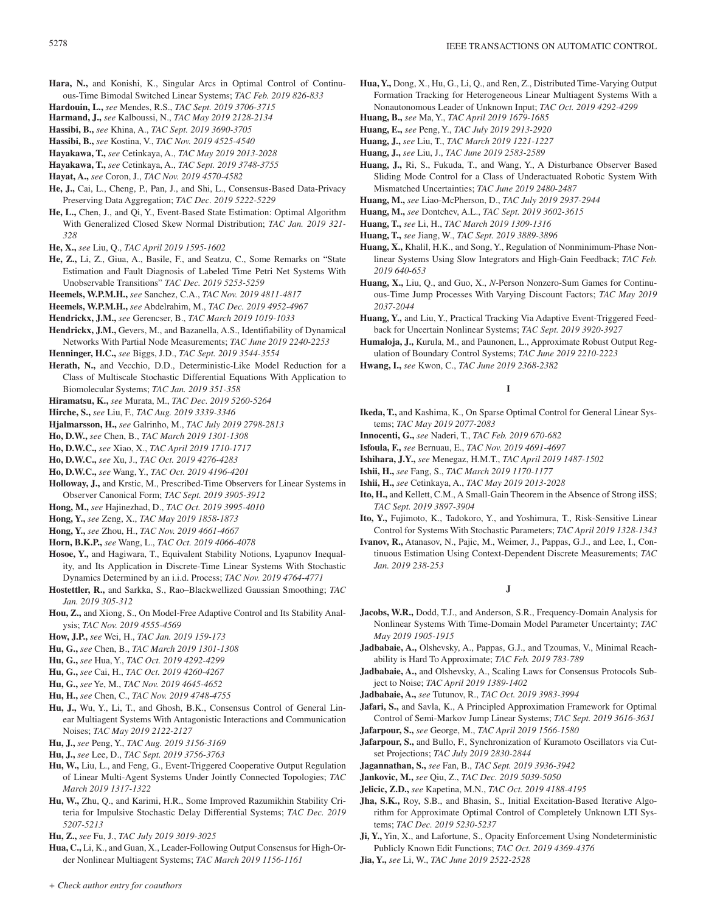**Hara, N.,** and Konishi, K., Singular Arcs in Optimal Control of Continuous-Time Bimodal Switched Linear Systems; *TAC Feb. 2019 826-833*

**Hardouin, L.,** *see* Mendes, R.S., *TAC Sept. 2019 3706-3715*

**Harmand, J.,** *see* Kalboussi, N., *TAC May 2019 2128-2134*

**Hassibi, B.,** *see* Khina, A., *TAC Sept. 2019 3690-3705*

**Hassibi, B.,** *see* Kostina, V., *TAC Nov. 2019 4525-4540*

**Hayakawa, T.,** *see* Cetinkaya, A., *TAC May 2019 2013-2028*

**Hayakawa, T.,** *see* Cetinkaya, A., *TAC Sept. 2019 3748-3755*

**Hayat, A.,** *see* Coron, J., *TAC Nov. 2019 4570-4582*

**He, J.,** Cai, L., Cheng, P., Pan, J., and Shi, L., Consensus-Based Data-Privacy Preserving Data Aggregation; *TAC Dec. 2019 5222-5229*

**He, L.,** Chen, J., and Qi, Y., Event-Based State Estimation: Optimal Algorithm With Generalized Closed Skew Normal Distribution; *TAC Jan. 2019 321-328*

**He, X.,** *see* Liu, Q., *TAC April 2019 1595-1602*

**He, Z.,** Li, Z., Giua, A., Basile, F., and Seatzu, C., Some Remarks on "State Estimation and Fault Diagnosis of Labeled Time Petri Net Systems With Unobservable Transitions" *TAC Dec. 2019 5253-5259*

**Heemels, W.P.M.H.,** *see* Sanchez, C.A., *TAC Nov. 2019 4811-4817*

**Heemels, W.P.M.H.,** *see* Abdelrahim, M., *TAC Dec. 2019 4952-4967*

**Hendrickx, J.M.,** *see* Gerencser, B., *TAC March 2019 1019-1033*

**Hendrickx, J.M.,** Gevers, M., and Bazanella, A.S., Identifiability of Dynamical Networks With Partial Node Measurements; *TAC June 2019 2240-2253*

**Henninger, H.C.,** *see* Biggs, J.D., *TAC Sept. 2019 3544-3554*

**Herath, N.,** and Vecchio, D.D., Deterministic-Like Model Reduction for a Class of Multiscale Stochastic Differential Equations With Application to Biomolecular Systems; *TAC Jan. 2019 351-358*

**Hiramatsu, K.,** *see* Murata, M., *TAC Dec. 2019 5260-5264*

**Hirche, S.,** *see* Liu, F., *TAC Aug. 2019 3339-3346*

**Hjalmarsson, H.,** *see* Galrinho, M., *TAC July 2019 2798-2813*

**Ho, D.W.,** *see* Chen, B., *TAC March 2019 1301-1308*

**Ho, D.W.C.,** *see* Xiao, X., *TAC April 2019 1710-1717*

**Ho, D.W.C.,** *see* Xu, J., *TAC Oct. 2019 4276-4283*

**Ho, D.W.C.,** *see* Wang, Y., *TAC Oct. 2019 4196-4201*

**Holloway, J.,** and Krstic, M., Prescribed-Time Observers for Linear Systems in Observer Canonical Form; *TAC Sept. 2019 3905-3912*

**Hong, M.,** *see* Hajinezhad, D., *TAC Oct. 2019 3995-4010*

**Hong, Y.,** *see* Zeng, X., *TAC May 2019 1858-1873*

**Hong, Y.,** *see* Zhou, H., *TAC Nov. 2019 4661-4667*

**Horn, B.K.P.,** *see* Wang, L., *TAC Oct. 2019 4066-4078*

**Hosoe, Y.,** and Hagiwara, T., Equivalent Stability Notions, Lyapunov Inequality, and Its Application in Discrete-Time Linear Systems With Stochastic Dynamics Determined by an i.i.d. Process; *TAC Nov. 2019 4764-4771*

**Hostettler, R.,** and Sarkka, S., Rao–Blackwellized Gaussian Smoothing; *TAC Jan. 2019 305-312*

**Hou, Z.,** and Xiong, S., On Model-Free Adaptive Control and Its Stability Analysis; *TAC Nov. 2019 4555-4569*

**How, J.P.,** *see* Wei, H., *TAC Jan. 2019 159-173*

**Hu, G.,** *see* Chen, B., *TAC March 2019 1301-1308*

**Hu, G.,** *see* Hua, Y., *TAC Oct. 2019 4292-4299*

**Hu, G.,** *see* Cai, H., *TAC Oct. 2019 4260-4267*

**Hu, G.,** *see* Ye, M., *TAC Nov. 2019 4645-4652*

**Hu, H.,** *see* Chen, C., *TAC Nov. 2019 4748-4755*

**Hu, J.,** Wu, Y., Li, T., and Ghosh, B.K., Consensus Control of General Linear Multiagent Systems With Antagonistic Interactions and Communication Noises; *TAC May 2019 2122-2127*

**Hu, J.,** *see* Peng, Y., *TAC Aug. 2019 3156-3169*

**Hu, J.,** *see* Lee, D., *TAC Sept. 2019 3756-3763*

**Hu, W.,** Liu, L., and Feng, G., Event-Triggered Cooperative Output Regulation of Linear Multi-Agent Systems Under Jointly Connected Topologies; *TAC March 2019 1317-1322*

**Hu, W.,** Zhu, Q., and Karimi, H.R., Some Improved Razumikhin Stability Criteria for Impulsive Stochastic Delay Differential Systems; *TAC Dec. 2019 5207-5213*

**Hu, Z.,** *see* Fu, J., *TAC July 2019 3019-3025*

**Hua, C.,** Li, K., and Guan, X., Leader-Following Output Consensus for High-Order Nonlinear Multiagent Systems; *TAC March 2019 1156-1161*

**Hua, Y.,** Dong, X., Hu, G., Li, Q., and Ren, Z., Distributed Time-Varying Output Formation Tracking for Heterogeneous Linear Multiagent Systems With a Nonautonomous Leader of Unknown Input; *TAC Oct. 2019 4292-4299*

**Huang, B.,** *see* Ma, Y., *TAC April 2019 1679-1685*

**Huang, E.,** *see* Peng, Y., *TAC July 2019 2913-2920*

**Huang, J.,** *see* Liu, T., *TAC March 2019 1221-1227*

**Huang, J.,** *see* Liu, J., *TAC June 2019 2583-2589*

**Huang, J.,** Ri, S., Fukuda, T., and Wang, Y., A Disturbance Observer Based Sliding Mode Control for a Class of Underactuated Robotic System With Mismatched Uncertainties; *TAC June 2019 2480-2487*

**Huang, M.,** *see* Liao-McPherson, D., *TAC July 2019 2937-2944*

**Huang, M.,** *see* Dontchev, A.L., *TAC Sept. 2019 3602-3615*

**Huang, T.,** *see* Li, H., *TAC March 2019 1309-1316*

**Huang, T.,** *see* Jiang, W., *TAC Sept. 2019 3889-3896*

**Huang, X.,** Khalil, H.K., and Song, Y., Regulation of Nonminimum-Phase Nonlinear Systems Using Slow Integrators and High-Gain Feedback; *TAC Feb. 2019 640-653*

**Huang, X.,** Liu, Q., and Guo, X., *N*-Person Nonzero-Sum Games for Continuous-Time Jump Processes With Varying Discount Factors; *TAC May 2019 2037-2044*

**Huang, Y.,** and Liu, Y., Practical Tracking Via Adaptive Event-Triggered Feedback for Uncertain Nonlinear Systems; *TAC Sept. 2019 3920-3927*

**Humaloja, J.,** Kurula, M., and Paunonen, L., Approximate Robust Output Regulation of Boundary Control Systems; *TAC June 2019 2210-2223*

**Hwang, I.,** *see* Kwon, C., *TAC June 2019 2368-2382*

## I

**Ikeda, T.,** and Kashima, K., On Sparse Optimal Control for General Linear Systems; *TAC May 2019 2077-2083*

**Innocenti, G.,** *see* Naderi, T., *TAC Feb. 2019 670-682*

**Isfoula, F.,** *see* Bernuau, E., *TAC Nov. 2019 4691-4697*

**Ishihara, J.Y.,** *see* Menegaz, H.M.T., *TAC April 2019 1487-1502*

**Ishii, H.,** *see* Fang, S., *TAC March 2019 1170-1177*

**Ishii, H.,** *see* Cetinkaya, A., *TAC May 2019 2013-2028*

**Ito, H.,** and Kellett, C.M., A Small-Gain Theorem in the Absence of Strong iISS; *TAC Sept. 2019 3897-3904*

**Ito, Y.,** Fujimoto, K., Tadokoro, Y., and Yoshimura, T., Risk-Sensitive Linear Control for Systems With Stochastic Parameters; *TAC April 2019 1328-1343*

**Ivanov, R.,** Atanasov, N., Pajic, M., Weimer, J., Pappas, G.J., and Lee, I., Continuous Estimation Using Context-Dependent Discrete Measurements; *TAC Jan. 2019 238-253*

## J

**Jacobs, W.R.,** Dodd, T.J., and Anderson, S.R., Frequency-Domain Analysis for Nonlinear Systems With Time-Domain Model Parameter Uncertainty; *TAC May 2019 1905-1915*

**Jadbabaie, A.,** Olshevsky, A., Pappas, G.J., and Tzoumas, V., Minimal Reachability is Hard To Approximate; *TAC Feb. 2019 783-789*

**Jadbabaie, A.,** and Olshevsky, A., Scaling Laws for Consensus Protocols Subject to Noise; *TAC April 2019 1389-1402*

**Jadbabaie, A.,** *see* Tutunov, R., *TAC Oct. 2019 3983-3994*

**Jafari, S.,** and Savla, K., A Principled Approximation Framework for Optimal Control of Semi-Markov Jump Linear Systems; *TAC Sept. 2019 3616-3631*

**Jafarpour, S.,** *see* George, M., *TAC April 2019 1566-1580*

**Jafarpour, S.,** and Bullo, F., Synchronization of Kuramoto Oscillators via Cutset Projections; *TAC July 2019 2830-2844*

**Jagannathan, S.,** *see* Fan, B., *TAC Sept. 2019 3936-3942*

**Jankovic, M.,** *see* Qiu, Z., *TAC Dec. 2019 5039-5050*

**Jelicic, Z.D.,** *see* Kapetina, M.N., *TAC Oct. 2019 4188-4195*

**Jha, S.K.,** Roy, S.B., and Bhasin, S., Initial Excitation-Based Iterative Algorithm for Approximate Optimal Control of Completely Unknown LTI Systems; *TAC Dec. 2019 5230-5237*

**Ji, Y.,** Yin, X., and Lafortune, S., Opacity Enforcement Using Nondeterministic Publicly Known Edit Functions; *TAC Oct. 2019 4369-4376*

**Jia, Y.,** *see* Li, W., *TAC June 2019 2522-2528*

*+ Check author entry for coauthors*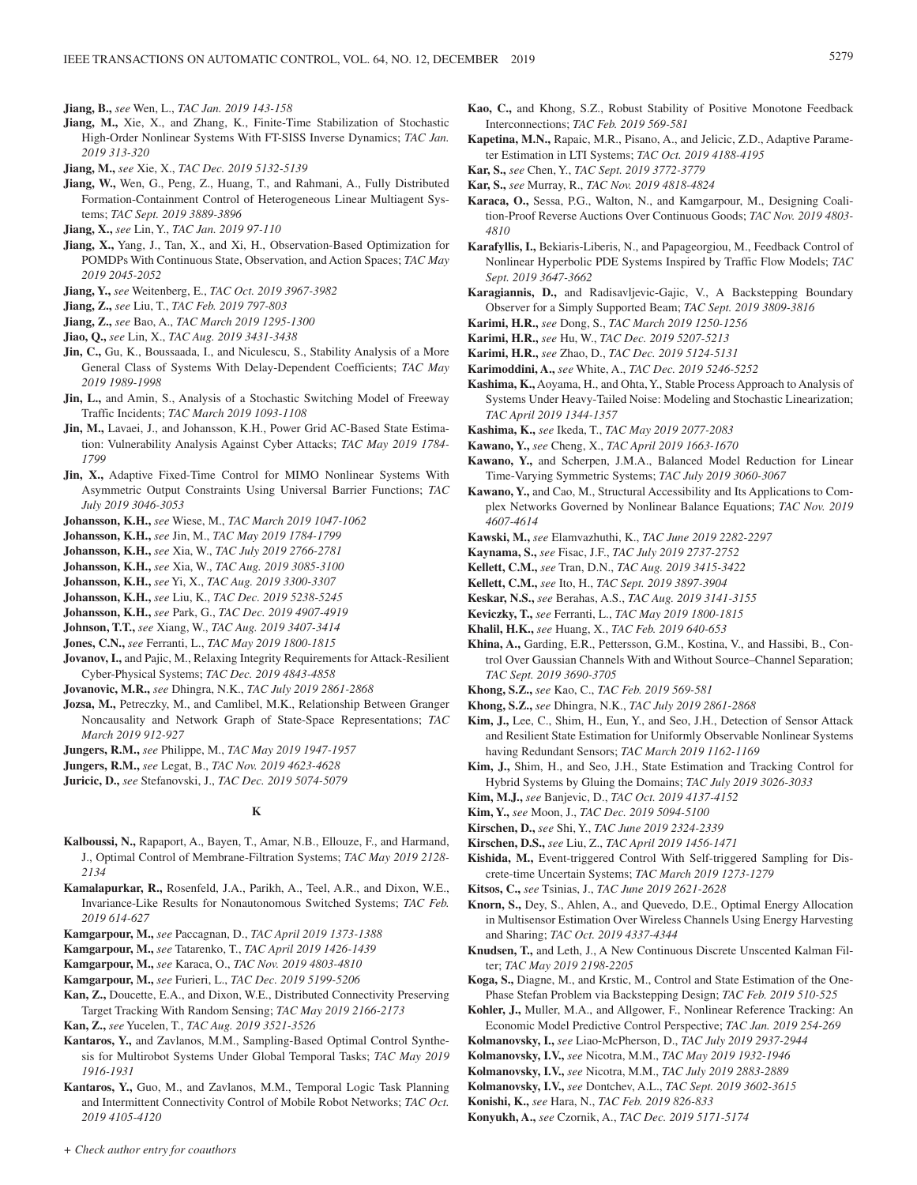**Jiang, B.,** *see* Wen, L., *TAC Jan. 2019 143-158*

**Jiang, M.,** Xie, X., and Zhang, K., Finite-Time Stabilization of Stochastic High-Order Nonlinear Systems With FT-SISS Inverse Dynamics; *TAC Jan. 2019 313-320*

**Jiang, M.,** *see* Xie, X., *TAC Dec. 2019 5132-5139*

**Jiang, W.,** Wen, G., Peng, Z., Huang, T., and Rahmani, A., Fully Distributed Formation-Containment Control of Heterogeneous Linear Multiagent Systems; *TAC Sept. 2019 3889-3896*

**Jiang, X.,** *see* Lin, Y., *TAC Jan. 2019 97-110*

**Jiang, X.,** Yang, J., Tan, X., and Xi, H., Observation-Based Optimization for POMDPs With Continuous State, Observation, and Action Spaces; *TAC May 2019 2045-2052*

**Jiang, Y.,** *see* Weitenberg, E., *TAC Oct. 2019 3967-3982*

**Jiang, Z.,** *see* Liu, T., *TAC Feb. 2019 797-803*

**Jiang, Z.,** *see* Bao, A., *TAC March 2019 1295-1300*

**Jiao, Q.,** *see* Lin, X., *TAC Aug. 2019 3431-3438*

**Jin, C.,** Gu, K., Boussaada, I., and Niculescu, S., Stability Analysis of a More General Class of Systems With Delay-Dependent Coefficients; *TAC May 2019 1989-1998*

**Jin, L.,** and Amin, S., Analysis of a Stochastic Switching Model of Freeway Traffic Incidents; *TAC March 2019 1093-1108*

**Jin, M.,** Lavaei, J., and Johansson, K.H., Power Grid AC-Based State Estimation: Vulnerability Analysis Against Cyber Attacks; *TAC May 2019 1784-1799*

**Jin, X.,** Adaptive Fixed-Time Control for MIMO Nonlinear Systems With Asymmetric Output Constraints Using Universal Barrier Functions; *TAC July 2019 3046-3053*

**Johansson, K.H.,** *see* Wiese, M., *TAC March 2019 1047-1062*

**Johansson, K.H.,** *see* Jin, M., *TAC May 2019 1784-1799*

**Johansson, K.H.,** *see* Xia, W., *TAC July 2019 2766-2781*

**Johansson, K.H.,** *see* Xia, W., *TAC Aug. 2019 3085-3100*

**Johansson, K.H.,** *see* Yi, X., *TAC Aug. 2019 3300-3307*

**Johansson, K.H.,** *see* Liu, K., *TAC Dec. 2019 5238-5245*

**Johansson, K.H.,** *see* Park, G., *TAC Dec. 2019 4907-4919*

**Johnson, T.T.,** *see* Xiang, W., *TAC Aug. 2019 3407-3414*

**Jones, C.N.,** *see* Ferranti, L., *TAC May 2019 1800-1815*

**Jovanov, I.,** and Pajic, M., Relaxing Integrity Requirements for Attack-Resilient Cyber-Physical Systems; *TAC Dec. 2019 4843-4858*

**Jovanovic, M.R.,** *see* Dhingra, N.K., *TAC July 2019 2861-2868*

**Jozsa, M.,** Petreczky, M., and Camlibel, M.K., Relationship Between Granger Noncausality and Network Graph of State-Space Representations; *TAC March 2019 912-927*

**Jungers, R.M.,** *see* Philippe, M., *TAC May 2019 1947-1957*

**Jungers, R.M.,** *see* Legat, B., *TAC Nov. 2019 4623-4628*

**Juricic, D.,** *see* Stefanovski, J., *TAC Dec. 2019 5074-5079*

## K

**Kalboussi, N.,** Rapaport, A., Bayen, T., Amar, N.B., Ellouze, F., and Harmand, J., Optimal Control of Membrane-Filtration Systems; *TAC May 2019 2128-2134*

**Kamalapurkar, R.,** Rosenfeld, J.A., Parikh, A., Teel, A.R., and Dixon, W.E., Invariance-Like Results for Nonautonomous Switched Systems; *TAC Feb. 2019 614-627*

**Kamgarpour, M.,** *see* Paccagnan, D., *TAC April 2019 1373-1388*

**Kamgarpour, M.,** *see* Tatarenko, T., *TAC April 2019 1426-1439*

**Kamgarpour, M.,** *see* Karaca, O., *TAC Nov. 2019 4803-4810*

**Kamgarpour, M.,** *see* Furieri, L., *TAC Dec. 2019 5199-5206*

**Kan, Z.,** Doucette, E.A., and Dixon, W.E., Distributed Connectivity Preserving Target Tracking With Random Sensing; *TAC May 2019 2166-2173*

**Kan, Z.,** *see* Yucelen, T., *TAC Aug. 2019 3521-3526*

**Kantaros, Y.,** and Zavlanos, M.M., Sampling-Based Optimal Control Synthesis for Multirobot Systems Under Global Temporal Tasks; *TAC May 2019 1916-1931*

**Kantaros, Y.,** Guo, M., and Zavlanos, M.M., Temporal Logic Task Planning and Intermittent Connectivity Control of Mobile Robot Networks; *TAC Oct. 2019 4105-4120*

**Kao, C.,** and Khong, S.Z., Robust Stability of Positive Monotone Feedback Interconnections; *TAC Feb. 2019 569-581*

**Kapetina, M.N.,** Rapaic, M.R., Pisano, A., and Jelicic, Z.D., Adaptive Parameter Estimation in LTI Systems; *TAC Oct. 2019 4188-4195*

**Kar, S.,** *see* Chen, Y., *TAC Sept. 2019 3772-3779*

**Kar, S.,** *see* Murray, R., *TAC Nov. 2019 4818-4824*

**Karaca, O.,** Sessa, P.G., Walton, N., and Kamgarpour, M., Designing Coalition-Proof Reverse Auctions Over Continuous Goods; *TAC Nov. 2019 4803-4810*

**Karafyllis, I.,** Bekiaris-Liberis, N., and Papageorgiou, M., Feedback Control of Nonlinear Hyperbolic PDE Systems Inspired by Traffic Flow Models; *TAC Sept. 2019 3647-3662*

**Karagiannis, D.,** and Radisavljevic-Gajic, V., A Backstepping Boundary Observer for a Simply Supported Beam; *TAC Sept. 2019 3809-3816*

**Karimi, H.R.,** *see* Dong, S., *TAC March 2019 1250-1256*

**Karimi, H.R.,** *see* Hu, W., *TAC Dec. 2019 5207-5213*

**Karimi, H.R.,** *see* Zhao, D., *TAC Dec. 2019 5124-5131*

**Karimoddini, A.,** *see* White, A., *TAC Dec. 2019 5246-5252*

**Kashima, K.,** Aoyama, H., and Ohta, Y., Stable Process Approach to Analysis of Systems Under Heavy-Tailed Noise: Modeling and Stochastic Linearization; *TAC April 2019 1344-1357*

**Kashima, K.,** *see* Ikeda, T., *TAC May 2019 2077-2083*

**Kawano, Y.,** *see* Cheng, X., *TAC April 2019 1663-1670*

**Kawano, Y.,** and Scherpen, J.M.A., Balanced Model Reduction for Linear Time-Varying Symmetric Systems; *TAC July 2019 3060-3067*

**Kawano, Y.,** and Cao, M., Structural Accessibility and Its Applications to Complex Networks Governed by Nonlinear Balance Equations; *TAC Nov. 2019 4607-4614*

**Kawski, M.,** *see* Elamvazhuthi, K., *TAC June 2019 2282-2297*

**Kaynama, S.,** *see* Fisac, J.F., *TAC July 2019 2737-2752*

**Kellett, C.M.,** *see* Tran, D.N., *TAC Aug. 2019 3415-3422*

**Kellett, C.M.,** *see* Ito, H., *TAC Sept. 2019 3897-3904*

**Keskar, N.S.,** *see* Berahas, A.S., *TAC Aug. 2019 3141-3155*

**Keviczky, T.,** *see* Ferranti, L., *TAC May 2019 1800-1815*

**Khalil, H.K.,** *see* Huang, X., *TAC Feb. 2019 640-653*

**Khina, A.,** Garding, E.R., Pettersson, G.M., Kostina, V., and Hassibi, B., Control Over Gaussian Channels With and Without Source–Channel Separation; *TAC Sept. 2019 3690-3705*

**Khong, S.Z.,** *see* Kao, C., *TAC Feb. 2019 569-581*

**Khong, S.Z.,** *see* Dhingra, N.K., *TAC July 2019 2861-2868*

**Kim, J.,** Lee, C., Shim, H., Eun, Y., and Seo, J.H., Detection of Sensor Attack and Resilient State Estimation for Uniformly Observable Nonlinear Systems having Redundant Sensors; *TAC March 2019 1162-1169*

**Kim, J.,** Shim, H., and Seo, J.H., State Estimation and Tracking Control for Hybrid Systems by Gluing the Domains; *TAC July 2019 3026-3033*

**Kim, M.J.,** *see* Banjevic, D., *TAC Oct. 2019 4137-4152*

**Kim, Y.,** *see* Moon, J., *TAC Dec. 2019 5094-5100*

**Kirschen, D.,** *see* Shi, Y., *TAC June 2019 2324-2339*

**Kirschen, D.S.,** *see* Liu, Z., *TAC April 2019 1456-1471*

**Kishida, M.,** Event-triggered Control With Self-triggered Sampling for Discrete-time Uncertain Systems; *TAC March 2019 1273-1279*

**Kitsos, C.,** *see* Tsinias, J., *TAC June 2019 2621-2628*

**Knorn, S.,** Dey, S., Ahlen, A., and Quevedo, D.E., Optimal Energy Allocation in Multisensor Estimation Over Wireless Channels Using Energy Harvesting and Sharing; *TAC Oct. 2019 4337-4344*

**Knudsen, T.,** and Leth, J., A New Continuous Discrete Unscented Kalman Filter; *TAC May 2019 2198-2205*

**Koga, S.,** Diagne, M., and Krstic, M., Control and State Estimation of the One-Phase Stefan Problem via Backstepping Design; *TAC Feb. 2019 510-525*

**Kohler, J.,** Muller, M.A., and Allgower, F., Nonlinear Reference Tracking: An Economic Model Predictive Control Perspective; *TAC Jan. 2019 254-269*

**Kolmanovsky, I.,** *see* Liao-McPherson, D., *TAC July 2019 2937-2944*

**Kolmanovsky, I.V.,** *see* Nicotra, M.M., *TAC May 2019 1932-1946*

**Kolmanovsky, I.V.,** *see* Nicotra, M.M., *TAC July 2019 2883-2889*

**Kolmanovsky, I.V.,** *see* Dontchev, A.L., *TAC Sept. 2019 3602-3615*

**Konishi, K.,** *see* Hara, N., *TAC Feb. 2019 826-833*

**Konyukh, A.,** *see* Czornik, A., *TAC Dec. 2019 5171-5174*

*+ Check author entry for coauthors*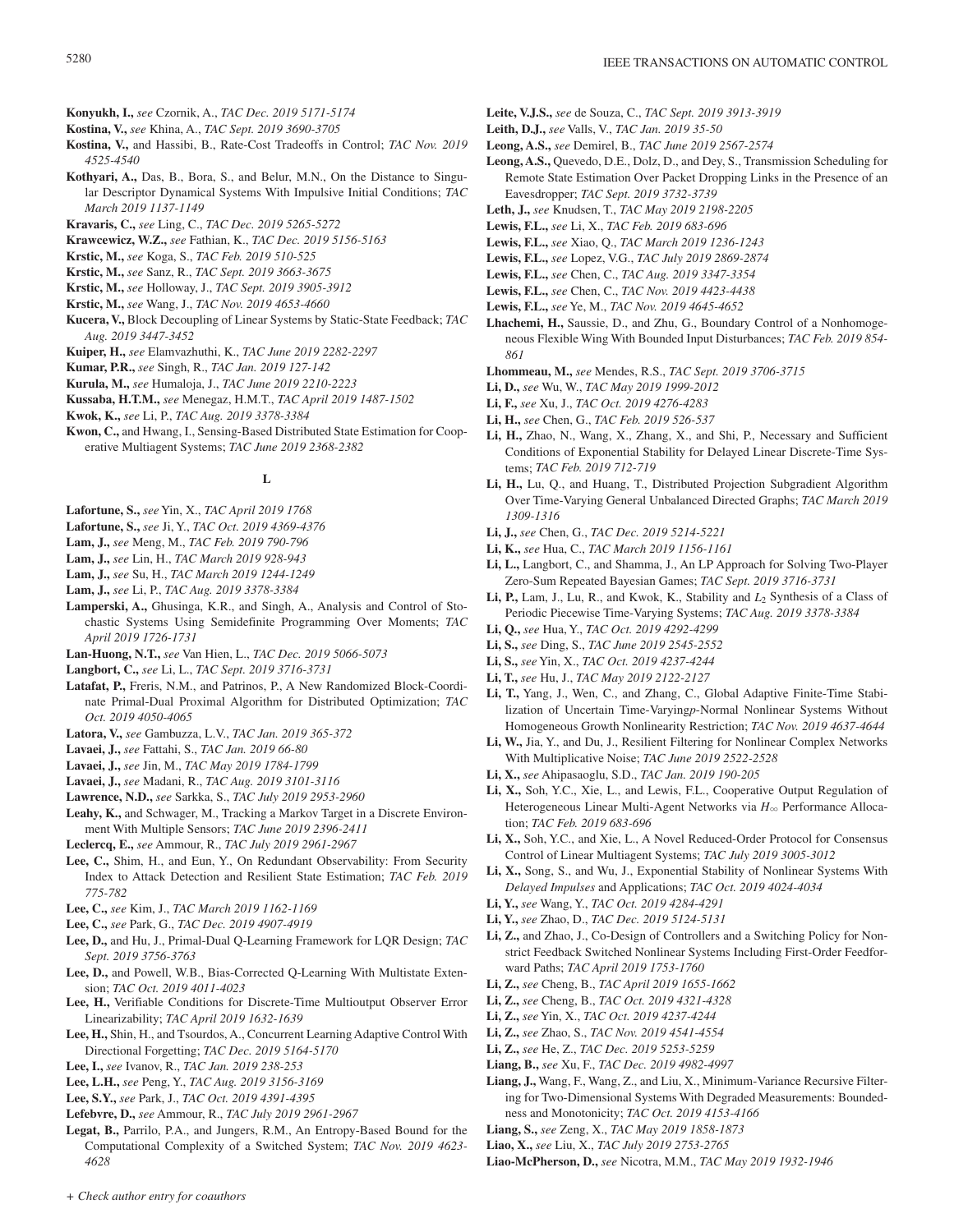**Konyukh, I.,** *see* Czornik, A., *TAC Dec. 2019 5171-5174*

**Kostina, V.,** *see* Khina, A., *TAC Sept. 2019 3690-3705*

**Kostina, V.,** and Hassibi, B., Rate-Cost Tradeoffs in Control; *TAC Nov. 2019 4525-4540*

**Kothyari, A.,** Das, B., Bora, S., and Belur, M.N., On the Distance to Singular Descriptor Dynamical Systems With Impulsive Initial Conditions; *TAC March 2019 1137-1149*

**Kravaris, C.,** *see* Ling, C., *TAC Dec. 2019 5265-5272*

**Krawcewicz, W.Z.,** *see* Fathian, K., *TAC Dec. 2019 5156-5163*

**Krstic, M.,** *see* Koga, S., *TAC Feb. 2019 510-525*

**Krstic, M.,** *see* Sanz, R., *TAC Sept. 2019 3663-3675*

**Krstic, M.,** *see* Holloway, J., *TAC Sept. 2019 3905-3912*

**Krstic, M.,** *see* Wang, J., *TAC Nov. 2019 4653-4660*

**Kucera, V.,** Block Decoupling of Linear Systems by Static-State Feedback; *TAC Aug. 2019 3447-3452*

**Kuiper, H.,** *see* Elamvazhuthi, K., *TAC June 2019 2282-2297*

**Kumar, P.R.,** *see* Singh, R., *TAC Jan. 2019 127-142*

**Kurula, M.,** *see* Humaloja, J., *TAC June 2019 2210-2223*

**Kussaba, H.T.M.,** *see* Menegaz, H.M.T., *TAC April 2019 1487-1502*

**Kwok, K.,** *see* Li, P., *TAC Aug. 2019 3378-3384*

**Kwon, C.,** and Hwang, I., Sensing-Based Distributed State Estimation for Cooperative Multiagent Systems; *TAC June 2019 2368-2382*

### L

**Lafortune, S.,** *see* Yin, X., *TAC April 2019 1768*

**Lafortune, S.,** *see* Ji, Y., *TAC Oct. 2019 4369-4376*

**Lam, J.,** *see* Meng, M., *TAC Feb. 2019 790-796*

**Lam, J.,** *see* Lin, H., *TAC March 2019 928-943*

**Lam, J.,** *see* Su, H., *TAC March 2019 1244-1249*

**Lam, J.,** *see* Li, P., *TAC Aug. 2019 3378-3384*

**Lamperski, A.,** Ghusinga, K.R., and Singh, A., Analysis and Control of Stochastic Systems Using Semidefinite Programming Over Moments; *TAC April 2019 1726-1731*

**Lan-Huong, N.T.,** *see* Van Hien, L., *TAC Dec. 2019 5066-5073*

**Langbort, C.,** *see* Li, L., *TAC Sept. 2019 3716-3731*

**Latafat, P.,** Freris, N.M., and Patrinos, P., A New Randomized Block-Coordinate Primal-Dual Proximal Algorithm for Distributed Optimization; *TAC Oct. 2019 4050-4065*

**Latora, V.,** *see* Gambuzza, L.V., *TAC Jan. 2019 365-372*

**Lavaei, J.,** *see* Fattahi, S., *TAC Jan. 2019 66-80*

**Lavaei, J.,** *see* Jin, M., *TAC May 2019 1784-1799*

**Lavaei, J.,** *see* Madani, R., *TAC Aug. 2019 3101-3116*

**Lawrence, N.D.,** *see* Sarkka, S., *TAC July 2019 2953-2960*

**Leahy, K.,** and Schwager, M., Tracking a Markov Target in a Discrete Environment With Multiple Sensors; *TAC June 2019 2396-2411*

**Leclercq, E.,** *see* Ammour, R., *TAC July 2019 2961-2967*

**Lee, C.,** Shim, H., and Eun, Y., On Redundant Observability: From Security Index to Attack Detection and Resilient State Estimation; *TAC Feb. 2019 775-782*

**Lee, C.,** *see* Kim, J., *TAC March 2019 1162-1169*

**Lee, C.,** *see* Park, G., *TAC Dec. 2019 4907-4919*

**Lee, D.,** and Hu, J., Primal-Dual Q-Learning Framework for LQR Design; *TAC Sept. 2019 3756-3763*

**Lee, D.,** and Powell, W.B., Bias-Corrected Q-Learning With Multistate Extension; *TAC Oct. 2019 4011-4023*

**Lee, H.,** Verifiable Conditions for Discrete-Time Multioutput Observer Error Linearizability; *TAC April 2019 1632-1639*

**Lee, H.,** Shin, H., and Tsourdos, A., Concurrent Learning Adaptive Control With Directional Forgetting; *TAC Dec. 2019 5164-5170*

**Lee, I.,** *see* Ivanov, R., *TAC Jan. 2019 238-253*

**Lee, L.H.,** *see* Peng, Y., *TAC Aug. 2019 3156-3169*

**Lee, S.Y.,** *see* Park, J., *TAC Oct. 2019 4391-4395*

**Lefebvre, D.,** *see* Ammour, R., *TAC July 2019 2961-2967*

**Legat, B.,** Parrilo, P.A., and Jungers, R.M., An Entropy-Based Bound for the Computational Complexity of a Switched System; *TAC Nov. 2019 4623-4628*

**Leite, V.J.S.,** *see* de Souza, C., *TAC Sept. 2019 3913-3919*

**Leith, D.J.,** *see* Valls, V., *TAC Jan. 2019 35-50*

**Leong, A.S.,** *see* Demirel, B., *TAC June 2019 2567-2574*

**Leong, A.S.,** Quevedo, D.E., Dolz, D., and Dey, S., Transmission Scheduling for Remote State Estimation Over Packet Dropping Links in the Presence of an Eavesdropper; *TAC Sept. 2019 3732-3739*

**Leth, J.,** *see* Knudsen, T., *TAC May 2019 2198-2205*

**Lewis, F.L.,** *see* Li, X., *TAC Feb. 2019 683-696*

**Lewis, F.L.,** *see* Xiao, Q., *TAC March 2019 1236-1243*

**Lewis, F.L.,** *see* Lopez, V.G., *TAC July 2019 2869-2874*

**Lewis, F.L.,** *see* Chen, C., *TAC Aug. 2019 3347-3354*

**Lewis, F.L.,** *see* Chen, C., *TAC Nov. 2019 4423-4438*

**Lewis, F.L.,** *see* Ye, M., *TAC Nov. 2019 4645-4652*

**Lhachemi, H.,** Saussie, D., and Zhu, G., Boundary Control of a Nonhomogeneous Flexible Wing With Bounded Input Disturbances; *TAC Feb. 2019 854-861*

**Lhommeau, M.,** *see* Mendes, R.S., *TAC Sept. 2019 3706-3715*

**Li, D.,** *see* Wu, W., *TAC May 2019 1999-2012*

**Li, F.,** *see* Xu, J., *TAC Oct. 2019 4276-4283*

**Li, H.,** *see* Chen, G., *TAC Feb. 2019 526-537*

**Li, H.,** Zhao, N., Wang, X., Zhang, X., and Shi, P., Necessary and Sufficient Conditions of Exponential Stability for Delayed Linear Discrete-Time Systems; *TAC Feb. 2019 712-719*

**Li, H.,** Lu, Q., and Huang, T., Distributed Projection Subgradient Algorithm Over Time-Varying General Unbalanced Directed Graphs; *TAC March 2019 1309-1316*

**Li, J.,** *see* Chen, G., *TAC Dec. 2019 5214-5221*

**Li, K.,** *see* Hua, C., *TAC March 2019 1156-1161*

**Li, L.,** Langbort, C., and Shamma, J., An LP Approach for Solving Two-Player Zero-Sum Repeated Bayesian Games; *TAC Sept. 2019 3716-3731*

**Li, P.,** Lam, J., Lu, R., and Kwok, K., Stability and $L_2$ Synthesis of a Class of Periodic Piecewise Time-Varying Systems; *TAC Aug. 2019 3378-3384*

**Li, Q.,** *see* Hua, Y., *TAC Oct. 2019 4292-4299*

**Li, S.,** *see* Ding, S., *TAC June 2019 2545-2552*

**Li, S.,** *see* Yin, X., *TAC Oct. 2019 4237-4244*

**Li, T.,** *see* Hu, J., *TAC May 2019 2122-2127*

**Li, T.,** Yang, J., Wen, C., and Zhang, C., Global Adaptive Finite-Time Stabilization of Uncertain Time-Varying$p$-Normal Nonlinear Systems Without Homogeneous Growth Nonlinearity Restriction; *TAC Nov. 2019 4637-4644*

**Li, W.,** Jia, Y., and Du, J., Resilient Filtering for Nonlinear Complex Networks With Multiplicative Noise; *TAC June 2019 2522-2528*

**Li, X.,** *see* Ahipasaoglu, S.D., *TAC Jan. 2019 190-205*

**Li, X.,** Soh, Y.C., Xie, L., and Lewis, F.L., Cooperative Output Regulation of Heterogeneous Linear Multi-Agent Networks via $H_\infty$ Performance Allocation; *TAC Feb. 2019 683-696*

**Li, X.,** Soh, Y.C., and Xie, L., A Novel Reduced-Order Protocol for Consensus Control of Linear Multiagent Systems; *TAC July 2019 3005-3012*

**Li, X.,** Song, S., and Wu, J., Exponential Stability of Nonlinear Systems With *Delayed Impulses* and Applications; *TAC Oct. 2019 4024-4034*

**Li, Y.,** *see* Wang, Y., *TAC Oct. 2019 4284-4291*

**Li, Y.,** *see* Zhao, D., *TAC Dec. 2019 5124-5131*

**Li, Z.,** and Zhao, J., Co-Design of Controllers and a Switching Policy for Nonstrict Feedback Switched Nonlinear Systems Including First-Order Feedforward Paths; *TAC April 2019 1753-1760*

**Li, Z.,** *see* Cheng, B., *TAC April 2019 1655-1662*

**Li, Z.,** *see* Cheng, B., *TAC Oct. 2019 4321-4328*

**Li, Z.,** *see* Yin, X., *TAC Oct. 2019 4237-4244*

**Li, Z.,** *see* Zhao, S., *TAC Nov. 2019 4541-4554*

**Li, Z.,** *see* He, Z., *TAC Dec. 2019 5253-5259*

**Liang, B.,** *see* Xu, F., *TAC Dec. 2019 4982-4997*

**Liang, J.,** Wang, F., Wang, Z., and Liu, X., Minimum-Variance Recursive Filtering for Two-Dimensional Systems With Degraded Measurements: Boundedness and Monotonicity; *TAC Oct. 2019 4153-4166*

**Liang, S.,** *see* Zeng, X., *TAC May 2019 1858-1873*

**Liao, X.,** *see* Liu, X., *TAC July 2019 2753-2765*

**Liao-McPherson, D.,** *see* Nicotra, M.M., *TAC May 2019 1932-1946*

*+ Check author entry for coauthors*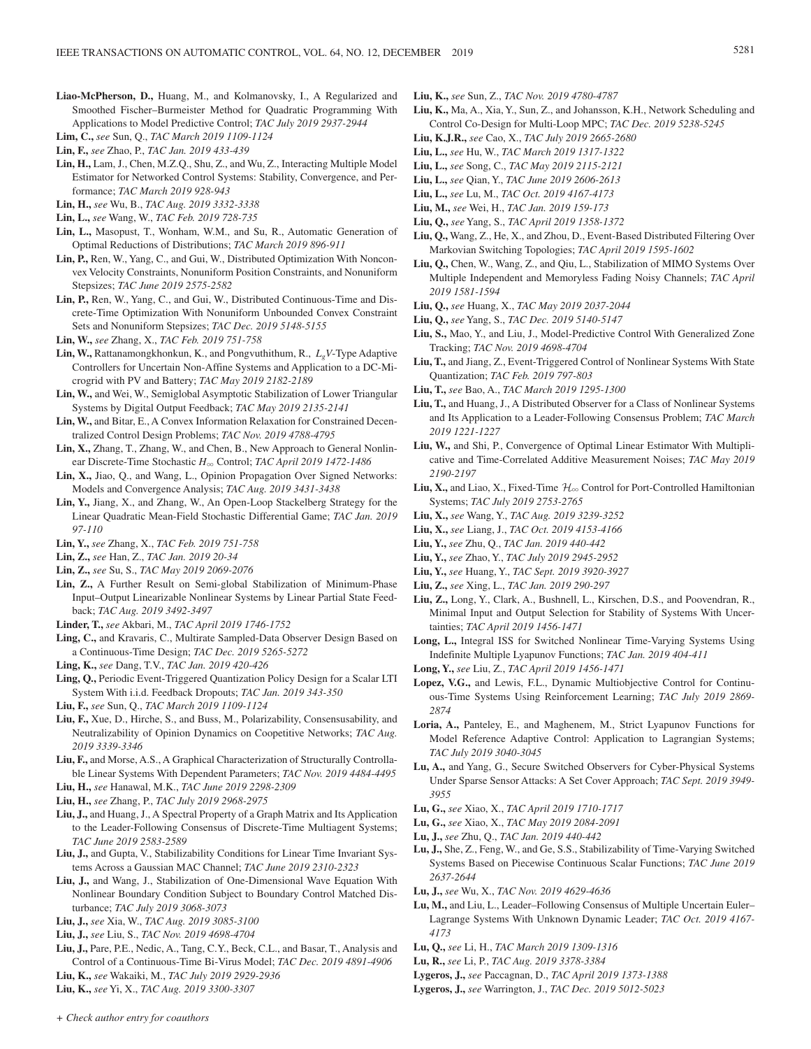**Liao-McPherson, D.,** Huang, M., and Kolmanovsky, I., A Regularized and Smoothed Fischer–Burmeister Method for Quadratic Programming With Applications to Model Predictive Control; *TAC July 2019 2937-2944*

**Lim, C.,** *see* Sun, Q., *TAC March 2019 1109-1124*

**Lin, F.,** *see* Zhao, P., *TAC Jan. 2019 433-439*

**Lin, H.,** Lam, J., Chen, M.Z.Q., Shu, Z., and Wu, Z., Interacting Multiple Model Estimator for Networked Control Systems: Stability, Convergence, and Performance; *TAC March 2019 928-943*

**Lin, H.,** *see* Wu, B., *TAC Aug. 2019 3332-3338*

**Lin, L.,** *see* Wang, W., *TAC Feb. 2019 728-735*

**Lin, L.,** Masopust, T., Wonham, W.M., and Su, R., Automatic Generation of Optimal Reductions of Distributions; *TAC March 2019 896-911*

**Lin, P.,** Ren, W., Yang, C., and Gui, W., Distributed Optimization With Nonconvex Velocity Constraints, Nonuniform Position Constraints, and Nonuniform Stepsizes; *TAC June 2019 2575-2582*

**Lin, P.,** Ren, W., Yang, C., and Gui, W., Distributed Continuous-Time and Discrete-Time Optimization With Nonuniform Unbounded Convex Constraint Sets and Nonuniform Stepsizes; *TAC Dec. 2019 5148-5155*

**Lin, W.,** *see* Zhang, X., *TAC Feb. 2019 751-758*

**Lin, W.,** Rattanamongkhonkun, K., and Pongvuthithum, R., $L_gV$-Type Adaptive Controllers for Uncertain Non-Affine Systems and Application to a DC-Microgrid with PV and Battery; *TAC May 2019 2182-2189*

**Lin, W.,** and Wei, W., Semiglobal Asymptotic Stabilization of Lower Triangular Systems by Digital Output Feedback; *TAC May 2019 2135-2141*

**Lin, W.,** and Bitar, E., A Convex Information Relaxation for Constrained Decentralized Control Design Problems; *TAC Nov. 2019 4788-4795*

**Lin, X.,** Zhang, T., Zhang, W., and Chen, B., New Approach to General Nonlinear Discrete-Time Stochastic $H_\infty$ Control; *TAC April 2019 1472-1486*

**Lin, X.,** Jiao, Q., and Wang, L., Opinion Propagation Over Signed Networks: Models and Convergence Analysis; *TAC Aug. 2019 3431-3438*

**Lin, Y.,** Jiang, X., and Zhang, W., An Open-Loop Stackelberg Strategy for the Linear Quadratic Mean-Field Stochastic Differential Game; *TAC Jan. 2019 97-110*

**Lin, Y.,** *see* Zhang, X., *TAC Feb. 2019 751-758*

**Lin, Z.,** *see* Han, Z., *TAC Jan. 2019 20-34*

**Lin, Z.,** *see* Su, S., *TAC May 2019 2069-2076*

**Lin, Z.,** A Further Result on Semi-global Stabilization of Minimum-Phase Input–Output Linearizable Nonlinear Systems by Linear Partial State Feedback; *TAC Aug. 2019 3492-3497*

**Linder, T.,** *see* Akbari, M., *TAC April 2019 1746-1752*

**Ling, C.,** and Kravaris, C., Multirate Sampled-Data Observer Design Based on a Continuous-Time Design; *TAC Dec. 2019 5265-5272*

**Ling, K.,** *see* Dang, T.V., *TAC Jan. 2019 420-426*

**Ling, Q.,** Periodic Event-Triggered Quantization Policy Design for a Scalar LTI System With i.i.d. Feedback Dropouts; *TAC Jan. 2019 343-350*

**Liu, F.,** *see* Sun, Q., *TAC March 2019 1109-1124*

**Liu, F.,** Xue, D., Hirche, S., and Buss, M., Polarizability, Consensusability, and Neutralizability of Opinion Dynamics on Coopetitive Networks; *TAC Aug. 2019 3339-3346*

**Liu, F.,** and Morse, A.S., A Graphical Characterization of Structurally Controllable Linear Systems With Dependent Parameters; *TAC Nov. 2019 4484-4495*

**Liu, H.,** *see* Hanawal, M.K., *TAC June 2019 2298-2309*

**Liu, H.,** *see* Zhang, P., *TAC July 2019 2968-2975*

**Liu, J.,** and Huang, J., A Spectral Property of a Graph Matrix and Its Application to the Leader-Following Consensus of Discrete-Time Multiagent Systems; *TAC June 2019 2583-2589*

**Liu, J.,** and Gupta, V., Stabilizability Conditions for Linear Time Invariant Systems Across a Gaussian MAC Channel; *TAC June 2019 2310-2323*

**Liu, J.,** and Wang, J., Stabilization of One-Dimensional Wave Equation With Nonlinear Boundary Condition Subject to Boundary Control Matched Disturbance; *TAC July 2019 3068-3073*

**Liu, J.,** *see* Xia, W., *TAC Aug. 2019 3085-3100*

**Liu, J.,** *see* Liu, S., *TAC Nov. 2019 4698-4704*

**Liu, J.,** Pare, P.E., Nedic, A., Tang, C.Y., Beck, C.L., and Basar, T., Analysis and Control of a Continuous-Time Bi-Virus Model; *TAC Dec. 2019 4891-4906*

**Liu, K.,** *see* Wakaiki, M., *TAC July 2019 2929-2936*

**Liu, K.,** *see* Yi, X., *TAC Aug. 2019 3300-3307*

**Liu, K.,** *see* Sun, Z., *TAC Nov. 2019 4780-4787*

**Liu, K.,** Ma, A., Xia, Y., Sun, Z., and Johansson, K.H., Network Scheduling and Control Co-Design for Multi-Loop MPC; *TAC Dec. 2019 5238-5245*

**Liu, K.J.R.,** *see* Cao, X., *TAC July 2019 2665-2680*

**Liu, L.,** *see* Hu, W., *TAC March 2019 1317-1322*

**Liu, L.,** *see* Song, C., *TAC May 2019 2115-2121*

**Liu, L.,** *see* Qian, Y., *TAC June 2019 2606-2613*

**Liu, L.,** *see* Lu, M., *TAC Oct. 2019 4167-4173*

**Liu, M.,** *see* Wei, H., *TAC Jan. 2019 159-173*

**Liu, Q.,** *see* Yang, S., *TAC April 2019 1358-1372*

**Liu, Q.,** Wang, Z., He, X., and Zhou, D., Event-Based Distributed Filtering Over Markovian Switching Topologies; *TAC April 2019 1595-1602*

**Liu, Q.,** Chen, W., Wang, Z., and Qiu, L., Stabilization of MIMO Systems Over Multiple Independent and Memoryless Fading Noisy Channels; *TAC April 2019 1581-1594*

**Liu, Q.,** *see* Huang, X., *TAC May 2019 2037-2044*

**Liu, Q.,** *see* Yang, S., *TAC Dec. 2019 5140-5147*

**Liu, S.,** Mao, Y., and Liu, J., Model-Predictive Control With Generalized Zone Tracking; *TAC Nov. 2019 4698-4704*

**Liu, T.,** and Jiang, Z., Event-Triggered Control of Nonlinear Systems With State Quantization; *TAC Feb. 2019 797-803*

**Liu, T.,** *see* Bao, A., *TAC March 2019 1295-1300*

**Liu, T.,** and Huang, J., A Distributed Observer for a Class of Nonlinear Systems and Its Application to a Leader-Following Consensus Problem; *TAC March 2019 1221-1227*

**Liu, W.,** and Shi, P., Convergence of Optimal Linear Estimator With Multiplicative and Time-Correlated Additive Measurement Noises; *TAC May 2019 2190-2197*

**Liu, X.,** and Liao, X., Fixed-Time $\mathcal{H}_\infty$ Control for Port-Controlled Hamiltonian Systems; *TAC July 2019 2753-2765*

**Liu, X.,** *see* Wang, Y., *TAC Aug. 2019 3239-3252*

**Liu, X.,** *see* Liang, J., *TAC Oct. 2019 4153-4166*

**Liu, Y.,** *see* Zhu, Q., *TAC Jan. 2019 440-442*

**Liu, Y.,** *see* Zhao, Y., *TAC July 2019 2945-2952*

**Liu, Y.,** *see* Huang, Y., *TAC Sept. 2019 3920-3927*

**Liu, Z.,** *see* Xing, L., *TAC Jan. 2019 290-297*

**Liu, Z.,** Long, Y., Clark, A., Bushnell, L., Kirschen, D.S., and Poovendran, R., Minimal Input and Output Selection for Stability of Systems With Uncertainties; *TAC April 2019 1456-1471*

**Long, L.,** Integral ISS for Switched Nonlinear Time-Varying Systems Using Indefinite Multiple Lyapunov Functions; *TAC Jan. 2019 404-411*

**Long, Y.,** *see* Liu, Z., *TAC April 2019 1456-1471*

**Lopez, V.G.,** and Lewis, F.L., Dynamic Multiobjective Control for Continuous-Time Systems Using Reinforcement Learning; *TAC July 2019 2869-2874*

**Loria, A.,** Panteley, E., and Maghenem, M., Strict Lyapunov Functions for Model Reference Adaptive Control: Application to Lagrangian Systems; *TAC July 2019 3040-3045*

**Lu, A.,** and Yang, G., Secure Switched Observers for Cyber-Physical Systems Under Sparse Sensor Attacks: A Set Cover Approach; *TAC Sept. 2019 3949-3955*

**Lu, G.,** *see* Xiao, X., *TAC April 2019 1710-1717*

**Lu, G.,** *see* Xiao, X., *TAC May 2019 2084-2091*

**Lu, J.,** *see* Zhu, Q., *TAC Jan. 2019 440-442*

**Lu, J.,** She, Z., Feng, W., and Ge, S.S., Stabilizability of Time-Varying Switched Systems Based on Piecewise Continuous Scalar Functions; *TAC June 2019 2637-2644*

**Lu, J.,** *see* Wu, X., *TAC Nov. 2019 4629-4636*

**Lu, M.,** and Liu, L., Leader–Following Consensus of Multiple Uncertain Euler–Lagrange Systems With Unknown Dynamic Leader; *TAC Oct. 2019 4167-4173*

**Lu, Q.,** *see* Li, H., *TAC March 2019 1309-1316*

**Lu, R.,** *see* Li, P., *TAC Aug. 2019 3378-3384*

**Lygeros, J.,** *see* Paccagnan, D., *TAC April 2019 1373-1388*

**Lygeros, J.,** *see* Warrington, J., *TAC Dec. 2019 5012-5023*

*+ Check author entry for coauthors*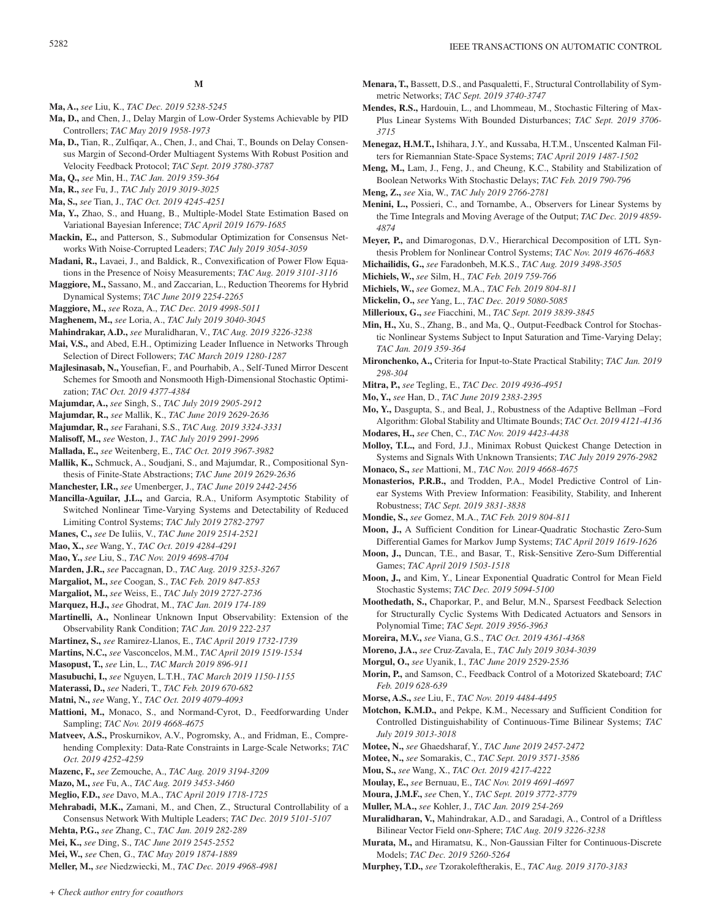## M

**Ma, A.,** *see* Liu, K., *TAC Dec. 2019 5238-5245*

**Ma, D.,** and Chen, J., Delay Margin of Low-Order Systems Achievable by PID Controllers; *TAC May 2019 1958-1973*

**Ma, D.,** Tian, R., Zulfiqar, A., Chen, J., and Chai, T., Bounds on Delay Consensus Margin of Second-Order Multiagent Systems With Robust Position and Velocity Feedback Protocol; *TAC Sept. 2019 3780-3787*

**Ma, Q.,** *see* Min, H., *TAC Jan. 2019 359-364*

**Ma, R.,** *see* Fu, J., *TAC July 2019 3019-3025*

**Ma, S.,** *see* Tian, J., *TAC Oct. 2019 4245-4251*

**Ma, Y.,** Zhao, S., and Huang, B., Multiple-Model State Estimation Based on Variational Bayesian Inference; *TAC April 2019 1679-1685*

**Mackin, E.,** and Patterson, S., Submodular Optimization for Consensus Networks With Noise-Corrupted Leaders; *TAC July 2019 3054-3059*

**Madani, R.,** Lavaei, J., and Baldick, R., Convexification of Power Flow Equations in the Presence of Noisy Measurements; *TAC Aug. 2019 3101-3116*

**Maggiore, M.,** Sassano, M., and Zaccarian, L., Reduction Theorems for Hybrid Dynamical Systems; *TAC June 2019 2254-2265*

**Maggiore, M.,** *see* Roza, A., *TAC Dec. 2019 4998-5011*

**Maghenem, M.,** *see* Loria, A., *TAC July 2019 3040-3045*

**Mahindrakar, A.D.,** *see* Muralidharan, V., *TAC Aug. 2019 3226-3238*

**Mai, V.S.,** and Abed, E.H., Optimizing Leader Influence in Networks Through Selection of Direct Followers; *TAC March 2019 1280-1287*

**Majlesinasab, N.,** Yousefian, F., and Pourhabib, A., Self-Tuned Mirror Descent Schemes for Smooth and Nonsmooth High-Dimensional Stochastic Optimization; *TAC Oct. 2019 4377-4384*

**Majumdar, A.,** *see* Singh, S., *TAC July 2019 2905-2912*

**Majumdar, R.,** *see* Mallik, K., *TAC June 2019 2629-2636*

**Majumdar, R.,** *see* Farahani, S.S., *TAC Aug. 2019 3324-3331*

**Malisoff, M.,** *see* Weston, J., *TAC July 2019 2991-2996*

**Mallada, E.,** *see* Weitenberg, E., *TAC Oct. 2019 3967-3982*

**Mallik, K.,** Schmuck, A., Soudjani, S., and Majumdar, R., Compositional Synthesis of Finite-State Abstractions; *TAC June 2019 2629-2636*

**Manchester, I.R.,** *see* Umenberger, J., *TAC June 2019 2442-2456*

**Mancilla-Aguilar, J.L.,** and Garcia, R.A., Uniform Asymptotic Stability of Switched Nonlinear Time-Varying Systems and Detectability of Reduced Limiting Control Systems; *TAC July 2019 2782-2797*

**Manes, C.,** *see* De Iuliis, V., *TAC June 2019 2514-2521*

**Mao, X.,** *see* Wang, Y., *TAC Oct. 2019 4284-4291*

**Mao, Y.,** *see* Liu, S., *TAC Nov. 2019 4698-4704*

**Marden, J.R.,** *see* Paccagnan, D., *TAC Aug. 2019 3253-3267*

**Margaliot, M.,** *see* Coogan, S., *TAC Feb. 2019 847-853*

**Margaliot, M.,** *see* Weiss, E., *TAC July 2019 2727-2736*

**Marquez, H.J.,** *see* Ghodrat, M., *TAC Jan. 2019 174-189*

**Martinelli, A.,** Nonlinear Unknown Input Observability: Extension of the Observability Rank Condition; *TAC Jan. 2019 222-237*

**Martinez, S.,** *see* Ramirez-Llanos, E., *TAC April 2019 1732-1739*

**Martins, N.C.,** *see* Vasconcelos, M.M., *TAC April 2019 1519-1534*

**Masopust, T.,** *see* Lin, L., *TAC March 2019 896-911*

**Masubuchi, I.,** *see* Nguyen, L.T.H., *TAC March 2019 1150-1155*

**Materassi, D.,** *see* Naderi, T., *TAC Feb. 2019 670-682*

**Matni, N.,** *see* Wang, Y., *TAC Oct. 2019 4079-4093*

**Mattioni, M.,** Monaco, S., and Normand-Cyrot, D., Feedforwarding Under Sampling; *TAC Nov. 2019 4668-4675*

**Matveev, A.S.,** Proskurnikov, A.V., Pogromsky, A., and Fridman, E., Comprehending Complexity: Data-Rate Constraints in Large-Scale Networks; *TAC Oct. 2019 4252-4259*

**Mazenc, F.,** *see* Zemouche, A., *TAC Aug. 2019 3194-3209*

**Mazo, M.,** *see* Fu, A., *TAC Aug. 2019 3453-3460*

**Meglio, F.D.,** *see* Davo, M.A., *TAC April 2019 1718-1725*

**Mehrabadi, M.K.,** Zamani, M., and Chen, Z., Structural Controllability of a Consensus Network With Multiple Leaders; *TAC Dec. 2019 5101-5107*

**Mehta, P.G.,** *see* Zhang, C., *TAC Jan. 2019 282-289*

**Mei, K.,** *see* Ding, S., *TAC June 2019 2545-2552*

**Mei, W.,** *see* Chen, G., *TAC May 2019 1874-1889*

**Meller, M.,** *see* Niedzwiecki, M., *TAC Dec. 2019 4968-4981*

**Menara, T.,** Bassett, D.S., and Pasqualetti, F., Structural Controllability of Symmetric Networks; *TAC Sept. 2019 3740-3747*

**Mendes, R.S.,** Hardouin, L., and Lhommeau, M., Stochastic Filtering of Max-Plus Linear Systems With Bounded Disturbances; *TAC Sept. 2019 3706-3715*

**Menegaz, H.M.T.,** Ishihara, J.Y., and Kussaba, H.T.M., Unscented Kalman Filters for Riemannian State-Space Systems; *TAC April 2019 1487-1502*

**Meng, M.,** Lam, J., Feng, J., and Cheung, K.C., Stability and Stabilization of Boolean Networks With Stochastic Delays; *TAC Feb. 2019 790-796*

**Meng, Z.,** *see* Xia, W., *TAC July 2019 2766-2781*

**Menini, L.,** Possieri, C., and Tornambe, A., Observers for Linear Systems by the Time Integrals and Moving Average of the Output; *TAC Dec. 2019 4859-4874*

**Meyer, P.,** and Dimarogonas, D.V., Hierarchical Decomposition of LTL Synthesis Problem for Nonlinear Control Systems; *TAC Nov. 2019 4676-4683*

**Michailidis, G.,** *see* Faradonbeh, M.K.S., *TAC Aug. 2019 3498-3505*

**Michiels, W.,** *see* Silm, H., *TAC Feb. 2019 759-766*

**Michiels, W.,** *see* Gomez, M.A., *TAC Feb. 2019 804-811*

**Mickelin, O.,** *see* Yang, L., *TAC Dec. 2019 5080-5085*

**Millerioux, G.,** *see* Fiacchini, M., *TAC Sept. 2019 3839-3845*

**Min, H.,** Xu, S., Zhang, B., and Ma, Q., Output-Feedback Control for Stochastic Nonlinear Systems Subject to Input Saturation and Time-Varying Delay; *TAC Jan. 2019 359-364*

**Mironchenko, A.,** Criteria for Input-to-State Practical Stability; *TAC Jan. 2019 298-304*

**Mitra, P.,** *see* Tegling, E., *TAC Dec. 2019 4936-4951*

**Mo, Y.,** *see* Han, D., *TAC June 2019 2383-2395*

**Mo, Y.,** Dasgupta, S., and Beal, J., Robustness of the Adaptive Bellman –Ford Algorithm: Global Stability and Ultimate Bounds; *TAC Oct. 2019 4121-4136*

**Modares, H.,** *see* Chen, C., *TAC Nov. 2019 4423-4438*

**Molloy, T.L.,** and Ford, J.J., Minimax Robust Quickest Change Detection in Systems and Signals With Unknown Transients; *TAC July 2019 2976-2982*

**Monaco, S.,** *see* Mattioni, M., *TAC Nov. 2019 4668-4675*

**Monasterios, P.R.B.,** and Trodden, P.A., Model Predictive Control of Linear Systems With Preview Information: Feasibility, Stability, and Inherent Robustness; *TAC Sept. 2019 3831-3838*

**Mondie, S.,** *see* Gomez, M.A., *TAC Feb. 2019 804-811*

**Moon, J.,** A Sufficient Condition for Linear-Quadratic Stochastic Zero-Sum Differential Games for Markov Jump Systems; *TAC April 2019 1619-1626*

**Moon, J.,** Duncan, T.E., and Basar, T., Risk-Sensitive Zero-Sum Differential Games; *TAC April 2019 1503-1518*

**Moon, J.,** and Kim, Y., Linear Exponential Quadratic Control for Mean Field Stochastic Systems; *TAC Dec. 2019 5094-5100*

**Moothedath, S.,** Chaporkar, P., and Belur, M.N., Sparsest Feedback Selection for Structurally Cyclic Systems With Dedicated Actuators and Sensors in Polynomial Time; *TAC Sept. 2019 3956-3963*

**Moreira, M.V.,** *see* Viana, G.S., *TAC Oct. 2019 4361-4368*

**Moreno, J.A.,** *see* Cruz-Zavala, E., *TAC July 2019 3034-3039*

**Morgul, O.,** *see* Uyanik, I., *TAC June 2019 2529-2536*

**Morin, P.,** and Samson, C., Feedback Control of a Motorized Skateboard; *TAC Feb. 2019 628-639*

**Morse, A.S.,** *see* Liu, F., *TAC Nov. 2019 4484-4495*

**Motchon, K.M.D.,** and Pekpe, K.M., Necessary and Sufficient Condition for Controlled Distinguishability of Continuous-Time Bilinear Systems; *TAC July 2019 3013-3018*

**Motee, N.,** *see* Ghaedsharaf, Y., *TAC June 2019 2457-2472*

**Motee, N.,** *see* Somarakis, C., *TAC Sept. 2019 3571-3586*

**Mou, S.,** *see* Wang, X., *TAC Oct. 2019 4217-4222*

**Moulay, E.,** *see* Bernuau, E., *TAC Nov. 2019 4691-4697*

**Moura, J.M.F.,** *see* Chen, Y., *TAC Sept. 2019 3772-3779*

**Muller, M.A.,** *see* Kohler, J., *TAC Jan. 2019 254-269*

**Muralidharan, V.,** Mahindrakar, A.D., and Saradagi, A., Control of a Driftless Bilinear Vector Field on*n*-Sphere; *TAC Aug. 2019 3226-3238*

**Murata, M.,** and Hiramatsu, K., Non-Gaussian Filter for Continuous-Discrete Models; *TAC Dec. 2019 5260-5264*

**Murphey, T.D.,** *see* Tzorakoleftherakis, E., *TAC Aug. 2019 3170-3183*

*+ Check author entry for coauthors*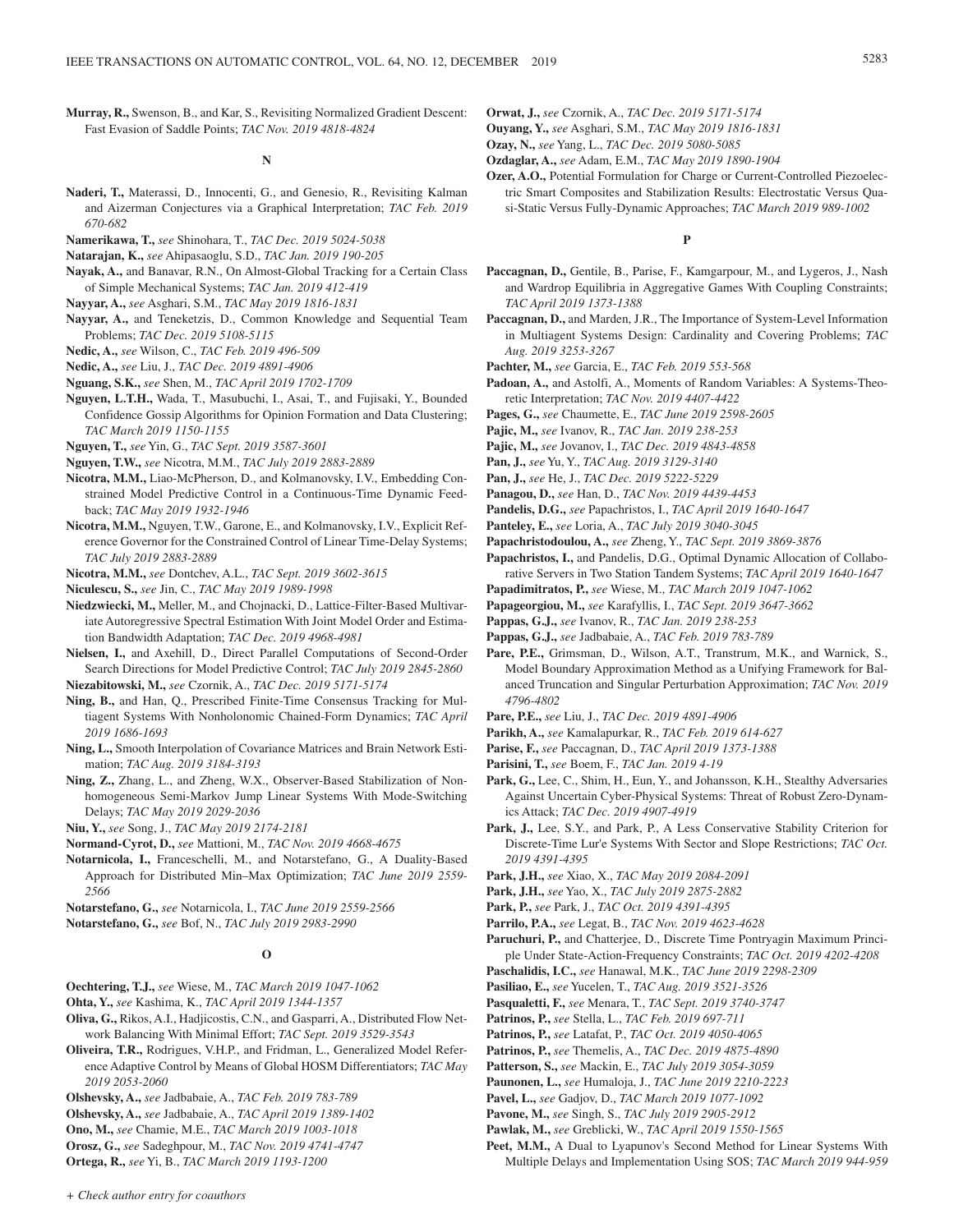**Murray, R.,** Swenson, B., and Kar, S., Revisiting Normalized Gradient Descent: Fast Evasion of Saddle Points; *TAC Nov. 2019 4818-4824*

## N

**Naderi, T.,** Materassi, D., Innocenti, G., and Genesio, R., Revisiting Kalman and Aizerman Conjectures via a Graphical Interpretation; *TAC Feb. 2019 670-682*

**Namerikawa, T.,** *see* Shinohara, T., *TAC Dec. 2019 5024-5038*

**Natarajan, K.,** *see* Ahipasaoglu, S.D., *TAC Jan. 2019 190-205*

**Nayak, A.,** and Banavar, R.N., On Almost-Global Tracking for a Certain Class of Simple Mechanical Systems; *TAC Jan. 2019 412-419*

**Nayyar, A.,** *see* Asghari, S.M., *TAC May 2019 1816-1831*

**Nayyar, A.,** and Teneketzis, D., Common Knowledge and Sequential Team Problems; *TAC Dec. 2019 5108-5115*

**Nedic, A.,** *see* Wilson, C., *TAC Feb. 2019 496-509*

**Nedic, A.,** *see* Liu, J., *TAC Dec. 2019 4891-4906*

**Nguang, S.K.,** *see* Shen, M., *TAC April 2019 1702-1709*

**Nguyen, L.T.H.,** Wada, T., Masubuchi, I., Asai, T., and Fujisaki, Y., Bounded Confidence Gossip Algorithms for Opinion Formation and Data Clustering; *TAC March 2019 1150-1155*

**Nguyen, T.,** *see* Yin, G., *TAC Sept. 2019 3587-3601*

**Nguyen, T.W.,** *see* Nicotra, M.M., *TAC July 2019 2883-2889*

**Nicotra, M.M.,** Liao-McPherson, D., and Kolmanovsky, I.V., Embedding Constrained Model Predictive Control in a Continuous-Time Dynamic Feedback; *TAC May 2019 1932-1946*

**Nicotra, M.M.,** Nguyen, T.W., Garone, E., and Kolmanovsky, I.V., Explicit Reference Governor for the Constrained Control of Linear Time-Delay Systems; *TAC July 2019 2883-2889*

**Nicotra, M.M.,** *see* Dontchev, A.L., *TAC Sept. 2019 3602-3615*

**Niculescu, S.,** *see* Jin, C., *TAC May 2019 1989-1998*

**Niedzwiecki, M.,** Meller, M., and Chojnacki, D., Lattice-Filter-Based Multivariate Autoregressive Spectral Estimation With Joint Model Order and Estimation Bandwidth Adaptation; *TAC Dec. 2019 4968-4981*

**Nielsen, I.,** and Axehill, D., Direct Parallel Computations of Second-Order Search Directions for Model Predictive Control; *TAC July 2019 2845-2860*

**Niezabitowski, M.,** *see* Czornik, A., *TAC Dec. 2019 5171-5174*

**Ning, B.,** and Han, Q., Prescribed Finite-Time Consensus Tracking for Multiagent Systems With Nonholonomic Chained-Form Dynamics; *TAC April 2019 1686-1693*

**Ning, L.,** Smooth Interpolation of Covariance Matrices and Brain Network Estimation; *TAC Aug. 2019 3184-3193*

**Ning, Z.,** Zhang, L., and Zheng, W.X., Observer-Based Stabilization of Nonhomogeneous Semi-Markov Jump Linear Systems With Mode-Switching Delays; *TAC May 2019 2029-2036*

**Niu, Y.,** *see* Song, J., *TAC May 2019 2174-2181*

**Normand-Cyrot, D.,** *see* Mattioni, M., *TAC Nov. 2019 4668-4675*

**Notarnicola, I.,** Franceschelli, M., and Notarstefano, G., A Duality-Based Approach for Distributed Min–Max Optimization; *TAC June 2019 2559-2566*

**Notarstefano, G.,** *see* Notarnicola, I., *TAC June 2019 2559-2566*

**Notarstefano, G.,** *see* Bof, N., *TAC July 2019 2983-2990*

## O

**Oechtering, T.J.,** *see* Wiese, M., *TAC March 2019 1047-1062*

**Ohta, Y.,** *see* Kashima, K., *TAC April 2019 1344-1357*

**Oliva, G.,** Rikos, A.I., Hadjicostis, C.N., and Gasparri, A., Distributed Flow Network Balancing With Minimal Effort; *TAC Sept. 2019 3529-3543*

**Oliveira, T.R.,** Rodrigues, V.H.P., and Fridman, L., Generalized Model Reference Adaptive Control by Means of Global HOSM Differentiators; *TAC May 2019 2053-2060*

**Olshevsky, A.,** *see* Jadbabaie, A., *TAC Feb. 2019 783-789*

**Olshevsky, A.,** *see* Jadbabaie, A., *TAC April 2019 1389-1402*

**Ono, M.,** *see* Chamie, M.E., *TAC March 2019 1003-1018*

**Orosz, G.,** *see* Sadeghpour, M., *TAC Nov. 2019 4741-4747*

**Ortega, R.,** *see* Yi, B., *TAC March 2019 1193-1200*

**Orwat, J.,** *see* Czornik, A., *TAC Dec. 2019 5171-5174*

**Ouyang, Y.,** *see* Asghari, S.M., *TAC May 2019 1816-1831*

**Ozay, N.,** *see* Yang, L., *TAC Dec. 2019 5080-5085*

**Ozdaglar, A.,** *see* Adam, E.M., *TAC May 2019 1890-1904*

**Ozer, A.O.,** Potential Formulation for Charge or Current-Controlled Piezoelectric Smart Composites and Stabilization Results: Electrostatic Versus Quasi-Static Versus Fully-Dynamic Approaches; *TAC March 2019 989-1002*

## P

**Paccagnan, D.,** Gentile, B., Parise, F., Kamgarpour, M., and Lygeros, J., Nash and Wardrop Equilibria in Aggregative Games With Coupling Constraints; *TAC April 2019 1373-1388*

**Paccagnan, D.,** and Marden, J.R., The Importance of System-Level Information in Multiagent Systems Design: Cardinality and Covering Problems; *TAC Aug. 2019 3253-3267*

**Pachter, M.,** *see* Garcia, E., *TAC Feb. 2019 553-568*

**Padoan, A.,** and Astolfi, A., Moments of Random Variables: A Systems-Theoretic Interpretation; *TAC Nov. 2019 4407-4422*

**Pages, G.,** *see* Chaumette, E., *TAC June 2019 2598-2605*

**Pajic, M.,** *see* Ivanov, R., *TAC Jan. 2019 238-253*

**Pajic, M.,** *see* Jovanov, I., *TAC Dec. 2019 4843-4858*

**Pan, J.,** *see* Yu, Y., *TAC Aug. 2019 3129-3140*

**Pan, J.,** *see* He, J., *TAC Dec. 2019 5222-5229*

**Panagou, D.,** *see* Han, D., *TAC Nov. 2019 4439-4453*

**Pandelis, D.G.,** *see* Papachristos, I., *TAC April 2019 1640-1647*

**Panteley, E.,** *see* Loria, A., *TAC July 2019 3040-3045*

**Papachristodoulou, A.,** *see* Zheng, Y., *TAC Sept. 2019 3869-3876*

**Papachristos, I.,** and Pandelis, D.G., Optimal Dynamic Allocation of Collaborative Servers in Two Station Tandem Systems; *TAC April 2019 1640-1647*

**Papadimitratos, P.,** *see* Wiese, M., *TAC March 2019 1047-1062*

**Papageorgiou, M.,** *see* Karafyllis, I., *TAC Sept. 2019 3647-3662*

**Pappas, G.J.,** *see* Ivanov, R., *TAC Jan. 2019 238-253*

**Pappas, G.J.,** *see* Jadbabaie, A., *TAC Feb. 2019 783-789*

**Pare, P.E.,** Grimsman, D., Wilson, A.T., Transtrum, M.K., and Warnick, S., Model Boundary Approximation Method as a Unifying Framework for Balanced Truncation and Singular Perturbation Approximation; *TAC Nov. 2019 4796-4802*

**Pare, P.E.,** *see* Liu, J., *TAC Dec. 2019 4891-4906*

**Parikh, A.,** *see* Kamalapurkar, R., *TAC Feb. 2019 614-627*

**Parise, F.,** *see* Paccagnan, D., *TAC April 2019 1373-1388*

**Parisini, T.,** *see* Boem, F., *TAC Jan. 2019 4-19*

**Park, G.,** Lee, C., Shim, H., Eun, Y., and Johansson, K.H., Stealthy Adversaries Against Uncertain Cyber-Physical Systems: Threat of Robust Zero-Dynamics Attack; *TAC Dec. 2019 4907-4919*

**Park, J.,** Lee, S.Y., and Park, P., A Less Conservative Stability Criterion for Discrete-Time Lur'e Systems With Sector and Slope Restrictions; *TAC Oct. 2019 4391-4395*

**Park, J.H.,** *see* Xiao, X., *TAC May 2019 2084-2091*

**Park, J.H.,** *see* Yao, X., *TAC July 2019 2875-2882*

**Park, P.,** *see* Park, J., *TAC Oct. 2019 4391-4395*

**Parrilo, P.A.,** *see* Legat, B., *TAC Nov. 2019 4623-4628*

**Paruchuri, P.,** and Chatterjee, D., Discrete Time Pontryagin Maximum Principle Under State-Action-Frequency Constraints; *TAC Oct. 2019 4202-4208*

**Paschalidis, I.C.,** *see* Hanawal, M.K., *TAC June 2019 2298-2309*

**Pasiliao, E.,** *see* Yucelen, T., *TAC Aug. 2019 3521-3526*

**Pasqualetti, F.,** *see* Menara, T., *TAC Sept. 2019 3740-3747*

**Patrinos, P.,** *see* Stella, L., *TAC Feb. 2019 697-711*

**Patrinos, P.,** *see* Latafat, P., *TAC Oct. 2019 4050-4065*

**Patrinos, P.,** *see* Themelis, A., *TAC Dec. 2019 4875-4890*

**Patterson, S.,** *see* Mackin, E., *TAC July 2019 3054-3059*

**Paunonen, L.,** *see* Humaloja, J., *TAC June 2019 2210-2223*

**Pavel, L.,** *see* Gadjov, D., *TAC March 2019 1077-1092*

**Pavone, M.,** *see* Singh, S., *TAC July 2019 2905-2912*

**Pawlak, M.,** *see* Greblicki, W., *TAC April 2019 1550-1565*

**Peet, M.M.,** A Dual to Lyapunov's Second Method for Linear Systems With Multiple Delays and Implementation Using SOS; *TAC March 2019 944-959*

*+ Check author entry for coauthors*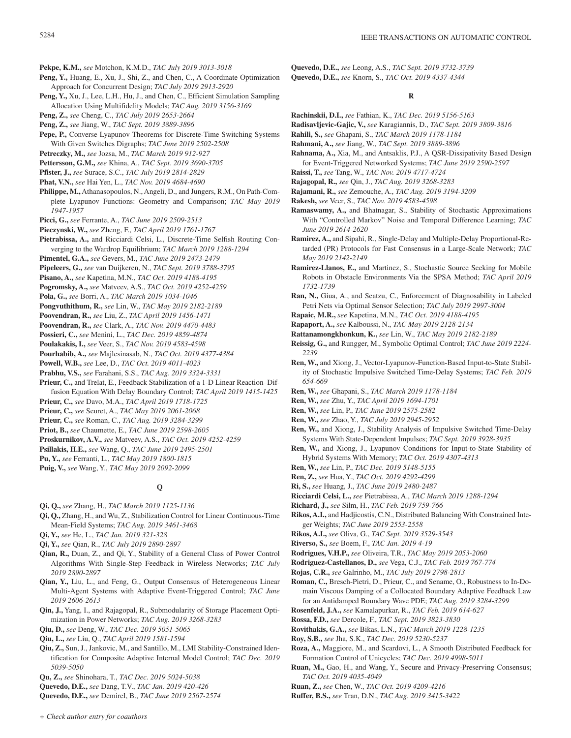**Pekpe, K.M.,** *see* Motchon, K.M.D., *TAC July 2019 3013-3018*

**Peng, Y.,** Huang, E., Xu, J., Shi, Z., and Chen, C., A Coordinate Optimization Approach for Concurrent Design; *TAC July 2019 2913-2920*

**Peng, Y.,** Xu, J., Lee, L.H., Hu, J., and Chen, C., Efficient Simulation Sampling Allocation Using Multifidelity Models; *TAC Aug. 2019 3156-3169*

**Peng, Z.,** *see* Cheng, C., *TAC July 2019 2653-2664*

**Peng, Z.,** *see* Jiang, W., *TAC Sept. 2019 3889-3896*

**Pepe, P.,** Converse Lyapunov Theorems for Discrete-Time Switching Systems With Given Switches Digraphs; *TAC June 2019 2502-2508*

**Petreczky, M.,** *see* Jozsa, M., *TAC March 2019 912-927*

**Pettersson, G.M.,** *see* Khina, A., *TAC Sept. 2019 3690-3705*

**Pfister, J.,** *see* Surace, S.C., *TAC July 2019 2814-2829*

**Phat, V.N.,** *see* Hai Yen, L., *TAC Nov. 2019 4684-4690*

**Philippe, M.,** Athanasopoulos, N., Angeli, D., and Jungers, R.M., On Path-Complete Lyapunov Functions: Geometry and Comparison; *TAC May 2019 1947-1957*

**Picci, G.,** *see* Ferrante, A., *TAC June 2019 2509-2513*

**Pieczynski, W.,** *see* Zheng, F., *TAC April 2019 1761-1767*

**Pietrabissa, A.,** and Ricciardi Celsi, L., Discrete-Time Selfish Routing Converging to the Wardrop Equilibrium; *TAC March 2019 1288-1294*

**Pimentel, G.A.,** *see* Gevers, M., *TAC June 2019 2473-2479*

**Pipeleers, G.,** *see* van Duijkeren, N., *TAC Sept. 2019 3788-3795*

**Pisano, A.,** *see* Kapetina, M.N., *TAC Oct. 2019 4188-4195*

**Pogromsky, A.,** *see* Matveev, A.S., *TAC Oct. 2019 4252-4259*

**Pola, G.,** *see* Borri, A., *TAC March 2019 1034-1046*

**Pongvuthithum, R.,** *see* Lin, W., *TAC May 2019 2182-2189*

**Poovendran, R.,** *see* Liu, Z., *TAC April 2019 1456-1471*

**Poovendran, R.,** *see* Clark, A., *TAC Nov. 2019 4470-4483*

**Possieri, C.,** *see* Menini, L., *TAC Dec. 2019 4859-4874*

**Poulakakis, I.,** *see* Veer, S., *TAC Nov. 2019 4583-4598*

**Pourhabib, A.,** *see* Majlesinasab, N., *TAC Oct. 2019 4377-4384*

**Powell, W.B.,** *see* Lee, D., *TAC Oct. 2019 4011-4023*

**Prabhu, V.S.,** *see* Farahani, S.S., *TAC Aug. 2019 3324-3331*

**Prieur, C.,** and Trelat, E., Feedback Stabilization of a 1-D Linear Reaction–Diffusion Equation With Delay Boundary Control; *TAC April 2019 1415-1425*

**Prieur, C.,** *see* Davo, M.A., *TAC April 2019 1718-1725*

**Prieur, C.,** *see* Seuret, A., *TAC May 2019 2061-2068*

**Prieur, C.,** *see* Roman, C., *TAC Aug. 2019 3284-3299*

**Priot, B.,** *see* Chaumette, E., *TAC June 2019 2598-2605*

**Proskurnikov, A.V.,** *see* Matveev, A.S., *TAC Oct. 2019 4252-4259*

**Psillakis, H.E.,** *see* Wang, Q., *TAC June 2019 2495-2501*

**Pu, Y.,** *see* Ferranti, L., *TAC May 2019 1800-1815*

**Puig, V.,** *see* Wang, Y., *TAC May 2019 2092-2099*

## Q

**Qi, Q.,** *see* Zhang, H., *TAC March 2019 1125-1136*

**Qi, Q.,** Zhang, H., and Wu, Z., Stabilization Control for Linear Continuous-Time Mean-Field Systems; *TAC Aug. 2019 3461-3468*

**Qi, Y.,** *see* He, L., *TAC Jan. 2019 321-328*

**Qi, Y.,** *see* Qian, R., *TAC July 2019 2890-2897*

**Qian, R.,** Duan, Z., and Qi, Y., Stability of a General Class of Power Control Algorithms With Single-Step Feedback in Wireless Networks; *TAC July 2019 2890-2897*

**Qian, Y.,** Liu, L., and Feng, G., Output Consensus of Heterogeneous Linear Multi-Agent Systems with Adaptive Event-Triggered Control; *TAC June 2019 2606-2613*

**Qin, J.,** Yang, I., and Rajagopal, R., Submodularity of Storage Placement Optimization in Power Networks; *TAC Aug. 2019 3268-3283*

**Qiu, D.,** *see* Deng, W., *TAC Dec. 2019 5051-5065*

**Qiu, L.,** *see* Liu, Q., *TAC April 2019 1581-1594*

**Qiu, Z.,** Sun, J., Jankovic, M., and Santillo, M., LMI Stability-Constrained Identification for Composite Adaptive Internal Model Control; *TAC Dec. 2019 5039-5050*

**Qu, Z.,** *see* Shinohara, T., *TAC Dec. 2019 5024-5038*

**Quevedo, D.E.,** *see* Dang, T.V., *TAC Jan. 2019 420-426*

**Quevedo, D.E.,** *see* Demirel, B., *TAC June 2019 2567-2574*

**Quevedo, D.E.,** *see* Leong, A.S., *TAC Sept. 2019 3732-3739*

**Quevedo, D.E.,** *see* Knorn, S., *TAC Oct. 2019 4337-4344*

## R

**Rachinskii, D.I.,** *see* Fathian, K., *TAC Dec. 2019 5156-5163*

**Radisavljevic-Gajic, V.,** *see* Karagiannis, D., *TAC Sept. 2019 3809-3816*

**Rahili, S.,** *see* Ghapani, S., *TAC March 2019 1178-1184*

**Rahmani, A.,** *see* Jiang, W., *TAC Sept. 2019 3889-3896*

**Rahnama, A.,** Xia, M., and Antsaklis, P.J., A QSR-Dissipativity Based Design for Event-Triggered Networked Systems; *TAC June 2019 2590-2597*

**Raissi, T.,** *see* Tang, W., *TAC Nov. 2019 4717-4724*

**Rajagopal, R.,** *see* Qin, J., *TAC Aug. 2019 3268-3283*

**Rajamani, R.,** *see* Zemouche, A., *TAC Aug. 2019 3194-3209*

**Rakesh,** *see* Veer, S., *TAC Nov. 2019 4583-4598*

**Ramaswamy, A.,** and Bhatnagar, S., Stability of Stochastic Approximations With "Controlled Markov" Noise and Temporal Difference Learning; *TAC June 2019 2614-2620*

**Ramirez, A.,** and Sipahi, R., Single-Delay and Multiple-Delay Proportional-Retarded (PR) Protocols for Fast Consensus in a Large-Scale Network; *TAC May 2019 2142-2149*

**Ramirez-Llanos, E.,** and Martinez, S., Stochastic Source Seeking for Mobile Robots in Obstacle Environments Via the SPSA Method; *TAC April 2019 1732-1739*

**Ran, N.,** Giua, A., and Seatzu, C., Enforcement of Diagnosability in Labeled Petri Nets via Optimal Sensor Selection; *TAC July 2019 2997-3004*

**Rapaic, M.R.,** *see* Kapetina, M.N., *TAC Oct. 2019 4188-4195*

**Rapaport, A.,** *see* Kalboussi, N., *TAC May 2019 2128-2134*

**Rattanamongkhonkun, K.,** *see* Lin, W., *TAC May 2019 2182-2189*

**Reissig, G.,** and Rungger, M., Symbolic Optimal Control; *TAC June 2019 2224-2239*

**Ren, W.,** and Xiong, J., Vector-Lyapunov-Function-Based Input-to-State Stability of Stochastic Impulsive Switched Time-Delay Systems; *TAC Feb. 2019 654-669*

**Ren, W.,** *see* Ghapani, S., *TAC March 2019 1178-1184*

**Ren, W.,** *see* Zhu, Y., *TAC April 2019 1694-1701*

**Ren, W.,** *see* Lin, P., *TAC June 2019 2575-2582*

**Ren, W.,** *see* Zhao, Y., *TAC July 2019 2945-2952*

**Ren, W.,** and Xiong, J., Stability Analysis of Impulsive Switched Time-Delay Systems With State-Dependent Impulses; *TAC Sept. 2019 3928-3935*

**Ren, W.,** and Xiong, J., Lyapunov Conditions for Input-to-State Stability of Hybrid Systems With Memory; *TAC Oct. 2019 4307-4313*

**Ren, W.,** *see* Lin, P., *TAC Dec. 2019 5148-5155*

**Ren, Z.,** *see* Hua, Y., *TAC Oct. 2019 4292-4299*

**Ri, S.,** *see* Huang, J., *TAC June 2019 2480-2487*

**Ricciardi Celsi, L.,** *see* Pietrabissa, A., *TAC March 2019 1288-1294*

**Richard, J.,** *see* Silm, H., *TAC Feb. 2019 759-766*

**Rikos, A.I.,** and Hadjicostis, C.N., Distributed Balancing With Constrained Integer Weights; *TAC June 2019 2553-2558*

**Rikos, A.I.,** *see* Oliva, G., *TAC Sept. 2019 3529-3543*

**Riverso, S.,** *see* Boem, F., *TAC Jan. 2019 4-19*

**Rodrigues, V.H.P.,** *see* Oliveira, T.R., *TAC May 2019 2053-2060*

**Rodriguez-Castellanos, D.,** *see* Vega, C.J., *TAC Feb. 2019 767-774*

**Rojas, C.R.,** *see* Galrinho, M., *TAC July 2019 2798-2813*

**Roman, C.,** Bresch-Pietri, D., Prieur, C., and Sename, O., Robustness to In-Domain Viscous Damping of a Collocated Boundary Adaptive Feedback Law for an Antidamped Boundary Wave PDE; *TAC Aug. 2019 3284-3299*

**Rosenfeld, J.A.,** *see* Kamalapurkar, R., *TAC Feb. 2019 614-627*

**Rossa, F.D.,** *see* Dercole, F., *TAC Sept. 2019 3823-3830*

**Rovithakis, G.A.,** *see* Bikas, L.N., *TAC March 2019 1228-1235*

**Roy, S.B.,** *see* Jha, S.K., *TAC Dec. 2019 5230-5237*

**Roza, A.,** Maggiore, M., and Scardovi, L., A Smooth Distributed Feedback for Formation Control of Unicycles; *TAC Dec. 2019 4998-5011*

**Ruan, M.,** Gao, H., and Wang, Y., Secure and Privacy-Preserving Consensus; *TAC Oct. 2019 4035-4049*

**Ruan, Z.,** *see* Chen, W., *TAC Oct. 2019 4209-4216*

**Ruffer, B.S.,** *see* Tran, D.N., *TAC Aug. 2019 3415-3422*

*+ Check author entry for coauthors*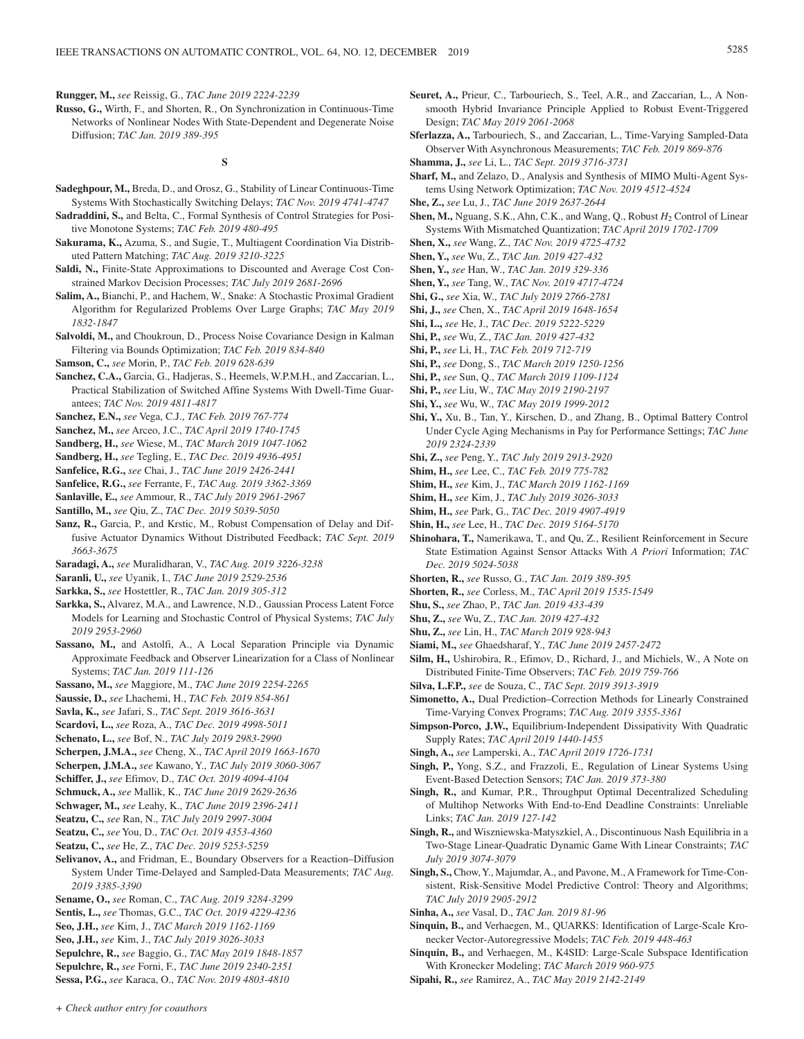**Rungger, M.,** *see* Reissig, G., *TAC June 2019 2224-2239*

**Russo, G.,** Wirth, F., and Shorten, R., On Synchronization in Continuous-Time Networks of Nonlinear Nodes With State-Dependent and Degenerate Noise Diffusion; *TAC Jan. 2019 389-395*

## S

**Sadeghpour, M.,** Breda, D., and Orosz, G., Stability of Linear Continuous-Time Systems With Stochastically Switching Delays; *TAC Nov. 2019 4741-4747*

**Sadraddini, S.,** and Belta, C., Formal Synthesis of Control Strategies for Positive Monotone Systems; *TAC Feb. 2019 480-495*

**Sakurama, K.,** Azuma, S., and Sugie, T., Multiagent Coordination Via Distributed Pattern Matching; *TAC Aug. 2019 3210-3225*

**Saldi, N.,** Finite-State Approximations to Discounted and Average Cost Constrained Markov Decision Processes; *TAC July 2019 2681-2696*

**Salim, A.,** Bianchi, P., and Hachem, W., Snake: A Stochastic Proximal Gradient Algorithm for Regularized Problems Over Large Graphs; *TAC May 2019 1832-1847*

**Salvoldi, M.,** and Choukroun, D., Process Noise Covariance Design in Kalman Filtering via Bounds Optimization; *TAC Feb. 2019 834-840*

**Samson, C.,** *see* Morin, P., *TAC Feb. 2019 628-639*

**Sanchez, C.A.,** Garcia, G., Hadjeras, S., Heemels, W.P.M.H., and Zaccarian, L., Practical Stabilization of Switched Affine Systems With Dwell-Time Guarantees; *TAC Nov. 2019 4811-4817*

**Sanchez, E.N.,** *see* Vega, C.J., *TAC Feb. 2019 767-774*

**Sanchez, M.,** *see* Arceo, J.C., *TAC April 2019 1740-1745*

**Sandberg, H.,** *see* Wiese, M., *TAC March 2019 1047-1062*

**Sandberg, H.,** *see* Tegling, E., *TAC Dec. 2019 4936-4951*

**Sanfelice, R.G.,** *see* Chai, J., *TAC June 2019 2426-2441*

**Sanfelice, R.G.,** *see* Ferrante, F., *TAC Aug. 2019 3362-3369*

**Sanlaville, E.,** *see* Ammour, R., *TAC July 2019 2961-2967*

**Santillo, M.,** *see* Qiu, Z., *TAC Dec. 2019 5039-5050*

**Sanz, R.,** Garcia, P., and Krstic, M., Robust Compensation of Delay and Diffusive Actuator Dynamics Without Distributed Feedback; *TAC Sept. 2019 3663-3675*

**Saradagi, A.,** *see* Muralidharan, V., *TAC Aug. 2019 3226-3238*

**Saranli, U.,** *see* Uyanik, I., *TAC June 2019 2529-2536*

**Sarkka, S.,** *see* Hostettler, R., *TAC Jan. 2019 305-312*

**Sarkka, S.,** Alvarez, M.A., and Lawrence, N.D., Gaussian Process Latent Force Models for Learning and Stochastic Control of Physical Systems; *TAC July 2019 2953-2960*

**Sassano, M.,** and Astolfi, A., A Local Separation Principle via Dynamic Approximate Feedback and Observer Linearization for a Class of Nonlinear Systems; *TAC Jan. 2019 111-126*

**Sassano, M.,** *see* Maggiore, M., *TAC June 2019 2254-2265*

**Saussie, D.,** *see* Lhachemi, H., *TAC Feb. 2019 854-861*

**Savla, K.,** *see* Jafari, S., *TAC Sept. 2019 3616-3631*

**Scardovi, L.,** *see* Roza, A., *TAC Dec. 2019 4998-5011*

**Schenato, L.,** *see* Bof, N., *TAC July 2019 2983-2990*

**Scherpen, J.M.A.,** *see* Cheng, X., *TAC April 2019 1663-1670*

**Scherpen, J.M.A.,** *see* Kawano, Y., *TAC July 2019 3060-3067*

**Schiffer, J.,** *see* Efimov, D., *TAC Oct. 2019 4094-4104*

**Schmuck, A.,** *see* Mallik, K., *TAC June 2019 2629-2636*

**Schwager, M.,** *see* Leahy, K., *TAC June 2019 2396-2411*

**Seatzu, C.,** *see* Ran, N., *TAC July 2019 2997-3004*

**Seatzu, C.,** *see* You, D., *TAC Oct. 2019 4353-4360*

**Seatzu, C.,** *see* He, Z., *TAC Dec. 2019 5253-5259*

**Selivanov, A.,** and Fridman, E., Boundary Observers for a Reaction–Diffusion System Under Time-Delayed and Sampled-Data Measurements; *TAC Aug. 2019 3385-3390*

**Sename, O.,** *see* Roman, C., *TAC Aug. 2019 3284-3299*

**Sentis, L.,** *see* Thomas, G.C., *TAC Oct. 2019 4229-4236*

**Seo, J.H.,** *see* Kim, J., *TAC March 2019 1162-1169*

**Seo, J.H.,** *see* Kim, J., *TAC July 2019 3026-3033*

**Sepulchre, R.,** *see* Baggio, G., *TAC May 2019 1848-1857*

**Sepulchre, R.,** *see* Forni, F., *TAC June 2019 2340-2351*

**Sessa, P.G.,** *see* Karaca, O., *TAC Nov. 2019 4803-4810*

**Seuret, A.,** Prieur, C., Tarbouriech, S., Teel, A.R., and Zaccarian, L., A Nonsmooth Hybrid Invariance Principle Applied to Robust Event-Triggered Design; *TAC May 2019 2061-2068*

**Sferlazza, A.,** Tarbouriech, S., and Zaccarian, L., Time-Varying Sampled-Data Observer With Asynchronous Measurements; *TAC Feb. 2019 869-876*

**Shamma, J.,** *see* Li, L., *TAC Sept. 2019 3716-3731*

**Sharf, M.,** and Zelazo, D., Analysis and Synthesis of MIMO Multi-Agent Systems Using Network Optimization; *TAC Nov. 2019 4512-4524*

**She, Z.,** *see* Lu, J., *TAC June 2019 2637-2644*

**Shen, M.,** Nguang, S.K., Ahn, C.K., and Wang, Q., Robust $H_2$ Control of Linear Systems With Mismatched Quantization; *TAC April 2019 1702-1709*

**Shen, X.,** *see* Wang, Z., *TAC Nov. 2019 4725-4732*

**Shen, Y.,** *see* Wu, Z., *TAC Jan. 2019 427-432*

**Shen, Y.,** *see* Han, W., *TAC Jan. 2019 329-336*

**Shen, Y.,** *see* Tang, W., *TAC Nov. 2019 4717-4724*

**Shi, G.,** *see* Xia, W., *TAC July 2019 2766-2781*

**Shi, J.,** *see* Chen, X., *TAC April 2019 1648-1654*

**Shi, L.,** *see* He, J., *TAC Dec. 2019 5222-5229*

**Shi, P.,** *see* Wu, Z., *TAC Jan. 2019 427-432*

**Shi, P.,** *see* Li, H., *TAC Feb. 2019 712-719*

**Shi, P.,** *see* Dong, S., *TAC March 2019 1250-1256*

**Shi, P.,** *see* Sun, Q., *TAC March 2019 1109-1124*

**Shi, P.,** *see* Liu, W., *TAC May 2019 2190-2197*

**Shi, Y.,** *see* Wu, W., *TAC May 2019 1999-2012*

**Shi, Y.,** Xu, B., Tan, Y., Kirschen, D., and Zhang, B., Optimal Battery Control Under Cycle Aging Mechanisms in Pay for Performance Settings; *TAC June 2019 2324-2339*

**Shi, Z.,** *see* Peng, Y., *TAC July 2019 2913-2920*

**Shim, H.,** *see* Lee, C., *TAC Feb. 2019 775-782*

**Shim, H.,** *see* Kim, J., *TAC March 2019 1162-1169*

**Shim, H.,** *see* Kim, J., *TAC July 2019 3026-3033*

**Shim, H.,** *see* Park, G., *TAC Dec. 2019 4907-4919*

**Shin, H.,** *see* Lee, H., *TAC Dec. 2019 5164-5170*

**Shinohara, T.,** Namerikawa, T., and Qu, Z., Resilient Reinforcement in Secure State Estimation Against Sensor Attacks With *A Priori* Information; *TAC Dec. 2019 5024-5038*

**Shorten, R.,** *see* Russo, G., *TAC Jan. 2019 389-395*

**Shorten, R.,** *see* Corless, M., *TAC April 2019 1535-1549*

**Shu, S.,** *see* Zhao, P., *TAC Jan. 2019 433-439*

**Shu, Z.,** *see* Wu, Z., *TAC Jan. 2019 427-432*

**Shu, Z.,** *see* Lin, H., *TAC March 2019 928-943*

**Siami, M.,** *see* Ghaedsharaf, Y., *TAC June 2019 2457-2472*

**Silm, H.,** Ushirobira, R., Efimov, D., Richard, J., and Michiels, W., A Note on Distributed Finite-Time Observers; *TAC Feb. 2019 759-766*

**Silva, L.F.P.,** *see* de Souza, C., *TAC Sept. 2019 3913-3919*

**Simonetto, A.,** Dual Prediction–Correction Methods for Linearly Constrained Time-Varying Convex Programs; *TAC Aug. 2019 3355-3361*

**Simpson-Porco, J.W.,** Equilibrium-Independent Dissipativity With Quadratic Supply Rates; *TAC April 2019 1440-1455*

**Singh, A.,** *see* Lamperski, A., *TAC April 2019 1726-1731*

**Singh, P.,** Yong, S.Z., and Frazzoli, E., Regulation of Linear Systems Using Event-Based Detection Sensors; *TAC Jan. 2019 373-380*

**Singh, R.,** and Kumar, P.R., Throughput Optimal Decentralized Scheduling of Multihop Networks With End-to-End Deadline Constraints: Unreliable Links; *TAC Jan. 2019 127-142*

**Singh, R.,** and Wiszniewska-Matyszkiel, A., Discontinuous Nash Equilibria in a Two-Stage Linear-Quadratic Dynamic Game With Linear Constraints; *TAC July 2019 3074-3079*

**Singh, S.,** Chow, Y., Majumdar, A., and Pavone, M., A Framework for Time-Consistent, Risk-Sensitive Model Predictive Control: Theory and Algorithms; *TAC July 2019 2905-2912*

**Sinha, A.,** *see* Vasal, D., *TAC Jan. 2019 81-96*

**Sinquin, B.,** and Verhaegen, M., QUARKS: Identification of Large-Scale Kronecker Vector-Autoregressive Models; *TAC Feb. 2019 448-463*

**Sinquin, B.,** and Verhaegen, M., K4SID: Large-Scale Subspace Identification With Kronecker Modeling; *TAC March 2019 960-975*

**Sipahi, R.,** *see* Ramirez, A., *TAC May 2019 2142-2149*

*+ Check author entry for coauthors*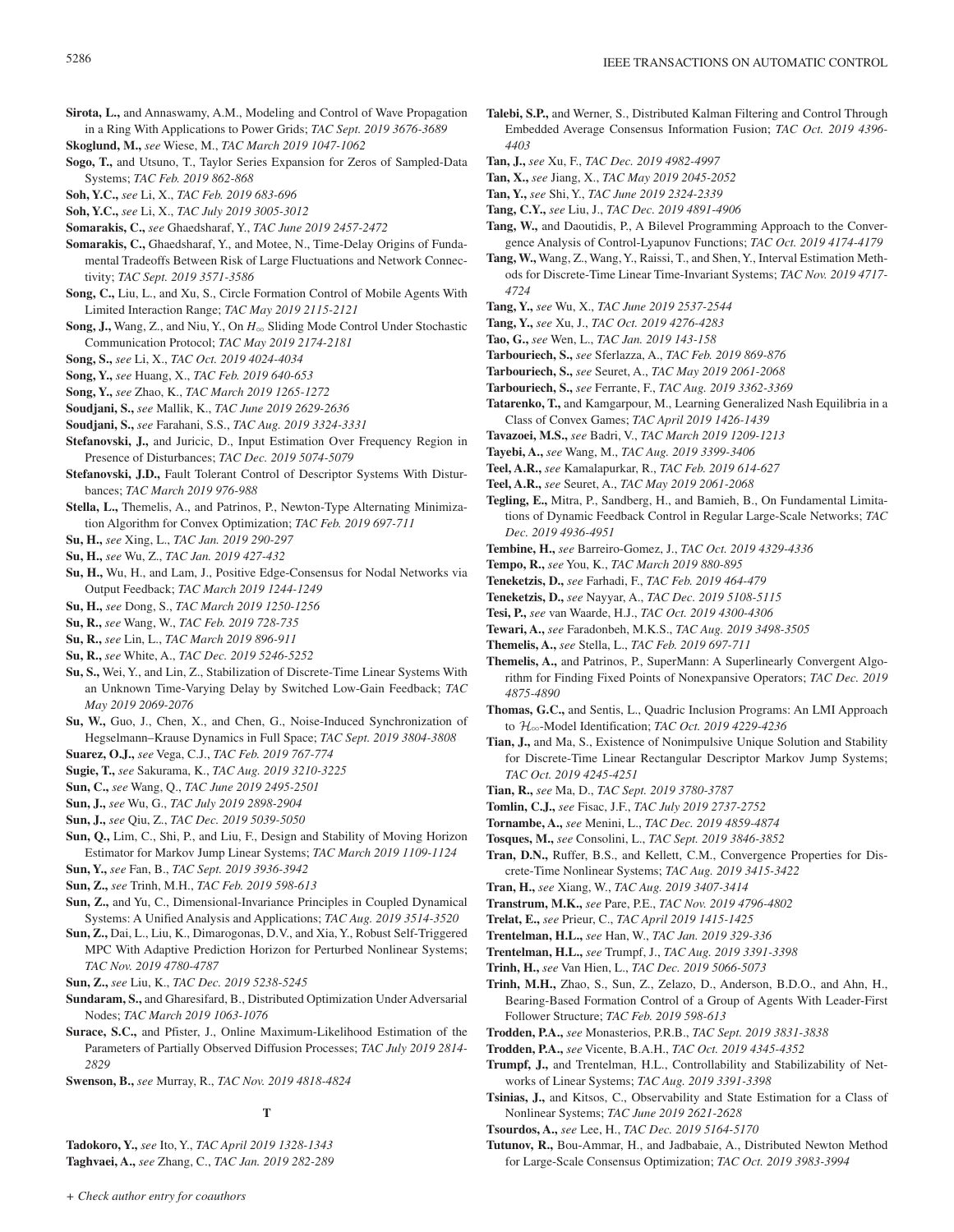**Sirota, L.,** and Annaswamy, A.M., Modeling and Control of Wave Propagation in a Ring With Applications to Power Grids; *TAC Sept. 2019 3676-3689*

**Skoglund, M.,** *see* Wiese, M., *TAC March 2019 1047-1062*

**Sogo, T.,** and Utsuno, T., Taylor Series Expansion for Zeros of Sampled-Data Systems; *TAC Feb. 2019 862-868*

**Soh, Y.C.,** *see* Li, X., *TAC Feb. 2019 683-696*

**Soh, Y.C.,** *see* Li, X., *TAC July 2019 3005-3012*

**Somarakis, C.,** *see* Ghaedsharaf, Y., *TAC June 2019 2457-2472*

**Somarakis, C.,** Ghaedsharaf, Y., and Motee, N., Time-Delay Origins of Fundamental Tradeoffs Between Risk of Large Fluctuations and Network Connectivity; *TAC Sept. 2019 3571-3586*

**Song, C.,** Liu, L., and Xu, S., Circle Formation Control of Mobile Agents With Limited Interaction Range; *TAC May 2019 2115-2121*

**Song, J.,** Wang, Z., and Niu, Y., On $H_\infty$ Sliding Mode Control Under Stochastic Communication Protocol; *TAC May 2019 2174-2181*

**Song, S.,** *see* Li, X., *TAC Oct. 2019 4024-4034*

**Song, Y.,** *see* Huang, X., *TAC Feb. 2019 640-653*

**Song, Y.,** *see* Zhao, K., *TAC March 2019 1265-1272*

**Soudjani, S.,** *see* Mallik, K., *TAC June 2019 2629-2636*

**Soudjani, S.,** *see* Farahani, S.S., *TAC Aug. 2019 3324-3331*

**Stefanovski, J.,** and Juricic, D., Input Estimation Over Frequency Region in Presence of Disturbances; *TAC Dec. 2019 5074-5079*

**Stefanovski, J.D.,** Fault Tolerant Control of Descriptor Systems With Disturbances; *TAC March 2019 976-988*

**Stella, L.,** Themelis, A., and Patrinos, P., Newton-Type Alternating Minimization Algorithm for Convex Optimization; *TAC Feb. 2019 697-711*

**Su, H.,** *see* Xing, L., *TAC Jan. 2019 290-297*

**Su, H.,** *see* Wu, Z., *TAC Jan. 2019 427-432*

**Su, H.,** Wu, H., and Lam, J., Positive Edge-Consensus for Nodal Networks via Output Feedback; *TAC March 2019 1244-1249*

**Su, H.,** *see* Dong, S., *TAC March 2019 1250-1256*

**Su, R.,** *see* Wang, W., *TAC Feb. 2019 728-735*

**Su, R.,** *see* Lin, L., *TAC March 2019 896-911*

**Su, R.,** *see* White, A., *TAC Dec. 2019 5246-5252*

**Su, S.,** Wei, Y., and Lin, Z., Stabilization of Discrete-Time Linear Systems With an Unknown Time-Varying Delay by Switched Low-Gain Feedback; *TAC May 2019 2069-2076*

**Su, W.,** Guo, J., Chen, X., and Chen, G., Noise-Induced Synchronization of Hegselmann–Krause Dynamics in Full Space; *TAC Sept. 2019 3804-3808*

**Suarez, O.J.,** *see* Vega, C.J., *TAC Feb. 2019 767-774*

**Sugie, T.,** *see* Sakurama, K., *TAC Aug. 2019 3210-3225*

**Sun, C.,** *see* Wang, Q., *TAC June 2019 2495-2501*

**Sun, J.,** *see* Wu, G., *TAC July 2019 2898-2904*

**Sun, J.,** *see* Qiu, Z., *TAC Dec. 2019 5039-5050*

**Sun, Q.,** Lim, C., Shi, P., and Liu, F., Design and Stability of Moving Horizon Estimator for Markov Jump Linear Systems; *TAC March 2019 1109-1124*

**Sun, Y.,** *see* Fan, B., *TAC Sept. 2019 3936-3942*

**Sun, Z.,** *see* Trinh, M.H., *TAC Feb. 2019 598-613*

**Sun, Z.,** and Yu, C., Dimensional-Invariance Principles in Coupled Dynamical Systems: A Unified Analysis and Applications; *TAC Aug. 2019 3514-3520*

**Sun, Z.,** Dai, L., Liu, K., Dimarogonas, D.V., and Xia, Y., Robust Self-Triggered MPC With Adaptive Prediction Horizon for Perturbed Nonlinear Systems; *TAC Nov. 2019 4780-4787*

**Sun, Z.,** *see* Liu, K., *TAC Dec. 2019 5238-5245*

**Sundaram, S.,** and Gharesifard, B., Distributed Optimization Under Adversarial Nodes; *TAC March 2019 1063-1076*

**Surace, S.C.,** and Pfister, J., Online Maximum-Likelihood Estimation of the Parameters of Partially Observed Diffusion Processes; *TAC July 2019 2814-2829*

**Swenson, B.,** *see* Murray, R., *TAC Nov. 2019 4818-4824*

## T

**Tadokoro, Y.,** *see* Ito, Y., *TAC April 2019 1328-1343*

**Taghvaei, A.,** *see* Zhang, C., *TAC Jan. 2019 282-289*

**Talebi, S.P.,** and Werner, S., Distributed Kalman Filtering and Control Through Embedded Average Consensus Information Fusion; *TAC Oct. 2019 4396-4403*

**Tan, J.,** *see* Xu, F., *TAC Dec. 2019 4982-4997*

**Tan, X.,** *see* Jiang, X., *TAC May 2019 2045-2052*

**Tan, Y.,** *see* Shi, Y., *TAC June 2019 2324-2339*

**Tang, C.Y.,** *see* Liu, J., *TAC Dec. 2019 4891-4906*

**Tang, W.,** and Daoutidis, P., A Bilevel Programming Approach to the Convergence Analysis of Control-Lyapunov Functions; *TAC Oct. 2019 4174-4179*

**Tang, W.,** Wang, Z., Wang, Y., Raissi, T., and Shen, Y., Interval Estimation Methods for Discrete-Time Linear Time-Invariant Systems; *TAC Nov. 2019 4717-4724*

**Tang, Y.,** *see* Wu, X., *TAC June 2019 2537-2544*

**Tang, Y.,** *see* Xu, J., *TAC Oct. 2019 4276-4283*

**Tao, G.,** *see* Wen, L., *TAC Jan. 2019 143-158*

**Tarbouriech, S.,** *see* Sferlazza, A., *TAC Feb. 2019 869-876*

**Tarbouriech, S.,** *see* Seuret, A., *TAC May 2019 2061-2068*

**Tarbouriech, S.,** *see* Ferrante, F., *TAC Aug. 2019 3362-3369*

**Tatarenko, T.,** and Kamgarpour, M., Learning Generalized Nash Equilibria in a Class of Convex Games; *TAC April 2019 1426-1439*

**Tavazoei, M.S.,** *see* Badri, V., *TAC March 2019 1209-1213*

**Tayebi, A.,** *see* Wang, M., *TAC Aug. 2019 3399-3406*

**Teel, A.R.,** *see* Kamalapurkar, R., *TAC Feb. 2019 614-627*

**Teel, A.R.,** *see* Seuret, A., *TAC May 2019 2061-2068*

**Tegling, E.,** Mitra, P., Sandberg, H., and Bamieh, B., On Fundamental Limitations of Dynamic Feedback Control in Regular Large-Scale Networks; *TAC Dec. 2019 4936-4951*

**Tembine, H.,** *see* Barreiro-Gomez, J., *TAC Oct. 2019 4329-4336*

**Tempo, R.,** *see* You, K., *TAC March 2019 880-895*

**Teneketzis, D.,** *see* Farhadi, F., *TAC Feb. 2019 464-479*

**Teneketzis, D.,** *see* Nayyar, A., *TAC Dec. 2019 5108-5115*

**Tesi, P.,** *see* van Waarde, H.J., *TAC Oct. 2019 4300-4306*

**Tewari, A.,** *see* Faradonbeh, M.K.S., *TAC Aug. 2019 3498-3505*

**Themelis, A.,** *see* Stella, L., *TAC Feb. 2019 697-711*

**Themelis, A.,** and Patrinos, P., SuperMann: A Superlinearly Convergent Algorithm for Finding Fixed Points of Nonexpansive Operators; *TAC Dec. 2019 4875-4890*

**Thomas, G.C.,** and Sentis, L., Quadric Inclusion Programs: An LMI Approach to $\mathcal{H}_\infty$-Model Identification; *TAC Oct. 2019 4229-4236*

**Tian, J.,** and Ma, S., Existence of Nonimpulsive Unique Solution and Stability for Discrete-Time Linear Rectangular Descriptor Markov Jump Systems; *TAC Oct. 2019 4245-4251*

**Tian, R.,** *see* Ma, D., *TAC Sept. 2019 3780-3787*

**Tomlin, C.J.,** *see* Fisac, J.F., *TAC July 2019 2737-2752*

**Tornambe, A.,** *see* Menini, L., *TAC Dec. 2019 4859-4874*

**Tosques, M.,** *see* Consolini, L., *TAC Sept. 2019 3846-3852*

**Tran, D.N.,** Ruffer, B.S., and Kellett, C.M., Convergence Properties for Discrete-Time Nonlinear Systems; *TAC Aug. 2019 3415-3422*

**Tran, H.,** *see* Xiang, W., *TAC Aug. 2019 3407-3414*

**Transtrum, M.K.,** *see* Pare, P.E., *TAC Nov. 2019 4796-4802*

**Trelat, E.,** *see* Prieur, C., *TAC April 2019 1415-1425*

**Trentelman, H.L.,** *see* Han, W., *TAC Jan. 2019 329-336*

**Trentelman, H.L.,** *see* Trumpf, J., *TAC Aug. 2019 3391-3398*

**Trinh, H.,** *see* Van Hien, L., *TAC Dec. 2019 5066-5073*

**Trinh, M.H.,** Zhao, S., Sun, Z., Zelazo, D., Anderson, B.D.O., and Ahn, H., Bearing-Based Formation Control of a Group of Agents With Leader-First Follower Structure; *TAC Feb. 2019 598-613*

**Trodden, P.A.,** *see* Monasterios, P.R.B., *TAC Sept. 2019 3831-3838*

**Trodden, P.A.,** *see* Vicente, B.A.H., *TAC Oct. 2019 4345-4352*

**Trumpf, J.,** and Trentelman, H.L., Controllability and Stabilizability of Networks of Linear Systems; *TAC Aug. 2019 3391-3398*

**Tsinias, J.,** and Kitsos, C., Observability and State Estimation for a Class of Nonlinear Systems; *TAC June 2019 2621-2628*

**Tsourdos, A.,** *see* Lee, H., *TAC Dec. 2019 5164-5170*

**Tutunov, R.,** Bou-Ammar, H., and Jadbabaie, A., Distributed Newton Method for Large-Scale Consensus Optimization; *TAC Oct. 2019 3983-3994*

*+ Check author entry for coauthors*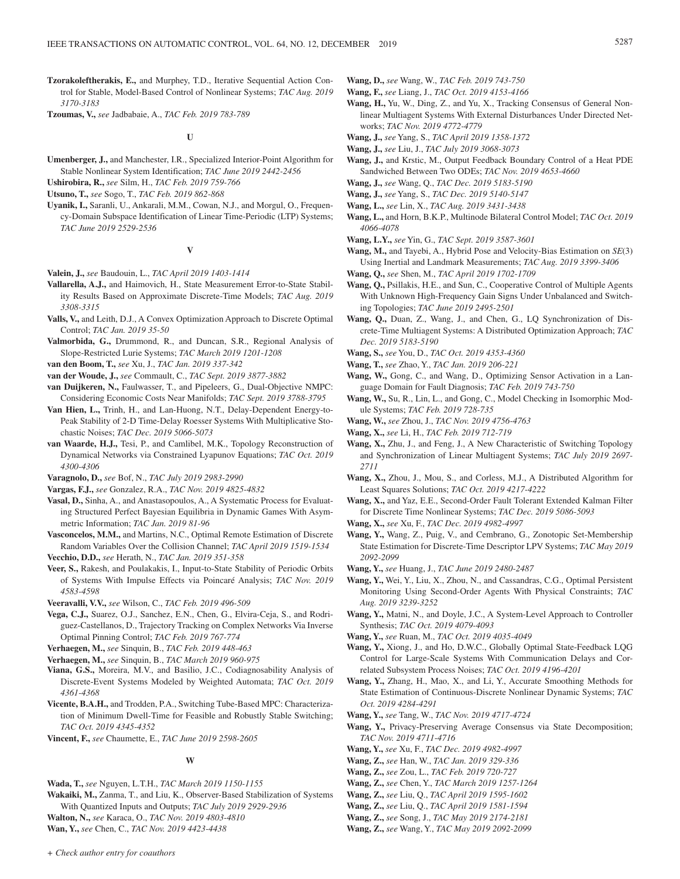**Tzorakoleftherakis, E.,** and Murphey, T.D., Iterative Sequential Action Control for Stable, Model-Based Control of Nonlinear Systems; *TAC Aug. 2019 3170-3183*

**Tzoumas, V.,** *see* Jadbabaie, A., *TAC Feb. 2019 783-789*

### U

**Umenberger, J.,** and Manchester, I.R., Specialized Interior-Point Algorithm for Stable Nonlinear System Identification; *TAC June 2019 2442-2456*

**Ushirobira, R.,** *see* Silm, H., *TAC Feb. 2019 759-766*

**Utsuno, T.,** *see* Sogo, T., *TAC Feb. 2019 862-868*

**Uyanik, I.,** Saranli, U., Ankarali, M.M., Cowan, N.J., and Morgul, O., Frequency-Domain Subspace Identification of Linear Time-Periodic (LTP) Systems; *TAC June 2019 2529-2536*

### V

**Valein, J.,** *see* Baudouin, L., *TAC April 2019 1403-1414*

**Vallarella, A.J.,** and Haimovich, H., State Measurement Error-to-State Stability Results Based on Approximate Discrete-Time Models; *TAC Aug. 2019 3308-3315*

**Valls, V.,** and Leith, D.J., A Convex Optimization Approach to Discrete Optimal Control; *TAC Jan. 2019 35-50*

**Valmorbida, G.,** Drummond, R., and Duncan, S.R., Regional Analysis of Slope-Restricted Lurie Systems; *TAC March 2019 1201-1208*

**van den Boom, T.,** *see* Xu, J., *TAC Jan. 2019 337-342*

**van der Woude, J.,** *see* Commault, C., *TAC Sept. 2019 3877-3882*

**van Duijkeren, N.,** Faulwasser, T., and Pipeleers, G., Dual-Objective NMPC: Considering Economic Costs Near Manifolds; *TAC Sept. 2019 3788-3795*

**Van Hien, L.,** Trinh, H., and Lan-Huong, N.T., Delay-Dependent Energy-to-Peak Stability of 2-D Time-Delay Roesser Systems With Multiplicative Stochastic Noises; *TAC Dec. 2019 5066-5073*

**van Waarde, H.J.,** Tesi, P., and Camlibel, M.K., Topology Reconstruction of Dynamical Networks via Constrained Lyapunov Equations; *TAC Oct. 2019 4300-4306*

**Varagnolo, D.,** *see* Bof, N., *TAC July 2019 2983-2990*

**Vargas, F.J.,** *see* Gonzalez, R.A., *TAC Nov. 2019 4825-4832*

**Vasal, D.,** Sinha, A., and Anastasopoulos, A., A Systematic Process for Evaluating Structured Perfect Bayesian Equilibria in Dynamic Games With Asymmetric Information; *TAC Jan. 2019 81-96*

**Vasconcelos, M.M.,** and Martins, N.C., Optimal Remote Estimation of Discrete Random Variables Over the Collision Channel; *TAC April 2019 1519-1534*

**Vecchio, D.D.,** *see* Herath, N., *TAC Jan. 2019 351-358*

**Veer, S.,** Rakesh, and Poulakakis, I., Input-to-State Stability of Periodic Orbits of Systems With Impulse Effects via Poincaré Analysis; *TAC Nov. 2019 4583-4598*

**Veeravalli, V.V.,** *see* Wilson, C., *TAC Feb. 2019 496-509*

**Vega, C.J.,** Suarez, O.J., Sanchez, E.N., Chen, G., Elvira-Ceja, S., and Rodriguez-Castellanos, D., Trajectory Tracking on Complex Networks Via Inverse Optimal Pinning Control; *TAC Feb. 2019 767-774*

**Verhaegen, M.,** *see* Sinquin, B., *TAC Feb. 2019 448-463*

**Verhaegen, M.,** *see* Sinquin, B., *TAC March 2019 960-975*

**Viana, G.S.,** Moreira, M.V., and Basilio, J.C., Codiagnosability Analysis of Discrete-Event Systems Modeled by Weighted Automata; *TAC Oct. 2019 4361-4368*

**Vicente, B.A.H.,** and Trodden, P.A., Switching Tube-Based MPC: Characterization of Minimum Dwell-Time for Feasible and Robustly Stable Switching; *TAC Oct. 2019 4345-4352*

**Vincent, F.,** *see* Chaumette, E., *TAC June 2019 2598-2605*

### W

**Wada, T.,** *see* Nguyen, L.T.H., *TAC March 2019 1150-1155*

**Wakaiki, M.,** Zanma, T., and Liu, K., Observer-Based Stabilization of Systems With Quantized Inputs and Outputs; *TAC July 2019 2929-2936*

**Walton, N.,** *see* Karaca, O., *TAC Nov. 2019 4803-4810*

**Wan, Y.,** *see* Chen, C., *TAC Nov. 2019 4423-4438*

**Wang, D.,** *see* Wang, W., *TAC Feb. 2019 743-750*

**Wang, F.,** *see* Liang, J., *TAC Oct. 2019 4153-4166*

**Wang, H.,** Yu, W., Ding, Z., and Yu, X., Tracking Consensus of General Nonlinear Multiagent Systems With External Disturbances Under Directed Networks; *TAC Nov. 2019 4772-4779*

**Wang, J.,** *see* Yang, S., *TAC April 2019 1358-1372*

**Wang, J.,** *see* Liu, J., *TAC July 2019 3068-3073*

**Wang, J.,** and Krstic, M., Output Feedback Boundary Control of a Heat PDE Sandwiched Between Two ODEs; *TAC Nov. 2019 4653-4660*

**Wang, J.,** *see* Wang, Q., *TAC Dec. 2019 5183-5190*

**Wang, J.,** *see* Yang, S., *TAC Dec. 2019 5140-5147*

**Wang, L.,** *see* Lin, X., *TAC Aug. 2019 3431-3438*

**Wang, L.,** and Horn, B.K.P., Multinode Bilateral Control Model; *TAC Oct. 2019 4066-4078*

**Wang, L.Y.,** *see* Yin, G., *TAC Sept. 2019 3587-3601*

**Wang, M.,** and Tayebi, A., Hybrid Pose and Velocity-Bias Estimation on *SE*(3) Using Inertial and Landmark Measurements; *TAC Aug. 2019 3399-3406*

**Wang, Q.,** *see* Shen, M., *TAC April 2019 1702-1709*

**Wang, Q.,** Psillakis, H.E., and Sun, C., Cooperative Control of Multiple Agents With Unknown High-Frequency Gain Signs Under Unbalanced and Switching Topologies; *TAC June 2019 2495-2501*

**Wang, Q.,** Duan, Z., Wang, J., and Chen, G., LQ Synchronization of Discrete-Time Multiagent Systems: A Distributed Optimization Approach; *TAC Dec. 2019 5183-5190*

**Wang, S.,** *see* You, D., *TAC Oct. 2019 4353-4360*

**Wang, T.,** *see* Zhao, Y., *TAC Jan. 2019 206-221*

**Wang, W.,** Gong, C., and Wang, D., Optimizing Sensor Activation in a Language Domain for Fault Diagnosis; *TAC Feb. 2019 743-750*

**Wang, W.,** Su, R., Lin, L., and Gong, C., Model Checking in Isomorphic Module Systems; *TAC Feb. 2019 728-735*

**Wang, W.,** *see* Zhou, J., *TAC Nov. 2019 4756-4763*

**Wang, X.,** *see* Li, H., *TAC Feb. 2019 712-719*

**Wang, X.,** Zhu, J., and Feng, J., A New Characteristic of Switching Topology and Synchronization of Linear Multiagent Systems; *TAC July 2019 2697-2711*

**Wang, X.,** Zhou, J., Mou, S., and Corless, M.J., A Distributed Algorithm for Least Squares Solutions; *TAC Oct. 2019 4217-4222*

**Wang, X.,** and Yaz, E.E., Second-Order Fault Tolerant Extended Kalman Filter for Discrete Time Nonlinear Systems; *TAC Dec. 2019 5086-5093*

**Wang, X.,** *see* Xu, F., *TAC Dec. 2019 4982-4997*

**Wang, Y.,** Wang, Z., Puig, V., and Cembrano, G., Zonotopic Set-Membership State Estimation for Discrete-Time Descriptor LPV Systems; *TAC May 2019 2092-2099*

**Wang, Y.,** *see* Huang, J., *TAC June 2019 2480-2487*

**Wang, Y.,** Wei, Y., Liu, X., Zhou, N., and Cassandras, C.G., Optimal Persistent Monitoring Using Second-Order Agents With Physical Constraints; *TAC Aug. 2019 3239-3252*

**Wang, Y.,** Matni, N., and Doyle, J.C., A System-Level Approach to Controller Synthesis; *TAC Oct. 2019 4079-4093*

**Wang, Y.,** *see* Ruan, M., *TAC Oct. 2019 4035-4049*

**Wang, Y.,** Xiong, J., and Ho, D.W.C., Globally Optimal State-Feedback LQG Control for Large-Scale Systems With Communication Delays and Correlated Subsystem Process Noises; *TAC Oct. 2019 4196-4201*

**Wang, Y.,** Zhang, H., Mao, X., and Li, Y., Accurate Smoothing Methods for State Estimation of Continuous-Discrete Nonlinear Dynamic Systems; *TAC Oct. 2019 4284-4291*

**Wang, Y.,** *see* Tang, W., *TAC Nov. 2019 4717-4724*

**Wang, Y.,** Privacy-Preserving Average Consensus via State Decomposition; *TAC Nov. 2019 4711-4716*

**Wang, Y.,** *see* Xu, F., *TAC Dec. 2019 4982-4997*

**Wang, Z.,** *see* Han, W., *TAC Jan. 2019 329-336*

**Wang, Z.,** *see* Zou, L., *TAC Feb. 2019 720-727*

**Wang, Z.,** *see* Chen, Y., *TAC March 2019 1257-1264*

**Wang, Z.,** *see* Liu, Q., *TAC April 2019 1595-1602*

**Wang, Z.,** *see* Liu, Q., *TAC April 2019 1581-1594*

**Wang, Z.,** *see* Song, J., *TAC May 2019 2174-2181*

**Wang, Z.,** *see* Wang, Y., *TAC May 2019 2092-2099*

*+ Check author entry for coauthors*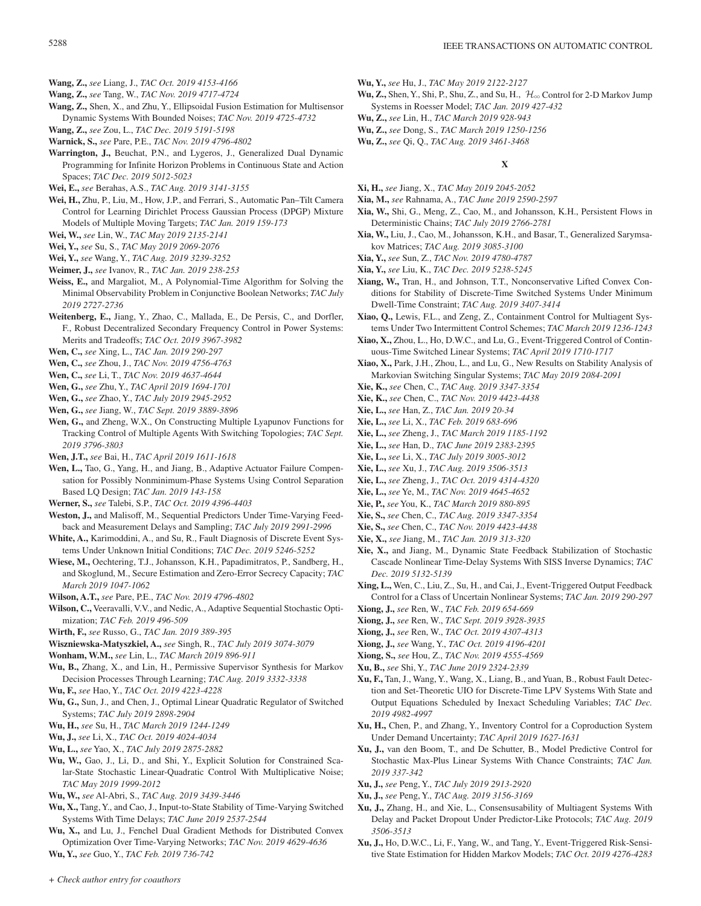**Wang, Z.,** *see* Liang, J., *TAC Oct. 2019 4153-4166*

**Wang, Z.,** *see* Tang, W., *TAC Nov. 2019 4717-4724*

**Wang, Z.,** Shen, X., and Zhu, Y., Ellipsoidal Fusion Estimation for Multisensor Dynamic Systems With Bounded Noises; *TAC Nov. 2019 4725-4732*

**Wang, Z.,** *see* Zou, L., *TAC Dec. 2019 5191-5198*

**Warnick, S.,** *see* Pare, P.E., *TAC Nov. 2019 4796-4802*

**Warrington, J.,** Beuchat, P.N., and Lygeros, J., Generalized Dual Dynamic Programming for Infinite Horizon Problems in Continuous State and Action Spaces; *TAC Dec. 2019 5012-5023*

**Wei, E.,** *see* Berahas, A.S., *TAC Aug. 2019 3141-3155*

**Wei, H.,** Zhu, P., Liu, M., How, J.P., and Ferrari, S., Automatic Pan–Tilt Camera Control for Learning Dirichlet Process Gaussian Process (DPGP) Mixture Models of Multiple Moving Targets; *TAC Jan. 2019 159-173*

**Wei, W.,** *see* Lin, W., *TAC May 2019 2135-2141*

**Wei, Y.,** *see* Su, S., *TAC May 2019 2069-2076*

**Wei, Y.,** *see* Wang, Y., *TAC Aug. 2019 3239-3252*

**Weimer, J.,** *see* Ivanov, R., *TAC Jan. 2019 238-253*

**Weiss, E.,** and Margaliot, M., A Polynomial-Time Algorithm for Solving the Minimal Observability Problem in Conjunctive Boolean Networks; *TAC July 2019 2727-2736*

**Weitenberg, E.,** Jiang, Y., Zhao, C., Mallada, E., De Persis, C., and Dorfler, F., Robust Decentralized Secondary Frequency Control in Power Systems: Merits and Tradeoffs; *TAC Oct. 2019 3967-3982*

**Wen, C.,** *see* Xing, L., *TAC Jan. 2019 290-297*

**Wen, C.,** *see* Zhou, J., *TAC Nov. 2019 4756-4763*

**Wen, C.,** *see* Li, T., *TAC Nov. 2019 4637-4644*

**Wen, G.,** *see* Zhu, Y., *TAC April 2019 1694-1701*

**Wen, G.,** *see* Zhao, Y., *TAC July 2019 2945-2952*

**Wen, G.,** *see* Jiang, W., *TAC Sept. 2019 3889-3896*

**Wen, G.,** and Zheng, W.X., On Constructing Multiple Lyapunov Functions for Tracking Control of Multiple Agents With Switching Topologies; *TAC Sept. 2019 3796-3803*

**Wen, J.T.,** *see* Bai, H., *TAC April 2019 1611-1618*

**Wen, L.,** Tao, G., Yang, H., and Jiang, B., Adaptive Actuator Failure Compensation for Possibly Nonminimum-Phase Systems Using Control Separation Based LQ Design; *TAC Jan. 2019 143-158*

**Werner, S.,** *see* Talebi, S.P., *TAC Oct. 2019 4396-4403*

**Weston, J.,** and Malisoff, M., Sequential Predictors Under Time-Varying Feedback and Measurement Delays and Sampling; *TAC July 2019 2991-2996*

**White, A.,** Karimoddini, A., and Su, R., Fault Diagnosis of Discrete Event Systems Under Unknown Initial Conditions; *TAC Dec. 2019 5246-5252*

**Wiese, M.,** Oechtering, T.J., Johansson, K.H., Papadimitratos, P., Sandberg, H., and Skoglund, M., Secure Estimation and Zero-Error Secrecy Capacity; *TAC March 2019 1047-1062*

**Wilson, A.T.,** *see* Pare, P.E., *TAC Nov. 2019 4796-4802*

**Wilson, C.,** Veeravalli, V.V., and Nedic, A., Adaptive Sequential Stochastic Optimization; *TAC Feb. 2019 496-509*

**Wirth, F.,** *see* Russo, G., *TAC Jan. 2019 389-395*

**Wiszniewska-Matyszkiel, A.,** *see* Singh, R., *TAC July 2019 3074-3079*

**Wonham, W.M.,** *see* Lin, L., *TAC March 2019 896-911*

**Wu, B.,** Zhang, X., and Lin, H., Permissive Supervisor Synthesis for Markov Decision Processes Through Learning; *TAC Aug. 2019 3332-3338*

**Wu, F.,** *see* Hao, Y., *TAC Oct. 2019 4223-4228*

**Wu, G.,** Sun, J., and Chen, J., Optimal Linear Quadratic Regulator of Switched Systems; *TAC July 2019 2898-2904*

**Wu, H.,** *see* Su, H., *TAC March 2019 1244-1249*

**Wu, J.,** *see* Li, X., *TAC Oct. 2019 4024-4034*

**Wu, L.,** *see* Yao, X., *TAC July 2019 2875-2882*

**Wu, W.,** Gao, J., Li, D., and Shi, Y., Explicit Solution for Constrained Scalar-State Stochastic Linear-Quadratic Control With Multiplicative Noise; *TAC May 2019 1999-2012*

**Wu, W.,** *see* Al-Abri, S., *TAC Aug. 2019 3439-3446*

**Wu, X.,** Tang, Y., and Cao, J., Input-to-State Stability of Time-Varying Switched Systems With Time Delays; *TAC June 2019 2537-2544*

**Wu, X.,** and Lu, J., Fenchel Dual Gradient Methods for Distributed Convex Optimization Over Time-Varying Networks; *TAC Nov. 2019 4629-4636*

**Wu, Y.,** *see* Guo, Y., *TAC Feb. 2019 736-742*

**Wu, Y.,** *see* Hu, J., *TAC May 2019 2122-2127*

**Wu, Z.,** Shen, Y., Shi, P., Shu, Z., and Su, H., $\mathcal{H}_\infty$ Control for 2-D Markov Jump Systems in Roesser Model; *TAC Jan. 2019 427-432*

**Wu, Z.,** *see* Lin, H., *TAC March 2019 928-943*

**Wu, Z.,** *see* Dong, S., *TAC March 2019 1250-1256*

**Wu, Z.,** *see* Qi, Q., *TAC Aug. 2019 3461-3468*

## X

**Xi, H.,** *see* Jiang, X., *TAC May 2019 2045-2052*

**Xia, M.,** *see* Rahnama, A., *TAC June 2019 2590-2597*

**Xia, W.,** Shi, G., Meng, Z., Cao, M., and Johansson, K.H., Persistent Flows in Deterministic Chains; *TAC July 2019 2766-2781*

**Xia, W.,** Liu, J., Cao, M., Johansson, K.H., and Basar, T., Generalized Sarymsakov Matrices; *TAC Aug. 2019 3085-3100*

**Xia, Y.,** *see* Sun, Z., *TAC Nov. 2019 4780-4787*

**Xia, Y.,** *see* Liu, K., *TAC Dec. 2019 5238-5245*

**Xiang, W.,** Tran, H., and Johnson, T.T., Nonconservative Lifted Convex Conditions for Stability of Discrete-Time Switched Systems Under Minimum Dwell-Time Constraint; *TAC Aug. 2019 3407-3414*

**Xiao, Q.,** Lewis, F.L., and Zeng, Z., Containment Control for Multiagent Systems Under Two Intermittent Control Schemes; *TAC March 2019 1236-1243*

**Xiao, X.,** Zhou, L., Ho, D.W.C., and Lu, G., Event-Triggered Control of Continuous-Time Switched Linear Systems; *TAC April 2019 1710-1717*

**Xiao, X.,** Park, J.H., Zhou, L., and Lu, G., New Results on Stability Analysis of Markovian Switching Singular Systems; *TAC May 2019 2084-2091*

**Xie, K.,** *see* Chen, C., *TAC Aug. 2019 3347-3354*

**Xie, K.,** *see* Chen, C., *TAC Nov. 2019 4423-4438*

**Xie, L.,** *see* Han, Z., *TAC Jan. 2019 20-34*

**Xie, L.,** *see* Li, X., *TAC Feb. 2019 683-696*

**Xie, L.,** *see* Zheng, J., *TAC March 2019 1185-1192*

**Xie, L.,** *see* Han, D., *TAC June 2019 2383-2395*

**Xie, L.,** *see* Li, X., *TAC July 2019 3005-3012*

**Xie, L.,** *see* Xu, J., *TAC Aug. 2019 3506-3513*

**Xie, L.,** *see* Zheng, J., *TAC Oct. 2019 4314-4320*

**Xie, L.,** *see* Ye, M., *TAC Nov. 2019 4645-4652*

**Xie, P.,** *see* You, K., *TAC March 2019 880-895*

**Xie, S.,** *see* Chen, C., *TAC Aug. 2019 3347-3354*

**Xie, S.,** *see* Chen, C., *TAC Nov. 2019 4423-4438*

**Xie, X.,** *see* Jiang, M., *TAC Jan. 2019 313-320*

**Xie, X.,** and Jiang, M., Dynamic State Feedback Stabilization of Stochastic Cascade Nonlinear Time-Delay Systems With SISS Inverse Dynamics; *TAC Dec. 2019 5132-5139*

**Xing, L.,** Wen, C., Liu, Z., Su, H., and Cai, J., Event-Triggered Output Feedback Control for a Class of Uncertain Nonlinear Systems; *TAC Jan. 2019 290-297*

**Xiong, J.,** *see* Ren, W., *TAC Feb. 2019 654-669*

**Xiong, J.,** *see* Ren, W., *TAC Sept. 2019 3928-3935*

**Xiong, J.,** *see* Ren, W., *TAC Oct. 2019 4307-4313*

**Xiong, J.,** *see* Wang, Y., *TAC Oct. 2019 4196-4201*

**Xiong, S.,** *see* Hou, Z., *TAC Nov. 2019 4555-4569*

**Xu, B.,** *see* Shi, Y., *TAC June 2019 2324-2339*

**Xu, F.,** Tan, J., Wang, Y., Wang, X., Liang, B., and Yuan, B., Robust Fault Detection and Set-Theoretic UIO for Discrete-Time LPV Systems With State and Output Equations Scheduled by Inexact Scheduling Variables; *TAC Dec. 2019 4982-4997*

**Xu, H.,** Chen, P., and Zhang, Y., Inventory Control for a Coproduction System Under Demand Uncertainty; *TAC April 2019 1627-1631*

**Xu, J.,** van den Boom, T., and De Schutter, B., Model Predictive Control for Stochastic Max-Plus Linear Systems With Chance Constraints; *TAC Jan. 2019 337-342*

**Xu, J.,** *see* Peng, Y., *TAC July 2019 2913-2920*

**Xu, J.,** *see* Peng, Y., *TAC Aug. 2019 3156-3169*

**Xu, J.,** Zhang, H., and Xie, L., Consensusability of Multiagent Systems With Delay and Packet Dropout Under Predictor-Like Protocols; *TAC Aug. 2019 3506-3513*

**Xu, J.,** Ho, D.W.C., Li, F., Yang, W., and Tang, Y., Event-Triggered Risk-Sensitive State Estimation for Hidden Markov Models; *TAC Oct. 2019 4276-4283*

*+ Check author entry for coauthors*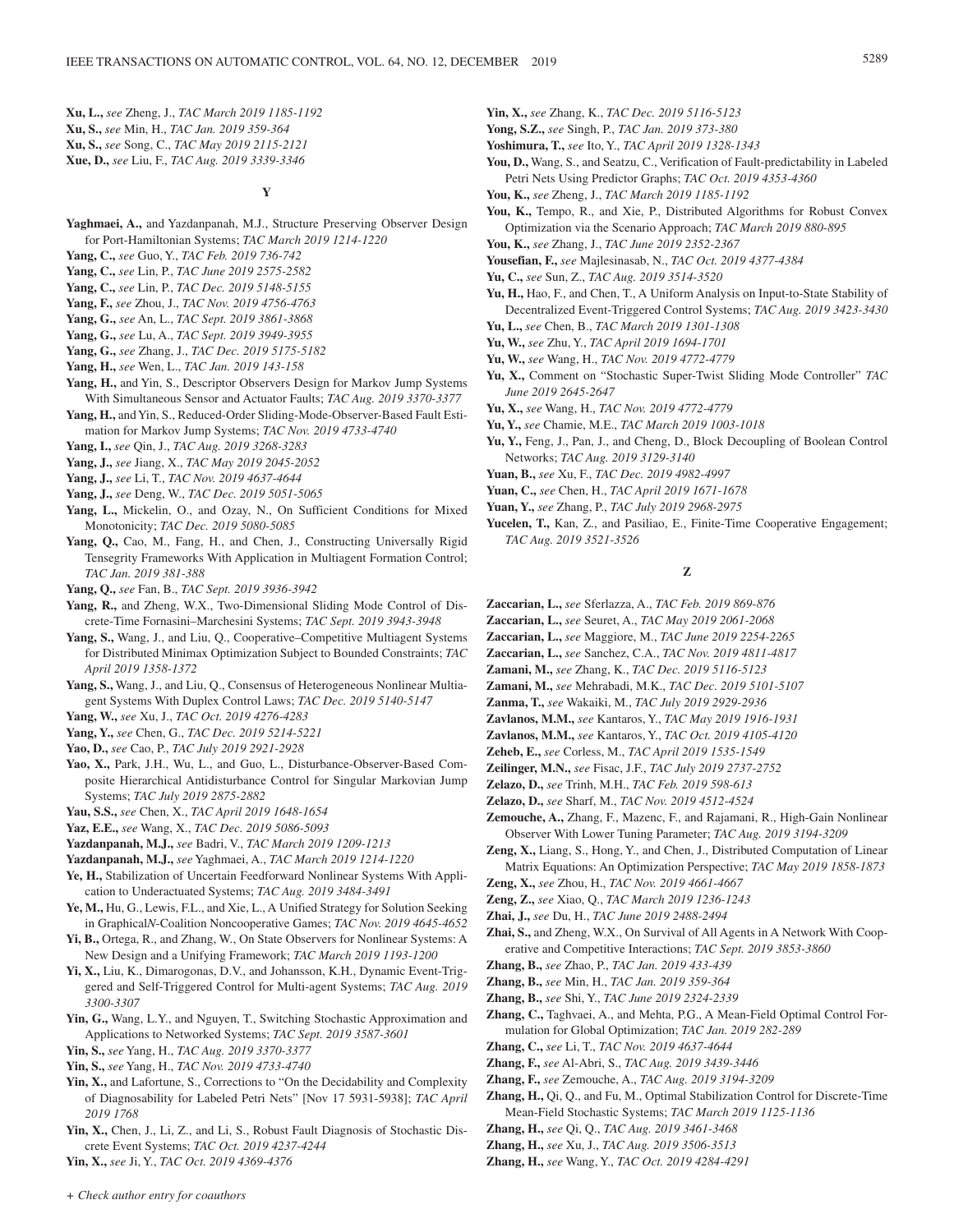**Xu, L.,** *see* Zheng, J., *TAC March 2019 1185-1192*

**Xu, S.,** *see* Min, H., *TAC Jan. 2019 359-364*

**Xu, S.,** *see* Song, C., *TAC May 2019 2115-2121*

**Xue, D.,** *see* Liu, F., *TAC Aug. 2019 3339-3346*

## Y

**Yaghmaei, A.,** and Yazdanpanah, M.J., Structure Preserving Observer Design for Port-Hamiltonian Systems; *TAC March 2019 1214-1220*

**Yang, C.,** *see* Guo, Y., *TAC Feb. 2019 736-742*

**Yang, C.,** *see* Lin, P., *TAC June 2019 2575-2582*

**Yang, C.,** *see* Lin, P., *TAC Dec. 2019 5148-5155*

**Yang, F.,** *see* Zhou, J., *TAC Nov. 2019 4756-4763*

**Yang, G.,** *see* An, L., *TAC Sept. 2019 3861-3868*

**Yang, G.,** *see* Lu, A., *TAC Sept. 2019 3949-3955*

**Yang, G.,** *see* Zhang, J., *TAC Dec. 2019 5175-5182*

**Yang, H.,** *see* Wen, L., *TAC Jan. 2019 143-158*

**Yang, H.,** and Yin, S., Descriptor Observers Design for Markov Jump Systems With Simultaneous Sensor and Actuator Faults; *TAC Aug. 2019 3370-3377*

**Yang, H.,** and Yin, S., Reduced-Order Sliding-Mode-Observer-Based Fault Estimation for Markov Jump Systems; *TAC Nov. 2019 4733-4740*

**Yang, I.,** *see* Qin, J., *TAC Aug. 2019 3268-3283*

**Yang, J.,** *see* Jiang, X., *TAC May 2019 2045-2052*

**Yang, J.,** *see* Li, T., *TAC Nov. 2019 4637-4644*

**Yang, J.,** *see* Deng, W., *TAC Dec. 2019 5051-5065*

**Yang, L.,** Mickelin, O., and Ozay, N., On Sufficient Conditions for Mixed Monotonicity; *TAC Dec. 2019 5080-5085*

**Yang, Q.,** Cao, M., Fang, H., and Chen, J., Constructing Universally Rigid Tensegrity Frameworks With Application in Multiagent Formation Control; *TAC Jan. 2019 381-388*

**Yang, Q.,** *see* Fan, B., *TAC Sept. 2019 3936-3942*

**Yang, R.,** and Zheng, W.X., Two-Dimensional Sliding Mode Control of Discrete-Time Fornasini–Marchesini Systems; *TAC Sept. 2019 3943-3948*

**Yang, S.,** Wang, J., and Liu, Q., Cooperative–Competitive Multiagent Systems for Distributed Minimax Optimization Subject to Bounded Constraints; *TAC April 2019 1358-1372*

**Yang, S.,** Wang, J., and Liu, Q., Consensus of Heterogeneous Nonlinear Multiagent Systems With Duplex Control Laws; *TAC Dec. 2019 5140-5147*

**Yang, W.,** *see* Xu, J., *TAC Oct. 2019 4276-4283*

**Yang, Y.,** *see* Chen, G., *TAC Dec. 2019 5214-5221*

**Yao, D.,** *see* Cao, P., *TAC July 2019 2921-2928*

**Yao, X.,** Park, J.H., Wu, L., and Guo, L., Disturbance-Observer-Based Composite Hierarchical Antidisturbance Control for Singular Markovian Jump Systems; *TAC July 2019 2875-2882*

**Yau, S.S.,** *see* Chen, X., *TAC April 2019 1648-1654*

**Yaz, E.E.,** *see* Wang, X., *TAC Dec. 2019 5086-5093*

**Yazdanpanah, M.J.,** *see* Badri, V., *TAC March 2019 1209-1213*

**Yazdanpanah, M.J.,** *see* Yaghmaei, A., *TAC March 2019 1214-1220*

**Ye, H.,** Stabilization of Uncertain Feedforward Nonlinear Systems With Application to Underactuated Systems; *TAC Aug. 2019 3484-3491*

**Ye, M.,** Hu, G., Lewis, F.L., and Xie, L., A Unified Strategy for Solution Seeking in Graphical*N*-Coalition Noncooperative Games; *TAC Nov. 2019 4645-4652*

**Yi, B.,** Ortega, R., and Zhang, W., On State Observers for Nonlinear Systems: A New Design and a Unifying Framework; *TAC March 2019 1193-1200*

**Yi, X.,** Liu, K., Dimarogonas, D.V., and Johansson, K.H., Dynamic Event-Triggered and Self-Triggered Control for Multi-agent Systems; *TAC Aug. 2019 3300-3307*

**Yin, G.,** Wang, L.Y., and Nguyen, T., Switching Stochastic Approximation and Applications to Networked Systems; *TAC Sept. 2019 3587-3601*

**Yin, S.,** *see* Yang, H., *TAC Aug. 2019 3370-3377*

**Yin, S.,** *see* Yang, H., *TAC Nov. 2019 4733-4740*

**Yin, X.,** and Lafortune, S., Corrections to "On the Decidability and Complexity of Diagnosability for Labeled Petri Nets" [Nov 17 5931-5938]; *TAC April 2019 1768*

**Yin, X.,** Chen, J., Li, Z., and Li, S., Robust Fault Diagnosis of Stochastic Discrete Event Systems; *TAC Oct. 2019 4237-4244*

**Yin, X.,** *see* Ji, Y., *TAC Oct. 2019 4369-4376*

**Yin, X.,** *see* Zhang, K., *TAC Dec. 2019 5116-5123*

**Yong, S.Z.,** *see* Singh, P., *TAC Jan. 2019 373-380*

**Yoshimura, T.,** *see* Ito, Y., *TAC April 2019 1328-1343*

**You, D.,** Wang, S., and Seatzu, C., Verification of Fault-predictability in Labeled Petri Nets Using Predictor Graphs; *TAC Oct. 2019 4353-4360*

**You, K.,** *see* Zheng, J., *TAC March 2019 1185-1192*

**You, K.,** Tempo, R., and Xie, P., Distributed Algorithms for Robust Convex Optimization via the Scenario Approach; *TAC March 2019 880-895*

**You, K.,** *see* Zhang, J., *TAC June 2019 2352-2367*

**Yousefian, F.,** *see* Majlesinasab, N., *TAC Oct. 2019 4377-4384*

**Yu, C.,** *see* Sun, Z., *TAC Aug. 2019 3514-3520*

**Yu, H.,** Hao, F., and Chen, T., A Uniform Analysis on Input-to-State Stability of Decentralized Event-Triggered Control Systems; *TAC Aug. 2019 3423-3430*

**Yu, L.,** *see* Chen, B., *TAC March 2019 1301-1308*

**Yu, W.,** *see* Zhu, Y., *TAC April 2019 1694-1701*

**Yu, W.,** *see* Wang, H., *TAC Nov. 2019 4772-4779*

**Yu, X.,** Comment on "Stochastic Super-Twist Sliding Mode Controller" *TAC June 2019 2645-2647*

**Yu, X.,** *see* Wang, H., *TAC Nov. 2019 4772-4779*

**Yu, Y.,** *see* Chamie, M.E., *TAC March 2019 1003-1018*

**Yu, Y.,** Feng, J., Pan, J., and Cheng, D., Block Decoupling of Boolean Control Networks; *TAC Aug. 2019 3129-3140*

**Yuan, B.,** *see* Xu, F., *TAC Dec. 2019 4982-4997*

**Yuan, C.,** *see* Chen, H., *TAC April 2019 1671-1678*

**Yuan, Y.,** *see* Zhang, P., *TAC July 2019 2968-2975*

**Yucelen, T.,** Kan, Z., and Pasiliao, E., Finite-Time Cooperative Engagement; *TAC Aug. 2019 3521-3526*

## Z

**Zaccarian, L.,** *see* Sferlazza, A., *TAC Feb. 2019 869-876*

**Zaccarian, L.,** *see* Seuret, A., *TAC May 2019 2061-2068*

**Zaccarian, L.,** *see* Maggiore, M., *TAC June 2019 2254-2265*

**Zaccarian, L.,** *see* Sanchez, C.A., *TAC Nov. 2019 4811-4817*

**Zamani, M.,** *see* Zhang, K., *TAC Dec. 2019 5116-5123*

**Zamani, M.,** *see* Mehrabadi, M.K., *TAC Dec. 2019 5101-5107*

**Zanma, T.,** *see* Wakaiki, M., *TAC July 2019 2929-2936*

**Zavlanos, M.M.,** *see* Kantaros, Y., *TAC May 2019 1916-1931*

**Zavlanos, M.M.,** *see* Kantaros, Y., *TAC Oct. 2019 4105-4120*

**Zeheb, E.,** *see* Corless, M., *TAC April 2019 1535-1549*

**Zeilinger, M.N.,** *see* Fisac, J.F., *TAC July 2019 2737-2752*

**Zelazo, D.,** *see* Trinh, M.H., *TAC Feb. 2019 598-613*

**Zelazo, D.,** *see* Sharf, M., *TAC Nov. 2019 4512-4524*

**Zemouche, A.,** Zhang, F., Mazenc, F., and Rajamani, R., High-Gain Nonlinear Observer With Lower Tuning Parameter; *TAC Aug. 2019 3194-3209*

**Zeng, X.,** Liang, S., Hong, Y., and Chen, J., Distributed Computation of Linear Matrix Equations: An Optimization Perspective; *TAC May 2019 1858-1873*

**Zeng, X.,** *see* Zhou, H., *TAC Nov. 2019 4661-4667*

**Zeng, Z.,** *see* Xiao, Q., *TAC March 2019 1236-1243*

**Zhai, J.,** *see* Du, H., *TAC June 2019 2488-2494*

**Zhai, S.,** and Zheng, W.X., On Survival of All Agents in A Network With Cooperative and Competitive Interactions; *TAC Sept. 2019 3853-3860*

**Zhang, B.,** *see* Zhao, P., *TAC Jan. 2019 433-439*

**Zhang, B.,** *see* Min, H., *TAC Jan. 2019 359-364*

**Zhang, B.,** *see* Shi, Y., *TAC June 2019 2324-2339*

**Zhang, C.,** Taghvaei, A., and Mehta, P.G., A Mean-Field Optimal Control Formulation for Global Optimization; *TAC Jan. 2019 282-289*

**Zhang, C.,** *see* Li, T., *TAC Nov. 2019 4637-4644*

**Zhang, F.,** *see* Al-Abri, S., *TAC Aug. 2019 3439-3446*

**Zhang, F.,** *see* Zemouche, A., *TAC Aug. 2019 3194-3209*

**Zhang, H.,** Qi, Q., and Fu, M., Optimal Stabilization Control for Discrete-Time Mean-Field Stochastic Systems; *TAC March 2019 1125-1136*

**Zhang, H.,** *see* Qi, Q., *TAC Aug. 2019 3461-3468*

**Zhang, H.,** *see* Xu, J., *TAC Aug. 2019 3506-3513*

**Zhang, H.,** *see* Wang, Y., *TAC Oct. 2019 4284-4291*

*+ Check author entry for coauthors*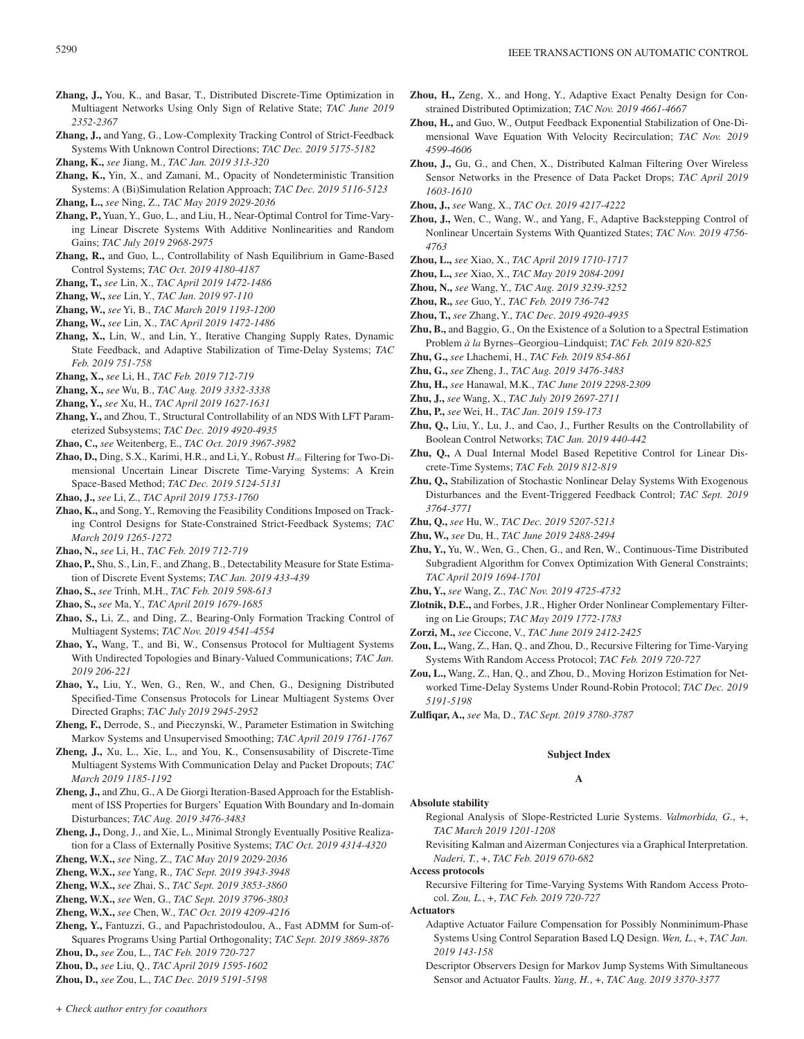**Zhang, J.,** You, K., and Basar, T., Distributed Discrete-Time Optimization in Multiagent Networks Using Only Sign of Relative State; *TAC June 2019 2352-2367*

**Zhang, J.,** and Yang, G., Low-Complexity Tracking Control of Strict-Feedback Systems With Unknown Control Directions; *TAC Dec. 2019 5175-5182*

**Zhang, K.,** *see* Jiang, M., *TAC Jan. 2019 313-320*

**Zhang, K.,** Yin, X., and Zamani, M., Opacity of Nondeterministic Transition Systems: A (Bi)Simulation Relation Approach; *TAC Dec. 2019 5116-5123*

**Zhang, L.,** *see* Ning, Z., *TAC May 2019 2029-2036*

**Zhang, P.,** Yuan, Y., Guo, L., and Liu, H., Near-Optimal Control for Time-Varying Linear Discrete Systems With Additive Nonlinearities and Random Gains; *TAC July 2019 2968-2975*

**Zhang, R.,** and Guo, L., Controllability of Nash Equilibrium in Game-Based Control Systems; *TAC Oct. 2019 4180-4187*

**Zhang, T.,** *see* Lin, X., *TAC April 2019 1472-1486*

**Zhang, W.,** *see* Lin, Y., *TAC Jan. 2019 97-110*

**Zhang, W.,** *see* Yi, B., *TAC March 2019 1193-1200*

**Zhang, W.,** *see* Lin, X., *TAC April 2019 1472-1486*

**Zhang, X.,** Lin, W., and Lin, Y., Iterative Changing Supply Rates, Dynamic State Feedback, and Adaptive Stabilization of Time-Delay Systems; *TAC Feb. 2019 751-758*

**Zhang, X.,** *see* Li, H., *TAC Feb. 2019 712-719*

**Zhang, X.,** *see* Wu, B., *TAC Aug. 2019 3332-3338*

**Zhang, Y.,** *see* Xu, H., *TAC April 2019 1627-1631*

**Zhang, Y.,** and Zhou, T., Structural Controllability of an NDS With LFT Parameterized Subsystems; *TAC Dec. 2019 4920-4935*

**Zhao, C.,** *see* Weitenberg, E., *TAC Oct. 2019 3967-3982*

**Zhao, D.,** Ding, S.X., Karimi, H.R., and Li, Y., Robust $H_\infty$ Filtering for Two-Dimensional Uncertain Linear Discrete Time-Varying Systems: A Krein Space-Based Method; *TAC Dec. 2019 5124-5131*

**Zhao, J.,** *see* Li, Z., *TAC April 2019 1753-1760*

**Zhao, K.,** and Song, Y., Removing the Feasibility Conditions Imposed on Tracking Control Designs for State-Constrained Strict-Feedback Systems; *TAC March 2019 1265-1272*

**Zhao, N.,** *see* Li, H., *TAC Feb. 2019 712-719*

**Zhao, P.,** Shu, S., Lin, F., and Zhang, B., Detectability Measure for State Estimation of Discrete Event Systems; *TAC Jan. 2019 433-439*

**Zhao, S.,** *see* Trinh, M.H., *TAC Feb. 2019 598-613*

**Zhao, S.,** *see* Ma, Y., *TAC April 2019 1679-1685*

**Zhao, S.,** Li, Z., and Ding, Z., Bearing-Only Formation Tracking Control of Multiagent Systems; *TAC Nov. 2019 4541-4554*

**Zhao, Y.,** Wang, T., and Bi, W., Consensus Protocol for Multiagent Systems With Undirected Topologies and Binary-Valued Communications; *TAC Jan. 2019 206-221*

**Zhao, Y.,** Liu, Y., Wen, G., Ren, W., and Chen, G., Designing Distributed Specified-Time Consensus Protocols for Linear Multiagent Systems Over Directed Graphs; *TAC July 2019 2945-2952*

**Zheng, F.,** Derrode, S., and Pieczynski, W., Parameter Estimation in Switching Markov Systems and Unsupervised Smoothing; *TAC April 2019 1761-1767*

**Zheng, J.,** Xu, L., Xie, L., and You, K., Consensusability of Discrete-Time Multiagent Systems With Communication Delay and Packet Dropouts; *TAC March 2019 1185-1192*

**Zheng, J.,** and Zhu, G., A De Giorgi Iteration-Based Approach for the Establishment of ISS Properties for Burgers' Equation With Boundary and In-domain Disturbances; *TAC Aug. 2019 3476-3483*

**Zheng, J.,** Dong, J., and Xie, L., Minimal Strongly Eventually Positive Realization for a Class of Externally Positive Systems; *TAC Oct. 2019 4314-4320*

**Zheng, W.X.,** *see* Ning, Z., *TAC May 2019 2029-2036*

**Zheng, W.X.,** *see* Yang, R., *TAC Sept. 2019 3943-3948*

**Zheng, W.X.,** *see* Zhai, S., *TAC Sept. 2019 3853-3860*

**Zheng, W.X.,** *see* Wen, G., *TAC Sept. 2019 3796-3803*

**Zheng, W.X.,** *see* Chen, W., *TAC Oct. 2019 4209-4216*

**Zheng, Y.,** Fantuzzi, G., and Papachristodoulou, A., Fast ADMM for Sum-of-Squares Programs Using Partial Orthogonality; *TAC Sept. 2019 3869-3876*

**Zhou, D.,** *see* Zou, L., *TAC Feb. 2019 720-727*

**Zhou, D.,** *see* Liu, Q., *TAC April 2019 1595-1602*

**Zhou, D.,** *see* Zou, L., *TAC Dec. 2019 5191-5198*

**Zhou, H.,** Zeng, X., and Hong, Y., Adaptive Exact Penalty Design for Constrained Distributed Optimization; *TAC Nov. 2019 4661-4667*

**Zhou, H.,** and Guo, W., Output Feedback Exponential Stabilization of One-Dimensional Wave Equation With Velocity Recirculation; *TAC Nov. 2019 4599-4606*

**Zhou, J.,** Gu, G., and Chen, X., Distributed Kalman Filtering Over Wireless Sensor Networks in the Presence of Data Packet Drops; *TAC April 2019 1603-1610*

**Zhou, J.,** *see* Wang, X., *TAC Oct. 2019 4217-4222*

**Zhou, J.,** Wen, C., Wang, W., and Yang, F., Adaptive Backstepping Control of Nonlinear Uncertain Systems With Quantized States; *TAC Nov. 2019 4756-4763*

**Zhou, L.,** *see* Xiao, X., *TAC April 2019 1710-1717*

**Zhou, L.,** *see* Xiao, X., *TAC May 2019 2084-2091*

**Zhou, N.,** *see* Wang, Y., *TAC Aug. 2019 3239-3252*

**Zhou, R.,** *see* Guo, Y., *TAC Feb. 2019 736-742*

**Zhou, T.,** *see* Zhang, Y., *TAC Dec. 2019 4920-4935*

**Zhu, B.,** and Baggio, G., On the Existence of a Solution to a Spectral Estimation Problem *à la* Byrnes–Georgiou–Lindquist; *TAC Feb. 2019 820-825*

**Zhu, G.,** *see* Lhachemi, H., *TAC Feb. 2019 854-861*

**Zhu, G.,** *see* Zheng, J., *TAC Aug. 2019 3476-3483*

**Zhu, H.,** *see* Hanawal, M.K., *TAC June 2019 2298-2309*

**Zhu, J.,** *see* Wang, X., *TAC July 2019 2697-2711*

**Zhu, P.,** *see* Wei, H., *TAC Jan. 2019 159-173*

**Zhu, Q.,** Liu, Y., Lu, J., and Cao, J., Further Results on the Controllability of Boolean Control Networks; *TAC Jan. 2019 440-442*

**Zhu, Q.,** A Dual Internal Model Based Repetitive Control for Linear Discrete-Time Systems; *TAC Feb. 2019 812-819*

**Zhu, Q.,** Stabilization of Stochastic Nonlinear Delay Systems With Exogenous Disturbances and the Event-Triggered Feedback Control; *TAC Sept. 2019 3764-3771*

**Zhu, Q.,** *see* Hu, W., *TAC Dec. 2019 5207-5213*

**Zhu, W.,** *see* Du, H., *TAC June 2019 2488-2494*

**Zhu, Y.,** Yu, W., Wen, G., Chen, G., and Ren, W., Continuous-Time Distributed Subgradient Algorithm for Convex Optimization With General Constraints; *TAC April 2019 1694-1701*

**Zhu, Y.,** *see* Wang, Z., *TAC Nov. 2019 4725-4732*

**Zlotnik, D.E.,** and Forbes, J.R., Higher Order Nonlinear Complementary Filtering on Lie Groups; *TAC May 2019 1772-1783*

**Zorzi, M.,** *see* Ciccone, V., *TAC June 2019 2412-2425*

**Zou, L.,** Wang, Z., Han, Q., and Zhou, D., Recursive Filtering for Time-Varying Systems With Random Access Protocol; *TAC Feb. 2019 720-727*

**Zou, L.,** Wang, Z., Han, Q., and Zhou, D., Moving Horizon Estimation for Networked Time-Delay Systems Under Round-Robin Protocol; *TAC Dec. 2019 5191-5198*

**Zulfiqar, A.,** *see* Ma, D., *TAC Sept. 2019 3780-3787*

## Subject Index

### A

**Absolute stability**

Regional Analysis of Slope-Restricted Lurie Systems. *Valmorbida, G.*, +, *TAC March 2019 1201-1208*

Revisiting Kalman and Aizerman Conjectures via a Graphical Interpretation. *Naderi, T.*, +, *TAC Feb. 2019 670-682*

**Access protocols**

Recursive Filtering for Time-Varying Systems With Random Access Protocol. *Zou, L.*, +, *TAC Feb. 2019 720-727*

**Actuators**

Adaptive Actuator Failure Compensation for Possibly Nonminimum-Phase Systems Using Control Separation Based LQ Design. *Wen, L.*, +, *TAC Jan. 2019 143-158*

Descriptor Observers Design for Markov Jump Systems With Simultaneous Sensor and Actuator Faults. *Yang, H.*, +, *TAC Aug. 2019 3370-3377*

+ *Check author entry for coauthors*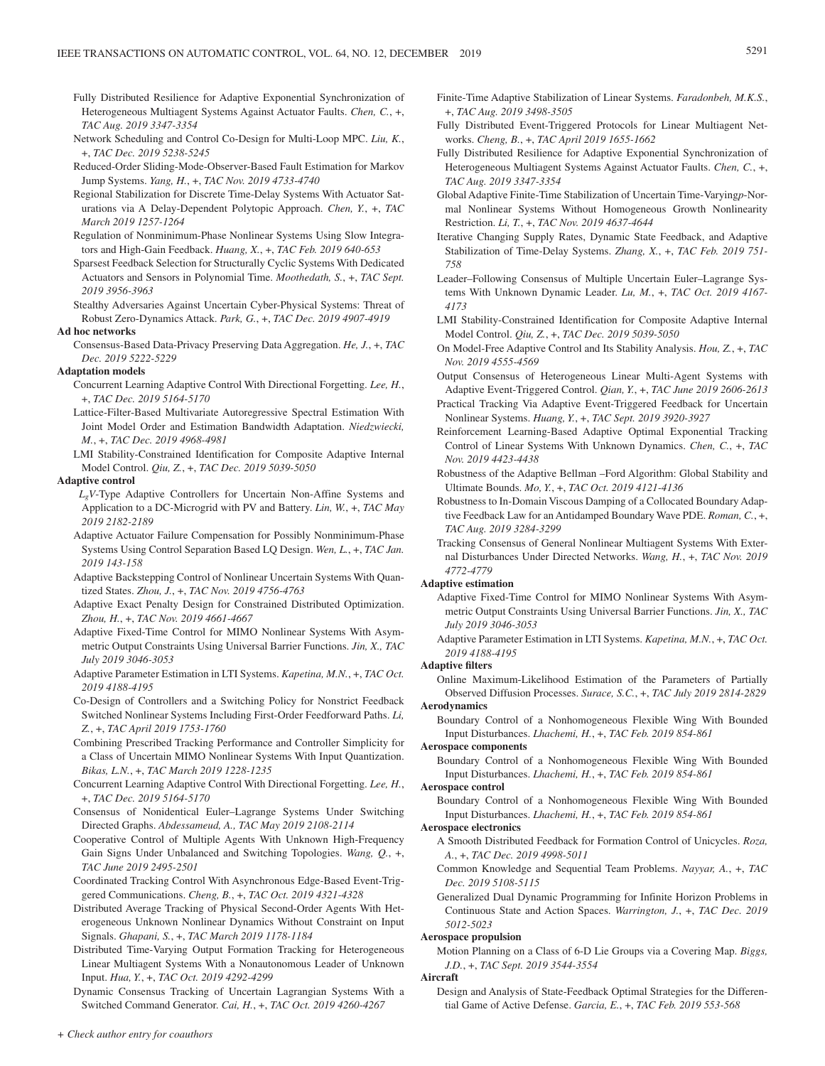Fully Distributed Resilience for Adaptive Exponential Synchronization of Heterogeneous Multiagent Systems Against Actuator Faults. *Chen, C.*, +, *TAC Aug. 2019 3347-3354*

Network Scheduling and Control Co-Design for Multi-Loop MPC. *Liu, K.*, +, *TAC Dec. 2019 5238-5245*

Reduced-Order Sliding-Mode-Observer-Based Fault Estimation for Markov Jump Systems. *Yang, H.*, +, *TAC Nov. 2019 4733-4740*

Regional Stabilization for Discrete Time-Delay Systems With Actuator Saturations via A Delay-Dependent Polytopic Approach. *Chen, Y.*, +, *TAC March 2019 1257-1264*

Regulation of Nonminimum-Phase Nonlinear Systems Using Slow Integrators and High-Gain Feedback. *Huang, X.*, +, *TAC Feb. 2019 640-653*

Sparsest Feedback Selection for Structurally Cyclic Systems With Dedicated Actuators and Sensors in Polynomial Time. *Moothedath, S.*, +, *TAC Sept. 2019 3956-3963*

Stealthy Adversaries Against Uncertain Cyber-Physical Systems: Threat of Robust Zero-Dynamics Attack. *Park, G.*, +, *TAC Dec. 2019 4907-4919*

**Ad hoc networks**

Consensus-Based Data-Privacy Preserving Data Aggregation. *He, J.*, +, *TAC Dec. 2019 5222-5229*

**Adaptation models**

Concurrent Learning Adaptive Control With Directional Forgetting. *Lee, H.*, +, *TAC Dec. 2019 5164-5170*

Lattice-Filter-Based Multivariate Autoregressive Spectral Estimation With Joint Model Order and Estimation Bandwidth Adaptation. *Niedzwiecki, M.*, +, *TAC Dec. 2019 4968-4981*

LMI Stability-Constrained Identification for Composite Adaptive Internal Model Control. *Qiu, Z.*, +, *TAC Dec. 2019 5039-5050*

**Adaptive control**

$L_gV$-Type Adaptive Controllers for Uncertain Non-Affine Systems and Application to a DC-Microgrid with PV and Battery. *Lin, W.*, +, *TAC May 2019 2182-2189*

Adaptive Actuator Failure Compensation for Possibly Nonminimum-Phase Systems Using Control Separation Based LQ Design. *Wen, L.*, +, *TAC Jan. 2019 143-158*

Adaptive Backstepping Control of Nonlinear Uncertain Systems With Quantized States. *Zhou, J.*, +, *TAC Nov. 2019 4756-4763*

Adaptive Exact Penalty Design for Constrained Distributed Optimization. *Zhou, H.*, +, *TAC Nov. 2019 4661-4667*

Adaptive Fixed-Time Control for MIMO Nonlinear Systems With Asymmetric Output Constraints Using Universal Barrier Functions. *Jin, X., TAC July 2019 3046-3053*

Adaptive Parameter Estimation in LTI Systems. *Kapetina, M.N.*, +, *TAC Oct. 2019 4188-4195*

Co-Design of Controllers and a Switching Policy for Nonstrict Feedback Switched Nonlinear Systems Including First-Order Feedforward Paths. *Li, Z.*, +, *TAC April 2019 1753-1760*

Combining Prescribed Tracking Performance and Controller Simplicity for a Class of Uncertain MIMO Nonlinear Systems With Input Quantization. *Bikas, L.N.*, +, *TAC March 2019 1228-1235*

Concurrent Learning Adaptive Control With Directional Forgetting. *Lee, H.*, +, *TAC Dec. 2019 5164-5170*

Consensus of Nonidentical Euler–Lagrange Systems Under Switching Directed Graphs. *Abdessameud, A., TAC May 2019 2108-2114*

Cooperative Control of Multiple Agents With Unknown High-Frequency Gain Signs Under Unbalanced and Switching Topologies. *Wang, Q.*, +, *TAC June 2019 2495-2501*

Coordinated Tracking Control With Asynchronous Edge-Based Event-Triggered Communications. *Cheng, B.*, +, *TAC Oct. 2019 4321-4328*

Distributed Average Tracking of Physical Second-Order Agents With Heterogeneous Unknown Nonlinear Dynamics Without Constraint on Input Signals. *Ghapani, S.*, +, *TAC March 2019 1178-1184*

Distributed Time-Varying Output Formation Tracking for Heterogeneous Linear Multiagent Systems With a Nonautonomous Leader of Unknown Input. *Hua, Y.*, +, *TAC Oct. 2019 4292-4299*

Dynamic Consensus Tracking of Uncertain Lagrangian Systems With a Switched Command Generator. *Cai, H.*, +, *TAC Oct. 2019 4260-4267*

Finite-Time Adaptive Stabilization of Linear Systems. *Faradonbeh, M.K.S.*, +, *TAC Aug. 2019 3498-3505*

Fully Distributed Event-Triggered Protocols for Linear Multiagent Networks. *Cheng, B.*, +, *TAC April 2019 1655-1662*

Fully Distributed Resilience for Adaptive Exponential Synchronization of Heterogeneous Multiagent Systems Against Actuator Faults. *Chen, C.*, +, *TAC Aug. 2019 3347-3354*

Global Adaptive Finite-Time Stabilization of Uncertain Time-Varying$p$-Normal Nonlinear Systems Without Homogeneous Growth Nonlinearity Restriction. *Li, T.*, +, *TAC Nov. 2019 4637-4644*

Iterative Changing Supply Rates, Dynamic State Feedback, and Adaptive Stabilization of Time-Delay Systems. *Zhang, X.*, +, *TAC Feb. 2019 751-758*

Leader–Following Consensus of Multiple Uncertain Euler–Lagrange Systems With Unknown Dynamic Leader. *Lu, M.*, +, *TAC Oct. 2019 4167-4173*

LMI Stability-Constrained Identification for Composite Adaptive Internal Model Control. *Qiu, Z.*, +, *TAC Dec. 2019 5039-5050*

On Model-Free Adaptive Control and Its Stability Analysis. *Hou, Z.*, +, *TAC Nov. 2019 4555-4569*

Output Consensus of Heterogeneous Linear Multi-Agent Systems with Adaptive Event-Triggered Control. *Qian, Y.*, +, *TAC June 2019 2606-2613*

Practical Tracking Via Adaptive Event-Triggered Feedback for Uncertain Nonlinear Systems. *Huang, Y.*, +, *TAC Sept. 2019 3920-3927*

Reinforcement Learning-Based Adaptive Optimal Exponential Tracking Control of Linear Systems With Unknown Dynamics. *Chen, C.*, +, *TAC Nov. 2019 4423-4438*

Robustness of the Adaptive Bellman –Ford Algorithm: Global Stability and Ultimate Bounds. *Mo, Y.*, +, *TAC Oct. 2019 4121-4136*

Robustness to In-Domain Viscous Damping of a Collocated Boundary Adaptive Feedback Law for an Antidamped Boundary Wave PDE. *Roman, C.*, +, *TAC Aug. 2019 3284-3299*

Tracking Consensus of General Nonlinear Multiagent Systems With External Disturbances Under Directed Networks. *Wang, H.*, +, *TAC Nov. 2019 4772-4779*

**Adaptive estimation**

Adaptive Fixed-Time Control for MIMO Nonlinear Systems With Asymmetric Output Constraints Using Universal Barrier Functions. *Jin, X., TAC July 2019 3046-3053*

Adaptive Parameter Estimation in LTI Systems. *Kapetina, M.N.*, +, *TAC Oct. 2019 4188-4195*

**Adaptive filters**

Online Maximum-Likelihood Estimation of the Parameters of Partially Observed Diffusion Processes. *Surace, S.C.*, +, *TAC July 2019 2814-2829*

**Aerodynamics**

Boundary Control of a Nonhomogeneous Flexible Wing With Bounded Input Disturbances. *Lhachemi, H.*, +, *TAC Feb. 2019 854-861*

**Aerospace components**

Boundary Control of a Nonhomogeneous Flexible Wing With Bounded Input Disturbances. *Lhachemi, H.*, +, *TAC Feb. 2019 854-861*

**Aerospace control**

Boundary Control of a Nonhomogeneous Flexible Wing With Bounded Input Disturbances. *Lhachemi, H.*, +, *TAC Feb. 2019 854-861*

**Aerospace electronics**

A Smooth Distributed Feedback for Formation Control of Unicycles. *Roza, A.*, +, *TAC Dec. 2019 4998-5011*

Common Knowledge and Sequential Team Problems. *Nayyar, A.*, +, *TAC Dec. 2019 5108-5115*

Generalized Dual Dynamic Programming for Infinite Horizon Problems in Continuous State and Action Spaces. *Warrington, J.*, +, *TAC Dec. 2019 5012-5023*

**Aerospace propulsion**

Motion Planning on a Class of 6-D Lie Groups via a Covering Map. *Biggs, J.D.*, +, *TAC Sept. 2019 3544-3554*

**Aircraft**

Design and Analysis of State-Feedback Optimal Strategies for the Differential Game of Active Defense. *Garcia, E.*, +, *TAC Feb. 2019 553-568*

*+ Check author entry for coauthors*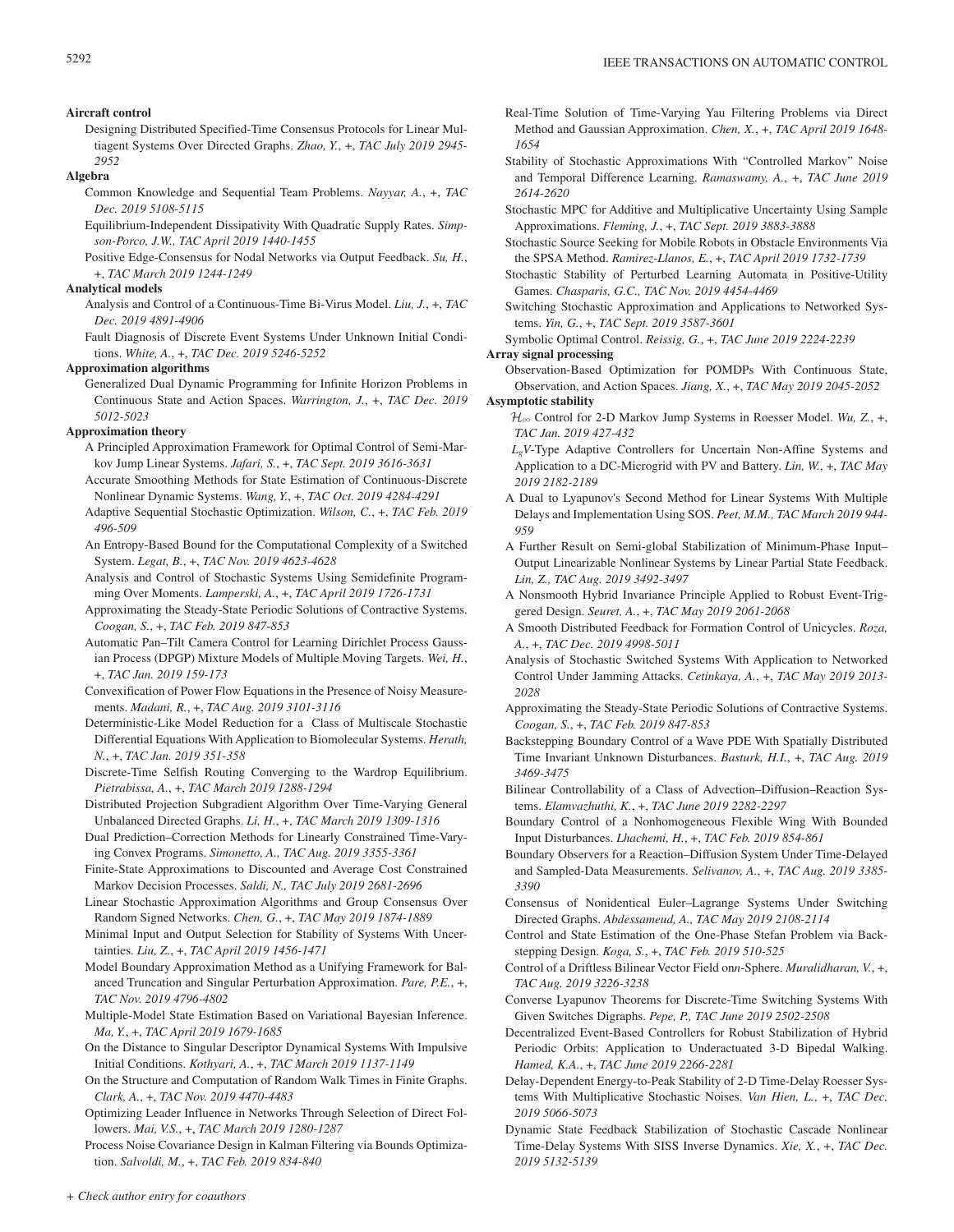**Aircraft control**

Designing Distributed Specified-Time Consensus Protocols for Linear Multiagent Systems Over Directed Graphs. *Zhao, Y.*, +, *TAC July 2019 2945-2952*

**Algebra**

Common Knowledge and Sequential Team Problems. *Nayyar, A.*, +, *TAC Dec. 2019 5108-5115*

Equilibrium-Independent Dissipativity With Quadratic Supply Rates. *Simpson-Porco, J.W., TAC April 2019 1440-1455*

Positive Edge-Consensus for Nodal Networks via Output Feedback. *Su, H.*, +, *TAC March 2019 1244-1249*

**Analytical models**

Analysis and Control of a Continuous-Time Bi-Virus Model. *Liu, J.*, +, *TAC Dec. 2019 4891-4906*

Fault Diagnosis of Discrete Event Systems Under Unknown Initial Conditions. *White, A.*, +, *TAC Dec. 2019 5246-5252*

**Approximation algorithms**

Generalized Dual Dynamic Programming for Infinite Horizon Problems in Continuous State and Action Spaces. *Warrington, J.*, +, *TAC Dec. 2019 5012-5023*

**Approximation theory**

A Principled Approximation Framework for Optimal Control of Semi-Markov Jump Linear Systems. *Jafari, S.*, +, *TAC Sept. 2019 3616-3631*

Accurate Smoothing Methods for State Estimation of Continuous-Discrete Nonlinear Dynamic Systems. *Wang, Y.*, +, *TAC Oct. 2019 4284-4291*

Adaptive Sequential Stochastic Optimization. *Wilson, C.*, +, *TAC Feb. 2019 496-509*

An Entropy-Based Bound for the Computational Complexity of a Switched System. *Legat, B.*, +, *TAC Nov. 2019 4623-4628*

Analysis and Control of Stochastic Systems Using Semidefinite Programming Over Moments. *Lamperski, A.*, +, *TAC April 2019 1726-1731*

Approximating the Steady-State Periodic Solutions of Contractive Systems. *Coogan, S.*, +, *TAC Feb. 2019 847-853*

Automatic Pan–Tilt Camera Control for Learning Dirichlet Process Gaussian Process (DPGP) Mixture Models of Multiple Moving Targets. *Wei, H.*, +, *TAC Jan. 2019 159-173*

Convexification of Power Flow Equations in the Presence of Noisy Measurements. *Madani, R.*, +, *TAC Aug. 2019 3101-3116*

Deterministic-Like Model Reduction for a Class of Multiscale Stochastic Differential Equations With Application to Biomolecular Systems. *Herath, N.*, +, *TAC Jan. 2019 351-358*

Discrete-Time Selfish Routing Converging to the Wardrop Equilibrium. *Pietrabissa, A.*, +, *TAC March 2019 1288-1294*

Distributed Projection Subgradient Algorithm Over Time-Varying General Unbalanced Directed Graphs. *Li, H.*, +, *TAC March 2019 1309-1316*

Dual Prediction–Correction Methods for Linearly Constrained Time-Varying Convex Programs. *Simonetto, A., TAC Aug. 2019 3355-3361*

Finite-State Approximations to Discounted and Average Cost Constrained Markov Decision Processes. *Saldi, N., TAC July 2019 2681-2696*

Linear Stochastic Approximation Algorithms and Group Consensus Over Random Signed Networks. *Chen, G.*, +, *TAC May 2019 1874-1889*

Minimal Input and Output Selection for Stability of Systems With Uncertainties. *Liu, Z.*, +, *TAC April 2019 1456-1471*

Model Boundary Approximation Method as a Unifying Framework for Balanced Truncation and Singular Perturbation Approximation. *Pare, P.E.*, +, *TAC Nov. 2019 4796-4802*

Multiple-Model State Estimation Based on Variational Bayesian Inference. *Ma, Y.*, +, *TAC April 2019 1679-1685*

On the Distance to Singular Descriptor Dynamical Systems With Impulsive Initial Conditions. *Kothyari, A.*, +, *TAC March 2019 1137-1149*

On the Structure and Computation of Random Walk Times in Finite Graphs. *Clark, A.*, +, *TAC Nov. 2019 4470-4483*

Optimizing Leader Influence in Networks Through Selection of Direct Followers. *Mai, V.S.*, +, *TAC March 2019 1280-1287*

Process Noise Covariance Design in Kalman Filtering via Bounds Optimization. *Salvoldi, M.*, +, *TAC Feb. 2019 834-840*

Real-Time Solution of Time-Varying Yau Filtering Problems via Direct Method and Gaussian Approximation. *Chen, X.*, +, *TAC April 2019 1648-1654*

Stability of Stochastic Approximations With "Controlled Markov" Noise and Temporal Difference Learning. *Ramaswamy, A.*, +, *TAC June 2019 2614-2620*

Stochastic MPC for Additive and Multiplicative Uncertainty Using Sample Approximations. *Fleming, J.*, +, *TAC Sept. 2019 3883-3888*

Stochastic Source Seeking for Mobile Robots in Obstacle Environments Via the SPSA Method. *Ramirez-Llanos, E.*, +, *TAC April 2019 1732-1739*

Stochastic Stability of Perturbed Learning Automata in Positive-Utility Games. *Chasparis, G.C., TAC Nov. 2019 4454-4469*

Switching Stochastic Approximation and Applications to Networked Systems. *Yin, G.*, +, *TAC Sept. 2019 3587-3601*

Symbolic Optimal Control. *Reissig, G.*, +, *TAC June 2019 2224-2239*

**Array signal processing**

Observation-Based Optimization for POMDPs With Continuous State, Observation, and Action Spaces. *Jiang, X.*, +, *TAC May 2019 2045-2052*

**Asymptotic stability**

$\mathcal{H}_\infty$ Control for 2-D Markov Jump Systems in Roesser Model. *Wu, Z.*, +, *TAC Jan. 2019 427-432*

$L_gV$-Type Adaptive Controllers for Uncertain Non-Affine Systems and Application to a DC-Microgrid with PV and Battery. *Lin, W.*, +, *TAC May 2019 2182-2189*

A Dual to Lyapunov's Second Method for Linear Systems With Multiple Delays and Implementation Using SOS. *Peet, M.M., TAC March 2019 944-959*

A Further Result on Semi-global Stabilization of Minimum-Phase Input–Output Linearizable Nonlinear Systems by Linear Partial State Feedback. *Lin, Z., TAC Aug. 2019 3492-3497*

A Nonsmooth Hybrid Invariance Principle Applied to Robust Event-Triggered Design. *Seuret, A.*, +, *TAC May 2019 2061-2068*

A Smooth Distributed Feedback for Formation Control of Unicycles. *Roza, A.*, +, *TAC Dec. 2019 4998-5011*

Analysis of Stochastic Switched Systems With Application to Networked Control Under Jamming Attacks. *Cetinkaya, A.*, +, *TAC May 2019 2013-2028*

Approximating the Steady-State Periodic Solutions of Contractive Systems. *Coogan, S.*, +, *TAC Feb. 2019 847-853*

Backstepping Boundary Control of a Wave PDE With Spatially Distributed Time Invariant Unknown Disturbances. *Basturk, H.I.*, +, *TAC Aug. 2019 3469-3475*

Bilinear Controllability of a Class of Advection–Diffusion–Reaction Systems. *Elamvazhuthi, K.*, +, *TAC June 2019 2282-2297*

Boundary Control of a Nonhomogeneous Flexible Wing With Bounded Input Disturbances. *Lhachemi, H.*, +, *TAC Feb. 2019 854-861*

Boundary Observers for a Reaction–Diffusion System Under Time-Delayed and Sampled-Data Measurements. *Selivanov, A.*, +, *TAC Aug. 2019 3385-3390*

Consensus of Nonidentical Euler–Lagrange Systems Under Switching Directed Graphs. *Abdessameud, A., TAC May 2019 2108-2114*

Control and State Estimation of the One-Phase Stefan Problem via Backstepping Design. *Koga, S.*, +, *TAC Feb. 2019 510-525*

Control of a Driftless Bilinear Vector Field on$n$-Sphere. *Muralidharan, V.*, +, *TAC Aug. 2019 3226-3238*

Converse Lyapunov Theorems for Discrete-Time Switching Systems With Given Switches Digraphs. *Pepe, P., TAC June 2019 2502-2508*

Decentralized Event-Based Controllers for Robust Stabilization of Hybrid Periodic Orbits: Application to Underactuated 3-D Bipedal Walking. *Hamed, K.A.*, +, *TAC June 2019 2266-2281*

Delay-Dependent Energy-to-Peak Stability of 2-D Time-Delay Roesser Systems With Multiplicative Stochastic Noises. *Van Hien, L.*, +, *TAC Dec. 2019 5066-5073*

Dynamic State Feedback Stabilization of Stochastic Cascade Nonlinear Time-Delay Systems With SISS Inverse Dynamics. *Xie, X.*, +, *TAC Dec. 2019 5132-5139*

*+ Check author entry for coauthors*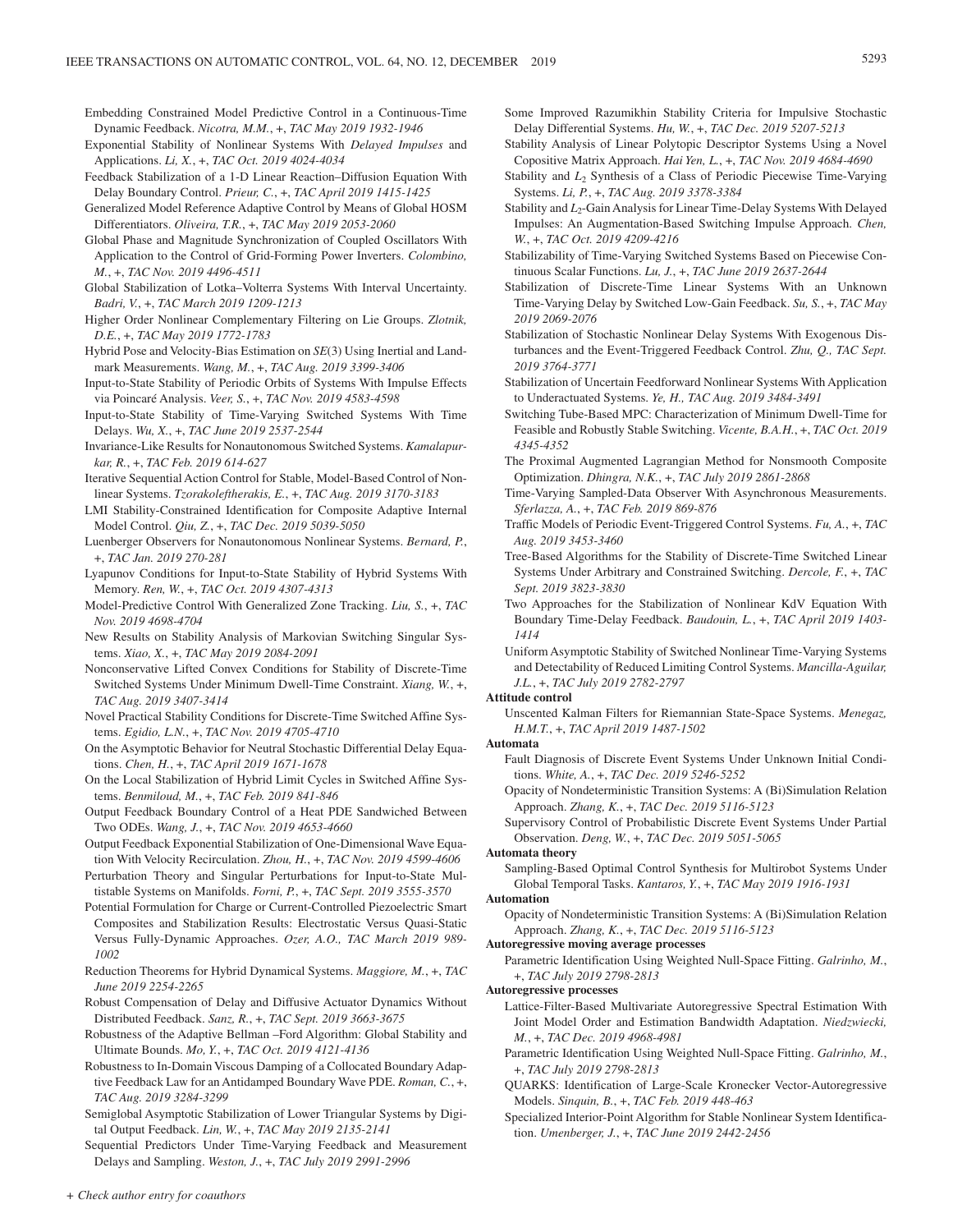Embedding Constrained Model Predictive Control in a Continuous-Time Dynamic Feedback. *Nicotra, M.M.*, +, *TAC May 2019 1932-1946*

Exponential Stability of Nonlinear Systems With *Delayed Impulses* and Applications. *Li, X.*, +, *TAC Oct. 2019 4024-4034*

Feedback Stabilization of a 1-D Linear Reaction–Diffusion Equation With Delay Boundary Control. *Prieur, C.*, +, *TAC April 2019 1415-1425*

Generalized Model Reference Adaptive Control by Means of Global HOSM Differentiators. *Oliveira, T.R.*, +, *TAC May 2019 2053-2060*

Global Phase and Magnitude Synchronization of Coupled Oscillators With Application to the Control of Grid-Forming Power Inverters. *Colombino, M.*, +, *TAC Nov. 2019 4496-4511*

Global Stabilization of Lotka–Volterra Systems With Interval Uncertainty. *Badri, V.*, +, *TAC March 2019 1209-1213*

Higher Order Nonlinear Complementary Filtering on Lie Groups. *Zlotnik, D.E.*, +, *TAC May 2019 1772-1783*

Hybrid Pose and Velocity-Bias Estimation on *SE*(3) Using Inertial and Landmark Measurements. *Wang, M.*, +, *TAC Aug. 2019 3399-3406*

Input-to-State Stability of Periodic Orbits of Systems With Impulse Effects via Poincaré Analysis. *Veer, S.*, +, *TAC Nov. 2019 4583-4598*

Input-to-State Stability of Time-Varying Switched Systems With Time Delays. *Wu, X.*, +, *TAC June 2019 2537-2544*

Invariance-Like Results for Nonautonomous Switched Systems. *Kamalapurkar, R.*, +, *TAC Feb. 2019 614-627*

Iterative Sequential Action Control for Stable, Model-Based Control of Nonlinear Systems. *Tzorakoleftherakis, E.*, +, *TAC Aug. 2019 3170-3183*

LMI Stability-Constrained Identification for Composite Adaptive Internal Model Control. *Qiu, Z.*, +, *TAC Dec. 2019 5039-5050*

Luenberger Observers for Nonautonomous Nonlinear Systems. *Bernard, P.*, +, *TAC Jan. 2019 270-281*

Lyapunov Conditions for Input-to-State Stability of Hybrid Systems With Memory. *Ren, W.*, +, *TAC Oct. 2019 4307-4313*

Model-Predictive Control With Generalized Zone Tracking. *Liu, S.*, +, *TAC Nov. 2019 4698-4704*

New Results on Stability Analysis of Markovian Switching Singular Systems. *Xiao, X.*, +, *TAC May 2019 2084-2091*

Nonconservative Lifted Convex Conditions for Stability of Discrete-Time Switched Systems Under Minimum Dwell-Time Constraint. *Xiang, W.*, +, *TAC Aug. 2019 3407-3414*

Novel Practical Stability Conditions for Discrete-Time Switched Affine Systems. *Egidio, L.N.*, +, *TAC Nov. 2019 4705-4710*

On the Asymptotic Behavior for Neutral Stochastic Differential Delay Equations. *Chen, H.*, +, *TAC April 2019 1671-1678*

On the Local Stabilization of Hybrid Limit Cycles in Switched Affine Systems. *Benmiloud, M.*, +, *TAC Feb. 2019 841-846*

Output Feedback Boundary Control of a Heat PDE Sandwiched Between Two ODEs. *Wang, J.*, +, *TAC Nov. 2019 4653-4660*

Output Feedback Exponential Stabilization of One-Dimensional Wave Equation With Velocity Recirculation. *Zhou, H.*, +, *TAC Nov. 2019 4599-4606*

Perturbation Theory and Singular Perturbations for Input-to-State Multistable Systems on Manifolds. *Forni, P.*, +, *TAC Sept. 2019 3555-3570*

Potential Formulation for Charge or Current-Controlled Piezoelectric Smart Composites and Stabilization Results: Electrostatic Versus Quasi-Static Versus Fully-Dynamic Approaches. *Ozer, A.O., TAC March 2019 989-1002*

Reduction Theorems for Hybrid Dynamical Systems. *Maggiore, M.*, +, *TAC June 2019 2254-2265*

Robust Compensation of Delay and Diffusive Actuator Dynamics Without Distributed Feedback. *Sanz, R.*, +, *TAC Sept. 2019 3663-3675*

Robustness of the Adaptive Bellman –Ford Algorithm: Global Stability and Ultimate Bounds. *Mo, Y.*, +, *TAC Oct. 2019 4121-4136*

Robustness to In-Domain Viscous Damping of a Collocated Boundary Adaptive Feedback Law for an Antidamped Boundary Wave PDE. *Roman, C.*, +, *TAC Aug. 2019 3284-3299*

Semiglobal Asymptotic Stabilization of Lower Triangular Systems by Digital Output Feedback. *Lin, W.*, +, *TAC May 2019 2135-2141*

Sequential Predictors Under Time-Varying Feedback and Measurement Delays and Sampling. *Weston, J.*, +, *TAC July 2019 2991-2996*

Some Improved Razumikhin Stability Criteria for Impulsive Stochastic Delay Differential Systems. *Hu, W.*, +, *TAC Dec. 2019 5207-5213*

Stability Analysis of Linear Polytopic Descriptor Systems Using a Novel Copositive Matrix Approach. *Hai Yen, L.*, +, *TAC Nov. 2019 4684-4690*

Stability and $L_2$ Synthesis of a Class of Periodic Piecewise Time-Varying Systems. *Li, P.*, +, *TAC Aug. 2019 3378-3384*

Stability and $L_2$-Gain Analysis for Linear Time-Delay Systems With Delayed Impulses: An Augmentation-Based Switching Impulse Approach. *Chen, W.*, +, *TAC Oct. 2019 4209-4216*

Stabilizability of Time-Varying Switched Systems Based on Piecewise Continuous Scalar Functions. *Lu, J.*, +, *TAC June 2019 2637-2644*

Stabilization of Discrete-Time Linear Systems With an Unknown Time-Varying Delay by Switched Low-Gain Feedback. *Su, S.*, +, *TAC May 2019 2069-2076*

Stabilization of Stochastic Nonlinear Delay Systems With Exogenous Disturbances and the Event-Triggered Feedback Control. *Zhu, Q., TAC Sept. 2019 3764-3771*

Stabilization of Uncertain Feedforward Nonlinear Systems With Application to Underactuated Systems. *Ye, H., TAC Aug. 2019 3484-3491*

Switching Tube-Based MPC: Characterization of Minimum Dwell-Time for Feasible and Robustly Stable Switching. *Vicente, B.A.H.*, +, *TAC Oct. 2019 4345-4352*

The Proximal Augmented Lagrangian Method for Nonsmooth Composite Optimization. *Dhingra, N.K.*, +, *TAC July 2019 2861-2868*

Time-Varying Sampled-Data Observer With Asynchronous Measurements. *Sferlazza, A.*, +, *TAC Feb. 2019 869-876*

Traffic Models of Periodic Event-Triggered Control Systems. *Fu, A.*, +, *TAC Aug. 2019 3453-3460*

Tree-Based Algorithms for the Stability of Discrete-Time Switched Linear Systems Under Arbitrary and Constrained Switching. *Dercole, F.*, +, *TAC Sept. 2019 3823-3830*

Two Approaches for the Stabilization of Nonlinear KdV Equation With Boundary Time-Delay Feedback. *Baudouin, L.*, +, *TAC April 2019 1403-1414*

Uniform Asymptotic Stability of Switched Nonlinear Time-Varying Systems and Detectability of Reduced Limiting Control Systems. *Mancilla-Aguilar, J.L.*, +, *TAC July 2019 2782-2797*

**Attitude control**

Unscented Kalman Filters for Riemannian State-Space Systems. *Menegaz, H.M.T.*, +, *TAC April 2019 1487-1502*

**Automata**

Fault Diagnosis of Discrete Event Systems Under Unknown Initial Conditions. *White, A.*, +, *TAC Dec. 2019 5246-5252*

Opacity of Nondeterministic Transition Systems: A (Bi)Simulation Relation Approach. *Zhang, K.*, +, *TAC Dec. 2019 5116-5123*

Supervisory Control of Probabilistic Discrete Event Systems Under Partial Observation. *Deng, W.*, +, *TAC Dec. 2019 5051-5065*

**Automata theory**

Sampling-Based Optimal Control Synthesis for Multirobot Systems Under Global Temporal Tasks. *Kantaros, Y.*, +, *TAC May 2019 1916-1931*

**Automation**

Opacity of Nondeterministic Transition Systems: A (Bi)Simulation Relation Approach. *Zhang, K.*, +, *TAC Dec. 2019 5116-5123*

**Autoregressive moving average processes**

Parametric Identification Using Weighted Null-Space Fitting. *Galrinho, M.*, +, *TAC July 2019 2798-2813*

**Autoregressive processes**

Lattice-Filter-Based Multivariate Autoregressive Spectral Estimation With Joint Model Order and Estimation Bandwidth Adaptation. *Niedzwiecki, M.*, +, *TAC Dec. 2019 4968-4981*

Parametric Identification Using Weighted Null-Space Fitting. *Galrinho, M.*, +, *TAC July 2019 2798-2813*

QUARKS: Identification of Large-Scale Kronecker Vector-Autoregressive Models. *Sinquin, B.*, +, *TAC Feb. 2019 448-463*

Specialized Interior-Point Algorithm for Stable Nonlinear System Identification. *Umenberger, J.*, +, *TAC June 2019 2442-2456*

*+ Check author entry for coauthors*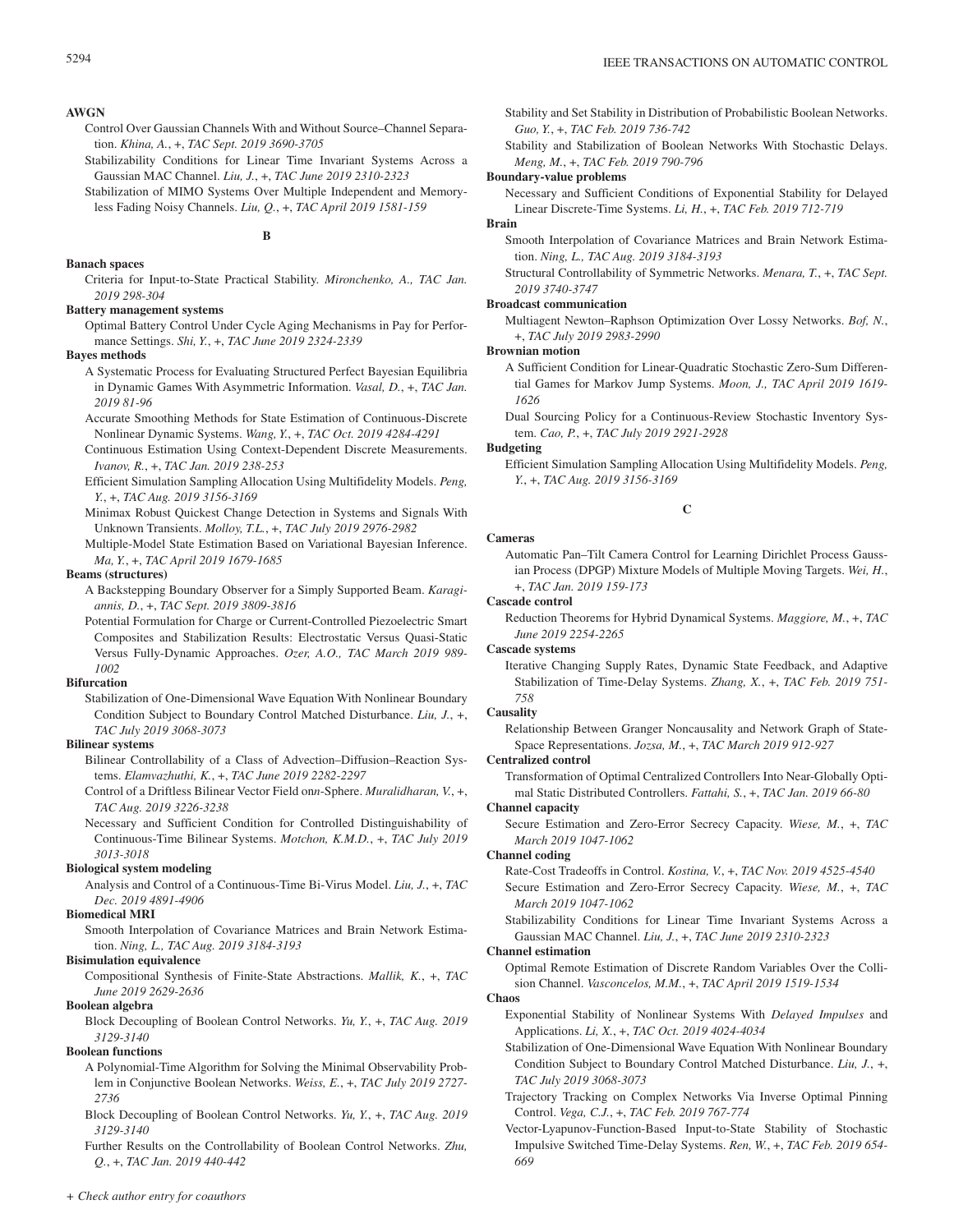**AWGN**

Control Over Gaussian Channels With and Without Source–Channel Separation. *Khina, A.*, +, *TAC Sept. 2019 3690-3705*

Stabilizability Conditions for Linear Time Invariant Systems Across a Gaussian MAC Channel. *Liu, J.*, +, *TAC June 2019 2310-2323*

Stabilization of MIMO Systems Over Multiple Independent and Memoryless Fading Noisy Channels. *Liu, Q.*, +, *TAC April 2019 1581-159*

## B

**Banach spaces**

Criteria for Input-to-State Practical Stability. *Mironchenko, A., TAC Jan. 2019 298-304*

**Battery management systems**

Optimal Battery Control Under Cycle Aging Mechanisms in Pay for Performance Settings. *Shi, Y.*, +, *TAC June 2019 2324-2339*

**Bayes methods**

A Systematic Process for Evaluating Structured Perfect Bayesian Equilibria in Dynamic Games With Asymmetric Information. *Vasal, D.*, +, *TAC Jan. 2019 81-96*

Accurate Smoothing Methods for State Estimation of Continuous-Discrete Nonlinear Dynamic Systems. *Wang, Y.*, +, *TAC Oct. 2019 4284-4291*

Continuous Estimation Using Context-Dependent Discrete Measurements. *Ivanov, R.*, +, *TAC Jan. 2019 238-253*

Efficient Simulation Sampling Allocation Using Multifidelity Models. *Peng, Y.*, +, *TAC Aug. 2019 3156-3169*

Minimax Robust Quickest Change Detection in Systems and Signals With Unknown Transients. *Molloy, T.L.*, +, *TAC July 2019 2976-2982*

Multiple-Model State Estimation Based on Variational Bayesian Inference. *Ma, Y.*, +, *TAC April 2019 1679-1685*

**Beams (structures)**

A Backstepping Boundary Observer for a Simply Supported Beam. *Karagiannis, D.*, +, *TAC Sept. 2019 3809-3816*

Potential Formulation for Charge or Current-Controlled Piezoelectric Smart Composites and Stabilization Results: Electrostatic Versus Quasi-Static Versus Fully-Dynamic Approaches. *Ozer, A.O., TAC March 2019 989-1002*

**Bifurcation**

Stabilization of One-Dimensional Wave Equation With Nonlinear Boundary Condition Subject to Boundary Control Matched Disturbance. *Liu, J.*, +, *TAC July 2019 3068-3073*

**Bilinear systems**

Bilinear Controllability of a Class of Advection–Diffusion–Reaction Systems. *Elamvazhuthi, K.*, +, *TAC June 2019 2282-2297*

Control of a Driftless Bilinear Vector Field on*n*-Sphere. *Muralidharan, V.*, +, *TAC Aug. 2019 3226-3238*

Necessary and Sufficient Condition for Controlled Distinguishability of Continuous-Time Bilinear Systems. *Motchon, K.M.D.*, +, *TAC July 2019 3013-3018*

**Biological system modeling**

Analysis and Control of a Continuous-Time Bi-Virus Model. *Liu, J.*, +, *TAC Dec. 2019 4891-4906*

**Biomedical MRI**

Smooth Interpolation of Covariance Matrices and Brain Network Estimation. *Ning, L., TAC Aug. 2019 3184-3193*

**Bisimulation equivalence**

Compositional Synthesis of Finite-State Abstractions. *Mallik, K.*, +, *TAC June 2019 2629-2636*

**Boolean algebra**

Block Decoupling of Boolean Control Networks. *Yu, Y.*, +, *TAC Aug. 2019 3129-3140*

**Boolean functions**

A Polynomial-Time Algorithm for Solving the Minimal Observability Problem in Conjunctive Boolean Networks. *Weiss, E.*, +, *TAC July 2019 2727-2736*

Block Decoupling of Boolean Control Networks. *Yu, Y.*, +, *TAC Aug. 2019 3129-3140*

Further Results on the Controllability of Boolean Control Networks. *Zhu, Q.*, +, *TAC Jan. 2019 440-442*

Stability and Set Stability in Distribution of Probabilistic Boolean Networks. *Guo, Y.*, +, *TAC Feb. 2019 736-742*

Stability and Stabilization of Boolean Networks With Stochastic Delays. *Meng, M.*, +, *TAC Feb. 2019 790-796*

**Boundary-value problems**

Necessary and Sufficient Conditions of Exponential Stability for Delayed Linear Discrete-Time Systems. *Li, H.*, +, *TAC Feb. 2019 712-719*

**Brain**

Smooth Interpolation of Covariance Matrices and Brain Network Estimation. *Ning, L., TAC Aug. 2019 3184-3193*

Structural Controllability of Symmetric Networks. *Menara, T.*, +, *TAC Sept. 2019 3740-3747*

**Broadcast communication**

Multiagent Newton–Raphson Optimization Over Lossy Networks. *Bof, N.*, +, *TAC July 2019 2983-2990*

**Brownian motion**

A Sufficient Condition for Linear-Quadratic Stochastic Zero-Sum Differential Games for Markov Jump Systems. *Moon, J., TAC April 2019 1619-1626*

Dual Sourcing Policy for a Continuous-Review Stochastic Inventory System. *Cao, P.*, +, *TAC July 2019 2921-2928*

**Budgeting**

Efficient Simulation Sampling Allocation Using Multifidelity Models. *Peng, Y.*, +, *TAC Aug. 2019 3156-3169*

## C

**Cameras**

Automatic Pan–Tilt Camera Control for Learning Dirichlet Process Gaussian Process (DPGP) Mixture Models of Multiple Moving Targets. *Wei, H.*, +, *TAC Jan. 2019 159-173*

**Cascade control**

Reduction Theorems for Hybrid Dynamical Systems. *Maggiore, M.*, +, *TAC June 2019 2254-2265*

**Cascade systems**

Iterative Changing Supply Rates, Dynamic State Feedback, and Adaptive Stabilization of Time-Delay Systems. *Zhang, X.*, +, *TAC Feb. 2019 751-758*

**Causality**

Relationship Between Granger Noncausality and Network Graph of State-Space Representations. *Jozsa, M.*, +, *TAC March 2019 912-927*

**Centralized control**

Transformation of Optimal Centralized Controllers Into Near-Globally Optimal Static Distributed Controllers. *Fattahi, S.*, +, *TAC Jan. 2019 66-80*

**Channel capacity**

Secure Estimation and Zero-Error Secrecy Capacity. *Wiese, M.*, +, *TAC March 2019 1047-1062*

**Channel coding**

Rate-Cost Tradeoffs in Control. *Kostina, V.*, +, *TAC Nov. 2019 4525-4540*

Secure Estimation and Zero-Error Secrecy Capacity. *Wiese, M.*, +, *TAC March 2019 1047-1062*

Stabilizability Conditions for Linear Time Invariant Systems Across a Gaussian MAC Channel. *Liu, J.*, +, *TAC June 2019 2310-2323*

**Channel estimation**

Optimal Remote Estimation of Discrete Random Variables Over the Collision Channel. *Vasconcelos, M.M.*, +, *TAC April 2019 1519-1534*

**Chaos**

Exponential Stability of Nonlinear Systems With *Delayed Impulses* and Applications. *Li, X.*, +, *TAC Oct. 2019 4024-4034*

Stabilization of One-Dimensional Wave Equation With Nonlinear Boundary Condition Subject to Boundary Control Matched Disturbance. *Liu, J.*, +, *TAC July 2019 3068-3073*

Trajectory Tracking on Complex Networks Via Inverse Optimal Pinning Control. *Vega, C.J.*, +, *TAC Feb. 2019 767-774*

Vector-Lyapunov-Function-Based Input-to-State Stability of Stochastic Impulsive Switched Time-Delay Systems. *Ren, W.*, +, *TAC Feb. 2019 654-669*

*+ Check author entry for coauthors*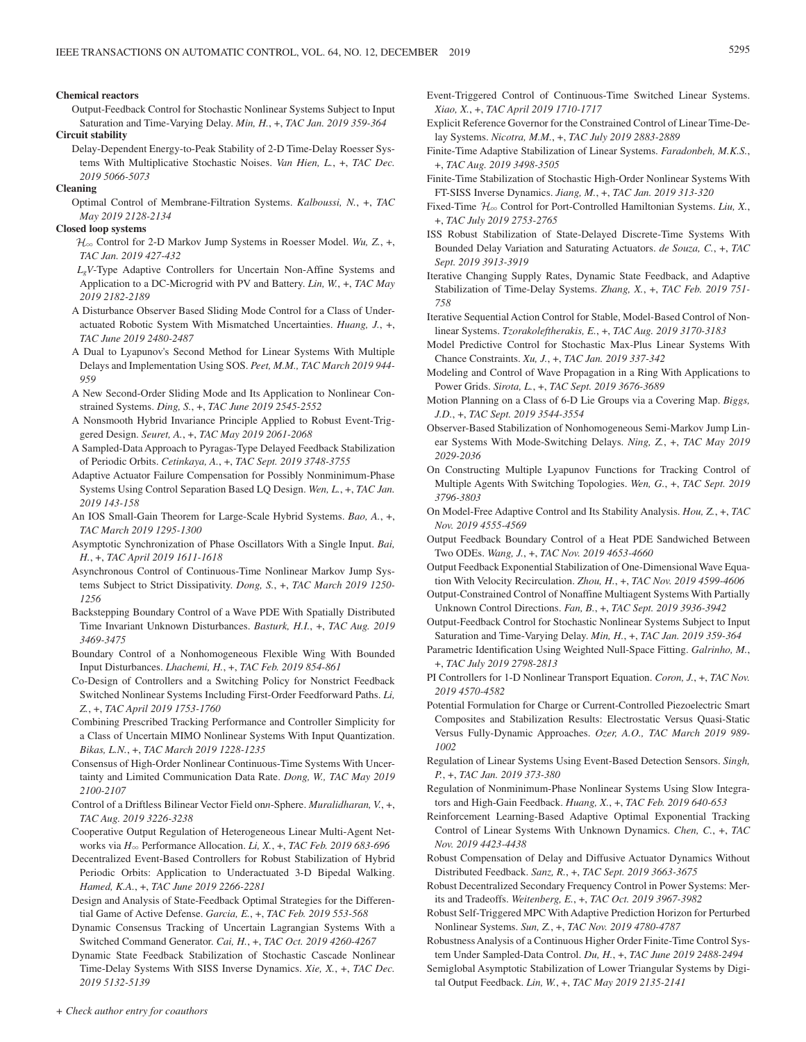**Chemical reactors**

Output-Feedback Control for Stochastic Nonlinear Systems Subject to Input Saturation and Time-Varying Delay. *Min, H.*, +, *TAC Jan. 2019 359-364*

**Circuit stability**

Delay-Dependent Energy-to-Peak Stability of 2-D Time-Delay Roesser Systems With Multiplicative Stochastic Noises. *Van Hien, L.*, +, *TAC Dec. 2019 5066-5073*

**Cleaning**

Optimal Control of Membrane-Filtration Systems. *Kalboussi, N.*, +, *TAC May 2019 2128-2134*

**Closed loop systems**

$\mathcal{H}_\infty$ Control for 2-D Markov Jump Systems in Roesser Model. *Wu, Z.*, +, *TAC Jan. 2019 427-432*

$L_gV$-Type Adaptive Controllers for Uncertain Non-Affine Systems and Application to a DC-Microgrid with PV and Battery. *Lin, W.*, +, *TAC May 2019 2182-2189*

A Disturbance Observer Based Sliding Mode Control for a Class of Underactuated Robotic System With Mismatched Uncertainties. *Huang, J.*, +, *TAC June 2019 2480-2487*

A Dual to Lyapunov's Second Method for Linear Systems With Multiple Delays and Implementation Using SOS. *Peet, M.M.*, *TAC March 2019 944-959*

A New Second-Order Sliding Mode and Its Application to Nonlinear Constrained Systems. *Ding, S.*, +, *TAC June 2019 2545-2552*

A Nonsmooth Hybrid Invariance Principle Applied to Robust Event-Triggered Design. *Seuret, A.*, +, *TAC May 2019 2061-2068*

A Sampled-Data Approach to Pyragas-Type Delayed Feedback Stabilization of Periodic Orbits. *Cetinkaya, A.*, +, *TAC Sept. 2019 3748-3755*

Adaptive Actuator Failure Compensation for Possibly Nonminimum-Phase Systems Using Control Separation Based LQ Design. *Wen, L.*, +, *TAC Jan. 2019 143-158*

An IOS Small-Gain Theorem for Large-Scale Hybrid Systems. *Bao, A.*, +, *TAC March 2019 1295-1300*

Asymptotic Synchronization of Phase Oscillators With a Single Input. *Bai, H.*, +, *TAC April 2019 1611-1618*

Asynchronous Control of Continuous-Time Nonlinear Markov Jump Systems Subject to Strict Dissipativity. *Dong, S.*, +, *TAC March 2019 1250-1256*

Backstepping Boundary Control of a Wave PDE With Spatially Distributed Time Invariant Unknown Disturbances. *Basturk, H.I.*, +, *TAC Aug. 2019 3469-3475*

Boundary Control of a Nonhomogeneous Flexible Wing With Bounded Input Disturbances. *Lhachemi, H.*, +, *TAC Feb. 2019 854-861*

Co-Design of Controllers and a Switching Policy for Nonstrict Feedback Switched Nonlinear Systems Including First-Order Feedforward Paths. *Li, Z.*, +, *TAC April 2019 1753-1760*

Combining Prescribed Tracking Performance and Controller Simplicity for a Class of Uncertain MIMO Nonlinear Systems With Input Quantization. *Bikas, L.N.*, +, *TAC March 2019 1228-1235*

Consensus of High-Order Nonlinear Continuous-Time Systems With Uncertainty and Limited Communication Data Rate. *Dong, W.*, *TAC May 2019 2100-2107*

Control of a Driftless Bilinear Vector Field on$n$-Sphere. *Muralidharan, V.*, +, *TAC Aug. 2019 3226-3238*

Cooperative Output Regulation of Heterogeneous Linear Multi-Agent Networks via $H_\infty$ Performance Allocation. *Li, X.*, +, *TAC Feb. 2019 683-696*

Decentralized Event-Based Controllers for Robust Stabilization of Hybrid Periodic Orbits: Application to Underactuated 3-D Bipedal Walking. *Hamed, K.A.*, +, *TAC June 2019 2266-2281*

Design and Analysis of State-Feedback Optimal Strategies for the Differential Game of Active Defense. *Garcia, E.*, +, *TAC Feb. 2019 553-568*

Dynamic Consensus Tracking of Uncertain Lagrangian Systems With a Switched Command Generator. *Cai, H.*, +, *TAC Oct. 2019 4260-4267*

Dynamic State Feedback Stabilization of Stochastic Cascade Nonlinear Time-Delay Systems With SISS Inverse Dynamics. *Xie, X.*, +, *TAC Dec. 2019 5132-5139*

Event-Triggered Control of Continuous-Time Switched Linear Systems. *Xiao, X.*, +, *TAC April 2019 1710-1717*

Explicit Reference Governor for the Constrained Control of Linear Time-Delay Systems. *Nicotra, M.M.*, +, *TAC July 2019 2883-2889*

Finite-Time Adaptive Stabilization of Linear Systems. *Faradonbeh, M.K.S.*, +, *TAC Aug. 2019 3498-3505*

Finite-Time Stabilization of Stochastic High-Order Nonlinear Systems With FT-SISS Inverse Dynamics. *Jiang, M.*, +, *TAC Jan. 2019 313-320*

Fixed-Time $\mathcal{H}_\infty$ Control for Port-Controlled Hamiltonian Systems. *Liu, X.*, +, *TAC July 2019 2753-2765*

ISS Robust Stabilization of State-Delayed Discrete-Time Systems With Bounded Delay Variation and Saturating Actuators. *de Souza, C.*, +, *TAC Sept. 2019 3913-3919*

Iterative Changing Supply Rates, Dynamic State Feedback, and Adaptive Stabilization of Time-Delay Systems. *Zhang, X.*, +, *TAC Feb. 2019 751-758*

Iterative Sequential Action Control for Stable, Model-Based Control of Nonlinear Systems. *Tzorakoleftherakis, E.*, +, *TAC Aug. 2019 3170-3183*

Model Predictive Control for Stochastic Max-Plus Linear Systems With Chance Constraints. *Xu, J.*, +, *TAC Jan. 2019 337-342*

Modeling and Control of Wave Propagation in a Ring With Applications to Power Grids. *Sirota, L.*, +, *TAC Sept. 2019 3676-3689*

Motion Planning on a Class of 6-D Lie Groups via a Covering Map. *Biggs, J.D.*, +, *TAC Sept. 2019 3544-3554*

Observer-Based Stabilization of Nonhomogeneous Semi-Markov Jump Linear Systems With Mode-Switching Delays. *Ning, Z.*, +, *TAC May 2019 2029-2036*

On Constructing Multiple Lyapunov Functions for Tracking Control of Multiple Agents With Switching Topologies. *Wen, G.*, +, *TAC Sept. 2019 3796-3803*

On Model-Free Adaptive Control and Its Stability Analysis. *Hou, Z.*, +, *TAC Nov. 2019 4555-4569*

Output Feedback Boundary Control of a Heat PDE Sandwiched Between Two ODEs. *Wang, J.*, +, *TAC Nov. 2019 4653-4660*

Output Feedback Exponential Stabilization of One-Dimensional Wave Equation With Velocity Recirculation. *Zhou, H.*, +, *TAC Nov. 2019 4599-4606*

Output-Constrained Control of Nonaffine Multiagent Systems With Partially Unknown Control Directions. *Fan, B.*, +, *TAC Sept. 2019 3936-3942*

Output-Feedback Control for Stochastic Nonlinear Systems Subject to Input Saturation and Time-Varying Delay. *Min, H.*, +, *TAC Jan. 2019 359-364*

Parametric Identification Using Weighted Null-Space Fitting. *Galrinho, M.*, +, *TAC July 2019 2798-2813*

PI Controllers for 1-D Nonlinear Transport Equation. *Coron, J.*, +, *TAC Nov. 2019 4570-4582*

Potential Formulation for Charge or Current-Controlled Piezoelectric Smart Composites and Stabilization Results: Electrostatic Versus Quasi-Static Versus Fully-Dynamic Approaches. *Ozer, A.O.*, *TAC March 2019 989-1002*

Regulation of Linear Systems Using Event-Based Detection Sensors. *Singh, P.*, +, *TAC Jan. 2019 373-380*

Regulation of Nonminimum-Phase Nonlinear Systems Using Slow Integrators and High-Gain Feedback. *Huang, X.*, +, *TAC Feb. 2019 640-653*

Reinforcement Learning-Based Adaptive Optimal Exponential Tracking Control of Linear Systems With Unknown Dynamics. *Chen, C.*, +, *TAC Nov. 2019 4423-4438*

Robust Compensation of Delay and Diffusive Actuator Dynamics Without Distributed Feedback. *Sanz, R.*, +, *TAC Sept. 2019 3663-3675*

Robust Decentralized Secondary Frequency Control in Power Systems: Merits and Tradeoffs. *Weitenberg, E.*, +, *TAC Oct. 2019 3967-3982*

Robust Self-Triggered MPC With Adaptive Prediction Horizon for Perturbed Nonlinear Systems. *Sun, Z.*, +, *TAC Nov. 2019 4780-4787*

Robustness Analysis of a Continuous Higher Order Finite-Time Control System Under Sampled-Data Control. *Du, H.*, +, *TAC June 2019 2488-2494*

Semiglobal Asymptotic Stabilization of Lower Triangular Systems by Digital Output Feedback. *Lin, W.*, +, *TAC May 2019 2135-2141*

*+ Check author entry for coauthors*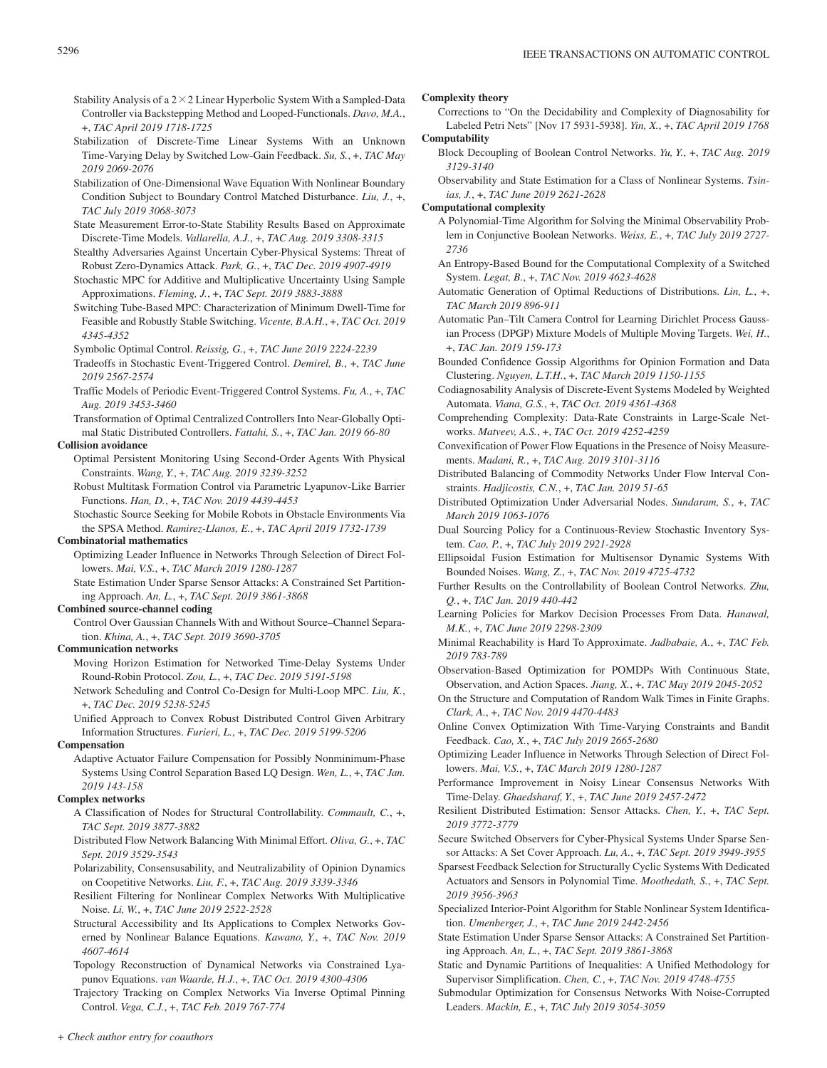Stability Analysis of a $2 \times 2$ Linear Hyperbolic System With a Sampled-Data Controller via Backstepping Method and Looped-Functionals. *Davo, M.A.*, +, *TAC April 2019 1718-1725*

Stabilization of Discrete-Time Linear Systems With an Unknown Time-Varying Delay by Switched Low-Gain Feedback. *Su, S.*, +, *TAC May 2019 2069-2076*

Stabilization of One-Dimensional Wave Equation With Nonlinear Boundary Condition Subject to Boundary Control Matched Disturbance. *Liu, J.*, +, *TAC July 2019 3068-3073*

State Measurement Error-to-State Stability Results Based on Approximate Discrete-Time Models. *Vallarella, A.J.*, +, *TAC Aug. 2019 3308-3315*

Stealthy Adversaries Against Uncertain Cyber-Physical Systems: Threat of Robust Zero-Dynamics Attack. *Park, G.*, +, *TAC Dec. 2019 4907-4919*

Stochastic MPC for Additive and Multiplicative Uncertainty Using Sample Approximations. *Fleming, J.*, +, *TAC Sept. 2019 3883-3888*

Switching Tube-Based MPC: Characterization of Minimum Dwell-Time for Feasible and Robustly Stable Switching. *Vicente, B.A.H.*, +, *TAC Oct. 2019 4345-4352*

Symbolic Optimal Control. *Reissig, G.*, +, *TAC June 2019 2224-2239*

Tradeoffs in Stochastic Event-Triggered Control. *Demirel, B.*, +, *TAC June 2019 2567-2574*

Traffic Models of Periodic Event-Triggered Control Systems. *Fu, A.*, +, *TAC Aug. 2019 3453-3460*

Transformation of Optimal Centralized Controllers Into Near-Globally Optimal Static Distributed Controllers. *Fattahi, S.*, +, *TAC Jan. 2019 66-80*

**Collision avoidance**

Optimal Persistent Monitoring Using Second-Order Agents With Physical Constraints. *Wang, Y.*, +, *TAC Aug. 2019 3239-3252*

Robust Multitask Formation Control via Parametric Lyapunov-Like Barrier Functions. *Han, D.*, +, *TAC Nov. 2019 4439-4453*

Stochastic Source Seeking for Mobile Robots in Obstacle Environments Via the SPSA Method. *Ramirez-Llanos, E.*, +, *TAC April 2019 1732-1739*

**Combinatorial mathematics**

Optimizing Leader Influence in Networks Through Selection of Direct Followers. *Mai, V.S.*, +, *TAC March 2019 1280-1287*

State Estimation Under Sparse Sensor Attacks: A Constrained Set Partitioning Approach. *An, L.*, +, *TAC Sept. 2019 3861-3868*

**Combined source-channel coding**

Control Over Gaussian Channels With and Without Source–Channel Separation. *Khina, A.*, +, *TAC Sept. 2019 3690-3705*

**Communication networks**

Moving Horizon Estimation for Networked Time-Delay Systems Under Round-Robin Protocol. *Zou, L.*, +, *TAC Dec. 2019 5191-5198*

Network Scheduling and Control Co-Design for Multi-Loop MPC. *Liu, K.*, +, *TAC Dec. 2019 5238-5245*

Unified Approach to Convex Robust Distributed Control Given Arbitrary Information Structures. *Furieri, L.*, +, *TAC Dec. 2019 5199-5206*

**Compensation**

Adaptive Actuator Failure Compensation for Possibly Nonminimum-Phase Systems Using Control Separation Based LQ Design. *Wen, L.*, +, *TAC Jan. 2019 143-158*

**Complex networks**

A Classification of Nodes for Structural Controllability. *Commault, C.*, +, *TAC Sept. 2019 3877-3882*

Distributed Flow Network Balancing With Minimal Effort. *Oliva, G.*, +, *TAC Sept. 2019 3529-3543*

Polarizability, Consensusability, and Neutralizability of Opinion Dynamics on Coopetitive Networks. *Liu, F.*, +, *TAC Aug. 2019 3339-3346*

Resilient Filtering for Nonlinear Complex Networks With Multiplicative Noise. *Li, W.*, +, *TAC June 2019 2522-2528*

Structural Accessibility and Its Applications to Complex Networks Governed by Nonlinear Balance Equations. *Kawano, Y.*, +, *TAC Nov. 2019 4607-4614*

Topology Reconstruction of Dynamical Networks via Constrained Lyapunov Equations. *van Waarde, H.J.*, +, *TAC Oct. 2019 4300-4306*

Trajectory Tracking on Complex Networks Via Inverse Optimal Pinning Control. *Vega, C.J.*, +, *TAC Feb. 2019 767-774*

**Complexity theory**

Corrections to "On the Decidability and Complexity of Diagnosability for Labeled Petri Nets" [Nov 17 5931-5938]. *Yin, X.*, +, *TAC April 2019 1768*

**Computability**

Block Decoupling of Boolean Control Networks. *Yu, Y.*, +, *TAC Aug. 2019 3129-3140*

Observability and State Estimation for a Class of Nonlinear Systems. *Tsinias, J.*, +, *TAC June 2019 2621-2628*

**Computational complexity**

A Polynomial-Time Algorithm for Solving the Minimal Observability Problem in Conjunctive Boolean Networks. *Weiss, E.*, +, *TAC July 2019 2727-2736*

An Entropy-Based Bound for the Computational Complexity of a Switched System. *Legat, B.*, +, *TAC Nov. 2019 4623-4628*

Automatic Generation of Optimal Reductions of Distributions. *Lin, L.*, +, *TAC March 2019 896-911*

Automatic Pan–Tilt Camera Control for Learning Dirichlet Process Gaussian Process (DPGP) Mixture Models of Multiple Moving Targets. *Wei, H.*, +, *TAC Jan. 2019 159-173*

Bounded Confidence Gossip Algorithms for Opinion Formation and Data Clustering. *Nguyen, L.T.H.*, +, *TAC March 2019 1150-1155*

Codiagnosability Analysis of Discrete-Event Systems Modeled by Weighted Automata. *Viana, G.S.*, +, *TAC Oct. 2019 4361-4368*

Comprehending Complexity: Data-Rate Constraints in Large-Scale Networks. *Matveev, A.S.*, +, *TAC Oct. 2019 4252-4259*

Convexification of Power Flow Equations in the Presence of Noisy Measurements. *Madani, R.*, +, *TAC Aug. 2019 3101-3116*

Distributed Balancing of Commodity Networks Under Flow Interval Constraints. *Hadjicostis, C.N.*, +, *TAC Jan. 2019 51-65*

Distributed Optimization Under Adversarial Nodes. *Sundaram, S.*, +, *TAC March 2019 1063-1076*

Dual Sourcing Policy for a Continuous-Review Stochastic Inventory System. *Cao, P.*, +, *TAC July 2019 2921-2928*

Ellipsoidal Fusion Estimation for Multisensor Dynamic Systems With Bounded Noises. *Wang, Z.*, +, *TAC Nov. 2019 4725-4732*

Further Results on the Controllability of Boolean Control Networks. *Zhu, Q.*, +, *TAC Jan. 2019 440-442*

Learning Policies for Markov Decision Processes From Data. *Hanawal, M.K.*, +, *TAC June 2019 2298-2309*

Minimal Reachability is Hard To Approximate. *Jadbabaie, A.*, +, *TAC Feb. 2019 783-789*

Observation-Based Optimization for POMDPs With Continuous State, Observation, and Action Spaces. *Jiang, X.*, +, *TAC May 2019 2045-2052*

On the Structure and Computation of Random Walk Times in Finite Graphs. *Clark, A.*, +, *TAC Nov. 2019 4470-4483*

Online Convex Optimization With Time-Varying Constraints and Bandit Feedback. *Cao, X.*, +, *TAC July 2019 2665-2680*

Optimizing Leader Influence in Networks Through Selection of Direct Followers. *Mai, V.S.*, +, *TAC March 2019 1280-1287*

Performance Improvement in Noisy Linear Consensus Networks With Time-Delay. *Ghaedsharaf, Y.*, +, *TAC June 2019 2457-2472*

Resilient Distributed Estimation: Sensor Attacks. *Chen, Y.*, +, *TAC Sept. 2019 3772-3779*

Secure Switched Observers for Cyber-Physical Systems Under Sparse Sensor Attacks: A Set Cover Approach. *Lu, A.*, +, *TAC Sept. 2019 3949-3955*

Sparsest Feedback Selection for Structurally Cyclic Systems With Dedicated Actuators and Sensors in Polynomial Time. *Moothedath, S.*, +, *TAC Sept. 2019 3956-3963*

Specialized Interior-Point Algorithm for Stable Nonlinear System Identification. *Umenberger, J.*, +, *TAC June 2019 2442-2456*

State Estimation Under Sparse Sensor Attacks: A Constrained Set Partitioning Approach. *An, L.*, +, *TAC Sept. 2019 3861-3868*

Static and Dynamic Partitions of Inequalities: A Unified Methodology for Supervisor Simplification. *Chen, C.*, +, *TAC Nov. 2019 4748-4755*

Submodular Optimization for Consensus Networks With Noise-Corrupted Leaders. *Mackin, E.*, +, *TAC July 2019 3054-3059*

*+ Check author entry for coauthors*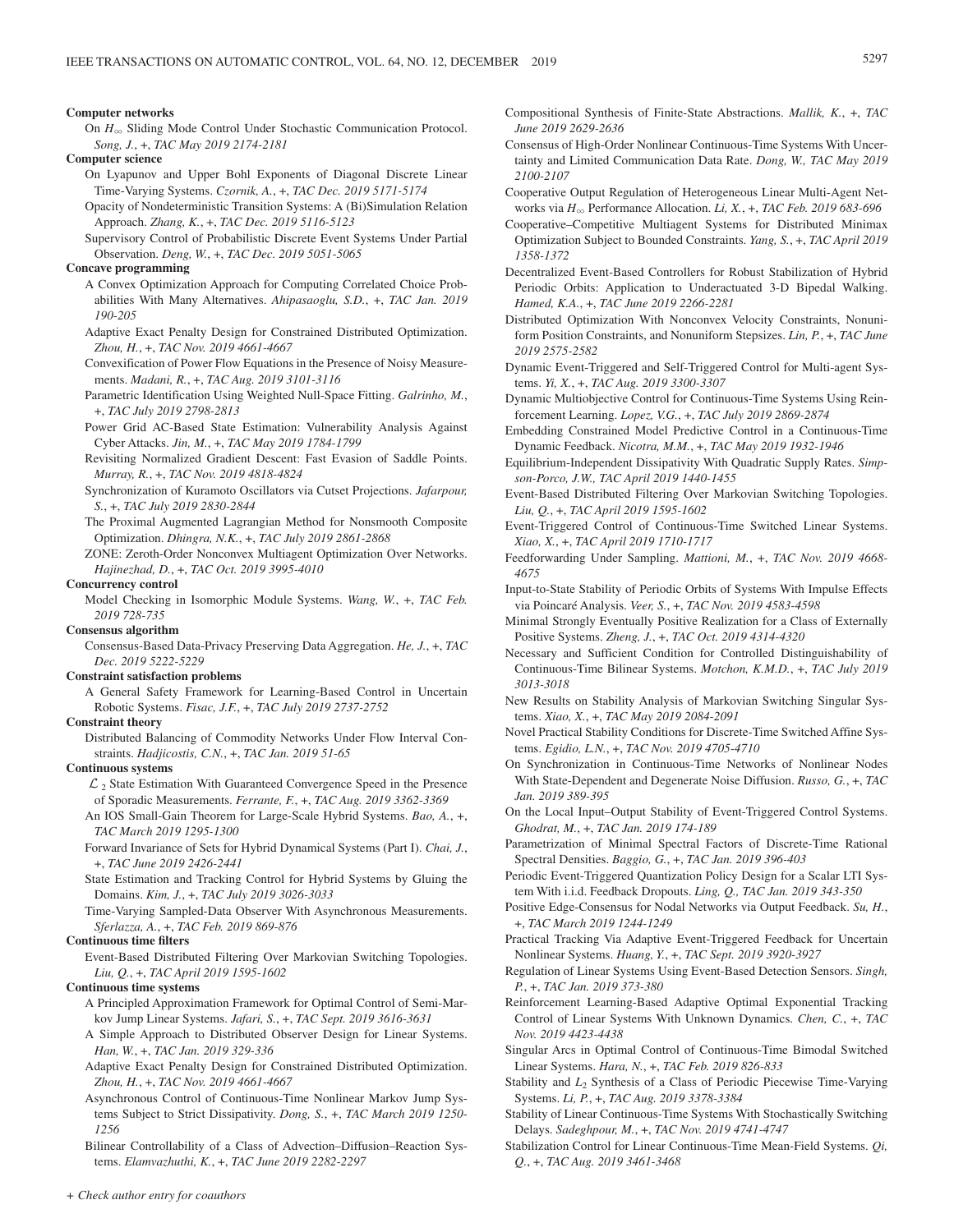**Computer networks**

On $H_\infty$ Sliding Mode Control Under Stochastic Communication Protocol. *Song, J.*, +, *TAC May 2019 2174-2181*

**Computer science**

On Lyapunov and Upper Bohl Exponents of Diagonal Discrete Linear Time-Varying Systems. *Czornik, A.*, +, *TAC Dec. 2019 5171-5174*

Opacity of Nondeterministic Transition Systems: A (Bi)Simulation Relation Approach. *Zhang, K.*, +, *TAC Dec. 2019 5116-5123*

Supervisory Control of Probabilistic Discrete Event Systems Under Partial Observation. *Deng, W.*, +, *TAC Dec. 2019 5051-5065*

**Concave programming**

A Convex Optimization Approach for Computing Correlated Choice Probabilities With Many Alternatives. *Ahipasaoglu, S.D.*, +, *TAC Jan. 2019 190-205*

Adaptive Exact Penalty Design for Constrained Distributed Optimization. *Zhou, H.*, +, *TAC Nov. 2019 4661-4667*

Convexification of Power Flow Equations in the Presence of Noisy Measurements. *Madani, R.*, +, *TAC Aug. 2019 3101-3116*

Parametric Identification Using Weighted Null-Space Fitting. *Galrinho, M.*, +, *TAC July 2019 2798-2813*

Power Grid AC-Based State Estimation: Vulnerability Analysis Against Cyber Attacks. *Jin, M.*, +, *TAC May 2019 1784-1799*

Revisiting Normalized Gradient Descent: Fast Evasion of Saddle Points. *Murray, R.*, +, *TAC Nov. 2019 4818-4824*

Synchronization of Kuramoto Oscillators via Cutset Projections. *Jafarpour, S.*, +, *TAC July 2019 2830-2844*

The Proximal Augmented Lagrangian Method for Nonsmooth Composite Optimization. *Dhingra, N.K.*, +, *TAC July 2019 2861-2868*

ZONE: Zeroth-Order Nonconvex Multiagent Optimization Over Networks. *Hajinezhad, D.*, +, *TAC Oct. 2019 3995-4010*

**Concurrency control**

Model Checking in Isomorphic Module Systems. *Wang, W.*, +, *TAC Feb. 2019 728-735*

**Consensus algorithm**

Consensus-Based Data-Privacy Preserving Data Aggregation. *He, J.*, +, *TAC Dec. 2019 5222-5229*

**Constraint satisfaction problems**

A General Safety Framework for Learning-Based Control in Uncertain Robotic Systems. *Fisac, J.F.*, +, *TAC July 2019 2737-2752*

**Constraint theory**

Distributed Balancing of Commodity Networks Under Flow Interval Constraints. *Hadjicostis, C.N.*, +, *TAC Jan. 2019 51-65*

**Continuous systems**

$\mathcal{L}_2$ State Estimation With Guaranteed Convergence Speed in the Presence of Sporadic Measurements. *Ferrante, F.*, +, *TAC Aug. 2019 3362-3369*

An IOS Small-Gain Theorem for Large-Scale Hybrid Systems. *Bao, A.*, +, *TAC March 2019 1295-1300*

Forward Invariance of Sets for Hybrid Dynamical Systems (Part I). *Chai, J.*, +, *TAC June 2019 2426-2441*

State Estimation and Tracking Control for Hybrid Systems by Gluing the Domains. *Kim, J.*, +, *TAC July 2019 3026-3033*

Time-Varying Sampled-Data Observer With Asynchronous Measurements. *Sferlazza, A.*, +, *TAC Feb. 2019 869-876*

**Continuous time filters**

Event-Based Distributed Filtering Over Markovian Switching Topologies. *Liu, Q.*, +, *TAC April 2019 1595-1602*

**Continuous time systems**

A Principled Approximation Framework for Optimal Control of Semi-Markov Jump Linear Systems. *Jafari, S.*, +, *TAC Sept. 2019 3616-3631*

A Simple Approach to Distributed Observer Design for Linear Systems. *Han, W.*, +, *TAC Jan. 2019 329-336*

Adaptive Exact Penalty Design for Constrained Distributed Optimization. *Zhou, H.*, +, *TAC Nov. 2019 4661-4667*

Asynchronous Control of Continuous-Time Nonlinear Markov Jump Systems Subject to Strict Dissipativity. *Dong, S.*, +, *TAC March 2019 1250-1256*

Bilinear Controllability of a Class of Advection–Diffusion–Reaction Systems. *Elamvazhuthi, K.*, +, *TAC June 2019 2282-2297*

Compositional Synthesis of Finite-State Abstractions. *Mallik, K.*, +, *TAC June 2019 2629-2636*

Consensus of High-Order Nonlinear Continuous-Time Systems With Uncertainty and Limited Communication Data Rate. *Dong, W., TAC May 2019 2100-2107*

Cooperative Output Regulation of Heterogeneous Linear Multi-Agent Networks via $H_\infty$ Performance Allocation. *Li, X.*, +, *TAC Feb. 2019 683-696*

Cooperative–Competitive Multiagent Systems for Distributed Minimax Optimization Subject to Bounded Constraints. *Yang, S.*, +, *TAC April 2019 1358-1372*

Decentralized Event-Based Controllers for Robust Stabilization of Hybrid Periodic Orbits: Application to Underactuated 3-D Bipedal Walking. *Hamed, K.A.*, +, *TAC June 2019 2266-2281*

Distributed Optimization With Nonconvex Velocity Constraints, Nonuniform Position Constraints, and Nonuniform Stepsizes. *Lin, P.*, +, *TAC June 2019 2575-2582*

Dynamic Event-Triggered and Self-Triggered Control for Multi-agent Systems. *Yi, X.*, +, *TAC Aug. 2019 3300-3307*

Dynamic Multiobjective Control for Continuous-Time Systems Using Reinforcement Learning. *Lopez, V.G.*, +, *TAC July 2019 2869-2874*

Embedding Constrained Model Predictive Control in a Continuous-Time Dynamic Feedback. *Nicotra, M.M.*, +, *TAC May 2019 1932-1946*

Equilibrium-Independent Dissipativity With Quadratic Supply Rates. *Simpson-Porco, J.W., TAC April 2019 1440-1455*

Event-Based Distributed Filtering Over Markovian Switching Topologies. *Liu, Q.*, +, *TAC April 2019 1595-1602*

Event-Triggered Control of Continuous-Time Switched Linear Systems. *Xiao, X.*, +, *TAC April 2019 1710-1717*

Feedforwarding Under Sampling. *Mattioni, M.*, +, *TAC Nov. 2019 4668-4675*

Input-to-State Stability of Periodic Orbits of Systems With Impulse Effects via Poincaré Analysis. *Veer, S.*, +, *TAC Nov. 2019 4583-4598*

Minimal Strongly Eventually Positive Realization for a Class of Externally Positive Systems. *Zheng, J.*, +, *TAC Oct. 2019 4314-4320*

Necessary and Sufficient Condition for Controlled Distinguishability of Continuous-Time Bilinear Systems. *Motchon, K.M.D.*, +, *TAC July 2019 3013-3018*

New Results on Stability Analysis of Markovian Switching Singular Systems. *Xiao, X.*, +, *TAC May 2019 2084-2091*

Novel Practical Stability Conditions for Discrete-Time Switched Affine Systems. *Egidio, L.N.*, +, *TAC Nov. 2019 4705-4710*

On Synchronization in Continuous-Time Networks of Nonlinear Nodes With State-Dependent and Degenerate Noise Diffusion. *Russo, G.*, +, *TAC Jan. 2019 389-395*

On the Local Input–Output Stability of Event-Triggered Control Systems. *Ghodrat, M.*, +, *TAC Jan. 2019 174-189*

Parametrization of Minimal Spectral Factors of Discrete-Time Rational Spectral Densities. *Baggio, G.*, +, *TAC Jan. 2019 396-403*

Periodic Event-Triggered Quantization Policy Design for a Scalar LTI System With i.i.d. Feedback Dropouts. *Ling, Q., TAC Jan. 2019 343-350*

Positive Edge-Consensus for Nodal Networks via Output Feedback. *Su, H.*, +, *TAC March 2019 1244-1249*

Practical Tracking Via Adaptive Event-Triggered Feedback for Uncertain Nonlinear Systems. *Huang, Y.*, +, *TAC Sept. 2019 3920-3927*

Regulation of Linear Systems Using Event-Based Detection Sensors. *Singh, P.*, +, *TAC Jan. 2019 373-380*

Reinforcement Learning-Based Adaptive Optimal Exponential Tracking Control of Linear Systems With Unknown Dynamics. *Chen, C.*, +, *TAC Nov. 2019 4423-4438*

Singular Arcs in Optimal Control of Continuous-Time Bimodal Switched Linear Systems. *Hara, N.*, +, *TAC Feb. 2019 826-833*

Stability and $L_2$ Synthesis of a Class of Periodic Piecewise Time-Varying Systems. *Li, P.*, +, *TAC Aug. 2019 3378-3384*

Stability of Linear Continuous-Time Systems With Stochastically Switching Delays. *Sadeghpour, M.*, +, *TAC Nov. 2019 4741-4747*

Stabilization Control for Linear Continuous-Time Mean-Field Systems. *Qi, Q.*, +, *TAC Aug. 2019 3461-3468*

*+ Check author entry for coauthors*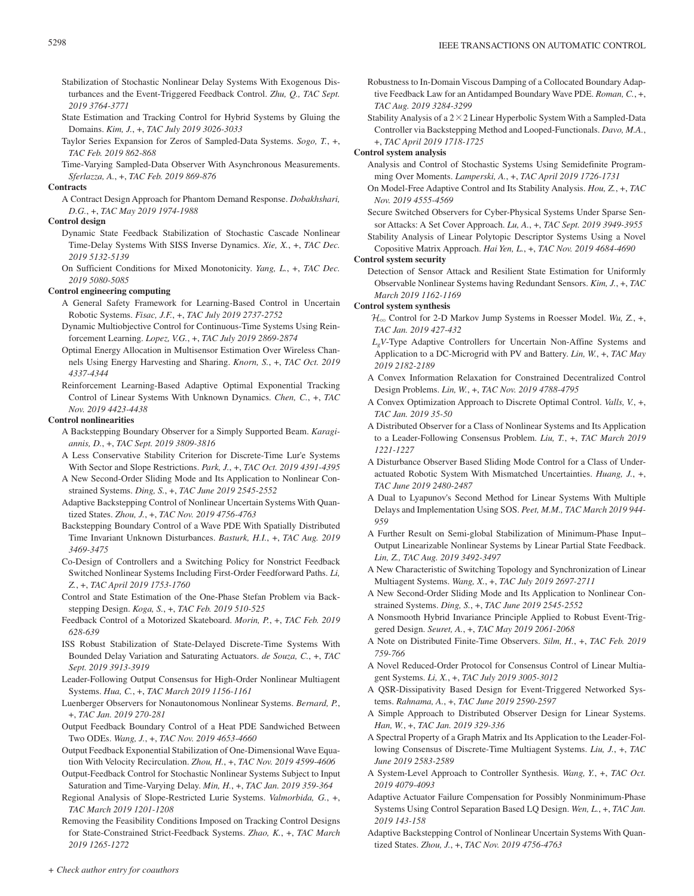Stabilization of Stochastic Nonlinear Delay Systems With Exogenous Disturbances and the Event-Triggered Feedback Control. *Zhu, Q., TAC Sept. 2019 3764-3771*

State Estimation and Tracking Control for Hybrid Systems by Gluing the Domains. *Kim, J., +, TAC July 2019 3026-3033*

Taylor Series Expansion for Zeros of Sampled-Data Systems. *Sogo, T., +, TAC Feb. 2019 862-868*

Time-Varying Sampled-Data Observer With Asynchronous Measurements. *Sferlazza, A., +, TAC Feb. 2019 869-876*

**Contracts**

A Contract Design Approach for Phantom Demand Response. *Dobakhshari, D.G., +, TAC May 2019 1974-1988*

**Control design**

Dynamic State Feedback Stabilization of Stochastic Cascade Nonlinear Time-Delay Systems With SISS Inverse Dynamics. *Xie, X., +, TAC Dec. 2019 5132-5139*

On Sufficient Conditions for Mixed Monotonicity. *Yang, L., +, TAC Dec. 2019 5080-5085*

**Control engineering computing**

A General Safety Framework for Learning-Based Control in Uncertain Robotic Systems. *Fisac, J.F., +, TAC July 2019 2737-2752*

Dynamic Multiobjective Control for Continuous-Time Systems Using Reinforcement Learning. *Lopez, V.G., +, TAC July 2019 2869-2874*

Optimal Energy Allocation in Multisensor Estimation Over Wireless Channels Using Energy Harvesting and Sharing. *Knorn, S., +, TAC Oct. 2019 4337-4344*

Reinforcement Learning-Based Adaptive Optimal Exponential Tracking Control of Linear Systems With Unknown Dynamics. *Chen, C., +, TAC Nov. 2019 4423-4438*

**Control nonlinearities**

A Backstepping Boundary Observer for a Simply Supported Beam. *Karagiannis, D., +, TAC Sept. 2019 3809-3816*

A Less Conservative Stability Criterion for Discrete-Time Lur'e Systems With Sector and Slope Restrictions. *Park, J., +, TAC Oct. 2019 4391-4395*

A New Second-Order Sliding Mode and Its Application to Nonlinear Constrained Systems. *Ding, S., +, TAC June 2019 2545-2552*

Adaptive Backstepping Control of Nonlinear Uncertain Systems With Quantized States. *Zhou, J., +, TAC Nov. 2019 4756-4763*

Backstepping Boundary Control of a Wave PDE With Spatially Distributed Time Invariant Unknown Disturbances. *Basturk, H.I., +, TAC Aug. 2019 3469-3475*

Co-Design of Controllers and a Switching Policy for Nonstrict Feedback Switched Nonlinear Systems Including First-Order Feedforward Paths. *Li, Z., +, TAC April 2019 1753-1760*

Control and State Estimation of the One-Phase Stefan Problem via Backstepping Design. *Koga, S., +, TAC Feb. 2019 510-525*

Feedback Control of a Motorized Skateboard. *Morin, P., +, TAC Feb. 2019 628-639*

ISS Robust Stabilization of State-Delayed Discrete-Time Systems With Bounded Delay Variation and Saturating Actuators. *de Souza, C., +, TAC Sept. 2019 3913-3919*

Leader-Following Output Consensus for High-Order Nonlinear Multiagent Systems. *Hua, C., +, TAC March 2019 1156-1161*

Luenberger Observers for Nonautonomous Nonlinear Systems. *Bernard, P., +, TAC Jan. 2019 270-281*

Output Feedback Boundary Control of a Heat PDE Sandwiched Between Two ODEs. *Wang, J., +, TAC Nov. 2019 4653-4660*

Output Feedback Exponential Stabilization of One-Dimensional Wave Equation With Velocity Recirculation. *Zhou, H., +, TAC Nov. 2019 4599-4606*

Output-Feedback Control for Stochastic Nonlinear Systems Subject to Input Saturation and Time-Varying Delay. *Min, H., +, TAC Jan. 2019 359-364*

Regional Analysis of Slope-Restricted Lurie Systems. *Valmorbida, G., +, TAC March 2019 1201-1208*

Removing the Feasibility Conditions Imposed on Tracking Control Designs for State-Constrained Strict-Feedback Systems. *Zhao, K., +, TAC March 2019 1265-1272*

Robustness to In-Domain Viscous Damping of a Collocated Boundary Adaptive Feedback Law for an Antidamped Boundary Wave PDE. *Roman, C., +, TAC Aug. 2019 3284-3299*

Stability Analysis of a $2\times2$ Linear Hyperbolic System With a Sampled-Data Controller via Backstepping Method and Looped-Functionals. *Davo, M.A., +, TAC April 2019 1718-1725*

**Control system analysis**

Analysis and Control of Stochastic Systems Using Semidefinite Programming Over Moments. *Lamperski, A., +, TAC April 2019 1726-1731*

On Model-Free Adaptive Control and Its Stability Analysis. *Hou, Z., +, TAC Nov. 2019 4555-4569*

Secure Switched Observers for Cyber-Physical Systems Under Sparse Sensor Attacks: A Set Cover Approach. *Lu, A., +, TAC Sept. 2019 3949-3955*

Stability Analysis of Linear Polytopic Descriptor Systems Using a Novel Copositive Matrix Approach. *Hai Yen, L., +, TAC Nov. 2019 4684-4690*

**Control system security**

Detection of Sensor Attack and Resilient State Estimation for Uniformly Observable Nonlinear Systems having Redundant Sensors. *Kim, J., +, TAC March 2019 1162-1169*

**Control system synthesis**

$\mathcal{H}_\infty$ Control for 2-D Markov Jump Systems in Roesser Model. *Wu, Z., +, TAC Jan. 2019 427-432*

$L_gV$-Type Adaptive Controllers for Uncertain Non-Affine Systems and Application to a DC-Microgrid with PV and Battery. *Lin, W., +, TAC May 2019 2182-2189*

A Convex Information Relaxation for Constrained Decentralized Control Design Problems. *Lin, W., +, TAC Nov. 2019 4788-4795*

A Convex Optimization Approach to Discrete Optimal Control. *Valls, V., +, TAC Jan. 2019 35-50*

A Distributed Observer for a Class of Nonlinear Systems and Its Application to a Leader-Following Consensus Problem. *Liu, T., +, TAC March 2019 1221-1227*

A Disturbance Observer Based Sliding Mode Control for a Class of Underactuated Robotic System With Mismatched Uncertainties. *Huang, J., +, TAC June 2019 2480-2487*

A Dual to Lyapunov's Second Method for Linear Systems With Multiple Delays and Implementation Using SOS. *Peet, M.M., TAC March 2019 944-959*

A Further Result on Semi-global Stabilization of Minimum-Phase Input–Output Linearizable Nonlinear Systems by Linear Partial State Feedback. *Lin, Z., TAC Aug. 2019 3492-3497*

A New Characteristic of Switching Topology and Synchronization of Linear Multiagent Systems. *Wang, X., +, TAC July 2019 2697-2711*

A New Second-Order Sliding Mode and Its Application to Nonlinear Constrained Systems. *Ding, S., +, TAC June 2019 2545-2552*

A Nonsmooth Hybrid Invariance Principle Applied to Robust Event-Triggered Design. *Seuret, A., +, TAC May 2019 2061-2068*

A Note on Distributed Finite-Time Observers. *Silm, H., +, TAC Feb. 2019 759-766*

A Novel Reduced-Order Protocol for Consensus Control of Linear Multiagent Systems. *Li, X., +, TAC July 2019 3005-3012*

A QSR-Dissipativity Based Design for Event-Triggered Networked Systems. *Rahnama, A., +, TAC June 2019 2590-2597*

A Simple Approach to Distributed Observer Design for Linear Systems. *Han, W., +, TAC Jan. 2019 329-336*

A Spectral Property of a Graph Matrix and Its Application to the Leader-Following Consensus of Discrete-Time Multiagent Systems. *Liu, J., +, TAC June 2019 2583-2589*

A System-Level Approach to Controller Synthesis. *Wang, Y., +, TAC Oct. 2019 4079-4093*

Adaptive Actuator Failure Compensation for Possibly Nonminimum-Phase Systems Using Control Separation Based LQ Design. *Wen, L., +, TAC Jan. 2019 143-158*

Adaptive Backstepping Control of Nonlinear Uncertain Systems With Quantized States. *Zhou, J., +, TAC Nov. 2019 4756-4763*

*+ Check author entry for coauthors*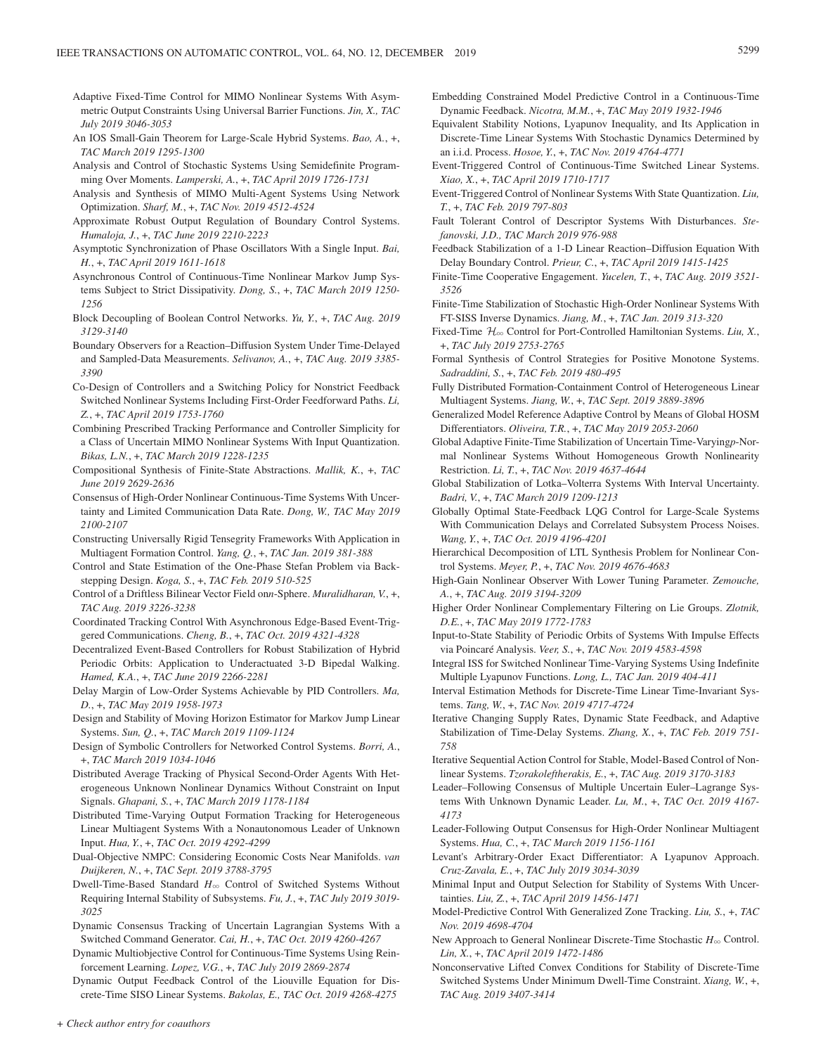Adaptive Fixed-Time Control for MIMO Nonlinear Systems With Asymmetric Output Constraints Using Universal Barrier Functions. *Jin, X., TAC July 2019 3046-3053*

An IOS Small-Gain Theorem for Large-Scale Hybrid Systems. *Bao, A.*, +, *TAC March 2019 1295-1300*

Analysis and Control of Stochastic Systems Using Semidefinite Programming Over Moments. *Lamperski, A.*, +, *TAC April 2019 1726-1731*

Analysis and Synthesis of MIMO Multi-Agent Systems Using Network Optimization. *Sharf, M.*, +, *TAC Nov. 2019 4512-4524*

Approximate Robust Output Regulation of Boundary Control Systems. *Humaloja, J.*, +, *TAC June 2019 2210-2223*

Asymptotic Synchronization of Phase Oscillators With a Single Input. *Bai, H.*, +, *TAC April 2019 1611-1618*

Asynchronous Control of Continuous-Time Nonlinear Markov Jump Systems Subject to Strict Dissipativity. *Dong, S.*, +, *TAC March 2019 1250-1256*

Block Decoupling of Boolean Control Networks. *Yu, Y.*, +, *TAC Aug. 2019 3129-3140*

Boundary Observers for a Reaction–Diffusion System Under Time-Delayed and Sampled-Data Measurements. *Selivanov, A.*, +, *TAC Aug. 2019 3385-3390*

Co-Design of Controllers and a Switching Policy for Nonstrict Feedback Switched Nonlinear Systems Including First-Order Feedforward Paths. *Li, Z.*, +, *TAC April 2019 1753-1760*

Combining Prescribed Tracking Performance and Controller Simplicity for a Class of Uncertain MIMO Nonlinear Systems With Input Quantization. *Bikas, L.N.*, +, *TAC March 2019 1228-1235*

Compositional Synthesis of Finite-State Abstractions. *Mallik, K.*, +, *TAC June 2019 2629-2636*

Consensus of High-Order Nonlinear Continuous-Time Systems With Uncertainty and Limited Communication Data Rate. *Dong, W., TAC May 2019 2100-2107*

Constructing Universally Rigid Tensegrity Frameworks With Application in Multiagent Formation Control. *Yang, Q.*, +, *TAC Jan. 2019 381-388*

Control and State Estimation of the One-Phase Stefan Problem via Backstepping Design. *Koga, S.*, +, *TAC Feb. 2019 510-525*

Control of a Driftless Bilinear Vector Field on*n*-Sphere. *Muralidharan, V.*, +, *TAC Aug. 2019 3226-3238*

Coordinated Tracking Control With Asynchronous Edge-Based Event-Triggered Communications. *Cheng, B.*, +, *TAC Oct. 2019 4321-4328*

Decentralized Event-Based Controllers for Robust Stabilization of Hybrid Periodic Orbits: Application to Underactuated 3-D Bipedal Walking. *Hamed, K.A.*, +, *TAC June 2019 2266-2281*

Delay Margin of Low-Order Systems Achievable by PID Controllers. *Ma, D.*, +, *TAC May 2019 1958-1973*

Design and Stability of Moving Horizon Estimator for Markov Jump Linear Systems. *Sun, Q.*, +, *TAC March 2019 1109-1124*

Design of Symbolic Controllers for Networked Control Systems. *Borri, A.*, +, *TAC March 2019 1034-1046*

Distributed Average Tracking of Physical Second-Order Agents With Heterogeneous Unknown Nonlinear Dynamics Without Constraint on Input Signals. *Ghapani, S.*, +, *TAC March 2019 1178-1184*

Distributed Time-Varying Output Formation Tracking for Heterogeneous Linear Multiagent Systems With a Nonautonomous Leader of Unknown Input. *Hua, Y.*, +, *TAC Oct. 2019 4292-4299*

Dual-Objective NMPC: Considering Economic Costs Near Manifolds. *van Duijkeren, N.*, +, *TAC Sept. 2019 3788-3795*

Dwell-Time-Based Standard $H_\infty$ Control of Switched Systems Without Requiring Internal Stability of Subsystems. *Fu, J.*, +, *TAC July 2019 3019-3025*

Dynamic Consensus Tracking of Uncertain Lagrangian Systems With a Switched Command Generator. *Cai, H.*, +, *TAC Oct. 2019 4260-4267*

Dynamic Multiobjective Control for Continuous-Time Systems Using Reinforcement Learning. *Lopez, V.G.*, +, *TAC July 2019 2869-2874*

Dynamic Output Feedback Control of the Liouville Equation for Discrete-Time SISO Linear Systems. *Bakolas, E., TAC Oct. 2019 4268-4275*

Embedding Constrained Model Predictive Control in a Continuous-Time Dynamic Feedback. *Nicotra, M.M.*, +, *TAC May 2019 1932-1946*

Equivalent Stability Notions, Lyapunov Inequality, and Its Application in Discrete-Time Linear Systems With Stochastic Dynamics Determined by an i.i.d. Process. *Hosoe, Y.*, +, *TAC Nov. 2019 4764-4771*

Event-Triggered Control of Continuous-Time Switched Linear Systems. *Xiao, X.*, +, *TAC April 2019 1710-1717*

Event-Triggered Control of Nonlinear Systems With State Quantization. *Liu, T.*, +, *TAC Feb. 2019 797-803*

Fault Tolerant Control of Descriptor Systems With Disturbances. *Stefanovski, J.D., TAC March 2019 976-988*

Feedback Stabilization of a 1-D Linear Reaction–Diffusion Equation With Delay Boundary Control. *Prieur, C.*, +, *TAC April 2019 1415-1425*

Finite-Time Cooperative Engagement. *Yucelen, T.*, +, *TAC Aug. 2019 3521-3526*

Finite-Time Stabilization of Stochastic High-Order Nonlinear Systems With FT-SISS Inverse Dynamics. *Jiang, M.*, +, *TAC Jan. 2019 313-320*

Fixed-Time $\mathcal{H}_\infty$ Control for Port-Controlled Hamiltonian Systems. *Liu, X.*, +, *TAC July 2019 2753-2765*

Formal Synthesis of Control Strategies for Positive Monotone Systems. *Sadraddini, S.*, +, *TAC Feb. 2019 480-495*

Fully Distributed Formation-Containment Control of Heterogeneous Linear Multiagent Systems. *Jiang, W.*, +, *TAC Sept. 2019 3889-3896*

Generalized Model Reference Adaptive Control by Means of Global HOSM Differentiators. *Oliveira, T.R.*, +, *TAC May 2019 2053-2060*

Global Adaptive Finite-Time Stabilization of Uncertain Time-Varying*p*-Normal Nonlinear Systems Without Homogeneous Growth Nonlinearity Restriction. *Li, T.*, +, *TAC Nov. 2019 4637-4644*

Global Stabilization of Lotka–Volterra Systems With Interval Uncertainty. *Badri, V.*, +, *TAC March 2019 1209-1213*

Globally Optimal State-Feedback LQG Control for Large-Scale Systems With Communication Delays and Correlated Subsystem Process Noises. *Wang, Y.*, +, *TAC Oct. 2019 4196-4201*

Hierarchical Decomposition of LTL Synthesis Problem for Nonlinear Control Systems. *Meyer, P.*, +, *TAC Nov. 2019 4676-4683*

High-Gain Nonlinear Observer With Lower Tuning Parameter. *Zemouche, A.*, +, *TAC Aug. 2019 3194-3209*

Higher Order Nonlinear Complementary Filtering on Lie Groups. *Zlotnik, D.E.*, +, *TAC May 2019 1772-1783*

Input-to-State Stability of Periodic Orbits of Systems With Impulse Effects via Poincaré Analysis. *Veer, S.*, +, *TAC Nov. 2019 4583-4598*

Integral ISS for Switched Nonlinear Time-Varying Systems Using Indefinite Multiple Lyapunov Functions. *Long, L., TAC Jan. 2019 404-411*

Interval Estimation Methods for Discrete-Time Linear Time-Invariant Systems. *Tang, W.*, +, *TAC Nov. 2019 4717-4724*

Iterative Changing Supply Rates, Dynamic State Feedback, and Adaptive Stabilization of Time-Delay Systems. *Zhang, X.*, +, *TAC Feb. 2019 751-758*

Iterative Sequential Action Control for Stable, Model-Based Control of Nonlinear Systems. *Tzorakoleftherakis, E.*, +, *TAC Aug. 2019 3170-3183*

Leader–Following Consensus of Multiple Uncertain Euler–Lagrange Systems With Unknown Dynamic Leader. *Lu, M.*, +, *TAC Oct. 2019 4167-4173*

Leader-Following Output Consensus for High-Order Nonlinear Multiagent Systems. *Hua, C.*, +, *TAC March 2019 1156-1161*

Levant's Arbitrary-Order Exact Differentiator: A Lyapunov Approach. *Cruz-Zavala, E.*, +, *TAC July 2019 3034-3039*

Minimal Input and Output Selection for Stability of Systems With Uncertainties. *Liu, Z.*, +, *TAC April 2019 1456-1471*

Model-Predictive Control With Generalized Zone Tracking. *Liu, S.*, +, *TAC Nov. 2019 4698-4704*

New Approach to General Nonlinear Discrete-Time Stochastic $H_\infty$ Control. *Lin, X.*, +, *TAC April 2019 1472-1486*

Nonconservative Lifted Convex Conditions for Stability of Discrete-Time Switched Systems Under Minimum Dwell-Time Constraint. *Xiang, W.*, +, *TAC Aug. 2019 3407-3414*

*+ Check author entry for coauthors*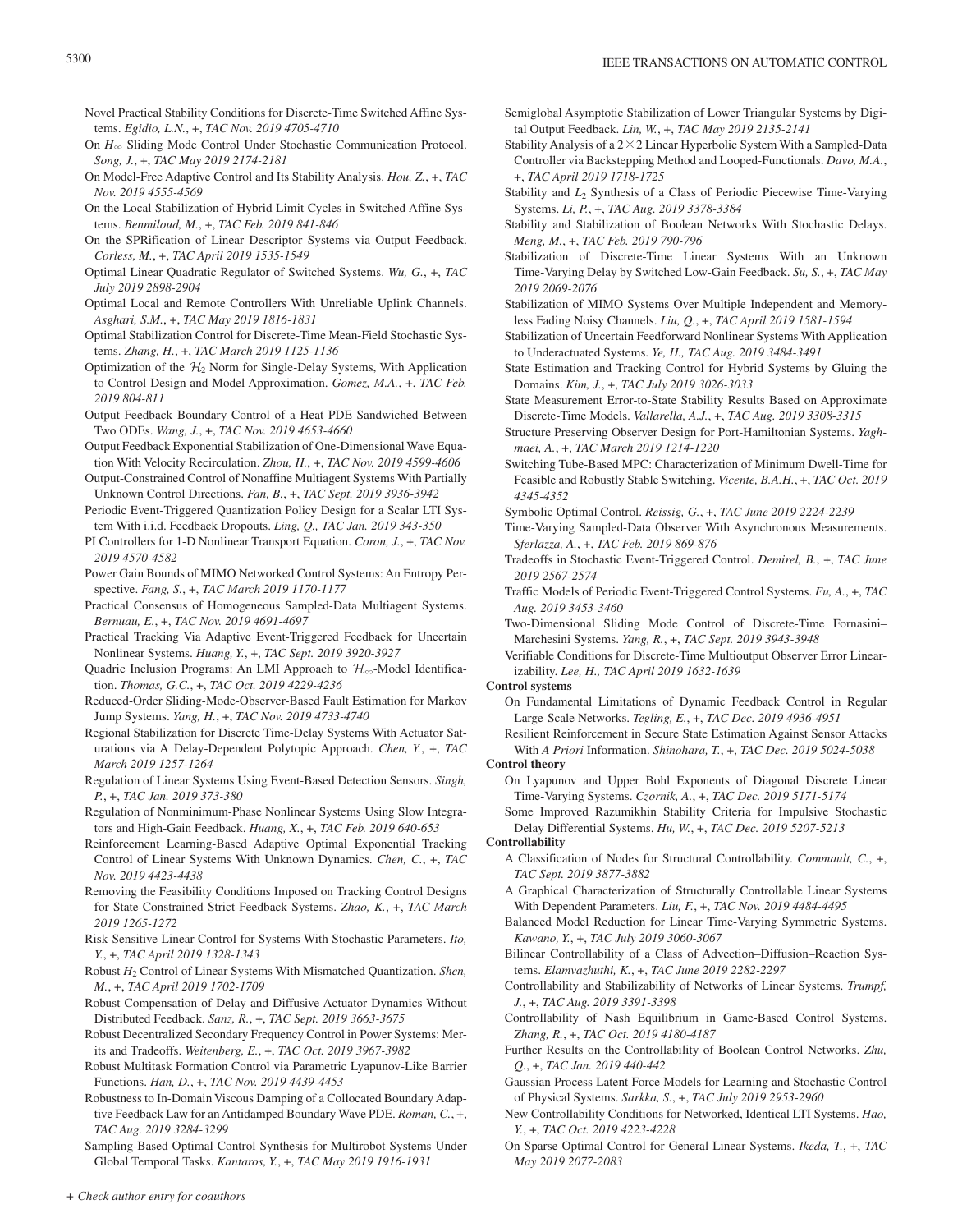Novel Practical Stability Conditions for Discrete-Time Switched Affine Systems. *Egidio, L.N.*, +, *TAC Nov. 2019 4705-4710*

On $H_\infty$ Sliding Mode Control Under Stochastic Communication Protocol. *Song, J.*, +, *TAC May 2019 2174-2181*

On Model-Free Adaptive Control and Its Stability Analysis. *Hou, Z.*, +, *TAC Nov. 2019 4555-4569*

On the Local Stabilization of Hybrid Limit Cycles in Switched Affine Systems. *Benmiloud, M.*, +, *TAC Feb. 2019 841-846*

On the SPRification of Linear Descriptor Systems via Output Feedback. *Corless, M.*, +, *TAC April 2019 1535-1549*

Optimal Linear Quadratic Regulator of Switched Systems. *Wu, G.*, +, *TAC July 2019 2898-2904*

Optimal Local and Remote Controllers With Unreliable Uplink Channels. *Asghari, S.M.*, +, *TAC May 2019 1816-1831*

Optimal Stabilization Control for Discrete-Time Mean-Field Stochastic Systems. *Zhang, H.*, +, *TAC March 2019 1125-1136*

Optimization of the $\mathcal{H}_2$ Norm for Single-Delay Systems, With Application to Control Design and Model Approximation. *Gomez, M.A.*, +, *TAC Feb. 2019 804-811*

Output Feedback Boundary Control of a Heat PDE Sandwiched Between Two ODEs. *Wang, J.*, +, *TAC Nov. 2019 4653-4660*

Output Feedback Exponential Stabilization of One-Dimensional Wave Equation With Velocity Recirculation. *Zhou, H.*, +, *TAC Nov. 2019 4599-4606*

Output-Constrained Control of Nonaffine Multiagent Systems With Partially Unknown Control Directions. *Fan, B.*, +, *TAC Sept. 2019 3936-3942*

Periodic Event-Triggered Quantization Policy Design for a Scalar LTI System With i.i.d. Feedback Dropouts. *Ling, Q., TAC Jan. 2019 343-350*

PI Controllers for 1-D Nonlinear Transport Equation. *Coron, J.*, +, *TAC Nov. 2019 4570-4582*

Power Gain Bounds of MIMO Networked Control Systems: An Entropy Perspective. *Fang, S.*, +, *TAC March 2019 1170-1177*

Practical Consensus of Homogeneous Sampled-Data Multiagent Systems. *Bernuau, E.*, +, *TAC Nov. 2019 4691-4697*

Practical Tracking Via Adaptive Event-Triggered Feedback for Uncertain Nonlinear Systems. *Huang, Y.*, +, *TAC Sept. 2019 3920-3927*

Quadric Inclusion Programs: An LMI Approach to $\mathcal{H}_\infty$-Model Identification. *Thomas, G.C.*, +, *TAC Oct. 2019 4229-4236*

Reduced-Order Sliding-Mode-Observer-Based Fault Estimation for Markov Jump Systems. *Yang, H.*, +, *TAC Nov. 2019 4733-4740*

Regional Stabilization for Discrete Time-Delay Systems With Actuator Saturations via A Delay-Dependent Polytopic Approach. *Chen, Y.*, +, *TAC March 2019 1257-1264*

Regulation of Linear Systems Using Event-Based Detection Sensors. *Singh, P.*, +, *TAC Jan. 2019 373-380*

Regulation of Nonminimum-Phase Nonlinear Systems Using Slow Integrators and High-Gain Feedback. *Huang, X.*, +, *TAC Feb. 2019 640-653*

Reinforcement Learning-Based Adaptive Optimal Exponential Tracking Control of Linear Systems With Unknown Dynamics. *Chen, C.*, +, *TAC Nov. 2019 4423-4438*

Removing the Feasibility Conditions Imposed on Tracking Control Designs for State-Constrained Strict-Feedback Systems. *Zhao, K.*, +, *TAC March 2019 1265-1272*

Risk-Sensitive Linear Control for Systems With Stochastic Parameters. *Ito, Y.*, +, *TAC April 2019 1328-1343*

Robust $H_2$ Control of Linear Systems With Mismatched Quantization. *Shen, M.*, +, *TAC April 2019 1702-1709*

Robust Compensation of Delay and Diffusive Actuator Dynamics Without Distributed Feedback. *Sanz, R.*, +, *TAC Sept. 2019 3663-3675*

Robust Decentralized Secondary Frequency Control in Power Systems: Merits and Tradeoffs. *Weitenberg, E.*, +, *TAC Oct. 2019 3967-3982*

Robust Multitask Formation Control via Parametric Lyapunov-Like Barrier Functions. *Han, D.*, +, *TAC Nov. 2019 4439-4453*

Robustness to In-Domain Viscous Damping of a Collocated Boundary Adaptive Feedback Law for an Antidamped Boundary Wave PDE. *Roman, C.*, +, *TAC Aug. 2019 3284-3299*

Sampling-Based Optimal Control Synthesis for Multirobot Systems Under Global Temporal Tasks. *Kantaros, Y.*, +, *TAC May 2019 1916-1931*

Semiglobal Asymptotic Stabilization of Lower Triangular Systems by Digital Output Feedback. *Lin, W.*, +, *TAC May 2019 2135-2141*

Stability Analysis of a $2\times2$ Linear Hyperbolic System With a Sampled-Data Controller via Backstepping Method and Looped-Functionals. *Davo, M.A.*, +, *TAC April 2019 1718-1725*

Stability and $L_2$ Synthesis of a Class of Periodic Piecewise Time-Varying Systems. *Li, P.*, +, *TAC Aug. 2019 3378-3384*

Stability and Stabilization of Boolean Networks With Stochastic Delays. *Meng, M.*, +, *TAC Feb. 2019 790-796*

Stabilization of Discrete-Time Linear Systems With an Unknown Time-Varying Delay by Switched Low-Gain Feedback. *Su, S.*, +, *TAC May 2019 2069-2076*

Stabilization of MIMO Systems Over Multiple Independent and Memoryless Fading Noisy Channels. *Liu, Q.*, +, *TAC April 2019 1581-1594*

Stabilization of Uncertain Feedforward Nonlinear Systems With Application to Underactuated Systems. *Ye, H., TAC Aug. 2019 3484-3491*

State Estimation and Tracking Control for Hybrid Systems by Gluing the Domains. *Kim, J.*, +, *TAC July 2019 3026-3033*

State Measurement Error-to-State Stability Results Based on Approximate Discrete-Time Models. *Vallarella, A.J.*, +, *TAC Aug. 2019 3308-3315*

Structure Preserving Observer Design for Port-Hamiltonian Systems. *Yaghmaei, A.*, +, *TAC March 2019 1214-1220*

Switching Tube-Based MPC: Characterization of Minimum Dwell-Time for Feasible and Robustly Stable Switching. *Vicente, B.A.H.*, +, *TAC Oct. 2019 4345-4352*

Symbolic Optimal Control. *Reissig, G.*, +, *TAC June 2019 2224-2239*

Time-Varying Sampled-Data Observer With Asynchronous Measurements. *Sferlazza, A.*, +, *TAC Feb. 2019 869-876*

Tradeoffs in Stochastic Event-Triggered Control. *Demirel, B.*, +, *TAC June 2019 2567-2574*

Traffic Models of Periodic Event-Triggered Control Systems. *Fu, A.*, +, *TAC Aug. 2019 3453-3460*

Two-Dimensional Sliding Mode Control of Discrete-Time Fornasini–Marchesini Systems. *Yang, R.*, +, *TAC Sept. 2019 3943-3948*

Verifiable Conditions for Discrete-Time Multioutput Observer Error Linearizability. *Lee, H., TAC April 2019 1632-1639*

**Control systems**

On Fundamental Limitations of Dynamic Feedback Control in Regular Large-Scale Networks. *Tegling, E.*, +, *TAC Dec. 2019 4936-4951*

Resilient Reinforcement in Secure State Estimation Against Sensor Attacks With *A Priori* Information. *Shinohara, T.*, +, *TAC Dec. 2019 5024-5038*

**Control theory**

On Lyapunov and Upper Bohl Exponents of Diagonal Discrete Linear Time-Varying Systems. *Czornik, A.*, +, *TAC Dec. 2019 5171-5174*

Some Improved Razumikhin Stability Criteria for Impulsive Stochastic Delay Differential Systems. *Hu, W.*, +, *TAC Dec. 2019 5207-5213*

**Controllability**

A Classification of Nodes for Structural Controllability. *Commault, C.*, +, *TAC Sept. 2019 3877-3882*

A Graphical Characterization of Structurally Controllable Linear Systems With Dependent Parameters. *Liu, F.*, +, *TAC Nov. 2019 4484-4495*

Balanced Model Reduction for Linear Time-Varying Symmetric Systems. *Kawano, Y.*, +, *TAC July 2019 3060-3067*

Bilinear Controllability of a Class of Advection–Diffusion–Reaction Systems. *Elamvazhuthi, K.*, +, *TAC June 2019 2282-2297*

Controllability and Stabilizability of Networks of Linear Systems. *Trumpf, J.*, +, *TAC Aug. 2019 3391-3398*

Controllability of Nash Equilibrium in Game-Based Control Systems. *Zhang, R.*, +, *TAC Oct. 2019 4180-4187*

Further Results on the Controllability of Boolean Control Networks. *Zhu, Q.*, +, *TAC Jan. 2019 440-442*

Gaussian Process Latent Force Models for Learning and Stochastic Control of Physical Systems. *Sarkka, S.*, +, *TAC July 2019 2953-2960*

New Controllability Conditions for Networked, Identical LTI Systems. *Hao, Y.*, +, *TAC Oct. 2019 4223-4228*

On Sparse Optimal Control for General Linear Systems. *Ikeda, T.*, +, *TAC May 2019 2077-2083*

*+ Check author entry for coauthors*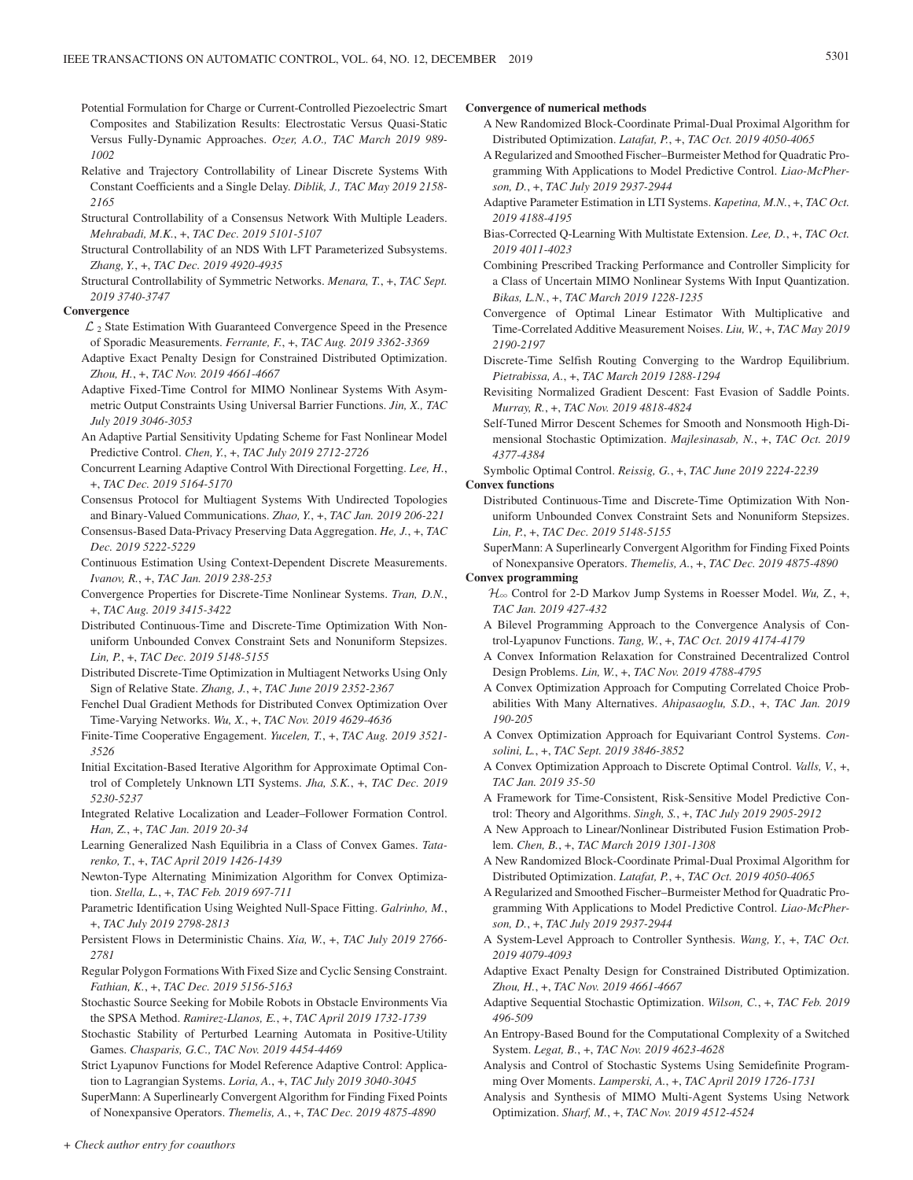Potential Formulation for Charge or Current-Controlled Piezoelectric Smart Composites and Stabilization Results: Electrostatic Versus Quasi-Static Versus Fully-Dynamic Approaches. *Ozer, A.O., TAC March 2019 989-1002*

Relative and Trajectory Controllability of Linear Discrete Systems With Constant Coefficients and a Single Delay. *Diblik, J., TAC May 2019 2158-2165*

Structural Controllability of a Consensus Network With Multiple Leaders. *Mehrabadi, M.K.*, +, *TAC Dec. 2019 5101-5107*

Structural Controllability of an NDS With LFT Parameterized Subsystems. *Zhang, Y.*, +, *TAC Dec. 2019 4920-4935*

Structural Controllability of Symmetric Networks. *Menara, T.*, +, *TAC Sept. 2019 3740-3747*

**Convergence**

$\mathcal{L}_2$ State Estimation With Guaranteed Convergence Speed in the Presence of Sporadic Measurements. *Ferrante, F.*, +, *TAC Aug. 2019 3362-3369*

Adaptive Exact Penalty Design for Constrained Distributed Optimization. *Zhou, H.*, +, *TAC Nov. 2019 4661-4667*

Adaptive Fixed-Time Control for MIMO Nonlinear Systems With Asymmetric Output Constraints Using Universal Barrier Functions. *Jin, X., TAC July 2019 3046-3053*

An Adaptive Partial Sensitivity Updating Scheme for Fast Nonlinear Model Predictive Control. *Chen, Y.*, +, *TAC July 2019 2712-2726*

Concurrent Learning Adaptive Control With Directional Forgetting. *Lee, H.*, +, *TAC Dec. 2019 5164-5170*

Consensus Protocol for Multiagent Systems With Undirected Topologies and Binary-Valued Communications. *Zhao, Y.*, +, *TAC Jan. 2019 206-221*

Consensus-Based Data-Privacy Preserving Data Aggregation. *He, J.*, +, *TAC Dec. 2019 5222-5229*

Continuous Estimation Using Context-Dependent Discrete Measurements. *Ivanov, R.*, +, *TAC Jan. 2019 238-253*

Convergence Properties for Discrete-Time Nonlinear Systems. *Tran, D.N.*, +, *TAC Aug. 2019 3415-3422*

Distributed Continuous-Time and Discrete-Time Optimization With Nonuniform Unbounded Convex Constraint Sets and Nonuniform Stepsizes. *Lin, P.*, +, *TAC Dec. 2019 5148-5155*

Distributed Discrete-Time Optimization in Multiagent Networks Using Only Sign of Relative State. *Zhang, J.*, +, *TAC June 2019 2352-2367*

Fenchel Dual Gradient Methods for Distributed Convex Optimization Over Time-Varying Networks. *Wu, X.*, +, *TAC Nov. 2019 4629-4636*

Finite-Time Cooperative Engagement. *Yucelen, T.*, +, *TAC Aug. 2019 3521-3526*

Initial Excitation-Based Iterative Algorithm for Approximate Optimal Control of Completely Unknown LTI Systems. *Jha, S.K.*, +, *TAC Dec. 2019 5230-5237*

Integrated Relative Localization and Leader–Follower Formation Control. *Han, Z.*, +, *TAC Jan. 2019 20-34*

Learning Generalized Nash Equilibria in a Class of Convex Games. *Tatarenko, T.*, +, *TAC April 2019 1426-1439*

Newton-Type Alternating Minimization Algorithm for Convex Optimization. *Stella, L.*, +, *TAC Feb. 2019 697-711*

Parametric Identification Using Weighted Null-Space Fitting. *Galrinho, M.*, +, *TAC July 2019 2798-2813*

Persistent Flows in Deterministic Chains. *Xia, W.*, +, *TAC July 2019 2766-2781*

Regular Polygon Formations With Fixed Size and Cyclic Sensing Constraint. *Fathian, K.*, +, *TAC Dec. 2019 5156-5163*

Stochastic Source Seeking for Mobile Robots in Obstacle Environments Via the SPSA Method. *Ramirez-Llanos, E.*, +, *TAC April 2019 1732-1739*

Stochastic Stability of Perturbed Learning Automata in Positive-Utility Games. *Chasparis, G.C., TAC Nov. 2019 4454-4469*

Strict Lyapunov Functions for Model Reference Adaptive Control: Application to Lagrangian Systems. *Loria, A.*, +, *TAC July 2019 3040-3045*

SuperMann: A Superlinearly Convergent Algorithm for Finding Fixed Points of Nonexpansive Operators. *Themelis, A.*, +, *TAC Dec. 2019 4875-4890*

**Convergence of numerical methods**

A New Randomized Block-Coordinate Primal-Dual Proximal Algorithm for Distributed Optimization. *Latafat, P.*, +, *TAC Oct. 2019 4050-4065*

A Regularized and Smoothed Fischer–Burmeister Method for Quadratic Programming With Applications to Model Predictive Control. *Liao-McPherson, D.*, +, *TAC July 2019 2937-2944*

Adaptive Parameter Estimation in LTI Systems. *Kapetina, M.N.*, +, *TAC Oct. 2019 4188-4195*

Bias-Corrected Q-Learning With Multistate Extension. *Lee, D.*, +, *TAC Oct. 2019 4011-4023*

Combining Prescribed Tracking Performance and Controller Simplicity for a Class of Uncertain MIMO Nonlinear Systems With Input Quantization. *Bikas, L.N.*, +, *TAC March 2019 1228-1235*

Convergence of Optimal Linear Estimator With Multiplicative and Time-Correlated Additive Measurement Noises. *Liu, W.*, +, *TAC May 2019 2190-2197*

Discrete-Time Selfish Routing Converging to the Wardrop Equilibrium. *Pietrabissa, A.*, +, *TAC March 2019 1288-1294*

Revisiting Normalized Gradient Descent: Fast Evasion of Saddle Points. *Murray, R.*, +, *TAC Nov. 2019 4818-4824*

Self-Tuned Mirror Descent Schemes for Smooth and Nonsmooth High-Dimensional Stochastic Optimization. *Majlesinasab, N.*, +, *TAC Oct. 2019 4377-4384*

Symbolic Optimal Control. *Reissig, G.*, +, *TAC June 2019 2224-2239*

**Convex functions**

Distributed Continuous-Time and Discrete-Time Optimization With Nonuniform Unbounded Convex Constraint Sets and Nonuniform Stepsizes. *Lin, P.*, +, *TAC Dec. 2019 5148-5155*

SuperMann: A Superlinearly Convergent Algorithm for Finding Fixed Points of Nonexpansive Operators. *Themelis, A.*, +, *TAC Dec. 2019 4875-4890*

**Convex programming**

$\mathcal{H}_\infty$ Control for 2-D Markov Jump Systems in Roesser Model. *Wu, Z.*, +, *TAC Jan. 2019 427-432*

A Bilevel Programming Approach to the Convergence Analysis of Control-Lyapunov Functions. *Tang, W.*, +, *TAC Oct. 2019 4174-4179*

A Convex Information Relaxation for Constrained Decentralized Control Design Problems. *Lin, W.*, +, *TAC Nov. 2019 4788-4795*

A Convex Optimization Approach for Computing Correlated Choice Probabilities With Many Alternatives. *Ahipasaoglu, S.D.*, +, *TAC Jan. 2019 190-205*

A Convex Optimization Approach for Equivariant Control Systems. *Consolini, L.*, +, *TAC Sept. 2019 3846-3852*

A Convex Optimization Approach to Discrete Optimal Control. *Valls, V.*, +, *TAC Jan. 2019 35-50*

A Framework for Time-Consistent, Risk-Sensitive Model Predictive Control: Theory and Algorithms. *Singh, S.*, +, *TAC July 2019 2905-2912*

A New Approach to Linear/Nonlinear Distributed Fusion Estimation Problem. *Chen, B.*, +, *TAC March 2019 1301-1308*

A New Randomized Block-Coordinate Primal-Dual Proximal Algorithm for Distributed Optimization. *Latafat, P.*, +, *TAC Oct. 2019 4050-4065*

A Regularized and Smoothed Fischer–Burmeister Method for Quadratic Programming With Applications to Model Predictive Control. *Liao-McPherson, D.*, +, *TAC July 2019 2937-2944*

A System-Level Approach to Controller Synthesis. *Wang, Y.*, +, *TAC Oct. 2019 4079-4093*

Adaptive Exact Penalty Design for Constrained Distributed Optimization. *Zhou, H.*, +, *TAC Nov. 2019 4661-4667*

Adaptive Sequential Stochastic Optimization. *Wilson, C.*, +, *TAC Feb. 2019 496-509*

An Entropy-Based Bound for the Computational Complexity of a Switched System. *Legat, B.*, +, *TAC Nov. 2019 4623-4628*

Analysis and Control of Stochastic Systems Using Semidefinite Programming Over Moments. *Lamperski, A.*, +, *TAC April 2019 1726-1731*

Analysis and Synthesis of MIMO Multi-Agent Systems Using Network Optimization. *Sharf, M.*, +, *TAC Nov. 2019 4512-4524*

*+ Check author entry for coauthors*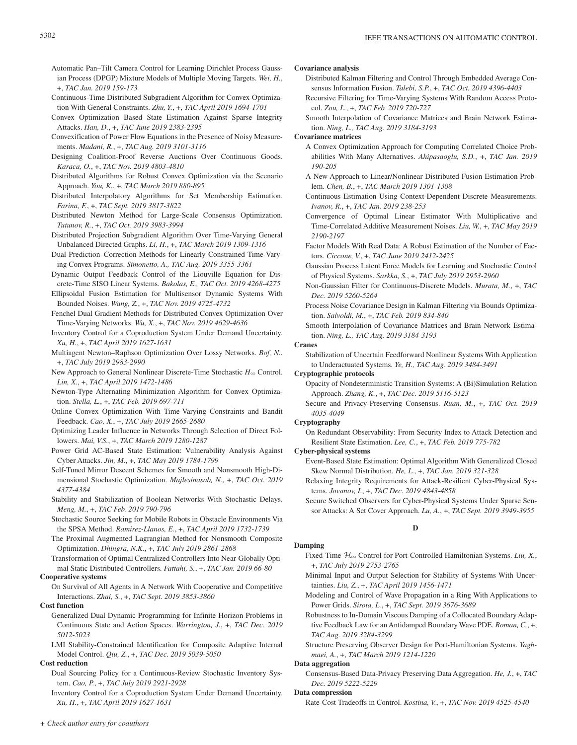Automatic Pan–Tilt Camera Control for Learning Dirichlet Process Gaussian Process (DPGP) Mixture Models of Multiple Moving Targets. *Wei, H.*, +, *TAC Jan. 2019 159-173*

Continuous-Time Distributed Subgradient Algorithm for Convex Optimization With General Constraints. *Zhu, Y.*, +, *TAC April 2019 1694-1701*

Convex Optimization Based State Estimation Against Sparse Integrity Attacks. *Han, D.*, +, *TAC June 2019 2383-2395*

Convexification of Power Flow Equations in the Presence of Noisy Measurements. *Madani, R.*, +, *TAC Aug. 2019 3101-3116*

Designing Coalition-Proof Reverse Auctions Over Continuous Goods. *Karaca, O.*, +, *TAC Nov. 2019 4803-4810*

Distributed Algorithms for Robust Convex Optimization via the Scenario Approach. *You, K.*, +, *TAC March 2019 880-895*

Distributed Interpolatory Algorithms for Set Membership Estimation. *Farina, F.*, +, *TAC Sept. 2019 3817-3822*

Distributed Newton Method for Large-Scale Consensus Optimization. *Tutunov, R.*, +, *TAC Oct. 2019 3983-3994*

Distributed Projection Subgradient Algorithm Over Time-Varying General Unbalanced Directed Graphs. *Li, H.*, +, *TAC March 2019 1309-1316*

Dual Prediction–Correction Methods for Linearly Constrained Time-Varying Convex Programs. *Simonetto, A., TAC Aug. 2019 3355-3361*

Dynamic Output Feedback Control of the Liouville Equation for Discrete-Time SISO Linear Systems. *Bakolas, E., TAC Oct. 2019 4268-4275*

Ellipsoidal Fusion Estimation for Multisensor Dynamic Systems With Bounded Noises. *Wang, Z.*, +, *TAC Nov. 2019 4725-4732*

Fenchel Dual Gradient Methods for Distributed Convex Optimization Over Time-Varying Networks. *Wu, X.*, +, *TAC Nov. 2019 4629-4636*

Inventory Control for a Coproduction System Under Demand Uncertainty. *Xu, H.*, +, *TAC April 2019 1627-1631*

Multiagent Newton–Raphson Optimization Over Lossy Networks. *Bof, N.*, +, *TAC July 2019 2983-2990*

New Approach to General Nonlinear Discrete-Time Stochastic $H_\infty$ Control. *Lin, X.*, +, *TAC April 2019 1472-1486*

Newton-Type Alternating Minimization Algorithm for Convex Optimization. *Stella, L.*, +, *TAC Feb. 2019 697-711*

Online Convex Optimization With Time-Varying Constraints and Bandit Feedback. *Cao, X.*, +, *TAC July 2019 2665-2680*

Optimizing Leader Influence in Networks Through Selection of Direct Followers. *Mai, V.S.*, +, *TAC March 2019 1280-1287*

Power Grid AC-Based State Estimation: Vulnerability Analysis Against Cyber Attacks. *Jin, M.*, +, *TAC May 2019 1784-1799*

Self-Tuned Mirror Descent Schemes for Smooth and Nonsmooth High-Dimensional Stochastic Optimization. *Majlesinasab, N.*, +, *TAC Oct. 2019 4377-4384*

Stability and Stabilization of Boolean Networks With Stochastic Delays. *Meng, M.*, +, *TAC Feb. 2019 790-796*

Stochastic Source Seeking for Mobile Robots in Obstacle Environments Via the SPSA Method. *Ramirez-Llanos, E.*, +, *TAC April 2019 1732-1739*

The Proximal Augmented Lagrangian Method for Nonsmooth Composite Optimization. *Dhingra, N.K.*, +, *TAC July 2019 2861-2868*

Transformation of Optimal Centralized Controllers Into Near-Globally Optimal Static Distributed Controllers. *Fattahi, S.*, +, *TAC Jan. 2019 66-80*

**Cooperative systems**

On Survival of All Agents in A Network With Cooperative and Competitive Interactions. *Zhai, S.*, +, *TAC Sept. 2019 3853-3860*

**Cost function**

Generalized Dual Dynamic Programming for Infinite Horizon Problems in Continuous State and Action Spaces. *Warrington, J.*, +, *TAC Dec. 2019 5012-5023*

LMI Stability-Constrained Identification for Composite Adaptive Internal Model Control. *Qiu, Z.*, +, *TAC Dec. 2019 5039-5050*

**Cost reduction**

Dual Sourcing Policy for a Continuous-Review Stochastic Inventory System. *Cao, P.*, +, *TAC July 2019 2921-2928*

Inventory Control for a Coproduction System Under Demand Uncertainty. *Xu, H.*, +, *TAC April 2019 1627-1631*

**Covariance analysis**

Distributed Kalman Filtering and Control Through Embedded Average Consensus Information Fusion. *Talebi, S.P.*, +, *TAC Oct. 2019 4396-4403*

Recursive Filtering for Time-Varying Systems With Random Access Protocol. *Zou, L.*, +, *TAC Feb. 2019 720-727*

Smooth Interpolation of Covariance Matrices and Brain Network Estimation. *Ning, L., TAC Aug. 2019 3184-3193*

**Covariance matrices**

A Convex Optimization Approach for Computing Correlated Choice Probabilities With Many Alternatives. *Ahipasaoglu, S.D.*, +, *TAC Jan. 2019 190-205*

A New Approach to Linear/Nonlinear Distributed Fusion Estimation Problem. *Chen, B.*, +, *TAC March 2019 1301-1308*

Continuous Estimation Using Context-Dependent Discrete Measurements. *Ivanov, R.*, +, *TAC Jan. 2019 238-253*

Convergence of Optimal Linear Estimator With Multiplicative and Time-Correlated Additive Measurement Noises. *Liu, W.*, +, *TAC May 2019 2190-2197*

Factor Models With Real Data: A Robust Estimation of the Number of Factors. *Ciccone, V.*, +, *TAC June 2019 2412-2425*

Gaussian Process Latent Force Models for Learning and Stochastic Control of Physical Systems. *Sarkka, S.*, +, *TAC July 2019 2953-2960*

Non-Gaussian Filter for Continuous-Discrete Models. *Murata, M.*, +, *TAC Dec. 2019 5260-5264*

Process Noise Covariance Design in Kalman Filtering via Bounds Optimization. *Salvoldi, M.*, +, *TAC Feb. 2019 834-840*

Smooth Interpolation of Covariance Matrices and Brain Network Estimation. *Ning, L., TAC Aug. 2019 3184-3193*

**Cranes**

Stabilization of Uncertain Feedforward Nonlinear Systems With Application to Underactuated Systems. *Ye, H., TAC Aug. 2019 3484-3491*

**Cryptographic protocols**

Opacity of Nondeterministic Transition Systems: A (Bi)Simulation Relation Approach. *Zhang, K.*, +, *TAC Dec. 2019 5116-5123*

Secure and Privacy-Preserving Consensus. *Ruan, M.*, +, *TAC Oct. 2019 4035-4049*

**Cryptography**

On Redundant Observability: From Security Index to Attack Detection and Resilient State Estimation. *Lee, C.*, +, *TAC Feb. 2019 775-782*

**Cyber-physical systems**

Event-Based State Estimation: Optimal Algorithm With Generalized Closed Skew Normal Distribution. *He, L.*, +, *TAC Jan. 2019 321-328*

Relaxing Integrity Requirements for Attack-Resilient Cyber-Physical Systems. *Jovanov, I.*, +, *TAC Dec. 2019 4843-4858*

Secure Switched Observers for Cyber-Physical Systems Under Sparse Sensor Attacks: A Set Cover Approach. *Lu, A.*, +, *TAC Sept. 2019 3949-3955*

## D

**Damping**

Fixed-Time $\mathcal{H}_\infty$ Control for Port-Controlled Hamiltonian Systems. *Liu, X.*, +, *TAC July 2019 2753-2765*

Minimal Input and Output Selection for Stability of Systems With Uncertainties. *Liu, Z.*, +, *TAC April 2019 1456-1471*

Modeling and Control of Wave Propagation in a Ring With Applications to Power Grids. *Sirota, L.*, +, *TAC Sept. 2019 3676-3689*

Robustness to In-Domain Viscous Damping of a Collocated Boundary Adaptive Feedback Law for an Antidamped Boundary Wave PDE. *Roman, C.*, +, *TAC Aug. 2019 3284-3299*

Structure Preserving Observer Design for Port-Hamiltonian Systems. *Yaghmaei, A.*, +, *TAC March 2019 1214-1220*

**Data aggregation**

Consensus-Based Data-Privacy Preserving Data Aggregation. *He, J.*, +, *TAC Dec. 2019 5222-5229*

**Data compression**

Rate-Cost Tradeoffs in Control. *Kostina, V.*, +, *TAC Nov. 2019 4525-4540*

*+ Check author entry for coauthors*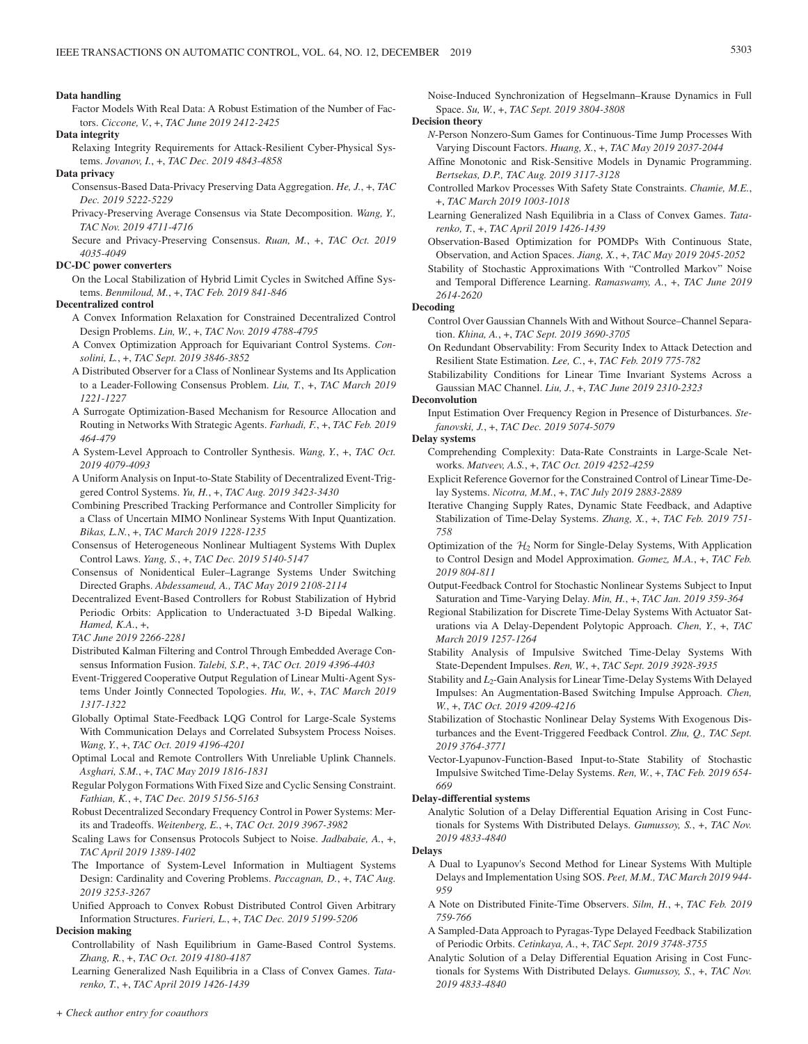**Data handling**

Factor Models With Real Data: A Robust Estimation of the Number of Factors. *Ciccone, V.*, +, *TAC June 2019 2412-2425*

**Data integrity**

Relaxing Integrity Requirements for Attack-Resilient Cyber-Physical Systems. *Jovanov, I.*, +, *TAC Dec. 2019 4843-4858*

**Data privacy**

Consensus-Based Data-Privacy Preserving Data Aggregation. *He, J.*, +, *TAC Dec. 2019 5222-5229*

Privacy-Preserving Average Consensus via State Decomposition. *Wang, Y., TAC Nov. 2019 4711-4716*

Secure and Privacy-Preserving Consensus. *Ruan, M.*, +, *TAC Oct. 2019 4035-4049*

**DC-DC power converters**

On the Local Stabilization of Hybrid Limit Cycles in Switched Affine Systems. *Benmiloud, M.*, +, *TAC Feb. 2019 841-846*

**Decentralized control**

A Convex Information Relaxation for Constrained Decentralized Control Design Problems. *Lin, W.*, +, *TAC Nov. 2019 4788-4795*

A Convex Optimization Approach for Equivariant Control Systems. *Consolini, L.*, +, *TAC Sept. 2019 3846-3852*

A Distributed Observer for a Class of Nonlinear Systems and Its Application to a Leader-Following Consensus Problem. *Liu, T.*, +, *TAC March 2019 1221-1227*

A Surrogate Optimization-Based Mechanism for Resource Allocation and Routing in Networks With Strategic Agents. *Farhadi, F.*, +, *TAC Feb. 2019 464-479*

A System-Level Approach to Controller Synthesis. *Wang, Y.*, +, *TAC Oct. 2019 4079-4093*

A Uniform Analysis on Input-to-State Stability of Decentralized Event-Triggered Control Systems. *Yu, H.*, +, *TAC Aug. 2019 3423-3430*

Combining Prescribed Tracking Performance and Controller Simplicity for a Class of Uncertain MIMO Nonlinear Systems With Input Quantization. *Bikas, L.N.*, +, *TAC March 2019 1228-1235*

Consensus of Heterogeneous Nonlinear Multiagent Systems With Duplex Control Laws. *Yang, S.*, +, *TAC Dec. 2019 5140-5147*

Consensus of Nonidentical Euler–Lagrange Systems Under Switching Directed Graphs. *Abdessameud, A., TAC May 2019 2108-2114*

Decentralized Event-Based Controllers for Robust Stabilization of Hybrid Periodic Orbits: Application to Underactuated 3-D Bipedal Walking. *Hamed, K.A.*, +, *TAC June 2019 2266-2281*

Distributed Kalman Filtering and Control Through Embedded Average Consensus Information Fusion. *Talebi, S.P.*, +, *TAC Oct. 2019 4396-4403*

Event-Triggered Cooperative Output Regulation of Linear Multi-Agent Systems Under Jointly Connected Topologies. *Hu, W.*, +, *TAC March 2019 1317-1322*

Globally Optimal State-Feedback LQG Control for Large-Scale Systems With Communication Delays and Correlated Subsystem Process Noises. *Wang, Y.*, +, *TAC Oct. 2019 4196-4201*

Optimal Local and Remote Controllers With Unreliable Uplink Channels. *Asghari, S.M.*, +, *TAC May 2019 1816-1831*

Regular Polygon Formations With Fixed Size and Cyclic Sensing Constraint. *Fathian, K.*, +, *TAC Dec. 2019 5156-5163*

Robust Decentralized Secondary Frequency Control in Power Systems: Merits and Tradeoffs. *Weitenberg, E.*, +, *TAC Oct. 2019 3967-3982*

Scaling Laws for Consensus Protocols Subject to Noise. *Jadbabaie, A.*, +, *TAC April 2019 1389-1402*

The Importance of System-Level Information in Multiagent Systems Design: Cardinality and Covering Problems. *Paccagnan, D.*, +, *TAC Aug. 2019 3253-3267*

Unified Approach to Convex Robust Distributed Control Given Arbitrary Information Structures. *Furieri, L.*, +, *TAC Dec. 2019 5199-5206*

**Decision making**

Controllability of Nash Equilibrium in Game-Based Control Systems. *Zhang, R.*, +, *TAC Oct. 2019 4180-4187*

Learning Generalized Nash Equilibria in a Class of Convex Games. *Tatarenko, T.*, +, *TAC April 2019 1426-1439*

Noise-Induced Synchronization of Hegselmann–Krause Dynamics in Full Space. *Su, W.*, +, *TAC Sept. 2019 3804-3808*

**Decision theory**

*N*-Person Nonzero-Sum Games for Continuous-Time Jump Processes With Varying Discount Factors. *Huang, X.*, +, *TAC May 2019 2037-2044*

Affine Monotonic and Risk-Sensitive Models in Dynamic Programming. *Bertsekas, D.P., TAC Aug. 2019 3117-3128*

Controlled Markov Processes With Safety State Constraints. *Chamie, M.E.*, +, *TAC March 2019 1003-1018*

Learning Generalized Nash Equilibria in a Class of Convex Games. *Tatarenko, T.*, +, *TAC April 2019 1426-1439*

Observation-Based Optimization for POMDPs With Continuous State, Observation, and Action Spaces. *Jiang, X.*, +, *TAC May 2019 2045-2052*

Stability of Stochastic Approximations With "Controlled Markov" Noise and Temporal Difference Learning. *Ramaswamy, A.*, +, *TAC June 2019 2614-2620*

**Decoding**

Control Over Gaussian Channels With and Without Source–Channel Separation. *Khina, A.*, +, *TAC Sept. 2019 3690-3705*

On Redundant Observability: From Security Index to Attack Detection and Resilient State Estimation. *Lee, C.*, +, *TAC Feb. 2019 775-782*

Stabilizability Conditions for Linear Time Invariant Systems Across a Gaussian MAC Channel. *Liu, J.*, +, *TAC June 2019 2310-2323*

**Deconvolution**

Input Estimation Over Frequency Region in Presence of Disturbances. *Stefanovski, J.*, +, *TAC Dec. 2019 5074-5079*

**Delay systems**

Comprehending Complexity: Data-Rate Constraints in Large-Scale Networks. *Matveev, A.S.*, +, *TAC Oct. 2019 4252-4259*

Explicit Reference Governor for the Constrained Control of Linear Time-Delay Systems. *Nicotra, M.M.*, +, *TAC July 2019 2883-2889*

Iterative Changing Supply Rates, Dynamic State Feedback, and Adaptive Stabilization of Time-Delay Systems. *Zhang, X.*, +, *TAC Feb. 2019 751-758*

Optimization of the $\mathcal{H}_2$ Norm for Single-Delay Systems, With Application to Control Design and Model Approximation. *Gomez, M.A.*, +, *TAC Feb. 2019 804-811*

Output-Feedback Control for Stochastic Nonlinear Systems Subject to Input Saturation and Time-Varying Delay. *Min, H.*, +, *TAC Jan. 2019 359-364*

Regional Stabilization for Discrete Time-Delay Systems With Actuator Saturations via A Delay-Dependent Polytopic Approach. *Chen, Y.*, +, *TAC March 2019 1257-1264*

Stability Analysis of Impulsive Switched Time-Delay Systems With State-Dependent Impulses. *Ren, W.*, +, *TAC Sept. 2019 3928-3935*

Stability and $L_2$-Gain Analysis for Linear Time-Delay Systems With Delayed Impulses: An Augmentation-Based Switching Impulse Approach. *Chen, W.*, +, *TAC Oct. 2019 4209-4216*

Stabilization of Stochastic Nonlinear Delay Systems With Exogenous Disturbances and the Event-Triggered Feedback Control. *Zhu, Q., TAC Sept. 2019 3764-3771*

Vector-Lyapunov-Function-Based Input-to-State Stability of Stochastic Impulsive Switched Time-Delay Systems. *Ren, W.*, +, *TAC Feb. 2019 654-669*

**Delay-differential systems**

Analytic Solution of a Delay Differential Equation Arising in Cost Functionals for Systems With Distributed Delays. *Gumussoy, S.*, +, *TAC Nov. 2019 4833-4840*

**Delays**

A Dual to Lyapunov's Second Method for Linear Systems With Multiple Delays and Implementation Using SOS. *Peet, M.M., TAC March 2019 944-959*

A Note on Distributed Finite-Time Observers. *Silm, H.*, +, *TAC Feb. 2019 759-766*

A Sampled-Data Approach to Pyragas-Type Delayed Feedback Stabilization of Periodic Orbits. *Cetinkaya, A.*, +, *TAC Sept. 2019 3748-3755*

Analytic Solution of a Delay Differential Equation Arising in Cost Functionals for Systems With Distributed Delays. *Gumussoy, S.*, +, *TAC Nov. 2019 4833-4840*

*+ Check author entry for coauthors*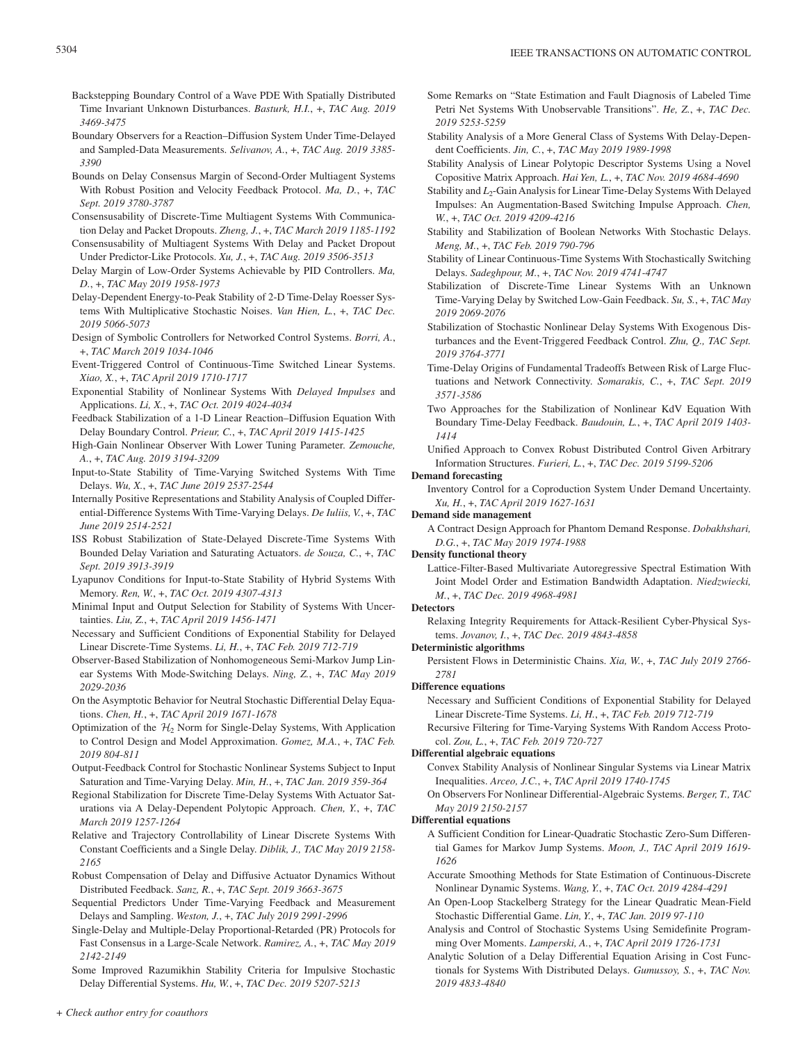Backstepping Boundary Control of a Wave PDE With Spatially Distributed Time Invariant Unknown Disturbances. *Basturk, H.I.*, +, *TAC Aug. 2019 3469-3475*

Boundary Observers for a Reaction–Diffusion System Under Time-Delayed and Sampled-Data Measurements. *Selivanov, A.*, +, *TAC Aug. 2019 3385-3390*

Bounds on Delay Consensus Margin of Second-Order Multiagent Systems With Robust Position and Velocity Feedback Protocol. *Ma, D.*, +, *TAC Sept. 2019 3780-3787*

Consensusability of Discrete-Time Multiagent Systems With Communication Delay and Packet Dropouts. *Zheng, J.*, +, *TAC March 2019 1185-1192*

Consensusability of Multiagent Systems With Delay and Packet Dropout Under Predictor-Like Protocols. *Xu, J.*, +, *TAC Aug. 2019 3506-3513*

Delay Margin of Low-Order Systems Achievable by PID Controllers. *Ma, D.*, +, *TAC May 2019 1958-1973*

Delay-Dependent Energy-to-Peak Stability of 2-D Time-Delay Roesser Systems With Multiplicative Stochastic Noises. *Van Hien, L.*, +, *TAC Dec. 2019 5066-5073*

Design of Symbolic Controllers for Networked Control Systems. *Borri, A.*, +, *TAC March 2019 1034-1046*

Event-Triggered Control of Continuous-Time Switched Linear Systems. *Xiao, X.*, +, *TAC April 2019 1710-1717*

Exponential Stability of Nonlinear Systems With *Delayed Impulses* and Applications. *Li, X.*, +, *TAC Oct. 2019 4024-4034*

Feedback Stabilization of a 1-D Linear Reaction–Diffusion Equation With Delay Boundary Control. *Prieur, C.*, +, *TAC April 2019 1415-1425*

High-Gain Nonlinear Observer With Lower Tuning Parameter. *Zemouche, A.*, +, *TAC Aug. 2019 3194-3209*

Input-to-State Stability of Time-Varying Switched Systems With Time Delays. *Wu, X.*, +, *TAC June 2019 2537-2544*

Internally Positive Representations and Stability Analysis of Coupled Differential-Difference Systems With Time-Varying Delays. *De Iuliis, V.*, +, *TAC June 2019 2514-2521*

ISS Robust Stabilization of State-Delayed Discrete-Time Systems With Bounded Delay Variation and Saturating Actuators. *de Souza, C.*, +, *TAC Sept. 2019 3913-3919*

Lyapunov Conditions for Input-to-State Stability of Hybrid Systems With Memory. *Ren, W.*, +, *TAC Oct. 2019 4307-4313*

Minimal Input and Output Selection for Stability of Systems With Uncertainties. *Liu, Z.*, +, *TAC April 2019 1456-1471*

Necessary and Sufficient Conditions of Exponential Stability for Delayed Linear Discrete-Time Systems. *Li, H.*, +, *TAC Feb. 2019 712-719*

Observer-Based Stabilization of Nonhomogeneous Semi-Markov Jump Linear Systems With Mode-Switching Delays. *Ning, Z.*, +, *TAC May 2019 2029-2036*

On the Asymptotic Behavior for Neutral Stochastic Differential Delay Equations. *Chen, H.*, +, *TAC April 2019 1671-1678*

Optimization of the $\mathcal{H}_2$ Norm for Single-Delay Systems, With Application to Control Design and Model Approximation. *Gomez, M.A.*, +, *TAC Feb. 2019 804-811*

Output-Feedback Control for Stochastic Nonlinear Systems Subject to Input Saturation and Time-Varying Delay. *Min, H.*, +, *TAC Jan. 2019 359-364*

Regional Stabilization for Discrete Time-Delay Systems With Actuator Saturations via A Delay-Dependent Polytopic Approach. *Chen, Y.*, +, *TAC March 2019 1257-1264*

Relative and Trajectory Controllability of Linear Discrete Systems With Constant Coefficients and a Single Delay. *Diblik, J.*, *TAC May 2019 2158-2165*

Robust Compensation of Delay and Diffusive Actuator Dynamics Without Distributed Feedback. *Sanz, R.*, +, *TAC Sept. 2019 3663-3675*

Sequential Predictors Under Time-Varying Feedback and Measurement Delays and Sampling. *Weston, J.*, +, *TAC July 2019 2991-2996*

Single-Delay and Multiple-Delay Proportional-Retarded (PR) Protocols for Fast Consensus in a Large-Scale Network. *Ramirez, A.*, +, *TAC May 2019 2142-2149*

Some Improved Razumikhin Stability Criteria for Impulsive Stochastic Delay Differential Systems. *Hu, W.*, +, *TAC Dec. 2019 5207-5213*

Some Remarks on "State Estimation and Fault Diagnosis of Labeled Time Petri Net Systems With Unobservable Transitions". *He, Z.*, +, *TAC Dec. 2019 5253-5259*

Stability Analysis of a More General Class of Systems With Delay-Dependent Coefficients. *Jin, C.*, +, *TAC May 2019 1989-1998*

Stability Analysis of Linear Polytopic Descriptor Systems Using a Novel Copositive Matrix Approach. *Hai Yen, L.*, +, *TAC Nov. 2019 4684-4690*

Stability and $L_2$-Gain Analysis for Linear Time-Delay Systems With Delayed Impulses: An Augmentation-Based Switching Impulse Approach. *Chen, W.*, +, *TAC Oct. 2019 4209-4216*

Stability and Stabilization of Boolean Networks With Stochastic Delays. *Meng, M.*, +, *TAC Feb. 2019 790-796*

Stability of Linear Continuous-Time Systems With Stochastically Switching Delays. *Sadeghpour, M.*, +, *TAC Nov. 2019 4741-4747*

Stabilization of Discrete-Time Linear Systems With an Unknown Time-Varying Delay by Switched Low-Gain Feedback. *Su, S.*, +, *TAC May 2019 2069-2076*

Stabilization of Stochastic Nonlinear Delay Systems With Exogenous Disturbances and the Event-Triggered Feedback Control. *Zhu, Q.*, *TAC Sept. 2019 3764-3771*

Time-Delay Origins of Fundamental Tradeoffs Between Risk of Large Fluctuations and Network Connectivity. *Somarakis, C.*, +, *TAC Sept. 2019 3571-3586*

Two Approaches for the Stabilization of Nonlinear KdV Equation With Boundary Time-Delay Feedback. *Baudouin, L.*, +, *TAC April 2019 1403-1414*

Unified Approach to Convex Robust Distributed Control Given Arbitrary Information Structures. *Furieri, L.*, +, *TAC Dec. 2019 5199-5206*

**Demand forecasting**

Inventory Control for a Coproduction System Under Demand Uncertainty. *Xu, H.*, +, *TAC April 2019 1627-1631*

**Demand side management**

A Contract Design Approach for Phantom Demand Response. *Dobakhshari, D.G.*, +, *TAC May 2019 1974-1988*

**Density functional theory**

Lattice-Filter-Based Multivariate Autoregressive Spectral Estimation With Joint Model Order and Estimation Bandwidth Adaptation. *Niedzwiecki, M.*, +, *TAC Dec. 2019 4968-4981*

**Detectors**

Relaxing Integrity Requirements for Attack-Resilient Cyber-Physical Systems. *Jovanov, I.*, +, *TAC Dec. 2019 4843-4858*

**Deterministic algorithms**

Persistent Flows in Deterministic Chains. *Xia, W.*, +, *TAC July 2019 2766-2781*

**Difference equations**

Necessary and Sufficient Conditions of Exponential Stability for Delayed Linear Discrete-Time Systems. *Li, H.*, +, *TAC Feb. 2019 712-719*

Recursive Filtering for Time-Varying Systems With Random Access Protocol. *Zou, L.*, +, *TAC Feb. 2019 720-727*

**Differential algebraic equations**

Convex Stability Analysis of Nonlinear Singular Systems via Linear Matrix Inequalities. *Arceo, J.C.*, +, *TAC April 2019 1740-1745*

On Observers For Nonlinear Differential-Algebraic Systems. *Berger, T.*, *TAC May 2019 2150-2157*

**Differential equations**

A Sufficient Condition for Linear-Quadratic Stochastic Zero-Sum Differential Games for Markov Jump Systems. *Moon, J.*, *TAC April 2019 1619-1626*

Accurate Smoothing Methods for State Estimation of Continuous-Discrete Nonlinear Dynamic Systems. *Wang, Y.*, +, *TAC Oct. 2019 4284-4291*

An Open-Loop Stackelberg Strategy for the Linear Quadratic Mean-Field Stochastic Differential Game. *Lin, Y.*, +, *TAC Jan. 2019 97-110*

Analysis and Control of Stochastic Systems Using Semidefinite Programming Over Moments. *Lamperski, A.*, +, *TAC April 2019 1726-1731*

Analytic Solution of a Delay Differential Equation Arising in Cost Functionals for Systems With Distributed Delays. *Gumussoy, S.*, +, *TAC Nov. 2019 4833-4840*

+ *Check author entry for coauthors*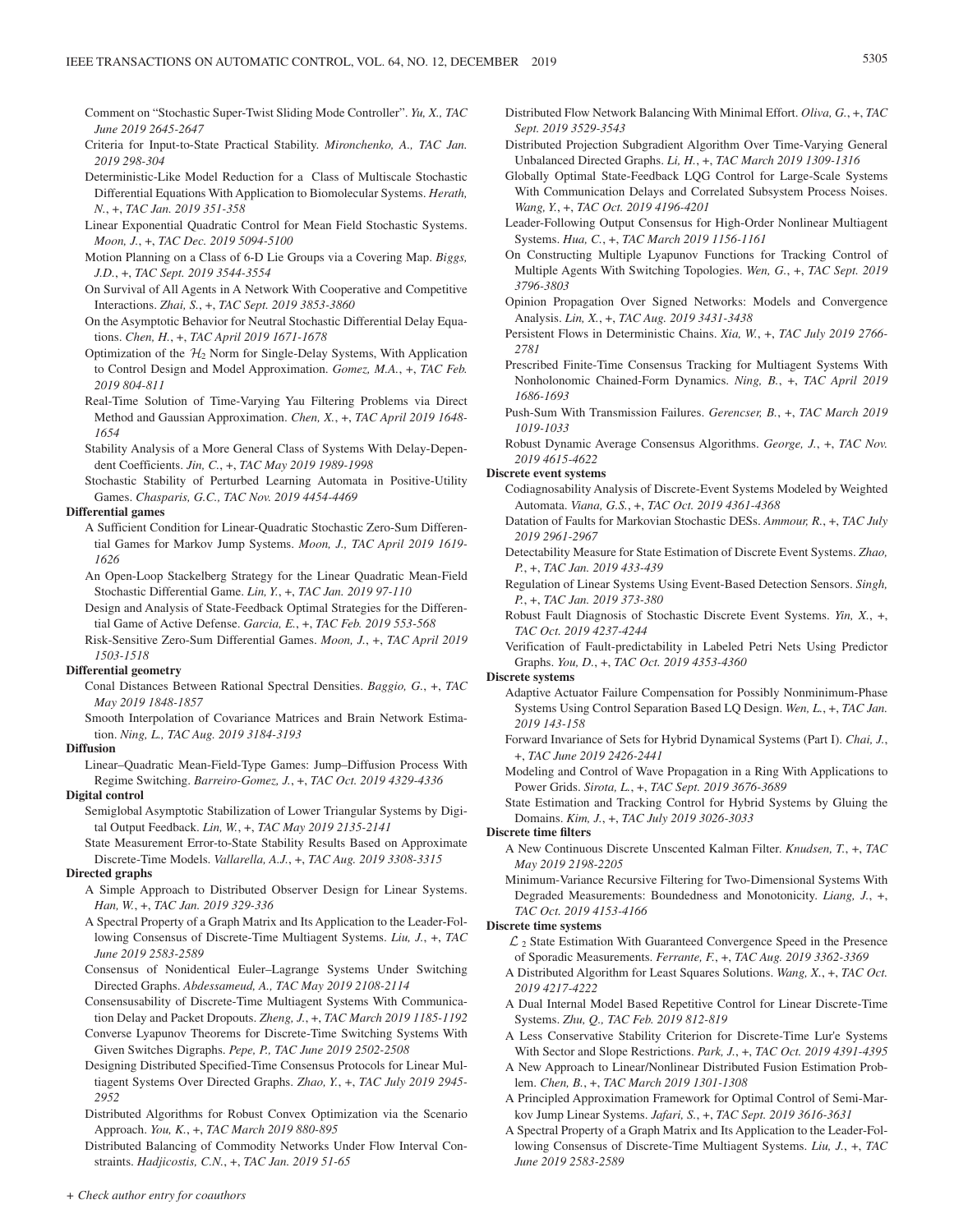Comment on "Stochastic Super-Twist Sliding Mode Controller". *Yu, X., TAC June 2019 2645-2647*

Criteria for Input-to-State Practical Stability. *Mironchenko, A., TAC Jan. 2019 298-304*

Deterministic-Like Model Reduction for a Class of Multiscale Stochastic Differential Equations With Application to Biomolecular Systems. *Herath, N.*, +, *TAC Jan. 2019 351-358*

Linear Exponential Quadratic Control for Mean Field Stochastic Systems. *Moon, J.*, +, *TAC Dec. 2019 5094-5100*

Motion Planning on a Class of 6-D Lie Groups via a Covering Map. *Biggs, J.D.*, +, *TAC Sept. 2019 3544-3554*

On Survival of All Agents in A Network With Cooperative and Competitive Interactions. *Zhai, S.*, +, *TAC Sept. 2019 3853-3860*

On the Asymptotic Behavior for Neutral Stochastic Differential Delay Equations. *Chen, H.*, +, *TAC April 2019 1671-1678*

Optimization of the $\mathcal{H}_2$ Norm for Single-Delay Systems, With Application to Control Design and Model Approximation. *Gomez, M.A.*, +, *TAC Feb. 2019 804-811*

Real-Time Solution of Time-Varying Yau Filtering Problems via Direct Method and Gaussian Approximation. *Chen, X.*, +, *TAC April 2019 1648-1654*

Stability Analysis of a More General Class of Systems With Delay-Dependent Coefficients. *Jin, C.*, +, *TAC May 2019 1989-1998*

Stochastic Stability of Perturbed Learning Automata in Positive-Utility Games. *Chasparis, G.C., TAC Nov. 2019 4454-4469*

**Differential games**

A Sufficient Condition for Linear-Quadratic Stochastic Zero-Sum Differential Games for Markov Jump Systems. *Moon, J., TAC April 2019 1619-1626*

An Open-Loop Stackelberg Strategy for the Linear Quadratic Mean-Field Stochastic Differential Game. *Lin, Y.*, +, *TAC Jan. 2019 97-110*

Design and Analysis of State-Feedback Optimal Strategies for the Differential Game of Active Defense. *Garcia, E.*, +, *TAC Feb. 2019 553-568*

Risk-Sensitive Zero-Sum Differential Games. *Moon, J.*, +, *TAC April 2019 1503-1518*

**Differential geometry**

Conal Distances Between Rational Spectral Densities. *Baggio, G.*, +, *TAC May 2019 1848-1857*

Smooth Interpolation of Covariance Matrices and Brain Network Estimation. *Ning, L., TAC Aug. 2019 3184-3193*

**Diffusion**

Linear–Quadratic Mean-Field-Type Games: Jump–Diffusion Process With Regime Switching. *Barreiro-Gomez, J.*, +, *TAC Oct. 2019 4329-4336*

**Digital control**

Semiglobal Asymptotic Stabilization of Lower Triangular Systems by Digital Output Feedback. *Lin, W.*, +, *TAC May 2019 2135-2141*

State Measurement Error-to-State Stability Results Based on Approximate Discrete-Time Models. *Vallarella, A.J.*, +, *TAC Aug. 2019 3308-3315*

**Directed graphs**

A Simple Approach to Distributed Observer Design for Linear Systems. *Han, W.*, +, *TAC Jan. 2019 329-336*

A Spectral Property of a Graph Matrix and Its Application to the Leader-Following Consensus of Discrete-Time Multiagent Systems. *Liu, J.*, +, *TAC June 2019 2583-2589*

Consensus of Nonidentical Euler–Lagrange Systems Under Switching Directed Graphs. *Abdessameud, A., TAC May 2019 2108-2114*

Consensusability of Discrete-Time Multiagent Systems With Communication Delay and Packet Dropouts. *Zheng, J.*, +, *TAC March 2019 1185-1192*

Converse Lyapunov Theorems for Discrete-Time Switching Systems With Given Switches Digraphs. *Pepe, P., TAC June 2019 2502-2508*

Designing Distributed Specified-Time Consensus Protocols for Linear Multiagent Systems Over Directed Graphs. *Zhao, Y.*, +, *TAC July 2019 2945-2952*

Distributed Algorithms for Robust Convex Optimization via the Scenario Approach. *You, K.*, +, *TAC March 2019 880-895*

Distributed Balancing of Commodity Networks Under Flow Interval Constraints. *Hadjicostis, C.N.*, +, *TAC Jan. 2019 51-65*

Distributed Flow Network Balancing With Minimal Effort. *Oliva, G.*, +, *TAC Sept. 2019 3529-3543*

Distributed Projection Subgradient Algorithm Over Time-Varying General Unbalanced Directed Graphs. *Li, H.*, +, *TAC March 2019 1309-1316*

Globally Optimal State-Feedback LQG Control for Large-Scale Systems With Communication Delays and Correlated Subsystem Process Noises. *Wang, Y.*, +, *TAC Oct. 2019 4196-4201*

Leader-Following Output Consensus for High-Order Nonlinear Multiagent Systems. *Hua, C.*, +, *TAC March 2019 1156-1161*

On Constructing Multiple Lyapunov Functions for Tracking Control of Multiple Agents With Switching Topologies. *Wen, G.*, +, *TAC Sept. 2019 3796-3803*

Opinion Propagation Over Signed Networks: Models and Convergence Analysis. *Lin, X.*, +, *TAC Aug. 2019 3431-3438*

Persistent Flows in Deterministic Chains. *Xia, W.*, +, *TAC July 2019 2766-2781*

Prescribed Finite-Time Consensus Tracking for Multiagent Systems With Nonholonomic Chained-Form Dynamics. *Ning, B.*, +, *TAC April 2019 1686-1693*

Push-Sum With Transmission Failures. *Gerencser, B.*, +, *TAC March 2019 1019-1033*

Robust Dynamic Average Consensus Algorithms. *George, J.*, +, *TAC Nov. 2019 4615-4622*

**Discrete event systems**

Codiagnosability Analysis of Discrete-Event Systems Modeled by Weighted Automata. *Viana, G.S.*, +, *TAC Oct. 2019 4361-4368*

Datation of Faults for Markovian Stochastic DESs. *Ammour, R.*, +, *TAC July 2019 2961-2967*

Detectability Measure for State Estimation of Discrete Event Systems. *Zhao, P.*, +, *TAC Jan. 2019 433-439*

Regulation of Linear Systems Using Event-Based Detection Sensors. *Singh, P.*, +, *TAC Jan. 2019 373-380*

Robust Fault Diagnosis of Stochastic Discrete Event Systems. *Yin, X.*, +, *TAC Oct. 2019 4237-4244*

Verification of Fault-predictability in Labeled Petri Nets Using Predictor Graphs. *You, D.*, +, *TAC Oct. 2019 4353-4360*

**Discrete systems**

Adaptive Actuator Failure Compensation for Possibly Nonminimum-Phase Systems Using Control Separation Based LQ Design. *Wen, L.*, +, *TAC Jan. 2019 143-158*

Forward Invariance of Sets for Hybrid Dynamical Systems (Part I). *Chai, J.*, +, *TAC June 2019 2426-2441*

Modeling and Control of Wave Propagation in a Ring With Applications to Power Grids. *Sirota, L.*, +, *TAC Sept. 2019 3676-3689*

State Estimation and Tracking Control for Hybrid Systems by Gluing the Domains. *Kim, J.*, +, *TAC July 2019 3026-3033*

**Discrete time filters**

A New Continuous Discrete Unscented Kalman Filter. *Knudsen, T.*, +, *TAC May 2019 2198-2205*

Minimum-Variance Recursive Filtering for Two-Dimensional Systems With Degraded Measurements: Boundedness and Monotonicity. *Liang, J.*, +, *TAC Oct. 2019 4153-4166*

**Discrete time systems**

$\mathcal{L}_2$ State Estimation With Guaranteed Convergence Speed in the Presence of Sporadic Measurements. *Ferrante, F.*, +, *TAC Aug. 2019 3362-3369*

A Distributed Algorithm for Least Squares Solutions. *Wang, X.*, +, *TAC Oct. 2019 4217-4222*

A Dual Internal Model Based Repetitive Control for Linear Discrete-Time Systems. *Zhu, Q., TAC Feb. 2019 812-819*

A Less Conservative Stability Criterion for Discrete-Time Lur'e Systems With Sector and Slope Restrictions. *Park, J.*, +, *TAC Oct. 2019 4391-4395*

A New Approach to Linear/Nonlinear Distributed Fusion Estimation Problem. *Chen, B.*, +, *TAC March 2019 1301-1308*

A Principled Approximation Framework for Optimal Control of Semi-Markov Jump Linear Systems. *Jafari, S.*, +, *TAC Sept. 2019 3616-3631*

A Spectral Property of a Graph Matrix and Its Application to the Leader-Following Consensus of Discrete-Time Multiagent Systems. *Liu, J.*, +, *TAC June 2019 2583-2589*

*+ Check author entry for coauthors*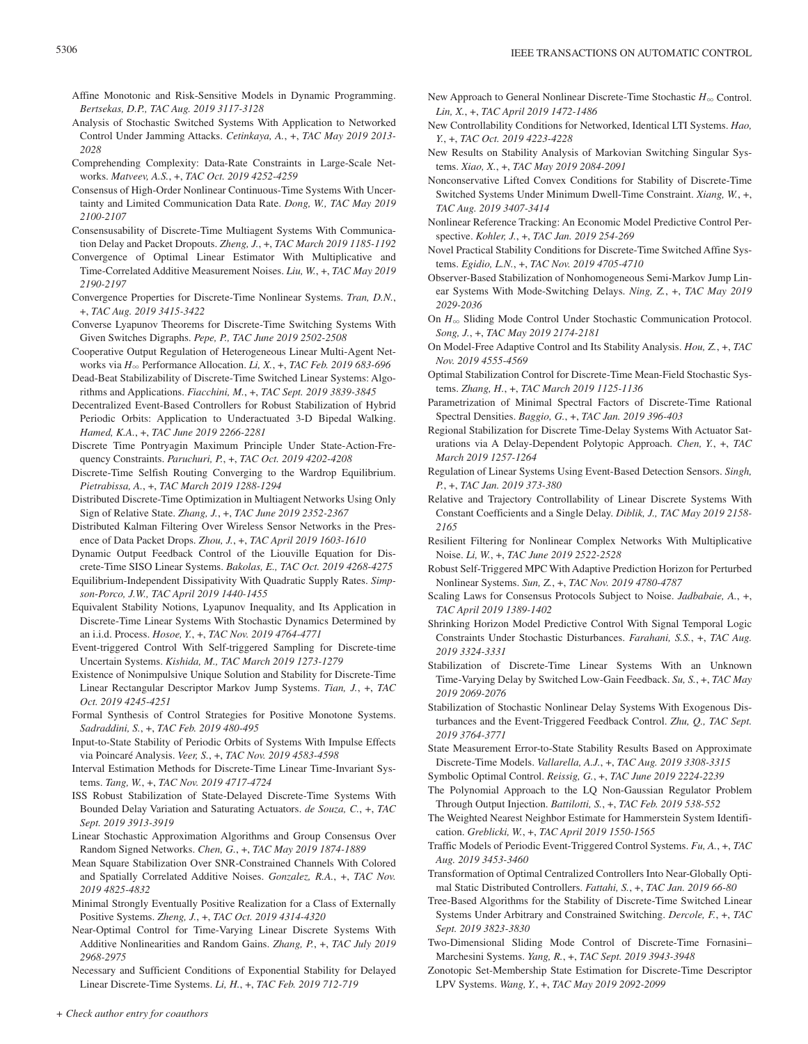Affine Monotonic and Risk-Sensitive Models in Dynamic Programming. *Bertsekas, D.P., TAC Aug. 2019 3117-3128*

Analysis of Stochastic Switched Systems With Application to Networked Control Under Jamming Attacks. *Cetinkaya, A., +, TAC May 2019 2013-2028*

Comprehending Complexity: Data-Rate Constraints in Large-Scale Networks. *Matveev, A.S., +, TAC Oct. 2019 4252-4259*

Consensus of High-Order Nonlinear Continuous-Time Systems With Uncertainty and Limited Communication Data Rate. *Dong, W., TAC May 2019 2100-2107*

Consensusability of Discrete-Time Multiagent Systems With Communication Delay and Packet Dropouts. *Zheng, J., +, TAC March 2019 1185-1192*

Convergence of Optimal Linear Estimator With Multiplicative and Time-Correlated Additive Measurement Noises. *Liu, W., +, TAC May 2019 2190-2197*

Convergence Properties for Discrete-Time Nonlinear Systems. *Tran, D.N., +, TAC Aug. 2019 3415-3422*

Converse Lyapunov Theorems for Discrete-Time Switching Systems With Given Switches Digraphs. *Pepe, P., TAC June 2019 2502-2508*

Cooperative Output Regulation of Heterogeneous Linear Multi-Agent Networks via $H_\infty$ Performance Allocation. *Li, X., +, TAC Feb. 2019 683-696*

Dead-Beat Stabilizability of Discrete-Time Switched Linear Systems: Algorithms and Applications. *Fiacchini, M., +, TAC Sept. 2019 3839-3845*

Decentralized Event-Based Controllers for Robust Stabilization of Hybrid Periodic Orbits: Application to Underactuated 3-D Bipedal Walking. *Hamed, K.A., +, TAC June 2019 2266-2281*

Discrete Time Pontryagin Maximum Principle Under State-Action-Frequency Constraints. *Paruchuri, P., +, TAC Oct. 2019 4202-4208*

Discrete-Time Selfish Routing Converging to the Wardrop Equilibrium. *Pietrabissa, A., +, TAC March 2019 1288-1294*

Distributed Discrete-Time Optimization in Multiagent Networks Using Only Sign of Relative State. *Zhang, J., +, TAC June 2019 2352-2367*

Distributed Kalman Filtering Over Wireless Sensor Networks in the Presence of Data Packet Drops. *Zhou, J., +, TAC April 2019 1603-1610*

Dynamic Output Feedback Control of the Liouville Equation for Discrete-Time SISO Linear Systems. *Bakolas, E., TAC Oct. 2019 4268-4275*

Equilibrium-Independent Dissipativity With Quadratic Supply Rates. *Simpson-Porco, J.W., TAC April 2019 1440-1455*

Equivalent Stability Notions, Lyapunov Inequality, and Its Application in Discrete-Time Linear Systems With Stochastic Dynamics Determined by an i.i.d. Process. *Hosoe, Y., +, TAC Nov. 2019 4764-4771*

Event-triggered Control With Self-triggered Sampling for Discrete-time Uncertain Systems. *Kishida, M., TAC March 2019 1273-1279*

Existence of Nonimpulsive Unique Solution and Stability for Discrete-Time Linear Rectangular Descriptor Markov Jump Systems. *Tian, J., +, TAC Oct. 2019 4245-4251*

Formal Synthesis of Control Strategies for Positive Monotone Systems. *Sadraddini, S., +, TAC Feb. 2019 480-495*

Input-to-State Stability of Periodic Orbits of Systems With Impulse Effects via Poincaré Analysis. *Veer, S., +, TAC Nov. 2019 4583-4598*

Interval Estimation Methods for Discrete-Time Linear Time-Invariant Systems. *Tang, W., +, TAC Nov. 2019 4717-4724*

ISS Robust Stabilization of State-Delayed Discrete-Time Systems With Bounded Delay Variation and Saturating Actuators. *de Souza, C., +, TAC Sept. 2019 3913-3919*

Linear Stochastic Approximation Algorithms and Group Consensus Over Random Signed Networks. *Chen, G., +, TAC May 2019 1874-1889*

Mean Square Stabilization Over SNR-Constrained Channels With Colored and Spatially Correlated Additive Noises. *Gonzalez, R.A., +, TAC Nov. 2019 4825-4832*

Minimal Strongly Eventually Positive Realization for a Class of Externally Positive Systems. *Zheng, J., +, TAC Oct. 2019 4314-4320*

Near-Optimal Control for Time-Varying Linear Discrete Systems With Additive Nonlinearities and Random Gains. *Zhang, P., +, TAC July 2019 2968-2975*

Necessary and Sufficient Conditions of Exponential Stability for Delayed Linear Discrete-Time Systems. *Li, H., +, TAC Feb. 2019 712-719*

New Approach to General Nonlinear Discrete-Time Stochastic $H_\infty$ Control. *Lin, X., +, TAC April 2019 1472-1486*

New Controllability Conditions for Networked, Identical LTI Systems. *Hao, Y., +, TAC Oct. 2019 4223-4228*

New Results on Stability Analysis of Markovian Switching Singular Systems. *Xiao, X., +, TAC May 2019 2084-2091*

Nonconservative Lifted Convex Conditions for Stability of Discrete-Time Switched Systems Under Minimum Dwell-Time Constraint. *Xiang, W., +, TAC Aug. 2019 3407-3414*

Nonlinear Reference Tracking: An Economic Model Predictive Control Perspective. *Kohler, J., +, TAC Jan. 2019 254-269*

Novel Practical Stability Conditions for Discrete-Time Switched Affine Systems. *Egidio, L.N., +, TAC Nov. 2019 4705-4710*

Observer-Based Stabilization of Nonhomogeneous Semi-Markov Jump Linear Systems With Mode-Switching Delays. *Ning, Z., +, TAC May 2019 2029-2036*

On $H_\infty$ Sliding Mode Control Under Stochastic Communication Protocol. *Song, J., +, TAC May 2019 2174-2181*

On Model-Free Adaptive Control and Its Stability Analysis. *Hou, Z., +, TAC Nov. 2019 4555-4569*

Optimal Stabilization Control for Discrete-Time Mean-Field Stochastic Systems. *Zhang, H., +, TAC March 2019 1125-1136*

Parametrization of Minimal Spectral Factors of Discrete-Time Rational Spectral Densities. *Baggio, G., +, TAC Jan. 2019 396-403*

Regional Stabilization for Discrete Time-Delay Systems With Actuator Saturations via A Delay-Dependent Polytopic Approach. *Chen, Y., +, TAC March 2019 1257-1264*

Regulation of Linear Systems Using Event-Based Detection Sensors. *Singh, P., +, TAC Jan. 2019 373-380*

Relative and Trajectory Controllability of Linear Discrete Systems With Constant Coefficients and a Single Delay. *Diblik, J., TAC May 2019 2158-2165*

Resilient Filtering for Nonlinear Complex Networks With Multiplicative Noise. *Li, W., +, TAC June 2019 2522-2528*

Robust Self-Triggered MPC With Adaptive Prediction Horizon for Perturbed Nonlinear Systems. *Sun, Z., +, TAC Nov. 2019 4780-4787*

Scaling Laws for Consensus Protocols Subject to Noise. *Jadbabaie, A., +, TAC April 2019 1389-1402*

Shrinking Horizon Model Predictive Control With Signal Temporal Logic Constraints Under Stochastic Disturbances. *Farahani, S.S., +, TAC Aug. 2019 3324-3331*

Stabilization of Discrete-Time Linear Systems With an Unknown Time-Varying Delay by Switched Low-Gain Feedback. *Su, S., +, TAC May 2019 2069-2076*

Stabilization of Stochastic Nonlinear Delay Systems With Exogenous Disturbances and the Event-Triggered Feedback Control. *Zhu, Q., TAC Sept. 2019 3764-3771*

State Measurement Error-to-State Stability Results Based on Approximate Discrete-Time Models. *Vallarella, A.J., +, TAC Aug. 2019 3308-3315*

Symbolic Optimal Control. *Reissig, G., +, TAC June 2019 2224-2239*

The Polynomial Approach to the LQ Non-Gaussian Regulator Problem Through Output Injection. *Battilotti, S., +, TAC Feb. 2019 538-552*

The Weighted Nearest Neighbor Estimate for Hammerstein System Identification. *Greblicki, W., +, TAC April 2019 1550-1565*

Traffic Models of Periodic Event-Triggered Control Systems. *Fu, A., +, TAC Aug. 2019 3453-3460*

Transformation of Optimal Centralized Controllers Into Near-Globally Optimal Static Distributed Controllers. *Fattahi, S., +, TAC Jan. 2019 66-80*

Tree-Based Algorithms for the Stability of Discrete-Time Switched Linear Systems Under Arbitrary and Constrained Switching. *Dercole, F., +, TAC Sept. 2019 3823-3830*

Two-Dimensional Sliding Mode Control of Discrete-Time Fornasini–Marchesini Systems. *Yang, R., +, TAC Sept. 2019 3943-3948*

Zonotopic Set-Membership State Estimation for Discrete-Time Descriptor LPV Systems. *Wang, Y., +, TAC May 2019 2092-2099*

*+ Check author entry for coauthors*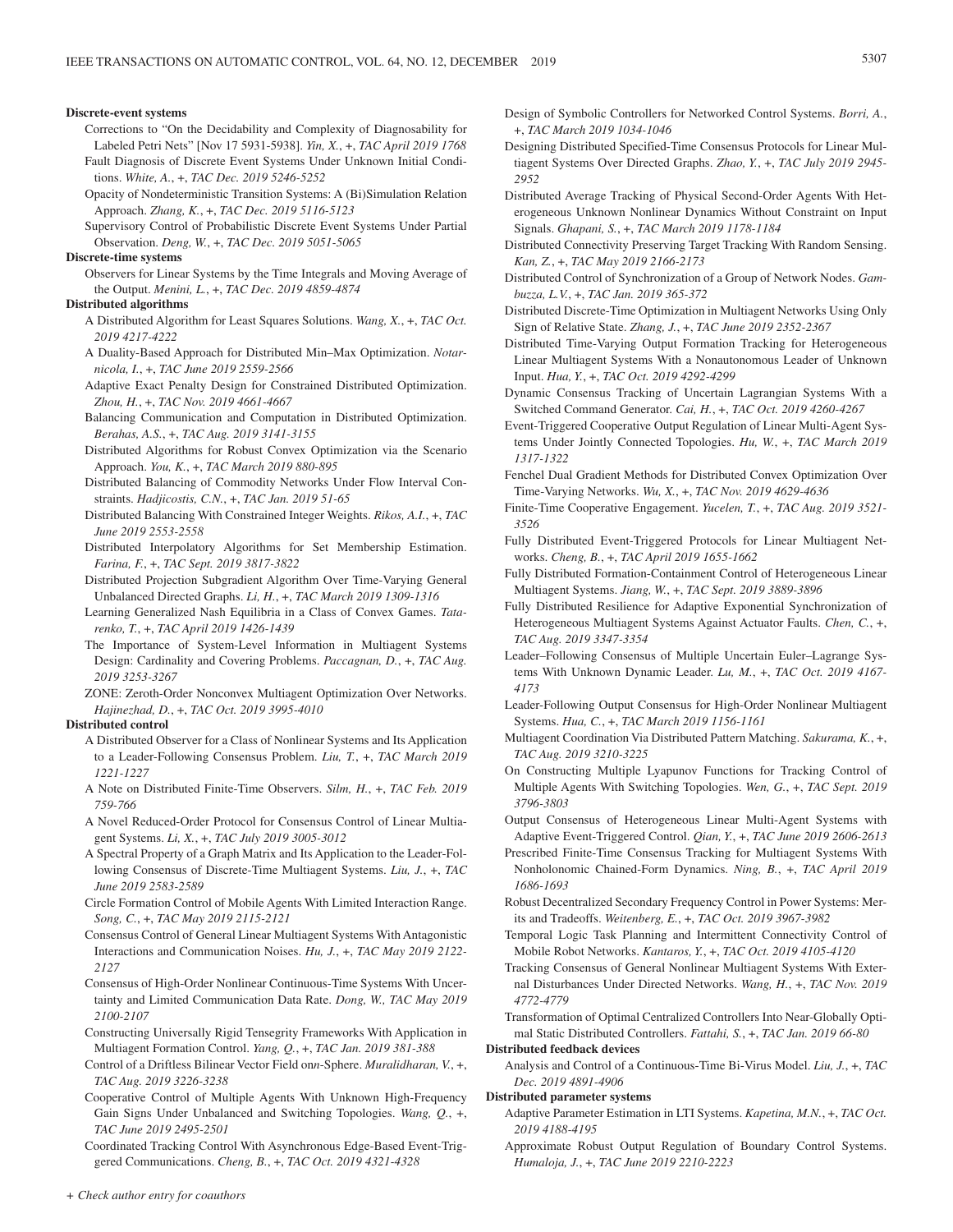**Discrete-event systems**

Corrections to "On the Decidability and Complexity of Diagnosability for Labeled Petri Nets" [Nov 17 5931-5938]. *Yin, X.*, +, *TAC April 2019 1768*

Fault Diagnosis of Discrete Event Systems Under Unknown Initial Conditions. *White, A.*, +, *TAC Dec. 2019 5246-5252*

Opacity of Nondeterministic Transition Systems: A (Bi)Simulation Relation Approach. *Zhang, K.*, +, *TAC Dec. 2019 5116-5123*

Supervisory Control of Probabilistic Discrete Event Systems Under Partial Observation. *Deng, W.*, +, *TAC Dec. 2019 5051-5065*

**Discrete-time systems**

Observers for Linear Systems by the Time Integrals and Moving Average of the Output. *Menini, L.*, +, *TAC Dec. 2019 4859-4874*

**Distributed algorithms**

A Distributed Algorithm for Least Squares Solutions. *Wang, X.*, +, *TAC Oct. 2019 4217-4222*

A Duality-Based Approach for Distributed Min–Max Optimization. *Notarnicola, I.*, +, *TAC June 2019 2559-2566*

Adaptive Exact Penalty Design for Constrained Distributed Optimization. *Zhou, H.*, +, *TAC Nov. 2019 4661-4667*

Balancing Communication and Computation in Distributed Optimization. *Berahas, A.S.*, +, *TAC Aug. 2019 3141-3155*

Distributed Algorithms for Robust Convex Optimization via the Scenario Approach. *You, K.*, +, *TAC March 2019 880-895*

Distributed Balancing of Commodity Networks Under Flow Interval Constraints. *Hadjicostis, C.N.*, +, *TAC Jan. 2019 51-65*

Distributed Balancing With Constrained Integer Weights. *Rikos, A.I.*, +, *TAC June 2019 2553-2558*

Distributed Interpolatory Algorithms for Set Membership Estimation. *Farina, F.*, +, *TAC Sept. 2019 3817-3822*

Distributed Projection Subgradient Algorithm Over Time-Varying General Unbalanced Directed Graphs. *Li, H.*, +, *TAC March 2019 1309-1316*

Learning Generalized Nash Equilibria in a Class of Convex Games. *Tatarenko, T.*, +, *TAC April 2019 1426-1439*

The Importance of System-Level Information in Multiagent Systems Design: Cardinality and Covering Problems. *Paccagnan, D.*, +, *TAC Aug. 2019 3253-3267*

ZONE: Zeroth-Order Nonconvex Multiagent Optimization Over Networks. *Hajinezhad, D.*, +, *TAC Oct. 2019 3995-4010*

**Distributed control**

A Distributed Observer for a Class of Nonlinear Systems and Its Application to a Leader-Following Consensus Problem. *Liu, T.*, +, *TAC March 2019 1221-1227*

A Note on Distributed Finite-Time Observers. *Silm, H.*, +, *TAC Feb. 2019 759-766*

A Novel Reduced-Order Protocol for Consensus Control of Linear Multiagent Systems. *Li, X.*, +, *TAC July 2019 3005-3012*

A Spectral Property of a Graph Matrix and Its Application to the Leader-Following Consensus of Discrete-Time Multiagent Systems. *Liu, J.*, +, *TAC June 2019 2583-2589*

Circle Formation Control of Mobile Agents With Limited Interaction Range. *Song, C.*, +, *TAC May 2019 2115-2121*

Consensus Control of General Linear Multiagent Systems With Antagonistic Interactions and Communication Noises. *Hu, J.*, +, *TAC May 2019 2122-2127*

Consensus of High-Order Nonlinear Continuous-Time Systems With Uncertainty and Limited Communication Data Rate. *Dong, W.*, *TAC May 2019 2100-2107*

Constructing Universally Rigid Tensegrity Frameworks With Application in Multiagent Formation Control. *Yang, Q.*, +, *TAC Jan. 2019 381-388*

Control of a Driftless Bilinear Vector Field on$n$-Sphere. *Muralidharan, V.*, +, *TAC Aug. 2019 3226-3238*

Cooperative Control of Multiple Agents With Unknown High-Frequency Gain Signs Under Unbalanced and Switching Topologies. *Wang, Q.*, +, *TAC June 2019 2495-2501*

Coordinated Tracking Control With Asynchronous Edge-Based Event-Triggered Communications. *Cheng, B.*, +, *TAC Oct. 2019 4321-4328*

Design of Symbolic Controllers for Networked Control Systems. *Borri, A.*, +, *TAC March 2019 1034-1046*

Designing Distributed Specified-Time Consensus Protocols for Linear Multiagent Systems Over Directed Graphs. *Zhao, Y.*, +, *TAC July 2019 2945-2952*

Distributed Average Tracking of Physical Second-Order Agents With Heterogeneous Unknown Nonlinear Dynamics Without Constraint on Input Signals. *Ghapani, S.*, +, *TAC March 2019 1178-1184*

Distributed Connectivity Preserving Target Tracking With Random Sensing. *Kan, Z.*, +, *TAC May 2019 2166-2173*

Distributed Control of Synchronization of a Group of Network Nodes. *Gambuzza, L.V.*, +, *TAC Jan. 2019 365-372*

Distributed Discrete-Time Optimization in Multiagent Networks Using Only Sign of Relative State. *Zhang, J.*, +, *TAC June 2019 2352-2367*

Distributed Time-Varying Output Formation Tracking for Heterogeneous Linear Multiagent Systems With a Nonautonomous Leader of Unknown Input. *Hua, Y.*, +, *TAC Oct. 2019 4292-4299*

Dynamic Consensus Tracking of Uncertain Lagrangian Systems With a Switched Command Generator. *Cai, H.*, +, *TAC Oct. 2019 4260-4267*

Event-Triggered Cooperative Output Regulation of Linear Multi-Agent Systems Under Jointly Connected Topologies. *Hu, W.*, +, *TAC March 2019 1317-1322*

Fenchel Dual Gradient Methods for Distributed Convex Optimization Over Time-Varying Networks. *Wu, X.*, +, *TAC Nov. 2019 4629-4636*

Finite-Time Cooperative Engagement. *Yucelen, T.*, +, *TAC Aug. 2019 3521-3526*

Fully Distributed Event-Triggered Protocols for Linear Multiagent Networks. *Cheng, B.*, +, *TAC April 2019 1655-1662*

Fully Distributed Formation-Containment Control of Heterogeneous Linear Multiagent Systems. *Jiang, W.*, +, *TAC Sept. 2019 3889-3896*

Fully Distributed Resilience for Adaptive Exponential Synchronization of Heterogeneous Multiagent Systems Against Actuator Faults. *Chen, C.*, +, *TAC Aug. 2019 3347-3354*

Leader–Following Consensus of Multiple Uncertain Euler–Lagrange Systems With Unknown Dynamic Leader. *Lu, M.*, +, *TAC Oct. 2019 4167-4173*

Leader-Following Output Consensus for High-Order Nonlinear Multiagent Systems. *Hua, C.*, +, *TAC March 2019 1156-1161*

Multiagent Coordination Via Distributed Pattern Matching. *Sakurama, K.*, +, *TAC Aug. 2019 3210-3225*

On Constructing Multiple Lyapunov Functions for Tracking Control of Multiple Agents With Switching Topologies. *Wen, G.*, +, *TAC Sept. 2019 3796-3803*

Output Consensus of Heterogeneous Linear Multi-Agent Systems with Adaptive Event-Triggered Control. *Qian, Y.*, +, *TAC June 2019 2606-2613*

Prescribed Finite-Time Consensus Tracking for Multiagent Systems With Nonholonomic Chained-Form Dynamics. *Ning, B.*, +, *TAC April 2019 1686-1693*

Robust Decentralized Secondary Frequency Control in Power Systems: Merits and Tradeoffs. *Weitenberg, E.*, +, *TAC Oct. 2019 3967-3982*

Temporal Logic Task Planning and Intermittent Connectivity Control of Mobile Robot Networks. *Kantaros, Y.*, +, *TAC Oct. 2019 4105-4120*

Tracking Consensus of General Nonlinear Multiagent Systems With External Disturbances Under Directed Networks. *Wang, H.*, +, *TAC Nov. 2019 4772-4779*

Transformation of Optimal Centralized Controllers Into Near-Globally Optimal Static Distributed Controllers. *Fattahi, S.*, +, *TAC Jan. 2019 66-80*

**Distributed feedback devices**

Analysis and Control of a Continuous-Time Bi-Virus Model. *Liu, J.*, +, *TAC Dec. 2019 4891-4906*

**Distributed parameter systems**

Adaptive Parameter Estimation in LTI Systems. *Kapetina, M.N.*, +, *TAC Oct. 2019 4188-4195*

Approximate Robust Output Regulation of Boundary Control Systems. *Humaloja, J.*, +, *TAC June 2019 2210-2223*

+ *Check author entry for coauthors*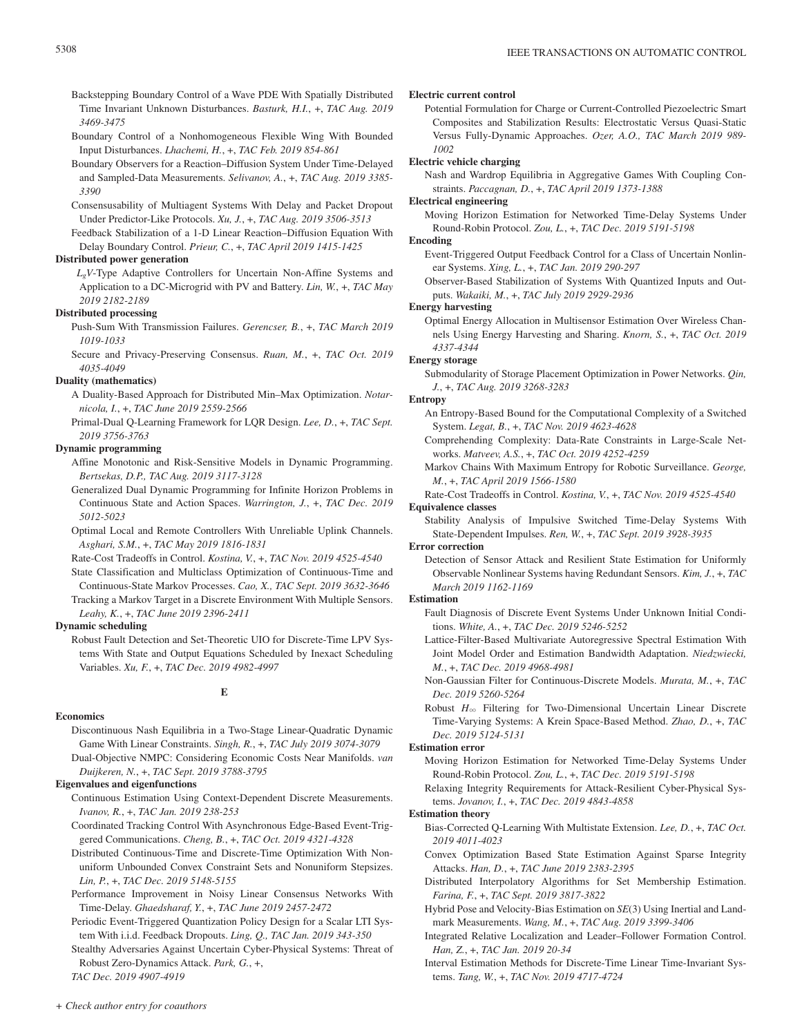Backstepping Boundary Control of a Wave PDE With Spatially Distributed Time Invariant Unknown Disturbances. *Basturk, H.I.*, +, *TAC Aug. 2019 3469-3475*

Boundary Control of a Nonhomogeneous Flexible Wing With Bounded Input Disturbances. *Lhachemi, H.*, +, *TAC Feb. 2019 854-861*

Boundary Observers for a Reaction–Diffusion System Under Time-Delayed and Sampled-Data Measurements. *Selivanov, A.*, +, *TAC Aug. 2019 3385-3390*

Consensusability of Multiagent Systems With Delay and Packet Dropout Under Predictor-Like Protocols. *Xu, J.*, +, *TAC Aug. 2019 3506-3513*

Feedback Stabilization of a 1-D Linear Reaction–Diffusion Equation With Delay Boundary Control. *Prieur, C.*, +, *TAC April 2019 1415-1425*

**Distributed power generation**

$L_gV$-Type Adaptive Controllers for Uncertain Non-Affine Systems and Application to a DC-Microgrid with PV and Battery. *Lin, W.*, +, *TAC May 2019 2182-2189*

**Distributed processing**

Push-Sum With Transmission Failures. *Gerencser, B.*, +, *TAC March 2019 1019-1033*

Secure and Privacy-Preserving Consensus. *Ruan, M.*, +, *TAC Oct. 2019 4035-4049*

**Duality (mathematics)**

A Duality-Based Approach for Distributed Min–Max Optimization. *Notarnicola, I.*, +, *TAC June 2019 2559-2566*

Primal-Dual Q-Learning Framework for LQR Design. *Lee, D.*, +, *TAC Sept. 2019 3756-3763*

**Dynamic programming**

Affine Monotonic and Risk-Sensitive Models in Dynamic Programming. *Bertsekas, D.P., TAC Aug. 2019 3117-3128*

Generalized Dual Dynamic Programming for Infinite Horizon Problems in Continuous State and Action Spaces. *Warrington, J.*, +, *TAC Dec. 2019 5012-5023*

Optimal Local and Remote Controllers With Unreliable Uplink Channels. *Asghari, S.M.*, +, *TAC May 2019 1816-1831*

Rate-Cost Tradeoffs in Control. *Kostina, V.*, +, *TAC Nov. 2019 4525-4540*

State Classification and Multiclass Optimization of Continuous-Time and Continuous-State Markov Processes. *Cao, X., TAC Sept. 2019 3632-3646*

Tracking a Markov Target in a Discrete Environment With Multiple Sensors. *Leahy, K.*, +, *TAC June 2019 2396-2411*

**Dynamic scheduling**

Robust Fault Detection and Set-Theoretic UIO for Discrete-Time LPV Systems With State and Output Equations Scheduled by Inexact Scheduling Variables. *Xu, F.*, +, *TAC Dec. 2019 4982-4997*

## E

**Economics**

Discontinuous Nash Equilibria in a Two-Stage Linear-Quadratic Dynamic Game With Linear Constraints. *Singh, R.*, +, *TAC July 2019 3074-3079*

Dual-Objective NMPC: Considering Economic Costs Near Manifolds. *van Duijkeren, N.*, +, *TAC Sept. 2019 3788-3795*

**Eigenvalues and eigenfunctions**

Continuous Estimation Using Context-Dependent Discrete Measurements. *Ivanov, R.*, +, *TAC Jan. 2019 238-253*

Coordinated Tracking Control With Asynchronous Edge-Based Event-Triggered Communications. *Cheng, B.*, +, *TAC Oct. 2019 4321-4328*

Distributed Continuous-Time and Discrete-Time Optimization With Nonuniform Unbounded Convex Constraint Sets and Nonuniform Stepsizes. *Lin, P.*, +, *TAC Dec. 2019 5148-5155*

Performance Improvement in Noisy Linear Consensus Networks With Time-Delay. *Ghaedsharaf, Y.*, +, *TAC June 2019 2457-2472*

Periodic Event-Triggered Quantization Policy Design for a Scalar LTI System With i.i.d. Feedback Dropouts. *Ling, Q., TAC Jan. 2019 343-350*

Stealthy Adversaries Against Uncertain Cyber-Physical Systems: Threat of Robust Zero-Dynamics Attack. *Park, G.*, +, *TAC Dec. 2019 4907-4919*

**Electric current control**

Potential Formulation for Charge or Current-Controlled Piezoelectric Smart Composites and Stabilization Results: Electrostatic Versus Quasi-Static Versus Fully-Dynamic Approaches. *Ozer, A.O., TAC March 2019 989-1002*

**Electric vehicle charging**

Nash and Wardrop Equilibria in Aggregative Games With Coupling Constraints. *Paccagnan, D.*, +, *TAC April 2019 1373-1388*

**Electrical engineering**

Moving Horizon Estimation for Networked Time-Delay Systems Under Round-Robin Protocol. *Zou, L.*, +, *TAC Dec. 2019 5191-5198*

**Encoding**

Event-Triggered Output Feedback Control for a Class of Uncertain Nonlinear Systems. *Xing, L.*, +, *TAC Jan. 2019 290-297*

Observer-Based Stabilization of Systems With Quantized Inputs and Outputs. *Wakaiki, M.*, +, *TAC July 2019 2929-2936*

**Energy harvesting**

Optimal Energy Allocation in Multisensor Estimation Over Wireless Channels Using Energy Harvesting and Sharing. *Knorn, S.*, +, *TAC Oct. 2019 4337-4344*

**Energy storage**

Submodularity of Storage Placement Optimization in Power Networks. *Qin, J.*, +, *TAC Aug. 2019 3268-3283*

**Entropy**

An Entropy-Based Bound for the Computational Complexity of a Switched System. *Legat, B.*, +, *TAC Nov. 2019 4623-4628*

Comprehending Complexity: Data-Rate Constraints in Large-Scale Networks. *Matveev, A.S.*, +, *TAC Oct. 2019 4252-4259*

Markov Chains With Maximum Entropy for Robotic Surveillance. *George, M.*, +, *TAC April 2019 1566-1580*

Rate-Cost Tradeoffs in Control. *Kostina, V.*, +, *TAC Nov. 2019 4525-4540*

**Equivalence classes**

Stability Analysis of Impulsive Switched Time-Delay Systems With State-Dependent Impulses. *Ren, W.*, +, *TAC Sept. 2019 3928-3935*

**Error correction**

Detection of Sensor Attack and Resilient State Estimation for Uniformly Observable Nonlinear Systems having Redundant Sensors. *Kim, J.*, +, *TAC March 2019 1162-1169*

**Estimation**

Fault Diagnosis of Discrete Event Systems Under Unknown Initial Conditions. *White, A.*, +, *TAC Dec. 2019 5246-5252*

Lattice-Filter-Based Multivariate Autoregressive Spectral Estimation With Joint Model Order and Estimation Bandwidth Adaptation. *Niedzwiecki, M.*, +, *TAC Dec. 2019 4968-4981*

Non-Gaussian Filter for Continuous-Discrete Models. *Murata, M.*, +, *TAC Dec. 2019 5260-5264*

Robust $H_\infty$ Filtering for Two-Dimensional Uncertain Linear Discrete Time-Varying Systems: A Krein Space-Based Method. *Zhao, D.*, +, *TAC Dec. 2019 5124-5131*

**Estimation error**

Moving Horizon Estimation for Networked Time-Delay Systems Under Round-Robin Protocol. *Zou, L.*, +, *TAC Dec. 2019 5191-5198*

Relaxing Integrity Requirements for Attack-Resilient Cyber-Physical Systems. *Jovanov, I.*, +, *TAC Dec. 2019 4843-4858*

**Estimation theory**

Bias-Corrected Q-Learning With Multistate Extension. *Lee, D.*, +, *TAC Oct. 2019 4011-4023*

Convex Optimization Based State Estimation Against Sparse Integrity Attacks. *Han, D.*, +, *TAC June 2019 2383-2395*

Distributed Interpolatory Algorithms for Set Membership Estimation. *Farina, F.*, +, *TAC Sept. 2019 3817-3822*

Hybrid Pose and Velocity-Bias Estimation on *SE*(3) Using Inertial and Landmark Measurements. *Wang, M.*, +, *TAC Aug. 2019 3399-3406*

Integrated Relative Localization and Leader–Follower Formation Control. *Han, Z.*, +, *TAC Jan. 2019 20-34*

Interval Estimation Methods for Discrete-Time Linear Time-Invariant Systems. *Tang, W.*, +, *TAC Nov. 2019 4717-4724*

*+ Check author entry for coauthors*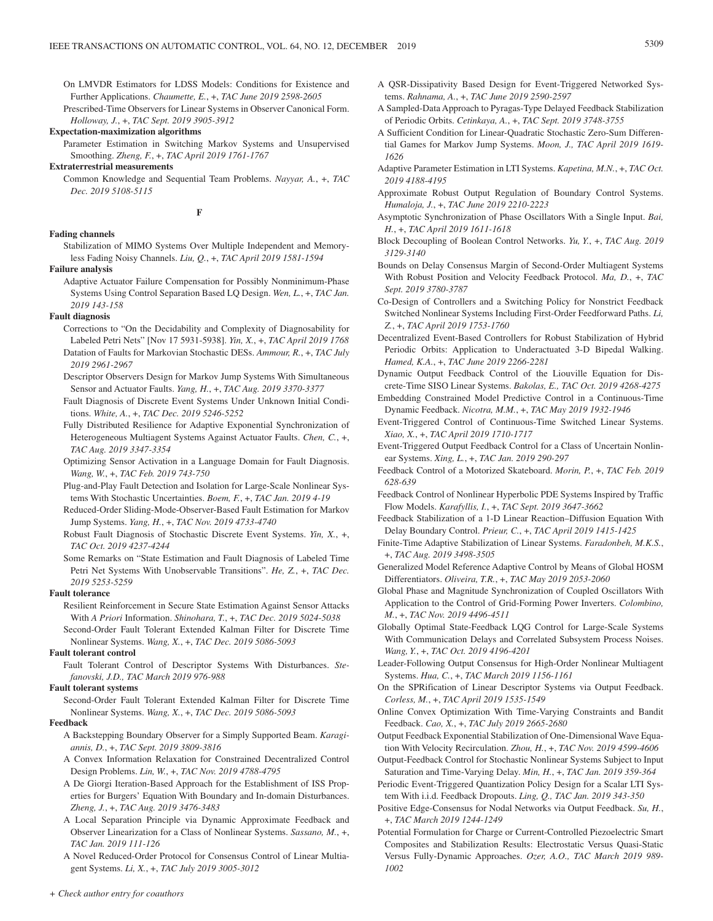On LMVDR Estimators for LDSS Models: Conditions for Existence and Further Applications. *Chaumette, E.*, +, *TAC June 2019 2598-2605*

Prescribed-Time Observers for Linear Systems in Observer Canonical Form. *Holloway, J.*, +, *TAC Sept. 2019 3905-3912*

**Expectation-maximization algorithms**

Parameter Estimation in Switching Markov Systems and Unsupervised Smoothing. *Zheng, F.*, +, *TAC April 2019 1761-1767*

**Extraterrestrial measurements**

Common Knowledge and Sequential Team Problems. *Nayyar, A.*, +, *TAC Dec. 2019 5108-5115*

## F

**Fading channels**

Stabilization of MIMO Systems Over Multiple Independent and Memoryless Fading Noisy Channels. *Liu, Q.*, +, *TAC April 2019 1581-1594*

**Failure analysis**

Adaptive Actuator Failure Compensation for Possibly Nonminimum-Phase Systems Using Control Separation Based LQ Design. *Wen, L.*, +, *TAC Jan. 2019 143-158*

**Fault diagnosis**

Corrections to "On the Decidability and Complexity of Diagnosability for Labeled Petri Nets" [Nov 17 5931-5938]. *Yin, X.*, +, *TAC April 2019 1768*

Datation of Faults for Markovian Stochastic DESs. *Ammour, R.*, +, *TAC July 2019 2961-2967*

Descriptor Observers Design for Markov Jump Systems With Simultaneous Sensor and Actuator Faults. *Yang, H.*, +, *TAC Aug. 2019 3370-3377*

Fault Diagnosis of Discrete Event Systems Under Unknown Initial Conditions. *White, A.*, +, *TAC Dec. 2019 5246-5252*

Fully Distributed Resilience for Adaptive Exponential Synchronization of Heterogeneous Multiagent Systems Against Actuator Faults. *Chen, C.*, +, *TAC Aug. 2019 3347-3354*

Optimizing Sensor Activation in a Language Domain for Fault Diagnosis. *Wang, W.*, +, *TAC Feb. 2019 743-750*

Plug-and-Play Fault Detection and Isolation for Large-Scale Nonlinear Systems With Stochastic Uncertainties. *Boem, F.*, +, *TAC Jan. 2019 4-19*

Reduced-Order Sliding-Mode-Observer-Based Fault Estimation for Markov Jump Systems. *Yang, H.*, +, *TAC Nov. 2019 4733-4740*

Robust Fault Diagnosis of Stochastic Discrete Event Systems. *Yin, X.*, +, *TAC Oct. 2019 4237-4244*

Some Remarks on "State Estimation and Fault Diagnosis of Labeled Time Petri Net Systems With Unobservable Transitions". *He, Z.*, +, *TAC Dec. 2019 5253-5259*

**Fault tolerance**

Resilient Reinforcement in Secure State Estimation Against Sensor Attacks With *A Priori* Information. *Shinohara, T.*, +, *TAC Dec. 2019 5024-5038*

Second-Order Fault Tolerant Extended Kalman Filter for Discrete Time Nonlinear Systems. *Wang, X.*, +, *TAC Dec. 2019 5086-5093*

**Fault tolerant control**

Fault Tolerant Control of Descriptor Systems With Disturbances. *Stefanovski, J.D., TAC March 2019 976-988*

**Fault tolerant systems**

Second-Order Fault Tolerant Extended Kalman Filter for Discrete Time Nonlinear Systems. *Wang, X.*, +, *TAC Dec. 2019 5086-5093*

**Feedback**

A Backstepping Boundary Observer for a Simply Supported Beam. *Karagiannis, D.*, +, *TAC Sept. 2019 3809-3816*

A Convex Information Relaxation for Constrained Decentralized Control Design Problems. *Lin, W.*, +, *TAC Nov. 2019 4788-4795*

A De Giorgi Iteration-Based Approach for the Establishment of ISS Properties for Burgers' Equation With Boundary and In-domain Disturbances. *Zheng, J.*, +, *TAC Aug. 2019 3476-3483*

A Local Separation Principle via Dynamic Approximate Feedback and Observer Linearization for a Class of Nonlinear Systems. *Sassano, M.*, +, *TAC Jan. 2019 111-126*

A Novel Reduced-Order Protocol for Consensus Control of Linear Multiagent Systems. *Li, X.*, +, *TAC July 2019 3005-3012*

A QSR-Dissipativity Based Design for Event-Triggered Networked Systems. *Rahnama, A.*, +, *TAC June 2019 2590-2597*

A Sampled-Data Approach to Pyragas-Type Delayed Feedback Stabilization of Periodic Orbits. *Cetinkaya, A.*, +, *TAC Sept. 2019 3748-3755*

A Sufficient Condition for Linear-Quadratic Stochastic Zero-Sum Differential Games for Markov Jump Systems. *Moon, J., TAC April 2019 1619-1626*

Adaptive Parameter Estimation in LTI Systems. *Kapetina, M.N.*, +, *TAC Oct. 2019 4188-4195*

Approximate Robust Output Regulation of Boundary Control Systems. *Humaloja, J.*, +, *TAC June 2019 2210-2223*

Asymptotic Synchronization of Phase Oscillators With a Single Input. *Bai, H.*, +, *TAC April 2019 1611-1618*

Block Decoupling of Boolean Control Networks. *Yu, Y.*, +, *TAC Aug. 2019 3129-3140*

Bounds on Delay Consensus Margin of Second-Order Multiagent Systems With Robust Position and Velocity Feedback Protocol. *Ma, D.*, +, *TAC Sept. 2019 3780-3787*

Co-Design of Controllers and a Switching Policy for Nonstrict Feedback Switched Nonlinear Systems Including First-Order Feedforward Paths. *Li, Z.*, +, *TAC April 2019 1753-1760*

Decentralized Event-Based Controllers for Robust Stabilization of Hybrid Periodic Orbits: Application to Underactuated 3-D Bipedal Walking. *Hamed, K.A.*, +, *TAC June 2019 2266-2281*

Dynamic Output Feedback Control of the Liouville Equation for Discrete-Time SISO Linear Systems. *Bakolas, E., TAC Oct. 2019 4268-4275*

Embedding Constrained Model Predictive Control in a Continuous-Time Dynamic Feedback. *Nicotra, M.M.*, +, *TAC May 2019 1932-1946*

Event-Triggered Control of Continuous-Time Switched Linear Systems. *Xiao, X.*, +, *TAC April 2019 1710-1717*

Event-Triggered Output Feedback Control for a Class of Uncertain Nonlinear Systems. *Xing, L.*, +, *TAC Jan. 2019 290-297*

Feedback Control of a Motorized Skateboard. *Morin, P.*, +, *TAC Feb. 2019 628-639*

Feedback Control of Nonlinear Hyperbolic PDE Systems Inspired by Traffic Flow Models. *Karafyllis, I.*, +, *TAC Sept. 2019 3647-3662*

Feedback Stabilization of a 1-D Linear Reaction–Diffusion Equation With Delay Boundary Control. *Prieur, C.*, +, *TAC April 2019 1415-1425*

Finite-Time Adaptive Stabilization of Linear Systems. *Faradonbeh, M.K.S.*, +, *TAC Aug. 2019 3498-3505*

Generalized Model Reference Adaptive Control by Means of Global HOSM Differentiators. *Oliveira, T.R.*, +, *TAC May 2019 2053-2060*

Global Phase and Magnitude Synchronization of Coupled Oscillators With Application to the Control of Grid-Forming Power Inverters. *Colombino, M.*, +, *TAC Nov. 2019 4496-4511*

Globally Optimal State-Feedback LQG Control for Large-Scale Systems With Communication Delays and Correlated Subsystem Process Noises. *Wang, Y.*, +, *TAC Oct. 2019 4196-4201*

Leader-Following Output Consensus for High-Order Nonlinear Multiagent Systems. *Hua, C.*, +, *TAC March 2019 1156-1161*

On the SPRification of Linear Descriptor Systems via Output Feedback. *Corless, M.*, +, *TAC April 2019 1535-1549*

Online Convex Optimization With Time-Varying Constraints and Bandit Feedback. *Cao, X.*, +, *TAC July 2019 2665-2680*

Output Feedback Exponential Stabilization of One-Dimensional Wave Equation With Velocity Recirculation. *Zhou, H.*, +, *TAC Nov. 2019 4599-4606*

Output-Feedback Control for Stochastic Nonlinear Systems Subject to Input Saturation and Time-Varying Delay. *Min, H.*, +, *TAC Jan. 2019 359-364*

Periodic Event-Triggered Quantization Policy Design for a Scalar LTI System With i.i.d. Feedback Dropouts. *Ling, Q., TAC Jan. 2019 343-350*

Positive Edge-Consensus for Nodal Networks via Output Feedback. *Su, H.*, +, *TAC March 2019 1244-1249*

Potential Formulation for Charge or Current-Controlled Piezoelectric Smart Composites and Stabilization Results: Electrostatic Versus Quasi-Static Versus Fully-Dynamic Approaches. *Ozer, A.O., TAC March 2019 989-1002*

*+ Check author entry for coauthors*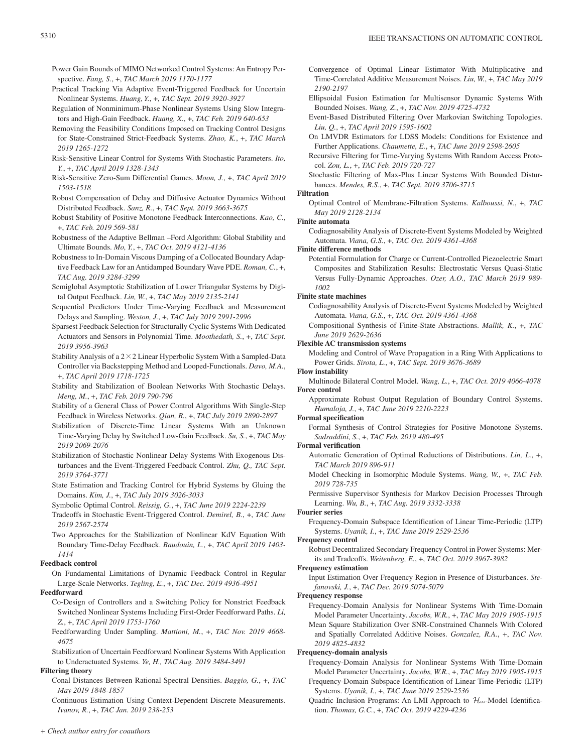Power Gain Bounds of MIMO Networked Control Systems: An Entropy Perspective. *Fang, S.*, +, *TAC March 2019 1170-1177*

Practical Tracking Via Adaptive Event-Triggered Feedback for Uncertain Nonlinear Systems. *Huang, Y.*, +, *TAC Sept. 2019 3920-3927*

Regulation of Nonminimum-Phase Nonlinear Systems Using Slow Integrators and High-Gain Feedback. *Huang, X.*, +, *TAC Feb. 2019 640-653*

Removing the Feasibility Conditions Imposed on Tracking Control Designs for State-Constrained Strict-Feedback Systems. *Zhao, K.*, +, *TAC March 2019 1265-1272*

Risk-Sensitive Linear Control for Systems With Stochastic Parameters. *Ito, Y.*, +, *TAC April 2019 1328-1343*

Risk-Sensitive Zero-Sum Differential Games. *Moon, J.*, +, *TAC April 2019 1503-1518*

Robust Compensation of Delay and Diffusive Actuator Dynamics Without Distributed Feedback. *Sanz, R.*, +, *TAC Sept. 2019 3663-3675*

Robust Stability of Positive Monotone Feedback Interconnections. *Kao, C.*, +, *TAC Feb. 2019 569-581*

Robustness of the Adaptive Bellman –Ford Algorithm: Global Stability and Ultimate Bounds. *Mo, Y.*, +, *TAC Oct. 2019 4121-4136*

Robustness to In-Domain Viscous Damping of a Collocated Boundary Adaptive Feedback Law for an Antidamped Boundary Wave PDE. *Roman, C.*, +, *TAC Aug. 2019 3284-3299*

Semiglobal Asymptotic Stabilization of Lower Triangular Systems by Digital Output Feedback. *Lin, W.*, +, *TAC May 2019 2135-2141*

Sequential Predictors Under Time-Varying Feedback and Measurement Delays and Sampling. *Weston, J.*, +, *TAC July 2019 2991-2996*

Sparsest Feedback Selection for Structurally Cyclic Systems With Dedicated Actuators and Sensors in Polynomial Time. *Moothedath, S.*, +, *TAC Sept. 2019 3956-3963*

Stability Analysis of a $2\times 2$ Linear Hyperbolic System With a Sampled-Data Controller via Backstepping Method and Looped-Functionals. *Davo, M.A.*, +, *TAC April 2019 1718-1725*

Stability and Stabilization of Boolean Networks With Stochastic Delays. *Meng, M.*, +, *TAC Feb. 2019 790-796*

Stability of a General Class of Power Control Algorithms With Single-Step Feedback in Wireless Networks. *Qian, R.*, +, *TAC July 2019 2890-2897*

Stabilization of Discrete-Time Linear Systems With an Unknown Time-Varying Delay by Switched Low-Gain Feedback. *Su, S.*, +, *TAC May 2019 2069-2076*

Stabilization of Stochastic Nonlinear Delay Systems With Exogenous Disturbances and the Event-Triggered Feedback Control. *Zhu, Q., TAC Sept. 2019 3764-3771*

State Estimation and Tracking Control for Hybrid Systems by Gluing the Domains. *Kim, J.*, +, *TAC July 2019 3026-3033*

Symbolic Optimal Control. *Reissig, G.*, +, *TAC June 2019 2224-2239*

Tradeoffs in Stochastic Event-Triggered Control. *Demirel, B.*, +, *TAC June 2019 2567-2574*

Two Approaches for the Stabilization of Nonlinear KdV Equation With Boundary Time-Delay Feedback. *Baudouin, L.*, +, *TAC April 2019 1403-1414*

**Feedback control**

On Fundamental Limitations of Dynamic Feedback Control in Regular Large-Scale Networks. *Tegling, E.*, +, *TAC Dec. 2019 4936-4951*

**Feedforward**

Co-Design of Controllers and a Switching Policy for Nonstrict Feedback Switched Nonlinear Systems Including First-Order Feedforward Paths. *Li, Z.*, +, *TAC April 2019 1753-1760*

Feedforwarding Under Sampling. *Mattioni, M.*, +, *TAC Nov. 2019 4668-4675*

Stabilization of Uncertain Feedforward Nonlinear Systems With Application to Underactuated Systems. *Ye, H., TAC Aug. 2019 3484-3491*

**Filtering theory**

Conal Distances Between Rational Spectral Densities. *Baggio, G.*, +, *TAC May 2019 1848-1857*

Continuous Estimation Using Context-Dependent Discrete Measurements. *Ivanov, R.*, +, *TAC Jan. 2019 238-253*

Convergence of Optimal Linear Estimator With Multiplicative and Time-Correlated Additive Measurement Noises. *Liu, W.*, +, *TAC May 2019 2190-2197*

Ellipsoidal Fusion Estimation for Multisensor Dynamic Systems With Bounded Noises. *Wang, Z.*, +, *TAC Nov. 2019 4725-4732*

Event-Based Distributed Filtering Over Markovian Switching Topologies. *Liu, Q.*, +, *TAC April 2019 1595-1602*

On LMVDR Estimators for LDSS Models: Conditions for Existence and Further Applications. *Chaumette, E.*, +, *TAC June 2019 2598-2605*

Recursive Filtering for Time-Varying Systems With Random Access Protocol. *Zou, L.*, +, *TAC Feb. 2019 720-727*

Stochastic Filtering of Max-Plus Linear Systems With Bounded Disturbances. *Mendes, R.S.*, +, *TAC Sept. 2019 3706-3715*

**Filtration**

Optimal Control of Membrane-Filtration Systems. *Kalboussi, N.*, +, *TAC May 2019 2128-2134*

**Finite automata**

Codiagnosability Analysis of Discrete-Event Systems Modeled by Weighted Automata. *Viana, G.S.*, +, *TAC Oct. 2019 4361-4368*

**Finite difference methods**

Potential Formulation for Charge or Current-Controlled Piezoelectric Smart Composites and Stabilization Results: Electrostatic Versus Quasi-Static Versus Fully-Dynamic Approaches. *Ozer, A.O., TAC March 2019 989-1002*

**Finite state machines**

Codiagnosability Analysis of Discrete-Event Systems Modeled by Weighted Automata. *Viana, G.S.*, +, *TAC Oct. 2019 4361-4368*

Compositional Synthesis of Finite-State Abstractions. *Mallik, K.*, +, *TAC June 2019 2629-2636*

**Flexible AC transmission systems**

Modeling and Control of Wave Propagation in a Ring With Applications to Power Grids. *Sirota, L.*, +, *TAC Sept. 2019 3676-3689*

**Flow instability**

Multinode Bilateral Control Model. *Wang, L.*, +, *TAC Oct. 2019 4066-4078*

**Force control**

Approximate Robust Output Regulation of Boundary Control Systems. *Humaloja, J.*, +, *TAC June 2019 2210-2223*

**Formal specification**

Formal Synthesis of Control Strategies for Positive Monotone Systems. *Sadraddini, S.*, +, *TAC Feb. 2019 480-495*

**Formal verification**

Automatic Generation of Optimal Reductions of Distributions. *Lin, L.*, +, *TAC March 2019 896-911*

Model Checking in Isomorphic Module Systems. *Wang, W.*, +, *TAC Feb. 2019 728-735*

Permissive Supervisor Synthesis for Markov Decision Processes Through Learning. *Wu, B.*, +, *TAC Aug. 2019 3332-3338*

**Fourier series**

Frequency-Domain Subspace Identification of Linear Time-Periodic (LTP) Systems. *Uyanik, I.*, +, *TAC June 2019 2529-2536*

**Frequency control**

Robust Decentralized Secondary Frequency Control in Power Systems: Merits and Tradeoffs. *Weitenberg, E.*, +, *TAC Oct. 2019 3967-3982*

**Frequency estimation**

Input Estimation Over Frequency Region in Presence of Disturbances. *Stefanovski, J.*, +, *TAC Dec. 2019 5074-5079*

**Frequency response**

Frequency-Domain Analysis for Nonlinear Systems With Time-Domain Model Parameter Uncertainty. *Jacobs, W.R.*, +, *TAC May 2019 1905-1915*

Mean Square Stabilization Over SNR-Constrained Channels With Colored and Spatially Correlated Additive Noises. *Gonzalez, R.A.*, +, *TAC Nov. 2019 4825-4832*

**Frequency-domain analysis**

Frequency-Domain Analysis for Nonlinear Systems With Time-Domain Model Parameter Uncertainty. *Jacobs, W.R.*, +, *TAC May 2019 1905-1915*

Frequency-Domain Subspace Identification of Linear Time-Periodic (LTP) Systems. *Uyanik, I.*, +, *TAC June 2019 2529-2536*

Quadric Inclusion Programs: An LMI Approach to $\mathcal{H}_\infty$-Model Identification. *Thomas, G.C.*, +, *TAC Oct. 2019 4229-4236*

*+ Check author entry for coauthors*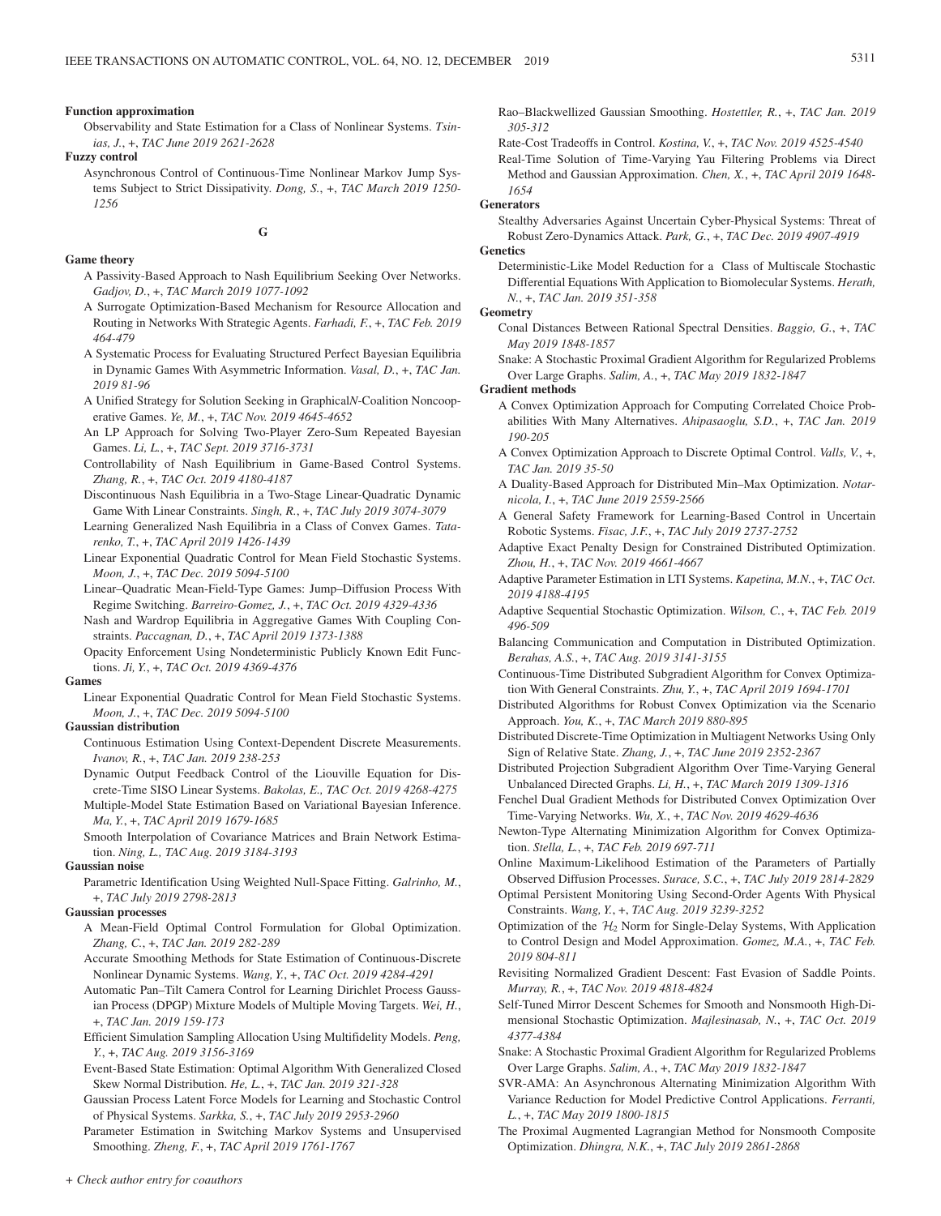**Function approximation**

Observability and State Estimation for a Class of Nonlinear Systems. *Tsinias, J.*, +, *TAC June 2019 2621-2628*

**Fuzzy control**

Asynchronous Control of Continuous-Time Nonlinear Markov Jump Systems Subject to Strict Dissipativity. *Dong, S.*, +, *TAC March 2019 1250-1256*

## G

**Game theory**

A Passivity-Based Approach to Nash Equilibrium Seeking Over Networks. *Gadjov, D.*, +, *TAC March 2019 1077-1092*

A Surrogate Optimization-Based Mechanism for Resource Allocation and Routing in Networks With Strategic Agents. *Farhadi, F.*, +, *TAC Feb. 2019 464-479*

A Systematic Process for Evaluating Structured Perfect Bayesian Equilibria in Dynamic Games With Asymmetric Information. *Vasal, D.*, +, *TAC Jan. 2019 81-96*

A Unified Strategy for Solution Seeking in Graphical$N$-Coalition Noncooperative Games. *Ye, M.*, +, *TAC Nov. 2019 4645-4652*

An LP Approach for Solving Two-Player Zero-Sum Repeated Bayesian Games. *Li, L.*, +, *TAC Sept. 2019 3716-3731*

Controllability of Nash Equilibrium in Game-Based Control Systems. *Zhang, R.*, +, *TAC Oct. 2019 4180-4187*

Discontinuous Nash Equilibria in a Two-Stage Linear-Quadratic Dynamic Game With Linear Constraints. *Singh, R.*, +, *TAC July 2019 3074-3079*

Learning Generalized Nash Equilibria in a Class of Convex Games. *Tatarenko, T.*, +, *TAC April 2019 1426-1439*

Linear Exponential Quadratic Control for Mean Field Stochastic Systems. *Moon, J.*, +, *TAC Dec. 2019 5094-5100*

Linear–Quadratic Mean-Field-Type Games: Jump–Diffusion Process With Regime Switching. *Barreiro-Gomez, J.*, +, *TAC Oct. 2019 4329-4336*

Nash and Wardrop Equilibria in Aggregative Games With Coupling Constraints. *Paccagnan, D.*, +, *TAC April 2019 1373-1388*

Opacity Enforcement Using Nondeterministic Publicly Known Edit Functions. *Ji, Y.*, +, *TAC Oct. 2019 4369-4376*

**Games**

Linear Exponential Quadratic Control for Mean Field Stochastic Systems. *Moon, J.*, +, *TAC Dec. 2019 5094-5100*

**Gaussian distribution**

Continuous Estimation Using Context-Dependent Discrete Measurements. *Ivanov, R.*, +, *TAC Jan. 2019 238-253*

Dynamic Output Feedback Control of the Liouville Equation for Discrete-Time SISO Linear Systems. *Bakolas, E., TAC Oct. 2019 4268-4275*

Multiple-Model State Estimation Based on Variational Bayesian Inference. *Ma, Y.*, +, *TAC April 2019 1679-1685*

Smooth Interpolation of Covariance Matrices and Brain Network Estimation. *Ning, L., TAC Aug. 2019 3184-3193*

**Gaussian noise**

Parametric Identification Using Weighted Null-Space Fitting. *Galrinho, M.*, +, *TAC July 2019 2798-2813*

**Gaussian processes**

A Mean-Field Optimal Control Formulation for Global Optimization. *Zhang, C.*, +, *TAC Jan. 2019 282-289*

Accurate Smoothing Methods for State Estimation of Continuous-Discrete Nonlinear Dynamic Systems. *Wang, Y.*, +, *TAC Oct. 2019 4284-4291*

Automatic Pan–Tilt Camera Control for Learning Dirichlet Process Gaussian Process (DPGP) Mixture Models of Multiple Moving Targets. *Wei, H.*, +, *TAC Jan. 2019 159-173*

Efficient Simulation Sampling Allocation Using Multifidelity Models. *Peng, Y.*, +, *TAC Aug. 2019 3156-3169*

Event-Based State Estimation: Optimal Algorithm With Generalized Closed Skew Normal Distribution. *He, L.*, +, *TAC Jan. 2019 321-328*

Gaussian Process Latent Force Models for Learning and Stochastic Control of Physical Systems. *Sarkka, S.*, +, *TAC July 2019 2953-2960*

Parameter Estimation in Switching Markov Systems and Unsupervised Smoothing. *Zheng, F.*, +, *TAC April 2019 1761-1767*

Rao–Blackwellized Gaussian Smoothing. *Hostettler, R.*, +, *TAC Jan. 2019 305-312*

Rate-Cost Tradeoffs in Control. *Kostina, V.*, +, *TAC Nov. 2019 4525-4540*

Real-Time Solution of Time-Varying Yau Filtering Problems via Direct Method and Gaussian Approximation. *Chen, X.*, +, *TAC April 2019 1648-1654*

**Generators**

Stealthy Adversaries Against Uncertain Cyber-Physical Systems: Threat of Robust Zero-Dynamics Attack. *Park, G.*, +, *TAC Dec. 2019 4907-4919*

**Genetics**

Deterministic-Like Model Reduction for a Class of Multiscale Stochastic Differential Equations With Application to Biomolecular Systems. *Herath, N.*, +, *TAC Jan. 2019 351-358*

**Geometry**

Conal Distances Between Rational Spectral Densities. *Baggio, G.*, +, *TAC May 2019 1848-1857*

Snake: A Stochastic Proximal Gradient Algorithm for Regularized Problems Over Large Graphs. *Salim, A.*, +, *TAC May 2019 1832-1847*

**Gradient methods**

A Convex Optimization Approach for Computing Correlated Choice Probabilities With Many Alternatives. *Ahipasaoglu, S.D.*, +, *TAC Jan. 2019 190-205*

A Convex Optimization Approach to Discrete Optimal Control. *Valls, V.*, +, *TAC Jan. 2019 35-50*

A Duality-Based Approach for Distributed Min–Max Optimization. *Notarnicola, I.*, +, *TAC June 2019 2559-2566*

A General Safety Framework for Learning-Based Control in Uncertain Robotic Systems. *Fisac, J.F.*, +, *TAC July 2019 2737-2752*

Adaptive Exact Penalty Design for Constrained Distributed Optimization. *Zhou, H.*, +, *TAC Nov. 2019 4661-4667*

Adaptive Parameter Estimation in LTI Systems. *Kapetina, M.N.*, +, *TAC Oct. 2019 4188-4195*

Adaptive Sequential Stochastic Optimization. *Wilson, C.*, +, *TAC Feb. 2019 496-509*

Balancing Communication and Computation in Distributed Optimization. *Berahas, A.S.*, +, *TAC Aug. 2019 3141-3155*

Continuous-Time Distributed Subgradient Algorithm for Convex Optimization With General Constraints. *Zhu, Y.*, +, *TAC April 2019 1694-1701*

Distributed Algorithms for Robust Convex Optimization via the Scenario Approach. *You, K.*, +, *TAC March 2019 880-895*

Distributed Discrete-Time Optimization in Multiagent Networks Using Only Sign of Relative State. *Zhang, J.*, +, *TAC June 2019 2352-2367*

Distributed Projection Subgradient Algorithm Over Time-Varying General Unbalanced Directed Graphs. *Li, H.*, +, *TAC March 2019 1309-1316*

Fenchel Dual Gradient Methods for Distributed Convex Optimization Over Time-Varying Networks. *Wu, X.*, +, *TAC Nov. 2019 4629-4636*

Newton-Type Alternating Minimization Algorithm for Convex Optimization. *Stella, L.*, +, *TAC Feb. 2019 697-711*

Online Maximum-Likelihood Estimation of the Parameters of Partially Observed Diffusion Processes. *Surace, S.C.*, +, *TAC July 2019 2814-2829*

Optimal Persistent Monitoring Using Second-Order Agents With Physical Constraints. *Wang, Y.*, +, *TAC Aug. 2019 3239-3252*

Optimization of the $\mathcal{H}_2$ Norm for Single-Delay Systems, With Application to Control Design and Model Approximation. *Gomez, M.A.*, +, *TAC Feb. 2019 804-811*

Revisiting Normalized Gradient Descent: Fast Evasion of Saddle Points. *Murray, R.*, +, *TAC Nov. 2019 4818-4824*

Self-Tuned Mirror Descent Schemes for Smooth and Nonsmooth High-Dimensional Stochastic Optimization. *Majlesinasab, N.*, +, *TAC Oct. 2019 4377-4384*

Snake: A Stochastic Proximal Gradient Algorithm for Regularized Problems Over Large Graphs. *Salim, A.*, +, *TAC May 2019 1832-1847*

SVR-AMA: An Asynchronous Alternating Minimization Algorithm With Variance Reduction for Model Predictive Control Applications. *Ferranti, L.*, +, *TAC May 2019 1800-1815*

The Proximal Augmented Lagrangian Method for Nonsmooth Composite Optimization. *Dhingra, N.K.*, +, *TAC July 2019 2861-2868*

*+ Check author entry for coauthors*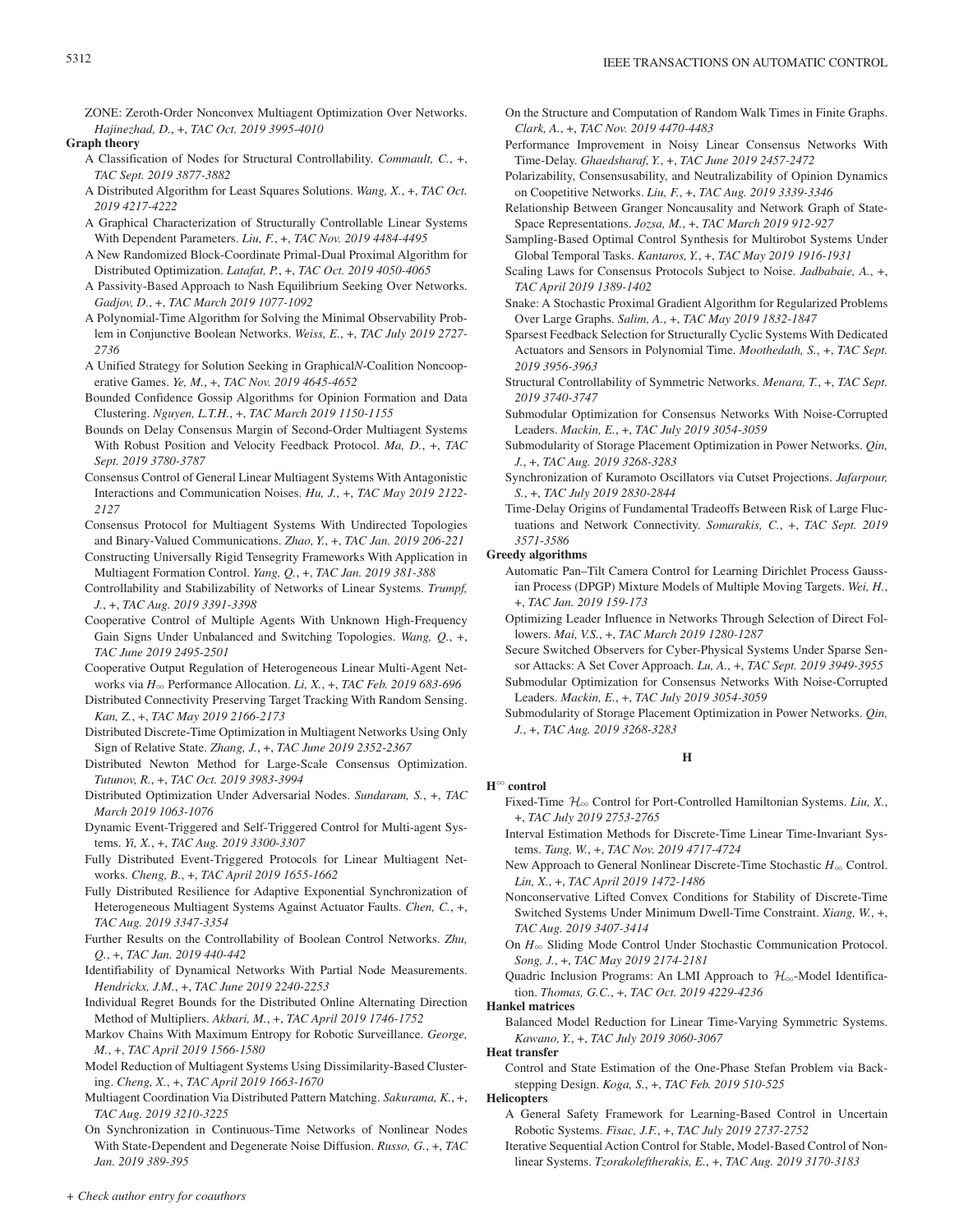ZONE: Zeroth-Order Nonconvex Multiagent Optimization Over Networks. *Hajinezhad, D.*, +, *TAC Oct. 2019 3995-4010*

**Graph theory**

A Classification of Nodes for Structural Controllability. *Commault, C.*, +, *TAC Sept. 2019 3877-3882*

A Distributed Algorithm for Least Squares Solutions. *Wang, X.*, +, *TAC Oct. 2019 4217-4222*

A Graphical Characterization of Structurally Controllable Linear Systems With Dependent Parameters. *Liu, F.*, +, *TAC Nov. 2019 4484-4495*

A New Randomized Block-Coordinate Primal-Dual Proximal Algorithm for Distributed Optimization. *Latafat, P.*, +, *TAC Oct. 2019 4050-4065*

A Passivity-Based Approach to Nash Equilibrium Seeking Over Networks. *Gadjov, D.*, +, *TAC March 2019 1077-1092*

A Polynomial-Time Algorithm for Solving the Minimal Observability Problem in Conjunctive Boolean Networks. *Weiss, E.*, +, *TAC July 2019 2727-2736*

A Unified Strategy for Solution Seeking in Graphical*N*-Coalition Noncooperative Games. *Ye, M.*, +, *TAC Nov. 2019 4645-4652*

Bounded Confidence Gossip Algorithms for Opinion Formation and Data Clustering. *Nguyen, L.T.H.*, +, *TAC March 2019 1150-1155*

Bounds on Delay Consensus Margin of Second-Order Multiagent Systems With Robust Position and Velocity Feedback Protocol. *Ma, D.*, +, *TAC Sept. 2019 3780-3787*

Consensus Control of General Linear Multiagent Systems With Antagonistic Interactions and Communication Noises. *Hu, J.*, +, *TAC May 2019 2122-2127*

Consensus Protocol for Multiagent Systems With Undirected Topologies and Binary-Valued Communications. *Zhao, Y.*, +, *TAC Jan. 2019 206-221*

Constructing Universally Rigid Tensegrity Frameworks With Application in Multiagent Formation Control. *Yang, Q.*, +, *TAC Jan. 2019 381-388*

Controllability and Stabilizability of Networks of Linear Systems. *Trumpf, J.*, +, *TAC Aug. 2019 3391-3398*

Cooperative Control of Multiple Agents With Unknown High-Frequency Gain Signs Under Unbalanced and Switching Topologies. *Wang, Q.*, +, *TAC June 2019 2495-2501*

Cooperative Output Regulation of Heterogeneous Linear Multi-Agent Networks via $H_\infty$ Performance Allocation. *Li, X.*, +, *TAC Feb. 2019 683-696*

Distributed Connectivity Preserving Target Tracking With Random Sensing. *Kan, Z.*, +, *TAC May 2019 2166-2173*

Distributed Discrete-Time Optimization in Multiagent Networks Using Only Sign of Relative State. *Zhang, J.*, +, *TAC June 2019 2352-2367*

Distributed Newton Method for Large-Scale Consensus Optimization. *Tutunov, R.*, +, *TAC Oct. 2019 3983-3994*

Distributed Optimization Under Adversarial Nodes. *Sundaram, S.*, +, *TAC March 2019 1063-1076*

Dynamic Event-Triggered and Self-Triggered Control for Multi-agent Systems. *Yi, X.*, +, *TAC Aug. 2019 3300-3307*

Fully Distributed Event-Triggered Protocols for Linear Multiagent Networks. *Cheng, B.*, +, *TAC April 2019 1655-1662*

Fully Distributed Resilience for Adaptive Exponential Synchronization of Heterogeneous Multiagent Systems Against Actuator Faults. *Chen, C.*, +, *TAC Aug. 2019 3347-3354*

Further Results on the Controllability of Boolean Control Networks. *Zhu, Q.*, +, *TAC Jan. 2019 440-442*

Identifiability of Dynamical Networks With Partial Node Measurements. *Hendrickx, J.M.*, +, *TAC June 2019 2240-2253*

Individual Regret Bounds for the Distributed Online Alternating Direction Method of Multipliers. *Akbari, M.*, +, *TAC April 2019 1746-1752*

Markov Chains With Maximum Entropy for Robotic Surveillance. *George, M.*, +, *TAC April 2019 1566-1580*

Model Reduction of Multiagent Systems Using Dissimilarity-Based Clustering. *Cheng, X.*, +, *TAC April 2019 1663-1670*

Multiagent Coordination Via Distributed Pattern Matching. *Sakurama, K.*, +, *TAC Aug. 2019 3210-3225*

On Synchronization in Continuous-Time Networks of Nonlinear Nodes With State-Dependent and Degenerate Noise Diffusion. *Russo, G.*, +, *TAC Jan. 2019 389-395*

On the Structure and Computation of Random Walk Times in Finite Graphs. *Clark, A.*, +, *TAC Nov. 2019 4470-4483*

Performance Improvement in Noisy Linear Consensus Networks With Time-Delay. *Ghaedsharaf, Y.*, +, *TAC June 2019 2457-2472*

Polarizability, Consensusability, and Neutralizability of Opinion Dynamics on Coopetitive Networks. *Liu, F.*, +, *TAC Aug. 2019 3339-3346*

Relationship Between Granger Noncausality and Network Graph of State-Space Representations. *Jozsa, M.*, +, *TAC March 2019 912-927*

Sampling-Based Optimal Control Synthesis for Multirobot Systems Under Global Temporal Tasks. *Kantaros, Y.*, +, *TAC May 2019 1916-1931*

Scaling Laws for Consensus Protocols Subject to Noise. *Jadbabaie, A.*, +, *TAC April 2019 1389-1402*

Snake: A Stochastic Proximal Gradient Algorithm for Regularized Problems Over Large Graphs. *Salim, A.*, +, *TAC May 2019 1832-1847*

Sparsest Feedback Selection for Structurally Cyclic Systems With Dedicated Actuators and Sensors in Polynomial Time. *Moothedath, S.*, +, *TAC Sept. 2019 3956-3963*

Structural Controllability of Symmetric Networks. *Menara, T.*, +, *TAC Sept. 2019 3740-3747*

Submodular Optimization for Consensus Networks With Noise-Corrupted Leaders. *Mackin, E.*, +, *TAC July 2019 3054-3059*

Submodularity of Storage Placement Optimization in Power Networks. *Qin, J.*, +, *TAC Aug. 2019 3268-3283*

Synchronization of Kuramoto Oscillators via Cutset Projections. *Jafarpour, S.*, +, *TAC July 2019 2830-2844*

Time-Delay Origins of Fundamental Tradeoffs Between Risk of Large Fluctuations and Network Connectivity. *Somarakis, C.*, +, *TAC Sept. 2019 3571-3586*

**Greedy algorithms**

Automatic Pan–Tilt Camera Control for Learning Dirichlet Process Gaussian Process (DPGP) Mixture Models of Multiple Moving Targets. *Wei, H.*, +, *TAC Jan. 2019 159-173*

Optimizing Leader Influence in Networks Through Selection of Direct Followers. *Mai, V.S.*, +, *TAC March 2019 1280-1287*

Secure Switched Observers for Cyber-Physical Systems Under Sparse Sensor Attacks: A Set Cover Approach. *Lu, A.*, +, *TAC Sept. 2019 3949-3955*

Submodular Optimization for Consensus Networks With Noise-Corrupted Leaders. *Mackin, E.*, +, *TAC July 2019 3054-3059*

Submodularity of Storage Placement Optimization in Power Networks. *Qin, J.*, +, *TAC Aug. 2019 3268-3283*

## H

**$H^\infty$ control**

Fixed-Time $\mathcal{H}_\infty$ Control for Port-Controlled Hamiltonian Systems. *Liu, X.*, +, *TAC July 2019 2753-2765*

Interval Estimation Methods for Discrete-Time Linear Time-Invariant Systems. *Tang, W.*, +, *TAC Nov. 2019 4717-4724*

New Approach to General Nonlinear Discrete-Time Stochastic $H_\infty$ Control. *Lin, X.*, +, *TAC April 2019 1472-1486*

Nonconservative Lifted Convex Conditions for Stability of Discrete-Time Switched Systems Under Minimum Dwell-Time Constraint. *Xiang, W.*, +, *TAC Aug. 2019 3407-3414*

On $H_\infty$ Sliding Mode Control Under Stochastic Communication Protocol. *Song, J.*, +, *TAC May 2019 2174-2181*

Quadric Inclusion Programs: An LMI Approach to $\mathcal{H}_\infty$-Model Identification. *Thomas, G.C.*, +, *TAC Oct. 2019 4229-4236*

**Hankel matrices**

Balanced Model Reduction for Linear Time-Varying Symmetric Systems. *Kawano, Y.*, +, *TAC July 2019 3060-3067*

**Heat transfer**

Control and State Estimation of the One-Phase Stefan Problem via Backstepping Design. *Koga, S.*, +, *TAC Feb. 2019 510-525*

**Helicopters**

A General Safety Framework for Learning-Based Control in Uncertain Robotic Systems. *Fisac, J.F.*, +, *TAC July 2019 2737-2752*

Iterative Sequential Action Control for Stable, Model-Based Control of Nonlinear Systems. *Tzorakoleftherakis, E.*, +, *TAC Aug. 2019 3170-3183*

*+ Check author entry for coauthors*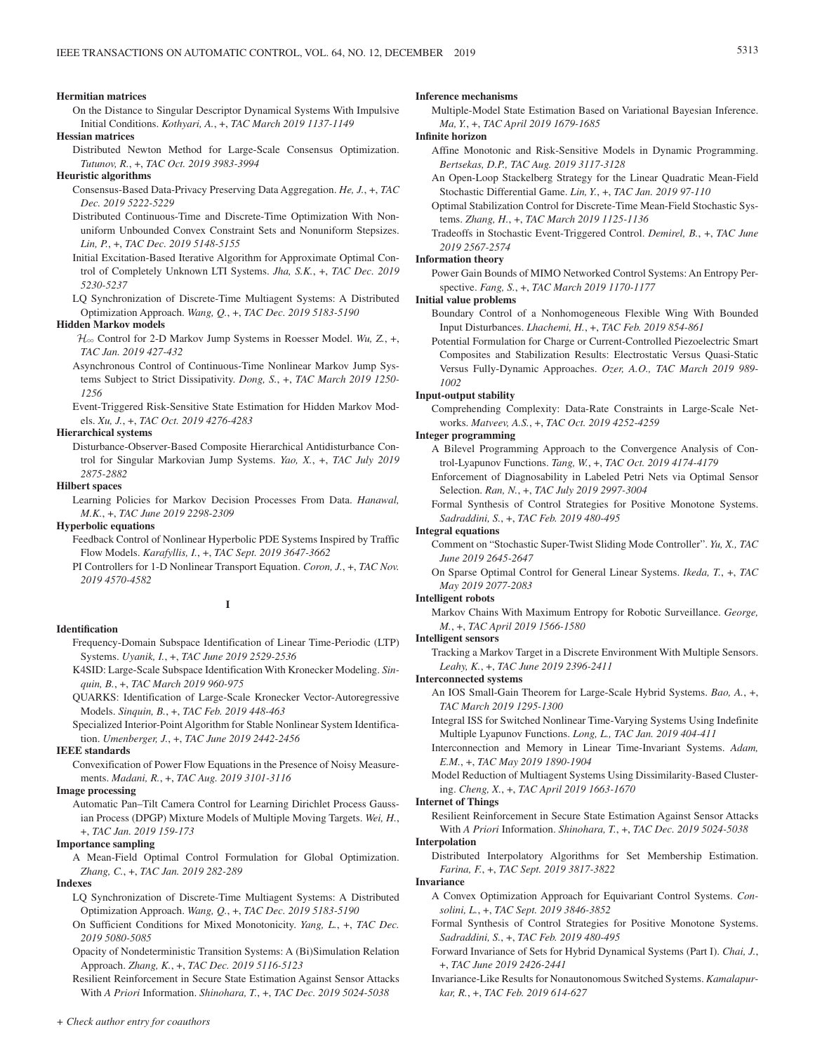**Hermitian matrices**

On the Distance to Singular Descriptor Dynamical Systems With Impulsive Initial Conditions. *Kothyari, A.*, +, *TAC March 2019 1137-1149*

**Hessian matrices**

Distributed Newton Method for Large-Scale Consensus Optimization. *Tutunov, R.*, +, *TAC Oct. 2019 3983-3994*

**Heuristic algorithms**

Consensus-Based Data-Privacy Preserving Data Aggregation. *He, J.*, +, *TAC Dec. 2019 5222-5229*

Distributed Continuous-Time and Discrete-Time Optimization With Nonuniform Unbounded Convex Constraint Sets and Nonuniform Stepsizes. *Lin, P.*, +, *TAC Dec. 2019 5148-5155*

Initial Excitation-Based Iterative Algorithm for Approximate Optimal Control of Completely Unknown LTI Systems. *Jha, S.K.*, +, *TAC Dec. 2019 5230-5237*

LQ Synchronization of Discrete-Time Multiagent Systems: A Distributed Optimization Approach. *Wang, Q.*, +, *TAC Dec. 2019 5183-5190*

**Hidden Markov models**

$\mathcal{H}_\infty$ Control for 2-D Markov Jump Systems in Roesser Model. *Wu, Z.*, +, *TAC Jan. 2019 427-432*

Asynchronous Control of Continuous-Time Nonlinear Markov Jump Systems Subject to Strict Dissipativity. *Dong, S.*, +, *TAC March 2019 1250-1256*

Event-Triggered Risk-Sensitive State Estimation for Hidden Markov Models. *Xu, J.*, +, *TAC Oct. 2019 4276-4283*

**Hierarchical systems**

Disturbance-Observer-Based Composite Hierarchical Antidisturbance Control for Singular Markovian Jump Systems. *Yao, X.*, +, *TAC July 2019 2875-2882*

**Hilbert spaces**

Learning Policies for Markov Decision Processes From Data. *Hanawal, M.K.*, +, *TAC June 2019 2298-2309*

**Hyperbolic equations**

Feedback Control of Nonlinear Hyperbolic PDE Systems Inspired by Traffic Flow Models. *Karafyllis, I.*, +, *TAC Sept. 2019 3647-3662*

PI Controllers for 1-D Nonlinear Transport Equation. *Coron, J.*, +, *TAC Nov. 2019 4570-4582*

## I

**Identification**

Frequency-Domain Subspace Identification of Linear Time-Periodic (LTP) Systems. *Uyanik, I.*, +, *TAC June 2019 2529-2536*

K4SID: Large-Scale Subspace Identification With Kronecker Modeling. *Sinquin, B.*, +, *TAC March 2019 960-975*

QUARKS: Identification of Large-Scale Kronecker Vector-Autoregressive Models. *Sinquin, B.*, +, *TAC Feb. 2019 448-463*

Specialized Interior-Point Algorithm for Stable Nonlinear System Identification. *Umenberger, J.*, +, *TAC June 2019 2442-2456*

**IEEE standards**

Convexification of Power Flow Equations in the Presence of Noisy Measurements. *Madani, R.*, +, *TAC Aug. 2019 3101-3116*

**Image processing**

Automatic Pan–Tilt Camera Control for Learning Dirichlet Process Gaussian Process (DPGP) Mixture Models of Multiple Moving Targets. *Wei, H.*, +, *TAC Jan. 2019 159-173*

**Importance sampling**

A Mean-Field Optimal Control Formulation for Global Optimization. *Zhang, C.*, +, *TAC Jan. 2019 282-289*

**Indexes**

LQ Synchronization of Discrete-Time Multiagent Systems: A Distributed Optimization Approach. *Wang, Q.*, +, *TAC Dec. 2019 5183-5190*

On Sufficient Conditions for Mixed Monotonicity. *Yang, L.*, +, *TAC Dec. 2019 5080-5085*

Opacity of Nondeterministic Transition Systems: A (Bi)Simulation Relation Approach. *Zhang, K.*, +, *TAC Dec. 2019 5116-5123*

Resilient Reinforcement in Secure State Estimation Against Sensor Attacks With *A Priori* Information. *Shinohara, T.*, +, *TAC Dec. 2019 5024-5038*

**Inference mechanisms**

Multiple-Model State Estimation Based on Variational Bayesian Inference. *Ma, Y.*, +, *TAC April 2019 1679-1685*

**Infinite horizon**

Affine Monotonic and Risk-Sensitive Models in Dynamic Programming. *Bertsekas, D.P., TAC Aug. 2019 3117-3128*

An Open-Loop Stackelberg Strategy for the Linear Quadratic Mean-Field Stochastic Differential Game. *Lin, Y.*, +, *TAC Jan. 2019 97-110*

Optimal Stabilization Control for Discrete-Time Mean-Field Stochastic Systems. *Zhang, H.*, +, *TAC March 2019 1125-1136*

Tradeoffs in Stochastic Event-Triggered Control. *Demirel, B.*, +, *TAC June 2019 2567-2574*

**Information theory**

Power Gain Bounds of MIMO Networked Control Systems: An Entropy Perspective. *Fang, S.*, +, *TAC March 2019 1170-1177*

**Initial value problems**

Boundary Control of a Nonhomogeneous Flexible Wing With Bounded Input Disturbances. *Lhachemi, H.*, +, *TAC Feb. 2019 854-861*

Potential Formulation for Charge or Current-Controlled Piezoelectric Smart Composites and Stabilization Results: Electrostatic Versus Quasi-Static Versus Fully-Dynamic Approaches. *Ozer, A.O., TAC March 2019 989-1002*

**Input-output stability**

Comprehending Complexity: Data-Rate Constraints in Large-Scale Networks. *Matveev, A.S.*, +, *TAC Oct. 2019 4252-4259*

**Integer programming**

A Bilevel Programming Approach to the Convergence Analysis of Control-Lyapunov Functions. *Tang, W.*, +, *TAC Oct. 2019 4174-4179*

Enforcement of Diagnosability in Labeled Petri Nets via Optimal Sensor Selection. *Ran, N.*, +, *TAC July 2019 2997-3004*

Formal Synthesis of Control Strategies for Positive Monotone Systems. *Sadraddini, S.*, +, *TAC Feb. 2019 480-495*

**Integral equations**

Comment on "Stochastic Super-Twist Sliding Mode Controller". *Yu, X., TAC June 2019 2645-2647*

On Sparse Optimal Control for General Linear Systems. *Ikeda, T.*, +, *TAC May 2019 2077-2083*

**Intelligent robots**

Markov Chains With Maximum Entropy for Robotic Surveillance. *George, M.*, +, *TAC April 2019 1566-1580*

**Intelligent sensors**

Tracking a Markov Target in a Discrete Environment With Multiple Sensors. *Leahy, K.*, +, *TAC June 2019 2396-2411*

**Interconnected systems**

An IOS Small-Gain Theorem for Large-Scale Hybrid Systems. *Bao, A.*, +, *TAC March 2019 1295-1300*

Integral ISS for Switched Nonlinear Time-Varying Systems Using Indefinite Multiple Lyapunov Functions. *Long, L., TAC Jan. 2019 404-411*

Interconnection and Memory in Linear Time-Invariant Systems. *Adam, E.M.*, +, *TAC May 2019 1890-1904*

Model Reduction of Multiagent Systems Using Dissimilarity-Based Clustering. *Cheng, X.*, +, *TAC April 2019 1663-1670*

**Internet of Things**

Resilient Reinforcement in Secure State Estimation Against Sensor Attacks With *A Priori* Information. *Shinohara, T.*, +, *TAC Dec. 2019 5024-5038*

**Interpolation**

Distributed Interpolatory Algorithms for Set Membership Estimation. *Farina, F.*, +, *TAC Sept. 2019 3817-3822*

**Invariance**

A Convex Optimization Approach for Equivariant Control Systems. *Consolini, L.*, +, *TAC Sept. 2019 3846-3852*

Formal Synthesis of Control Strategies for Positive Monotone Systems. *Sadraddini, S.*, +, *TAC Feb. 2019 480-495*

Forward Invariance of Sets for Hybrid Dynamical Systems (Part I). *Chai, J.*, +, *TAC June 2019 2426-2441*

Invariance-Like Results for Nonautonomous Switched Systems. *Kamalapurkar, R.*, +, *TAC Feb. 2019 614-627*

*+ Check author entry for coauthors*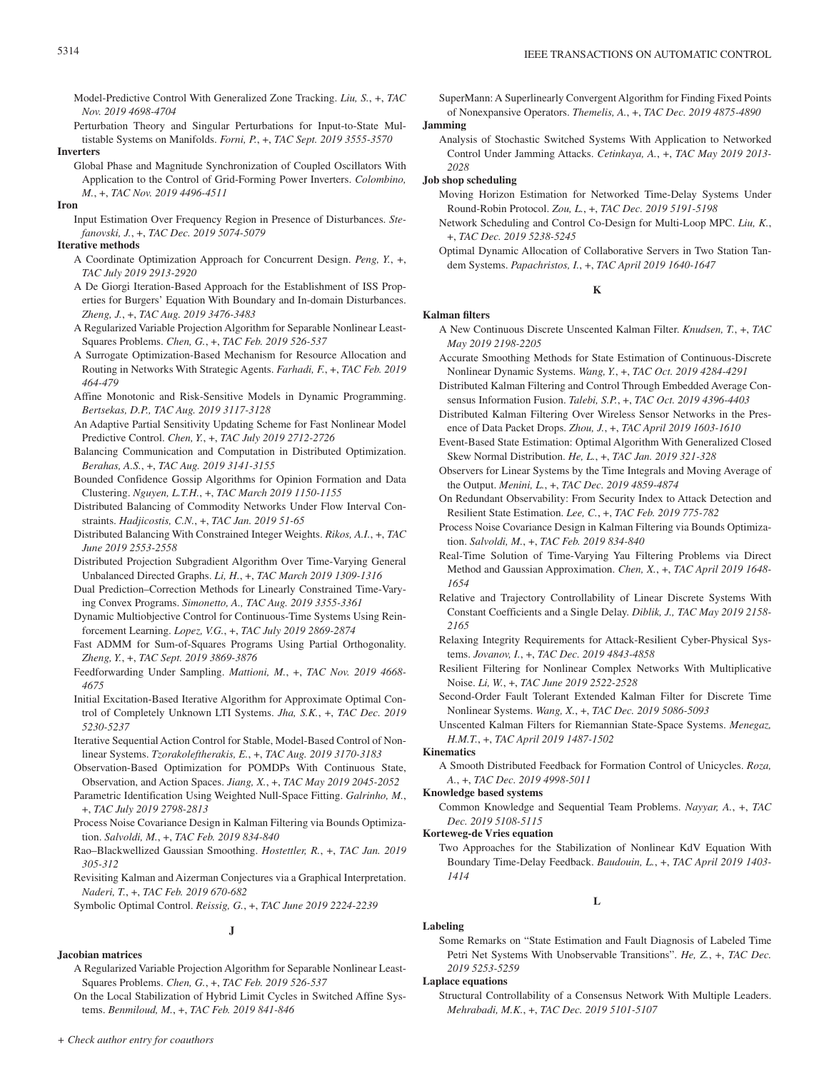Model-Predictive Control With Generalized Zone Tracking. *Liu, S.*, +, *TAC Nov. 2019 4698-4704*

Perturbation Theory and Singular Perturbations for Input-to-State Multistable Systems on Manifolds. *Forni, P.*, +, *TAC Sept. 2019 3555-3570*

**Inverters**

Global Phase and Magnitude Synchronization of Coupled Oscillators With Application to the Control of Grid-Forming Power Inverters. *Colombino, M.*, +, *TAC Nov. 2019 4496-4511*

**Iron**

Input Estimation Over Frequency Region in Presence of Disturbances. *Stefanovski, J.*, +, *TAC Dec. 2019 5074-5079*

**Iterative methods**

A Coordinate Optimization Approach for Concurrent Design. *Peng, Y.*, +, *TAC July 2019 2913-2920*

A De Giorgi Iteration-Based Approach for the Establishment of ISS Properties for Burgers' Equation With Boundary and In-domain Disturbances. *Zheng, J.*, +, *TAC Aug. 2019 3476-3483*

A Regularized Variable Projection Algorithm for Separable Nonlinear Least-Squares Problems. *Chen, G.*, +, *TAC Feb. 2019 526-537*

A Surrogate Optimization-Based Mechanism for Resource Allocation and Routing in Networks With Strategic Agents. *Farhadi, F.*, +, *TAC Feb. 2019 464-479*

Affine Monotonic and Risk-Sensitive Models in Dynamic Programming. *Bertsekas, D.P., TAC Aug. 2019 3117-3128*

An Adaptive Partial Sensitivity Updating Scheme for Fast Nonlinear Model Predictive Control. *Chen, Y.*, +, *TAC July 2019 2712-2726*

Balancing Communication and Computation in Distributed Optimization. *Berahas, A.S.*, +, *TAC Aug. 2019 3141-3155*

Bounded Confidence Gossip Algorithms for Opinion Formation and Data Clustering. *Nguyen, L.T.H.*, +, *TAC March 2019 1150-1155*

Distributed Balancing of Commodity Networks Under Flow Interval Constraints. *Hadjicostis, C.N.*, +, *TAC Jan. 2019 51-65*

Distributed Balancing With Constrained Integer Weights. *Rikos, A.I.*, +, *TAC June 2019 2553-2558*

Distributed Projection Subgradient Algorithm Over Time-Varying General Unbalanced Directed Graphs. *Li, H.*, +, *TAC March 2019 1309-1316*

Dual Prediction–Correction Methods for Linearly Constrained Time-Varying Convex Programs. *Simonetto, A., TAC Aug. 2019 3355-3361*

Dynamic Multiobjective Control for Continuous-Time Systems Using Reinforcement Learning. *Lopez, V.G.*, +, *TAC July 2019 2869-2874*

Fast ADMM for Sum-of-Squares Programs Using Partial Orthogonality. *Zheng, Y.*, +, *TAC Sept. 2019 3869-3876*

Feedforwarding Under Sampling. *Mattioni, M.*, +, *TAC Nov. 2019 4668-4675*

Initial Excitation-Based Iterative Algorithm for Approximate Optimal Control of Completely Unknown LTI Systems. *Jha, S.K.*, +, *TAC Dec. 2019 5230-5237*

Iterative Sequential Action Control for Stable, Model-Based Control of Nonlinear Systems. *Tzorakoleftherakis, E.*, +, *TAC Aug. 2019 3170-3183*

Observation-Based Optimization for POMDPs With Continuous State, Observation, and Action Spaces. *Jiang, X.*, +, *TAC May 2019 2045-2052*

Parametric Identification Using Weighted Null-Space Fitting. *Galrinho, M.*, +, *TAC July 2019 2798-2813*

Process Noise Covariance Design in Kalman Filtering via Bounds Optimization. *Salvoldi, M.*, +, *TAC Feb. 2019 834-840*

Rao–Blackwellized Gaussian Smoothing. *Hostettler, R.*, +, *TAC Jan. 2019 305-312*

Revisiting Kalman and Aizerman Conjectures via a Graphical Interpretation. *Naderi, T.*, +, *TAC Feb. 2019 670-682*

Symbolic Optimal Control. *Reissig, G.*, +, *TAC June 2019 2224-2239*

SuperMann: A Superlinearly Convergent Algorithm for Finding Fixed Points of Nonexpansive Operators. *Themelis, A.*, +, *TAC Dec. 2019 4875-4890*

**Jamming**

Analysis of Stochastic Switched Systems With Application to Networked Control Under Jamming Attacks. *Cetinkaya, A.*, +, *TAC May 2019 2013-2028*

**Job shop scheduling**

Moving Horizon Estimation for Networked Time-Delay Systems Under Round-Robin Protocol. *Zou, L.*, +, *TAC Dec. 2019 5191-5198*

Network Scheduling and Control Co-Design for Multi-Loop MPC. *Liu, K.*, +, *TAC Dec. 2019 5238-5245*

Optimal Dynamic Allocation of Collaborative Servers in Two Station Tandem Systems. *Papachristos, I.*, +, *TAC April 2019 1640-1647*

## J

**Jacobian matrices**

A Regularized Variable Projection Algorithm for Separable Nonlinear Least-Squares Problems. *Chen, G.*, +, *TAC Feb. 2019 526-537*

On the Local Stabilization of Hybrid Limit Cycles in Switched Affine Systems. *Benmiloud, M.*, +, *TAC Feb. 2019 841-846*

## K

**Kalman filters**

A New Continuous Discrete Unscented Kalman Filter. *Knudsen, T.*, +, *TAC May 2019 2198-2205*

Accurate Smoothing Methods for State Estimation of Continuous-Discrete Nonlinear Dynamic Systems. *Wang, Y.*, +, *TAC Oct. 2019 4284-4291*

Distributed Kalman Filtering and Control Through Embedded Average Consensus Information Fusion. *Talebi, S.P.*, +, *TAC Oct. 2019 4396-4403*

Distributed Kalman Filtering Over Wireless Sensor Networks in the Presence of Data Packet Drops. *Zhou, J.*, +, *TAC April 2019 1603-1610*

Event-Based State Estimation: Optimal Algorithm With Generalized Closed Skew Normal Distribution. *He, L.*, +, *TAC Jan. 2019 321-328*

Observers for Linear Systems by the Time Integrals and Moving Average of the Output. *Menini, L.*, +, *TAC Dec. 2019 4859-4874*

On Redundant Observability: From Security Index to Attack Detection and Resilient State Estimation. *Lee, C.*, +, *TAC Feb. 2019 775-782*

Process Noise Covariance Design in Kalman Filtering via Bounds Optimization. *Salvoldi, M.*, +, *TAC Feb. 2019 834-840*

Real-Time Solution of Time-Varying Yau Filtering Problems via Direct Method and Gaussian Approximation. *Chen, X.*, +, *TAC April 2019 1648-1654*

Relative and Trajectory Controllability of Linear Discrete Systems With Constant Coefficients and a Single Delay. *Diblik, J., TAC May 2019 2158-2165*

Relaxing Integrity Requirements for Attack-Resilient Cyber-Physical Systems. *Jovanov, I.*, +, *TAC Dec. 2019 4843-4858*

Resilient Filtering for Nonlinear Complex Networks With Multiplicative Noise. *Li, W.*, +, *TAC June 2019 2522-2528*

Second-Order Fault Tolerant Extended Kalman Filter for Discrete Time Nonlinear Systems. *Wang, X.*, +, *TAC Dec. 2019 5086-5093*

Unscented Kalman Filters for Riemannian State-Space Systems. *Menegaz, H.M.T.*, +, *TAC April 2019 1487-1502*

**Kinematics**

A Smooth Distributed Feedback for Formation Control of Unicycles. *Roza, A.*, +, *TAC Dec. 2019 4998-5011*

**Knowledge based systems**

Common Knowledge and Sequential Team Problems. *Nayyar, A.*, +, *TAC Dec. 2019 5108-5115*

**Korteweg-de Vries equation**

Two Approaches for the Stabilization of Nonlinear KdV Equation With Boundary Time-Delay Feedback. *Baudouin, L.*, +, *TAC April 2019 1403-1414*

## L

**Labeling**

Some Remarks on "State Estimation and Fault Diagnosis of Labeled Time Petri Net Systems With Unobservable Transitions". *He, Z.*, +, *TAC Dec. 2019 5253-5259*

**Laplace equations**

Structural Controllability of a Consensus Network With Multiple Leaders. *Mehrabadi, M.K.*, +, *TAC Dec. 2019 5101-5107*

*+ Check author entry for coauthors*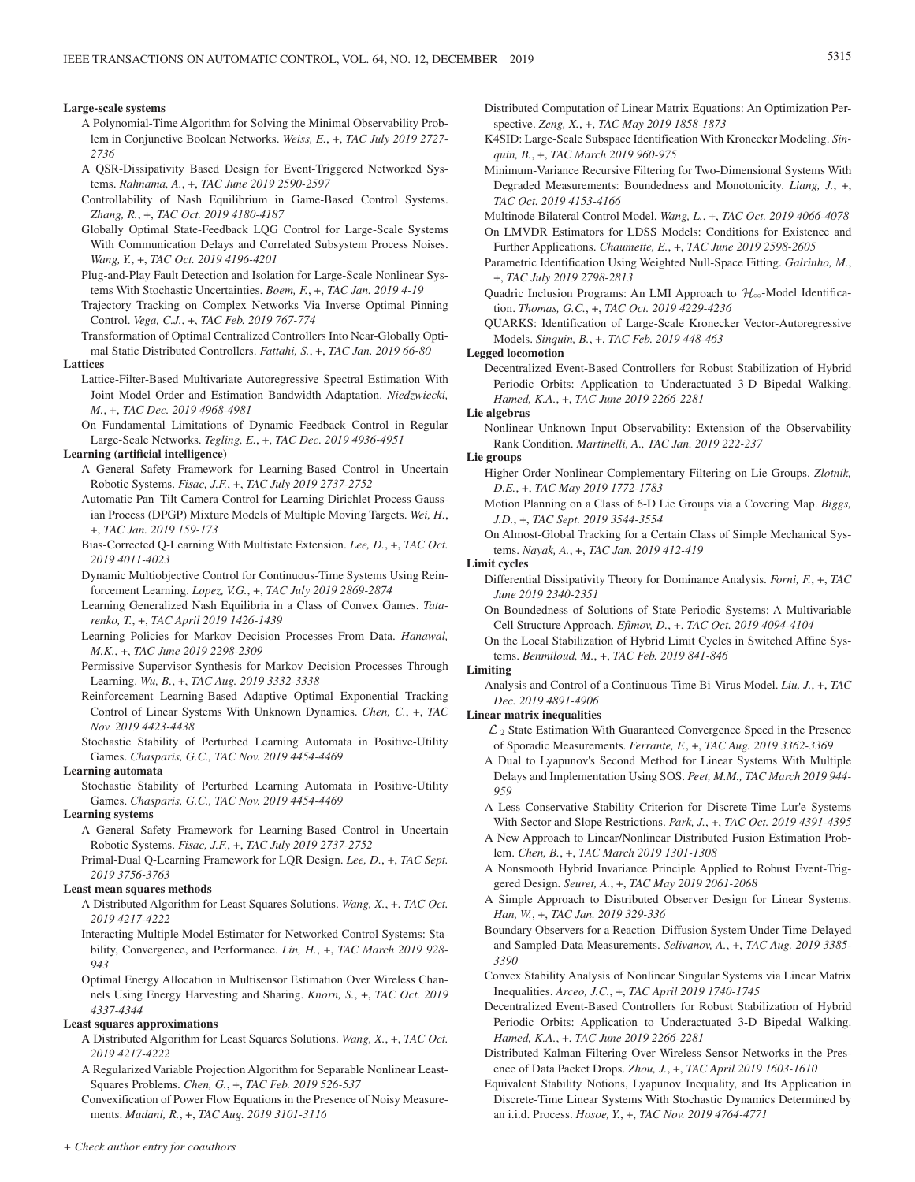**Large-scale systems**

A Polynomial-Time Algorithm for Solving the Minimal Observability Problem in Conjunctive Boolean Networks. *Weiss, E.*, +, *TAC July 2019 2727-2736*

A QSR-Dissipativity Based Design for Event-Triggered Networked Systems. *Rahnama, A.*, +, *TAC June 2019 2590-2597*

Controllability of Nash Equilibrium in Game-Based Control Systems. *Zhang, R.*, +, *TAC Oct. 2019 4180-4187*

Globally Optimal State-Feedback LQG Control for Large-Scale Systems With Communication Delays and Correlated Subsystem Process Noises. *Wang, Y.*, +, *TAC Oct. 2019 4196-4201*

Plug-and-Play Fault Detection and Isolation for Large-Scale Nonlinear Systems With Stochastic Uncertainties. *Boem, F.*, +, *TAC Jan. 2019 4-19*

Trajectory Tracking on Complex Networks Via Inverse Optimal Pinning Control. *Vega, C.J.*, +, *TAC Feb. 2019 767-774*

Transformation of Optimal Centralized Controllers Into Near-Globally Optimal Static Distributed Controllers. *Fattahi, S.*, +, *TAC Jan. 2019 66-80*

**Lattices**

Lattice-Filter-Based Multivariate Autoregressive Spectral Estimation With Joint Model Order and Estimation Bandwidth Adaptation. *Niedzwiecki, M.*, +, *TAC Dec. 2019 4968-4981*

On Fundamental Limitations of Dynamic Feedback Control in Regular Large-Scale Networks. *Tegling, E.*, +, *TAC Dec. 2019 4936-4951*

**Learning (artificial intelligence)**

A General Safety Framework for Learning-Based Control in Uncertain Robotic Systems. *Fisac, J.F.*, +, *TAC July 2019 2737-2752*

Automatic Pan–Tilt Camera Control for Learning Dirichlet Process Gaussian Process (DPGP) Mixture Models of Multiple Moving Targets. *Wei, H.*, +, *TAC Jan. 2019 159-173*

Bias-Corrected Q-Learning With Multistate Extension. *Lee, D.*, +, *TAC Oct. 2019 4011-4023*

Dynamic Multiobjective Control for Continuous-Time Systems Using Reinforcement Learning. *Lopez, V.G.*, +, *TAC July 2019 2869-2874*

Learning Generalized Nash Equilibria in a Class of Convex Games. *Tatarenko, T.*, +, *TAC April 2019 1426-1439*

Learning Policies for Markov Decision Processes From Data. *Hanawal, M.K.*, +, *TAC June 2019 2298-2309*

Permissive Supervisor Synthesis for Markov Decision Processes Through Learning. *Wu, B.*, +, *TAC Aug. 2019 3332-3338*

Reinforcement Learning-Based Adaptive Optimal Exponential Tracking Control of Linear Systems With Unknown Dynamics. *Chen, C.*, +, *TAC Nov. 2019 4423-4438*

Stochastic Stability of Perturbed Learning Automata in Positive-Utility Games. *Chasparis, G.C., TAC Nov. 2019 4454-4469*

**Learning automata**

Stochastic Stability of Perturbed Learning Automata in Positive-Utility Games. *Chasparis, G.C., TAC Nov. 2019 4454-4469*

**Learning systems**

A General Safety Framework for Learning-Based Control in Uncertain Robotic Systems. *Fisac, J.F.*, +, *TAC July 2019 2737-2752*

Primal-Dual Q-Learning Framework for LQR Design. *Lee, D.*, +, *TAC Sept. 2019 3756-3763*

**Least mean squares methods**

A Distributed Algorithm for Least Squares Solutions. *Wang, X.*, +, *TAC Oct. 2019 4217-4222*

Interacting Multiple Model Estimator for Networked Control Systems: Stability, Convergence, and Performance. *Lin, H.*, +, *TAC March 2019 928-943*

Optimal Energy Allocation in Multisensor Estimation Over Wireless Channels Using Energy Harvesting and Sharing. *Knorn, S.*, +, *TAC Oct. 2019 4337-4344*

**Least squares approximations**

A Distributed Algorithm for Least Squares Solutions. *Wang, X.*, +, *TAC Oct. 2019 4217-4222*

A Regularized Variable Projection Algorithm for Separable Nonlinear Least-Squares Problems. *Chen, G.*, +, *TAC Feb. 2019 526-537*

Convexification of Power Flow Equations in the Presence of Noisy Measurements. *Madani, R.*, +, *TAC Aug. 2019 3101-3116*

Distributed Computation of Linear Matrix Equations: An Optimization Perspective. *Zeng, X.*, +, *TAC May 2019 1858-1873*

K4SID: Large-Scale Subspace Identification With Kronecker Modeling. *Sinquin, B.*, +, *TAC March 2019 960-975*

Minimum-Variance Recursive Filtering for Two-Dimensional Systems With Degraded Measurements: Boundedness and Monotonicity. *Liang, J.*, +, *TAC Oct. 2019 4153-4166*

Multinode Bilateral Control Model. *Wang, L.*, +, *TAC Oct. 2019 4066-4078*

On LMVDR Estimators for LDSS Models: Conditions for Existence and Further Applications. *Chaumette, E.*, +, *TAC June 2019 2598-2605*

Parametric Identification Using Weighted Null-Space Fitting. *Galrinho, M.*, +, *TAC July 2019 2798-2813*

Quadric Inclusion Programs: An LMI Approach to $\mathcal{H}_\infty$-Model Identification. *Thomas, G.C.*, +, *TAC Oct. 2019 4229-4236*

QUARKS: Identification of Large-Scale Kronecker Vector-Autoregressive Models. *Sinquin, B.*, +, *TAC Feb. 2019 448-463*

**Legged locomotion**

Decentralized Event-Based Controllers for Robust Stabilization of Hybrid Periodic Orbits: Application to Underactuated 3-D Bipedal Walking. *Hamed, K.A.*, +, *TAC June 2019 2266-2281*

**Lie algebras**

Nonlinear Unknown Input Observability: Extension of the Observability Rank Condition. *Martinelli, A., TAC Jan. 2019 222-237*

**Lie groups**

Higher Order Nonlinear Complementary Filtering on Lie Groups. *Zlotnik, D.E.*, +, *TAC May 2019 1772-1783*

Motion Planning on a Class of 6-D Lie Groups via a Covering Map. *Biggs, J.D.*, +, *TAC Sept. 2019 3544-3554*

On Almost-Global Tracking for a Certain Class of Simple Mechanical Systems. *Nayak, A.*, +, *TAC Jan. 2019 412-419*

**Limit cycles**

Differential Dissipativity Theory for Dominance Analysis. *Forni, F.*, +, *TAC June 2019 2340-2351*

On Boundedness of Solutions of State Periodic Systems: A Multivariable Cell Structure Approach. *Efimov, D.*, +, *TAC Oct. 2019 4094-4104*

On the Local Stabilization of Hybrid Limit Cycles in Switched Affine Systems. *Benmiloud, M.*, +, *TAC Feb. 2019 841-846*

**Limiting**

Analysis and Control of a Continuous-Time Bi-Virus Model. *Liu, J.*, +, *TAC Dec. 2019 4891-4906*

**Linear matrix inequalities**

$\mathcal{L}_2$ State Estimation With Guaranteed Convergence Speed in the Presence of Sporadic Measurements. *Ferrante, F.*, +, *TAC Aug. 2019 3362-3369*

A Dual to Lyapunov's Second Method for Linear Systems With Multiple Delays and Implementation Using SOS. *Peet, M.M., TAC March 2019 944-959*

A Less Conservative Stability Criterion for Discrete-Time Lur'e Systems With Sector and Slope Restrictions. *Park, J.*, +, *TAC Oct. 2019 4391-4395*

A New Approach to Linear/Nonlinear Distributed Fusion Estimation Problem. *Chen, B.*, +, *TAC March 2019 1301-1308*

A Nonsmooth Hybrid Invariance Principle Applied to Robust Event-Triggered Design. *Seuret, A.*, +, *TAC May 2019 2061-2068*

A Simple Approach to Distributed Observer Design for Linear Systems. *Han, W.*, +, *TAC Jan. 2019 329-336*

Boundary Observers for a Reaction–Diffusion System Under Time-Delayed and Sampled-Data Measurements. *Selivanov, A.*, +, *TAC Aug. 2019 3385-3390*

Convex Stability Analysis of Nonlinear Singular Systems via Linear Matrix Inequalities. *Arceo, J.C.*, +, *TAC April 2019 1740-1745*

Decentralized Event-Based Controllers for Robust Stabilization of Hybrid Periodic Orbits: Application to Underactuated 3-D Bipedal Walking. *Hamed, K.A.*, +, *TAC June 2019 2266-2281*

Distributed Kalman Filtering Over Wireless Sensor Networks in the Presence of Data Packet Drops. *Zhou, J.*, +, *TAC April 2019 1603-1610*

Equivalent Stability Notions, Lyapunov Inequality, and Its Application in Discrete-Time Linear Systems With Stochastic Dynamics Determined by an i.i.d. Process. *Hosoe, Y.*, +, *TAC Nov. 2019 4764-4771*

*+ Check author entry for coauthors*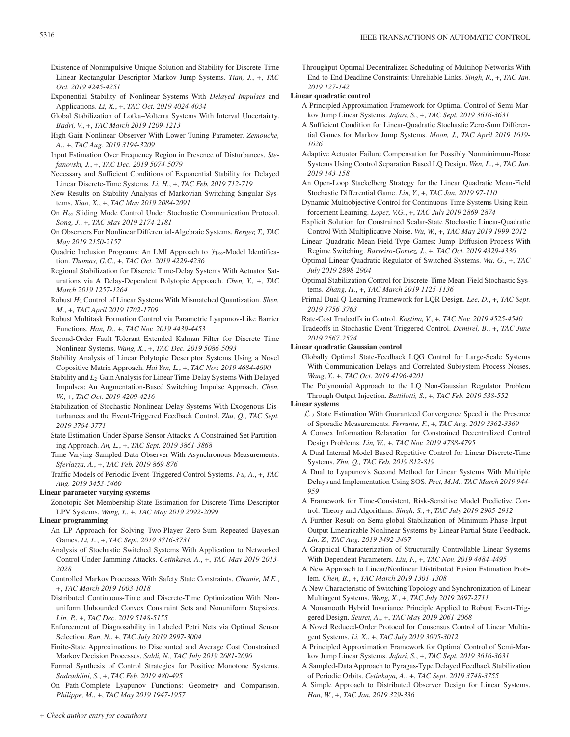Existence of Nonimpulsive Unique Solution and Stability for Discrete-Time Linear Rectangular Descriptor Markov Jump Systems. *Tian, J.*, +, *TAC Oct. 2019 4245-4251*

Exponential Stability of Nonlinear Systems With *Delayed Impulses* and Applications. *Li, X.*, +, *TAC Oct. 2019 4024-4034*

Global Stabilization of Lotka–Volterra Systems With Interval Uncertainty. *Badri, V.*, +, *TAC March 2019 1209-1213*

High-Gain Nonlinear Observer With Lower Tuning Parameter. *Zemouche, A.*, +, *TAC Aug. 2019 3194-3209*

Input Estimation Over Frequency Region in Presence of Disturbances. *Stefanovski, J.*, +, *TAC Dec. 2019 5074-5079*

Necessary and Sufficient Conditions of Exponential Stability for Delayed Linear Discrete-Time Systems. *Li, H.*, +, *TAC Feb. 2019 712-719*

New Results on Stability Analysis of Markovian Switching Singular Systems. *Xiao, X.*, +, *TAC May 2019 2084-2091*

On $H_\infty$ Sliding Mode Control Under Stochastic Communication Protocol. *Song, J.*, +, *TAC May 2019 2174-2181*

On Observers For Nonlinear Differential-Algebraic Systems. *Berger, T., TAC May 2019 2150-2157*

Quadric Inclusion Programs: An LMI Approach to $\mathcal{H}_\infty$-Model Identification. *Thomas, G.C.*, +, *TAC Oct. 2019 4229-4236*

Regional Stabilization for Discrete Time-Delay Systems With Actuator Saturations via A Delay-Dependent Polytopic Approach. *Chen, Y.*, +, *TAC March 2019 1257-1264*

Robust $H_2$ Control of Linear Systems With Mismatched Quantization. *Shen, M.*, +, *TAC April 2019 1702-1709*

Robust Multitask Formation Control via Parametric Lyapunov-Like Barrier Functions. *Han, D.*, +, *TAC Nov. 2019 4439-4453*

Second-Order Fault Tolerant Extended Kalman Filter for Discrete Time Nonlinear Systems. *Wang, X.*, +, *TAC Dec. 2019 5086-5093*

Stability Analysis of Linear Polytopic Descriptor Systems Using a Novel Copositive Matrix Approach. *Hai Yen, L.*, +, *TAC Nov. 2019 4684-4690*

Stability and $L_2$-Gain Analysis for Linear Time-Delay Systems With Delayed Impulses: An Augmentation-Based Switching Impulse Approach. *Chen, W.*, +, *TAC Oct. 2019 4209-4216*

Stabilization of Stochastic Nonlinear Delay Systems With Exogenous Disturbances and the Event-Triggered Feedback Control. *Zhu, Q., TAC Sept. 2019 3764-3771*

State Estimation Under Sparse Sensor Attacks: A Constrained Set Partitioning Approach. *An, L.*, +, *TAC Sept. 2019 3861-3868*

Time-Varying Sampled-Data Observer With Asynchronous Measurements. *Sferlazza, A.*, +, *TAC Feb. 2019 869-876*

Traffic Models of Periodic Event-Triggered Control Systems. *Fu, A.*, +, *TAC Aug. 2019 3453-3460*

**Linear parameter varying systems**

Zonotopic Set-Membership State Estimation for Discrete-Time Descriptor LPV Systems. *Wang, Y.*, +, *TAC May 2019 2092-2099*

**Linear programming**

An LP Approach for Solving Two-Player Zero-Sum Repeated Bayesian Games. *Li, L.*, +, *TAC Sept. 2019 3716-3731*

Analysis of Stochastic Switched Systems With Application to Networked Control Under Jamming Attacks. *Cetinkaya, A.*, +, *TAC May 2019 2013-2028*

Controlled Markov Processes With Safety State Constraints. *Chamie, M.E.*, +, *TAC March 2019 1003-1018*

Distributed Continuous-Time and Discrete-Time Optimization With Nonuniform Unbounded Convex Constraint Sets and Nonuniform Stepsizes. *Lin, P.*, +, *TAC Dec. 2019 5148-5155*

Enforcement of Diagnosability in Labeled Petri Nets via Optimal Sensor Selection. *Ran, N.*, +, *TAC July 2019 2997-3004*

Finite-State Approximations to Discounted and Average Cost Constrained Markov Decision Processes. *Saldi, N., TAC July 2019 2681-2696*

Formal Synthesis of Control Strategies for Positive Monotone Systems. *Sadraddini, S.*, +, *TAC Feb. 2019 480-495*

On Path-Complete Lyapunov Functions: Geometry and Comparison. *Philippe, M.*, +, *TAC May 2019 1947-1957*

Throughput Optimal Decentralized Scheduling of Multihop Networks With End-to-End Deadline Constraints: Unreliable Links. *Singh, R.*, +, *TAC Jan. 2019 127-142*

**Linear quadratic control**

A Principled Approximation Framework for Optimal Control of Semi-Markov Jump Linear Systems. *Jafari, S.*, +, *TAC Sept. 2019 3616-3631*

A Sufficient Condition for Linear-Quadratic Stochastic Zero-Sum Differential Games for Markov Jump Systems. *Moon, J., TAC April 2019 1619-1626*

Adaptive Actuator Failure Compensation for Possibly Nonminimum-Phase Systems Using Control Separation Based LQ Design. *Wen, L.*, +, *TAC Jan. 2019 143-158*

An Open-Loop Stackelberg Strategy for the Linear Quadratic Mean-Field Stochastic Differential Game. *Lin, Y.*, +, *TAC Jan. 2019 97-110*

Dynamic Multiobjective Control for Continuous-Time Systems Using Reinforcement Learning. *Lopez, V.G.*, +, *TAC July 2019 2869-2874*

Explicit Solution for Constrained Scalar-State Stochastic Linear-Quadratic Control With Multiplicative Noise. *Wu, W.*, +, *TAC May 2019 1999-2012*

Linear–Quadratic Mean-Field-Type Games: Jump–Diffusion Process With Regime Switching. *Barreiro-Gomez, J.*, +, *TAC Oct. 2019 4329-4336*

Optimal Linear Quadratic Regulator of Switched Systems. *Wu, G.*, +, *TAC July 2019 2898-2904*

Optimal Stabilization Control for Discrete-Time Mean-Field Stochastic Systems. *Zhang, H.*, +, *TAC March 2019 1125-1136*

Primal-Dual Q-Learning Framework for LQR Design. *Lee, D.*, +, *TAC Sept. 2019 3756-3763*

Rate-Cost Tradeoffs in Control. *Kostina, V.*, +, *TAC Nov. 2019 4525-4540*

Tradeoffs in Stochastic Event-Triggered Control. *Demirel, B.*, +, *TAC June 2019 2567-2574*

**Linear quadratic Gaussian control**

Globally Optimal State-Feedback LQG Control for Large-Scale Systems With Communication Delays and Correlated Subsystem Process Noises. *Wang, Y.*, +, *TAC Oct. 2019 4196-4201*

The Polynomial Approach to the LQ Non-Gaussian Regulator Problem Through Output Injection. *Battilotti, S.*, +, *TAC Feb. 2019 538-552*

**Linear systems**

$\mathcal{L}_2$ State Estimation With Guaranteed Convergence Speed in the Presence of Sporadic Measurements. *Ferrante, F.*, +, *TAC Aug. 2019 3362-3369*

A Convex Information Relaxation for Constrained Decentralized Control Design Problems. *Lin, W.*, +, *TAC Nov. 2019 4788-4795*

A Dual Internal Model Based Repetitive Control for Linear Discrete-Time Systems. *Zhu, Q., TAC Feb. 2019 812-819*

A Dual to Lyapunov's Second Method for Linear Systems With Multiple Delays and Implementation Using SOS. *Peet, M.M., TAC March 2019 944-959*

A Framework for Time-Consistent, Risk-Sensitive Model Predictive Control: Theory and Algorithms. *Singh, S.*, +, *TAC July 2019 2905-2912*

A Further Result on Semi-global Stabilization of Minimum-Phase Input–Output Linearizable Nonlinear Systems by Linear Partial State Feedback. *Lin, Z., TAC Aug. 2019 3492-3497*

A Graphical Characterization of Structurally Controllable Linear Systems With Dependent Parameters. *Liu, F.*, +, *TAC Nov. 2019 4484-4495*

A New Approach to Linear/Nonlinear Distributed Fusion Estimation Problem. *Chen, B.*, +, *TAC March 2019 1301-1308*

A New Characteristic of Switching Topology and Synchronization of Linear Multiagent Systems. *Wang, X.*, +, *TAC July 2019 2697-2711*

A Nonsmooth Hybrid Invariance Principle Applied to Robust Event-Triggered Design. *Seuret, A.*, +, *TAC May 2019 2061-2068*

A Novel Reduced-Order Protocol for Consensus Control of Linear Multiagent Systems. *Li, X.*, +, *TAC July 2019 3005-3012*

A Principled Approximation Framework for Optimal Control of Semi-Markov Jump Linear Systems. *Jafari, S.*, +, *TAC Sept. 2019 3616-3631*

A Sampled-Data Approach to Pyragas-Type Delayed Feedback Stabilization of Periodic Orbits. *Cetinkaya, A.*, +, *TAC Sept. 2019 3748-3755*

A Simple Approach to Distributed Observer Design for Linear Systems. *Han, W.*, +, *TAC Jan. 2019 329-336*

*+ Check author entry for coauthors*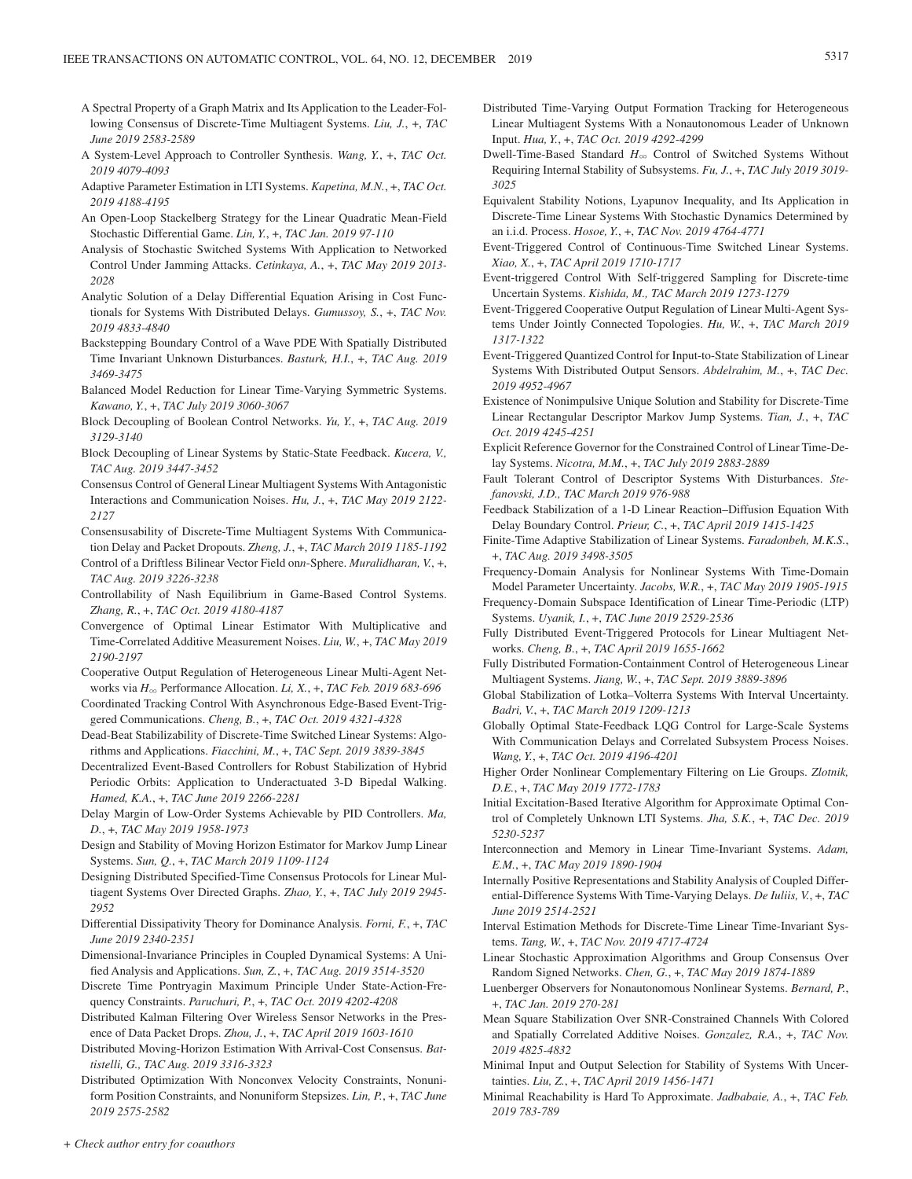A Spectral Property of a Graph Matrix and Its Application to the Leader-Following Consensus of Discrete-Time Multiagent Systems. *Liu, J.*, +, *TAC June 2019 2583-2589*

A System-Level Approach to Controller Synthesis. *Wang, Y.*, +, *TAC Oct. 2019 4079-4093*

Adaptive Parameter Estimation in LTI Systems. *Kapetina, M.N.*, +, *TAC Oct. 2019 4188-4195*

An Open-Loop Stackelberg Strategy for the Linear Quadratic Mean-Field Stochastic Differential Game. *Lin, Y.*, +, *TAC Jan. 2019 97-110*

Analysis of Stochastic Switched Systems With Application to Networked Control Under Jamming Attacks. *Cetinkaya, A.*, +, *TAC May 2019 2013-2028*

Analytic Solution of a Delay Differential Equation Arising in Cost Functionals for Systems With Distributed Delays. *Gumussoy, S.*, +, *TAC Nov. 2019 4833-4840*

Backstepping Boundary Control of a Wave PDE With Spatially Distributed Time Invariant Unknown Disturbances. *Basturk, H.I.*, +, *TAC Aug. 2019 3469-3475*

Balanced Model Reduction for Linear Time-Varying Symmetric Systems. *Kawano, Y.*, +, *TAC July 2019 3060-3067*

Block Decoupling of Boolean Control Networks. *Yu, Y.*, +, *TAC Aug. 2019 3129-3140*

Block Decoupling of Linear Systems by Static-State Feedback. *Kucera, V., TAC Aug. 2019 3447-3452*

Consensus Control of General Linear Multiagent Systems With Antagonistic Interactions and Communication Noises. *Hu, J.*, +, *TAC May 2019 2122-2127*

Consensusability of Discrete-Time Multiagent Systems With Communication Delay and Packet Dropouts. *Zheng, J.*, +, *TAC March 2019 1185-1192*

Control of a Driftless Bilinear Vector Field on$n$-Sphere. *Muralidharan, V.*, +, *TAC Aug. 2019 3226-3238*

Controllability of Nash Equilibrium in Game-Based Control Systems. *Zhang, R.*, +, *TAC Oct. 2019 4180-4187*

Convergence of Optimal Linear Estimator With Multiplicative and Time-Correlated Additive Measurement Noises. *Liu, W.*, +, *TAC May 2019 2190-2197*

Cooperative Output Regulation of Heterogeneous Linear Multi-Agent Networks via $H_\infty$ Performance Allocation. *Li, X.*, +, *TAC Feb. 2019 683-696*

Coordinated Tracking Control With Asynchronous Edge-Based Event-Triggered Communications. *Cheng, B.*, +, *TAC Oct. 2019 4321-4328*

Dead-Beat Stabilizability of Discrete-Time Switched Linear Systems: Algorithms and Applications. *Fiacchini, M.*, +, *TAC Sept. 2019 3839-3845*

Decentralized Event-Based Controllers for Robust Stabilization of Hybrid Periodic Orbits: Application to Underactuated 3-D Bipedal Walking. *Hamed, K.A.*, +, *TAC June 2019 2266-2281*

Delay Margin of Low-Order Systems Achievable by PID Controllers. *Ma, D.*, +, *TAC May 2019 1958-1973*

Design and Stability of Moving Horizon Estimator for Markov Jump Linear Systems. *Sun, Q.*, +, *TAC March 2019 1109-1124*

Designing Distributed Specified-Time Consensus Protocols for Linear Multiagent Systems Over Directed Graphs. *Zhao, Y.*, +, *TAC July 2019 2945-2952*

Differential Dissipativity Theory for Dominance Analysis. *Forni, F.*, +, *TAC June 2019 2340-2351*

Dimensional-Invariance Principles in Coupled Dynamical Systems: A Unified Analysis and Applications. *Sun, Z.*, +, *TAC Aug. 2019 3514-3520*

Discrete Time Pontryagin Maximum Principle Under State-Action-Frequency Constraints. *Paruchuri, P.*, +, *TAC Oct. 2019 4202-4208*

Distributed Kalman Filtering Over Wireless Sensor Networks in the Presence of Data Packet Drops. *Zhou, J.*, +, *TAC April 2019 1603-1610*

Distributed Moving-Horizon Estimation With Arrival-Cost Consensus. *Battistelli, G., TAC Aug. 2019 3316-3323*

Distributed Optimization With Nonconvex Velocity Constraints, Nonuniform Position Constraints, and Nonuniform Stepsizes. *Lin, P.*, +, *TAC June 2019 2575-2582*

Distributed Time-Varying Output Formation Tracking for Heterogeneous Linear Multiagent Systems With a Nonautonomous Leader of Unknown Input. *Hua, Y.*, +, *TAC Oct. 2019 4292-4299*

Dwell-Time-Based Standard $H_\infty$ Control of Switched Systems Without Requiring Internal Stability of Subsystems. *Fu, J.*, +, *TAC July 2019 3019-3025*

Equivalent Stability Notions, Lyapunov Inequality, and Its Application in Discrete-Time Linear Systems With Stochastic Dynamics Determined by an i.i.d. Process. *Hosoe, Y.*, +, *TAC Nov. 2019 4764-4771*

Event-Triggered Control of Continuous-Time Switched Linear Systems. *Xiao, X.*, +, *TAC April 2019 1710-1717*

Event-triggered Control With Self-triggered Sampling for Discrete-time Uncertain Systems. *Kishida, M., TAC March 2019 1273-1279*

Event-Triggered Cooperative Output Regulation of Linear Multi-Agent Systems Under Jointly Connected Topologies. *Hu, W.*, +, *TAC March 2019 1317-1322*

Event-Triggered Quantized Control for Input-to-State Stabilization of Linear Systems With Distributed Output Sensors. *Abdelrahim, M.*, +, *TAC Dec. 2019 4952-4967*

Existence of Nonimpulsive Unique Solution and Stability for Discrete-Time Linear Rectangular Descriptor Markov Jump Systems. *Tian, J.*, +, *TAC Oct. 2019 4245-4251*

Explicit Reference Governor for the Constrained Control of Linear Time-Delay Systems. *Nicotra, M.M.*, +, *TAC July 2019 2883-2889*

Fault Tolerant Control of Descriptor Systems With Disturbances. *Stefanovski, J.D., TAC March 2019 976-988*

Feedback Stabilization of a 1-D Linear Reaction–Diffusion Equation With Delay Boundary Control. *Prieur, C.*, +, *TAC April 2019 1415-1425*

Finite-Time Adaptive Stabilization of Linear Systems. *Faradonbeh, M.K.S.*, +, *TAC Aug. 2019 3498-3505*

Frequency-Domain Analysis for Nonlinear Systems With Time-Domain Model Parameter Uncertainty. *Jacobs, W.R.*, +, *TAC May 2019 1905-1915*

Frequency-Domain Subspace Identification of Linear Time-Periodic (LTP) Systems. *Uyanik, I.*, +, *TAC June 2019 2529-2536*

Fully Distributed Event-Triggered Protocols for Linear Multiagent Networks. *Cheng, B.*, +, *TAC April 2019 1655-1662*

Fully Distributed Formation-Containment Control of Heterogeneous Linear Multiagent Systems. *Jiang, W.*, +, *TAC Sept. 2019 3889-3896*

Global Stabilization of Lotka–Volterra Systems With Interval Uncertainty. *Badri, V.*, +, *TAC March 2019 1209-1213*

Globally Optimal State-Feedback LQG Control for Large-Scale Systems With Communication Delays and Correlated Subsystem Process Noises. *Wang, Y.*, +, *TAC Oct. 2019 4196-4201*

Higher Order Nonlinear Complementary Filtering on Lie Groups. *Zlotnik, D.E.*, +, *TAC May 2019 1772-1783*

Initial Excitation-Based Iterative Algorithm for Approximate Optimal Control of Completely Unknown LTI Systems. *Jha, S.K.*, +, *TAC Dec. 2019 5230-5237*

Interconnection and Memory in Linear Time-Invariant Systems. *Adam, E.M.*, +, *TAC May 2019 1890-1904*

Internally Positive Representations and Stability Analysis of Coupled Differential-Difference Systems With Time-Varying Delays. *De Iuliis, V.*, +, *TAC June 2019 2514-2521*

Interval Estimation Methods for Discrete-Time Linear Time-Invariant Systems. *Tang, W.*, +, *TAC Nov. 2019 4717-4724*

Linear Stochastic Approximation Algorithms and Group Consensus Over Random Signed Networks. *Chen, G.*, +, *TAC May 2019 1874-1889*

Luenberger Observers for Nonautonomous Nonlinear Systems. *Bernard, P.*, +, *TAC Jan. 2019 270-281*

Mean Square Stabilization Over SNR-Constrained Channels With Colored and Spatially Correlated Additive Noises. *Gonzalez, R.A.*, +, *TAC Nov. 2019 4825-4832*

Minimal Input and Output Selection for Stability of Systems With Uncertainties. *Liu, Z.*, +, *TAC April 2019 1456-1471*

Minimal Reachability is Hard To Approximate. *Jadbabaie, A.*, +, *TAC Feb. 2019 783-789*

*+ Check author entry for coauthors*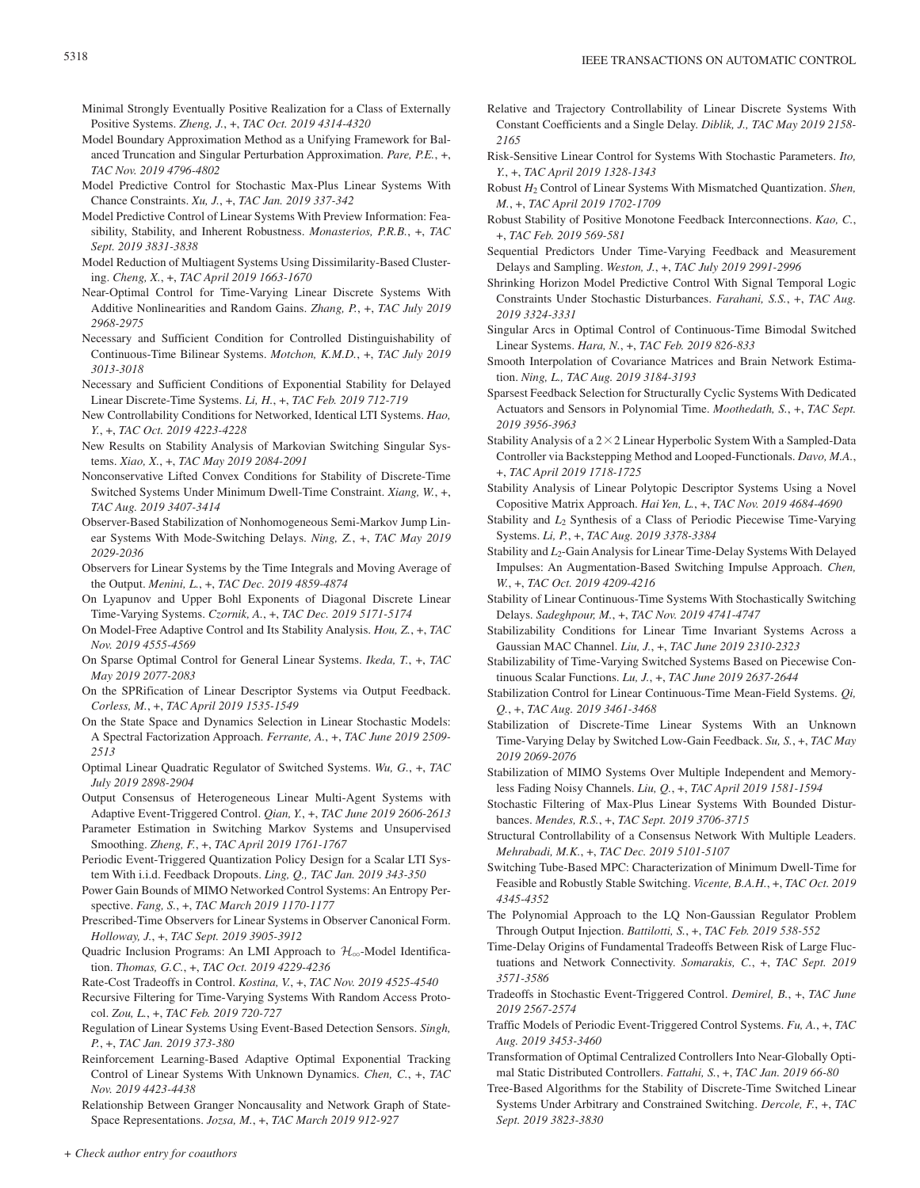Minimal Strongly Eventually Positive Realization for a Class of Externally Positive Systems. *Zheng, J.*, +, *TAC Oct. 2019 4314-4320*

Model Boundary Approximation Method as a Unifying Framework for Balanced Truncation and Singular Perturbation Approximation. *Pare, P.E.*, +, *TAC Nov. 2019 4796-4802*

Model Predictive Control for Stochastic Max-Plus Linear Systems With Chance Constraints. *Xu, J.*, +, *TAC Jan. 2019 337-342*

Model Predictive Control of Linear Systems With Preview Information: Feasibility, Stability, and Inherent Robustness. *Monasterios, P.R.B.*, +, *TAC Sept. 2019 3831-3838*

Model Reduction of Multiagent Systems Using Dissimilarity-Based Clustering. *Cheng, X.*, +, *TAC April 2019 1663-1670*

Near-Optimal Control for Time-Varying Linear Discrete Systems With Additive Nonlinearities and Random Gains. *Zhang, P.*, +, *TAC July 2019 2968-2975*

Necessary and Sufficient Condition for Controlled Distinguishability of Continuous-Time Bilinear Systems. *Motchon, K.M.D.*, +, *TAC July 2019 3013-3018*

Necessary and Sufficient Conditions of Exponential Stability for Delayed Linear Discrete-Time Systems. *Li, H.*, +, *TAC Feb. 2019 712-719*

New Controllability Conditions for Networked, Identical LTI Systems. *Hao, Y.*, +, *TAC Oct. 2019 4223-4228*

New Results on Stability Analysis of Markovian Switching Singular Systems. *Xiao, X.*, +, *TAC May 2019 2084-2091*

Nonconservative Lifted Convex Conditions for Stability of Discrete-Time Switched Systems Under Minimum Dwell-Time Constraint. *Xiang, W.*, +, *TAC Aug. 2019 3407-3414*

Observer-Based Stabilization of Nonhomogeneous Semi-Markov Jump Linear Systems With Mode-Switching Delays. *Ning, Z.*, +, *TAC May 2019 2029-2036*

Observers for Linear Systems by the Time Integrals and Moving Average of the Output. *Menini, L.*, +, *TAC Dec. 2019 4859-4874*

On Lyapunov and Upper Bohl Exponents of Diagonal Discrete Linear Time-Varying Systems. *Czornik, A.*, +, *TAC Dec. 2019 5171-5174*

On Model-Free Adaptive Control and Its Stability Analysis. *Hou, Z.*, +, *TAC Nov. 2019 4555-4569*

On Sparse Optimal Control for General Linear Systems. *Ikeda, T.*, +, *TAC May 2019 2077-2083*

On the SPRification of Linear Descriptor Systems via Output Feedback. *Corless, M.*, +, *TAC April 2019 1535-1549*

On the State Space and Dynamics Selection in Linear Stochastic Models: A Spectral Factorization Approach. *Ferrante, A.*, +, *TAC June 2019 2509-2513*

Optimal Linear Quadratic Regulator of Switched Systems. *Wu, G.*, +, *TAC July 2019 2898-2904*

Output Consensus of Heterogeneous Linear Multi-Agent Systems with Adaptive Event-Triggered Control. *Qian, Y.*, +, *TAC June 2019 2606-2613*

Parameter Estimation in Switching Markov Systems and Unsupervised Smoothing. *Zheng, F.*, +, *TAC April 2019 1761-1767*

Periodic Event-Triggered Quantization Policy Design for a Scalar LTI System With i.i.d. Feedback Dropouts. *Ling, Q.*, *TAC Jan. 2019 343-350*

Power Gain Bounds of MIMO Networked Control Systems: An Entropy Perspective. *Fang, S.*, +, *TAC March 2019 1170-1177*

Prescribed-Time Observers for Linear Systems in Observer Canonical Form. *Holloway, J.*, +, *TAC Sept. 2019 3905-3912*

Quadric Inclusion Programs: An LMI Approach to $\mathcal{H}_\infty$-Model Identification. *Thomas, G.C.*, +, *TAC Oct. 2019 4229-4236*

Rate-Cost Tradeoffs in Control. *Kostina, V.*, +, *TAC Nov. 2019 4525-4540*

Recursive Filtering for Time-Varying Systems With Random Access Protocol. *Zou, L.*, +, *TAC Feb. 2019 720-727*

Regulation of Linear Systems Using Event-Based Detection Sensors. *Singh, P.*, +, *TAC Jan. 2019 373-380*

Reinforcement Learning-Based Adaptive Optimal Exponential Tracking Control of Linear Systems With Unknown Dynamics. *Chen, C.*, +, *TAC Nov. 2019 4423-4438*

Relationship Between Granger Noncausality and Network Graph of State-Space Representations. *Jozsa, M.*, +, *TAC March 2019 912-927*

Relative and Trajectory Controllability of Linear Discrete Systems With Constant Coefficients and a Single Delay. *Diblik, J.*, *TAC May 2019 2158-2165*

Risk-Sensitive Linear Control for Systems With Stochastic Parameters. *Ito, Y.*, +, *TAC April 2019 1328-1343*

Robust $H_2$ Control of Linear Systems With Mismatched Quantization. *Shen, M.*, +, *TAC April 2019 1702-1709*

Robust Stability of Positive Monotone Feedback Interconnections. *Kao, C.*, +, *TAC Feb. 2019 569-581*

Sequential Predictors Under Time-Varying Feedback and Measurement Delays and Sampling. *Weston, J.*, +, *TAC July 2019 2991-2996*

Shrinking Horizon Model Predictive Control With Signal Temporal Logic Constraints Under Stochastic Disturbances. *Farahani, S.S.*, +, *TAC Aug. 2019 3324-3331*

Singular Arcs in Optimal Control of Continuous-Time Bimodal Switched Linear Systems. *Hara, N.*, +, *TAC Feb. 2019 826-833*

Smooth Interpolation of Covariance Matrices and Brain Network Estimation. *Ning, L.*, *TAC Aug. 2019 3184-3193*

Sparsest Feedback Selection for Structurally Cyclic Systems With Dedicated Actuators and Sensors in Polynomial Time. *Moothedath, S.*, +, *TAC Sept. 2019 3956-3963*

Stability Analysis of a $2\times 2$ Linear Hyperbolic System With a Sampled-Data Controller via Backstepping Method and Looped-Functionals. *Davo, M.A.*, +, *TAC April 2019 1718-1725*

Stability Analysis of Linear Polytopic Descriptor Systems Using a Novel Copositive Matrix Approach. *Hai Yen, L.*, +, *TAC Nov. 2019 4684-4690*

Stability and $L_2$ Synthesis of a Class of Periodic Piecewise Time-Varying Systems. *Li, P.*, +, *TAC Aug. 2019 3378-3384*

Stability and $L_2$-Gain Analysis for Linear Time-Delay Systems With Delayed Impulses: An Augmentation-Based Switching Impulse Approach. *Chen, W.*, +, *TAC Oct. 2019 4209-4216*

Stability of Linear Continuous-Time Systems With Stochastically Switching Delays. *Sadeghpour, M.*, +, *TAC Nov. 2019 4741-4747*

Stabilizability Conditions for Linear Time Invariant Systems Across a Gaussian MAC Channel. *Liu, J.*, +, *TAC June 2019 2310-2323*

Stabilizability of Time-Varying Switched Systems Based on Piecewise Continuous Scalar Functions. *Lu, J.*, +, *TAC June 2019 2637-2644*

Stabilization Control for Linear Continuous-Time Mean-Field Systems. *Qi, Q.*, +, *TAC Aug. 2019 3461-3468*

Stabilization of Discrete-Time Linear Systems With an Unknown Time-Varying Delay by Switched Low-Gain Feedback. *Su, S.*, +, *TAC May 2019 2069-2076*

Stabilization of MIMO Systems Over Multiple Independent and Memoryless Fading Noisy Channels. *Liu, Q.*, +, *TAC April 2019 1581-1594*

Stochastic Filtering of Max-Plus Linear Systems With Bounded Disturbances. *Mendes, R.S.*, +, *TAC Sept. 2019 3706-3715*

Structural Controllability of a Consensus Network With Multiple Leaders. *Mehrabadi, M.K.*, +, *TAC Dec. 2019 5101-5107*

Switching Tube-Based MPC: Characterization of Minimum Dwell-Time for Feasible and Robustly Stable Switching. *Vicente, B.A.H.*, +, *TAC Oct. 2019 4345-4352*

The Polynomial Approach to the LQ Non-Gaussian Regulator Problem Through Output Injection. *Battilotti, S.*, +, *TAC Feb. 2019 538-552*

Time-Delay Origins of Fundamental Tradeoffs Between Risk of Large Fluctuations and Network Connectivity. *Somarakis, C.*, +, *TAC Sept. 2019 3571-3586*

Tradeoffs in Stochastic Event-Triggered Control. *Demirel, B.*, +, *TAC June 2019 2567-2574*

Traffic Models of Periodic Event-Triggered Control Systems. *Fu, A.*, +, *TAC Aug. 2019 3453-3460*

Transformation of Optimal Centralized Controllers Into Near-Globally Optimal Static Distributed Controllers. *Fattahi, S.*, +, *TAC Jan. 2019 66-80*

Tree-Based Algorithms for the Stability of Discrete-Time Switched Linear Systems Under Arbitrary and Constrained Switching. *Dercole, F.*, +, *TAC Sept. 2019 3823-3830*

*+ Check author entry for coauthors*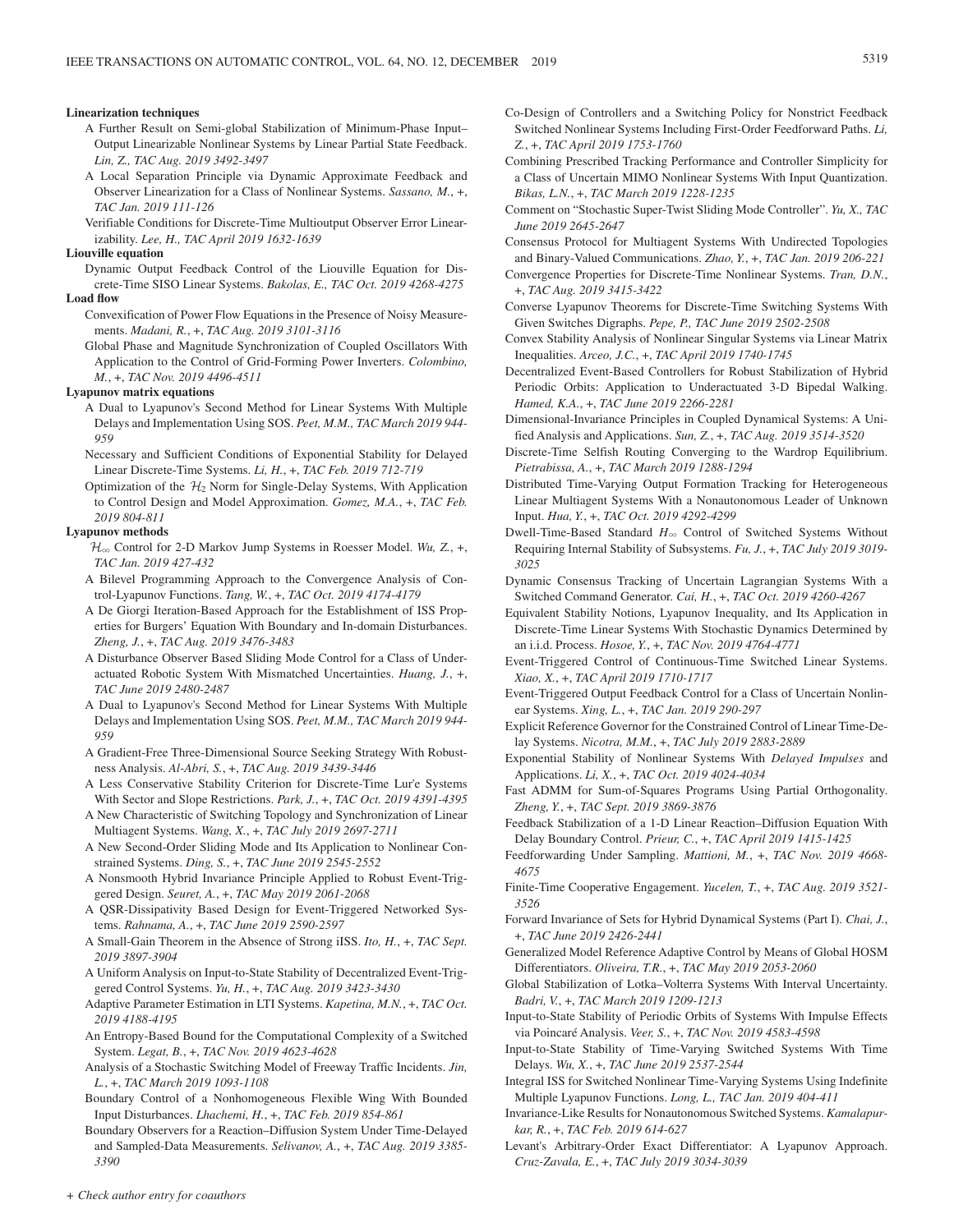**Linearization techniques**

A Further Result on Semi-global Stabilization of Minimum-Phase Input–Output Linearizable Nonlinear Systems by Linear Partial State Feedback. *Lin, Z., TAC Aug. 2019 3492-3497*

A Local Separation Principle via Dynamic Approximate Feedback and Observer Linearization for a Class of Nonlinear Systems. *Sassano, M.*, +, *TAC Jan. 2019 111-126*

Verifiable Conditions for Discrete-Time Multioutput Observer Error Linearizability. *Lee, H., TAC April 2019 1632-1639*

**Liouville equation**

Dynamic Output Feedback Control of the Liouville Equation for Discrete-Time SISO Linear Systems. *Bakolas, E., TAC Oct. 2019 4268-4275*

**Load flow**

Convexification of Power Flow Equations in the Presence of Noisy Measurements. *Madani, R.*, +, *TAC Aug. 2019 3101-3116*

Global Phase and Magnitude Synchronization of Coupled Oscillators With Application to the Control of Grid-Forming Power Inverters. *Colombino, M.*, +, *TAC Nov. 2019 4496-4511*

**Lyapunov matrix equations**

A Dual to Lyapunov's Second Method for Linear Systems With Multiple Delays and Implementation Using SOS. *Peet, M.M., TAC March 2019 944-959*

Necessary and Sufficient Conditions of Exponential Stability for Delayed Linear Discrete-Time Systems. *Li, H.*, +, *TAC Feb. 2019 712-719*

Optimization of the $\mathcal{H}_2$ Norm for Single-Delay Systems, With Application to Control Design and Model Approximation. *Gomez, M.A.*, +, *TAC Feb. 2019 804-811*

**Lyapunov methods**

$\mathcal{H}_\infty$ Control for 2-D Markov Jump Systems in Roesser Model. *Wu, Z.*, +, *TAC Jan. 2019 427-432*

A Bilevel Programming Approach to the Convergence Analysis of Control-Lyapunov Functions. *Tang, W.*, +, *TAC Oct. 2019 4174-4179*

A De Giorgi Iteration-Based Approach for the Establishment of ISS Properties for Burgers' Equation With Boundary and In-domain Disturbances. *Zheng, J.*, +, *TAC Aug. 2019 3476-3483*

A Disturbance Observer Based Sliding Mode Control for a Class of Underactuated Robotic System With Mismatched Uncertainties. *Huang, J.*, +, *TAC June 2019 2480-2487*

A Dual to Lyapunov's Second Method for Linear Systems With Multiple Delays and Implementation Using SOS. *Peet, M.M., TAC March 2019 944-959*

A Gradient-Free Three-Dimensional Source Seeking Strategy With Robustness Analysis. *Al-Abri, S.*, +, *TAC Aug. 2019 3439-3446*

A Less Conservative Stability Criterion for Discrete-Time Lur'e Systems With Sector and Slope Restrictions. *Park, J.*, +, *TAC Oct. 2019 4391-4395*

A New Characteristic of Switching Topology and Synchronization of Linear Multiagent Systems. *Wang, X.*, +, *TAC July 2019 2697-2711*

A New Second-Order Sliding Mode and Its Application to Nonlinear Constrained Systems. *Ding, S.*, +, *TAC June 2019 2545-2552*

A Nonsmooth Hybrid Invariance Principle Applied to Robust Event-Triggered Design. *Seuret, A.*, +, *TAC May 2019 2061-2068*

A QSR-Dissipativity Based Design for Event-Triggered Networked Systems. *Rahnama, A.*, +, *TAC June 2019 2590-2597*

A Small-Gain Theorem in the Absence of Strong iISS. *Ito, H.*, +, *TAC Sept. 2019 3897-3904*

A Uniform Analysis on Input-to-State Stability of Decentralized Event-Triggered Control Systems. *Yu, H.*, +, *TAC Aug. 2019 3423-3430*

Adaptive Parameter Estimation in LTI Systems. *Kapetina, M.N.*, +, *TAC Oct. 2019 4188-4195*

An Entropy-Based Bound for the Computational Complexity of a Switched System. *Legat, B.*, +, *TAC Nov. 2019 4623-4628*

Analysis of a Stochastic Switching Model of Freeway Traffic Incidents. *Jin, L.*, +, *TAC March 2019 1093-1108*

Boundary Control of a Nonhomogeneous Flexible Wing With Bounded Input Disturbances. *Lhachemi, H.*, +, *TAC Feb. 2019 854-861*

Boundary Observers for a Reaction–Diffusion System Under Time-Delayed and Sampled-Data Measurements. *Selivanov, A.*, +, *TAC Aug. 2019 3385-3390*

Co-Design of Controllers and a Switching Policy for Nonstrict Feedback Switched Nonlinear Systems Including First-Order Feedforward Paths. *Li, Z.*, +, *TAC April 2019 1753-1760*

Combining Prescribed Tracking Performance and Controller Simplicity for a Class of Uncertain MIMO Nonlinear Systems With Input Quantization. *Bikas, L.N.*, +, *TAC March 2019 1228-1235*

Comment on "Stochastic Super-Twist Sliding Mode Controller". *Yu, X., TAC June 2019 2645-2647*

Consensus Protocol for Multiagent Systems With Undirected Topologies and Binary-Valued Communications. *Zhao, Y.*, +, *TAC Jan. 2019 206-221*

Convergence Properties for Discrete-Time Nonlinear Systems. *Tran, D.N.*, +, *TAC Aug. 2019 3415-3422*

Converse Lyapunov Theorems for Discrete-Time Switching Systems With Given Switches Digraphs. *Pepe, P., TAC June 2019 2502-2508*

Convex Stability Analysis of Nonlinear Singular Systems via Linear Matrix Inequalities. *Arceo, J.C.*, +, *TAC April 2019 1740-1745*

Decentralized Event-Based Controllers for Robust Stabilization of Hybrid Periodic Orbits: Application to Underactuated 3-D Bipedal Walking. *Hamed, K.A.*, +, *TAC June 2019 2266-2281*

Dimensional-Invariance Principles in Coupled Dynamical Systems: A Unified Analysis and Applications. *Sun, Z.*, +, *TAC Aug. 2019 3514-3520*

Discrete-Time Selfish Routing Converging to the Wardrop Equilibrium. *Pietrabissa, A.*, +, *TAC March 2019 1288-1294*

Distributed Time-Varying Output Formation Tracking for Heterogeneous Linear Multiagent Systems With a Nonautonomous Leader of Unknown Input. *Hua, Y.*, +, *TAC Oct. 2019 4292-4299*

Dwell-Time-Based Standard $H_\infty$ Control of Switched Systems Without Requiring Internal Stability of Subsystems. *Fu, J.*, +, *TAC July 2019 3019-3025*

Dynamic Consensus Tracking of Uncertain Lagrangian Systems With a Switched Command Generator. *Cai, H.*, +, *TAC Oct. 2019 4260-4267*

Equivalent Stability Notions, Lyapunov Inequality, and Its Application in Discrete-Time Linear Systems With Stochastic Dynamics Determined by an i.i.d. Process. *Hosoe, Y.*, +, *TAC Nov. 2019 4764-4771*

Event-Triggered Control of Continuous-Time Switched Linear Systems. *Xiao, X.*, +, *TAC April 2019 1710-1717*

Event-Triggered Output Feedback Control for a Class of Uncertain Nonlinear Systems. *Xing, L.*, +, *TAC Jan. 2019 290-297*

Explicit Reference Governor for the Constrained Control of Linear Time-Delay Systems. *Nicotra, M.M.*, +, *TAC July 2019 2883-2889*

Exponential Stability of Nonlinear Systems With *Delayed Impulses* and Applications. *Li, X.*, +, *TAC Oct. 2019 4024-4034*

Fast ADMM for Sum-of-Squares Programs Using Partial Orthogonality. *Zheng, Y.*, +, *TAC Sept. 2019 3869-3876*

Feedback Stabilization of a 1-D Linear Reaction–Diffusion Equation With Delay Boundary Control. *Prieur, C.*, +, *TAC April 2019 1415-1425*

Feedforwarding Under Sampling. *Mattioni, M.*, +, *TAC Nov. 2019 4668-4675*

Finite-Time Cooperative Engagement. *Yucelen, T.*, +, *TAC Aug. 2019 3521-3526*

Forward Invariance of Sets for Hybrid Dynamical Systems (Part I). *Chai, J.*, +, *TAC June 2019 2426-2441*

Generalized Model Reference Adaptive Control by Means of Global HOSM Differentiators. *Oliveira, T.R.*, +, *TAC May 2019 2053-2060*

Global Stabilization of Lotka–Volterra Systems With Interval Uncertainty. *Badri, V.*, +, *TAC March 2019 1209-1213*

Input-to-State Stability of Periodic Orbits of Systems With Impulse Effects via Poincaré Analysis. *Veer, S.*, +, *TAC Nov. 2019 4583-4598*

Input-to-State Stability of Time-Varying Switched Systems With Time Delays. *Wu, X.*, +, *TAC June 2019 2537-2544*

Integral ISS for Switched Nonlinear Time-Varying Systems Using Indefinite Multiple Lyapunov Functions. *Long, L., TAC Jan. 2019 404-411*

Invariance-Like Results for Nonautonomous Switched Systems. *Kamalapurkar, R.*, +, *TAC Feb. 2019 614-627*

Levant's Arbitrary-Order Exact Differentiator: A Lyapunov Approach. *Cruz-Zavala, E.*, +, *TAC July 2019 3034-3039*

*+ Check author entry for coauthors*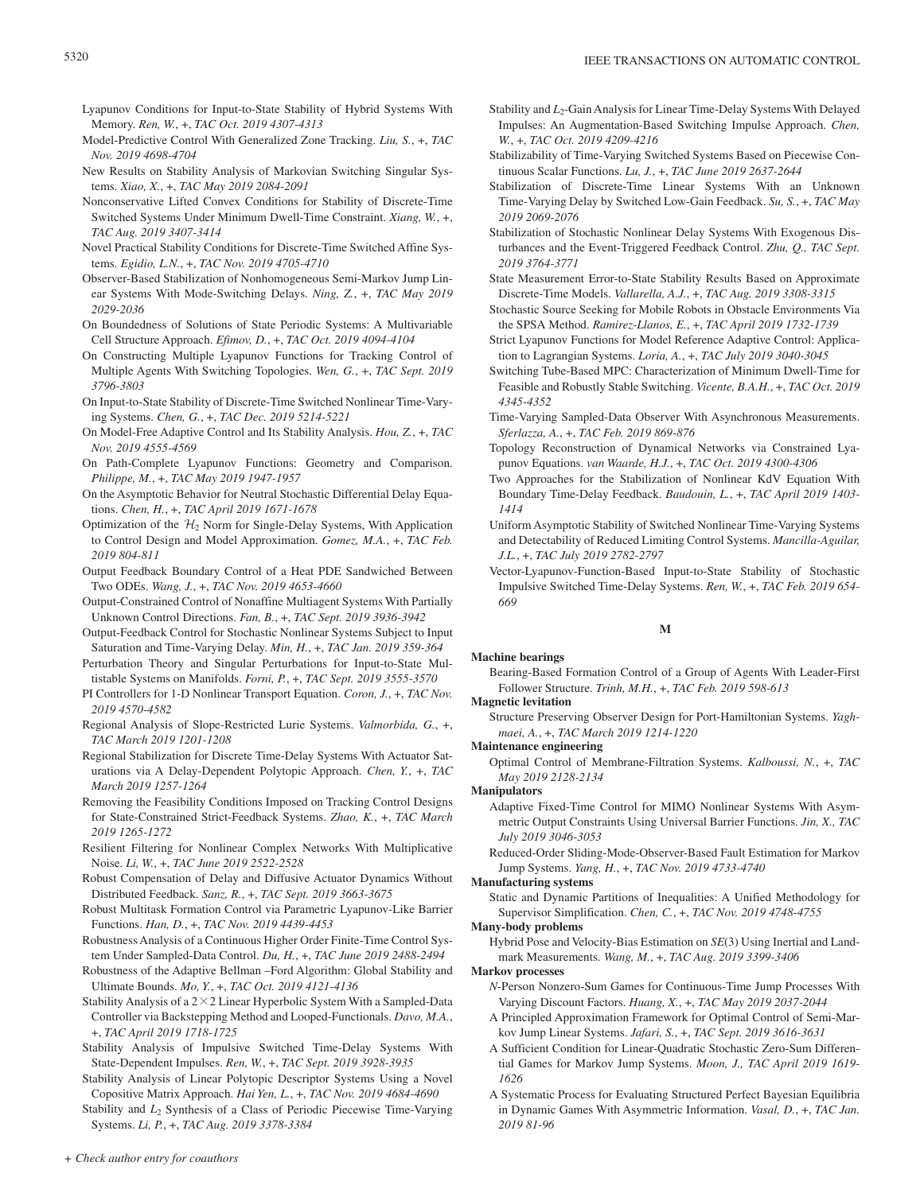Lyapunov Conditions for Input-to-State Stability of Hybrid Systems With Memory. *Ren, W.*, +, *TAC Oct. 2019 4307-4313*

Model-Predictive Control With Generalized Zone Tracking. *Liu, S.*, +, *TAC Nov. 2019 4698-4704*

New Results on Stability Analysis of Markovian Switching Singular Systems. *Xiao, X.*, +, *TAC May 2019 2084-2091*

Nonconservative Lifted Convex Conditions for Stability of Discrete-Time Switched Systems Under Minimum Dwell-Time Constraint. *Xiang, W.*, +, *TAC Aug. 2019 3407-3414*

Novel Practical Stability Conditions for Discrete-Time Switched Affine Systems. *Egidio, L.N.*, +, *TAC Nov. 2019 4705-4710*

Observer-Based Stabilization of Nonhomogeneous Semi-Markov Jump Linear Systems With Mode-Switching Delays. *Ning, Z.*, +, *TAC May 2019 2029-2036*

On Boundedness of Solutions of State Periodic Systems: A Multivariable Cell Structure Approach. *Efimov, D.*, +, *TAC Oct. 2019 4094-4104*

On Constructing Multiple Lyapunov Functions for Tracking Control of Multiple Agents With Switching Topologies. *Wen, G.*, +, *TAC Sept. 2019 3796-3803*

On Input-to-State Stability of Discrete-Time Switched Nonlinear Time-Varying Systems. *Chen, G.*, +, *TAC Dec. 2019 5214-5221*

On Model-Free Adaptive Control and Its Stability Analysis. *Hou, Z.*, +, *TAC Nov. 2019 4555-4569*

On Path-Complete Lyapunov Functions: Geometry and Comparison. *Philippe, M.*, +, *TAC May 2019 1947-1957*

On the Asymptotic Behavior for Neutral Stochastic Differential Delay Equations. *Chen, H.*, +, *TAC April 2019 1671-1678*

Optimization of the $\mathcal{H}_2$ Norm for Single-Delay Systems, With Application to Control Design and Model Approximation. *Gomez, M.A.*, +, *TAC Feb. 2019 804-811*

Output Feedback Boundary Control of a Heat PDE Sandwiched Between Two ODEs. *Wang, J.*, +, *TAC Nov. 2019 4653-4660*

Output-Constrained Control of Nonaffine Multiagent Systems With Partially Unknown Control Directions. *Fan, B.*, +, *TAC Sept. 2019 3936-3942*

Output-Feedback Control for Stochastic Nonlinear Systems Subject to Input Saturation and Time-Varying Delay. *Min, H.*, +, *TAC Jan. 2019 359-364*

Perturbation Theory and Singular Perturbations for Input-to-State Multistable Systems on Manifolds. *Forni, P.*, +, *TAC Sept. 2019 3555-3570*

PI Controllers for 1-D Nonlinear Transport Equation. *Coron, J.*, +, *TAC Nov. 2019 4570-4582*

Regional Analysis of Slope-Restricted Lurie Systems. *Valmorbida, G.*, +, *TAC March 2019 1201-1208*

Regional Stabilization for Discrete Time-Delay Systems With Actuator Saturations via A Delay-Dependent Polytopic Approach. *Chen, Y.*, +, *TAC March 2019 1257-1264*

Removing the Feasibility Conditions Imposed on Tracking Control Designs for State-Constrained Strict-Feedback Systems. *Zhao, K.*, +, *TAC March 2019 1265-1272*

Resilient Filtering for Nonlinear Complex Networks With Multiplicative Noise. *Li, W.*, +, *TAC June 2019 2522-2528*

Robust Compensation of Delay and Diffusive Actuator Dynamics Without Distributed Feedback. *Sanz, R.*, +, *TAC Sept. 2019 3663-3675*

Robust Multitask Formation Control via Parametric Lyapunov-Like Barrier Functions. *Han, D.*, +, *TAC Nov. 2019 4439-4453*

Robustness Analysis of a Continuous Higher Order Finite-Time Control System Under Sampled-Data Control. *Du, H.*, +, *TAC June 2019 2488-2494*

Robustness of the Adaptive Bellman –Ford Algorithm: Global Stability and Ultimate Bounds. *Mo, Y.*, +, *TAC Oct. 2019 4121-4136*

Stability Analysis of a $2\times2$ Linear Hyperbolic System With a Sampled-Data Controller via Backstepping Method and Looped-Functionals. *Davo, M.A.*, +, *TAC April 2019 1718-1725*

Stability Analysis of Impulsive Switched Time-Delay Systems With State-Dependent Impulses. *Ren, W.*, +, *TAC Sept. 2019 3928-3935*

Stability Analysis of Linear Polytopic Descriptor Systems Using a Novel Copositive Matrix Approach. *Hai Yen, L.*, +, *TAC Nov. 2019 4684-4690*

Stability and $L_2$ Synthesis of a Class of Periodic Piecewise Time-Varying Systems. *Li, P.*, +, *TAC Aug. 2019 3378-3384*

Stability and $L_2$-Gain Analysis for Linear Time-Delay Systems With Delayed Impulses: An Augmentation-Based Switching Impulse Approach. *Chen, W.*, +, *TAC Oct. 2019 4209-4216*

Stabilizability of Time-Varying Switched Systems Based on Piecewise Continuous Scalar Functions. *Lu, J.*, +, *TAC June 2019 2637-2644*

Stabilization of Discrete-Time Linear Systems With an Unknown Time-Varying Delay by Switched Low-Gain Feedback. *Su, S.*, +, *TAC May 2019 2069-2076*

Stabilization of Stochastic Nonlinear Delay Systems With Exogenous Disturbances and the Event-Triggered Feedback Control. *Zhu, Q., TAC Sept. 2019 3764-3771*

State Measurement Error-to-State Stability Results Based on Approximate Discrete-Time Models. *Vallarella, A.J.*, +, *TAC Aug. 2019 3308-3315*

Stochastic Source Seeking for Mobile Robots in Obstacle Environments Via the SPSA Method. *Ramirez-Llanos, E.*, +, *TAC April 2019 1732-1739*

Strict Lyapunov Functions for Model Reference Adaptive Control: Application to Lagrangian Systems. *Loria, A.*, +, *TAC July 2019 3040-3045*

Switching Tube-Based MPC: Characterization of Minimum Dwell-Time for Feasible and Robustly Stable Switching. *Vicente, B.A.H.*, +, *TAC Oct. 2019 4345-4352*

Time-Varying Sampled-Data Observer With Asynchronous Measurements. *Sferlazza, A.*, +, *TAC Feb. 2019 869-876*

Topology Reconstruction of Dynamical Networks via Constrained Lyapunov Equations. *van Waarde, H.J.*, +, *TAC Oct. 2019 4300-4306*

Two Approaches for the Stabilization of Nonlinear KdV Equation With Boundary Time-Delay Feedback. *Baudouin, L.*, +, *TAC April 2019 1403-1414*

Uniform Asymptotic Stability of Switched Nonlinear Time-Varying Systems and Detectability of Reduced Limiting Control Systems. *Mancilla-Aguilar, J.L.*, +, *TAC July 2019 2782-2797*

Vector-Lyapunov-Function-Based Input-to-State Stability of Stochastic Impulsive Switched Time-Delay Systems. *Ren, W.*, +, *TAC Feb. 2019 654-669*

## M

**Machine bearings**

Bearing-Based Formation Control of a Group of Agents With Leader-First Follower Structure. *Trinh, M.H.*, +, *TAC Feb. 2019 598-613*

**Magnetic levitation**

Structure Preserving Observer Design for Port-Hamiltonian Systems. *Yaghmaei, A.*, +, *TAC March 2019 1214-1220*

**Maintenance engineering**

Optimal Control of Membrane-Filtration Systems. *Kalboussi, N.*, +, *TAC May 2019 2128-2134*

**Manipulators**

Adaptive Fixed-Time Control for MIMO Nonlinear Systems With Asymmetric Output Constraints Using Universal Barrier Functions. *Jin, X., TAC July 2019 3046-3053*

Reduced-Order Sliding-Mode-Observer-Based Fault Estimation for Markov Jump Systems. *Yang, H.*, +, *TAC Nov. 2019 4733-4740*

**Manufacturing systems**

Static and Dynamic Partitions of Inequalities: A Unified Methodology for Supervisor Simplification. *Chen, C.*, +, *TAC Nov. 2019 4748-4755*

**Many-body problems**

Hybrid Pose and Velocity-Bias Estimation on *SE*(3) Using Inertial and Landmark Measurements. *Wang, M.*, +, *TAC Aug. 2019 3399-3406*

**Markov processes**

*N*-Person Nonzero-Sum Games for Continuous-Time Jump Processes With Varying Discount Factors. *Huang, X.*, +, *TAC May 2019 2037-2044*

A Principled Approximation Framework for Optimal Control of Semi-Markov Jump Linear Systems. *Jafari, S.*, +, *TAC Sept. 2019 3616-3631*

A Sufficient Condition for Linear-Quadratic Stochastic Zero-Sum Differential Games for Markov Jump Systems. *Moon, J., TAC April 2019 1619-1626*

A Systematic Process for Evaluating Structured Perfect Bayesian Equilibria in Dynamic Games With Asymmetric Information. *Vasal, D.*, +, *TAC Jan. 2019 81-96*

+ *Check author entry for coauthors*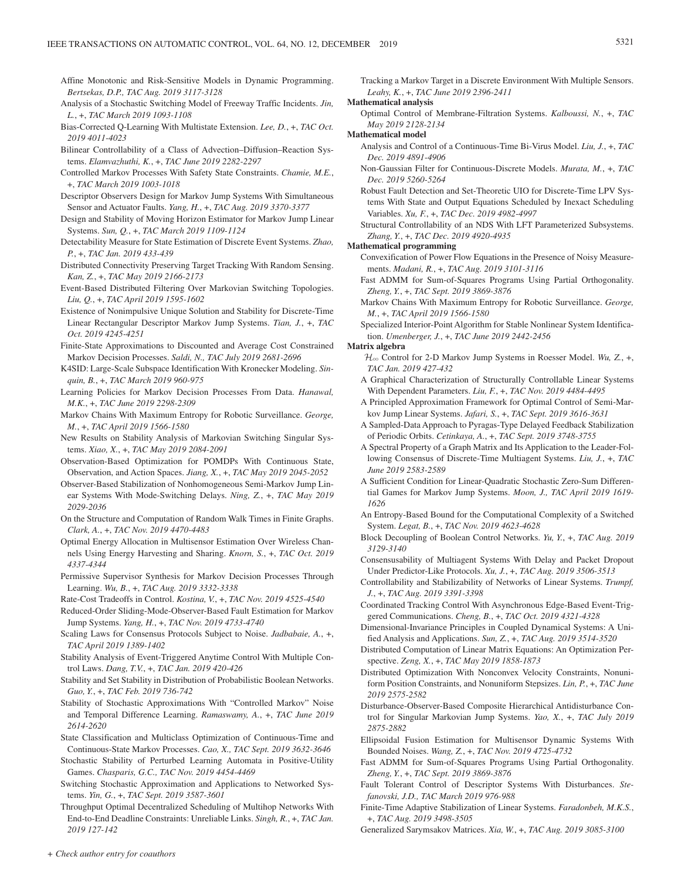Affine Monotonic and Risk-Sensitive Models in Dynamic Programming. *Bertsekas, D.P., TAC Aug. 2019 3117-3128*

Analysis of a Stochastic Switching Model of Freeway Traffic Incidents. *Jin, L., +, TAC March 2019 1093-1108*

Bias-Corrected Q-Learning With Multistate Extension. *Lee, D., +, TAC Oct. 2019 4011-4023*

Bilinear Controllability of a Class of Advection–Diffusion–Reaction Systems. *Elamvazhuthi, K., +, TAC June 2019 2282-2297*

Controlled Markov Processes With Safety State Constraints. *Chamie, M.E., +, TAC March 2019 1003-1018*

Descriptor Observers Design for Markov Jump Systems With Simultaneous Sensor and Actuator Faults. *Yang, H., +, TAC Aug. 2019 3370-3377*

Design and Stability of Moving Horizon Estimator for Markov Jump Linear Systems. *Sun, Q., +, TAC March 2019 1109-1124*

Detectability Measure for State Estimation of Discrete Event Systems. *Zhao, P., +, TAC Jan. 2019 433-439*

Distributed Connectivity Preserving Target Tracking With Random Sensing. *Kan, Z., +, TAC May 2019 2166-2173*

Event-Based Distributed Filtering Over Markovian Switching Topologies. *Liu, Q., +, TAC April 2019 1595-1602*

Existence of Nonimpulsive Unique Solution and Stability for Discrete-Time Linear Rectangular Descriptor Markov Jump Systems. *Tian, J., +, TAC Oct. 2019 4245-4251*

Finite-State Approximations to Discounted and Average Cost Constrained Markov Decision Processes. *Saldi, N., TAC July 2019 2681-2696*

K4SID: Large-Scale Subspace Identification With Kronecker Modeling. *Sinquin, B., +, TAC March 2019 960-975*

Learning Policies for Markov Decision Processes From Data. *Hanawal, M.K., +, TAC June 2019 2298-2309*

Markov Chains With Maximum Entropy for Robotic Surveillance. *George, M., +, TAC April 2019 1566-1580*

New Results on Stability Analysis of Markovian Switching Singular Systems. *Xiao, X., +, TAC May 2019 2084-2091*

Observation-Based Optimization for POMDPs With Continuous State, Observation, and Action Spaces. *Jiang, X., +, TAC May 2019 2045-2052*

Observer-Based Stabilization of Nonhomogeneous Semi-Markov Jump Linear Systems With Mode-Switching Delays. *Ning, Z., +, TAC May 2019 2029-2036*

On the Structure and Computation of Random Walk Times in Finite Graphs. *Clark, A., +, TAC Nov. 2019 4470-4483*

Optimal Energy Allocation in Multisensor Estimation Over Wireless Channels Using Energy Harvesting and Sharing. *Knorn, S., +, TAC Oct. 2019 4337-4344*

Permissive Supervisor Synthesis for Markov Decision Processes Through Learning. *Wu, B., +, TAC Aug. 2019 3332-3338*

Rate-Cost Tradeoffs in Control. *Kostina, V., +, TAC Nov. 2019 4525-4540*

Reduced-Order Sliding-Mode-Observer-Based Fault Estimation for Markov Jump Systems. *Yang, H., +, TAC Nov. 2019 4733-4740*

Scaling Laws for Consensus Protocols Subject to Noise. *Jadbabaie, A., +, TAC April 2019 1389-1402*

Stability Analysis of Event-Triggered Anytime Control With Multiple Control Laws. *Dang, T.V., +, TAC Jan. 2019 420-426*

Stability and Set Stability in Distribution of Probabilistic Boolean Networks. *Guo, Y., +, TAC Feb. 2019 736-742*

Stability of Stochastic Approximations With "Controlled Markov" Noise and Temporal Difference Learning. *Ramaswamy, A., +, TAC June 2019 2614-2620*

State Classification and Multiclass Optimization of Continuous-Time and Continuous-State Markov Processes. *Cao, X., TAC Sept. 2019 3632-3646*

Stochastic Stability of Perturbed Learning Automata in Positive-Utility Games. *Chasparis, G.C., TAC Nov. 2019 4454-4469*

Switching Stochastic Approximation and Applications to Networked Systems. *Yin, G., +, TAC Sept. 2019 3587-3601*

Throughput Optimal Decentralized Scheduling of Multihop Networks With End-to-End Deadline Constraints: Unreliable Links. *Singh, R., +, TAC Jan. 2019 127-142*

Tracking a Markov Target in a Discrete Environment With Multiple Sensors. *Leahy, K., +, TAC June 2019 2396-2411*

**Mathematical analysis**

Optimal Control of Membrane-Filtration Systems. *Kalboussi, N., +, TAC May 2019 2128-2134*

**Mathematical model**

Analysis and Control of a Continuous-Time Bi-Virus Model. *Liu, J., +, TAC Dec. 2019 4891-4906*

Non-Gaussian Filter for Continuous-Discrete Models. *Murata, M., +, TAC Dec. 2019 5260-5264*

Robust Fault Detection and Set-Theoretic UIO for Discrete-Time LPV Systems With State and Output Equations Scheduled by Inexact Scheduling Variables. *Xu, F., +, TAC Dec. 2019 4982-4997*

Structural Controllability of an NDS With LFT Parameterized Subsystems. *Zhang, Y., +, TAC Dec. 2019 4920-4935*

**Mathematical programming**

Convexification of Power Flow Equations in the Presence of Noisy Measurements. *Madani, R., +, TAC Aug. 2019 3101-3116*

Fast ADMM for Sum-of-Squares Programs Using Partial Orthogonality. *Zheng, Y., +, TAC Sept. 2019 3869-3876*

Markov Chains With Maximum Entropy for Robotic Surveillance. *George, M., +, TAC April 2019 1566-1580*

Specialized Interior-Point Algorithm for Stable Nonlinear System Identification. *Umenberger, J., +, TAC June 2019 2442-2456*

**Matrix algebra**

$\mathcal{H}_\infty$ Control for 2-D Markov Jump Systems in Roesser Model. *Wu, Z., +, TAC Jan. 2019 427-432*

A Graphical Characterization of Structurally Controllable Linear Systems With Dependent Parameters. *Liu, F., +, TAC Nov. 2019 4484-4495*

A Principled Approximation Framework for Optimal Control of Semi-Markov Jump Linear Systems. *Jafari, S., +, TAC Sept. 2019 3616-3631*

A Sampled-Data Approach to Pyragas-Type Delayed Feedback Stabilization of Periodic Orbits. *Cetinkaya, A., +, TAC Sept. 2019 3748-3755*

A Spectral Property of a Graph Matrix and Its Application to the Leader-Following Consensus of Discrete-Time Multiagent Systems. *Liu, J., +, TAC June 2019 2583-2589*

A Sufficient Condition for Linear-Quadratic Stochastic Zero-Sum Differential Games for Markov Jump Systems. *Moon, J., TAC April 2019 1619-1626*

An Entropy-Based Bound for the Computational Complexity of a Switched System. *Legat, B., +, TAC Nov. 2019 4623-4628*

Block Decoupling of Boolean Control Networks. *Yu, Y., +, TAC Aug. 2019 3129-3140*

Consensusability of Multiagent Systems With Delay and Packet Dropout Under Predictor-Like Protocols. *Xu, J., +, TAC Aug. 2019 3506-3513*

Controllability and Stabilizability of Networks of Linear Systems. *Trumpf, J., +, TAC Aug. 2019 3391-3398*

Coordinated Tracking Control With Asynchronous Edge-Based Event-Triggered Communications. *Cheng, B., +, TAC Oct. 2019 4321-4328*

Dimensional-Invariance Principles in Coupled Dynamical Systems: A Unified Analysis and Applications. *Sun, Z., +, TAC Aug. 2019 3514-3520*

Distributed Computation of Linear Matrix Equations: An Optimization Perspective. *Zeng, X., +, TAC May 2019 1858-1873*

Distributed Optimization With Nonconvex Velocity Constraints, Nonuniform Position Constraints, and Nonuniform Stepsizes. *Lin, P., +, TAC June 2019 2575-2582*

Disturbance-Observer-Based Composite Hierarchical Antidisturbance Control for Singular Markovian Jump Systems. *Yao, X., +, TAC July 2019 2875-2882*

Ellipsoidal Fusion Estimation for Multisensor Dynamic Systems With Bounded Noises. *Wang, Z., +, TAC Nov. 2019 4725-4732*

Fast ADMM for Sum-of-Squares Programs Using Partial Orthogonality. *Zheng, Y., +, TAC Sept. 2019 3869-3876*

Fault Tolerant Control of Descriptor Systems With Disturbances. *Stefanovski, J.D., TAC March 2019 976-988*

Finite-Time Adaptive Stabilization of Linear Systems. *Faradonbeh, M.K.S., +, TAC Aug. 2019 3498-3505*

Generalized Sarymsakov Matrices. *Xia, W., +, TAC Aug. 2019 3085-3100*

*+ Check author entry for coauthors*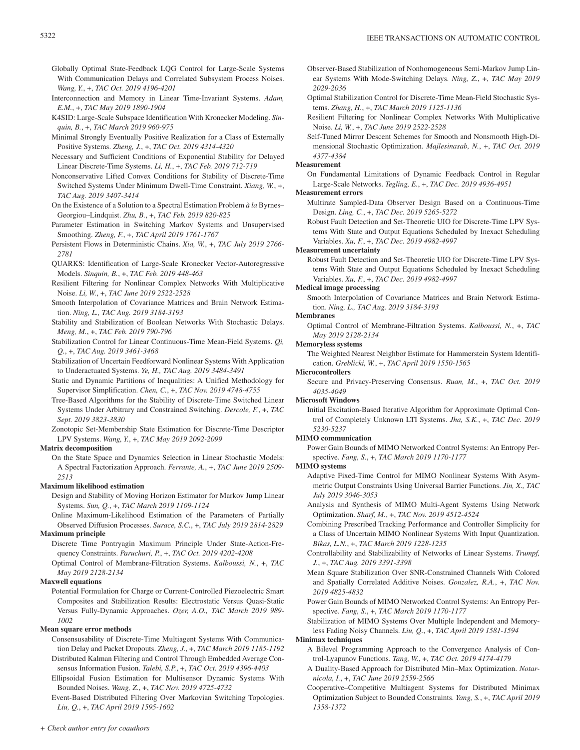Globally Optimal State-Feedback LQG Control for Large-Scale Systems With Communication Delays and Correlated Subsystem Process Noises. *Wang, Y.*, +, *TAC Oct. 2019 4196-4201*

Interconnection and Memory in Linear Time-Invariant Systems. *Adam, E.M.*, +, *TAC May 2019 1890-1904*

K4SID: Large-Scale Subspace Identification With Kronecker Modeling. *Sinquin, B.*, +, *TAC March 2019 960-975*

Minimal Strongly Eventually Positive Realization for a Class of Externally Positive Systems. *Zheng, J.*, +, *TAC Oct. 2019 4314-4320*

Necessary and Sufficient Conditions of Exponential Stability for Delayed Linear Discrete-Time Systems. *Li, H.*, +, *TAC Feb. 2019 712-719*

Nonconservative Lifted Convex Conditions for Stability of Discrete-Time Switched Systems Under Minimum Dwell-Time Constraint. *Xiang, W.*, +, *TAC Aug. 2019 3407-3414*

On the Existence of a Solution to a Spectral Estimation Problem *à la* Byrnes–Georgiou–Lindquist. *Zhu, B.*, +, *TAC Feb. 2019 820-825*

Parameter Estimation in Switching Markov Systems and Unsupervised Smoothing. *Zheng, F.*, +, *TAC April 2019 1761-1767*

Persistent Flows in Deterministic Chains. *Xia, W.*, +, *TAC July 2019 2766-2781*

QUARKS: Identification of Large-Scale Kronecker Vector-Autoregressive Models. *Sinquin, B.*, +, *TAC Feb. 2019 448-463*

Resilient Filtering for Nonlinear Complex Networks With Multiplicative Noise. *Li, W.*, +, *TAC June 2019 2522-2528*

Smooth Interpolation of Covariance Matrices and Brain Network Estimation. *Ning, L., TAC Aug. 2019 3184-3193*

Stability and Stabilization of Boolean Networks With Stochastic Delays. *Meng, M.*, +, *TAC Feb. 2019 790-796*

Stabilization Control for Linear Continuous-Time Mean-Field Systems. *Qi, Q.*, +, *TAC Aug. 2019 3461-3468*

Stabilization of Uncertain Feedforward Nonlinear Systems With Application to Underactuated Systems. *Ye, H., TAC Aug. 2019 3484-3491*

Static and Dynamic Partitions of Inequalities: A Unified Methodology for Supervisor Simplification. *Chen, C.*, +, *TAC Nov. 2019 4748-4755*

Tree-Based Algorithms for the Stability of Discrete-Time Switched Linear Systems Under Arbitrary and Constrained Switching. *Dercole, F.*, +, *TAC Sept. 2019 3823-3830*

Zonotopic Set-Membership State Estimation for Discrete-Time Descriptor LPV Systems. *Wang, Y.*, +, *TAC May 2019 2092-2099*

**Matrix decomposition**

On the State Space and Dynamics Selection in Linear Stochastic Models: A Spectral Factorization Approach. *Ferrante, A.*, +, *TAC June 2019 2509-2513*

**Maximum likelihood estimation**

Design and Stability of Moving Horizon Estimator for Markov Jump Linear Systems. *Sun, Q.*, +, *TAC March 2019 1109-1124*

Online Maximum-Likelihood Estimation of the Parameters of Partially Observed Diffusion Processes. *Surace, S.C.*, +, *TAC July 2019 2814-2829*

**Maximum principle**

Discrete Time Pontryagin Maximum Principle Under State-Action-Frequency Constraints. *Paruchuri, P.*, +, *TAC Oct. 2019 4202-4208*

Optimal Control of Membrane-Filtration Systems. *Kalboussi, N.*, +, *TAC May 2019 2128-2134*

**Maxwell equations**

Potential Formulation for Charge or Current-Controlled Piezoelectric Smart Composites and Stabilization Results: Electrostatic Versus Quasi-Static Versus Fully-Dynamic Approaches. *Ozer, A.O., TAC March 2019 989-1002*

**Mean square error methods**

Consensusability of Discrete-Time Multiagent Systems With Communication Delay and Packet Dropouts. *Zheng, J.*, +, *TAC March 2019 1185-1192*

Distributed Kalman Filtering and Control Through Embedded Average Consensus Information Fusion. *Talebi, S.P.*, +, *TAC Oct. 2019 4396-4403*

Ellipsoidal Fusion Estimation for Multisensor Dynamic Systems With Bounded Noises. *Wang, Z.*, +, *TAC Nov. 2019 4725-4732*

Event-Based Distributed Filtering Over Markovian Switching Topologies. *Liu, Q.*, +, *TAC April 2019 1595-1602*

Observer-Based Stabilization of Nonhomogeneous Semi-Markov Jump Linear Systems With Mode-Switching Delays. *Ning, Z.*, +, *TAC May 2019 2029-2036*

Optimal Stabilization Control for Discrete-Time Mean-Field Stochastic Systems. *Zhang, H.*, +, *TAC March 2019 1125-1136*

Resilient Filtering for Nonlinear Complex Networks With Multiplicative Noise. *Li, W.*, +, *TAC June 2019 2522-2528*

Self-Tuned Mirror Descent Schemes for Smooth and Nonsmooth High-Dimensional Stochastic Optimization. *Majlesinasab, N.*, +, *TAC Oct. 2019 4377-4384*

**Measurement**

On Fundamental Limitations of Dynamic Feedback Control in Regular Large-Scale Networks. *Tegling, E.*, +, *TAC Dec. 2019 4936-4951*

**Measurement errors**

Multirate Sampled-Data Observer Design Based on a Continuous-Time Design. *Ling, C.*, +, *TAC Dec. 2019 5265-5272*

Robust Fault Detection and Set-Theoretic UIO for Discrete-Time LPV Systems With State and Output Equations Scheduled by Inexact Scheduling Variables. *Xu, F.*, +, *TAC Dec. 2019 4982-4997*

**Measurement uncertainty**

Robust Fault Detection and Set-Theoretic UIO for Discrete-Time LPV Systems With State and Output Equations Scheduled by Inexact Scheduling Variables. *Xu, F.*, +, *TAC Dec. 2019 4982-4997*

**Medical image processing**

Smooth Interpolation of Covariance Matrices and Brain Network Estimation. *Ning, L., TAC Aug. 2019 3184-3193*

**Membranes**

Optimal Control of Membrane-Filtration Systems. *Kalboussi, N.*, +, *TAC May 2019 2128-2134*

**Memoryless systems**

The Weighted Nearest Neighbor Estimate for Hammerstein System Identification. *Greblicki, W.*, +, *TAC April 2019 1550-1565*

**Microcontrollers**

Secure and Privacy-Preserving Consensus. *Ruan, M.*, +, *TAC Oct. 2019 4035-4049*

**Microsoft Windows**

Initial Excitation-Based Iterative Algorithm for Approximate Optimal Control of Completely Unknown LTI Systems. *Jha, S.K.*, +, *TAC Dec. 2019 5230-5237*

**MIMO communication**

Power Gain Bounds of MIMO Networked Control Systems: An Entropy Perspective. *Fang, S.*, +, *TAC March 2019 1170-1177*

**MIMO systems**

Adaptive Fixed-Time Control for MIMO Nonlinear Systems With Asymmetric Output Constraints Using Universal Barrier Functions. *Jin, X., TAC July 2019 3046-3053*

Analysis and Synthesis of MIMO Multi-Agent Systems Using Network Optimization. *Sharf, M.*, +, *TAC Nov. 2019 4512-4524*

Combining Prescribed Tracking Performance and Controller Simplicity for a Class of Uncertain MIMO Nonlinear Systems With Input Quantization. *Bikas, L.N.*, +, *TAC March 2019 1228-1235*

Controllability and Stabilizability of Networks of Linear Systems. *Trumpf, J.*, +, *TAC Aug. 2019 3391-3398*

Mean Square Stabilization Over SNR-Constrained Channels With Colored and Spatially Correlated Additive Noises. *Gonzalez, R.A.*, +, *TAC Nov. 2019 4825-4832*

Power Gain Bounds of MIMO Networked Control Systems: An Entropy Perspective. *Fang, S.*, +, *TAC March 2019 1170-1177*

Stabilization of MIMO Systems Over Multiple Independent and Memoryless Fading Noisy Channels. *Liu, Q.*, +, *TAC April 2019 1581-1594*

**Minimax techniques**

A Bilevel Programming Approach to the Convergence Analysis of Control-Lyapunov Functions. *Tang, W.*, +, *TAC Oct. 2019 4174-4179*

A Duality-Based Approach for Distributed Min–Max Optimization. *Notarnicola, I.*, +, *TAC June 2019 2559-2566*

Cooperative–Competitive Multiagent Systems for Distributed Minimax Optimization Subject to Bounded Constraints. *Yang, S.*, +, *TAC April 2019 1358-1372*

*+ Check author entry for coauthors*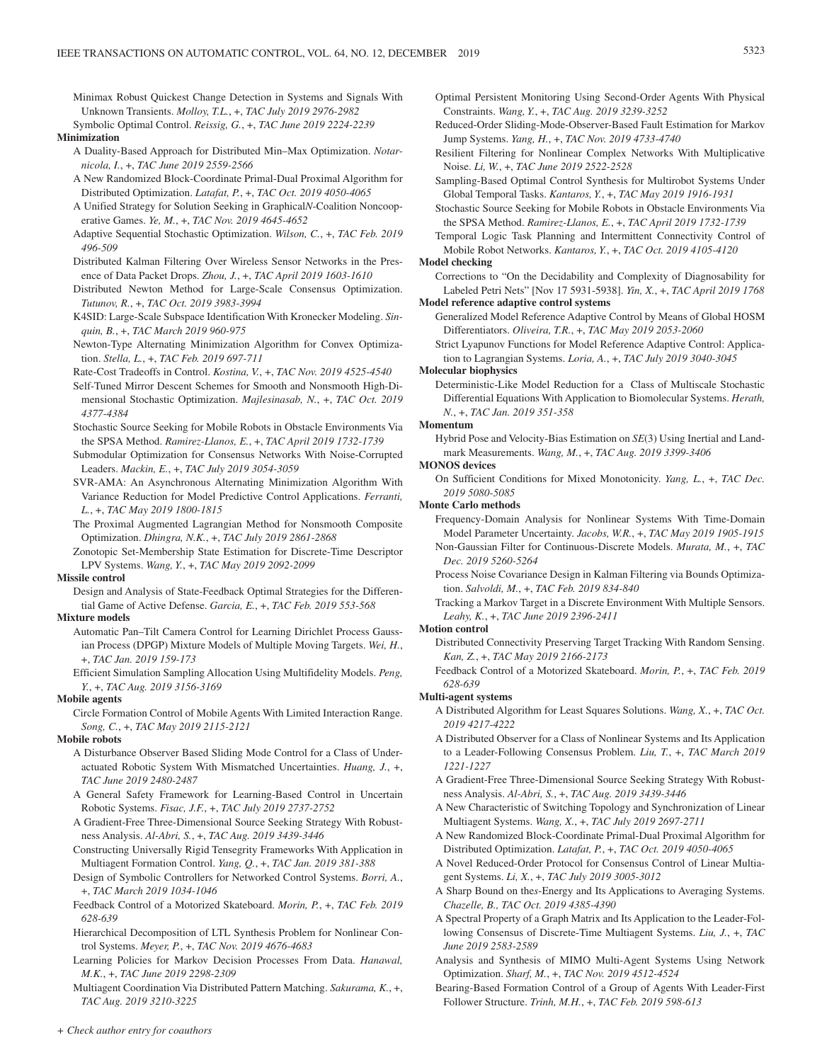Minimax Robust Quickest Change Detection in Systems and Signals With Unknown Transients. *Molloy, T.L.*, +, *TAC July 2019 2976-2982*

Symbolic Optimal Control. *Reissig, G.*, +, *TAC June 2019 2224-2239*

**Minimization**

A Duality-Based Approach for Distributed Min–Max Optimization. *Notarnicola, I.*, +, *TAC June 2019 2559-2566*

A New Randomized Block-Coordinate Primal-Dual Proximal Algorithm for Distributed Optimization. *Latafat, P.*, +, *TAC Oct. 2019 4050-4065*

A Unified Strategy for Solution Seeking in Graphical*N*-Coalition Noncooperative Games. *Ye, M.*, +, *TAC Nov. 2019 4645-4652*

Adaptive Sequential Stochastic Optimization. *Wilson, C.*, +, *TAC Feb. 2019 496-509*

Distributed Kalman Filtering Over Wireless Sensor Networks in the Presence of Data Packet Drops. *Zhou, J.*, +, *TAC April 2019 1603-1610*

Distributed Newton Method for Large-Scale Consensus Optimization. *Tutunov, R.*, +, *TAC Oct. 2019 3983-3994*

K4SID: Large-Scale Subspace Identification With Kronecker Modeling. *Sinquin, B.*, +, *TAC March 2019 960-975*

Newton-Type Alternating Minimization Algorithm for Convex Optimization. *Stella, L.*, +, *TAC Feb. 2019 697-711*

Rate-Cost Tradeoffs in Control. *Kostina, V.*, +, *TAC Nov. 2019 4525-4540*

Self-Tuned Mirror Descent Schemes for Smooth and Nonsmooth High-Dimensional Stochastic Optimization. *Majlesinasab, N.*, +, *TAC Oct. 2019 4377-4384*

Stochastic Source Seeking for Mobile Robots in Obstacle Environments Via the SPSA Method. *Ramirez-Llanos, E.*, +, *TAC April 2019 1732-1739*

Submodular Optimization for Consensus Networks With Noise-Corrupted Leaders. *Mackin, E.*, +, *TAC July 2019 3054-3059*

SVR-AMA: An Asynchronous Alternating Minimization Algorithm With Variance Reduction for Model Predictive Control Applications. *Ferranti, L.*, +, *TAC May 2019 1800-1815*

The Proximal Augmented Lagrangian Method for Nonsmooth Composite Optimization. *Dhingra, N.K.*, +, *TAC July 2019 2861-2868*

Zonotopic Set-Membership State Estimation for Discrete-Time Descriptor LPV Systems. *Wang, Y.*, +, *TAC May 2019 2092-2099*

**Missile control**

Design and Analysis of State-Feedback Optimal Strategies for the Differential Game of Active Defense. *Garcia, E.*, +, *TAC Feb. 2019 553-568*

**Mixture models**

Automatic Pan–Tilt Camera Control for Learning Dirichlet Process Gaussian Process (DPGP) Mixture Models of Multiple Moving Targets. *Wei, H.*, +, *TAC Jan. 2019 159-173*

Efficient Simulation Sampling Allocation Using Multifidelity Models. *Peng, Y.*, +, *TAC Aug. 2019 3156-3169*

**Mobile agents**

Circle Formation Control of Mobile Agents With Limited Interaction Range. *Song, C.*, +, *TAC May 2019 2115-2121*

**Mobile robots**

A Disturbance Observer Based Sliding Mode Control for a Class of Underactuated Robotic System With Mismatched Uncertainties. *Huang, J.*, +, *TAC June 2019 2480-2487*

A General Safety Framework for Learning-Based Control in Uncertain Robotic Systems. *Fisac, J.F.*, +, *TAC July 2019 2737-2752*

A Gradient-Free Three-Dimensional Source Seeking Strategy With Robustness Analysis. *Al-Abri, S.*, +, *TAC Aug. 2019 3439-3446*

Constructing Universally Rigid Tensegrity Frameworks With Application in Multiagent Formation Control. *Yang, Q.*, +, *TAC Jan. 2019 381-388*

Design of Symbolic Controllers for Networked Control Systems. *Borri, A.*, +, *TAC March 2019 1034-1046*

Feedback Control of a Motorized Skateboard. *Morin, P.*, +, *TAC Feb. 2019 628-639*

Hierarchical Decomposition of LTL Synthesis Problem for Nonlinear Control Systems. *Meyer, P.*, +, *TAC Nov. 2019 4676-4683*

Learning Policies for Markov Decision Processes From Data. *Hanawal, M.K.*, +, *TAC June 2019 2298-2309*

Multiagent Coordination Via Distributed Pattern Matching. *Sakurama, K.*, +, *TAC Aug. 2019 3210-3225*

Optimal Persistent Monitoring Using Second-Order Agents With Physical Constraints. *Wang, Y.*, +, *TAC Aug. 2019 3239-3252*

Reduced-Order Sliding-Mode-Observer-Based Fault Estimation for Markov Jump Systems. *Yang, H.*, +, *TAC Nov. 2019 4733-4740*

Resilient Filtering for Nonlinear Complex Networks With Multiplicative Noise. *Li, W.*, +, *TAC June 2019 2522-2528*

Sampling-Based Optimal Control Synthesis for Multirobot Systems Under Global Temporal Tasks. *Kantaros, Y.*, +, *TAC May 2019 1916-1931*

Stochastic Source Seeking for Mobile Robots in Obstacle Environments Via the SPSA Method. *Ramirez-Llanos, E.*, +, *TAC April 2019 1732-1739*

Temporal Logic Task Planning and Intermittent Connectivity Control of Mobile Robot Networks. *Kantaros, Y.*, +, *TAC Oct. 2019 4105-4120*

**Model checking**

Corrections to "On the Decidability and Complexity of Diagnosability for Labeled Petri Nets" [Nov 17 5931-5938]. *Yin, X.*, +, *TAC April 2019 1768*

**Model reference adaptive control systems**

Generalized Model Reference Adaptive Control by Means of Global HOSM Differentiators. *Oliveira, T.R.*, +, *TAC May 2019 2053-2060*

Strict Lyapunov Functions for Model Reference Adaptive Control: Application to Lagrangian Systems. *Loria, A.*, +, *TAC July 2019 3040-3045*

**Molecular biophysics**

Deterministic-Like Model Reduction for a Class of Multiscale Stochastic Differential Equations With Application to Biomolecular Systems. *Herath, N.*, +, *TAC Jan. 2019 351-358*

**Momentum**

Hybrid Pose and Velocity-Bias Estimation on *SE*(3) Using Inertial and Landmark Measurements. *Wang, M.*, +, *TAC Aug. 2019 3399-3406*

**MONOS devices**

On Sufficient Conditions for Mixed Monotonicity. *Yang, L.*, +, *TAC Dec. 2019 5080-5085*

**Monte Carlo methods**

Frequency-Domain Analysis for Nonlinear Systems With Time-Domain Model Parameter Uncertainty. *Jacobs, W.R.*, +, *TAC May 2019 1905-1915*

Non-Gaussian Filter for Continuous-Discrete Models. *Murata, M.*, +, *TAC Dec. 2019 5260-5264*

Process Noise Covariance Design in Kalman Filtering via Bounds Optimization. *Salvoldi, M.*, +, *TAC Feb. 2019 834-840*

Tracking a Markov Target in a Discrete Environment With Multiple Sensors. *Leahy, K.*, +, *TAC June 2019 2396-2411*

**Motion control**

Distributed Connectivity Preserving Target Tracking With Random Sensing. *Kan, Z.*, +, *TAC May 2019 2166-2173*

Feedback Control of a Motorized Skateboard. *Morin, P.*, +, *TAC Feb. 2019 628-639*

**Multi-agent systems**

A Distributed Algorithm for Least Squares Solutions. *Wang, X.*, +, *TAC Oct. 2019 4217-4222*

A Distributed Observer for a Class of Nonlinear Systems and Its Application to a Leader-Following Consensus Problem. *Liu, T.*, +, *TAC March 2019 1221-1227*

A Gradient-Free Three-Dimensional Source Seeking Strategy With Robustness Analysis. *Al-Abri, S.*, +, *TAC Aug. 2019 3439-3446*

A New Characteristic of Switching Topology and Synchronization of Linear Multiagent Systems. *Wang, X.*, +, *TAC July 2019 2697-2711*

A New Randomized Block-Coordinate Primal-Dual Proximal Algorithm for Distributed Optimization. *Latafat, P.*, +, *TAC Oct. 2019 4050-4065*

A Novel Reduced-Order Protocol for Consensus Control of Linear Multiagent Systems. *Li, X.*, +, *TAC July 2019 3005-3012*

A Sharp Bound on the*s*-Energy and Its Applications to Averaging Systems. *Chazelle, B.*, *TAC Oct. 2019 4385-4390*

A Spectral Property of a Graph Matrix and Its Application to the Leader-Following Consensus of Discrete-Time Multiagent Systems. *Liu, J.*, +, *TAC June 2019 2583-2589*

Analysis and Synthesis of MIMO Multi-Agent Systems Using Network Optimization. *Sharf, M.*, +, *TAC Nov. 2019 4512-4524*

Bearing-Based Formation Control of a Group of Agents With Leader-First Follower Structure. *Trinh, M.H.*, +, *TAC Feb. 2019 598-613*

*+ Check author entry for coauthors*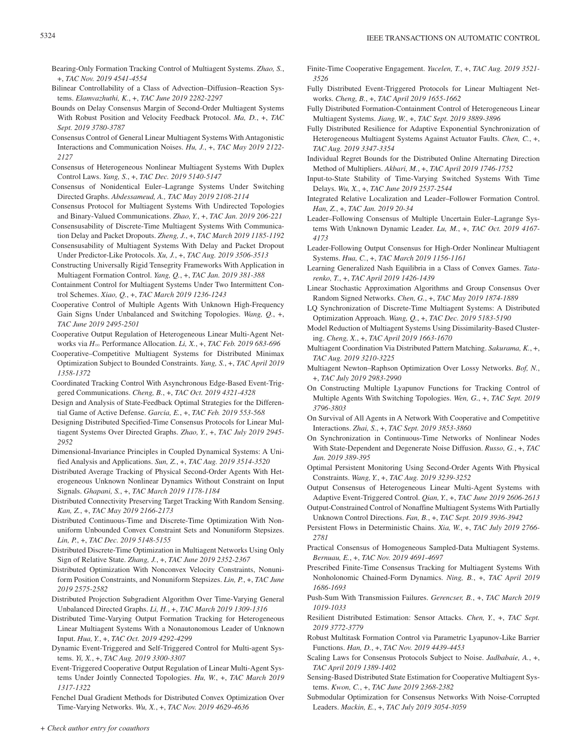Bearing-Only Formation Tracking Control of Multiagent Systems. *Zhao, S.*, +, *TAC Nov. 2019 4541-4554*

Bilinear Controllability of a Class of Advection–Diffusion–Reaction Systems. *Elamvazhuthi, K.*, +, *TAC June 2019 2282-2297*

Bounds on Delay Consensus Margin of Second-Order Multiagent Systems With Robust Position and Velocity Feedback Protocol. *Ma, D.*, +, *TAC Sept. 2019 3780-3787*

Consensus Control of General Linear Multiagent Systems With Antagonistic Interactions and Communication Noises. *Hu, J.*, +, *TAC May 2019 2122-2127*

Consensus of Heterogeneous Nonlinear Multiagent Systems With Duplex Control Laws. *Yang, S.*, +, *TAC Dec. 2019 5140-5147*

Consensus of Nonidentical Euler–Lagrange Systems Under Switching Directed Graphs. *Abdessameud, A., TAC May 2019 2108-2114*

Consensus Protocol for Multiagent Systems With Undirected Topologies and Binary-Valued Communications. *Zhao, Y.*, +, *TAC Jan. 2019 206-221*

Consensusability of Discrete-Time Multiagent Systems With Communication Delay and Packet Dropouts. *Zheng, J.*, +, *TAC March 2019 1185-1192*

Consensusability of Multiagent Systems With Delay and Packet Dropout Under Predictor-Like Protocols. *Xu, J.*, +, *TAC Aug. 2019 3506-3513*

Constructing Universally Rigid Tensegrity Frameworks With Application in Multiagent Formation Control. *Yang, Q.*, +, *TAC Jan. 2019 381-388*

Containment Control for Multiagent Systems Under Two Intermittent Control Schemes. *Xiao, Q.*, +, *TAC March 2019 1236-1243*

Cooperative Control of Multiple Agents With Unknown High-Frequency Gain Signs Under Unbalanced and Switching Topologies. *Wang, Q.*, +, *TAC June 2019 2495-2501*

Cooperative Output Regulation of Heterogeneous Linear Multi-Agent Networks via $H_\infty$ Performance Allocation. *Li, X.*, +, *TAC Feb. 2019 683-696*

Cooperative–Competitive Multiagent Systems for Distributed Minimax Optimization Subject to Bounded Constraints. *Yang, S.*, +, *TAC April 2019 1358-1372*

Coordinated Tracking Control With Asynchronous Edge-Based Event-Triggered Communications. *Cheng, B.*, +, *TAC Oct. 2019 4321-4328*

Design and Analysis of State-Feedback Optimal Strategies for the Differential Game of Active Defense. *Garcia, E.*, +, *TAC Feb. 2019 553-568*

Designing Distributed Specified-Time Consensus Protocols for Linear Multiagent Systems Over Directed Graphs. *Zhao, Y.*, +, *TAC July 2019 2945-2952*

Dimensional-Invariance Principles in Coupled Dynamical Systems: A Unified Analysis and Applications. *Sun, Z.*, +, *TAC Aug. 2019 3514-3520*

Distributed Average Tracking of Physical Second-Order Agents With Heterogeneous Unknown Nonlinear Dynamics Without Constraint on Input Signals. *Ghapani, S.*, +, *TAC March 2019 1178-1184*

Distributed Connectivity Preserving Target Tracking With Random Sensing. *Kan, Z.*, +, *TAC May 2019 2166-2173*

Distributed Continuous-Time and Discrete-Time Optimization With Nonuniform Unbounded Convex Constraint Sets and Nonuniform Stepsizes. *Lin, P.*, +, *TAC Dec. 2019 5148-5155*

Distributed Discrete-Time Optimization in Multiagent Networks Using Only Sign of Relative State. *Zhang, J.*, +, *TAC June 2019 2352-2367*

Distributed Optimization With Nonconvex Velocity Constraints, Nonuniform Position Constraints, and Nonuniform Stepsizes. *Lin, P.*, +, *TAC June 2019 2575-2582*

Distributed Projection Subgradient Algorithm Over Time-Varying General Unbalanced Directed Graphs. *Li, H.*, +, *TAC March 2019 1309-1316*

Distributed Time-Varying Output Formation Tracking for Heterogeneous Linear Multiagent Systems With a Nonautonomous Leader of Unknown Input. *Hua, Y.*, +, *TAC Oct. 2019 4292-4299*

Dynamic Event-Triggered and Self-Triggered Control for Multi-agent Systems. *Yi, X.*, +, *TAC Aug. 2019 3300-3307*

Event-Triggered Cooperative Output Regulation of Linear Multi-Agent Systems Under Jointly Connected Topologies. *Hu, W.*, +, *TAC March 2019 1317-1322*

Fenchel Dual Gradient Methods for Distributed Convex Optimization Over Time-Varying Networks. *Wu, X.*, +, *TAC Nov. 2019 4629-4636*

Finite-Time Cooperative Engagement. *Yucelen, T.*, +, *TAC Aug. 2019 3521-3526*

Fully Distributed Event-Triggered Protocols for Linear Multiagent Networks. *Cheng, B.*, +, *TAC April 2019 1655-1662*

Fully Distributed Formation-Containment Control of Heterogeneous Linear Multiagent Systems. *Jiang, W.*, +, *TAC Sept. 2019 3889-3896*

Fully Distributed Resilience for Adaptive Exponential Synchronization of Heterogeneous Multiagent Systems Against Actuator Faults. *Chen, C.*, +, *TAC Aug. 2019 3347-3354*

Individual Regret Bounds for the Distributed Online Alternating Direction Method of Multipliers. *Akbari, M.*, +, *TAC April 2019 1746-1752*

Input-to-State Stability of Time-Varying Switched Systems With Time Delays. *Wu, X.*, +, *TAC June 2019 2537-2544*

Integrated Relative Localization and Leader–Follower Formation Control. *Han, Z.*, +, *TAC Jan. 2019 20-34*

Leader–Following Consensus of Multiple Uncertain Euler–Lagrange Systems With Unknown Dynamic Leader. *Lu, M.*, +, *TAC Oct. 2019 4167-4173*

Leader-Following Output Consensus for High-Order Nonlinear Multiagent Systems. *Hua, C.*, +, *TAC March 2019 1156-1161*

Learning Generalized Nash Equilibria in a Class of Convex Games. *Tatarenko, T.*, +, *TAC April 2019 1426-1439*

Linear Stochastic Approximation Algorithms and Group Consensus Over Random Signed Networks. *Chen, G.*, +, *TAC May 2019 1874-1889*

LQ Synchronization of Discrete-Time Multiagent Systems: A Distributed Optimization Approach. *Wang, Q.*, +, *TAC Dec. 2019 5183-5190*

Model Reduction of Multiagent Systems Using Dissimilarity-Based Clustering. *Cheng, X.*, +, *TAC April 2019 1663-1670*

Multiagent Coordination Via Distributed Pattern Matching. *Sakurama, K.*, +, *TAC Aug. 2019 3210-3225*

Multiagent Newton–Raphson Optimization Over Lossy Networks. *Bof, N.*, +, *TAC July 2019 2983-2990*

On Constructing Multiple Lyapunov Functions for Tracking Control of Multiple Agents With Switching Topologies. *Wen, G.*, +, *TAC Sept. 2019 3796-3803*

On Survival of All Agents in A Network With Cooperative and Competitive Interactions. *Zhai, S.*, +, *TAC Sept. 2019 3853-3860*

On Synchronization in Continuous-Time Networks of Nonlinear Nodes With State-Dependent and Degenerate Noise Diffusion. *Russo, G.*, +, *TAC Jan. 2019 389-395*

Optimal Persistent Monitoring Using Second-Order Agents With Physical Constraints. *Wang, Y.*, +, *TAC Aug. 2019 3239-3252*

Output Consensus of Heterogeneous Linear Multi-Agent Systems with Adaptive Event-Triggered Control. *Qian, Y.*, +, *TAC June 2019 2606-2613*

Output-Constrained Control of Nonaffine Multiagent Systems With Partially Unknown Control Directions. *Fan, B.*, +, *TAC Sept. 2019 3936-3942*

Persistent Flows in Deterministic Chains. *Xia, W.*, +, *TAC July 2019 2766-2781*

Practical Consensus of Homogeneous Sampled-Data Multiagent Systems. *Bernuau, E.*, +, *TAC Nov. 2019 4691-4697*

Prescribed Finite-Time Consensus Tracking for Multiagent Systems With Nonholonomic Chained-Form Dynamics. *Ning, B.*, +, *TAC April 2019 1686-1693*

Push-Sum With Transmission Failures. *Gerencser, B.*, +, *TAC March 2019 1019-1033*

Resilient Distributed Estimation: Sensor Attacks. *Chen, Y.*, +, *TAC Sept. 2019 3772-3779*

Robust Multitask Formation Control via Parametric Lyapunov-Like Barrier Functions. *Han, D.*, +, *TAC Nov. 2019 4439-4453*

Scaling Laws for Consensus Protocols Subject to Noise. *Jadbabaie, A.*, +, *TAC April 2019 1389-1402*

Sensing-Based Distributed State Estimation for Cooperative Multiagent Systems. *Kwon, C.*, +, *TAC June 2019 2368-2382*

Submodular Optimization for Consensus Networks With Noise-Corrupted Leaders. *Mackin, E.*, +, *TAC July 2019 3054-3059*

*+ Check author entry for coauthors*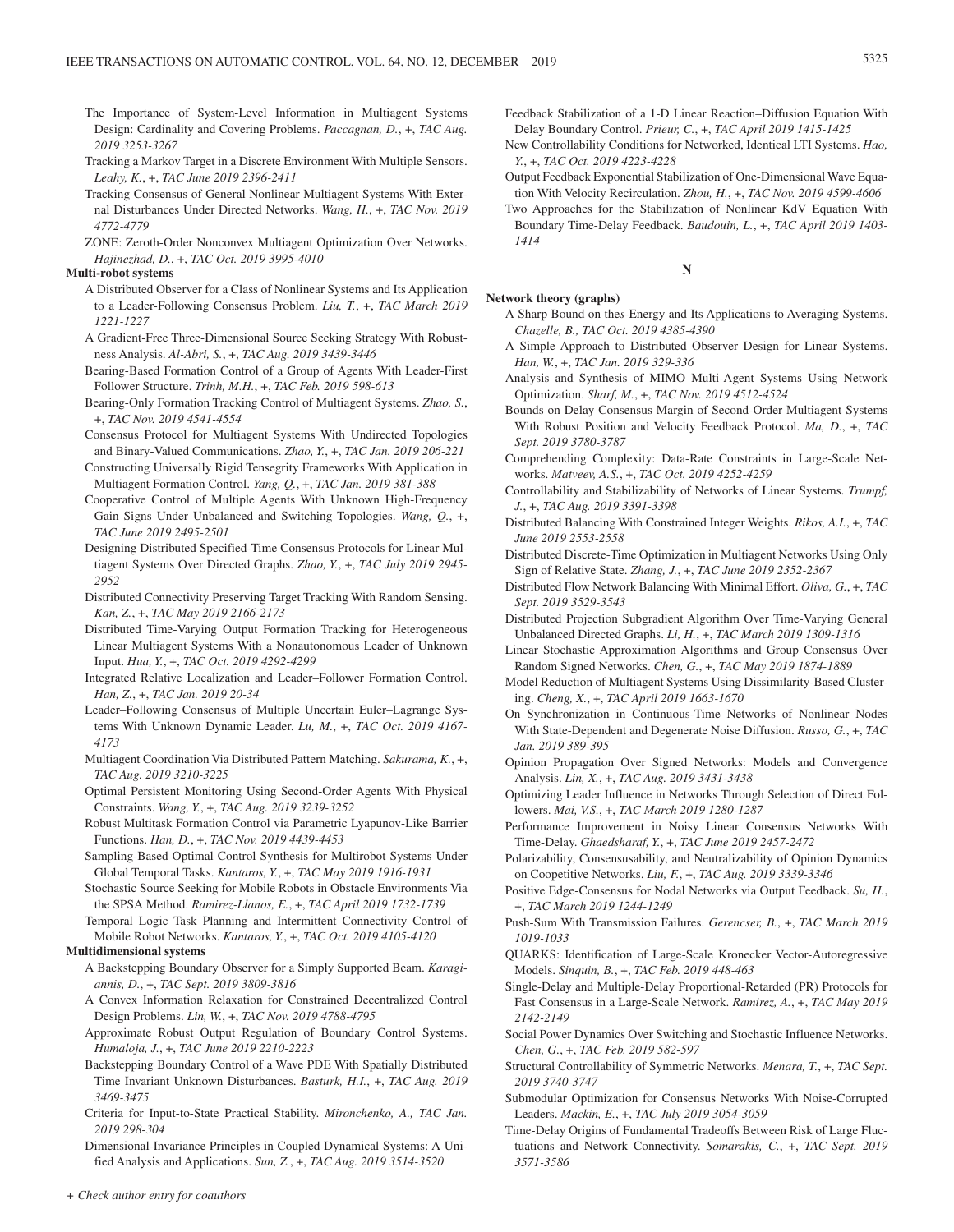The Importance of System-Level Information in Multiagent Systems Design: Cardinality and Covering Problems. *Paccagnan, D.*, +, *TAC Aug. 2019 3253-3267*

Tracking a Markov Target in a Discrete Environment With Multiple Sensors. *Leahy, K.*, +, *TAC June 2019 2396-2411*

Tracking Consensus of General Nonlinear Multiagent Systems With External Disturbances Under Directed Networks. *Wang, H.*, +, *TAC Nov. 2019 4772-4779*

ZONE: Zeroth-Order Nonconvex Multiagent Optimization Over Networks. *Hajinezhad, D.*, +, *TAC Oct. 2019 3995-4010*

**Multi-robot systems**

A Distributed Observer for a Class of Nonlinear Systems and Its Application to a Leader-Following Consensus Problem. *Liu, T.*, +, *TAC March 2019 1221-1227*

A Gradient-Free Three-Dimensional Source Seeking Strategy With Robustness Analysis. *Al-Abri, S.*, +, *TAC Aug. 2019 3439-3446*

Bearing-Based Formation Control of a Group of Agents With Leader-First Follower Structure. *Trinh, M.H.*, +, *TAC Feb. 2019 598-613*

Bearing-Only Formation Tracking Control of Multiagent Systems. *Zhao, S.*, +, *TAC Nov. 2019 4541-4554*

Consensus Protocol for Multiagent Systems With Undirected Topologies and Binary-Valued Communications. *Zhao, Y.*, +, *TAC Jan. 2019 206-221*

Constructing Universally Rigid Tensegrity Frameworks With Application in Multiagent Formation Control. *Yang, Q.*, +, *TAC Jan. 2019 381-388*

Cooperative Control of Multiple Agents With Unknown High-Frequency Gain Signs Under Unbalanced and Switching Topologies. *Wang, Q.*, +, *TAC June 2019 2495-2501*

Designing Distributed Specified-Time Consensus Protocols for Linear Multiagent Systems Over Directed Graphs. *Zhao, Y.*, +, *TAC July 2019 2945-2952*

Distributed Connectivity Preserving Target Tracking With Random Sensing. *Kan, Z.*, +, *TAC May 2019 2166-2173*

Distributed Time-Varying Output Formation Tracking for Heterogeneous Linear Multiagent Systems With a Nonautonomous Leader of Unknown Input. *Hua, Y.*, +, *TAC Oct. 2019 4292-4299*

Integrated Relative Localization and Leader–Follower Formation Control. *Han, Z.*, +, *TAC Jan. 2019 20-34*

Leader–Following Consensus of Multiple Uncertain Euler–Lagrange Systems With Unknown Dynamic Leader. *Lu, M.*, +, *TAC Oct. 2019 4167-4173*

Multiagent Coordination Via Distributed Pattern Matching. *Sakurama, K.*, +, *TAC Aug. 2019 3210-3225*

Optimal Persistent Monitoring Using Second-Order Agents With Physical Constraints. *Wang, Y.*, +, *TAC Aug. 2019 3239-3252*

Robust Multitask Formation Control via Parametric Lyapunov-Like Barrier Functions. *Han, D.*, +, *TAC Nov. 2019 4439-4453*

Sampling-Based Optimal Control Synthesis for Multirobot Systems Under Global Temporal Tasks. *Kantaros, Y.*, +, *TAC May 2019 1916-1931*

Stochastic Source Seeking for Mobile Robots in Obstacle Environments Via the SPSA Method. *Ramirez-Llanos, E.*, +, *TAC April 2019 1732-1739*

Temporal Logic Task Planning and Intermittent Connectivity Control of Mobile Robot Networks. *Kantaros, Y.*, +, *TAC Oct. 2019 4105-4120*

**Multidimensional systems**

A Backstepping Boundary Observer for a Simply Supported Beam. *Karagiannis, D.*, +, *TAC Sept. 2019 3809-3816*

A Convex Information Relaxation for Constrained Decentralized Control Design Problems. *Lin, W.*, +, *TAC Nov. 2019 4788-4795*

Approximate Robust Output Regulation of Boundary Control Systems. *Humaloja, J.*, +, *TAC June 2019 2210-2223*

Backstepping Boundary Control of a Wave PDE With Spatially Distributed Time Invariant Unknown Disturbances. *Basturk, H.I.*, +, *TAC Aug. 2019 3469-3475*

Criteria for Input-to-State Practical Stability. *Mironchenko, A., TAC Jan. 2019 298-304*

Dimensional-Invariance Principles in Coupled Dynamical Systems: A Unified Analysis and Applications. *Sun, Z.*, +, *TAC Aug. 2019 3514-3520*

Feedback Stabilization of a 1-D Linear Reaction–Diffusion Equation With Delay Boundary Control. *Prieur, C.*, +, *TAC April 2019 1415-1425*

New Controllability Conditions for Networked, Identical LTI Systems. *Hao, Y.*, +, *TAC Oct. 2019 4223-4228*

Output Feedback Exponential Stabilization of One-Dimensional Wave Equation With Velocity Recirculation. *Zhou, H.*, +, *TAC Nov. 2019 4599-4606*

Two Approaches for the Stabilization of Nonlinear KdV Equation With Boundary Time-Delay Feedback. *Baudouin, L.*, +, *TAC April 2019 1403-1414*

## N

**Network theory (graphs)**

A Sharp Bound on the*s*-Energy and Its Applications to Averaging Systems. *Chazelle, B., TAC Oct. 2019 4385-4390*

A Simple Approach to Distributed Observer Design for Linear Systems. *Han, W.*, +, *TAC Jan. 2019 329-336*

Analysis and Synthesis of MIMO Multi-Agent Systems Using Network Optimization. *Sharf, M.*, +, *TAC Nov. 2019 4512-4524*

Bounds on Delay Consensus Margin of Second-Order Multiagent Systems With Robust Position and Velocity Feedback Protocol. *Ma, D.*, +, *TAC Sept. 2019 3780-3787*

Comprehending Complexity: Data-Rate Constraints in Large-Scale Networks. *Matveev, A.S.*, +, *TAC Oct. 2019 4252-4259*

Controllability and Stabilizability of Networks of Linear Systems. *Trumpf, J.*, +, *TAC Aug. 2019 3391-3398*

Distributed Balancing With Constrained Integer Weights. *Rikos, A.I.*, +, *TAC June 2019 2553-2558*

Distributed Discrete-Time Optimization in Multiagent Networks Using Only Sign of Relative State. *Zhang, J.*, +, *TAC June 2019 2352-2367*

Distributed Flow Network Balancing With Minimal Effort. *Oliva, G.*, +, *TAC Sept. 2019 3529-3543*

Distributed Projection Subgradient Algorithm Over Time-Varying General Unbalanced Directed Graphs. *Li, H.*, +, *TAC March 2019 1309-1316*

Linear Stochastic Approximation Algorithms and Group Consensus Over Random Signed Networks. *Chen, G.*, +, *TAC May 2019 1874-1889*

Model Reduction of Multiagent Systems Using Dissimilarity-Based Clustering. *Cheng, X.*, +, *TAC April 2019 1663-1670*

On Synchronization in Continuous-Time Networks of Nonlinear Nodes With State-Dependent and Degenerate Noise Diffusion. *Russo, G.*, +, *TAC Jan. 2019 389-395*

Opinion Propagation Over Signed Networks: Models and Convergence Analysis. *Lin, X.*, +, *TAC Aug. 2019 3431-3438*

Optimizing Leader Influence in Networks Through Selection of Direct Followers. *Mai, V.S.*, +, *TAC March 2019 1280-1287*

Performance Improvement in Noisy Linear Consensus Networks With Time-Delay. *Ghaedsharaf, Y.*, +, *TAC June 2019 2457-2472*

Polarizability, Consensusability, and Neutralizability of Opinion Dynamics on Coopetitive Networks. *Liu, F.*, +, *TAC Aug. 2019 3339-3346*

Positive Edge-Consensus for Nodal Networks via Output Feedback. *Su, H.*, +, *TAC March 2019 1244-1249*

Push-Sum With Transmission Failures. *Gerencser, B.*, +, *TAC March 2019 1019-1033*

QUARKS: Identification of Large-Scale Kronecker Vector-Autoregressive Models. *Sinquin, B.*, +, *TAC Feb. 2019 448-463*

Single-Delay and Multiple-Delay Proportional-Retarded (PR) Protocols for Fast Consensus in a Large-Scale Network. *Ramirez, A.*, +, *TAC May 2019 2142-2149*

Social Power Dynamics Over Switching and Stochastic Influence Networks. *Chen, G.*, +, *TAC Feb. 2019 582-597*

Structural Controllability of Symmetric Networks. *Menara, T.*, +, *TAC Sept. 2019 3740-3747*

Submodular Optimization for Consensus Networks With Noise-Corrupted Leaders. *Mackin, E.*, +, *TAC July 2019 3054-3059*

Time-Delay Origins of Fundamental Tradeoffs Between Risk of Large Fluctuations and Network Connectivity. *Somarakis, C.*, +, *TAC Sept. 2019 3571-3586*

*+ Check author entry for coauthors*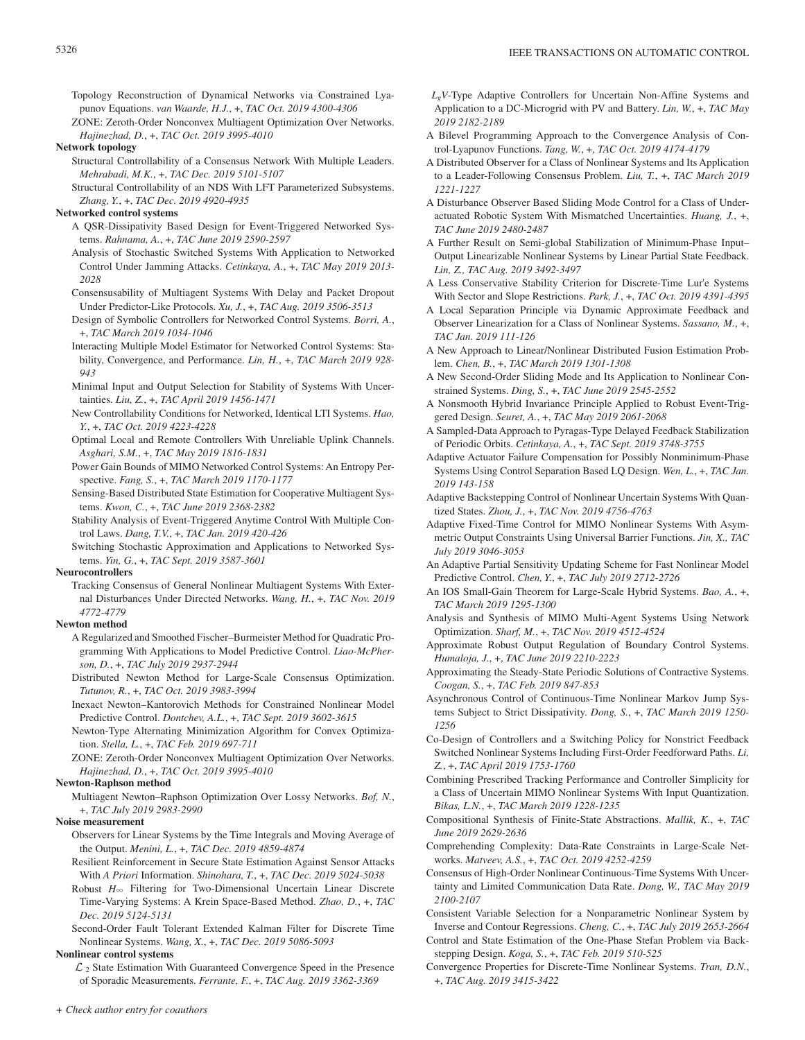Topology Reconstruction of Dynamical Networks via Constrained Lyapunov Equations. *van Waarde, H.J.*, +, *TAC Oct. 2019 4300-4306*

ZONE: Zeroth-Order Nonconvex Multiagent Optimization Over Networks. *Hajinezhad, D.*, +, *TAC Oct. 2019 3995-4010*

**Network topology**

Structural Controllability of a Consensus Network With Multiple Leaders. *Mehrabadi, M.K.*, +, *TAC Dec. 2019 5101-5107*

Structural Controllability of an NDS With LFT Parameterized Subsystems. *Zhang, Y.*, +, *TAC Dec. 2019 4920-4935*

**Networked control systems**

A QSR-Dissipativity Based Design for Event-Triggered Networked Systems. *Rahnama, A.*, +, *TAC June 2019 2590-2597*

Analysis of Stochastic Switched Systems With Application to Networked Control Under Jamming Attacks. *Cetinkaya, A.*, +, *TAC May 2019 2013-2028*

Consensusability of Multiagent Systems With Delay and Packet Dropout Under Predictor-Like Protocols. *Xu, J.*, +, *TAC Aug. 2019 3506-3513*

Design of Symbolic Controllers for Networked Control Systems. *Borri, A.*, +, *TAC March 2019 1034-1046*

Interacting Multiple Model Estimator for Networked Control Systems: Stability, Convergence, and Performance. *Lin, H.*, +, *TAC March 2019 928-943*

Minimal Input and Output Selection for Stability of Systems With Uncertainties. *Liu, Z.*, +, *TAC April 2019 1456-1471*

New Controllability Conditions for Networked, Identical LTI Systems. *Hao, Y.*, +, *TAC Oct. 2019 4223-4228*

Optimal Local and Remote Controllers With Unreliable Uplink Channels. *Asghari, S.M.*, +, *TAC May 2019 1816-1831*

Power Gain Bounds of MIMO Networked Control Systems: An Entropy Perspective. *Fang, S.*, +, *TAC March 2019 1170-1177*

Sensing-Based Distributed State Estimation for Cooperative Multiagent Systems. *Kwon, C.*, +, *TAC June 2019 2368-2382*

Stability Analysis of Event-Triggered Anytime Control With Multiple Control Laws. *Dang, T.V.*, +, *TAC Jan. 2019 420-426*

Switching Stochastic Approximation and Applications to Networked Systems. *Yin, G.*, +, *TAC Sept. 2019 3587-3601*

**Neurocontrollers**

Tracking Consensus of General Nonlinear Multiagent Systems With External Disturbances Under Directed Networks. *Wang, H.*, +, *TAC Nov. 2019 4772-4779*

**Newton method**

A Regularized and Smoothed Fischer–Burmeister Method for Quadratic Programming With Applications to Model Predictive Control. *Liao-McPherson, D.*, +, *TAC July 2019 2937-2944*

Distributed Newton Method for Large-Scale Consensus Optimization. *Tutunov, R.*, +, *TAC Oct. 2019 3983-3994*

Inexact Newton–Kantorovich Methods for Constrained Nonlinear Model Predictive Control. *Dontchev, A.L.*, +, *TAC Sept. 2019 3602-3615*

Newton-Type Alternating Minimization Algorithm for Convex Optimization. *Stella, L.*, +, *TAC Feb. 2019 697-711*

ZONE: Zeroth-Order Nonconvex Multiagent Optimization Over Networks. *Hajinezhad, D.*, +, *TAC Oct. 2019 3995-4010*

**Newton-Raphson method**

Multiagent Newton–Raphson Optimization Over Lossy Networks. *Bof, N.*, +, *TAC July 2019 2983-2990*

**Noise measurement**

Observers for Linear Systems by the Time Integrals and Moving Average of the Output. *Menini, L.*, +, *TAC Dec. 2019 4859-4874*

Resilient Reinforcement in Secure State Estimation Against Sensor Attacks With *A Priori* Information. *Shinohara, T.*, +, *TAC Dec. 2019 5024-5038*

Robust $H_\infty$ Filtering for Two-Dimensional Uncertain Linear Discrete Time-Varying Systems: A Krein Space-Based Method. *Zhao, D.*, +, *TAC Dec. 2019 5124-5131*

Second-Order Fault Tolerant Extended Kalman Filter for Discrete Time Nonlinear Systems. *Wang, X.*, +, *TAC Dec. 2019 5086-5093*

**Nonlinear control systems**

$\mathcal{L}_2$ State Estimation With Guaranteed Convergence Speed in the Presence of Sporadic Measurements. *Ferrante, F.*, +, *TAC Aug. 2019 3362-3369*

$L_gV$-Type Adaptive Controllers for Uncertain Non-Affine Systems and Application to a DC-Microgrid with PV and Battery. *Lin, W.*, +, *TAC May 2019 2182-2189*

A Bilevel Programming Approach to the Convergence Analysis of Control-Lyapunov Functions. *Tang, W.*, +, *TAC Oct. 2019 4174-4179*

A Distributed Observer for a Class of Nonlinear Systems and Its Application to a Leader-Following Consensus Problem. *Liu, T.*, +, *TAC March 2019 1221-1227*

A Disturbance Observer Based Sliding Mode Control for a Class of Underactuated Robotic System With Mismatched Uncertainties. *Huang, J.*, +, *TAC June 2019 2480-2487*

A Further Result on Semi-global Stabilization of Minimum-Phase Input–Output Linearizable Nonlinear Systems by Linear Partial State Feedback. *Lin, Z.*, *TAC Aug. 2019 3492-3497*

A Less Conservative Stability Criterion for Discrete-Time Lur'e Systems With Sector and Slope Restrictions. *Park, J.*, +, *TAC Oct. 2019 4391-4395*

A Local Separation Principle via Dynamic Approximate Feedback and Observer Linearization for a Class of Nonlinear Systems. *Sassano, M.*, +, *TAC Jan. 2019 111-126*

A New Approach to Linear/Nonlinear Distributed Fusion Estimation Problem. *Chen, B.*, +, *TAC March 2019 1301-1308*

A New Second-Order Sliding Mode and Its Application to Nonlinear Constrained Systems. *Ding, S.*, +, *TAC June 2019 2545-2552*

A Nonsmooth Hybrid Invariance Principle Applied to Robust Event-Triggered Design. *Seuret, A.*, +, *TAC May 2019 2061-2068*

A Sampled-Data Approach to Pyragas-Type Delayed Feedback Stabilization of Periodic Orbits. *Cetinkaya, A.*, +, *TAC Sept. 2019 3748-3755*

Adaptive Actuator Failure Compensation for Possibly Nonminimum-Phase Systems Using Control Separation Based LQ Design. *Wen, L.*, +, *TAC Jan. 2019 143-158*

Adaptive Backstepping Control of Nonlinear Uncertain Systems With Quantized States. *Zhou, J.*, +, *TAC Nov. 2019 4756-4763*

Adaptive Fixed-Time Control for MIMO Nonlinear Systems With Asymmetric Output Constraints Using Universal Barrier Functions. *Jin, X.*, *TAC July 2019 3046-3053*

An Adaptive Partial Sensitivity Updating Scheme for Fast Nonlinear Model Predictive Control. *Chen, Y.*, +, *TAC July 2019 2712-2726*

An IOS Small-Gain Theorem for Large-Scale Hybrid Systems. *Bao, A.*, +, *TAC March 2019 1295-1300*

Analysis and Synthesis of MIMO Multi-Agent Systems Using Network Optimization. *Sharf, M.*, +, *TAC Nov. 2019 4512-4524*

Approximate Robust Output Regulation of Boundary Control Systems. *Humaloja, J.*, +, *TAC June 2019 2210-2223*

Approximating the Steady-State Periodic Solutions of Contractive Systems. *Coogan, S.*, +, *TAC Feb. 2019 847-853*

Asynchronous Control of Continuous-Time Nonlinear Markov Jump Systems Subject to Strict Dissipativity. *Dong, S.*, +, *TAC March 2019 1250-1256*

Co-Design of Controllers and a Switching Policy for Nonstrict Feedback Switched Nonlinear Systems Including First-Order Feedforward Paths. *Li, Z.*, +, *TAC April 2019 1753-1760*

Combining Prescribed Tracking Performance and Controller Simplicity for a Class of Uncertain MIMO Nonlinear Systems With Input Quantization. *Bikas, L.N.*, +, *TAC March 2019 1228-1235*

Compositional Synthesis of Finite-State Abstractions. *Mallik, K.*, +, *TAC June 2019 2629-2636*

Comprehending Complexity: Data-Rate Constraints in Large-Scale Networks. *Matveev, A.S.*, +, *TAC Oct. 2019 4252-4259*

Consensus of High-Order Nonlinear Continuous-Time Systems With Uncertainty and Limited Communication Data Rate. *Dong, W.*, *TAC May 2019 2100-2107*

Consistent Variable Selection for a Nonparametric Nonlinear System by Inverse and Contour Regressions. *Cheng, C.*, +, *TAC July 2019 2653-2664*

Control and State Estimation of the One-Phase Stefan Problem via Backstepping Design. *Koga, S.*, +, *TAC Feb. 2019 510-525*

Convergence Properties for Discrete-Time Nonlinear Systems. *Tran, D.N.*, +, *TAC Aug. 2019 3415-3422*

*+ Check author entry for coauthors*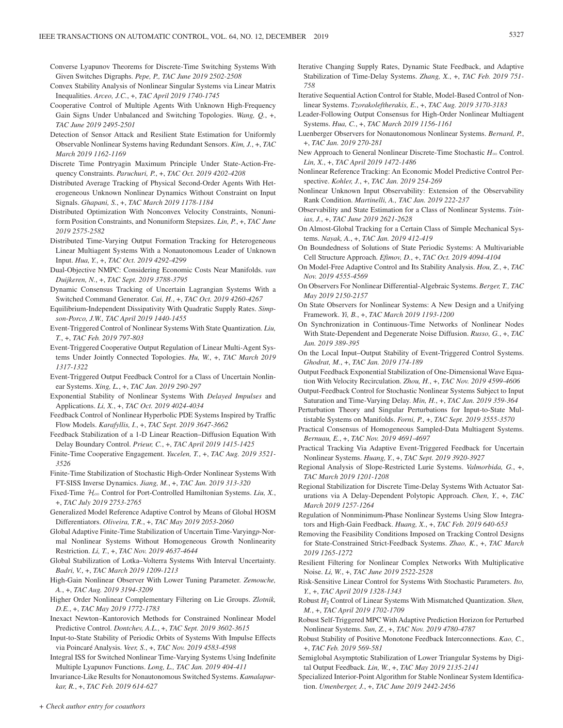Converse Lyapunov Theorems for Discrete-Time Switching Systems With Given Switches Digraphs. *Pepe, P., TAC June 2019 2502-2508*

Convex Stability Analysis of Nonlinear Singular Systems via Linear Matrix Inequalities. *Arceo, J.C.*, +, *TAC April 2019 1740-1745*

Cooperative Control of Multiple Agents With Unknown High-Frequency Gain Signs Under Unbalanced and Switching Topologies. *Wang, Q.*, +, *TAC June 2019 2495-2501*

Detection of Sensor Attack and Resilient State Estimation for Uniformly Observable Nonlinear Systems having Redundant Sensors. *Kim, J.*, +, *TAC March 2019 1162-1169*

Discrete Time Pontryagin Maximum Principle Under State-Action-Frequency Constraints. *Paruchuri, P.*, +, *TAC Oct. 2019 4202-4208*

Distributed Average Tracking of Physical Second-Order Agents With Heterogeneous Unknown Nonlinear Dynamics Without Constraint on Input Signals. *Ghapani, S.*, +, *TAC March 2019 1178-1184*

Distributed Optimization With Nonconvex Velocity Constraints, Nonuniform Position Constraints, and Nonuniform Stepsizes. *Lin, P.*, +, *TAC June 2019 2575-2582*

Distributed Time-Varying Output Formation Tracking for Heterogeneous Linear Multiagent Systems With a Nonautonomous Leader of Unknown Input. *Hua, Y.*, +, *TAC Oct. 2019 4292-4299*

Dual-Objective NMPC: Considering Economic Costs Near Manifolds. *van Duijkeren, N.*, +, *TAC Sept. 2019 3788-3795*

Dynamic Consensus Tracking of Uncertain Lagrangian Systems With a Switched Command Generator. *Cai, H.*, +, *TAC Oct. 2019 4260-4267*

Equilibrium-Independent Dissipativity With Quadratic Supply Rates. *Simpson-Porco, J.W., TAC April 2019 1440-1455*

Event-Triggered Control of Nonlinear Systems With State Quantization. *Liu, T.*, +, *TAC Feb. 2019 797-803*

Event-Triggered Cooperative Output Regulation of Linear Multi-Agent Systems Under Jointly Connected Topologies. *Hu, W.*, +, *TAC March 2019 1317-1322*

Event-Triggered Output Feedback Control for a Class of Uncertain Nonlinear Systems. *Xing, L.*, +, *TAC Jan. 2019 290-297*

Exponential Stability of Nonlinear Systems With *Delayed Impulses* and Applications. *Li, X.*, +, *TAC Oct. 2019 4024-4034*

Feedback Control of Nonlinear Hyperbolic PDE Systems Inspired by Traffic Flow Models. *Karafyllis, I.*, +, *TAC Sept. 2019 3647-3662*

Feedback Stabilization of a 1-D Linear Reaction–Diffusion Equation With Delay Boundary Control. *Prieur, C.*, +, *TAC April 2019 1415-1425*

Finite-Time Cooperative Engagement. *Yucelen, T.*, +, *TAC Aug. 2019 3521-3526*

Finite-Time Stabilization of Stochastic High-Order Nonlinear Systems With FT-SISS Inverse Dynamics. *Jiang, M.*, +, *TAC Jan. 2019 313-320*

Fixed-Time $\mathcal{H}_\infty$ Control for Port-Controlled Hamiltonian Systems. *Liu, X.*, +, *TAC July 2019 2753-2765*

Generalized Model Reference Adaptive Control by Means of Global HOSM Differentiators. *Oliveira, T.R.*, +, *TAC May 2019 2053-2060*

Global Adaptive Finite-Time Stabilization of Uncertain Time-Varying$p$-Normal Nonlinear Systems Without Homogeneous Growth Nonlinearity Restriction. *Li, T.*, +, *TAC Nov. 2019 4637-4644*

Global Stabilization of Lotka–Volterra Systems With Interval Uncertainty. *Badri, V.*, +, *TAC March 2019 1209-1213*

High-Gain Nonlinear Observer With Lower Tuning Parameter. *Zemouche, A.*, +, *TAC Aug. 2019 3194-3209*

Higher Order Nonlinear Complementary Filtering on Lie Groups. *Zlotnik, D.E.*, +, *TAC May 2019 1772-1783*

Inexact Newton–Kantorovich Methods for Constrained Nonlinear Model Predictive Control. *Dontchev, A.L.*, +, *TAC Sept. 2019 3602-3615*

Input-to-State Stability of Periodic Orbits of Systems With Impulse Effects via Poincaré Analysis. *Veer, S.*, +, *TAC Nov. 2019 4583-4598*

Integral ISS for Switched Nonlinear Time-Varying Systems Using Indefinite Multiple Lyapunov Functions. *Long, L., TAC Jan. 2019 404-411*

Invariance-Like Results for Nonautonomous Switched Systems. *Kamalapurkar, R.*, +, *TAC Feb. 2019 614-627*

Iterative Changing Supply Rates, Dynamic State Feedback, and Adaptive Stabilization of Time-Delay Systems. *Zhang, X.*, +, *TAC Feb. 2019 751-758*

Iterative Sequential Action Control for Stable, Model-Based Control of Nonlinear Systems. *Tzorakoleftherakis, E.*, +, *TAC Aug. 2019 3170-3183*

Leader-Following Output Consensus for High-Order Nonlinear Multiagent Systems. *Hua, C.*, +, *TAC March 2019 1156-1161*

Luenberger Observers for Nonautonomous Nonlinear Systems. *Bernard, P.*, +, *TAC Jan. 2019 270-281*

New Approach to General Nonlinear Discrete-Time Stochastic $H_\infty$ Control. *Lin, X.*, +, *TAC April 2019 1472-1486*

Nonlinear Reference Tracking: An Economic Model Predictive Control Perspective. *Kohler, J.*, +, *TAC Jan. 2019 254-269*

Nonlinear Unknown Input Observability: Extension of the Observability Rank Condition. *Martinelli, A., TAC Jan. 2019 222-237*

Observability and State Estimation for a Class of Nonlinear Systems. *Tsinias, J.*, +, *TAC June 2019 2621-2628*

On Almost-Global Tracking for a Certain Class of Simple Mechanical Systems. *Nayak, A.*, +, *TAC Jan. 2019 412-419*

On Boundedness of Solutions of State Periodic Systems: A Multivariable Cell Structure Approach. *Efimov, D.*, +, *TAC Oct. 2019 4094-4104*

On Model-Free Adaptive Control and Its Stability Analysis. *Hou, Z.*, +, *TAC Nov. 2019 4555-4569*

On Observers For Nonlinear Differential-Algebraic Systems. *Berger, T., TAC May 2019 2150-2157*

On State Observers for Nonlinear Systems: A New Design and a Unifying Framework. *Yi, B.*, +, *TAC March 2019 1193-1200*

On Synchronization in Continuous-Time Networks of Nonlinear Nodes With State-Dependent and Degenerate Noise Diffusion. *Russo, G.*, +, *TAC Jan. 2019 389-395*

On the Local Input–Output Stability of Event-Triggered Control Systems. *Ghodrat, M.*, +, *TAC Jan. 2019 174-189*

Output Feedback Exponential Stabilization of One-Dimensional Wave Equation With Velocity Recirculation. *Zhou, H.*, +, *TAC Nov. 2019 4599-4606*

Output-Feedback Control for Stochastic Nonlinear Systems Subject to Input Saturation and Time-Varying Delay. *Min, H.*, +, *TAC Jan. 2019 359-364*

Perturbation Theory and Singular Perturbations for Input-to-State Multistable Systems on Manifolds. *Forni, P.*, +, *TAC Sept. 2019 3555-3570*

Practical Consensus of Homogeneous Sampled-Data Multiagent Systems. *Bernuau, E.*, +, *TAC Nov. 2019 4691-4697*

Practical Tracking Via Adaptive Event-Triggered Feedback for Uncertain Nonlinear Systems. *Huang, Y.*, +, *TAC Sept. 2019 3920-3927*

Regional Analysis of Slope-Restricted Lurie Systems. *Valmorbida, G.*, +, *TAC March 2019 1201-1208*

Regional Stabilization for Discrete Time-Delay Systems With Actuator Saturations via A Delay-Dependent Polytopic Approach. *Chen, Y.*, +, *TAC March 2019 1257-1264*

Regulation of Nonminimum-Phase Nonlinear Systems Using Slow Integrators and High-Gain Feedback. *Huang, X.*, +, *TAC Feb. 2019 640-653*

Removing the Feasibility Conditions Imposed on Tracking Control Designs for State-Constrained Strict-Feedback Systems. *Zhao, K.*, +, *TAC March 2019 1265-1272*

Resilient Filtering for Nonlinear Complex Networks With Multiplicative Noise. *Li, W.*, +, *TAC June 2019 2522-2528*

Risk-Sensitive Linear Control for Systems With Stochastic Parameters. *Ito, Y.*, +, *TAC April 2019 1328-1343*

Robust $H_2$ Control of Linear Systems With Mismatched Quantization. *Shen, M.*, +, *TAC April 2019 1702-1709*

Robust Self-Triggered MPC With Adaptive Prediction Horizon for Perturbed Nonlinear Systems. *Sun, Z.*, +, *TAC Nov. 2019 4780-4787*

Robust Stability of Positive Monotone Feedback Interconnections. *Kao, C.*, +, *TAC Feb. 2019 569-581*

Semiglobal Asymptotic Stabilization of Lower Triangular Systems by Digital Output Feedback. *Lin, W.*, +, *TAC May 2019 2135-2141*

Specialized Interior-Point Algorithm for Stable Nonlinear System Identification. *Umenberger, J.*, +, *TAC June 2019 2442-2456*

*+ Check author entry for coauthors*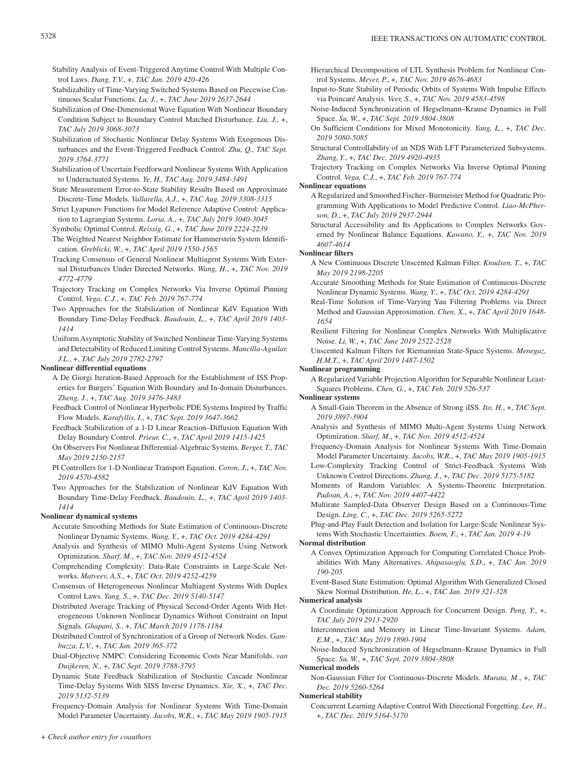Stability Analysis of Event-Triggered Anytime Control With Multiple Control Laws. *Dang, T.V.*, +, *TAC Jan. 2019 420-426*

Stabilizability of Time-Varying Switched Systems Based on Piecewise Continuous Scalar Functions. *Lu, J.*, +, *TAC June 2019 2637-2644*

Stabilization of One-Dimensional Wave Equation With Nonlinear Boundary Condition Subject to Boundary Control Matched Disturbance. *Liu, J.*, +, *TAC July 2019 3068-3073*

Stabilization of Stochastic Nonlinear Delay Systems With Exogenous Disturbances and the Event-Triggered Feedback Control. *Zhu, Q., TAC Sept. 2019 3764-3771*

Stabilization of Uncertain Feedforward Nonlinear Systems With Application to Underactuated Systems. *Ye, H., TAC Aug. 2019 3484-3491*

State Measurement Error-to-State Stability Results Based on Approximate Discrete-Time Models. *Vallarella, A.J.*, +, *TAC Aug. 2019 3308-3315*

Strict Lyapunov Functions for Model Reference Adaptive Control: Application to Lagrangian Systems. *Loria, A.*, +, *TAC July 2019 3040-3045*

Symbolic Optimal Control. *Reissig, G.*, +, *TAC June 2019 2224-2239*

The Weighted Nearest Neighbor Estimate for Hammerstein System Identification. *Greblicki, W.*, +, *TAC April 2019 1550-1565*

Tracking Consensus of General Nonlinear Multiagent Systems With External Disturbances Under Directed Networks. *Wang, H.*, +, *TAC Nov. 2019 4772-4779*

Trajectory Tracking on Complex Networks Via Inverse Optimal Pinning Control. *Vega, C.J.*, +, *TAC Feb. 2019 767-774*

Two Approaches for the Stabilization of Nonlinear KdV Equation With Boundary Time-Delay Feedback. *Baudouin, L.*, +, *TAC April 2019 1403-1414*

Uniform Asymptotic Stability of Switched Nonlinear Time-Varying Systems and Detectability of Reduced Limiting Control Systems. *Mancilla-Aguilar, J.L.*, +, *TAC July 2019 2782-2797*

**Nonlinear differential equations**

A De Giorgi Iteration-Based Approach for the Establishment of ISS Properties for Burgers' Equation With Boundary and In-domain Disturbances. *Zheng, J.*, +, *TAC Aug. 2019 3476-3483*

Feedback Control of Nonlinear Hyperbolic PDE Systems Inspired by Traffic Flow Models. *Karafyllis, I.*, +, *TAC Sept. 2019 3647-3662*

Feedback Stabilization of a 1-D Linear Reaction–Diffusion Equation With Delay Boundary Control. *Prieur, C.*, +, *TAC April 2019 1415-1425*

On Observers For Nonlinear Differential-Algebraic Systems. *Berger, T., TAC May 2019 2150-2157*

PI Controllers for 1-D Nonlinear Transport Equation. *Coron, J.*, +, *TAC Nov. 2019 4570-4582*

Two Approaches for the Stabilization of Nonlinear KdV Equation With Boundary Time-Delay Feedback. *Baudouin, L.*, +, *TAC April 2019 1403-1414*

**Nonlinear dynamical systems**

Accurate Smoothing Methods for State Estimation of Continuous-Discrete Nonlinear Dynamic Systems. *Wang, Y.*, +, *TAC Oct. 2019 4284-4291*

Analysis and Synthesis of MIMO Multi-Agent Systems Using Network Optimization. *Sharf, M.*, +, *TAC Nov. 2019 4512-4524*

Comprehending Complexity: Data-Rate Constraints in Large-Scale Networks. *Matveev, A.S.*, +, *TAC Oct. 2019 4252-4259*

Consensus of Heterogeneous Nonlinear Multiagent Systems With Duplex Control Laws. *Yang, S.*, +, *TAC Dec. 2019 5140-5147*

Distributed Average Tracking of Physical Second-Order Agents With Heterogeneous Unknown Nonlinear Dynamics Without Constraint on Input Signals. *Ghapani, S.*, +, *TAC March 2019 1178-1184*

Distributed Control of Synchronization of a Group of Network Nodes. *Gambuzza, L.V.*, +, *TAC Jan. 2019 365-372*

Dual-Objective NMPC: Considering Economic Costs Near Manifolds. *van Duijkeren, N.*, +, *TAC Sept. 2019 3788-3795*

Dynamic State Feedback Stabilization of Stochastic Cascade Nonlinear Time-Delay Systems With SISS Inverse Dynamics. *Xie, X.*, +, *TAC Dec. 2019 5132-5139*

Frequency-Domain Analysis for Nonlinear Systems With Time-Domain Model Parameter Uncertainty. *Jacobs, W.R.*, +, *TAC May 2019 1905-1915*

Hierarchical Decomposition of LTL Synthesis Problem for Nonlinear Control Systems. *Meyer, P.*, +, *TAC Nov. 2019 4676-4683*

Input-to-State Stability of Periodic Orbits of Systems With Impulse Effects via Poincaré Analysis. *Veer, S.*, +, *TAC Nov. 2019 4583-4598*

Noise-Induced Synchronization of Hegselmann–Krause Dynamics in Full Space. *Su, W.*, +, *TAC Sept. 2019 3804-3808*

On Sufficient Conditions for Mixed Monotonicity. *Yang, L.*, +, *TAC Dec. 2019 5080-5085*

Structural Controllability of an NDS With LFT Parameterized Subsystems. *Zhang, Y.*, +, *TAC Dec. 2019 4920-4935*

Trajectory Tracking on Complex Networks Via Inverse Optimal Pinning Control. *Vega, C.J.*, +, *TAC Feb. 2019 767-774*

**Nonlinear equations**

A Regularized and Smoothed Fischer–Burmeister Method for Quadratic Programming With Applications to Model Predictive Control. *Liao-McPherson, D.*, +, *TAC July 2019 2937-2944*

Structural Accessibility and Its Applications to Complex Networks Governed by Nonlinear Balance Equations. *Kawano, Y.*, +, *TAC Nov. 2019 4607-4614*

**Nonlinear filters**

A New Continuous Discrete Unscented Kalman Filter. *Knudsen, T.*, +, *TAC May 2019 2198-2205*

Accurate Smoothing Methods for State Estimation of Continuous-Discrete Nonlinear Dynamic Systems. *Wang, Y.*, +, *TAC Oct. 2019 4284-4291*

Real-Time Solution of Time-Varying Yau Filtering Problems via Direct Method and Gaussian Approximation. *Chen, X.*, +, *TAC April 2019 1648-1654*

Resilient Filtering for Nonlinear Complex Networks With Multiplicative Noise. *Li, W.*, +, *TAC June 2019 2522-2528*

Unscented Kalman Filters for Riemannian State-Space Systems. *Menegaz, H.M.T.*, +, *TAC April 2019 1487-1502*

**Nonlinear programming**

A Regularized Variable Projection Algorithm for Separable Nonlinear Least-Squares Problems. *Chen, G.*, +, *TAC Feb. 2019 526-537*

**Nonlinear systems**

A Small-Gain Theorem in the Absence of Strong iISS. *Ito, H.*, +, *TAC Sept. 2019 3897-3904*

Analysis and Synthesis of MIMO Multi-Agent Systems Using Network Optimization. *Sharf, M.*, +, *TAC Nov. 2019 4512-4524*

Frequency-Domain Analysis for Nonlinear Systems With Time-Domain Model Parameter Uncertainty. *Jacobs, W.R.*, +, *TAC May 2019 1905-1915*

Low-Complexity Tracking Control of Strict-Feedback Systems With Unknown Control Directions. *Zhang, J.*, +, *TAC Dec. 2019 5175-5182*

Moments of Random Variables: A Systems-Theoretic Interpretation. *Padoan, A.*, +, *TAC Nov. 2019 4407-4422*

Multirate Sampled-Data Observer Design Based on a Continuous-Time Design. *Ling, C.*, +, *TAC Dec. 2019 5265-5272*

Plug-and-Play Fault Detection and Isolation for Large-Scale Nonlinear Systems With Stochastic Uncertainties. *Boem, F.*, +, *TAC Jan. 2019 4-19*

**Normal distribution**

A Convex Optimization Approach for Computing Correlated Choice Probabilities With Many Alternatives. *Ahipasaoglu, S.D.*, +, *TAC Jan. 2019 190-205*

Event-Based State Estimation: Optimal Algorithm With Generalized Closed Skew Normal Distribution. *He, L.*, +, *TAC Jan. 2019 321-328*

**Numerical analysis**

A Coordinate Optimization Approach for Concurrent Design. *Peng, Y.*, +, *TAC July 2019 2913-2920*

Interconnection and Memory in Linear Time-Invariant Systems. *Adam, E.M.*, +, *TAC May 2019 1890-1904*

Noise-Induced Synchronization of Hegselmann–Krause Dynamics in Full Space. *Su, W.*, +, *TAC Sept. 2019 3804-3808*

**Numerical models**

Non-Gaussian Filter for Continuous-Discrete Models. *Murata, M.*, +, *TAC Dec. 2019 5260-5264*

**Numerical stability**

Concurrent Learning Adaptive Control With Directional Forgetting. *Lee, H.*, +, *TAC Dec. 2019 5164-5170*

+ *Check author entry for coauthors*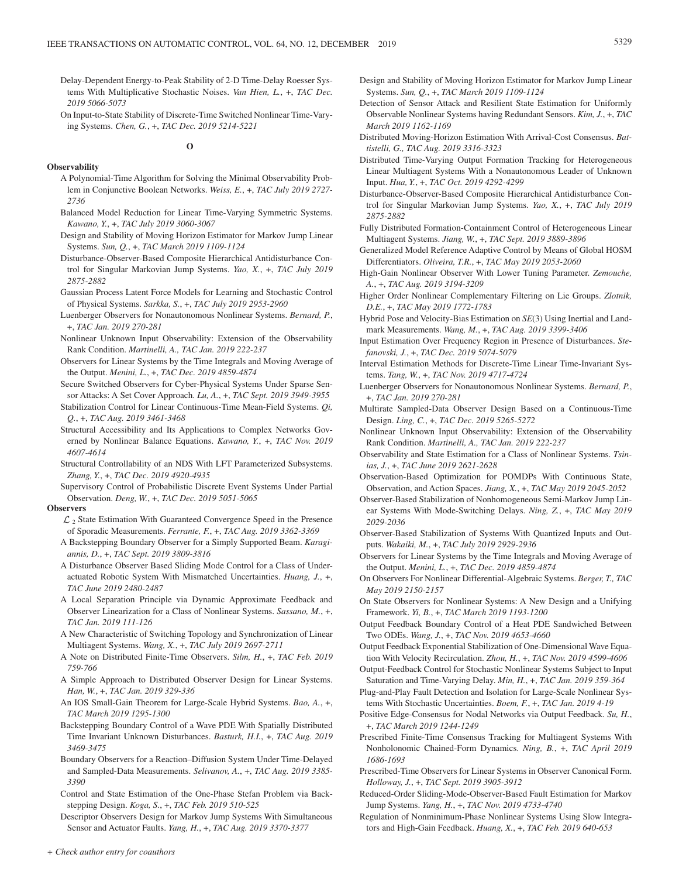Delay-Dependent Energy-to-Peak Stability of 2-D Time-Delay Roesser Systems With Multiplicative Stochastic Noises. *Van Hien, L.*, +, *TAC Dec. 2019 5066-5073*

On Input-to-State Stability of Discrete-Time Switched Nonlinear Time-Varying Systems. *Chen, G.*, +, *TAC Dec. 2019 5214-5221*

## O

### Observability

A Polynomial-Time Algorithm for Solving the Minimal Observability Problem in Conjunctive Boolean Networks. *Weiss, E.*, +, *TAC July 2019 2727-2736*

Balanced Model Reduction for Linear Time-Varying Symmetric Systems. *Kawano, Y.*, +, *TAC July 2019 3060-3067*

Design and Stability of Moving Horizon Estimator for Markov Jump Linear Systems. *Sun, Q.*, +, *TAC March 2019 1109-1124*

Disturbance-Observer-Based Composite Hierarchical Antidisturbance Control for Singular Markovian Jump Systems. *Yao, X.*, +, *TAC July 2019 2875-2882*

Gaussian Process Latent Force Models for Learning and Stochastic Control of Physical Systems. *Sarkka, S.*, +, *TAC July 2019 2953-2960*

Luenberger Observers for Nonautonomous Nonlinear Systems. *Bernard, P.*, +, *TAC Jan. 2019 270-281*

Nonlinear Unknown Input Observability: Extension of the Observability Rank Condition. *Martinelli, A., TAC Jan. 2019 222-237*

Observers for Linear Systems by the Time Integrals and Moving Average of the Output. *Menini, L.*, +, *TAC Dec. 2019 4859-4874*

Secure Switched Observers for Cyber-Physical Systems Under Sparse Sensor Attacks: A Set Cover Approach. *Lu, A.*, +, *TAC Sept. 2019 3949-3955*

Stabilization Control for Linear Continuous-Time Mean-Field Systems. *Qi, Q.*, +, *TAC Aug. 2019 3461-3468*

Structural Accessibility and Its Applications to Complex Networks Governed by Nonlinear Balance Equations. *Kawano, Y.*, +, *TAC Nov. 2019 4607-4614*

Structural Controllability of an NDS With LFT Parameterized Subsystems. *Zhang, Y.*, +, *TAC Dec. 2019 4920-4935*

Supervisory Control of Probabilistic Discrete Event Systems Under Partial Observation. *Deng, W.*, +, *TAC Dec. 2019 5051-5065*

### Observers

$\mathcal{L}_2$ State Estimation With Guaranteed Convergence Speed in the Presence of Sporadic Measurements. *Ferrante, F.*, +, *TAC Aug. 2019 3362-3369*

A Backstepping Boundary Observer for a Simply Supported Beam. *Karagiannis, D.*, +, *TAC Sept. 2019 3809-3816*

A Disturbance Observer Based Sliding Mode Control for a Class of Underactuated Robotic System With Mismatched Uncertainties. *Huang, J.*, +, *TAC June 2019 2480-2487*

A Local Separation Principle via Dynamic Approximate Feedback and Observer Linearization for a Class of Nonlinear Systems. *Sassano, M.*, +, *TAC Jan. 2019 111-126*

A New Characteristic of Switching Topology and Synchronization of Linear Multiagent Systems. *Wang, X.*, +, *TAC July 2019 2697-2711*

A Note on Distributed Finite-Time Observers. *Silm, H.*, +, *TAC Feb. 2019 759-766*

A Simple Approach to Distributed Observer Design for Linear Systems. *Han, W.*, +, *TAC Jan. 2019 329-336*

An IOS Small-Gain Theorem for Large-Scale Hybrid Systems. *Bao, A.*, +, *TAC March 2019 1295-1300*

Backstepping Boundary Control of a Wave PDE With Spatially Distributed Time Invariant Unknown Disturbances. *Basturk, H.I.*, +, *TAC Aug. 2019 3469-3475*

Boundary Observers for a Reaction–Diffusion System Under Time-Delayed and Sampled-Data Measurements. *Selivanov, A.*, +, *TAC Aug. 2019 3385-3390*

Control and State Estimation of the One-Phase Stefan Problem via Backstepping Design. *Koga, S.*, +, *TAC Feb. 2019 510-525*

Descriptor Observers Design for Markov Jump Systems With Simultaneous Sensor and Actuator Faults. *Yang, H.*, +, *TAC Aug. 2019 3370-3377*

Design and Stability of Moving Horizon Estimator for Markov Jump Linear Systems. *Sun, Q.*, +, *TAC March 2019 1109-1124*

Detection of Sensor Attack and Resilient State Estimation for Uniformly Observable Nonlinear Systems having Redundant Sensors. *Kim, J.*, +, *TAC March 2019 1162-1169*

Distributed Moving-Horizon Estimation With Arrival-Cost Consensus. *Battistelli, G., TAC Aug. 2019 3316-3323*

Distributed Time-Varying Output Formation Tracking for Heterogeneous Linear Multiagent Systems With a Nonautonomous Leader of Unknown Input. *Hua, Y.*, +, *TAC Oct. 2019 4292-4299*

Disturbance-Observer-Based Composite Hierarchical Antidisturbance Control for Singular Markovian Jump Systems. *Yao, X.*, +, *TAC July 2019 2875-2882*

Fully Distributed Formation-Containment Control of Heterogeneous Linear Multiagent Systems. *Jiang, W.*, +, *TAC Sept. 2019 3889-3896*

Generalized Model Reference Adaptive Control by Means of Global HOSM Differentiators. *Oliveira, T.R.*, +, *TAC May 2019 2053-2060*

High-Gain Nonlinear Observer With Lower Tuning Parameter. *Zemouche, A.*, +, *TAC Aug. 2019 3194-3209*

Higher Order Nonlinear Complementary Filtering on Lie Groups. *Zlotnik, D.E.*, +, *TAC May 2019 1772-1783*

Hybrid Pose and Velocity-Bias Estimation on *SE*(3) Using Inertial and Landmark Measurements. *Wang, M.*, +, *TAC Aug. 2019 3399-3406*

Input Estimation Over Frequency Region in Presence of Disturbances. *Stefanovski, J.*, +, *TAC Dec. 2019 5074-5079*

Interval Estimation Methods for Discrete-Time Linear Time-Invariant Systems. *Tang, W.*, +, *TAC Nov. 2019 4717-4724*

Luenberger Observers for Nonautonomous Nonlinear Systems. *Bernard, P.*, +, *TAC Jan. 2019 270-281*

Multirate Sampled-Data Observer Design Based on a Continuous-Time Design. *Ling, C.*, +, *TAC Dec. 2019 5265-5272*

Nonlinear Unknown Input Observability: Extension of the Observability Rank Condition. *Martinelli, A., TAC Jan. 2019 222-237*

Observability and State Estimation for a Class of Nonlinear Systems. *Tsinias, J.*, +, *TAC June 2019 2621-2628*

Observation-Based Optimization for POMDPs With Continuous State, Observation, and Action Spaces. *Jiang, X.*, +, *TAC May 2019 2045-2052*

Observer-Based Stabilization of Nonhomogeneous Semi-Markov Jump Linear Systems With Mode-Switching Delays. *Ning, Z.*, +, *TAC May 2019 2029-2036*

Observer-Based Stabilization of Systems With Quantized Inputs and Outputs. *Wakaiki, M.*, +, *TAC July 2019 2929-2936*

Observers for Linear Systems by the Time Integrals and Moving Average of the Output. *Menini, L.*, +, *TAC Dec. 2019 4859-4874*

On Observers For Nonlinear Differential-Algebraic Systems. *Berger, T., TAC May 2019 2150-2157*

On State Observers for Nonlinear Systems: A New Design and a Unifying Framework. *Yi, B.*, +, *TAC March 2019 1193-1200*

Output Feedback Boundary Control of a Heat PDE Sandwiched Between Two ODEs. *Wang, J.*, +, *TAC Nov. 2019 4653-4660*

Output Feedback Exponential Stabilization of One-Dimensional Wave Equation With Velocity Recirculation. *Zhou, H.*, +, *TAC Nov. 2019 4599-4606*

Output-Feedback Control for Stochastic Nonlinear Systems Subject to Input Saturation and Time-Varying Delay. *Min, H.*, +, *TAC Jan. 2019 359-364*

Plug-and-Play Fault Detection and Isolation for Large-Scale Nonlinear Systems With Stochastic Uncertainties. *Boem, F.*, +, *TAC Jan. 2019 4-19*

Positive Edge-Consensus for Nodal Networks via Output Feedback. *Su, H.*, +, *TAC March 2019 1244-1249*

Prescribed Finite-Time Consensus Tracking for Multiagent Systems With Nonholonomic Chained-Form Dynamics. *Ning, B.*, +, *TAC April 2019 1686-1693*

Prescribed-Time Observers for Linear Systems in Observer Canonical Form. *Holloway, J.*, +, *TAC Sept. 2019 3905-3912*

Reduced-Order Sliding-Mode-Observer-Based Fault Estimation for Markov Jump Systems. *Yang, H.*, +, *TAC Nov. 2019 4733-4740*

Regulation of Nonminimum-Phase Nonlinear Systems Using Slow Integrators and High-Gain Feedback. *Huang, X.*, +, *TAC Feb. 2019 640-653*

*+ Check author entry for coauthors*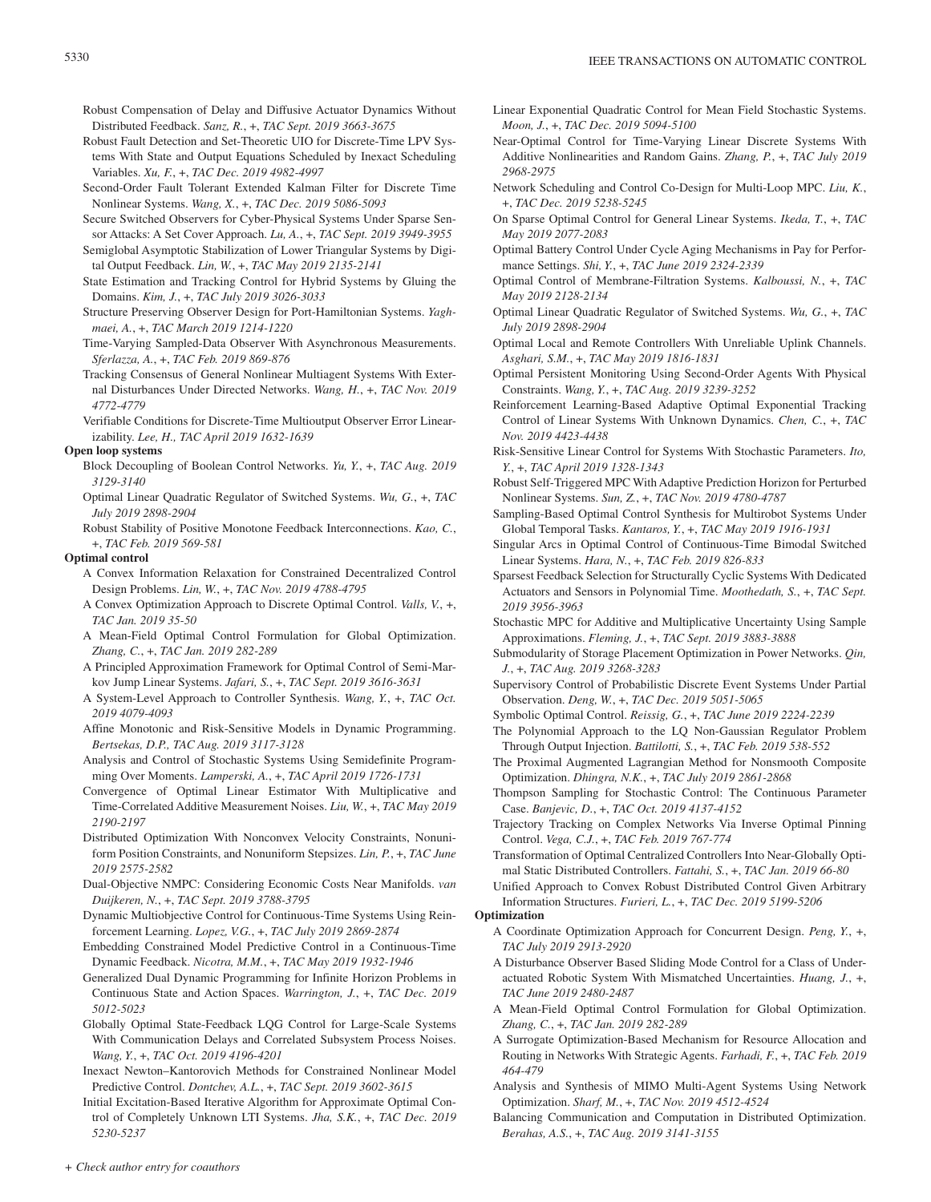Robust Compensation of Delay and Diffusive Actuator Dynamics Without Distributed Feedback. *Sanz, R.*, +, *TAC Sept. 2019 3663-3675*

Robust Fault Detection and Set-Theoretic UIO for Discrete-Time LPV Systems With State and Output Equations Scheduled by Inexact Scheduling Variables. *Xu, F.*, +, *TAC Dec. 2019 4982-4997*

Second-Order Fault Tolerant Extended Kalman Filter for Discrete Time Nonlinear Systems. *Wang, X.*, +, *TAC Dec. 2019 5086-5093*

Secure Switched Observers for Cyber-Physical Systems Under Sparse Sensor Attacks: A Set Cover Approach. *Lu, A.*, +, *TAC Sept. 2019 3949-3955*

Semiglobal Asymptotic Stabilization of Lower Triangular Systems by Digital Output Feedback. *Lin, W.*, +, *TAC May 2019 2135-2141*

State Estimation and Tracking Control for Hybrid Systems by Gluing the Domains. *Kim, J.*, +, *TAC July 2019 3026-3033*

Structure Preserving Observer Design for Port-Hamiltonian Systems. *Yaghmaei, A.*, +, *TAC March 2019 1214-1220*

Time-Varying Sampled-Data Observer With Asynchronous Measurements. *Sferlazza, A.*, +, *TAC Feb. 2019 869-876*

Tracking Consensus of General Nonlinear Multiagent Systems With External Disturbances Under Directed Networks. *Wang, H.*, +, *TAC Nov. 2019 4772-4779*

Verifiable Conditions for Discrete-Time Multioutput Observer Error Linearizability. *Lee, H., TAC April 2019 1632-1639*

**Open loop systems**

Block Decoupling of Boolean Control Networks. *Yu, Y.*, +, *TAC Aug. 2019 3129-3140*

Optimal Linear Quadratic Regulator of Switched Systems. *Wu, G.*, +, *TAC July 2019 2898-2904*

Robust Stability of Positive Monotone Feedback Interconnections. *Kao, C.*, +, *TAC Feb. 2019 569-581*

**Optimal control**

A Convex Information Relaxation for Constrained Decentralized Control Design Problems. *Lin, W.*, +, *TAC Nov. 2019 4788-4795*

A Convex Optimization Approach to Discrete Optimal Control. *Valls, V.*, +, *TAC Jan. 2019 35-50*

A Mean-Field Optimal Control Formulation for Global Optimization. *Zhang, C.*, +, *TAC Jan. 2019 282-289*

A Principled Approximation Framework for Optimal Control of Semi-Markov Jump Linear Systems. *Jafari, S.*, +, *TAC Sept. 2019 3616-3631*

A System-Level Approach to Controller Synthesis. *Wang, Y.*, +, *TAC Oct. 2019 4079-4093*

Affine Monotonic and Risk-Sensitive Models in Dynamic Programming. *Bertsekas, D.P., TAC Aug. 2019 3117-3128*

Analysis and Control of Stochastic Systems Using Semidefinite Programming Over Moments. *Lamperski, A.*, +, *TAC April 2019 1726-1731*

Convergence of Optimal Linear Estimator With Multiplicative and Time-Correlated Additive Measurement Noises. *Liu, W.*, +, *TAC May 2019 2190-2197*

Distributed Optimization With Nonconvex Velocity Constraints, Nonuniform Position Constraints, and Nonuniform Stepsizes. *Lin, P.*, +, *TAC June 2019 2575-2582*

Dual-Objective NMPC: Considering Economic Costs Near Manifolds. *van Duijkeren, N.*, +, *TAC Sept. 2019 3788-3795*

Dynamic Multiobjective Control for Continuous-Time Systems Using Reinforcement Learning. *Lopez, V.G.*, +, *TAC July 2019 2869-2874*

Embedding Constrained Model Predictive Control in a Continuous-Time Dynamic Feedback. *Nicotra, M.M.*, +, *TAC May 2019 1932-1946*

Generalized Dual Dynamic Programming for Infinite Horizon Problems in Continuous State and Action Spaces. *Warrington, J.*, +, *TAC Dec. 2019 5012-5023*

Globally Optimal State-Feedback LQG Control for Large-Scale Systems With Communication Delays and Correlated Subsystem Process Noises. *Wang, Y.*, +, *TAC Oct. 2019 4196-4201*

Inexact Newton–Kantorovich Methods for Constrained Nonlinear Model Predictive Control. *Dontchev, A.L.*, +, *TAC Sept. 2019 3602-3615*

Initial Excitation-Based Iterative Algorithm for Approximate Optimal Control of Completely Unknown LTI Systems. *Jha, S.K.*, +, *TAC Dec. 2019 5230-5237*

Linear Exponential Quadratic Control for Mean Field Stochastic Systems. *Moon, J.*, +, *TAC Dec. 2019 5094-5100*

Near-Optimal Control for Time-Varying Linear Discrete Systems With Additive Nonlinearities and Random Gains. *Zhang, P.*, +, *TAC July 2019 2968-2975*

Network Scheduling and Control Co-Design for Multi-Loop MPC. *Liu, K.*, +, *TAC Dec. 2019 5238-5245*

On Sparse Optimal Control for General Linear Systems. *Ikeda, T.*, +, *TAC May 2019 2077-2083*

Optimal Battery Control Under Cycle Aging Mechanisms in Pay for Performance Settings. *Shi, Y.*, +, *TAC June 2019 2324-2339*

Optimal Control of Membrane-Filtration Systems. *Kalboussi, N.*, +, *TAC May 2019 2128-2134*

Optimal Linear Quadratic Regulator of Switched Systems. *Wu, G.*, +, *TAC July 2019 2898-2904*

Optimal Local and Remote Controllers With Unreliable Uplink Channels. *Asghari, S.M.*, +, *TAC May 2019 1816-1831*

Optimal Persistent Monitoring Using Second-Order Agents With Physical Constraints. *Wang, Y.*, +, *TAC Aug. 2019 3239-3252*

Reinforcement Learning-Based Adaptive Optimal Exponential Tracking Control of Linear Systems With Unknown Dynamics. *Chen, C.*, +, *TAC Nov. 2019 4423-4438*

Risk-Sensitive Linear Control for Systems With Stochastic Parameters. *Ito, Y.*, +, *TAC April 2019 1328-1343*

Robust Self-Triggered MPC With Adaptive Prediction Horizon for Perturbed Nonlinear Systems. *Sun, Z.*, +, *TAC Nov. 2019 4780-4787*

Sampling-Based Optimal Control Synthesis for Multirobot Systems Under Global Temporal Tasks. *Kantaros, Y.*, +, *TAC May 2019 1916-1931*

Singular Arcs in Optimal Control of Continuous-Time Bimodal Switched Linear Systems. *Hara, N.*, +, *TAC Feb. 2019 826-833*

Sparsest Feedback Selection for Structurally Cyclic Systems With Dedicated Actuators and Sensors in Polynomial Time. *Moothedath, S.*, +, *TAC Sept. 2019 3956-3963*

Stochastic MPC for Additive and Multiplicative Uncertainty Using Sample Approximations. *Fleming, J.*, +, *TAC Sept. 2019 3883-3888*

Submodularity of Storage Placement Optimization in Power Networks. *Qin, J.*, +, *TAC Aug. 2019 3268-3283*

Supervisory Control of Probabilistic Discrete Event Systems Under Partial Observation. *Deng, W.*, +, *TAC Dec. 2019 5051-5065*

Symbolic Optimal Control. *Reissig, G.*, +, *TAC June 2019 2224-2239*

The Polynomial Approach to the LQ Non-Gaussian Regulator Problem Through Output Injection. *Battilotti, S.*, +, *TAC Feb. 2019 538-552*

The Proximal Augmented Lagrangian Method for Nonsmooth Composite Optimization. *Dhingra, N.K.*, +, *TAC July 2019 2861-2868*

Thompson Sampling for Stochastic Control: The Continuous Parameter Case. *Banjevic, D.*, +, *TAC Oct. 2019 4137-4152*

Trajectory Tracking on Complex Networks Via Inverse Optimal Pinning Control. *Vega, C.J.*, +, *TAC Feb. 2019 767-774*

Transformation of Optimal Centralized Controllers Into Near-Globally Optimal Static Distributed Controllers. *Fattahi, S.*, +, *TAC Jan. 2019 66-80*

Unified Approach to Convex Robust Distributed Control Given Arbitrary Information Structures. *Furieri, L.*, +, *TAC Dec. 2019 5199-5206*

**Optimization**

A Coordinate Optimization Approach for Concurrent Design. *Peng, Y.*, +, *TAC July 2019 2913-2920*

A Disturbance Observer Based Sliding Mode Control for a Class of Underactuated Robotic System With Mismatched Uncertainties. *Huang, J.*, +, *TAC June 2019 2480-2487*

A Mean-Field Optimal Control Formulation for Global Optimization. *Zhang, C.*, +, *TAC Jan. 2019 282-289*

A Surrogate Optimization-Based Mechanism for Resource Allocation and Routing in Networks With Strategic Agents. *Farhadi, F.*, +, *TAC Feb. 2019 464-479*

Analysis and Synthesis of MIMO Multi-Agent Systems Using Network Optimization. *Sharf, M.*, +, *TAC Nov. 2019 4512-4524*

Balancing Communication and Computation in Distributed Optimization. *Berahas, A.S.*, +, *TAC Aug. 2019 3141-3155*

*+ Check author entry for coauthors*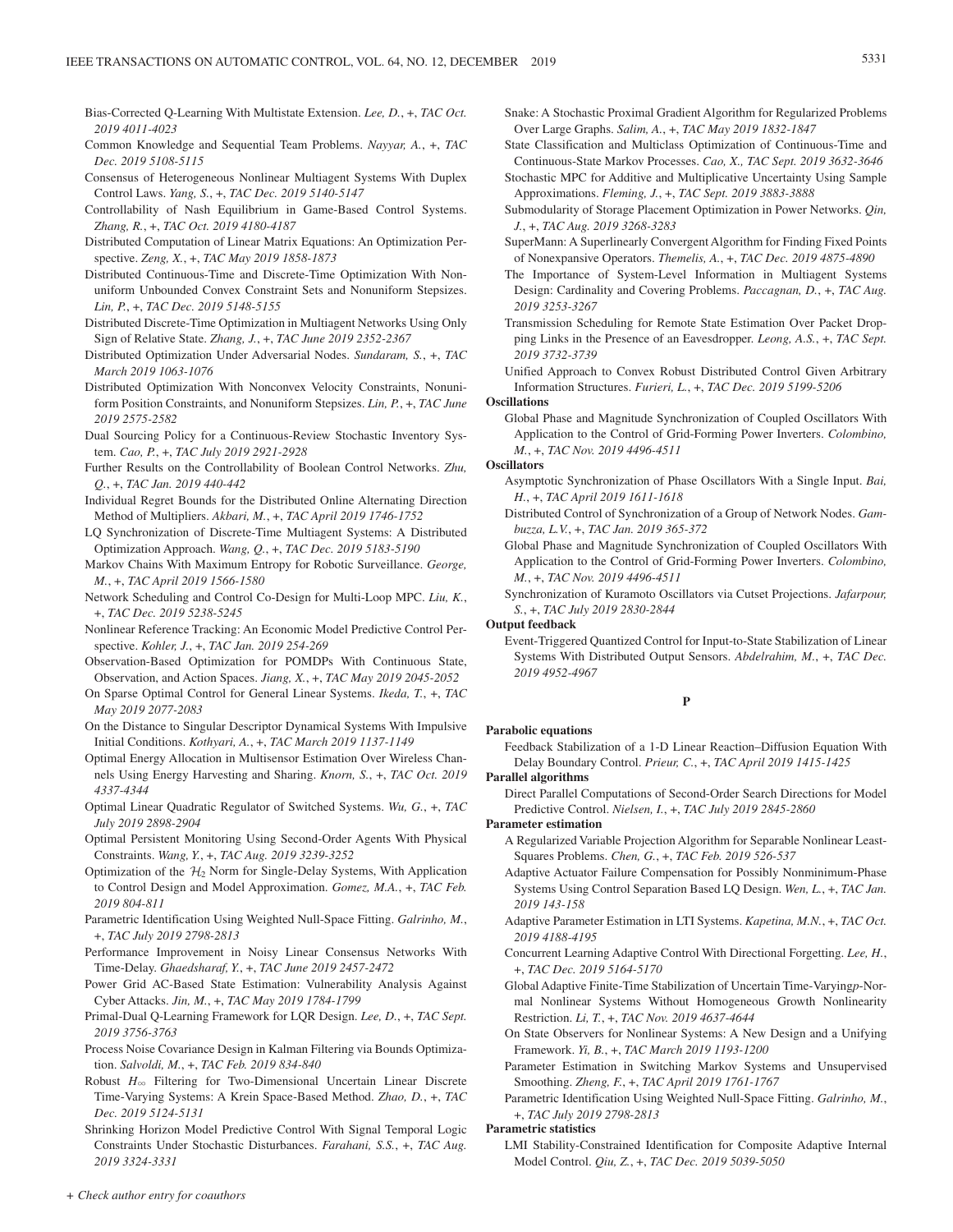Bias-Corrected Q-Learning With Multistate Extension. *Lee, D.*, +, *TAC Oct. 2019 4011-4023*

Common Knowledge and Sequential Team Problems. *Nayyar, A.*, +, *TAC Dec. 2019 5108-5115*

Consensus of Heterogeneous Nonlinear Multiagent Systems With Duplex Control Laws. *Yang, S.*, +, *TAC Dec. 2019 5140-5147*

Controllability of Nash Equilibrium in Game-Based Control Systems. *Zhang, R.*, +, *TAC Oct. 2019 4180-4187*

Distributed Computation of Linear Matrix Equations: An Optimization Perspective. *Zeng, X.*, +, *TAC May 2019 1858-1873*

Distributed Continuous-Time and Discrete-Time Optimization With Nonuniform Unbounded Convex Constraint Sets and Nonuniform Stepsizes. *Lin, P.*, +, *TAC Dec. 2019 5148-5155*

Distributed Discrete-Time Optimization in Multiagent Networks Using Only Sign of Relative State. *Zhang, J.*, +, *TAC June 2019 2352-2367*

Distributed Optimization Under Adversarial Nodes. *Sundaram, S.*, +, *TAC March 2019 1063-1076*

Distributed Optimization With Nonconvex Velocity Constraints, Nonuniform Position Constraints, and Nonuniform Stepsizes. *Lin, P.*, +, *TAC June 2019 2575-2582*

Dual Sourcing Policy for a Continuous-Review Stochastic Inventory System. *Cao, P.*, +, *TAC July 2019 2921-2928*

Further Results on the Controllability of Boolean Control Networks. *Zhu, Q.*, +, *TAC Jan. 2019 440-442*

Individual Regret Bounds for the Distributed Online Alternating Direction Method of Multipliers. *Akbari, M.*, +, *TAC April 2019 1746-1752*

LQ Synchronization of Discrete-Time Multiagent Systems: A Distributed Optimization Approach. *Wang, Q.*, +, *TAC Dec. 2019 5183-5190*

Markov Chains With Maximum Entropy for Robotic Surveillance. *George, M.*, +, *TAC April 2019 1566-1580*

Network Scheduling and Control Co-Design for Multi-Loop MPC. *Liu, K.*, +, *TAC Dec. 2019 5238-5245*

Nonlinear Reference Tracking: An Economic Model Predictive Control Perspective. *Kohler, J.*, +, *TAC Jan. 2019 254-269*

Observation-Based Optimization for POMDPs With Continuous State, Observation, and Action Spaces. *Jiang, X.*, +, *TAC May 2019 2045-2052*

On Sparse Optimal Control for General Linear Systems. *Ikeda, T.*, +, *TAC May 2019 2077-2083*

On the Distance to Singular Descriptor Dynamical Systems With Impulsive Initial Conditions. *Kothyari, A.*, +, *TAC March 2019 1137-1149*

Optimal Energy Allocation in Multisensor Estimation Over Wireless Channels Using Energy Harvesting and Sharing. *Knorn, S.*, +, *TAC Oct. 2019 4337-4344*

Optimal Linear Quadratic Regulator of Switched Systems. *Wu, G.*, +, *TAC July 2019 2898-2904*

Optimal Persistent Monitoring Using Second-Order Agents With Physical Constraints. *Wang, Y.*, +, *TAC Aug. 2019 3239-3252*

Optimization of the $\mathcal{H}_2$ Norm for Single-Delay Systems, With Application to Control Design and Model Approximation. *Gomez, M.A.*, +, *TAC Feb. 2019 804-811*

Parametric Identification Using Weighted Null-Space Fitting. *Galrinho, M.*, +, *TAC July 2019 2798-2813*

Performance Improvement in Noisy Linear Consensus Networks With Time-Delay. *Ghaedsharaf, Y.*, +, *TAC June 2019 2457-2472*

Power Grid AC-Based State Estimation: Vulnerability Analysis Against Cyber Attacks. *Jin, M.*, +, *TAC May 2019 1784-1799*

Primal-Dual Q-Learning Framework for LQR Design. *Lee, D.*, +, *TAC Sept. 2019 3756-3763*

Process Noise Covariance Design in Kalman Filtering via Bounds Optimization. *Salvoldi, M.*, +, *TAC Feb. 2019 834-840*

Robust $H_\infty$ Filtering for Two-Dimensional Uncertain Linear Discrete Time-Varying Systems: A Krein Space-Based Method. *Zhao, D.*, +, *TAC Dec. 2019 5124-5131*

Shrinking Horizon Model Predictive Control With Signal Temporal Logic Constraints Under Stochastic Disturbances. *Farahani, S.S.*, +, *TAC Aug. 2019 3324-3331*

Snake: A Stochastic Proximal Gradient Algorithm for Regularized Problems Over Large Graphs. *Salim, A.*, +, *TAC May 2019 1832-1847*

State Classification and Multiclass Optimization of Continuous-Time and Continuous-State Markov Processes. *Cao, X., TAC Sept. 2019 3632-3646*

Stochastic MPC for Additive and Multiplicative Uncertainty Using Sample Approximations. *Fleming, J.*, +, *TAC Sept. 2019 3883-3888*

Submodularity of Storage Placement Optimization in Power Networks. *Qin, J.*, +, *TAC Aug. 2019 3268-3283*

SuperMann: A Superlinearly Convergent Algorithm for Finding Fixed Points of Nonexpansive Operators. *Themelis, A.*, +, *TAC Dec. 2019 4875-4890*

The Importance of System-Level Information in Multiagent Systems Design: Cardinality and Covering Problems. *Paccagnan, D.*, +, *TAC Aug. 2019 3253-3267*

Transmission Scheduling for Remote State Estimation Over Packet Dropping Links in the Presence of an Eavesdropper. *Leong, A.S.*, +, *TAC Sept. 2019 3732-3739*

Unified Approach to Convex Robust Distributed Control Given Arbitrary Information Structures. *Furieri, L.*, +, *TAC Dec. 2019 5199-5206*

**Oscillations**

Global Phase and Magnitude Synchronization of Coupled Oscillators With Application to the Control of Grid-Forming Power Inverters. *Colombino, M.*, +, *TAC Nov. 2019 4496-4511*

**Oscillators**

Asymptotic Synchronization of Phase Oscillators With a Single Input. *Bai, H.*, +, *TAC April 2019 1611-1618*

Distributed Control of Synchronization of a Group of Network Nodes. *Gambuzza, L.V.*, +, *TAC Jan. 2019 365-372*

Global Phase and Magnitude Synchronization of Coupled Oscillators With Application to the Control of Grid-Forming Power Inverters. *Colombino, M.*, +, *TAC Nov. 2019 4496-4511*

Synchronization of Kuramoto Oscillators via Cutset Projections. *Jafarpour, S.*, +, *TAC July 2019 2830-2844*

**Output feedback**

Event-Triggered Quantized Control for Input-to-State Stabilization of Linear Systems With Distributed Output Sensors. *Abdelrahim, M.*, +, *TAC Dec. 2019 4952-4967*

## P

**Parabolic equations**

Feedback Stabilization of a 1-D Linear Reaction–Diffusion Equation With Delay Boundary Control. *Prieur, C.*, +, *TAC April 2019 1415-1425*

**Parallel algorithms**

Direct Parallel Computations of Second-Order Search Directions for Model Predictive Control. *Nielsen, I.*, +, *TAC July 2019 2845-2860*

**Parameter estimation**

A Regularized Variable Projection Algorithm for Separable Nonlinear Least-Squares Problems. *Chen, G.*, +, *TAC Feb. 2019 526-537*

Adaptive Actuator Failure Compensation for Possibly Nonminimum-Phase Systems Using Control Separation Based LQ Design. *Wen, L.*, +, *TAC Jan. 2019 143-158*

Adaptive Parameter Estimation in LTI Systems. *Kapetina, M.N.*, +, *TAC Oct. 2019 4188-4195*

Concurrent Learning Adaptive Control With Directional Forgetting. *Lee, H.*, +, *TAC Dec. 2019 5164-5170*

Global Adaptive Finite-Time Stabilization of Uncertain Time-Varying $p$-Normal Nonlinear Systems Without Homogeneous Growth Nonlinearity Restriction. *Li, T.*, +, *TAC Nov. 2019 4637-4644*

On State Observers for Nonlinear Systems: A New Design and a Unifying Framework. *Yi, B.*, +, *TAC March 2019 1193-1200*

Parameter Estimation in Switching Markov Systems and Unsupervised Smoothing. *Zheng, F.*, +, *TAC April 2019 1761-1767*

Parametric Identification Using Weighted Null-Space Fitting. *Galrinho, M.*, +, *TAC July 2019 2798-2813*

**Parametric statistics**

LMI Stability-Constrained Identification for Composite Adaptive Internal Model Control. *Qiu, Z.*, +, *TAC Dec. 2019 5039-5050*

*+ Check author entry for coauthors*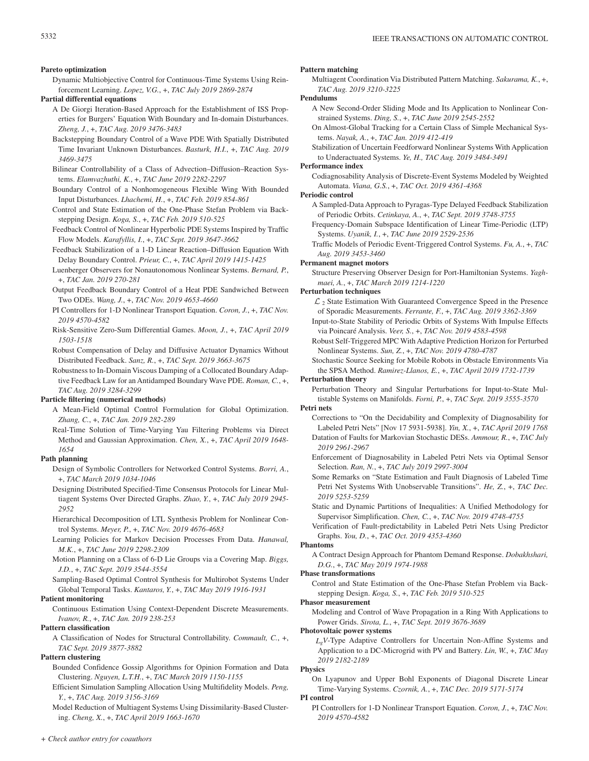**Pareto optimization**

Dynamic Multiobjective Control for Continuous-Time Systems Using Reinforcement Learning. *Lopez, V.G.*, +, *TAC July 2019 2869-2874*

**Partial differential equations**

A De Giorgi Iteration-Based Approach for the Establishment of ISS Properties for Burgers' Equation With Boundary and In-domain Disturbances. *Zheng, J.*, +, *TAC Aug. 2019 3476-3483*

Backstepping Boundary Control of a Wave PDE With Spatially Distributed Time Invariant Unknown Disturbances. *Basturk, H.I.*, +, *TAC Aug. 2019 3469-3475*

Bilinear Controllability of a Class of Advection–Diffusion–Reaction Systems. *Elamvazhuthi, K.*, +, *TAC June 2019 2282-2297*

Boundary Control of a Nonhomogeneous Flexible Wing With Bounded Input Disturbances. *Lhachemi, H.*, +, *TAC Feb. 2019 854-861*

Control and State Estimation of the One-Phase Stefan Problem via Backstepping Design. *Koga, S.*, +, *TAC Feb. 2019 510-525*

Feedback Control of Nonlinear Hyperbolic PDE Systems Inspired by Traffic Flow Models. *Karafyllis, I.*, +, *TAC Sept. 2019 3647-3662*

Feedback Stabilization of a 1-D Linear Reaction–Diffusion Equation With Delay Boundary Control. *Prieur, C.*, +, *TAC April 2019 1415-1425*

Luenberger Observers for Nonautonomous Nonlinear Systems. *Bernard, P.*, +, *TAC Jan. 2019 270-281*

Output Feedback Boundary Control of a Heat PDE Sandwiched Between Two ODEs. *Wang, J.*, +, *TAC Nov. 2019 4653-4660*

PI Controllers for 1-D Nonlinear Transport Equation. *Coron, J.*, +, *TAC Nov. 2019 4570-4582*

Risk-Sensitive Zero-Sum Differential Games. *Moon, J.*, +, *TAC April 2019 1503-1518*

Robust Compensation of Delay and Diffusive Actuator Dynamics Without Distributed Feedback. *Sanz, R.*, +, *TAC Sept. 2019 3663-3675*

Robustness to In-Domain Viscous Damping of a Collocated Boundary Adaptive Feedback Law for an Antidamped Boundary Wave PDE. *Roman, C.*, +, *TAC Aug. 2019 3284-3299*

**Particle filtering (numerical methods)**

A Mean-Field Optimal Control Formulation for Global Optimization. *Zhang, C.*, +, *TAC Jan. 2019 282-289*

Real-Time Solution of Time-Varying Yau Filtering Problems via Direct Method and Gaussian Approximation. *Chen, X.*, +, *TAC April 2019 1648-1654*

**Path planning**

Design of Symbolic Controllers for Networked Control Systems. *Borri, A.*, +, *TAC March 2019 1034-1046*

Designing Distributed Specified-Time Consensus Protocols for Linear Multiagent Systems Over Directed Graphs. *Zhao, Y.*, +, *TAC July 2019 2945-2952*

Hierarchical Decomposition of LTL Synthesis Problem for Nonlinear Control Systems. *Meyer, P.*, +, *TAC Nov. 2019 4676-4683*

Learning Policies for Markov Decision Processes From Data. *Hanawal, M.K.*, +, *TAC June 2019 2298-2309*

Motion Planning on a Class of 6-D Lie Groups via a Covering Map. *Biggs, J.D.*, +, *TAC Sept. 2019 3544-3554*

Sampling-Based Optimal Control Synthesis for Multirobot Systems Under Global Temporal Tasks. *Kantaros, Y.*, +, *TAC May 2019 1916-1931*

**Patient monitoring**

Continuous Estimation Using Context-Dependent Discrete Measurements. *Ivanov, R.*, +, *TAC Jan. 2019 238-253*

**Pattern classification**

A Classification of Nodes for Structural Controllability. *Commault, C.*, +, *TAC Sept. 2019 3877-3882*

**Pattern clustering**

Bounded Confidence Gossip Algorithms for Opinion Formation and Data Clustering. *Nguyen, L.T.H.*, +, *TAC March 2019 1150-1155*

Efficient Simulation Sampling Allocation Using Multifidelity Models. *Peng, Y.*, +, *TAC Aug. 2019 3156-3169*

Model Reduction of Multiagent Systems Using Dissimilarity-Based Clustering. *Cheng, X.*, +, *TAC April 2019 1663-1670*

**Pattern matching**

Multiagent Coordination Via Distributed Pattern Matching. *Sakurama, K.*, +, *TAC Aug. 2019 3210-3225*

**Pendulums**

A New Second-Order Sliding Mode and Its Application to Nonlinear Constrained Systems. *Ding, S.*, +, *TAC June 2019 2545-2552*

On Almost-Global Tracking for a Certain Class of Simple Mechanical Systems. *Nayak, A.*, +, *TAC Jan. 2019 412-419*

Stabilization of Uncertain Feedforward Nonlinear Systems With Application to Underactuated Systems. *Ye, H., TAC Aug. 2019 3484-3491*

**Performance index**

Codiagnosability Analysis of Discrete-Event Systems Modeled by Weighted Automata. *Viana, G.S.*, +, *TAC Oct. 2019 4361-4368*

**Periodic control**

A Sampled-Data Approach to Pyragas-Type Delayed Feedback Stabilization of Periodic Orbits. *Cetinkaya, A.*, +, *TAC Sept. 2019 3748-3755*

Frequency-Domain Subspace Identification of Linear Time-Periodic (LTP) Systems. *Uyanik, I.*, +, *TAC June 2019 2529-2536*

Traffic Models of Periodic Event-Triggered Control Systems. *Fu, A.*, +, *TAC Aug. 2019 3453-3460*

**Permanent magnet motors**

Structure Preserving Observer Design for Port-Hamiltonian Systems. *Yaghmaei, A.*, +, *TAC March 2019 1214-1220*

**Perturbation techniques**

$\mathcal{L}_2$ State Estimation With Guaranteed Convergence Speed in the Presence of Sporadic Measurements. *Ferrante, F.*, +, *TAC Aug. 2019 3362-3369*

Input-to-State Stability of Periodic Orbits of Systems With Impulse Effects via Poincaré Analysis. *Veer, S.*, +, *TAC Nov. 2019 4583-4598*

Robust Self-Triggered MPC With Adaptive Prediction Horizon for Perturbed Nonlinear Systems. *Sun, Z.*, +, *TAC Nov. 2019 4780-4787*

Stochastic Source Seeking for Mobile Robots in Obstacle Environments Via the SPSA Method. *Ramirez-Llanos, E.*, +, *TAC April 2019 1732-1739*

**Perturbation theory**

Perturbation Theory and Singular Perturbations for Input-to-State Multistable Systems on Manifolds. *Forni, P.*, +, *TAC Sept. 2019 3555-3570*

**Petri nets**

Corrections to "On the Decidability and Complexity of Diagnosability for Labeled Petri Nets" [Nov 17 5931-5938]. *Yin, X.*, +, *TAC April 2019 1768*

Datation of Faults for Markovian Stochastic DESs. *Ammour, R.*, +, *TAC July 2019 2961-2967*

Enforcement of Diagnosability in Labeled Petri Nets via Optimal Sensor Selection. *Ran, N.*, +, *TAC July 2019 2997-3004*

Some Remarks on "State Estimation and Fault Diagnosis of Labeled Time Petri Net Systems With Unobservable Transitions". *He, Z.*, +, *TAC Dec. 2019 5253-5259*

Static and Dynamic Partitions of Inequalities: A Unified Methodology for Supervisor Simplification. *Chen, C.*, +, *TAC Nov. 2019 4748-4755*

Verification of Fault-predictability in Labeled Petri Nets Using Predictor Graphs. *You, D.*, +, *TAC Oct. 2019 4353-4360*

**Phantoms**

A Contract Design Approach for Phantom Demand Response. *Dobakhshari, D.G.*, +, *TAC May 2019 1974-1988*

**Phase transformations**

Control and State Estimation of the One-Phase Stefan Problem via Backstepping Design. *Koga, S.*, +, *TAC Feb. 2019 510-525*

**Phasor measurement**

Modeling and Control of Wave Propagation in a Ring With Applications to Power Grids. *Sirota, L.*, +, *TAC Sept. 2019 3676-3689*

**Photovoltaic power systems**

$L_gV$-Type Adaptive Controllers for Uncertain Non-Affine Systems and Application to a DC-Microgrid with PV and Battery. *Lin, W.*, +, *TAC May 2019 2182-2189*

**Physics**

On Lyapunov and Upper Bohl Exponents of Diagonal Discrete Linear Time-Varying Systems. *Czornik, A.*, +, *TAC Dec. 2019 5171-5174*

**PI control**

PI Controllers for 1-D Nonlinear Transport Equation. *Coron, J.*, +, *TAC Nov. 2019 4570-4582*

*+ Check author entry for coauthors*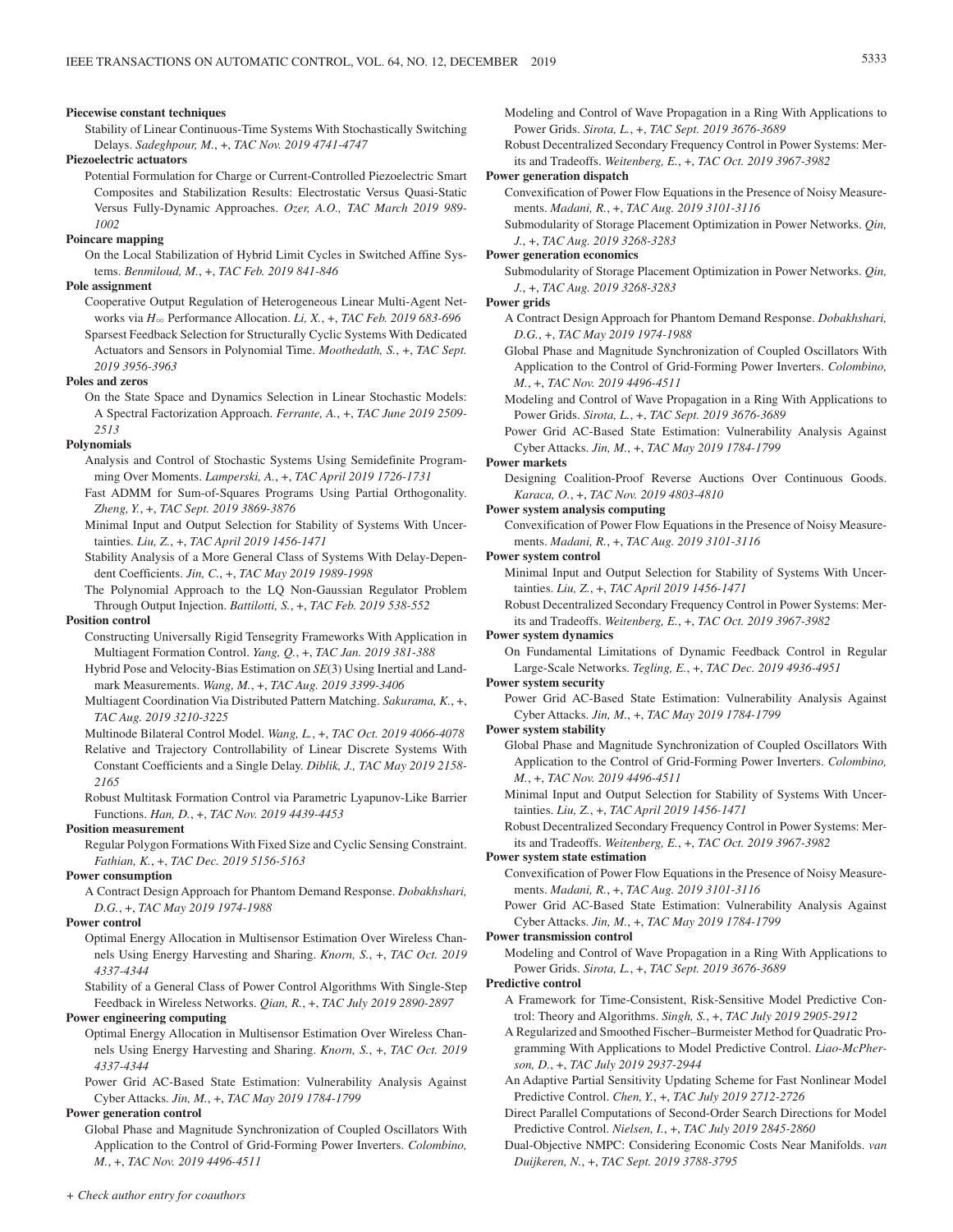**Piecewise constant techniques**

Stability of Linear Continuous-Time Systems With Stochastically Switching Delays. *Sadeghpour, M.*, +, *TAC Nov. 2019 4741-4747*

**Piezoelectric actuators**

Potential Formulation for Charge or Current-Controlled Piezoelectric Smart Composites and Stabilization Results: Electrostatic Versus Quasi-Static Versus Fully-Dynamic Approaches. *Ozer, A.O., TAC March 2019 989-1002*

**Poincare mapping**

On the Local Stabilization of Hybrid Limit Cycles in Switched Affine Systems. *Benmiloud, M.*, +, *TAC Feb. 2019 841-846*

**Pole assignment**

Cooperative Output Regulation of Heterogeneous Linear Multi-Agent Networks via $H_\infty$ Performance Allocation. *Li, X.*, +, *TAC Feb. 2019 683-696*

Sparsest Feedback Selection for Structurally Cyclic Systems With Dedicated Actuators and Sensors in Polynomial Time. *Moothedath, S.*, +, *TAC Sept. 2019 3956-3963*

**Poles and zeros**

On the State Space and Dynamics Selection in Linear Stochastic Models: A Spectral Factorization Approach. *Ferrante, A.*, +, *TAC June 2019 2509-2513*

**Polynomials**

Analysis and Control of Stochastic Systems Using Semidefinite Programming Over Moments. *Lamperski, A.*, +, *TAC April 2019 1726-1731*

Fast ADMM for Sum-of-Squares Programs Using Partial Orthogonality. *Zheng, Y.*, +, *TAC Sept. 2019 3869-3876*

Minimal Input and Output Selection for Stability of Systems With Uncertainties. *Liu, Z.*, +, *TAC April 2019 1456-1471*

Stability Analysis of a More General Class of Systems With Delay-Dependent Coefficients. *Jin, C.*, +, *TAC May 2019 1989-1998*

The Polynomial Approach to the LQ Non-Gaussian Regulator Problem Through Output Injection. *Battilotti, S.*, +, *TAC Feb. 2019 538-552*

**Position control**

Constructing Universally Rigid Tensegrity Frameworks With Application in Multiagent Formation Control. *Yang, Q.*, +, *TAC Jan. 2019 381-388*

Hybrid Pose and Velocity-Bias Estimation on *SE*(3) Using Inertial and Landmark Measurements. *Wang, M.*, +, *TAC Aug. 2019 3399-3406*

Multiagent Coordination Via Distributed Pattern Matching. *Sakurama, K.*, +, *TAC Aug. 2019 3210-3225*

Multinode Bilateral Control Model. *Wang, L.*, +, *TAC Oct. 2019 4066-4078*

Relative and Trajectory Controllability of Linear Discrete Systems With Constant Coefficients and a Single Delay. *Diblik, J., TAC May 2019 2158-2165*

Robust Multitask Formation Control via Parametric Lyapunov-Like Barrier Functions. *Han, D.*, +, *TAC Nov. 2019 4439-4453*

**Position measurement**

Regular Polygon Formations With Fixed Size and Cyclic Sensing Constraint. *Fathian, K.*, +, *TAC Dec. 2019 5156-5163*

**Power consumption**

A Contract Design Approach for Phantom Demand Response. *Dobakhshari, D.G.*, +, *TAC May 2019 1974-1988*

**Power control**

Optimal Energy Allocation in Multisensor Estimation Over Wireless Channels Using Energy Harvesting and Sharing. *Knorn, S.*, +, *TAC Oct. 2019 4337-4344*

Stability of a General Class of Power Control Algorithms With Single-Step Feedback in Wireless Networks. *Qian, R.*, +, *TAC July 2019 2890-2897*

**Power engineering computing**

Optimal Energy Allocation in Multisensor Estimation Over Wireless Channels Using Energy Harvesting and Sharing. *Knorn, S.*, +, *TAC Oct. 2019 4337-4344*

Power Grid AC-Based State Estimation: Vulnerability Analysis Against Cyber Attacks. *Jin, M.*, +, *TAC May 2019 1784-1799*

**Power generation control**

Global Phase and Magnitude Synchronization of Coupled Oscillators With Application to the Control of Grid-Forming Power Inverters. *Colombino, M.*, +, *TAC Nov. 2019 4496-4511*

Modeling and Control of Wave Propagation in a Ring With Applications to Power Grids. *Sirota, L.*, +, *TAC Sept. 2019 3676-3689*

Robust Decentralized Secondary Frequency Control in Power Systems: Merits and Tradeoffs. *Weitenberg, E.*, +, *TAC Oct. 2019 3967-3982*

**Power generation dispatch**

Convexification of Power Flow Equations in the Presence of Noisy Measurements. *Madani, R.*, +, *TAC Aug. 2019 3101-3116*

Submodularity of Storage Placement Optimization in Power Networks. *Qin, J.*, +, *TAC Aug. 2019 3268-3283*

**Power generation economics**

Submodularity of Storage Placement Optimization in Power Networks. *Qin, J.*, +, *TAC Aug. 2019 3268-3283*

**Power grids**

A Contract Design Approach for Phantom Demand Response. *Dobakhshari, D.G.*, +, *TAC May 2019 1974-1988*

Global Phase and Magnitude Synchronization of Coupled Oscillators With Application to the Control of Grid-Forming Power Inverters. *Colombino, M.*, +, *TAC Nov. 2019 4496-4511*

Modeling and Control of Wave Propagation in a Ring With Applications to Power Grids. *Sirota, L.*, +, *TAC Sept. 2019 3676-3689*

Power Grid AC-Based State Estimation: Vulnerability Analysis Against Cyber Attacks. *Jin, M.*, +, *TAC May 2019 1784-1799*

**Power markets**

Designing Coalition-Proof Reverse Auctions Over Continuous Goods. *Karaca, O.*, +, *TAC Nov. 2019 4803-4810*

**Power system analysis computing**

Convexification of Power Flow Equations in the Presence of Noisy Measurements. *Madani, R.*, +, *TAC Aug. 2019 3101-3116*

**Power system control**

Minimal Input and Output Selection for Stability of Systems With Uncertainties. *Liu, Z.*, +, *TAC April 2019 1456-1471*

Robust Decentralized Secondary Frequency Control in Power Systems: Merits and Tradeoffs. *Weitenberg, E.*, +, *TAC Oct. 2019 3967-3982*

**Power system dynamics**

On Fundamental Limitations of Dynamic Feedback Control in Regular Large-Scale Networks. *Tegling, E.*, +, *TAC Dec. 2019 4936-4951*

**Power system security**

Power Grid AC-Based State Estimation: Vulnerability Analysis Against Cyber Attacks. *Jin, M.*, +, *TAC May 2019 1784-1799*

**Power system stability**

Global Phase and Magnitude Synchronization of Coupled Oscillators With Application to the Control of Grid-Forming Power Inverters. *Colombino, M.*, +, *TAC Nov. 2019 4496-4511*

Minimal Input and Output Selection for Stability of Systems With Uncertainties. *Liu, Z.*, +, *TAC April 2019 1456-1471*

Robust Decentralized Secondary Frequency Control in Power Systems: Merits and Tradeoffs. *Weitenberg, E.*, +, *TAC Oct. 2019 3967-3982*

**Power system state estimation**

Convexification of Power Flow Equations in the Presence of Noisy Measurements. *Madani, R.*, +, *TAC Aug. 2019 3101-3116*

Power Grid AC-Based State Estimation: Vulnerability Analysis Against Cyber Attacks. *Jin, M.*, +, *TAC May 2019 1784-1799*

**Power transmission control**

Modeling and Control of Wave Propagation in a Ring With Applications to Power Grids. *Sirota, L.*, +, *TAC Sept. 2019 3676-3689*

**Predictive control**

A Framework for Time-Consistent, Risk-Sensitive Model Predictive Control: Theory and Algorithms. *Singh, S.*, +, *TAC July 2019 2905-2912*

A Regularized and Smoothed Fischer–Burmeister Method for Quadratic Programming With Applications to Model Predictive Control. *Liao-McPherson, D.*, +, *TAC July 2019 2937-2944*

An Adaptive Partial Sensitivity Updating Scheme for Fast Nonlinear Model Predictive Control. *Chen, Y.*, +, *TAC July 2019 2712-2726*

Direct Parallel Computations of Second-Order Search Directions for Model Predictive Control. *Nielsen, I.*, +, *TAC July 2019 2845-2860*

Dual-Objective NMPC: Considering Economic Costs Near Manifolds. *van Duijkeren, N.*, +, *TAC Sept. 2019 3788-3795*

*+ Check author entry for coauthors*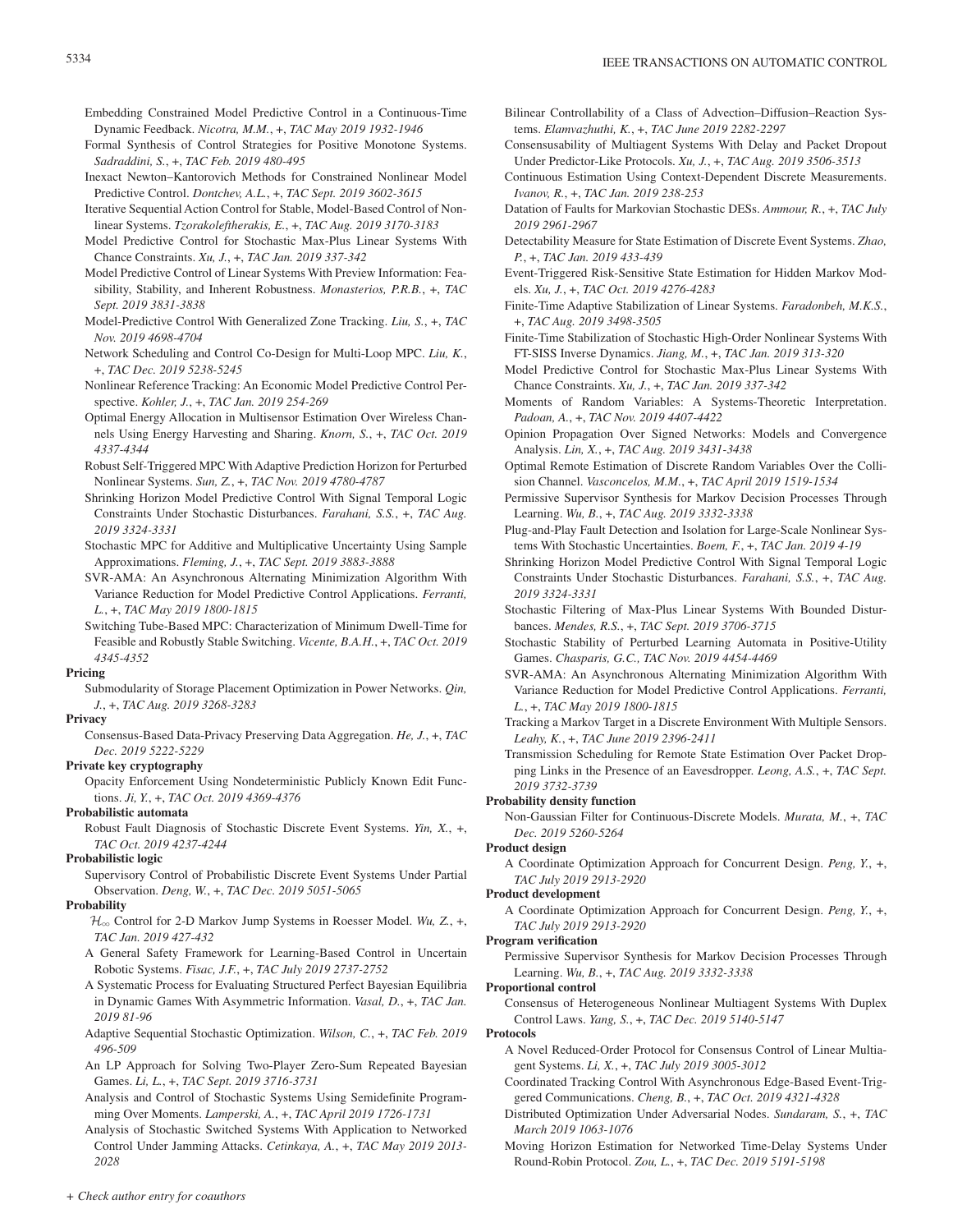Embedding Constrained Model Predictive Control in a Continuous-Time Dynamic Feedback. *Nicotra, M.M.*, +, *TAC May 2019 1932-1946*

Formal Synthesis of Control Strategies for Positive Monotone Systems. *Sadraddini, S.*, +, *TAC Feb. 2019 480-495*

Inexact Newton–Kantorovich Methods for Constrained Nonlinear Model Predictive Control. *Dontchev, A.L.*, +, *TAC Sept. 2019 3602-3615*

Iterative Sequential Action Control for Stable, Model-Based Control of Nonlinear Systems. *Tzorakoleftherakis, E.*, +, *TAC Aug. 2019 3170-3183*

Model Predictive Control for Stochastic Max-Plus Linear Systems With Chance Constraints. *Xu, J.*, +, *TAC Jan. 2019 337-342*

Model Predictive Control of Linear Systems With Preview Information: Feasibility, Stability, and Inherent Robustness. *Monasterios, P.R.B.*, +, *TAC Sept. 2019 3831-3838*

Model-Predictive Control With Generalized Zone Tracking. *Liu, S.*, +, *TAC Nov. 2019 4698-4704*

Network Scheduling and Control Co-Design for Multi-Loop MPC. *Liu, K.*, +, *TAC Dec. 2019 5238-5245*

Nonlinear Reference Tracking: An Economic Model Predictive Control Perspective. *Kohler, J.*, +, *TAC Jan. 2019 254-269*

Optimal Energy Allocation in Multisensor Estimation Over Wireless Channels Using Energy Harvesting and Sharing. *Knorn, S.*, +, *TAC Oct. 2019 4337-4344*

Robust Self-Triggered MPC With Adaptive Prediction Horizon for Perturbed Nonlinear Systems. *Sun, Z.*, +, *TAC Nov. 2019 4780-4787*

Shrinking Horizon Model Predictive Control With Signal Temporal Logic Constraints Under Stochastic Disturbances. *Farahani, S.S.*, +, *TAC Aug. 2019 3324-3331*

Stochastic MPC for Additive and Multiplicative Uncertainty Using Sample Approximations. *Fleming, J.*, +, *TAC Sept. 2019 3883-3888*

SVR-AMA: An Asynchronous Alternating Minimization Algorithm With Variance Reduction for Model Predictive Control Applications. *Ferranti, L.*, +, *TAC May 2019 1800-1815*

Switching Tube-Based MPC: Characterization of Minimum Dwell-Time for Feasible and Robustly Stable Switching. *Vicente, B.A.H.*, +, *TAC Oct. 2019 4345-4352*

**Pricing**

Submodularity of Storage Placement Optimization in Power Networks. *Qin, J.*, +, *TAC Aug. 2019 3268-3283*

**Privacy**

Consensus-Based Data-Privacy Preserving Data Aggregation. *He, J.*, +, *TAC Dec. 2019 5222-5229*

**Private key cryptography**

Opacity Enforcement Using Nondeterministic Publicly Known Edit Functions. *Ji, Y.*, +, *TAC Oct. 2019 4369-4376*

**Probabilistic automata**

Robust Fault Diagnosis of Stochastic Discrete Event Systems. *Yin, X.*, +, *TAC Oct. 2019 4237-4244*

**Probabilistic logic**

Supervisory Control of Probabilistic Discrete Event Systems Under Partial Observation. *Deng, W.*, +, *TAC Dec. 2019 5051-5065*

**Probability**

$\mathcal{H}_\infty$ Control for 2-D Markov Jump Systems in Roesser Model. *Wu, Z.*, +, *TAC Jan. 2019 427-432*

A General Safety Framework for Learning-Based Control in Uncertain Robotic Systems. *Fisac, J.F.*, +, *TAC July 2019 2737-2752*

A Systematic Process for Evaluating Structured Perfect Bayesian Equilibria in Dynamic Games With Asymmetric Information. *Vasal, D.*, +, *TAC Jan. 2019 81-96*

Adaptive Sequential Stochastic Optimization. *Wilson, C.*, +, *TAC Feb. 2019 496-509*

An LP Approach for Solving Two-Player Zero-Sum Repeated Bayesian Games. *Li, L.*, +, *TAC Sept. 2019 3716-3731*

Analysis and Control of Stochastic Systems Using Semidefinite Programming Over Moments. *Lamperski, A.*, +, *TAC April 2019 1726-1731*

Analysis of Stochastic Switched Systems With Application to Networked Control Under Jamming Attacks. *Cetinkaya, A.*, +, *TAC May 2019 2013-2028*

Bilinear Controllability of a Class of Advection–Diffusion–Reaction Systems. *Elamvazhuthi, K.*, +, *TAC June 2019 2282-2297*

Consensusability of Multiagent Systems With Delay and Packet Dropout Under Predictor-Like Protocols. *Xu, J.*, +, *TAC Aug. 2019 3506-3513*

Continuous Estimation Using Context-Dependent Discrete Measurements. *Ivanov, R.*, +, *TAC Jan. 2019 238-253*

Datation of Faults for Markovian Stochastic DESs. *Ammour, R.*, +, *TAC July 2019 2961-2967*

Detectability Measure for State Estimation of Discrete Event Systems. *Zhao, P.*, +, *TAC Jan. 2019 433-439*

Event-Triggered Risk-Sensitive State Estimation for Hidden Markov Models. *Xu, J.*, +, *TAC Oct. 2019 4276-4283*

Finite-Time Adaptive Stabilization of Linear Systems. *Faradonbeh, M.K.S.*, +, *TAC Aug. 2019 3498-3505*

Finite-Time Stabilization of Stochastic High-Order Nonlinear Systems With FT-SISS Inverse Dynamics. *Jiang, M.*, +, *TAC Jan. 2019 313-320*

Model Predictive Control for Stochastic Max-Plus Linear Systems With Chance Constraints. *Xu, J.*, +, *TAC Jan. 2019 337-342*

Moments of Random Variables: A Systems-Theoretic Interpretation. *Padoan, A.*, +, *TAC Nov. 2019 4407-4422*

Opinion Propagation Over Signed Networks: Models and Convergence Analysis. *Lin, X.*, +, *TAC Aug. 2019 3431-3438*

Optimal Remote Estimation of Discrete Random Variables Over the Collision Channel. *Vasconcelos, M.M.*, +, *TAC April 2019 1519-1534*

Permissive Supervisor Synthesis for Markov Decision Processes Through Learning. *Wu, B.*, +, *TAC Aug. 2019 3332-3338*

Plug-and-Play Fault Detection and Isolation for Large-Scale Nonlinear Systems With Stochastic Uncertainties. *Boem, F.*, +, *TAC Jan. 2019 4-19*

Shrinking Horizon Model Predictive Control With Signal Temporal Logic Constraints Under Stochastic Disturbances. *Farahani, S.S.*, +, *TAC Aug. 2019 3324-3331*

Stochastic Filtering of Max-Plus Linear Systems With Bounded Disturbances. *Mendes, R.S.*, +, *TAC Sept. 2019 3706-3715*

Stochastic Stability of Perturbed Learning Automata in Positive-Utility Games. *Chasparis, G.C., TAC Nov. 2019 4454-4469*

SVR-AMA: An Asynchronous Alternating Minimization Algorithm With Variance Reduction for Model Predictive Control Applications. *Ferranti, L.*, +, *TAC May 2019 1800-1815*

Tracking a Markov Target in a Discrete Environment With Multiple Sensors. *Leahy, K.*, +, *TAC June 2019 2396-2411*

Transmission Scheduling for Remote State Estimation Over Packet Dropping Links in the Presence of an Eavesdropper. *Leong, A.S.*, +, *TAC Sept. 2019 3732-3739*

**Probability density function**

Non-Gaussian Filter for Continuous-Discrete Models. *Murata, M.*, +, *TAC Dec. 2019 5260-5264*

**Product design**

A Coordinate Optimization Approach for Concurrent Design. *Peng, Y.*, +, *TAC July 2019 2913-2920*

**Product development**

A Coordinate Optimization Approach for Concurrent Design. *Peng, Y.*, +, *TAC July 2019 2913-2920*

**Program verification**

Permissive Supervisor Synthesis for Markov Decision Processes Through Learning. *Wu, B.*, +, *TAC Aug. 2019 3332-3338*

**Proportional control**

Consensus of Heterogeneous Nonlinear Multiagent Systems With Duplex Control Laws. *Yang, S.*, +, *TAC Dec. 2019 5140-5147*

**Protocols**

A Novel Reduced-Order Protocol for Consensus Control of Linear Multiagent Systems. *Li, X.*, +, *TAC July 2019 3005-3012*

Coordinated Tracking Control With Asynchronous Edge-Based Event-Triggered Communications. *Cheng, B.*, +, *TAC Oct. 2019 4321-4328*

Distributed Optimization Under Adversarial Nodes. *Sundaram, S.*, +, *TAC March 2019 1063-1076*

Moving Horizon Estimation for Networked Time-Delay Systems Under Round-Robin Protocol. *Zou, L.*, +, *TAC Dec. 2019 5191-5198*

*+ Check author entry for coauthors*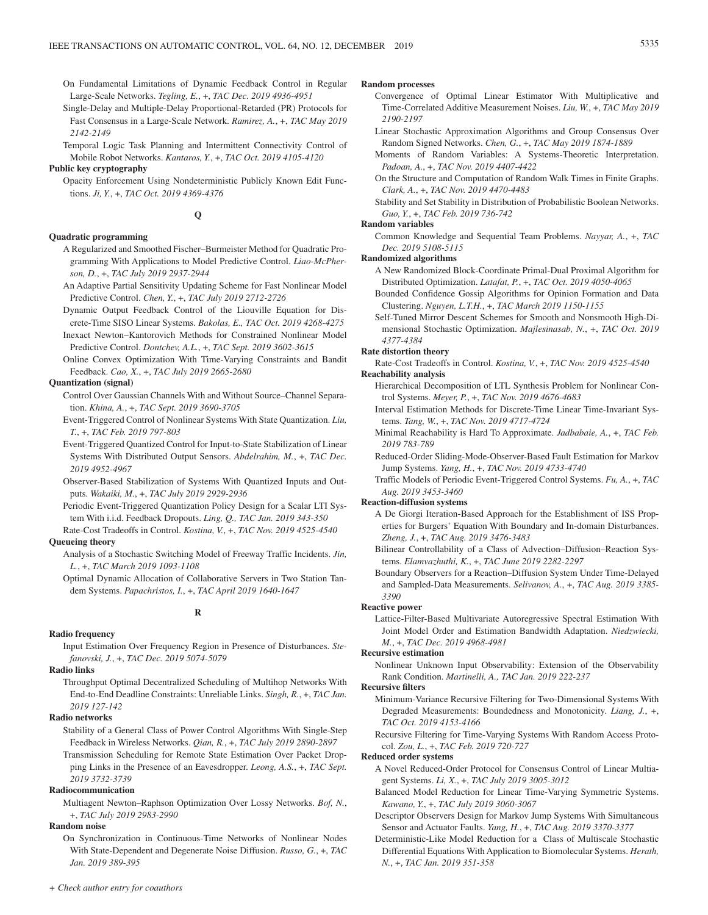On Fundamental Limitations of Dynamic Feedback Control in Regular Large-Scale Networks. *Tegling, E.*, +, *TAC Dec. 2019 4936-4951*

Single-Delay and Multiple-Delay Proportional-Retarded (PR) Protocols for Fast Consensus in a Large-Scale Network. *Ramirez, A.*, +, *TAC May 2019 2142-2149*

Temporal Logic Task Planning and Intermittent Connectivity Control of Mobile Robot Networks. *Kantaros, Y.*, +, *TAC Oct. 2019 4105-4120*

**Public key cryptography**

Opacity Enforcement Using Nondeterministic Publicly Known Edit Functions. *Ji, Y.*, +, *TAC Oct. 2019 4369-4376*

## Q

**Quadratic programming**

A Regularized and Smoothed Fischer–Burmeister Method for Quadratic Programming With Applications to Model Predictive Control. *Liao-McPherson, D.*, +, *TAC July 2019 2937-2944*

An Adaptive Partial Sensitivity Updating Scheme for Fast Nonlinear Model Predictive Control. *Chen, Y.*, +, *TAC July 2019 2712-2726*

Dynamic Output Feedback Control of the Liouville Equation for Discrete-Time SISO Linear Systems. *Bakolas, E., TAC Oct. 2019 4268-4275*

Inexact Newton–Kantorovich Methods for Constrained Nonlinear Model Predictive Control. *Dontchev, A.L.*, +, *TAC Sept. 2019 3602-3615*

Online Convex Optimization With Time-Varying Constraints and Bandit Feedback. *Cao, X.*, +, *TAC July 2019 2665-2680*

**Quantization (signal)**

Control Over Gaussian Channels With and Without Source–Channel Separation. *Khina, A.*, +, *TAC Sept. 2019 3690-3705*

Event-Triggered Control of Nonlinear Systems With State Quantization. *Liu, T.*, +, *TAC Feb. 2019 797-803*

Event-Triggered Quantized Control for Input-to-State Stabilization of Linear Systems With Distributed Output Sensors. *Abdelrahim, M.*, +, *TAC Dec. 2019 4952-4967*

Observer-Based Stabilization of Systems With Quantized Inputs and Outputs. *Wakaiki, M.*, +, *TAC July 2019 2929-2936*

Periodic Event-Triggered Quantization Policy Design for a Scalar LTI System With i.i.d. Feedback Dropouts. *Ling, Q., TAC Jan. 2019 343-350*

Rate-Cost Tradeoffs in Control. *Kostina, V.*, +, *TAC Nov. 2019 4525-4540*

**Queueing theory**

Analysis of a Stochastic Switching Model of Freeway Traffic Incidents. *Jin, L.*, +, *TAC March 2019 1093-1108*

Optimal Dynamic Allocation of Collaborative Servers in Two Station Tandem Systems. *Papachristos, I.*, +, *TAC April 2019 1640-1647*

## R

**Radio frequency**

Input Estimation Over Frequency Region in Presence of Disturbances. *Stefanovski, J.*, +, *TAC Dec. 2019 5074-5079*

**Radio links**

Throughput Optimal Decentralized Scheduling of Multihop Networks With End-to-End Deadline Constraints: Unreliable Links. *Singh, R.*, +, *TAC Jan. 2019 127-142*

**Radio networks**

Stability of a General Class of Power Control Algorithms With Single-Step Feedback in Wireless Networks. *Qian, R.*, +, *TAC July 2019 2890-2897*

Transmission Scheduling for Remote State Estimation Over Packet Dropping Links in the Presence of an Eavesdropper. *Leong, A.S.*, +, *TAC Sept. 2019 3732-3739*

**Radiocommunication**

Multiagent Newton–Raphson Optimization Over Lossy Networks. *Bof, N.*, +, *TAC July 2019 2983-2990*

**Random noise**

On Synchronization in Continuous-Time Networks of Nonlinear Nodes With State-Dependent and Degenerate Noise Diffusion. *Russo, G.*, +, *TAC Jan. 2019 389-395*

**Random processes**

Convergence of Optimal Linear Estimator With Multiplicative and Time-Correlated Additive Measurement Noises. *Liu, W.*, +, *TAC May 2019 2190-2197*

Linear Stochastic Approximation Algorithms and Group Consensus Over Random Signed Networks. *Chen, G.*, +, *TAC May 2019 1874-1889*

Moments of Random Variables: A Systems-Theoretic Interpretation. *Padoan, A.*, +, *TAC Nov. 2019 4407-4422*

On the Structure and Computation of Random Walk Times in Finite Graphs. *Clark, A.*, +, *TAC Nov. 2019 4470-4483*

Stability and Set Stability in Distribution of Probabilistic Boolean Networks. *Guo, Y.*, +, *TAC Feb. 2019 736-742*

**Random variables**

Common Knowledge and Sequential Team Problems. *Nayyar, A.*, +, *TAC Dec. 2019 5108-5115*

**Randomized algorithms**

A New Randomized Block-Coordinate Primal-Dual Proximal Algorithm for Distributed Optimization. *Latafat, P.*, +, *TAC Oct. 2019 4050-4065*

Bounded Confidence Gossip Algorithms for Opinion Formation and Data Clustering. *Nguyen, L.T.H.*, +, *TAC March 2019 1150-1155*

Self-Tuned Mirror Descent Schemes for Smooth and Nonsmooth High-Dimensional Stochastic Optimization. *Majlesinasab, N.*, +, *TAC Oct. 2019 4377-4384*

**Rate distortion theory**

Rate-Cost Tradeoffs in Control. *Kostina, V.*, +, *TAC Nov. 2019 4525-4540*

**Reachability analysis**

Hierarchical Decomposition of LTL Synthesis Problem for Nonlinear Control Systems. *Meyer, P.*, +, *TAC Nov. 2019 4676-4683*

Interval Estimation Methods for Discrete-Time Linear Time-Invariant Systems. *Tang, W.*, +, *TAC Nov. 2019 4717-4724*

Minimal Reachability is Hard To Approximate. *Jadbabaie, A.*, +, *TAC Feb. 2019 783-789*

Reduced-Order Sliding-Mode-Observer-Based Fault Estimation for Markov Jump Systems. *Yang, H.*, +, *TAC Nov. 2019 4733-4740*

Traffic Models of Periodic Event-Triggered Control Systems. *Fu, A.*, +, *TAC Aug. 2019 3453-3460*

**Reaction-diffusion systems**

A De Giorgi Iteration-Based Approach for the Establishment of ISS Properties for Burgers' Equation With Boundary and In-domain Disturbances. *Zheng, J.*, +, *TAC Aug. 2019 3476-3483*

Bilinear Controllability of a Class of Advection–Diffusion–Reaction Systems. *Elamvazhuthi, K.*, +, *TAC June 2019 2282-2297*

Boundary Observers for a Reaction–Diffusion System Under Time-Delayed and Sampled-Data Measurements. *Selivanov, A.*, +, *TAC Aug. 2019 3385-3390*

**Reactive power**

Lattice-Filter-Based Multivariate Autoregressive Spectral Estimation With Joint Model Order and Estimation Bandwidth Adaptation. *Niedzwiecki, M.*, +, *TAC Dec. 2019 4968-4981*

**Recursive estimation**

Nonlinear Unknown Input Observability: Extension of the Observability Rank Condition. *Martinelli, A., TAC Jan. 2019 222-237*

**Recursive filters**

Minimum-Variance Recursive Filtering for Two-Dimensional Systems With Degraded Measurements: Boundedness and Monotonicity. *Liang, J.*, +, *TAC Oct. 2019 4153-4166*

Recursive Filtering for Time-Varying Systems With Random Access Protocol. *Zou, L.*, +, *TAC Feb. 2019 720-727*

**Reduced order systems**

A Novel Reduced-Order Protocol for Consensus Control of Linear Multiagent Systems. *Li, X.*, +, *TAC July 2019 3005-3012*

Balanced Model Reduction for Linear Time-Varying Symmetric Systems. *Kawano, Y.*, +, *TAC July 2019 3060-3067*

Descriptor Observers Design for Markov Jump Systems With Simultaneous Sensor and Actuator Faults. *Yang, H.*, +, *TAC Aug. 2019 3370-3377*

Deterministic-Like Model Reduction for a Class of Multiscale Stochastic Differential Equations With Application to Biomolecular Systems. *Herath, N.*, +, *TAC Jan. 2019 351-358*

*+ Check author entry for coauthors*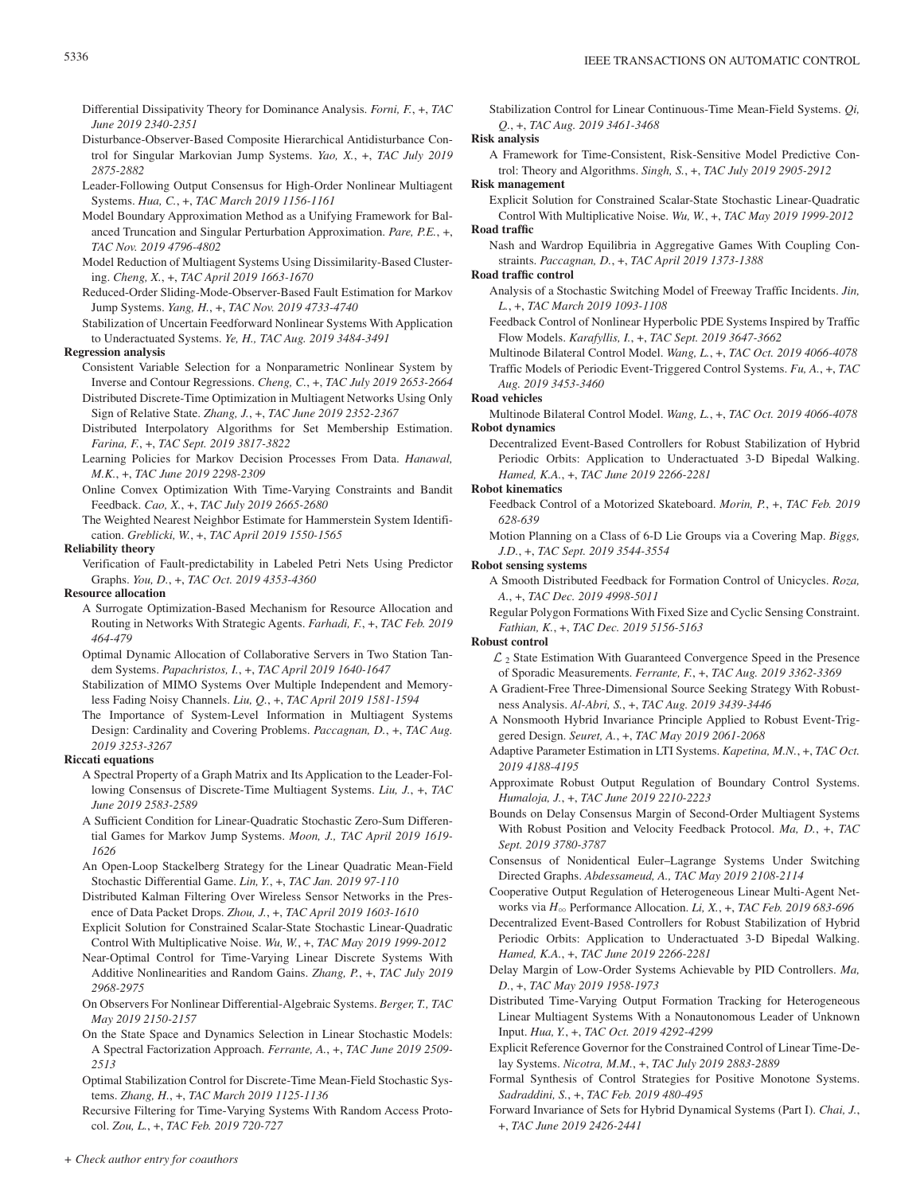Differential Dissipativity Theory for Dominance Analysis. *Forni, F.*, +, *TAC June 2019 2340-2351*

Disturbance-Observer-Based Composite Hierarchical Antidisturbance Control for Singular Markovian Jump Systems. *Yao, X.*, +, *TAC July 2019 2875-2882*

Leader-Following Output Consensus for High-Order Nonlinear Multiagent Systems. *Hua, C.*, +, *TAC March 2019 1156-1161*

Model Boundary Approximation Method as a Unifying Framework for Balanced Truncation and Singular Perturbation Approximation. *Pare, P.E.*, +, *TAC Nov. 2019 4796-4802*

Model Reduction of Multiagent Systems Using Dissimilarity-Based Clustering. *Cheng, X.*, +, *TAC April 2019 1663-1670*

Reduced-Order Sliding-Mode-Observer-Based Fault Estimation for Markov Jump Systems. *Yang, H.*, +, *TAC Nov. 2019 4733-4740*

Stabilization of Uncertain Feedforward Nonlinear Systems With Application to Underactuated Systems. *Ye, H., TAC Aug. 2019 3484-3491*

**Regression analysis**

Consistent Variable Selection for a Nonparametric Nonlinear System by Inverse and Contour Regressions. *Cheng, C.*, +, *TAC July 2019 2653-2664*

Distributed Discrete-Time Optimization in Multiagent Networks Using Only Sign of Relative State. *Zhang, J.*, +, *TAC June 2019 2352-2367*

Distributed Interpolatory Algorithms for Set Membership Estimation. *Farina, F.*, +, *TAC Sept. 2019 3817-3822*

Learning Policies for Markov Decision Processes From Data. *Hanawal, M.K.*, +, *TAC June 2019 2298-2309*

Online Convex Optimization With Time-Varying Constraints and Bandit Feedback. *Cao, X.*, +, *TAC July 2019 2665-2680*

The Weighted Nearest Neighbor Estimate for Hammerstein System Identification. *Greblicki, W.*, +, *TAC April 2019 1550-1565*

**Reliability theory**

Verification of Fault-predictability in Labeled Petri Nets Using Predictor Graphs. *You, D.*, +, *TAC Oct. 2019 4353-4360*

**Resource allocation**

A Surrogate Optimization-Based Mechanism for Resource Allocation and Routing in Networks With Strategic Agents. *Farhadi, F.*, +, *TAC Feb. 2019 464-479*

Optimal Dynamic Allocation of Collaborative Servers in Two Station Tandem Systems. *Papachristos, I.*, +, *TAC April 2019 1640-1647*

Stabilization of MIMO Systems Over Multiple Independent and Memoryless Fading Noisy Channels. *Liu, Q.*, +, *TAC April 2019 1581-1594*

The Importance of System-Level Information in Multiagent Systems Design: Cardinality and Covering Problems. *Paccagnan, D.*, +, *TAC Aug. 2019 3253-3267*

**Riccati equations**

A Spectral Property of a Graph Matrix and Its Application to the Leader-Following Consensus of Discrete-Time Multiagent Systems. *Liu, J.*, +, *TAC June 2019 2583-2589*

A Sufficient Condition for Linear-Quadratic Stochastic Zero-Sum Differential Games for Markov Jump Systems. *Moon, J., TAC April 2019 1619-1626*

An Open-Loop Stackelberg Strategy for the Linear Quadratic Mean-Field Stochastic Differential Game. *Lin, Y.*, +, *TAC Jan. 2019 97-110*

Distributed Kalman Filtering Over Wireless Sensor Networks in the Presence of Data Packet Drops. *Zhou, J.*, +, *TAC April 2019 1603-1610*

Explicit Solution for Constrained Scalar-State Stochastic Linear-Quadratic Control With Multiplicative Noise. *Wu, W.*, +, *TAC May 2019 1999-2012*

Near-Optimal Control for Time-Varying Linear Discrete Systems With Additive Nonlinearities and Random Gains. *Zhang, P.*, +, *TAC July 2019 2968-2975*

On Observers For Nonlinear Differential-Algebraic Systems. *Berger, T., TAC May 2019 2150-2157*

On the State Space and Dynamics Selection in Linear Stochastic Models: A Spectral Factorization Approach. *Ferrante, A.*, +, *TAC June 2019 2509-2513*

Optimal Stabilization Control for Discrete-Time Mean-Field Stochastic Systems. *Zhang, H.*, +, *TAC March 2019 1125-1136*

Recursive Filtering for Time-Varying Systems With Random Access Protocol. *Zou, L.*, +, *TAC Feb. 2019 720-727*

Stabilization Control for Linear Continuous-Time Mean-Field Systems. *Qi, Q.*, +, *TAC Aug. 2019 3461-3468*

**Risk analysis**

A Framework for Time-Consistent, Risk-Sensitive Model Predictive Control: Theory and Algorithms. *Singh, S.*, +, *TAC July 2019 2905-2912*

**Risk management**

Explicit Solution for Constrained Scalar-State Stochastic Linear-Quadratic Control With Multiplicative Noise. *Wu, W.*, +, *TAC May 2019 1999-2012*

**Road traffic**

Nash and Wardrop Equilibria in Aggregative Games With Coupling Constraints. *Paccagnan, D.*, +, *TAC April 2019 1373-1388*

**Road traffic control**

Analysis of a Stochastic Switching Model of Freeway Traffic Incidents. *Jin, L.*, +, *TAC March 2019 1093-1108*

Feedback Control of Nonlinear Hyperbolic PDE Systems Inspired by Traffic Flow Models. *Karafyllis, I.*, +, *TAC Sept. 2019 3647-3662*

Multinode Bilateral Control Model. *Wang, L.*, +, *TAC Oct. 2019 4066-4078*

Traffic Models of Periodic Event-Triggered Control Systems. *Fu, A.*, +, *TAC Aug. 2019 3453-3460*

**Road vehicles**

Multinode Bilateral Control Model. *Wang, L.*, +, *TAC Oct. 2019 4066-4078*

**Robot dynamics**

Decentralized Event-Based Controllers for Robust Stabilization of Hybrid Periodic Orbits: Application to Underactuated 3-D Bipedal Walking. *Hamed, K.A.*, +, *TAC June 2019 2266-2281*

**Robot kinematics**

Feedback Control of a Motorized Skateboard. *Morin, P.*, +, *TAC Feb. 2019 628-639*

Motion Planning on a Class of 6-D Lie Groups via a Covering Map. *Biggs, J.D.*, +, *TAC Sept. 2019 3544-3554*

**Robot sensing systems**

A Smooth Distributed Feedback for Formation Control of Unicycles. *Roza, A.*, +, *TAC Dec. 2019 4998-5011*

Regular Polygon Formations With Fixed Size and Cyclic Sensing Constraint. *Fathian, K.*, +, *TAC Dec. 2019 5156-5163*

**Robust control**

$\mathcal{L}_2$ State Estimation With Guaranteed Convergence Speed in the Presence of Sporadic Measurements. *Ferrante, F.*, +, *TAC Aug. 2019 3362-3369*

A Gradient-Free Three-Dimensional Source Seeking Strategy With Robustness Analysis. *Al-Abri, S.*, +, *TAC Aug. 2019 3439-3446*

A Nonsmooth Hybrid Invariance Principle Applied to Robust Event-Triggered Design. *Seuret, A.*, +, *TAC May 2019 2061-2068*

Adaptive Parameter Estimation in LTI Systems. *Kapetina, M.N.*, +, *TAC Oct. 2019 4188-4195*

Approximate Robust Output Regulation of Boundary Control Systems. *Humaloja, J.*, +, *TAC June 2019 2210-2223*

Bounds on Delay Consensus Margin of Second-Order Multiagent Systems With Robust Position and Velocity Feedback Protocol. *Ma, D.*, +, *TAC Sept. 2019 3780-3787*

Consensus of Nonidentical Euler–Lagrange Systems Under Switching Directed Graphs. *Abdessameud, A., TAC May 2019 2108-2114*

Cooperative Output Regulation of Heterogeneous Linear Multi-Agent Networks via $H_\infty$ Performance Allocation. *Li, X.*, +, *TAC Feb. 2019 683-696*

Decentralized Event-Based Controllers for Robust Stabilization of Hybrid Periodic Orbits: Application to Underactuated 3-D Bipedal Walking. *Hamed, K.A.*, +, *TAC June 2019 2266-2281*

Delay Margin of Low-Order Systems Achievable by PID Controllers. *Ma, D.*, +, *TAC May 2019 1958-1973*

Distributed Time-Varying Output Formation Tracking for Heterogeneous Linear Multiagent Systems With a Nonautonomous Leader of Unknown Input. *Hua, Y.*, +, *TAC Oct. 2019 4292-4299*

Explicit Reference Governor for the Constrained Control of Linear Time-Delay Systems. *Nicotra, M.M.*, +, *TAC July 2019 2883-2889*

Formal Synthesis of Control Strategies for Positive Monotone Systems. *Sadraddini, S.*, +, *TAC Feb. 2019 480-495*

Forward Invariance of Sets for Hybrid Dynamical Systems (Part I). *Chai, J.*, +, *TAC June 2019 2426-2441*

*+ Check author entry for coauthors*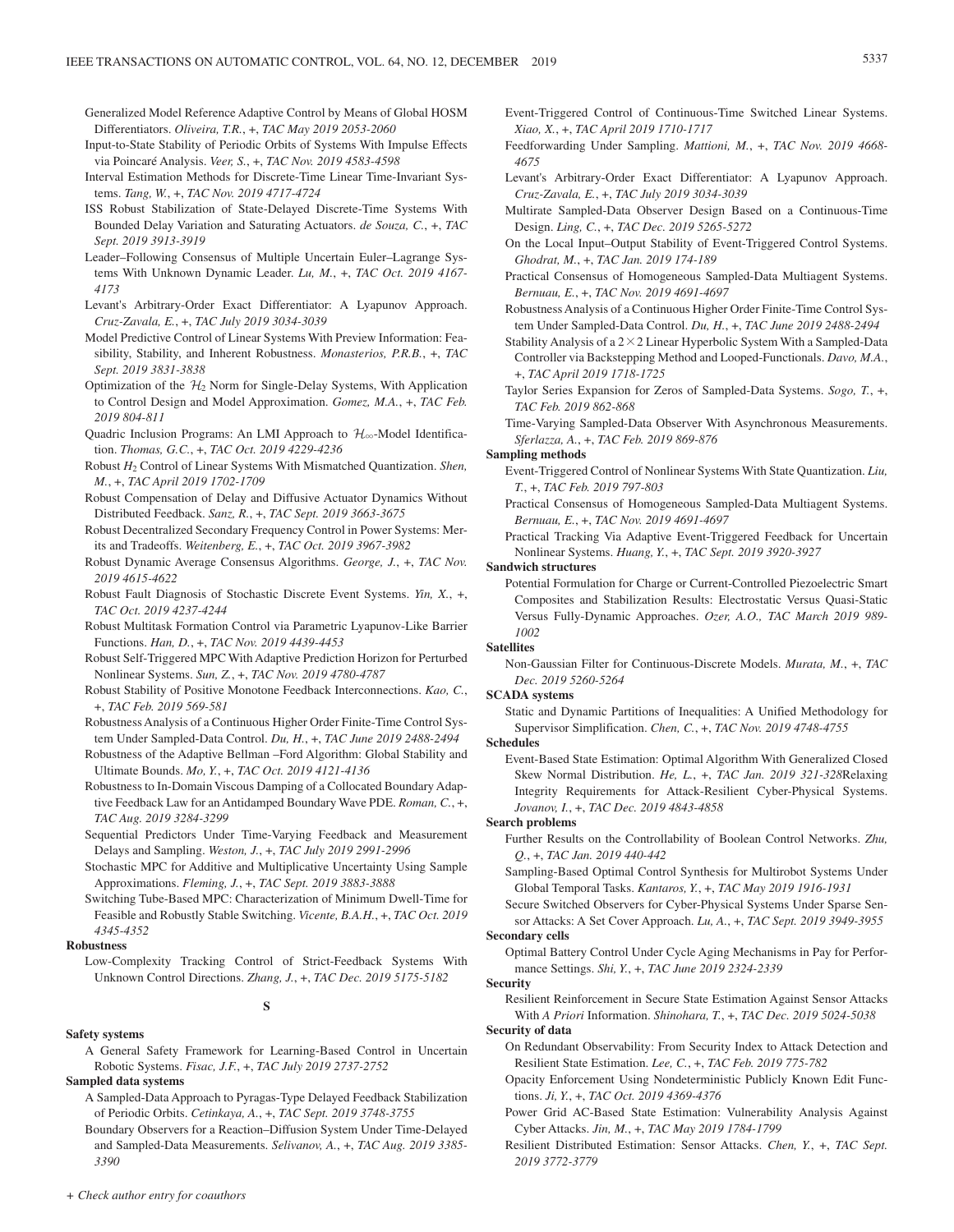Generalized Model Reference Adaptive Control by Means of Global HOSM Differentiators. *Oliveira, T.R.*, +, *TAC May 2019 2053-2060*

Input-to-State Stability of Periodic Orbits of Systems With Impulse Effects via Poincaré Analysis. *Veer, S.*, +, *TAC Nov. 2019 4583-4598*

Interval Estimation Methods for Discrete-Time Linear Time-Invariant Systems. *Tang, W.*, +, *TAC Nov. 2019 4717-4724*

ISS Robust Stabilization of State-Delayed Discrete-Time Systems With Bounded Delay Variation and Saturating Actuators. *de Souza, C.*, +, *TAC Sept. 2019 3913-3919*

Leader–Following Consensus of Multiple Uncertain Euler–Lagrange Systems With Unknown Dynamic Leader. *Lu, M.*, +, *TAC Oct. 2019 4167-4173*

Levant's Arbitrary-Order Exact Differentiator: A Lyapunov Approach. *Cruz-Zavala, E.*, +, *TAC July 2019 3034-3039*

Model Predictive Control of Linear Systems With Preview Information: Feasibility, Stability, and Inherent Robustness. *Monasterios, P.R.B.*, +, *TAC Sept. 2019 3831-3838*

Optimization of the $\mathcal{H}_2$ Norm for Single-Delay Systems, With Application to Control Design and Model Approximation. *Gomez, M.A.*, +, *TAC Feb. 2019 804-811*

Quadric Inclusion Programs: An LMI Approach to $\mathcal{H}_\infty$-Model Identification. *Thomas, G.C.*, +, *TAC Oct. 2019 4229-4236*

Robust $H_2$ Control of Linear Systems With Mismatched Quantization. *Shen, M.*, +, *TAC April 2019 1702-1709*

Robust Compensation of Delay and Diffusive Actuator Dynamics Without Distributed Feedback. *Sanz, R.*, +, *TAC Sept. 2019 3663-3675*

Robust Decentralized Secondary Frequency Control in Power Systems: Merits and Tradeoffs. *Weitenberg, E.*, +, *TAC Oct. 2019 3967-3982*

Robust Dynamic Average Consensus Algorithms. *George, J.*, +, *TAC Nov. 2019 4615-4622*

Robust Fault Diagnosis of Stochastic Discrete Event Systems. *Yin, X.*, +, *TAC Oct. 2019 4237-4244*

Robust Multitask Formation Control via Parametric Lyapunov-Like Barrier Functions. *Han, D.*, +, *TAC Nov. 2019 4439-4453*

Robust Self-Triggered MPC With Adaptive Prediction Horizon for Perturbed Nonlinear Systems. *Sun, Z.*, +, *TAC Nov. 2019 4780-4787*

Robust Stability of Positive Monotone Feedback Interconnections. *Kao, C.*, +, *TAC Feb. 2019 569-581*

Robustness Analysis of a Continuous Higher Order Finite-Time Control System Under Sampled-Data Control. *Du, H.*, +, *TAC June 2019 2488-2494*

Robustness of the Adaptive Bellman –Ford Algorithm: Global Stability and Ultimate Bounds. *Mo, Y.*, +, *TAC Oct. 2019 4121-4136*

Robustness to In-Domain Viscous Damping of a Collocated Boundary Adaptive Feedback Law for an Antidamped Boundary Wave PDE. *Roman, C.*, +, *TAC Aug. 2019 3284-3299*

Sequential Predictors Under Time-Varying Feedback and Measurement Delays and Sampling. *Weston, J.*, +, *TAC July 2019 2991-2996*

Stochastic MPC for Additive and Multiplicative Uncertainty Using Sample Approximations. *Fleming, J.*, +, *TAC Sept. 2019 3883-3888*

Switching Tube-Based MPC: Characterization of Minimum Dwell-Time for Feasible and Robustly Stable Switching. *Vicente, B.A.H.*, +, *TAC Oct. 2019 4345-4352*

**Robustness**

Low-Complexity Tracking Control of Strict-Feedback Systems With Unknown Control Directions. *Zhang, J.*, +, *TAC Dec. 2019 5175-5182*

## S

**Safety systems**

A General Safety Framework for Learning-Based Control in Uncertain Robotic Systems. *Fisac, J.F.*, +, *TAC July 2019 2737-2752*

**Sampled data systems**

A Sampled-Data Approach to Pyragas-Type Delayed Feedback Stabilization of Periodic Orbits. *Cetinkaya, A.*, +, *TAC Sept. 2019 3748-3755*

Boundary Observers for a Reaction–Diffusion System Under Time-Delayed and Sampled-Data Measurements. *Selivanov, A.*, +, *TAC Aug. 2019 3385-3390*

Event-Triggered Control of Continuous-Time Switched Linear Systems. *Xiao, X.*, +, *TAC April 2019 1710-1717*

Feedforwarding Under Sampling. *Mattioni, M.*, +, *TAC Nov. 2019 4668-4675*

Levant's Arbitrary-Order Exact Differentiator: A Lyapunov Approach. *Cruz-Zavala, E.*, +, *TAC July 2019 3034-3039*

Multirate Sampled-Data Observer Design Based on a Continuous-Time Design. *Ling, C.*, +, *TAC Dec. 2019 5265-5272*

On the Local Input–Output Stability of Event-Triggered Control Systems. *Ghodrat, M.*, +, *TAC Jan. 2019 174-189*

Practical Consensus of Homogeneous Sampled-Data Multiagent Systems. *Bernuau, E.*, +, *TAC Nov. 2019 4691-4697*

Robustness Analysis of a Continuous Higher Order Finite-Time Control System Under Sampled-Data Control. *Du, H.*, +, *TAC June 2019 2488-2494*

Stability Analysis of a $2\times2$ Linear Hyperbolic System With a Sampled-Data Controller via Backstepping Method and Looped-Functionals. *Davo, M.A.*, +, *TAC April 2019 1718-1725*

Taylor Series Expansion for Zeros of Sampled-Data Systems. *Sogo, T.*, +, *TAC Feb. 2019 862-868*

Time-Varying Sampled-Data Observer With Asynchronous Measurements. *Sferlazza, A.*, +, *TAC Feb. 2019 869-876*

**Sampling methods**

Event-Triggered Control of Nonlinear Systems With State Quantization. *Liu, T.*, +, *TAC Feb. 2019 797-803*

Practical Consensus of Homogeneous Sampled-Data Multiagent Systems. *Bernuau, E.*, +, *TAC Nov. 2019 4691-4697*

Practical Tracking Via Adaptive Event-Triggered Feedback for Uncertain Nonlinear Systems. *Huang, Y.*, +, *TAC Sept. 2019 3920-3927*

**Sandwich structures**

Potential Formulation for Charge or Current-Controlled Piezoelectric Smart Composites and Stabilization Results: Electrostatic Versus Quasi-Static Versus Fully-Dynamic Approaches. *Ozer, A.O., TAC March 2019 989-1002*

**Satellites**

Non-Gaussian Filter for Continuous-Discrete Models. *Murata, M.*, +, *TAC Dec. 2019 5260-5264*

**SCADA systems**

Static and Dynamic Partitions of Inequalities: A Unified Methodology for Supervisor Simplification. *Chen, C.*, +, *TAC Nov. 2019 4748-4755*

**Schedules**

Event-Based State Estimation: Optimal Algorithm With Generalized Closed Skew Normal Distribution. *He, L.*, +, *TAC Jan. 2019 321-328*Relaxing Integrity Requirements for Attack-Resilient Cyber-Physical Systems. *Jovanov, I.*, +, *TAC Dec. 2019 4843-4858*

**Search problems**

Further Results on the Controllability of Boolean Control Networks. *Zhu, Q.*, +, *TAC Jan. 2019 440-442*

Sampling-Based Optimal Control Synthesis for Multirobot Systems Under Global Temporal Tasks. *Kantaros, Y.*, +, *TAC May 2019 1916-1931*

Secure Switched Observers for Cyber-Physical Systems Under Sparse Sensor Attacks: A Set Cover Approach. *Lu, A.*, +, *TAC Sept. 2019 3949-3955*

**Secondary cells**

Optimal Battery Control Under Cycle Aging Mechanisms in Pay for Performance Settings. *Shi, Y.*, +, *TAC June 2019 2324-2339*

**Security**

Resilient Reinforcement in Secure State Estimation Against Sensor Attacks With *A Priori* Information. *Shinohara, T.*, +, *TAC Dec. 2019 5024-5038*

**Security of data**

On Redundant Observability: From Security Index to Attack Detection and Resilient State Estimation. *Lee, C.*, +, *TAC Feb. 2019 775-782*

Opacity Enforcement Using Nondeterministic Publicly Known Edit Functions. *Ji, Y.*, +, *TAC Oct. 2019 4369-4376*

Power Grid AC-Based State Estimation: Vulnerability Analysis Against Cyber Attacks. *Jin, M.*, +, *TAC May 2019 1784-1799*

Resilient Distributed Estimation: Sensor Attacks. *Chen, Y.*, +, *TAC Sept. 2019 3772-3779*

*+ Check author entry for coauthors*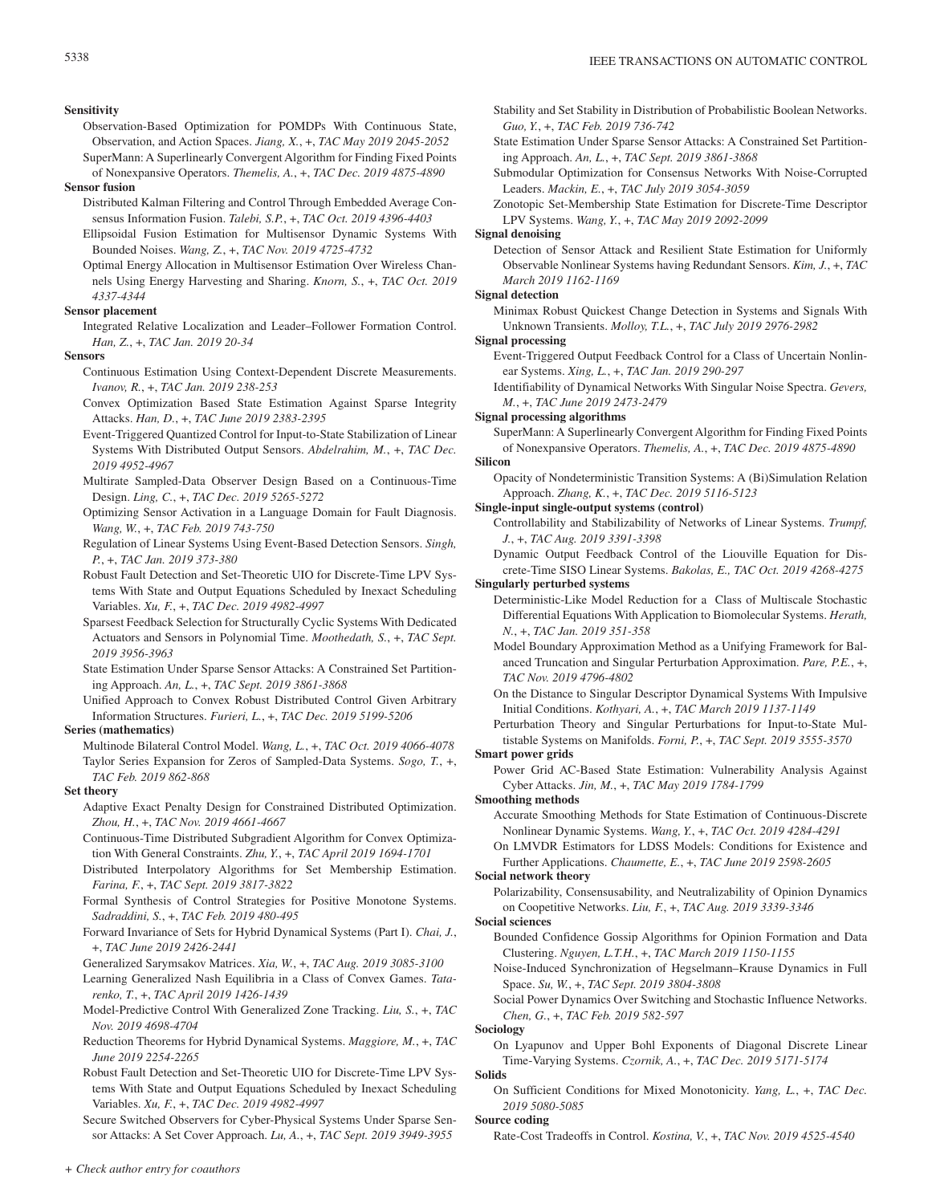**Sensitivity**

Observation-Based Optimization for POMDPs With Continuous State, Observation, and Action Spaces. *Jiang, X.*, +, *TAC May 2019 2045-2052*

SuperMann: A Superlinearly Convergent Algorithm for Finding Fixed Points of Nonexpansive Operators. *Themelis, A.*, +, *TAC Dec. 2019 4875-4890*

**Sensor fusion**

Distributed Kalman Filtering and Control Through Embedded Average Consensus Information Fusion. *Talebi, S.P.*, +, *TAC Oct. 2019 4396-4403*

Ellipsoidal Fusion Estimation for Multisensor Dynamic Systems With Bounded Noises. *Wang, Z.*, +, *TAC Nov. 2019 4725-4732*

Optimal Energy Allocation in Multisensor Estimation Over Wireless Channels Using Energy Harvesting and Sharing. *Knorn, S.*, +, *TAC Oct. 2019 4337-4344*

**Sensor placement**

Integrated Relative Localization and Leader–Follower Formation Control. *Han, Z.*, +, *TAC Jan. 2019 20-34*

**Sensors**

Continuous Estimation Using Context-Dependent Discrete Measurements. *Ivanov, R.*, +, *TAC Jan. 2019 238-253*

Convex Optimization Based State Estimation Against Sparse Integrity Attacks. *Han, D.*, +, *TAC June 2019 2383-2395*

Event-Triggered Quantized Control for Input-to-State Stabilization of Linear Systems With Distributed Output Sensors. *Abdelrahim, M.*, +, *TAC Dec. 2019 4952-4967*

Multirate Sampled-Data Observer Design Based on a Continuous-Time Design. *Ling, C.*, +, *TAC Dec. 2019 5265-5272*

Optimizing Sensor Activation in a Language Domain for Fault Diagnosis. *Wang, W.*, +, *TAC Feb. 2019 743-750*

Regulation of Linear Systems Using Event-Based Detection Sensors. *Singh, P.*, +, *TAC Jan. 2019 373-380*

Robust Fault Detection and Set-Theoretic UIO for Discrete-Time LPV Systems With State and Output Equations Scheduled by Inexact Scheduling Variables. *Xu, F.*, +, *TAC Dec. 2019 4982-4997*

Sparsest Feedback Selection for Structurally Cyclic Systems With Dedicated Actuators and Sensors in Polynomial Time. *Moothedath, S.*, +, *TAC Sept. 2019 3956-3963*

State Estimation Under Sparse Sensor Attacks: A Constrained Set Partitioning Approach. *An, L.*, +, *TAC Sept. 2019 3861-3868*

Unified Approach to Convex Robust Distributed Control Given Arbitrary Information Structures. *Furieri, L.*, +, *TAC Dec. 2019 5199-5206*

**Series (mathematics)**

Multinode Bilateral Control Model. *Wang, L.*, +, *TAC Oct. 2019 4066-4078*

Taylor Series Expansion for Zeros of Sampled-Data Systems. *Sogo, T.*, +, *TAC Feb. 2019 862-868*

**Set theory**

Adaptive Exact Penalty Design for Constrained Distributed Optimization. *Zhou, H.*, +, *TAC Nov. 2019 4661-4667*

Continuous-Time Distributed Subgradient Algorithm for Convex Optimization With General Constraints. *Zhu, Y.*, +, *TAC April 2019 1694-1701*

Distributed Interpolatory Algorithms for Set Membership Estimation. *Farina, F.*, +, *TAC Sept. 2019 3817-3822*

Formal Synthesis of Control Strategies for Positive Monotone Systems. *Sadraddini, S.*, +, *TAC Feb. 2019 480-495*

Forward Invariance of Sets for Hybrid Dynamical Systems (Part I). *Chai, J.*, +, *TAC June 2019 2426-2441*

Generalized Sarymsakov Matrices. *Xia, W.*, +, *TAC Aug. 2019 3085-3100*

Learning Generalized Nash Equilibria in a Class of Convex Games. *Tatarenko, T.*, +, *TAC April 2019 1426-1439*

Model-Predictive Control With Generalized Zone Tracking. *Liu, S.*, +, *TAC Nov. 2019 4698-4704*

Reduction Theorems for Hybrid Dynamical Systems. *Maggiore, M.*, +, *TAC June 2019 2254-2265*

Robust Fault Detection and Set-Theoretic UIO for Discrete-Time LPV Systems With State and Output Equations Scheduled by Inexact Scheduling Variables. *Xu, F.*, +, *TAC Dec. 2019 4982-4997*

Secure Switched Observers for Cyber-Physical Systems Under Sparse Sensor Attacks: A Set Cover Approach. *Lu, A.*, +, *TAC Sept. 2019 3949-3955*

Stability and Set Stability in Distribution of Probabilistic Boolean Networks. *Guo, Y.*, +, *TAC Feb. 2019 736-742*

State Estimation Under Sparse Sensor Attacks: A Constrained Set Partitioning Approach. *An, L.*, +, *TAC Sept. 2019 3861-3868*

Submodular Optimization for Consensus Networks With Noise-Corrupted Leaders. *Mackin, E.*, +, *TAC July 2019 3054-3059*

Zonotopic Set-Membership State Estimation for Discrete-Time Descriptor LPV Systems. *Wang, Y.*, +, *TAC May 2019 2092-2099*

**Signal denoising**

Detection of Sensor Attack and Resilient State Estimation for Uniformly Observable Nonlinear Systems having Redundant Sensors. *Kim, J.*, +, *TAC March 2019 1162-1169*

**Signal detection**

Minimax Robust Quickest Change Detection in Systems and Signals With Unknown Transients. *Molloy, T.L.*, +, *TAC July 2019 2976-2982*

**Signal processing**

Event-Triggered Output Feedback Control for a Class of Uncertain Nonlinear Systems. *Xing, L.*, +, *TAC Jan. 2019 290-297*

Identifiability of Dynamical Networks With Singular Noise Spectra. *Gevers, M.*, +, *TAC June 2019 2473-2479*

**Signal processing algorithms**

SuperMann: A Superlinearly Convergent Algorithm for Finding Fixed Points of Nonexpansive Operators. *Themelis, A.*, +, *TAC Dec. 2019 4875-4890*

**Silicon**

Opacity of Nondeterministic Transition Systems: A (Bi)Simulation Relation Approach. *Zhang, K.*, +, *TAC Dec. 2019 5116-5123*

**Single-input single-output systems (control)**

Controllability and Stabilizability of Networks of Linear Systems. *Trumpf, J.*, +, *TAC Aug. 2019 3391-3398*

Dynamic Output Feedback Control of the Liouville Equation for Discrete-Time SISO Linear Systems. *Bakolas, E., TAC Oct. 2019 4268-4275*

**Singularly perturbed systems**

Deterministic-Like Model Reduction for a Class of Multiscale Stochastic Differential Equations With Application to Biomolecular Systems. *Herath, N.*, +, *TAC Jan. 2019 351-358*

Model Boundary Approximation Method as a Unifying Framework for Balanced Truncation and Singular Perturbation Approximation. *Pare, P.E.*, +, *TAC Nov. 2019 4796-4802*

On the Distance to Singular Descriptor Dynamical Systems With Impulsive Initial Conditions. *Kothyari, A.*, +, *TAC March 2019 1137-1149*

Perturbation Theory and Singular Perturbations for Input-to-State Multistable Systems on Manifolds. *Forni, P.*, +, *TAC Sept. 2019 3555-3570*

**Smart power grids**

Power Grid AC-Based State Estimation: Vulnerability Analysis Against Cyber Attacks. *Jin, M.*, +, *TAC May 2019 1784-1799*

**Smoothing methods**

Accurate Smoothing Methods for State Estimation of Continuous-Discrete Nonlinear Dynamic Systems. *Wang, Y.*, +, *TAC Oct. 2019 4284-4291*

On LMVDR Estimators for LDSS Models: Conditions for Existence and Further Applications. *Chaumette, E.*, +, *TAC June 2019 2598-2605*

**Social network theory**

Polarizability, Consensusability, and Neutralizability of Opinion Dynamics on Coopetitive Networks. *Liu, F.*, +, *TAC Aug. 2019 3339-3346*

**Social sciences**

Bounded Confidence Gossip Algorithms for Opinion Formation and Data Clustering. *Nguyen, L.T.H.*, +, *TAC March 2019 1150-1155*

Noise-Induced Synchronization of Hegselmann–Krause Dynamics in Full Space. *Su, W.*, +, *TAC Sept. 2019 3804-3808*

Social Power Dynamics Over Switching and Stochastic Influence Networks. *Chen, G.*, +, *TAC Feb. 2019 582-597*

**Sociology**

On Lyapunov and Upper Bohl Exponents of Diagonal Discrete Linear Time-Varying Systems. *Czornik, A.*, +, *TAC Dec. 2019 5171-5174*

**Solids**

On Sufficient Conditions for Mixed Monotonicity. *Yang, L.*, +, *TAC Dec. 2019 5080-5085*

**Source coding**

Rate-Cost Tradeoffs in Control. *Kostina, V.*, +, *TAC Nov. 2019 4525-4540*

*+ Check author entry for coauthors*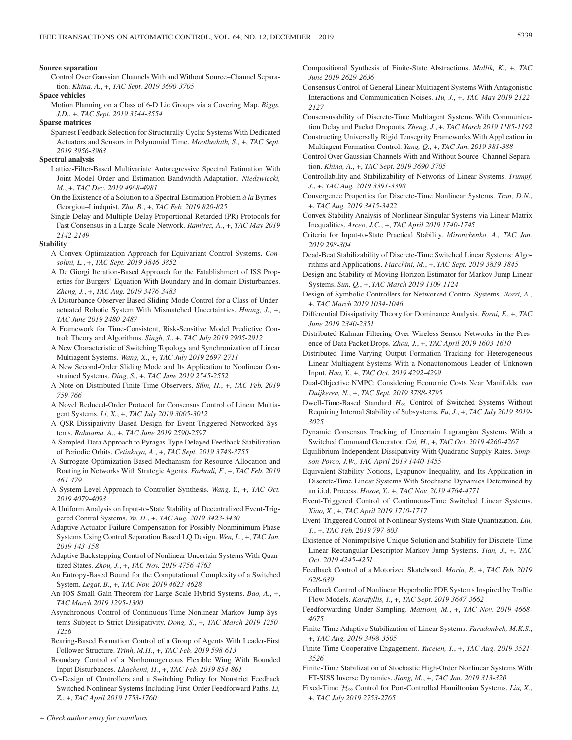**Source separation**

Control Over Gaussian Channels With and Without Source–Channel Separation. *Khina, A.*, +, *TAC Sept. 2019 3690-3705*

**Space vehicles**

Motion Planning on a Class of 6-D Lie Groups via a Covering Map. *Biggs, J.D.*, +, *TAC Sept. 2019 3544-3554*

**Sparse matrices**

Sparsest Feedback Selection for Structurally Cyclic Systems With Dedicated Actuators and Sensors in Polynomial Time. *Moothedath, S.*, +, *TAC Sept. 2019 3956-3963*

**Spectral analysis**

Lattice-Filter-Based Multivariate Autoregressive Spectral Estimation With Joint Model Order and Estimation Bandwidth Adaptation. *Niedzwiecki, M.*, +, *TAC Dec. 2019 4968-4981*

On the Existence of a Solution to a Spectral Estimation Problem *à la* Byrnes–Georgiou–Lindquist. *Zhu, B.*, +, *TAC Feb. 2019 820-825*

Single-Delay and Multiple-Delay Proportional-Retarded (PR) Protocols for Fast Consensus in a Large-Scale Network. *Ramirez, A.*, +, *TAC May 2019 2142-2149*

**Stability**

A Convex Optimization Approach for Equivariant Control Systems. *Consolini, L.*, +, *TAC Sept. 2019 3846-3852*

A De Giorgi Iteration-Based Approach for the Establishment of ISS Properties for Burgers' Equation With Boundary and In-domain Disturbances. *Zheng, J.*, +, *TAC Aug. 2019 3476-3483*

A Disturbance Observer Based Sliding Mode Control for a Class of Underactuated Robotic System With Mismatched Uncertainties. *Huang, J.*, +, *TAC June 2019 2480-2487*

A Framework for Time-Consistent, Risk-Sensitive Model Predictive Control: Theory and Algorithms. *Singh, S.*, +, *TAC July 2019 2905-2912*

A New Characteristic of Switching Topology and Synchronization of Linear Multiagent Systems. *Wang, X.*, +, *TAC July 2019 2697-2711*

A New Second-Order Sliding Mode and Its Application to Nonlinear Constrained Systems. *Ding, S.*, +, *TAC June 2019 2545-2552*

A Note on Distributed Finite-Time Observers. *Silm, H.*, +, *TAC Feb. 2019 759-766*

A Novel Reduced-Order Protocol for Consensus Control of Linear Multiagent Systems. *Li, X.*, +, *TAC July 2019 3005-3012*

A QSR-Dissipativity Based Design for Event-Triggered Networked Systems. *Rahnama, A.*, +, *TAC June 2019 2590-2597*

A Sampled-Data Approach to Pyragas-Type Delayed Feedback Stabilization of Periodic Orbits. *Cetinkaya, A.*, +, *TAC Sept. 2019 3748-3755*

A Surrogate Optimization-Based Mechanism for Resource Allocation and Routing in Networks With Strategic Agents. *Farhadi, F.*, +, *TAC Feb. 2019 464-479*

A System-Level Approach to Controller Synthesis. *Wang, Y.*, +, *TAC Oct. 2019 4079-4093*

A Uniform Analysis on Input-to-State Stability of Decentralized Event-Triggered Control Systems. *Yu, H.*, +, *TAC Aug. 2019 3423-3430*

Adaptive Actuator Failure Compensation for Possibly Nonminimum-Phase Systems Using Control Separation Based LQ Design. *Wen, L.*, +, *TAC Jan. 2019 143-158*

Adaptive Backstepping Control of Nonlinear Uncertain Systems With Quantized States. *Zhou, J.*, +, *TAC Nov. 2019 4756-4763*

An Entropy-Based Bound for the Computational Complexity of a Switched System. *Legat, B.*, +, *TAC Nov. 2019 4623-4628*

An IOS Small-Gain Theorem for Large-Scale Hybrid Systems. *Bao, A.*, +, *TAC March 2019 1295-1300*

Asynchronous Control of Continuous-Time Nonlinear Markov Jump Systems Subject to Strict Dissipativity. *Dong, S.*, +, *TAC March 2019 1250-1256*

Bearing-Based Formation Control of a Group of Agents With Leader-First Follower Structure. *Trinh, M.H.*, +, *TAC Feb. 2019 598-613*

Boundary Control of a Nonhomogeneous Flexible Wing With Bounded Input Disturbances. *Lhachemi, H.*, +, *TAC Feb. 2019 854-861*

Co-Design of Controllers and a Switching Policy for Nonstrict Feedback Switched Nonlinear Systems Including First-Order Feedforward Paths. *Li, Z.*, +, *TAC April 2019 1753-1760*

Compositional Synthesis of Finite-State Abstractions. *Mallik, K.*, +, *TAC June 2019 2629-2636*

Consensus Control of General Linear Multiagent Systems With Antagonistic Interactions and Communication Noises. *Hu, J.*, +, *TAC May 2019 2122-2127*

Consensusability of Discrete-Time Multiagent Systems With Communication Delay and Packet Dropouts. *Zheng, J.*, +, *TAC March 2019 1185-1192*

Constructing Universally Rigid Tensegrity Frameworks With Application in Multiagent Formation Control. *Yang, Q.*, +, *TAC Jan. 2019 381-388*

Control Over Gaussian Channels With and Without Source–Channel Separation. *Khina, A.*, +, *TAC Sept. 2019 3690-3705*

Controllability and Stabilizability of Networks of Linear Systems. *Trumpf, J.*, +, *TAC Aug. 2019 3391-3398*

Convergence Properties for Discrete-Time Nonlinear Systems. *Tran, D.N.*, +, *TAC Aug. 2019 3415-3422*

Convex Stability Analysis of Nonlinear Singular Systems via Linear Matrix Inequalities. *Arceo, J.C.*, +, *TAC April 2019 1740-1745*

Criteria for Input-to-State Practical Stability. *Mironchenko, A.*, *TAC Jan. 2019 298-304*

Dead-Beat Stabilizability of Discrete-Time Switched Linear Systems: Algorithms and Applications. *Fiacchini, M.*, +, *TAC Sept. 2019 3839-3845*

Design and Stability of Moving Horizon Estimator for Markov Jump Linear Systems. *Sun, Q.*, +, *TAC March 2019 1109-1124*

Design of Symbolic Controllers for Networked Control Systems. *Borri, A.*, +, *TAC March 2019 1034-1046*

Differential Dissipativity Theory for Dominance Analysis. *Forni, F.*, +, *TAC June 2019 2340-2351*

Distributed Kalman Filtering Over Wireless Sensor Networks in the Presence of Data Packet Drops. *Zhou, J.*, +, *TAC April 2019 1603-1610*

Distributed Time-Varying Output Formation Tracking for Heterogeneous Linear Multiagent Systems With a Nonautonomous Leader of Unknown Input. *Hua, Y.*, +, *TAC Oct. 2019 4292-4299*

Dual-Objective NMPC: Considering Economic Costs Near Manifolds. *van Duijkeren, N.*, +, *TAC Sept. 2019 3788-3795*

Dwell-Time-Based Standard $H_\infty$ Control of Switched Systems Without Requiring Internal Stability of Subsystems. *Fu, J.*, +, *TAC July 2019 3019-3025*

Dynamic Consensus Tracking of Uncertain Lagrangian Systems With a Switched Command Generator. *Cai, H.*, +, *TAC Oct. 2019 4260-4267*

Equilibrium-Independent Dissipativity With Quadratic Supply Rates. *Simpson-Porco, J.W.*, *TAC April 2019 1440-1455*

Equivalent Stability Notions, Lyapunov Inequality, and Its Application in Discrete-Time Linear Systems With Stochastic Dynamics Determined by an i.i.d. Process. *Hosoe, Y.*, +, *TAC Nov. 2019 4764-4771*

Event-Triggered Control of Continuous-Time Switched Linear Systems. *Xiao, X.*, +, *TAC April 2019 1710-1717*

Event-Triggered Control of Nonlinear Systems With State Quantization. *Liu, T.*, +, *TAC Feb. 2019 797-803*

Existence of Nonimpulsive Unique Solution and Stability for Discrete-Time Linear Rectangular Descriptor Markov Jump Systems. *Tian, J.*, +, *TAC Oct. 2019 4245-4251*

Feedback Control of a Motorized Skateboard. *Morin, P.*, +, *TAC Feb. 2019 628-639*

Feedback Control of Nonlinear Hyperbolic PDE Systems Inspired by Traffic Flow Models. *Karafyllis, I.*, +, *TAC Sept. 2019 3647-3662*

Feedforwarding Under Sampling. *Mattioni, M.*, +, *TAC Nov. 2019 4668-4675*

Finite-Time Adaptive Stabilization of Linear Systems. *Faradonbeh, M.K.S.*, +, *TAC Aug. 2019 3498-3505*

Finite-Time Cooperative Engagement. *Yucelen, T.*, +, *TAC Aug. 2019 3521-3526*

Finite-Time Stabilization of Stochastic High-Order Nonlinear Systems With FT-SISS Inverse Dynamics. *Jiang, M.*, +, *TAC Jan. 2019 313-320*

Fixed-Time $\mathcal{H}_\infty$ Control for Port-Controlled Hamiltonian Systems. *Liu, X.*, +, *TAC July 2019 2753-2765*

*+ Check author entry for coauthors*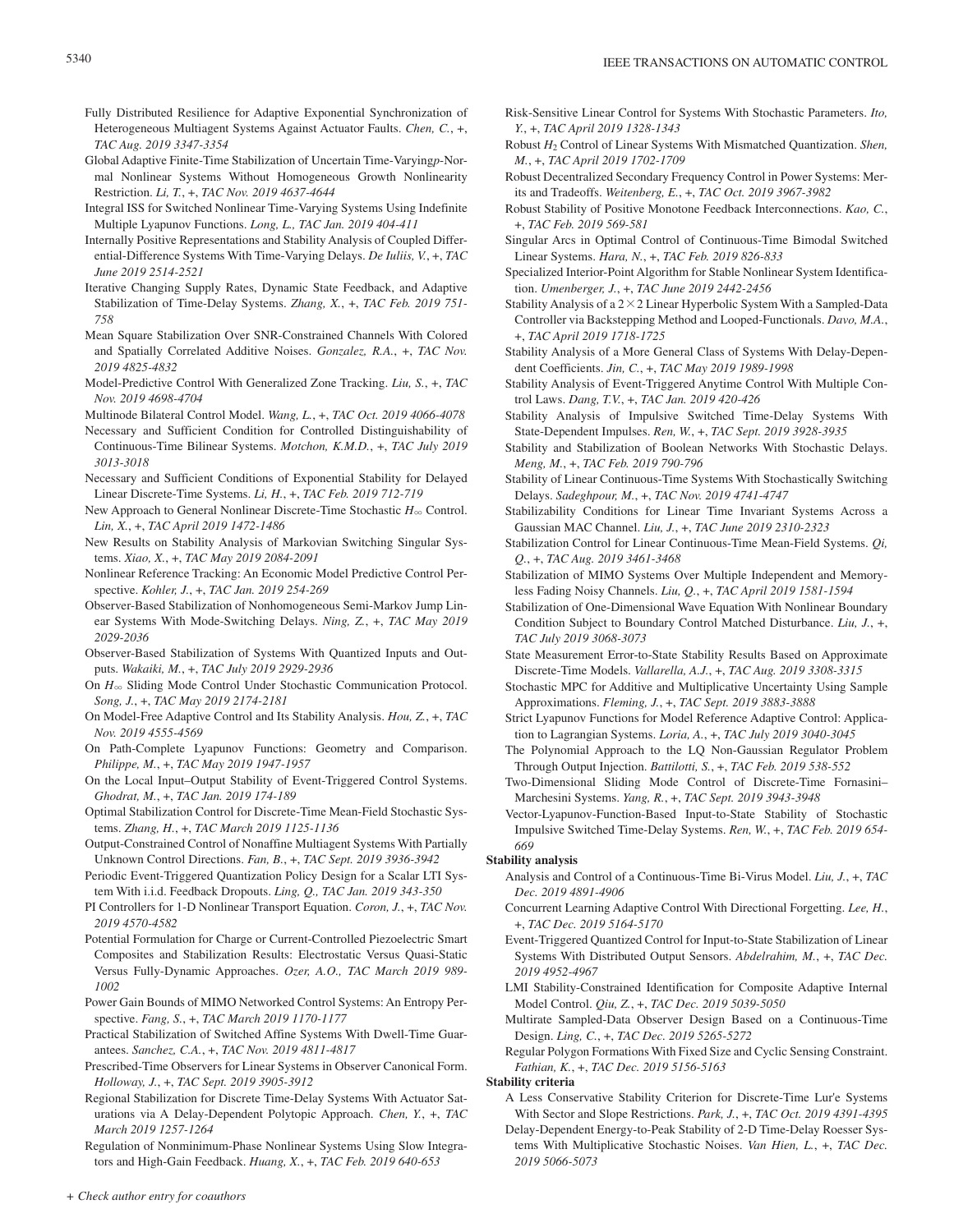Fully Distributed Resilience for Adaptive Exponential Synchronization of Heterogeneous Multiagent Systems Against Actuator Faults. *Chen, C.*, +, *TAC Aug. 2019 3347-3354*

Global Adaptive Finite-Time Stabilization of Uncertain Time-Varying$p$-Normal Nonlinear Systems Without Homogeneous Growth Nonlinearity Restriction. *Li, T.*, +, *TAC Nov. 2019 4637-4644*

Integral ISS for Switched Nonlinear Time-Varying Systems Using Indefinite Multiple Lyapunov Functions. *Long, L., TAC Jan. 2019 404-411*

Internally Positive Representations and Stability Analysis of Coupled Differential-Difference Systems With Time-Varying Delays. *De Iuliis, V.*, +, *TAC June 2019 2514-2521*

Iterative Changing Supply Rates, Dynamic State Feedback, and Adaptive Stabilization of Time-Delay Systems. *Zhang, X.*, +, *TAC Feb. 2019 751-758*

Mean Square Stabilization Over SNR-Constrained Channels With Colored and Spatially Correlated Additive Noises. *Gonzalez, R.A.*, +, *TAC Nov. 2019 4825-4832*

Model-Predictive Control With Generalized Zone Tracking. *Liu, S.*, +, *TAC Nov. 2019 4698-4704*

Multinode Bilateral Control Model. *Wang, L.*, +, *TAC Oct. 2019 4066-4078*

Necessary and Sufficient Condition for Controlled Distinguishability of Continuous-Time Bilinear Systems. *Motchon, K.M.D.*, +, *TAC July 2019 3013-3018*

Necessary and Sufficient Conditions of Exponential Stability for Delayed Linear Discrete-Time Systems. *Li, H.*, +, *TAC Feb. 2019 712-719*

New Approach to General Nonlinear Discrete-Time Stochastic $H_\infty$ Control. *Lin, X.*, +, *TAC April 2019 1472-1486*

New Results on Stability Analysis of Markovian Switching Singular Systems. *Xiao, X.*, +, *TAC May 2019 2084-2091*

Nonlinear Reference Tracking: An Economic Model Predictive Control Perspective. *Kohler, J.*, +, *TAC Jan. 2019 254-269*

Observer-Based Stabilization of Nonhomogeneous Semi-Markov Jump Linear Systems With Mode-Switching Delays. *Ning, Z.*, +, *TAC May 2019 2029-2036*

Observer-Based Stabilization of Systems With Quantized Inputs and Outputs. *Wakaiki, M.*, +, *TAC July 2019 2929-2936*

On $H_\infty$ Sliding Mode Control Under Stochastic Communication Protocol. *Song, J.*, +, *TAC May 2019 2174-2181*

On Model-Free Adaptive Control and Its Stability Analysis. *Hou, Z.*, +, *TAC Nov. 2019 4555-4569*

On Path-Complete Lyapunov Functions: Geometry and Comparison. *Philippe, M.*, +, *TAC May 2019 1947-1957*

On the Local Input–Output Stability of Event-Triggered Control Systems. *Ghodrat, M.*, +, *TAC Jan. 2019 174-189*

Optimal Stabilization Control for Discrete-Time Mean-Field Stochastic Systems. *Zhang, H.*, +, *TAC March 2019 1125-1136*

Output-Constrained Control of Nonaffine Multiagent Systems With Partially Unknown Control Directions. *Fan, B.*, +, *TAC Sept. 2019 3936-3942*

Periodic Event-Triggered Quantization Policy Design for a Scalar LTI System With i.i.d. Feedback Dropouts. *Ling, Q., TAC Jan. 2019 343-350*

PI Controllers for 1-D Nonlinear Transport Equation. *Coron, J.*, +, *TAC Nov. 2019 4570-4582*

Potential Formulation for Charge or Current-Controlled Piezoelectric Smart Composites and Stabilization Results: Electrostatic Versus Quasi-Static Versus Fully-Dynamic Approaches. *Ozer, A.O., TAC March 2019 989-1002*

Power Gain Bounds of MIMO Networked Control Systems: An Entropy Perspective. *Fang, S.*, +, *TAC March 2019 1170-1177*

Practical Stabilization of Switched Affine Systems With Dwell-Time Guarantees. *Sanchez, C.A.*, +, *TAC Nov. 2019 4811-4817*

Prescribed-Time Observers for Linear Systems in Observer Canonical Form. *Holloway, J.*, +, *TAC Sept. 2019 3905-3912*

Regional Stabilization for Discrete Time-Delay Systems With Actuator Saturations via A Delay-Dependent Polytopic Approach. *Chen, Y.*, +, *TAC March 2019 1257-1264*

Regulation of Nonminimum-Phase Nonlinear Systems Using Slow Integrators and High-Gain Feedback. *Huang, X.*, +, *TAC Feb. 2019 640-653*

Risk-Sensitive Linear Control for Systems With Stochastic Parameters. *Ito, Y.*, +, *TAC April 2019 1328-1343*

Robust $H_2$ Control of Linear Systems With Mismatched Quantization. *Shen, M.*, +, *TAC April 2019 1702-1709*

Robust Decentralized Secondary Frequency Control in Power Systems: Merits and Tradeoffs. *Weitenberg, E.*, +, *TAC Oct. 2019 3967-3982*

Robust Stability of Positive Monotone Feedback Interconnections. *Kao, C.*, +, *TAC Feb. 2019 569-581*

Singular Arcs in Optimal Control of Continuous-Time Bimodal Switched Linear Systems. *Hara, N.*, +, *TAC Feb. 2019 826-833*

Specialized Interior-Point Algorithm for Stable Nonlinear System Identification. *Umenberger, J.*, +, *TAC June 2019 2442-2456*

Stability Analysis of a $2\times2$ Linear Hyperbolic System With a Sampled-Data Controller via Backstepping Method and Looped-Functionals. *Davo, M.A.*, +, *TAC April 2019 1718-1725*

Stability Analysis of a More General Class of Systems With Delay-Dependent Coefficients. *Jin, C.*, +, *TAC May 2019 1989-1998*

Stability Analysis of Event-Triggered Anytime Control With Multiple Control Laws. *Dang, T.V.*, +, *TAC Jan. 2019 420-426*

Stability Analysis of Impulsive Switched Time-Delay Systems With State-Dependent Impulses. *Ren, W.*, +, *TAC Sept. 2019 3928-3935*

Stability and Stabilization of Boolean Networks With Stochastic Delays. *Meng, M.*, +, *TAC Feb. 2019 790-796*

Stability of Linear Continuous-Time Systems With Stochastically Switching Delays. *Sadeghpour, M.*, +, *TAC Nov. 2019 4741-4747*

Stabilizability Conditions for Linear Time Invariant Systems Across a Gaussian MAC Channel. *Liu, J.*, +, *TAC June 2019 2310-2323*

Stabilization Control for Linear Continuous-Time Mean-Field Systems. *Qi, Q.*, +, *TAC Aug. 2019 3461-3468*

Stabilization of MIMO Systems Over Multiple Independent and Memoryless Fading Noisy Channels. *Liu, Q.*, +, *TAC April 2019 1581-1594*

Stabilization of One-Dimensional Wave Equation With Nonlinear Boundary Condition Subject to Boundary Control Matched Disturbance. *Liu, J.*, +, *TAC July 2019 3068-3073*

State Measurement Error-to-State Stability Results Based on Approximate Discrete-Time Models. *Vallarella, A.J.*, +, *TAC Aug. 2019 3308-3315*

Stochastic MPC for Additive and Multiplicative Uncertainty Using Sample Approximations. *Fleming, J.*, +, *TAC Sept. 2019 3883-3888*

Strict Lyapunov Functions for Model Reference Adaptive Control: Application to Lagrangian Systems. *Loria, A.*, +, *TAC July 2019 3040-3045*

The Polynomial Approach to the LQ Non-Gaussian Regulator Problem Through Output Injection. *Battilotti, S.*, +, *TAC Feb. 2019 538-552*

Two-Dimensional Sliding Mode Control of Discrete-Time Fornasini–Marchesini Systems. *Yang, R.*, +, *TAC Sept. 2019 3943-3948*

Vector-Lyapunov-Function-Based Input-to-State Stability of Stochastic Impulsive Switched Time-Delay Systems. *Ren, W.*, +, *TAC Feb. 2019 654-669*

**Stability analysis**

Analysis and Control of a Continuous-Time Bi-Virus Model. *Liu, J.*, +, *TAC Dec. 2019 4891-4906*

Concurrent Learning Adaptive Control With Directional Forgetting. *Lee, H.*, +, *TAC Dec. 2019 5164-5170*

Event-Triggered Quantized Control for Input-to-State Stabilization of Linear Systems With Distributed Output Sensors. *Abdelrahim, M.*, +, *TAC Dec. 2019 4952-4967*

LMI Stability-Constrained Identification for Composite Adaptive Internal Model Control. *Qiu, Z.*, +, *TAC Dec. 2019 5039-5050*

Multirate Sampled-Data Observer Design Based on a Continuous-Time Design. *Ling, C.*, +, *TAC Dec. 2019 5265-5272*

Regular Polygon Formations With Fixed Size and Cyclic Sensing Constraint. *Fathian, K.*, +, *TAC Dec. 2019 5156-5163*

**Stability criteria**

A Less Conservative Stability Criterion for Discrete-Time Lur'e Systems With Sector and Slope Restrictions. *Park, J.*, +, *TAC Oct. 2019 4391-4395*

Delay-Dependent Energy-to-Peak Stability of 2-D Time-Delay Roesser Systems With Multiplicative Stochastic Noises. *Van Hien, L.*, +, *TAC Dec. 2019 5066-5073*

*+ Check author entry for coauthors*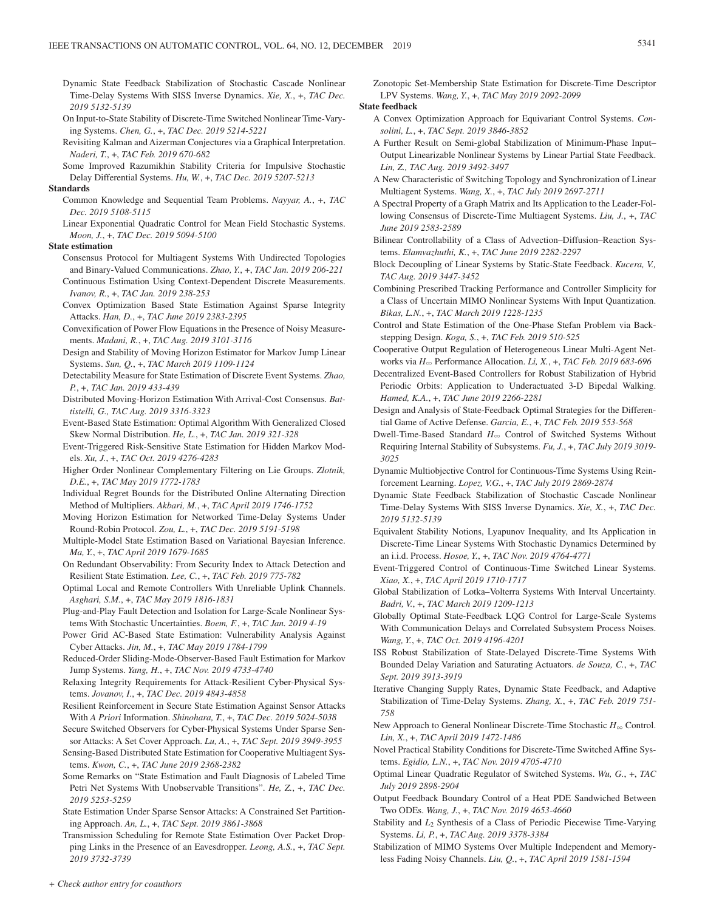Dynamic State Feedback Stabilization of Stochastic Cascade Nonlinear Time-Delay Systems With SISS Inverse Dynamics. *Xie, X.*, +, *TAC Dec. 2019 5132-5139*

On Input-to-State Stability of Discrete-Time Switched Nonlinear Time-Varying Systems. *Chen, G.*, +, *TAC Dec. 2019 5214-5221*

Revisiting Kalman and Aizerman Conjectures via a Graphical Interpretation. *Naderi, T.*, +, *TAC Feb. 2019 670-682*

Some Improved Razumikhin Stability Criteria for Impulsive Stochastic Delay Differential Systems. *Hu, W.*, +, *TAC Dec. 2019 5207-5213*

**Standards**

Common Knowledge and Sequential Team Problems. *Nayyar, A.*, +, *TAC Dec. 2019 5108-5115*

Linear Exponential Quadratic Control for Mean Field Stochastic Systems. *Moon, J.*, +, *TAC Dec. 2019 5094-5100*

**State estimation**

Consensus Protocol for Multiagent Systems With Undirected Topologies and Binary-Valued Communications. *Zhao, Y.*, +, *TAC Jan. 2019 206-221*

Continuous Estimation Using Context-Dependent Discrete Measurements. *Ivanov, R.*, +, *TAC Jan. 2019 238-253*

Convex Optimization Based State Estimation Against Sparse Integrity Attacks. *Han, D.*, +, *TAC June 2019 2383-2395*

Convexification of Power Flow Equations in the Presence of Noisy Measurements. *Madani, R.*, +, *TAC Aug. 2019 3101-3116*

Design and Stability of Moving Horizon Estimator for Markov Jump Linear Systems. *Sun, Q.*, +, *TAC March 2019 1109-1124*

Detectability Measure for State Estimation of Discrete Event Systems. *Zhao, P.*, +, *TAC Jan. 2019 433-439*

Distributed Moving-Horizon Estimation With Arrival-Cost Consensus. *Battistelli, G., TAC Aug. 2019 3316-3323*

Event-Based State Estimation: Optimal Algorithm With Generalized Closed Skew Normal Distribution. *He, L.*, +, *TAC Jan. 2019 321-328*

Event-Triggered Risk-Sensitive State Estimation for Hidden Markov Models. *Xu, J.*, +, *TAC Oct. 2019 4276-4283*

Higher Order Nonlinear Complementary Filtering on Lie Groups. *Zlotnik, D.E.*, +, *TAC May 2019 1772-1783*

Individual Regret Bounds for the Distributed Online Alternating Direction Method of Multipliers. *Akbari, M.*, +, *TAC April 2019 1746-1752*

Moving Horizon Estimation for Networked Time-Delay Systems Under Round-Robin Protocol. *Zou, L.*, +, *TAC Dec. 2019 5191-5198*

Multiple-Model State Estimation Based on Variational Bayesian Inference. *Ma, Y.*, +, *TAC April 2019 1679-1685*

On Redundant Observability: From Security Index to Attack Detection and Resilient State Estimation. *Lee, C.*, +, *TAC Feb. 2019 775-782*

Optimal Local and Remote Controllers With Unreliable Uplink Channels. *Asghari, S.M.*, +, *TAC May 2019 1816-1831*

Plug-and-Play Fault Detection and Isolation for Large-Scale Nonlinear Systems With Stochastic Uncertainties. *Boem, F.*, +, *TAC Jan. 2019 4-19*

Power Grid AC-Based State Estimation: Vulnerability Analysis Against Cyber Attacks. *Jin, M.*, +, *TAC May 2019 1784-1799*

Reduced-Order Sliding-Mode-Observer-Based Fault Estimation for Markov Jump Systems. *Yang, H.*, +, *TAC Nov. 2019 4733-4740*

Relaxing Integrity Requirements for Attack-Resilient Cyber-Physical Systems. *Jovanov, I.*, +, *TAC Dec. 2019 4843-4858*

Resilient Reinforcement in Secure State Estimation Against Sensor Attacks With *A Priori* Information. *Shinohara, T.*, +, *TAC Dec. 2019 5024-5038*

Secure Switched Observers for Cyber-Physical Systems Under Sparse Sensor Attacks: A Set Cover Approach. *Lu, A.*, +, *TAC Sept. 2019 3949-3955*

Sensing-Based Distributed State Estimation for Cooperative Multiagent Systems. *Kwon, C.*, +, *TAC June 2019 2368-2382*

Some Remarks on "State Estimation and Fault Diagnosis of Labeled Time Petri Net Systems With Unobservable Transitions". *He, Z.*, +, *TAC Dec. 2019 5253-5259*

State Estimation Under Sparse Sensor Attacks: A Constrained Set Partitioning Approach. *An, L.*, +, *TAC Sept. 2019 3861-3868*

Transmission Scheduling for Remote State Estimation Over Packet Dropping Links in the Presence of an Eavesdropper. *Leong, A.S.*, +, *TAC Sept. 2019 3732-3739*

Zonotopic Set-Membership State Estimation for Discrete-Time Descriptor LPV Systems. *Wang, Y.*, +, *TAC May 2019 2092-2099*

**State feedback**

A Convex Optimization Approach for Equivariant Control Systems. *Consolini, L.*, +, *TAC Sept. 2019 3846-3852*

A Further Result on Semi-global Stabilization of Minimum-Phase Input–Output Linearizable Nonlinear Systems by Linear Partial State Feedback. *Lin, Z., TAC Aug. 2019 3492-3497*

A New Characteristic of Switching Topology and Synchronization of Linear Multiagent Systems. *Wang, X.*, +, *TAC July 2019 2697-2711*

A Spectral Property of a Graph Matrix and Its Application to the Leader-Following Consensus of Discrete-Time Multiagent Systems. *Liu, J.*, +, *TAC June 2019 2583-2589*

Bilinear Controllability of a Class of Advection–Diffusion–Reaction Systems. *Elamvazhuthi, K.*, +, *TAC June 2019 2282-2297*

Block Decoupling of Linear Systems by Static-State Feedback. *Kucera, V., TAC Aug. 2019 3447-3452*

Combining Prescribed Tracking Performance and Controller Simplicity for a Class of Uncertain MIMO Nonlinear Systems With Input Quantization. *Bikas, L.N.*, +, *TAC March 2019 1228-1235*

Control and State Estimation of the One-Phase Stefan Problem via Backstepping Design. *Koga, S.*, +, *TAC Feb. 2019 510-525*

Cooperative Output Regulation of Heterogeneous Linear Multi-Agent Networks via $H_\infty$ Performance Allocation. *Li, X.*, +, *TAC Feb. 2019 683-696*

Decentralized Event-Based Controllers for Robust Stabilization of Hybrid Periodic Orbits: Application to Underactuated 3-D Bipedal Walking. *Hamed, K.A.*, +, *TAC June 2019 2266-2281*

Design and Analysis of State-Feedback Optimal Strategies for the Differential Game of Active Defense. *Garcia, E.*, +, *TAC Feb. 2019 553-568*

Dwell-Time-Based Standard $H_\infty$ Control of Switched Systems Without Requiring Internal Stability of Subsystems. *Fu, J.*, +, *TAC July 2019 3019-3025*

Dynamic Multiobjective Control for Continuous-Time Systems Using Reinforcement Learning. *Lopez, V.G.*, +, *TAC July 2019 2869-2874*

Dynamic State Feedback Stabilization of Stochastic Cascade Nonlinear Time-Delay Systems With SISS Inverse Dynamics. *Xie, X.*, +, *TAC Dec. 2019 5132-5139*

Equivalent Stability Notions, Lyapunov Inequality, and Its Application in Discrete-Time Linear Systems With Stochastic Dynamics Determined by an i.i.d. Process. *Hosoe, Y.*, +, *TAC Nov. 2019 4764-4771*

Event-Triggered Control of Continuous-Time Switched Linear Systems. *Xiao, X.*, +, *TAC April 2019 1710-1717*

Global Stabilization of Lotka–Volterra Systems With Interval Uncertainty. *Badri, V.*, +, *TAC March 2019 1209-1213*

Globally Optimal State-Feedback LQG Control for Large-Scale Systems With Communication Delays and Correlated Subsystem Process Noises. *Wang, Y.*, +, *TAC Oct. 2019 4196-4201*

ISS Robust Stabilization of State-Delayed Discrete-Time Systems With Bounded Delay Variation and Saturating Actuators. *de Souza, C.*, +, *TAC Sept. 2019 3913-3919*

Iterative Changing Supply Rates, Dynamic State Feedback, and Adaptive Stabilization of Time-Delay Systems. *Zhang, X.*, +, *TAC Feb. 2019 751-758*

New Approach to General Nonlinear Discrete-Time Stochastic $H_\infty$ Control. *Lin, X.*, +, *TAC April 2019 1472-1486*

Novel Practical Stability Conditions for Discrete-Time Switched Affine Systems. *Egidio, L.N.*, +, *TAC Nov. 2019 4705-4710*

Optimal Linear Quadratic Regulator of Switched Systems. *Wu, G.*, +, *TAC July 2019 2898-2904*

Output Feedback Boundary Control of a Heat PDE Sandwiched Between Two ODEs. *Wang, J.*, +, *TAC Nov. 2019 4653-4660*

Stability and $L_2$ Synthesis of a Class of Periodic Piecewise Time-Varying Systems. *Li, P.*, +, *TAC Aug. 2019 3378-3384*

Stabilization of MIMO Systems Over Multiple Independent and Memoryless Fading Noisy Channels. *Liu, Q.*, +, *TAC April 2019 1581-1594*

*+ Check author entry for coauthors*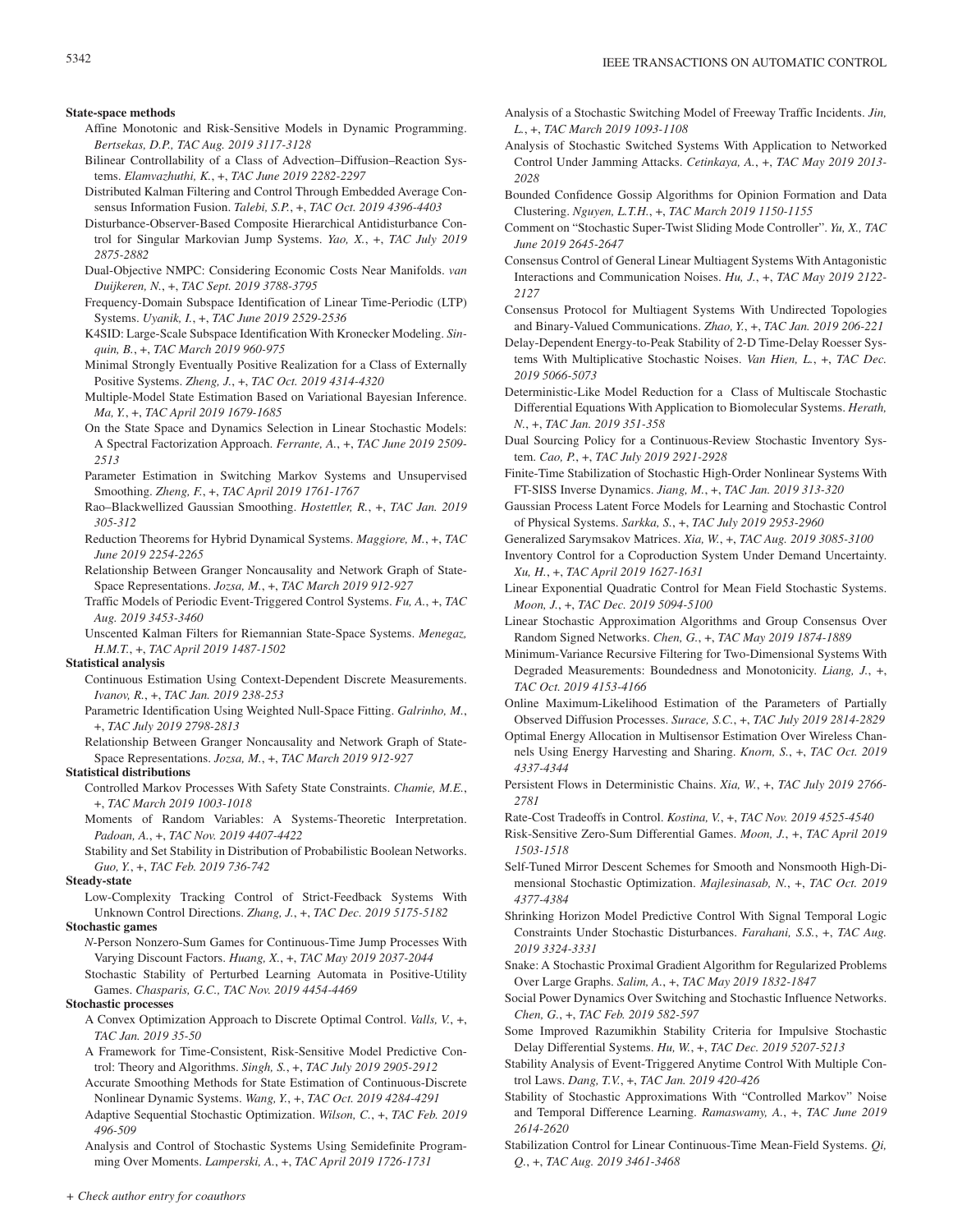**State-space methods**

Affine Monotonic and Risk-Sensitive Models in Dynamic Programming. *Bertsekas, D.P., TAC Aug. 2019 3117-3128*

Bilinear Controllability of a Class of Advection–Diffusion–Reaction Systems. *Elamvazhuthi, K.*, +, *TAC June 2019 2282-2297*

Distributed Kalman Filtering and Control Through Embedded Average Consensus Information Fusion. *Talebi, S.P.*, +, *TAC Oct. 2019 4396-4403*

Disturbance-Observer-Based Composite Hierarchical Antidisturbance Control for Singular Markovian Jump Systems. *Yao, X.*, +, *TAC July 2019 2875-2882*

Dual-Objective NMPC: Considering Economic Costs Near Manifolds. *van Duijkeren, N.*, +, *TAC Sept. 2019 3788-3795*

Frequency-Domain Subspace Identification of Linear Time-Periodic (LTP) Systems. *Uyanik, I.*, +, *TAC June 2019 2529-2536*

K4SID: Large-Scale Subspace Identification With Kronecker Modeling. *Sinquin, B.*, +, *TAC March 2019 960-975*

Minimal Strongly Eventually Positive Realization for a Class of Externally Positive Systems. *Zheng, J.*, +, *TAC Oct. 2019 4314-4320*

Multiple-Model State Estimation Based on Variational Bayesian Inference. *Ma, Y.*, +, *TAC April 2019 1679-1685*

On the State Space and Dynamics Selection in Linear Stochastic Models: A Spectral Factorization Approach. *Ferrante, A.*, +, *TAC June 2019 2509-2513*

Parameter Estimation in Switching Markov Systems and Unsupervised Smoothing. *Zheng, F.*, +, *TAC April 2019 1761-1767*

Rao–Blackwellized Gaussian Smoothing. *Hostettler, R.*, +, *TAC Jan. 2019 305-312*

Reduction Theorems for Hybrid Dynamical Systems. *Maggiore, M.*, +, *TAC June 2019 2254-2265*

Relationship Between Granger Noncausality and Network Graph of State-Space Representations. *Jozsa, M.*, +, *TAC March 2019 912-927*

Traffic Models of Periodic Event-Triggered Control Systems. *Fu, A.*, +, *TAC Aug. 2019 3453-3460*

Unscented Kalman Filters for Riemannian State-Space Systems. *Menegaz, H.M.T.*, +, *TAC April 2019 1487-1502*

**Statistical analysis**

Continuous Estimation Using Context-Dependent Discrete Measurements. *Ivanov, R.*, +, *TAC Jan. 2019 238-253*

Parametric Identification Using Weighted Null-Space Fitting. *Galrinho, M.*, +, *TAC July 2019 2798-2813*

Relationship Between Granger Noncausality and Network Graph of State-Space Representations. *Jozsa, M.*, +, *TAC March 2019 912-927*

**Statistical distributions**

Controlled Markov Processes With Safety State Constraints. *Chamie, M.E.*, +, *TAC March 2019 1003-1018*

Moments of Random Variables: A Systems-Theoretic Interpretation. *Padoan, A.*, +, *TAC Nov. 2019 4407-4422*

Stability and Set Stability in Distribution of Probabilistic Boolean Networks. *Guo, Y.*, +, *TAC Feb. 2019 736-742*

**Steady-state**

Low-Complexity Tracking Control of Strict-Feedback Systems With Unknown Control Directions. *Zhang, J.*, +, *TAC Dec. 2019 5175-5182*

**Stochastic games**

*N*-Person Nonzero-Sum Games for Continuous-Time Jump Processes With Varying Discount Factors. *Huang, X.*, +, *TAC May 2019 2037-2044*

Stochastic Stability of Perturbed Learning Automata in Positive-Utility Games. *Chasparis, G.C., TAC Nov. 2019 4454-4469*

**Stochastic processes**

A Convex Optimization Approach to Discrete Optimal Control. *Valls, V.*, +, *TAC Jan. 2019 35-50*

A Framework for Time-Consistent, Risk-Sensitive Model Predictive Control: Theory and Algorithms. *Singh, S.*, +, *TAC July 2019 2905-2912*

Accurate Smoothing Methods for State Estimation of Continuous-Discrete Nonlinear Dynamic Systems. *Wang, Y.*, +, *TAC Oct. 2019 4284-4291*

Adaptive Sequential Stochastic Optimization. *Wilson, C.*, +, *TAC Feb. 2019 496-509*

Analysis and Control of Stochastic Systems Using Semidefinite Programming Over Moments. *Lamperski, A.*, +, *TAC April 2019 1726-1731*

Analysis of a Stochastic Switching Model of Freeway Traffic Incidents. *Jin, L.*, +, *TAC March 2019 1093-1108*

Analysis of Stochastic Switched Systems With Application to Networked Control Under Jamming Attacks. *Cetinkaya, A.*, +, *TAC May 2019 2013-2028*

Bounded Confidence Gossip Algorithms for Opinion Formation and Data Clustering. *Nguyen, L.T.H.*, +, *TAC March 2019 1150-1155*

Comment on "Stochastic Super-Twist Sliding Mode Controller". *Yu, X., TAC June 2019 2645-2647*

Consensus Control of General Linear Multiagent Systems With Antagonistic Interactions and Communication Noises. *Hu, J.*, +, *TAC May 2019 2122-2127*

Consensus Protocol for Multiagent Systems With Undirected Topologies and Binary-Valued Communications. *Zhao, Y.*, +, *TAC Jan. 2019 206-221*

Delay-Dependent Energy-to-Peak Stability of 2-D Time-Delay Roesser Systems With Multiplicative Stochastic Noises. *Van Hien, L.*, +, *TAC Dec. 2019 5066-5073*

Deterministic-Like Model Reduction for a Class of Multiscale Stochastic Differential Equations With Application to Biomolecular Systems. *Herath, N.*, +, *TAC Jan. 2019 351-358*

Dual Sourcing Policy for a Continuous-Review Stochastic Inventory System. *Cao, P.*, +, *TAC July 2019 2921-2928*

Finite-Time Stabilization of Stochastic High-Order Nonlinear Systems With FT-SISS Inverse Dynamics. *Jiang, M.*, +, *TAC Jan. 2019 313-320*

Gaussian Process Latent Force Models for Learning and Stochastic Control of Physical Systems. *Sarkka, S.*, +, *TAC July 2019 2953-2960*

Generalized Sarymsakov Matrices. *Xia, W.*, +, *TAC Aug. 2019 3085-3100*

Inventory Control for a Coproduction System Under Demand Uncertainty. *Xu, H.*, +, *TAC April 2019 1627-1631*

Linear Exponential Quadratic Control for Mean Field Stochastic Systems. *Moon, J.*, +, *TAC Dec. 2019 5094-5100*

Linear Stochastic Approximation Algorithms and Group Consensus Over Random Signed Networks. *Chen, G.*, +, *TAC May 2019 1874-1889*

Minimum-Variance Recursive Filtering for Two-Dimensional Systems With Degraded Measurements: Boundedness and Monotonicity. *Liang, J.*, +, *TAC Oct. 2019 4153-4166*

Online Maximum-Likelihood Estimation of the Parameters of Partially Observed Diffusion Processes. *Surace, S.C.*, +, *TAC July 2019 2814-2829*

Optimal Energy Allocation in Multisensor Estimation Over Wireless Channels Using Energy Harvesting and Sharing. *Knorn, S.*, +, *TAC Oct. 2019 4337-4344*

Persistent Flows in Deterministic Chains. *Xia, W.*, +, *TAC July 2019 2766-2781*

Rate-Cost Tradeoffs in Control. *Kostina, V.*, +, *TAC Nov. 2019 4525-4540*

Risk-Sensitive Zero-Sum Differential Games. *Moon, J.*, +, *TAC April 2019 1503-1518*

Self-Tuned Mirror Descent Schemes for Smooth and Nonsmooth High-Dimensional Stochastic Optimization. *Majlesinasab, N.*, +, *TAC Oct. 2019 4377-4384*

Shrinking Horizon Model Predictive Control With Signal Temporal Logic Constraints Under Stochastic Disturbances. *Farahani, S.S.*, +, *TAC Aug. 2019 3324-3331*

Snake: A Stochastic Proximal Gradient Algorithm for Regularized Problems Over Large Graphs. *Salim, A.*, +, *TAC May 2019 1832-1847*

Social Power Dynamics Over Switching and Stochastic Influence Networks. *Chen, G.*, +, *TAC Feb. 2019 582-597*

Some Improved Razumikhin Stability Criteria for Impulsive Stochastic Delay Differential Systems. *Hu, W.*, +, *TAC Dec. 2019 5207-5213*

Stability Analysis of Event-Triggered Anytime Control With Multiple Control Laws. *Dang, T.V.*, +, *TAC Jan. 2019 420-426*

Stability of Stochastic Approximations With "Controlled Markov" Noise and Temporal Difference Learning. *Ramaswamy, A.*, +, *TAC June 2019 2614-2620*

Stabilization Control for Linear Continuous-Time Mean-Field Systems. *Qi, Q.*, +, *TAC Aug. 2019 3461-3468*

+ Check author entry for coauthors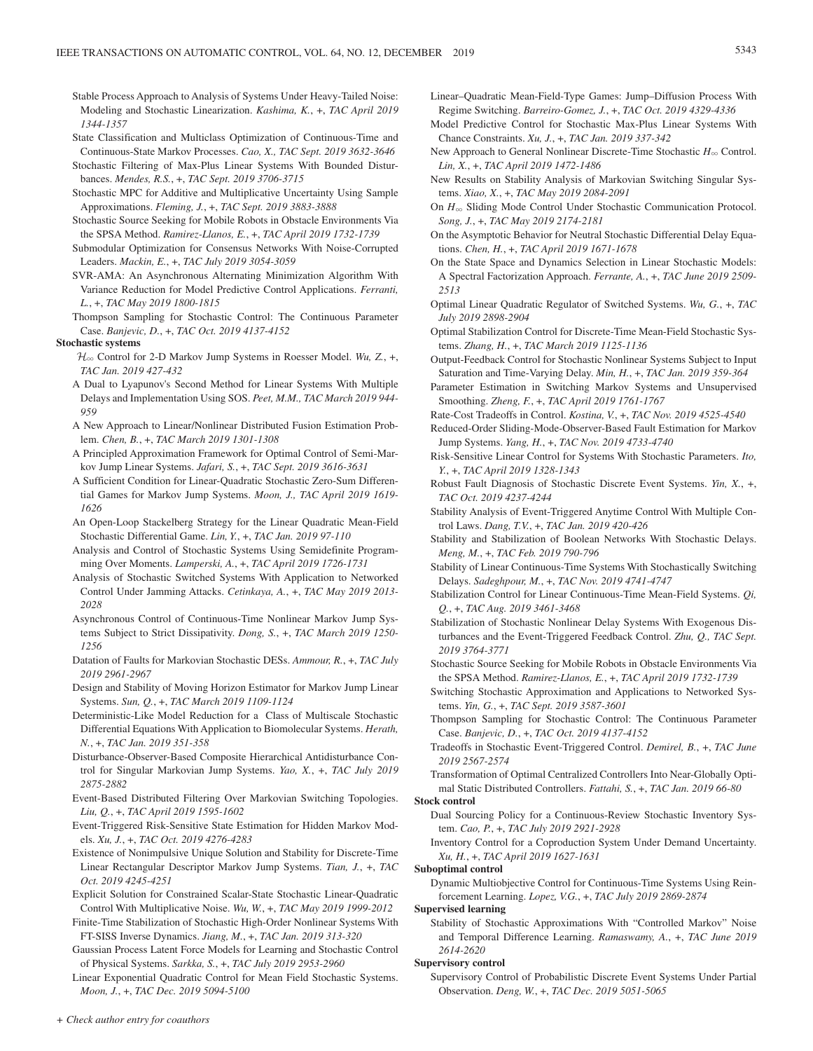Stable Process Approach to Analysis of Systems Under Heavy-Tailed Noise: Modeling and Stochastic Linearization. *Kashima, K.*, +, *TAC April 2019 1344-1357*

State Classification and Multiclass Optimization of Continuous-Time and Continuous-State Markov Processes. *Cao, X., TAC Sept. 2019 3632-3646*

Stochastic Filtering of Max-Plus Linear Systems With Bounded Disturbances. *Mendes, R.S.*, +, *TAC Sept. 2019 3706-3715*

Stochastic MPC for Additive and Multiplicative Uncertainty Using Sample Approximations. *Fleming, J.*, +, *TAC Sept. 2019 3883-3888*

Stochastic Source Seeking for Mobile Robots in Obstacle Environments Via the SPSA Method. *Ramirez-Llanos, E.*, +, *TAC April 2019 1732-1739*

Submodular Optimization for Consensus Networks With Noise-Corrupted Leaders. *Mackin, E.*, +, *TAC July 2019 3054-3059*

SVR-AMA: An Asynchronous Alternating Minimization Algorithm With Variance Reduction for Model Predictive Control Applications. *Ferranti, L.*, +, *TAC May 2019 1800-1815*

Thompson Sampling for Stochastic Control: The Continuous Parameter Case. *Banjevic, D.*, +, *TAC Oct. 2019 4137-4152*

**Stochastic systems**

$\mathcal{H}_\infty$ Control for 2-D Markov Jump Systems in Roesser Model. *Wu, Z.*, +, *TAC Jan. 2019 427-432*

A Dual to Lyapunov's Second Method for Linear Systems With Multiple Delays and Implementation Using SOS. *Peet, M.M., TAC March 2019 944-959*

A New Approach to Linear/Nonlinear Distributed Fusion Estimation Problem. *Chen, B.*, +, *TAC March 2019 1301-1308*

A Principled Approximation Framework for Optimal Control of Semi-Markov Jump Linear Systems. *Jafari, S.*, +, *TAC Sept. 2019 3616-3631*

A Sufficient Condition for Linear-Quadratic Stochastic Zero-Sum Differential Games for Markov Jump Systems. *Moon, J., TAC April 2019 1619-1626*

An Open-Loop Stackelberg Strategy for the Linear Quadratic Mean-Field Stochastic Differential Game. *Lin, Y.*, +, *TAC Jan. 2019 97-110*

Analysis and Control of Stochastic Systems Using Semidefinite Programming Over Moments. *Lamperski, A.*, +, *TAC April 2019 1726-1731*

Analysis of Stochastic Switched Systems With Application to Networked Control Under Jamming Attacks. *Cetinkaya, A.*, +, *TAC May 2019 2013-2028*

Asynchronous Control of Continuous-Time Nonlinear Markov Jump Systems Subject to Strict Dissipativity. *Dong, S.*, +, *TAC March 2019 1250-1256*

Datation of Faults for Markovian Stochastic DESs. *Ammour, R.*, +, *TAC July 2019 2961-2967*

Design and Stability of Moving Horizon Estimator for Markov Jump Linear Systems. *Sun, Q.*, +, *TAC March 2019 1109-1124*

Deterministic-Like Model Reduction for a Class of Multiscale Stochastic Differential Equations With Application to Biomolecular Systems. *Herath, N.*, +, *TAC Jan. 2019 351-358*

Disturbance-Observer-Based Composite Hierarchical Antidisturbance Control for Singular Markovian Jump Systems. *Yao, X.*, +, *TAC July 2019 2875-2882*

Event-Based Distributed Filtering Over Markovian Switching Topologies. *Liu, Q.*, +, *TAC April 2019 1595-1602*

Event-Triggered Risk-Sensitive State Estimation for Hidden Markov Models. *Xu, J.*, +, *TAC Oct. 2019 4276-4283*

Existence of Nonimpulsive Unique Solution and Stability for Discrete-Time Linear Rectangular Descriptor Markov Jump Systems. *Tian, J.*, +, *TAC Oct. 2019 4245-4251*

Explicit Solution for Constrained Scalar-State Stochastic Linear-Quadratic Control With Multiplicative Noise. *Wu, W.*, +, *TAC May 2019 1999-2012*

Finite-Time Stabilization of Stochastic High-Order Nonlinear Systems With FT-SISS Inverse Dynamics. *Jiang, M.*, +, *TAC Jan. 2019 313-320*

Gaussian Process Latent Force Models for Learning and Stochastic Control of Physical Systems. *Sarkka, S.*, +, *TAC July 2019 2953-2960*

Linear Exponential Quadratic Control for Mean Field Stochastic Systems. *Moon, J.*, +, *TAC Dec. 2019 5094-5100*

Linear–Quadratic Mean-Field-Type Games: Jump–Diffusion Process With Regime Switching. *Barreiro-Gomez, J.*, +, *TAC Oct. 2019 4329-4336*

Model Predictive Control for Stochastic Max-Plus Linear Systems With Chance Constraints. *Xu, J.*, +, *TAC Jan. 2019 337-342*

New Approach to General Nonlinear Discrete-Time Stochastic $H_\infty$ Control. *Lin, X.*, +, *TAC April 2019 1472-1486*

New Results on Stability Analysis of Markovian Switching Singular Systems. *Xiao, X.*, +, *TAC May 2019 2084-2091*

On $H_\infty$ Sliding Mode Control Under Stochastic Communication Protocol. *Song, J.*, +, *TAC May 2019 2174-2181*

On the Asymptotic Behavior for Neutral Stochastic Differential Delay Equations. *Chen, H.*, +, *TAC April 2019 1671-1678*

On the State Space and Dynamics Selection in Linear Stochastic Models: A Spectral Factorization Approach. *Ferrante, A.*, +, *TAC June 2019 2509-2513*

Optimal Linear Quadratic Regulator of Switched Systems. *Wu, G.*, +, *TAC July 2019 2898-2904*

Optimal Stabilization Control for Discrete-Time Mean-Field Stochastic Systems. *Zhang, H.*, +, *TAC March 2019 1125-1136*

Output-Feedback Control for Stochastic Nonlinear Systems Subject to Input Saturation and Time-Varying Delay. *Min, H.*, +, *TAC Jan. 2019 359-364*

Parameter Estimation in Switching Markov Systems and Unsupervised Smoothing. *Zheng, F.*, +, *TAC April 2019 1761-1767*

Rate-Cost Tradeoffs in Control. *Kostina, V.*, +, *TAC Nov. 2019 4525-4540*

Reduced-Order Sliding-Mode-Observer-Based Fault Estimation for Markov Jump Systems. *Yang, H.*, +, *TAC Nov. 2019 4733-4740*

Risk-Sensitive Linear Control for Systems With Stochastic Parameters. *Ito, Y.*, +, *TAC April 2019 1328-1343*

Robust Fault Diagnosis of Stochastic Discrete Event Systems. *Yin, X.*, +, *TAC Oct. 2019 4237-4244*

Stability Analysis of Event-Triggered Anytime Control With Multiple Control Laws. *Dang, T.V.*, +, *TAC Jan. 2019 420-426*

Stability and Stabilization of Boolean Networks With Stochastic Delays. *Meng, M.*, +, *TAC Feb. 2019 790-796*

Stability of Linear Continuous-Time Systems With Stochastically Switching Delays. *Sadeghpour, M.*, +, *TAC Nov. 2019 4741-4747*

Stabilization Control for Linear Continuous-Time Mean-Field Systems. *Qi, Q.*, +, *TAC Aug. 2019 3461-3468*

Stabilization of Stochastic Nonlinear Delay Systems With Exogenous Disturbances and the Event-Triggered Feedback Control. *Zhu, Q., TAC Sept. 2019 3764-3771*

Stochastic Source Seeking for Mobile Robots in Obstacle Environments Via the SPSA Method. *Ramirez-Llanos, E.*, +, *TAC April 2019 1732-1739*

Switching Stochastic Approximation and Applications to Networked Systems. *Yin, G.*, +, *TAC Sept. 2019 3587-3601*

Thompson Sampling for Stochastic Control: The Continuous Parameter Case. *Banjevic, D.*, +, *TAC Oct. 2019 4137-4152*

Tradeoffs in Stochastic Event-Triggered Control. *Demirel, B.*, +, *TAC June 2019 2567-2574*

Transformation of Optimal Centralized Controllers Into Near-Globally Optimal Static Distributed Controllers. *Fattahi, S.*, +, *TAC Jan. 2019 66-80*

**Stock control**

Dual Sourcing Policy for a Continuous-Review Stochastic Inventory System. *Cao, P.*, +, *TAC July 2019 2921-2928*

Inventory Control for a Coproduction System Under Demand Uncertainty. *Xu, H.*, +, *TAC April 2019 1627-1631*

**Suboptimal control**

Dynamic Multiobjective Control for Continuous-Time Systems Using Reinforcement Learning. *Lopez, V.G.*, +, *TAC July 2019 2869-2874*

**Supervised learning**

Stability of Stochastic Approximations With "Controlled Markov" Noise and Temporal Difference Learning. *Ramaswamy, A.*, +, *TAC June 2019 2614-2620*

**Supervisory control**

Supervisory Control of Probabilistic Discrete Event Systems Under Partial Observation. *Deng, W.*, +, *TAC Dec. 2019 5051-5065*

*+ Check author entry for coauthors*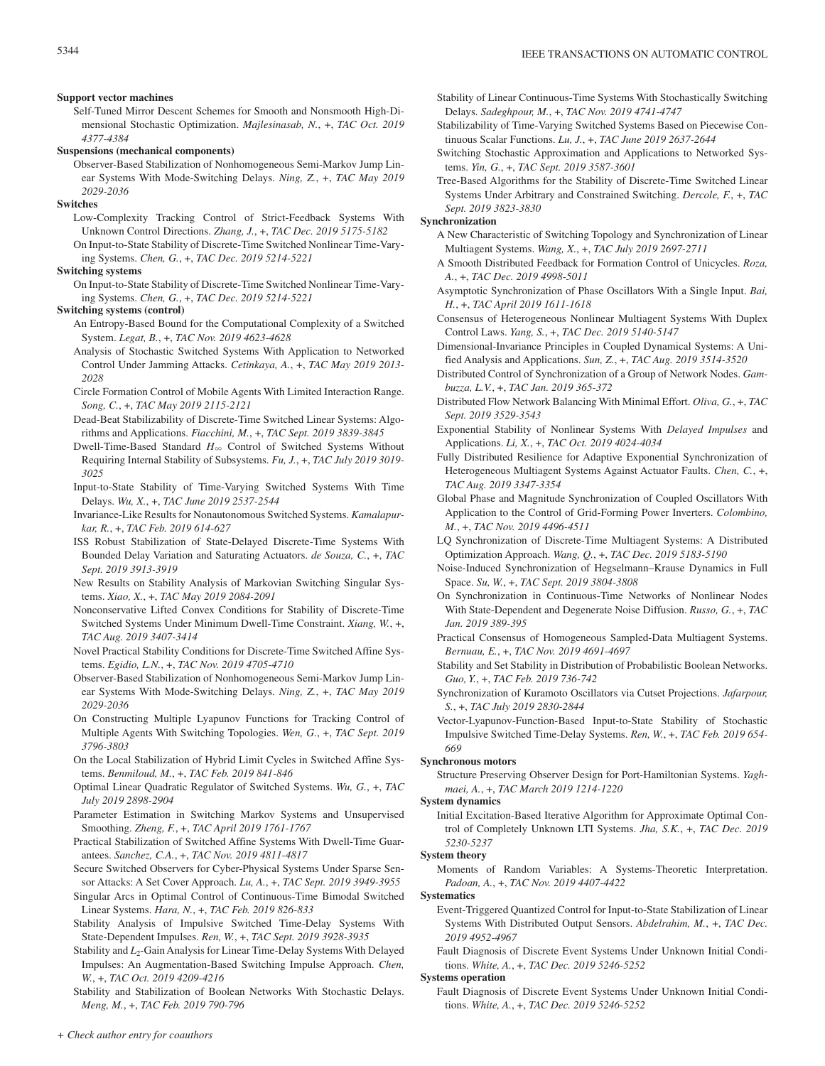**Support vector machines**

Self-Tuned Mirror Descent Schemes for Smooth and Nonsmooth High-Dimensional Stochastic Optimization. *Majlesinasab, N.*, +, *TAC Oct. 2019 4377-4384*

**Suspensions (mechanical components)**

Observer-Based Stabilization of Nonhomogeneous Semi-Markov Jump Linear Systems With Mode-Switching Delays. *Ning, Z.*, +, *TAC May 2019 2029-2036*

**Switches**

Low-Complexity Tracking Control of Strict-Feedback Systems With Unknown Control Directions. *Zhang, J.*, +, *TAC Dec. 2019 5175-5182*

On Input-to-State Stability of Discrete-Time Switched Nonlinear Time-Varying Systems. *Chen, G.*, +, *TAC Dec. 2019 5214-5221*

**Switching systems**

On Input-to-State Stability of Discrete-Time Switched Nonlinear Time-Varying Systems. *Chen, G.*, +, *TAC Dec. 2019 5214-5221*

**Switching systems (control)**

An Entropy-Based Bound for the Computational Complexity of a Switched System. *Legat, B.*, +, *TAC Nov. 2019 4623-4628*

Analysis of Stochastic Switched Systems With Application to Networked Control Under Jamming Attacks. *Cetinkaya, A.*, +, *TAC May 2019 2013-2028*

Circle Formation Control of Mobile Agents With Limited Interaction Range. *Song, C.*, +, *TAC May 2019 2115-2121*

Dead-Beat Stabilizability of Discrete-Time Switched Linear Systems: Algorithms and Applications. *Fiacchini, M.*, +, *TAC Sept. 2019 3839-3845*

Dwell-Time-Based Standard $H_\infty$ Control of Switched Systems Without Requiring Internal Stability of Subsystems. *Fu, J.*, +, *TAC July 2019 3019-3025*

Input-to-State Stability of Time-Varying Switched Systems With Time Delays. *Wu, X.*, +, *TAC June 2019 2537-2544*

Invariance-Like Results for Nonautonomous Switched Systems. *Kamalapurkar, R.*, +, *TAC Feb. 2019 614-627*

ISS Robust Stabilization of State-Delayed Discrete-Time Systems With Bounded Delay Variation and Saturating Actuators. *de Souza, C.*, +, *TAC Sept. 2019 3913-3919*

New Results on Stability Analysis of Markovian Switching Singular Systems. *Xiao, X.*, +, *TAC May 2019 2084-2091*

Nonconservative Lifted Convex Conditions for Stability of Discrete-Time Switched Systems Under Minimum Dwell-Time Constraint. *Xiang, W.*, +, *TAC Aug. 2019 3407-3414*

Novel Practical Stability Conditions for Discrete-Time Switched Affine Systems. *Egidio, L.N.*, +, *TAC Nov. 2019 4705-4710*

Observer-Based Stabilization of Nonhomogeneous Semi-Markov Jump Linear Systems With Mode-Switching Delays. *Ning, Z.*, +, *TAC May 2019 2029-2036*

On Constructing Multiple Lyapunov Functions for Tracking Control of Multiple Agents With Switching Topologies. *Wen, G.*, +, *TAC Sept. 2019 3796-3803*

On the Local Stabilization of Hybrid Limit Cycles in Switched Affine Systems. *Benmiloud, M.*, +, *TAC Feb. 2019 841-846*

Optimal Linear Quadratic Regulator of Switched Systems. *Wu, G.*, +, *TAC July 2019 2898-2904*

Parameter Estimation in Switching Markov Systems and Unsupervised Smoothing. *Zheng, F.*, +, *TAC April 2019 1761-1767*

Practical Stabilization of Switched Affine Systems With Dwell-Time Guarantees. *Sanchez, C.A.*, +, *TAC Nov. 2019 4811-4817*

Secure Switched Observers for Cyber-Physical Systems Under Sparse Sensor Attacks: A Set Cover Approach. *Lu, A.*, +, *TAC Sept. 2019 3949-3955*

Singular Arcs in Optimal Control of Continuous-Time Bimodal Switched Linear Systems. *Hara, N.*, +, *TAC Feb. 2019 826-833*

Stability Analysis of Impulsive Switched Time-Delay Systems With State-Dependent Impulses. *Ren, W.*, +, *TAC Sept. 2019 3928-3935*

Stability and $L_2$-Gain Analysis for Linear Time-Delay Systems With Delayed Impulses: An Augmentation-Based Switching Impulse Approach. *Chen, W.*, +, *TAC Oct. 2019 4209-4216*

Stability and Stabilization of Boolean Networks With Stochastic Delays. *Meng, M.*, +, *TAC Feb. 2019 790-796*

Stability of Linear Continuous-Time Systems With Stochastically Switching Delays. *Sadeghpour, M.*, +, *TAC Nov. 2019 4741-4747*

Stabilizability of Time-Varying Switched Systems Based on Piecewise Continuous Scalar Functions. *Lu, J.*, +, *TAC June 2019 2637-2644*

Switching Stochastic Approximation and Applications to Networked Systems. *Yin, G.*, +, *TAC Sept. 2019 3587-3601*

Tree-Based Algorithms for the Stability of Discrete-Time Switched Linear Systems Under Arbitrary and Constrained Switching. *Dercole, F.*, +, *TAC Sept. 2019 3823-3830*

**Synchronization**

A New Characteristic of Switching Topology and Synchronization of Linear Multiagent Systems. *Wang, X.*, +, *TAC July 2019 2697-2711*

A Smooth Distributed Feedback for Formation Control of Unicycles. *Roza, A.*, +, *TAC Dec. 2019 4998-5011*

Asymptotic Synchronization of Phase Oscillators With a Single Input. *Bai, H.*, +, *TAC April 2019 1611-1618*

Consensus of Heterogeneous Nonlinear Multiagent Systems With Duplex Control Laws. *Yang, S.*, +, *TAC Dec. 2019 5140-5147*

Dimensional-Invariance Principles in Coupled Dynamical Systems: A Unified Analysis and Applications. *Sun, Z.*, +, *TAC Aug. 2019 3514-3520*

Distributed Control of Synchronization of a Group of Network Nodes. *Gambuzza, L.V.*, +, *TAC Jan. 2019 365-372*

Distributed Flow Network Balancing With Minimal Effort. *Oliva, G.*, +, *TAC Sept. 2019 3529-3543*

Exponential Stability of Nonlinear Systems With *Delayed Impulses* and Applications. *Li, X.*, +, *TAC Oct. 2019 4024-4034*

Fully Distributed Resilience for Adaptive Exponential Synchronization of Heterogeneous Multiagent Systems Against Actuator Faults. *Chen, C.*, +, *TAC Aug. 2019 3347-3354*

Global Phase and Magnitude Synchronization of Coupled Oscillators With Application to the Control of Grid-Forming Power Inverters. *Colombino, M.*, +, *TAC Nov. 2019 4496-4511*

LQ Synchronization of Discrete-Time Multiagent Systems: A Distributed Optimization Approach. *Wang, Q.*, +, *TAC Dec. 2019 5183-5190*

Noise-Induced Synchronization of Hegselmann–Krause Dynamics in Full Space. *Su, W.*, +, *TAC Sept. 2019 3804-3808*

On Synchronization in Continuous-Time Networks of Nonlinear Nodes With State-Dependent and Degenerate Noise Diffusion. *Russo, G.*, +, *TAC Jan. 2019 389-395*

Practical Consensus of Homogeneous Sampled-Data Multiagent Systems. *Bernuau, E.*, +, *TAC Nov. 2019 4691-4697*

Stability and Set Stability in Distribution of Probabilistic Boolean Networks. *Guo, Y.*, +, *TAC Feb. 2019 736-742*

Synchronization of Kuramoto Oscillators via Cutset Projections. *Jafarpour, S.*, +, *TAC July 2019 2830-2844*

Vector-Lyapunov-Function-Based Input-to-State Stability of Stochastic Impulsive Switched Time-Delay Systems. *Ren, W.*, +, *TAC Feb. 2019 654-669*

**Synchronous motors**

Structure Preserving Observer Design for Port-Hamiltonian Systems. *Yaghmaei, A.*, +, *TAC March 2019 1214-1220*

**System dynamics**

Initial Excitation-Based Iterative Algorithm for Approximate Optimal Control of Completely Unknown LTI Systems. *Jha, S.K.*, +, *TAC Dec. 2019 5230-5237*

**System theory**

Moments of Random Variables: A Systems-Theoretic Interpretation. *Padoan, A.*, +, *TAC Nov. 2019 4407-4422*

**Systematics**

Event-Triggered Quantized Control for Input-to-State Stabilization of Linear Systems With Distributed Output Sensors. *Abdelrahim, M.*, +, *TAC Dec. 2019 4952-4967*

Fault Diagnosis of Discrete Event Systems Under Unknown Initial Conditions. *White, A.*, +, *TAC Dec. 2019 5246-5252*

**Systems operation**

Fault Diagnosis of Discrete Event Systems Under Unknown Initial Conditions. *White, A.*, +, *TAC Dec. 2019 5246-5252*

*+ Check author entry for coauthors*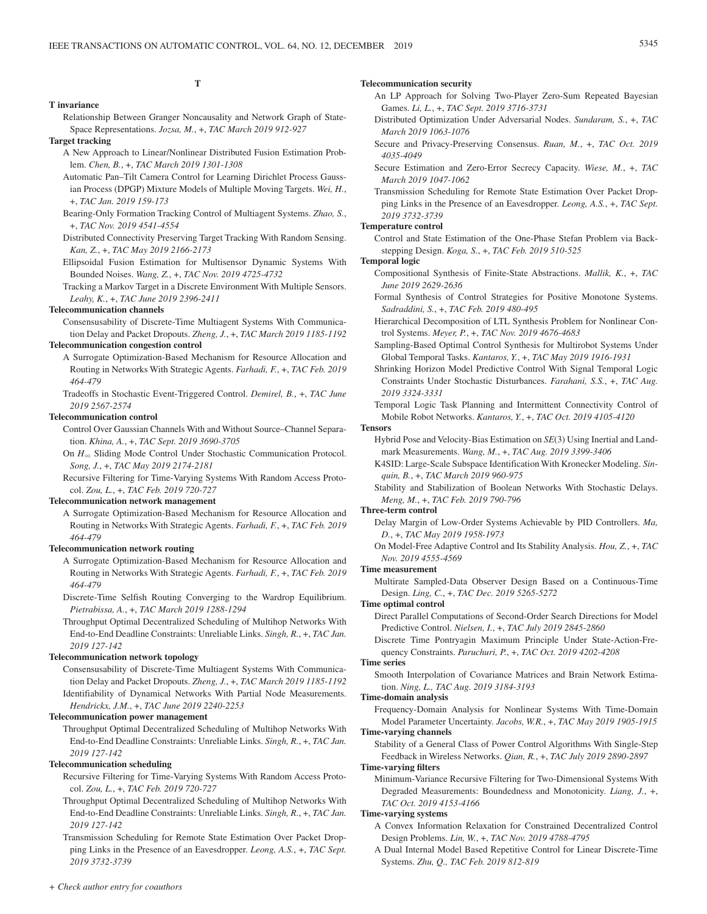# T

**T invariance**

Relationship Between Granger Noncausality and Network Graph of State-Space Representations. *Jozsa, M.*, +, *TAC March 2019 912-927*

**Target tracking**

A New Approach to Linear/Nonlinear Distributed Fusion Estimation Problem. *Chen, B.*, +, *TAC March 2019 1301-1308*

Automatic Pan–Tilt Camera Control for Learning Dirichlet Process Gaussian Process (DPGP) Mixture Models of Multiple Moving Targets. *Wei, H.*, +, *TAC Jan. 2019 159-173*

Bearing-Only Formation Tracking Control of Multiagent Systems. *Zhao, S.*, +, *TAC Nov. 2019 4541-4554*

Distributed Connectivity Preserving Target Tracking With Random Sensing. *Kan, Z.*, +, *TAC May 2019 2166-2173*

Ellipsoidal Fusion Estimation for Multisensor Dynamic Systems With Bounded Noises. *Wang, Z.*, +, *TAC Nov. 2019 4725-4732*

Tracking a Markov Target in a Discrete Environment With Multiple Sensors. *Leahy, K.*, +, *TAC June 2019 2396-2411*

**Telecommunication channels**

Consensusability of Discrete-Time Multiagent Systems With Communication Delay and Packet Dropouts. *Zheng, J.*, +, *TAC March 2019 1185-1192*

**Telecommunication congestion control**

A Surrogate Optimization-Based Mechanism for Resource Allocation and Routing in Networks With Strategic Agents. *Farhadi, F.*, +, *TAC Feb. 2019 464-479*

Tradeoffs in Stochastic Event-Triggered Control. *Demirel, B.*, +, *TAC June 2019 2567-2574*

**Telecommunication control**

Control Over Gaussian Channels With and Without Source–Channel Separation. *Khina, A.*, +, *TAC Sept. 2019 3690-3705*

On $H_\infty$ Sliding Mode Control Under Stochastic Communication Protocol. *Song, J.*, +, *TAC May 2019 2174-2181*

Recursive Filtering for Time-Varying Systems With Random Access Protocol. *Zou, L.*, +, *TAC Feb. 2019 720-727*

**Telecommunication network management**

A Surrogate Optimization-Based Mechanism for Resource Allocation and Routing in Networks With Strategic Agents. *Farhadi, F.*, +, *TAC Feb. 2019 464-479*

**Telecommunication network routing**

A Surrogate Optimization-Based Mechanism for Resource Allocation and Routing in Networks With Strategic Agents. *Farhadi, F.*, +, *TAC Feb. 2019 464-479*

Discrete-Time Selfish Routing Converging to the Wardrop Equilibrium. *Pietrabissa, A.*, +, *TAC March 2019 1288-1294*

Throughput Optimal Decentralized Scheduling of Multihop Networks With End-to-End Deadline Constraints: Unreliable Links. *Singh, R.*, +, *TAC Jan. 2019 127-142*

**Telecommunication network topology**

Consensusability of Discrete-Time Multiagent Systems With Communication Delay and Packet Dropouts. *Zheng, J.*, +, *TAC March 2019 1185-1192*

Identifiability of Dynamical Networks With Partial Node Measurements. *Hendrickx, J.M.*, +, *TAC June 2019 2240-2253*

**Telecommunication power management**

Throughput Optimal Decentralized Scheduling of Multihop Networks With End-to-End Deadline Constraints: Unreliable Links. *Singh, R.*, +, *TAC Jan. 2019 127-142*

**Telecommunication scheduling**

Recursive Filtering for Time-Varying Systems With Random Access Protocol. *Zou, L.*, +, *TAC Feb. 2019 720-727*

Throughput Optimal Decentralized Scheduling of Multihop Networks With End-to-End Deadline Constraints: Unreliable Links. *Singh, R.*, +, *TAC Jan. 2019 127-142*

Transmission Scheduling for Remote State Estimation Over Packet Dropping Links in the Presence of an Eavesdropper. *Leong, A.S.*, +, *TAC Sept. 2019 3732-3739*

**Telecommunication security**

An LP Approach for Solving Two-Player Zero-Sum Repeated Bayesian Games. *Li, L.*, +, *TAC Sept. 2019 3716-3731*

Distributed Optimization Under Adversarial Nodes. *Sundaram, S.*, +, *TAC March 2019 1063-1076*

Secure and Privacy-Preserving Consensus. *Ruan, M.*, +, *TAC Oct. 2019 4035-4049*

Secure Estimation and Zero-Error Secrecy Capacity. *Wiese, M.*, +, *TAC March 2019 1047-1062*

Transmission Scheduling for Remote State Estimation Over Packet Dropping Links in the Presence of an Eavesdropper. *Leong, A.S.*, +, *TAC Sept. 2019 3732-3739*

**Temperature control**

Control and State Estimation of the One-Phase Stefan Problem via Backstepping Design. *Koga, S.*, +, *TAC Feb. 2019 510-525*

**Temporal logic**

Compositional Synthesis of Finite-State Abstractions. *Mallik, K.*, +, *TAC June 2019 2629-2636*

Formal Synthesis of Control Strategies for Positive Monotone Systems. *Sadraddini, S.*, +, *TAC Feb. 2019 480-495*

Hierarchical Decomposition of LTL Synthesis Problem for Nonlinear Control Systems. *Meyer, P.*, +, *TAC Nov. 2019 4676-4683*

Sampling-Based Optimal Control Synthesis for Multirobot Systems Under Global Temporal Tasks. *Kantaros, Y.*, +, *TAC May 2019 1916-1931*

Shrinking Horizon Model Predictive Control With Signal Temporal Logic Constraints Under Stochastic Disturbances. *Farahani, S.S.*, +, *TAC Aug. 2019 3324-3331*

Temporal Logic Task Planning and Intermittent Connectivity Control of Mobile Robot Networks. *Kantaros, Y.*, +, *TAC Oct. 2019 4105-4120*

**Tensors**

Hybrid Pose and Velocity-Bias Estimation on *SE*(3) Using Inertial and Landmark Measurements. *Wang, M.*, +, *TAC Aug. 2019 3399-3406*

K4SID: Large-Scale Subspace Identification With Kronecker Modeling. *Sinquin, B.*, +, *TAC March 2019 960-975*

Stability and Stabilization of Boolean Networks With Stochastic Delays. *Meng, M.*, +, *TAC Feb. 2019 790-796*

**Three-term control**

Delay Margin of Low-Order Systems Achievable by PID Controllers. *Ma, D.*, +, *TAC May 2019 1958-1973*

On Model-Free Adaptive Control and Its Stability Analysis. *Hou, Z.*, +, *TAC Nov. 2019 4555-4569*

**Time measurement**

Multirate Sampled-Data Observer Design Based on a Continuous-Time Design. *Ling, C.*, +, *TAC Dec. 2019 5265-5272*

**Time optimal control**

Direct Parallel Computations of Second-Order Search Directions for Model Predictive Control. *Nielsen, I.*, +, *TAC July 2019 2845-2860*

Discrete Time Pontryagin Maximum Principle Under State-Action-Frequency Constraints. *Paruchuri, P.*, +, *TAC Oct. 2019 4202-4208*

**Time series**

Smooth Interpolation of Covariance Matrices and Brain Network Estimation. *Ning, L., TAC Aug. 2019 3184-3193*

**Time-domain analysis**

Frequency-Domain Analysis for Nonlinear Systems With Time-Domain Model Parameter Uncertainty. *Jacobs, W.R.*, +, *TAC May 2019 1905-1915*

**Time-varying channels**

Stability of a General Class of Power Control Algorithms With Single-Step Feedback in Wireless Networks. *Qian, R.*, +, *TAC July 2019 2890-2897*

**Time-varying filters**

Minimum-Variance Recursive Filtering for Two-Dimensional Systems With Degraded Measurements: Boundedness and Monotonicity. *Liang, J.*, +, *TAC Oct. 2019 4153-4166*

**Time-varying systems**

A Convex Information Relaxation for Constrained Decentralized Control Design Problems. *Lin, W.*, +, *TAC Nov. 2019 4788-4795*

A Dual Internal Model Based Repetitive Control for Linear Discrete-Time Systems. *Zhu, Q., TAC Feb. 2019 812-819*

*+ Check author entry for coauthors*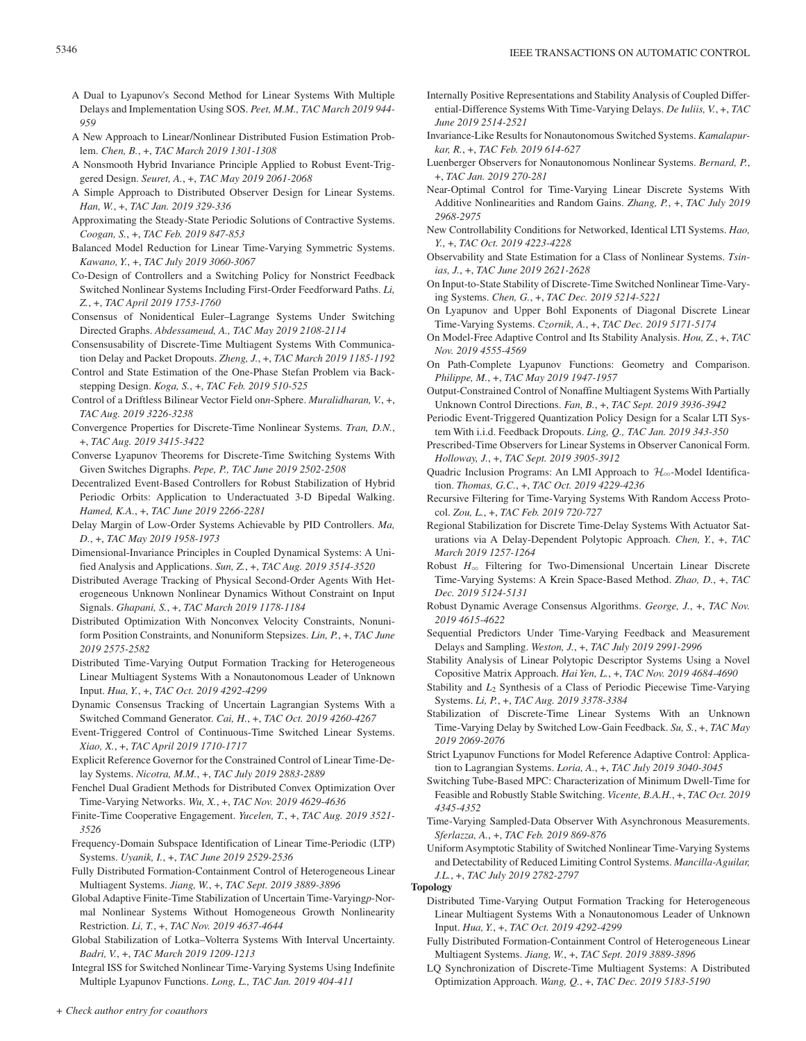A Dual to Lyapunov's Second Method for Linear Systems With Multiple Delays and Implementation Using SOS. *Peet, M.M., TAC March 2019 944-959*

A New Approach to Linear/Nonlinear Distributed Fusion Estimation Problem. *Chen, B.*, +, *TAC March 2019 1301-1308*

A Nonsmooth Hybrid Invariance Principle Applied to Robust Event-Triggered Design. *Seuret, A.*, +, *TAC May 2019 2061-2068*

A Simple Approach to Distributed Observer Design for Linear Systems. *Han, W.*, +, *TAC Jan. 2019 329-336*

Approximating the Steady-State Periodic Solutions of Contractive Systems. *Coogan, S.*, +, *TAC Feb. 2019 847-853*

Balanced Model Reduction for Linear Time-Varying Symmetric Systems. *Kawano, Y.*, +, *TAC July 2019 3060-3067*

Co-Design of Controllers and a Switching Policy for Nonstrict Feedback Switched Nonlinear Systems Including First-Order Feedforward Paths. *Li, Z.*, +, *TAC April 2019 1753-1760*

Consensus of Nonidentical Euler–Lagrange Systems Under Switching Directed Graphs. *Abdessameud, A., TAC May 2019 2108-2114*

Consensusability of Discrete-Time Multiagent Systems With Communication Delay and Packet Dropouts. *Zheng, J.*, +, *TAC March 2019 1185-1192*

Control and State Estimation of the One-Phase Stefan Problem via Backstepping Design. *Koga, S.*, +, *TAC Feb. 2019 510-525*

Control of a Driftless Bilinear Vector Field on$n$-Sphere. *Muralidharan, V.*, +, *TAC Aug. 2019 3226-3238*

Convergence Properties for Discrete-Time Nonlinear Systems. *Tran, D.N.*, +, *TAC Aug. 2019 3415-3422*

Converse Lyapunov Theorems for Discrete-Time Switching Systems With Given Switches Digraphs. *Pepe, P., TAC June 2019 2502-2508*

Decentralized Event-Based Controllers for Robust Stabilization of Hybrid Periodic Orbits: Application to Underactuated 3-D Bipedal Walking. *Hamed, K.A.*, +, *TAC June 2019 2266-2281*

Delay Margin of Low-Order Systems Achievable by PID Controllers. *Ma, D.*, +, *TAC May 2019 1958-1973*

Dimensional-Invariance Principles in Coupled Dynamical Systems: A Unified Analysis and Applications. *Sun, Z.*, +, *TAC Aug. 2019 3514-3520*

Distributed Average Tracking of Physical Second-Order Agents With Heterogeneous Unknown Nonlinear Dynamics Without Constraint on Input Signals. *Ghapani, S.*, +, *TAC March 2019 1178-1184*

Distributed Optimization With Nonconvex Velocity Constraints, Nonuniform Position Constraints, and Nonuniform Stepsizes. *Lin, P.*, +, *TAC June 2019 2575-2582*

Distributed Time-Varying Output Formation Tracking for Heterogeneous Linear Multiagent Systems With a Nonautonomous Leader of Unknown Input. *Hua, Y.*, +, *TAC Oct. 2019 4292-4299*

Dynamic Consensus Tracking of Uncertain Lagrangian Systems With a Switched Command Generator. *Cai, H.*, +, *TAC Oct. 2019 4260-4267*

Event-Triggered Control of Continuous-Time Switched Linear Systems. *Xiao, X.*, +, *TAC April 2019 1710-1717*

Explicit Reference Governor for the Constrained Control of Linear Time-Delay Systems. *Nicotra, M.M.*, +, *TAC July 2019 2883-2889*

Fenchel Dual Gradient Methods for Distributed Convex Optimization Over Time-Varying Networks. *Wu, X.*, +, *TAC Nov. 2019 4629-4636*

Finite-Time Cooperative Engagement. *Yucelen, T.*, +, *TAC Aug. 2019 3521-3526*

Frequency-Domain Subspace Identification of Linear Time-Periodic (LTP) Systems. *Uyanik, I.*, +, *TAC June 2019 2529-2536*

Fully Distributed Formation-Containment Control of Heterogeneous Linear Multiagent Systems. *Jiang, W.*, +, *TAC Sept. 2019 3889-3896*

Global Adaptive Finite-Time Stabilization of Uncertain Time-Varying$p$-Normal Nonlinear Systems Without Homogeneous Growth Nonlinearity Restriction. *Li, T.*, +, *TAC Nov. 2019 4637-4644*

Global Stabilization of Lotka–Volterra Systems With Interval Uncertainty. *Badri, V.*, +, *TAC March 2019 1209-1213*

Integral ISS for Switched Nonlinear Time-Varying Systems Using Indefinite Multiple Lyapunov Functions. *Long, L., TAC Jan. 2019 404-411*

Internally Positive Representations and Stability Analysis of Coupled Differential-Difference Systems With Time-Varying Delays. *De Iuliis, V.*, +, *TAC June 2019 2514-2521*

Invariance-Like Results for Nonautonomous Switched Systems. *Kamalapurkar, R.*, +, *TAC Feb. 2019 614-627*

Luenberger Observers for Nonautonomous Nonlinear Systems. *Bernard, P.*, +, *TAC Jan. 2019 270-281*

Near-Optimal Control for Time-Varying Linear Discrete Systems With Additive Nonlinearities and Random Gains. *Zhang, P.*, +, *TAC July 2019 2968-2975*

New Controllability Conditions for Networked, Identical LTI Systems. *Hao, Y.*, +, *TAC Oct. 2019 4223-4228*

Observability and State Estimation for a Class of Nonlinear Systems. *Tsinias, J.*, +, *TAC June 2019 2621-2628*

On Input-to-State Stability of Discrete-Time Switched Nonlinear Time-Varying Systems. *Chen, G.*, +, *TAC Dec. 2019 5214-5221*

On Lyapunov and Upper Bohl Exponents of Diagonal Discrete Linear Time-Varying Systems. *Czornik, A.*, +, *TAC Dec. 2019 5171-5174*

On Model-Free Adaptive Control and Its Stability Analysis. *Hou, Z.*, +, *TAC Nov. 2019 4555-4569*

On Path-Complete Lyapunov Functions: Geometry and Comparison. *Philippe, M.*, +, *TAC May 2019 1947-1957*

Output-Constrained Control of Nonaffine Multiagent Systems With Partially Unknown Control Directions. *Fan, B.*, +, *TAC Sept. 2019 3936-3942*

Periodic Event-Triggered Quantization Policy Design for a Scalar LTI System With i.i.d. Feedback Dropouts. *Ling, Q., TAC Jan. 2019 343-350*

Prescribed-Time Observers for Linear Systems in Observer Canonical Form. *Holloway, J.*, +, *TAC Sept. 2019 3905-3912*

Quadric Inclusion Programs: An LMI Approach to $\mathcal{H}_\infty$-Model Identification. *Thomas, G.C.*, +, *TAC Oct. 2019 4229-4236*

Recursive Filtering for Time-Varying Systems With Random Access Protocol. *Zou, L.*, +, *TAC Feb. 2019 720-727*

Regional Stabilization for Discrete Time-Delay Systems With Actuator Saturations via A Delay-Dependent Polytopic Approach. *Chen, Y.*, +, *TAC March 2019 1257-1264*

Robust $H_\infty$ Filtering for Two-Dimensional Uncertain Linear Discrete Time-Varying Systems: A Krein Space-Based Method. *Zhao, D.*, +, *TAC Dec. 2019 5124-5131*

Robust Dynamic Average Consensus Algorithms. *George, J.*, +, *TAC Nov. 2019 4615-4622*

Sequential Predictors Under Time-Varying Feedback and Measurement Delays and Sampling. *Weston, J.*, +, *TAC July 2019 2991-2996*

Stability Analysis of Linear Polytopic Descriptor Systems Using a Novel Copositive Matrix Approach. *Hai Yen, L.*, +, *TAC Nov. 2019 4684-4690*

Stability and $L_2$ Synthesis of a Class of Periodic Piecewise Time-Varying Systems. *Li, P.*, +, *TAC Aug. 2019 3378-3384*

Stabilization of Discrete-Time Linear Systems With an Unknown Time-Varying Delay by Switched Low-Gain Feedback. *Su, S.*, +, *TAC May 2019 2069-2076*

Strict Lyapunov Functions for Model Reference Adaptive Control: Application to Lagrangian Systems. *Loria, A.*, +, *TAC July 2019 3040-3045*

Switching Tube-Based MPC: Characterization of Minimum Dwell-Time for Feasible and Robustly Stable Switching. *Vicente, B.A.H.*, +, *TAC Oct. 2019 4345-4352*

Time-Varying Sampled-Data Observer With Asynchronous Measurements. *Sferlazza, A.*, +, *TAC Feb. 2019 869-876*

Uniform Asymptotic Stability of Switched Nonlinear Time-Varying Systems and Detectability of Reduced Limiting Control Systems. *Mancilla-Aguilar, J.L.*, +, *TAC July 2019 2782-2797*

**Topology**

Distributed Time-Varying Output Formation Tracking for Heterogeneous Linear Multiagent Systems With a Nonautonomous Leader of Unknown Input. *Hua, Y.*, +, *TAC Oct. 2019 4292-4299*

Fully Distributed Formation-Containment Control of Heterogeneous Linear Multiagent Systems. *Jiang, W.*, +, *TAC Sept. 2019 3889-3896*

LQ Synchronization of Discrete-Time Multiagent Systems: A Distributed Optimization Approach. *Wang, Q.*, +, *TAC Dec. 2019 5183-5190*

*+ Check author entry for coauthors*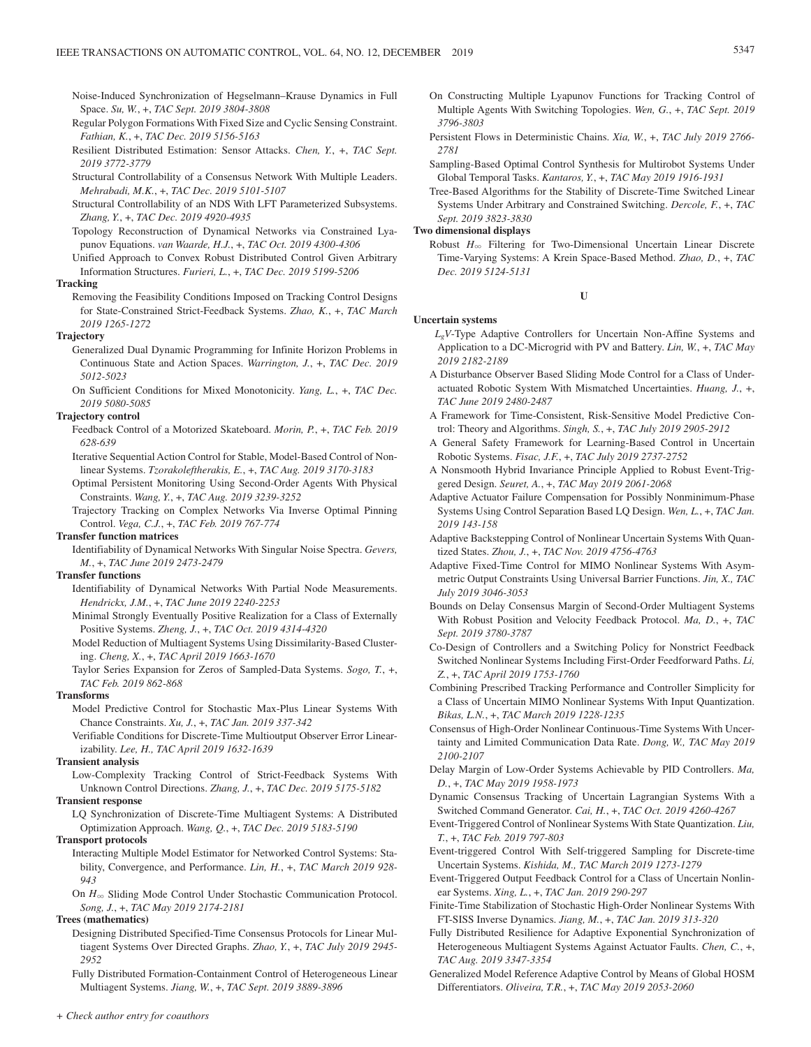Noise-Induced Synchronization of Hegselmann–Krause Dynamics in Full Space. *Su, W.*, +, *TAC Sept. 2019 3804-3808*

Regular Polygon Formations With Fixed Size and Cyclic Sensing Constraint. *Fathian, K.*, +, *TAC Dec. 2019 5156-5163*

Resilient Distributed Estimation: Sensor Attacks. *Chen, Y.*, +, *TAC Sept. 2019 3772-3779*

Structural Controllability of a Consensus Network With Multiple Leaders. *Mehrabadi, M.K.*, +, *TAC Dec. 2019 5101-5107*

Structural Controllability of an NDS With LFT Parameterized Subsystems. *Zhang, Y.*, +, *TAC Dec. 2019 4920-4935*

Topology Reconstruction of Dynamical Networks via Constrained Lyapunov Equations. *van Waarde, H.J.*, +, *TAC Oct. 2019 4300-4306*

Unified Approach to Convex Robust Distributed Control Given Arbitrary Information Structures. *Furieri, L.*, +, *TAC Dec. 2019 5199-5206*

**Tracking**

Removing the Feasibility Conditions Imposed on Tracking Control Designs for State-Constrained Strict-Feedback Systems. *Zhao, K.*, +, *TAC March 2019 1265-1272*

**Trajectory**

Generalized Dual Dynamic Programming for Infinite Horizon Problems in Continuous State and Action Spaces. *Warrington, J.*, +, *TAC Dec. 2019 5012-5023*

On Sufficient Conditions for Mixed Monotonicity. *Yang, L.*, +, *TAC Dec. 2019 5080-5085*

**Trajectory control**

Feedback Control of a Motorized Skateboard. *Morin, P.*, +, *TAC Feb. 2019 628-639*

Iterative Sequential Action Control for Stable, Model-Based Control of Nonlinear Systems. *Tzorakoleftherakis, E.*, +, *TAC Aug. 2019 3170-3183*

Optimal Persistent Monitoring Using Second-Order Agents With Physical Constraints. *Wang, Y.*, +, *TAC Aug. 2019 3239-3252*

Trajectory Tracking on Complex Networks Via Inverse Optimal Pinning Control. *Vega, C.J.*, +, *TAC Feb. 2019 767-774*

**Transfer function matrices**

Identifiability of Dynamical Networks With Singular Noise Spectra. *Gevers, M.*, +, *TAC June 2019 2473-2479*

**Transfer functions**

Identifiability of Dynamical Networks With Partial Node Measurements. *Hendrickx, J.M.*, +, *TAC June 2019 2240-2253*

Minimal Strongly Eventually Positive Realization for a Class of Externally Positive Systems. *Zheng, J.*, +, *TAC Oct. 2019 4314-4320*

Model Reduction of Multiagent Systems Using Dissimilarity-Based Clustering. *Cheng, X.*, +, *TAC April 2019 1663-1670*

Taylor Series Expansion for Zeros of Sampled-Data Systems. *Sogo, T.*, +, *TAC Feb. 2019 862-868*

**Transforms**

Model Predictive Control for Stochastic Max-Plus Linear Systems With Chance Constraints. *Xu, J.*, +, *TAC Jan. 2019 337-342*

Verifiable Conditions for Discrete-Time Multioutput Observer Error Linearizability. *Lee, H., TAC April 2019 1632-1639*

**Transient analysis**

Low-Complexity Tracking Control of Strict-Feedback Systems With Unknown Control Directions. *Zhang, J.*, +, *TAC Dec. 2019 5175-5182*

**Transient response**

LQ Synchronization of Discrete-Time Multiagent Systems: A Distributed Optimization Approach. *Wang, Q.*, +, *TAC Dec. 2019 5183-5190*

**Transport protocols**

Interacting Multiple Model Estimator for Networked Control Systems: Stability, Convergence, and Performance. *Lin, H.*, +, *TAC March 2019 928-943*

On $H_\infty$ Sliding Mode Control Under Stochastic Communication Protocol. *Song, J.*, +, *TAC May 2019 2174-2181*

**Trees (mathematics)**

Designing Distributed Specified-Time Consensus Protocols for Linear Multiagent Systems Over Directed Graphs. *Zhao, Y.*, +, *TAC July 2019 2945-2952*

Fully Distributed Formation-Containment Control of Heterogeneous Linear Multiagent Systems. *Jiang, W.*, +, *TAC Sept. 2019 3889-3896*

On Constructing Multiple Lyapunov Functions for Tracking Control of Multiple Agents With Switching Topologies. *Wen, G.*, +, *TAC Sept. 2019 3796-3803*

Persistent Flows in Deterministic Chains. *Xia, W.*, +, *TAC July 2019 2766-2781*

Sampling-Based Optimal Control Synthesis for Multirobot Systems Under Global Temporal Tasks. *Kantaros, Y.*, +, *TAC May 2019 1916-1931*

Tree-Based Algorithms for the Stability of Discrete-Time Switched Linear Systems Under Arbitrary and Constrained Switching. *Dercole, F.*, +, *TAC Sept. 2019 3823-3830*

**Two dimensional displays**

Robust $H_\infty$ Filtering for Two-Dimensional Uncertain Linear Discrete Time-Varying Systems: A Krein Space-Based Method. *Zhao, D.*, +, *TAC Dec. 2019 5124-5131*

## U

**Uncertain systems**

$L_gV$-Type Adaptive Controllers for Uncertain Non-Affine Systems and Application to a DC-Microgrid with PV and Battery. *Lin, W.*, +, *TAC May 2019 2182-2189*

A Disturbance Observer Based Sliding Mode Control for a Class of Underactuated Robotic System With Mismatched Uncertainties. *Huang, J.*, +, *TAC June 2019 2480-2487*

A Framework for Time-Consistent, Risk-Sensitive Model Predictive Control: Theory and Algorithms. *Singh, S.*, +, *TAC July 2019 2905-2912*

A General Safety Framework for Learning-Based Control in Uncertain Robotic Systems. *Fisac, J.F.*, +, *TAC July 2019 2737-2752*

A Nonsmooth Hybrid Invariance Principle Applied to Robust Event-Triggered Design. *Seuret, A.*, +, *TAC May 2019 2061-2068*

Adaptive Actuator Failure Compensation for Possibly Nonminimum-Phase Systems Using Control Separation Based LQ Design. *Wen, L.*, +, *TAC Jan. 2019 143-158*

Adaptive Backstepping Control of Nonlinear Uncertain Systems With Quantized States. *Zhou, J.*, +, *TAC Nov. 2019 4756-4763*

Adaptive Fixed-Time Control for MIMO Nonlinear Systems With Asymmetric Output Constraints Using Universal Barrier Functions. *Jin, X., TAC July 2019 3046-3053*

Bounds on Delay Consensus Margin of Second-Order Multiagent Systems With Robust Position and Velocity Feedback Protocol. *Ma, D.*, +, *TAC Sept. 2019 3780-3787*

Co-Design of Controllers and a Switching Policy for Nonstrict Feedback Switched Nonlinear Systems Including First-Order Feedforward Paths. *Li, Z.*, +, *TAC April 2019 1753-1760*

Combining Prescribed Tracking Performance and Controller Simplicity for a Class of Uncertain MIMO Nonlinear Systems With Input Quantization. *Bikas, L.N.*, +, *TAC March 2019 1228-1235*

Consensus of High-Order Nonlinear Continuous-Time Systems With Uncertainty and Limited Communication Data Rate. *Dong, W., TAC May 2019 2100-2107*

Delay Margin of Low-Order Systems Achievable by PID Controllers. *Ma, D.*, +, *TAC May 2019 1958-1973*

Dynamic Consensus Tracking of Uncertain Lagrangian Systems With a Switched Command Generator. *Cai, H.*, +, *TAC Oct. 2019 4260-4267*

Event-Triggered Control of Nonlinear Systems With State Quantization. *Liu, T.*, +, *TAC Feb. 2019 797-803*

Event-triggered Control With Self-triggered Sampling for Discrete-time Uncertain Systems. *Kishida, M., TAC March 2019 1273-1279*

Event-Triggered Output Feedback Control for a Class of Uncertain Nonlinear Systems. *Xing, L.*, +, *TAC Jan. 2019 290-297*

Finite-Time Stabilization of Stochastic High-Order Nonlinear Systems With FT-SISS Inverse Dynamics. *Jiang, M.*, +, *TAC Jan. 2019 313-320*

Fully Distributed Resilience for Adaptive Exponential Synchronization of Heterogeneous Multiagent Systems Against Actuator Faults. *Chen, C.*, +, *TAC Aug. 2019 3347-3354*

Generalized Model Reference Adaptive Control by Means of Global HOSM Differentiators. *Oliveira, T.R.*, +, *TAC May 2019 2053-2060*

*+ Check author entry for coauthors*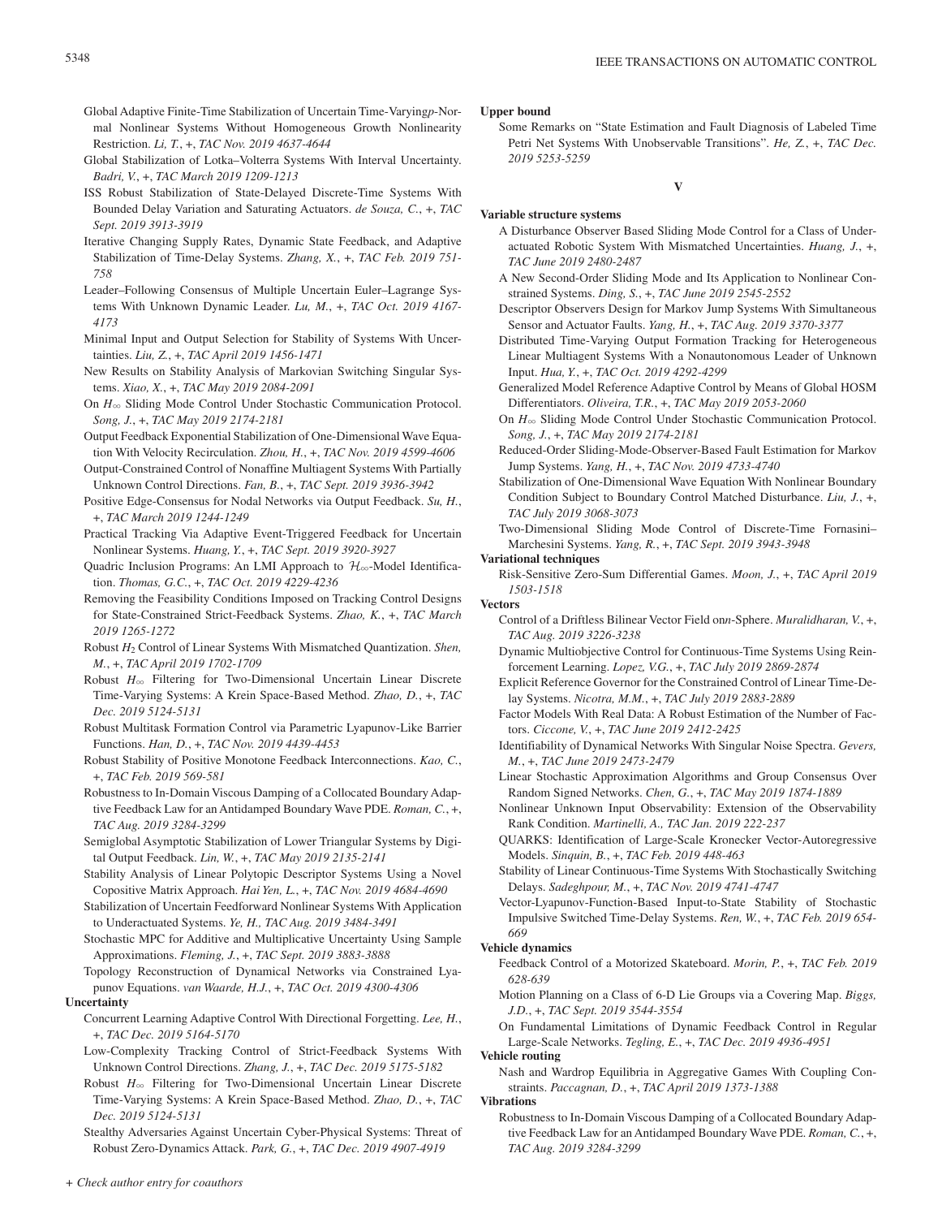Global Adaptive Finite-Time Stabilization of Uncertain Time-Varying$p$-Normal Nonlinear Systems Without Homogeneous Growth Nonlinearity Restriction. *Li, T.*, +, *TAC Nov. 2019 4637-4644*

Global Stabilization of Lotka–Volterra Systems With Interval Uncertainty. *Badri, V.*, +, *TAC March 2019 1209-1213*

ISS Robust Stabilization of State-Delayed Discrete-Time Systems With Bounded Delay Variation and Saturating Actuators. *de Souza, C.*, +, *TAC Sept. 2019 3913-3919*

Iterative Changing Supply Rates, Dynamic State Feedback, and Adaptive Stabilization of Time-Delay Systems. *Zhang, X.*, +, *TAC Feb. 2019 751-758*

Leader–Following Consensus of Multiple Uncertain Euler–Lagrange Systems With Unknown Dynamic Leader. *Lu, M.*, +, *TAC Oct. 2019 4167-4173*

Minimal Input and Output Selection for Stability of Systems With Uncertainties. *Liu, Z.*, +, *TAC April 2019 1456-1471*

New Results on Stability Analysis of Markovian Switching Singular Systems. *Xiao, X.*, +, *TAC May 2019 2084-2091*

On $H_\infty$ Sliding Mode Control Under Stochastic Communication Protocol. *Song, J.*, +, *TAC May 2019 2174-2181*

Output Feedback Exponential Stabilization of One-Dimensional Wave Equation With Velocity Recirculation. *Zhou, H.*, +, *TAC Nov. 2019 4599-4606*

Output-Constrained Control of Nonaffine Multiagent Systems With Partially Unknown Control Directions. *Fan, B.*, +, *TAC Sept. 2019 3936-3942*

Positive Edge-Consensus for Nodal Networks via Output Feedback. *Su, H.*, +, *TAC March 2019 1244-1249*

Practical Tracking Via Adaptive Event-Triggered Feedback for Uncertain Nonlinear Systems. *Huang, Y.*, +, *TAC Sept. 2019 3920-3927*

Quadric Inclusion Programs: An LMI Approach to $\mathcal{H}_\infty$-Model Identification. *Thomas, G.C.*, +, *TAC Oct. 2019 4229-4236*

Removing the Feasibility Conditions Imposed on Tracking Control Designs for State-Constrained Strict-Feedback Systems. *Zhao, K.*, +, *TAC March 2019 1265-1272*

Robust $H_2$ Control of Linear Systems With Mismatched Quantization. *Shen, M.*, +, *TAC April 2019 1702-1709*

Robust $H_\infty$ Filtering for Two-Dimensional Uncertain Linear Discrete Time-Varying Systems: A Krein Space-Based Method. *Zhao, D.*, +, *TAC Dec. 2019 5124-5131*

Robust Multitask Formation Control via Parametric Lyapunov-Like Barrier Functions. *Han, D.*, +, *TAC Nov. 2019 4439-4453*

Robust Stability of Positive Monotone Feedback Interconnections. *Kao, C.*, +, *TAC Feb. 2019 569-581*

Robustness to In-Domain Viscous Damping of a Collocated Boundary Adaptive Feedback Law for an Antidamped Boundary Wave PDE. *Roman, C.*, +, *TAC Aug. 2019 3284-3299*

Semiglobal Asymptotic Stabilization of Lower Triangular Systems by Digital Output Feedback. *Lin, W.*, +, *TAC May 2019 2135-2141*

Stability Analysis of Linear Polytopic Descriptor Systems Using a Novel Copositive Matrix Approach. *Hai Yen, L.*, +, *TAC Nov. 2019 4684-4690*

Stabilization of Uncertain Feedforward Nonlinear Systems With Application to Underactuated Systems. *Ye, H., TAC Aug. 2019 3484-3491*

Stochastic MPC for Additive and Multiplicative Uncertainty Using Sample Approximations. *Fleming, J.*, +, *TAC Sept. 2019 3883-3888*

Topology Reconstruction of Dynamical Networks via Constrained Lyapunov Equations. *van Waarde, H.J.*, +, *TAC Oct. 2019 4300-4306*

**Uncertainty**

Concurrent Learning Adaptive Control With Directional Forgetting. *Lee, H.*, +, *TAC Dec. 2019 5164-5170*

Low-Complexity Tracking Control of Strict-Feedback Systems With Unknown Control Directions. *Zhang, J.*, +, *TAC Dec. 2019 5175-5182*

Robust $H_\infty$ Filtering for Two-Dimensional Uncertain Linear Discrete Time-Varying Systems: A Krein Space-Based Method. *Zhao, D.*, +, *TAC Dec. 2019 5124-5131*

Stealthy Adversaries Against Uncertain Cyber-Physical Systems: Threat of Robust Zero-Dynamics Attack. *Park, G.*, +, *TAC Dec. 2019 4907-4919*

**Upper bound**

Some Remarks on "State Estimation and Fault Diagnosis of Labeled Time Petri Net Systems With Unobservable Transitions". *He, Z.*, +, *TAC Dec. 2019 5253-5259*

## V

**Variable structure systems**

A Disturbance Observer Based Sliding Mode Control for a Class of Underactuated Robotic System With Mismatched Uncertainties. *Huang, J.*, +, *TAC June 2019 2480-2487*

A New Second-Order Sliding Mode and Its Application to Nonlinear Constrained Systems. *Ding, S.*, +, *TAC June 2019 2545-2552*

Descriptor Observers Design for Markov Jump Systems With Simultaneous Sensor and Actuator Faults. *Yang, H.*, +, *TAC Aug. 2019 3370-3377*

Distributed Time-Varying Output Formation Tracking for Heterogeneous Linear Multiagent Systems With a Nonautonomous Leader of Unknown Input. *Hua, Y.*, +, *TAC Oct. 2019 4292-4299*

Generalized Model Reference Adaptive Control by Means of Global HOSM Differentiators. *Oliveira, T.R.*, +, *TAC May 2019 2053-2060*

On $H_\infty$ Sliding Mode Control Under Stochastic Communication Protocol. *Song, J.*, +, *TAC May 2019 2174-2181*

Reduced-Order Sliding-Mode-Observer-Based Fault Estimation for Markov Jump Systems. *Yang, H.*, +, *TAC Nov. 2019 4733-4740*

Stabilization of One-Dimensional Wave Equation With Nonlinear Boundary Condition Subject to Boundary Control Matched Disturbance. *Liu, J.*, +, *TAC July 2019 3068-3073*

Two-Dimensional Sliding Mode Control of Discrete-Time Fornasini–Marchesini Systems. *Yang, R.*, +, *TAC Sept. 2019 3943-3948*

**Variational techniques**

Risk-Sensitive Zero-Sum Differential Games. *Moon, J.*, +, *TAC April 2019 1503-1518*

**Vectors**

Control of a Driftless Bilinear Vector Field on$n$-Sphere. *Muralidharan, V.*, +, *TAC Aug. 2019 3226-3238*

Dynamic Multiobjective Control for Continuous-Time Systems Using Reinforcement Learning. *Lopez, V.G.*, +, *TAC July 2019 2869-2874*

Explicit Reference Governor for the Constrained Control of Linear Time-Delay Systems. *Nicotra, M.M.*, +, *TAC July 2019 2883-2889*

Factor Models With Real Data: A Robust Estimation of the Number of Factors. *Ciccone, V.*, +, *TAC June 2019 2412-2425*

Identifiability of Dynamical Networks With Singular Noise Spectra. *Gevers, M.*, +, *TAC June 2019 2473-2479*

Linear Stochastic Approximation Algorithms and Group Consensus Over Random Signed Networks. *Chen, G.*, +, *TAC May 2019 1874-1889*

Nonlinear Unknown Input Observability: Extension of the Observability Rank Condition. *Martinelli, A., TAC Jan. 2019 222-237*

QUARKS: Identification of Large-Scale Kronecker Vector-Autoregressive Models. *Sinquin, B.*, +, *TAC Feb. 2019 448-463*

Stability of Linear Continuous-Time Systems With Stochastically Switching Delays. *Sadeghpour, M.*, +, *TAC Nov. 2019 4741-4747*

Vector-Lyapunov-Function-Based Input-to-State Stability of Stochastic Impulsive Switched Time-Delay Systems. *Ren, W.*, +, *TAC Feb. 2019 654-669*

**Vehicle dynamics**

Feedback Control of a Motorized Skateboard. *Morin, P.*, +, *TAC Feb. 2019 628-639*

Motion Planning on a Class of 6-D Lie Groups via a Covering Map. *Biggs, J.D.*, +, *TAC Sept. 2019 3544-3554*

On Fundamental Limitations of Dynamic Feedback Control in Regular Large-Scale Networks. *Tegling, E.*, +, *TAC Dec. 2019 4936-4951*

**Vehicle routing**

Nash and Wardrop Equilibria in Aggregative Games With Coupling Constraints. *Paccagnan, D.*, +, *TAC April 2019 1373-1388*

**Vibrations**

Robustness to In-Domain Viscous Damping of a Collocated Boundary Adaptive Feedback Law for an Antidamped Boundary Wave PDE. *Roman, C.*, +, *TAC Aug. 2019 3284-3299*

*+ Check author entry for coauthors*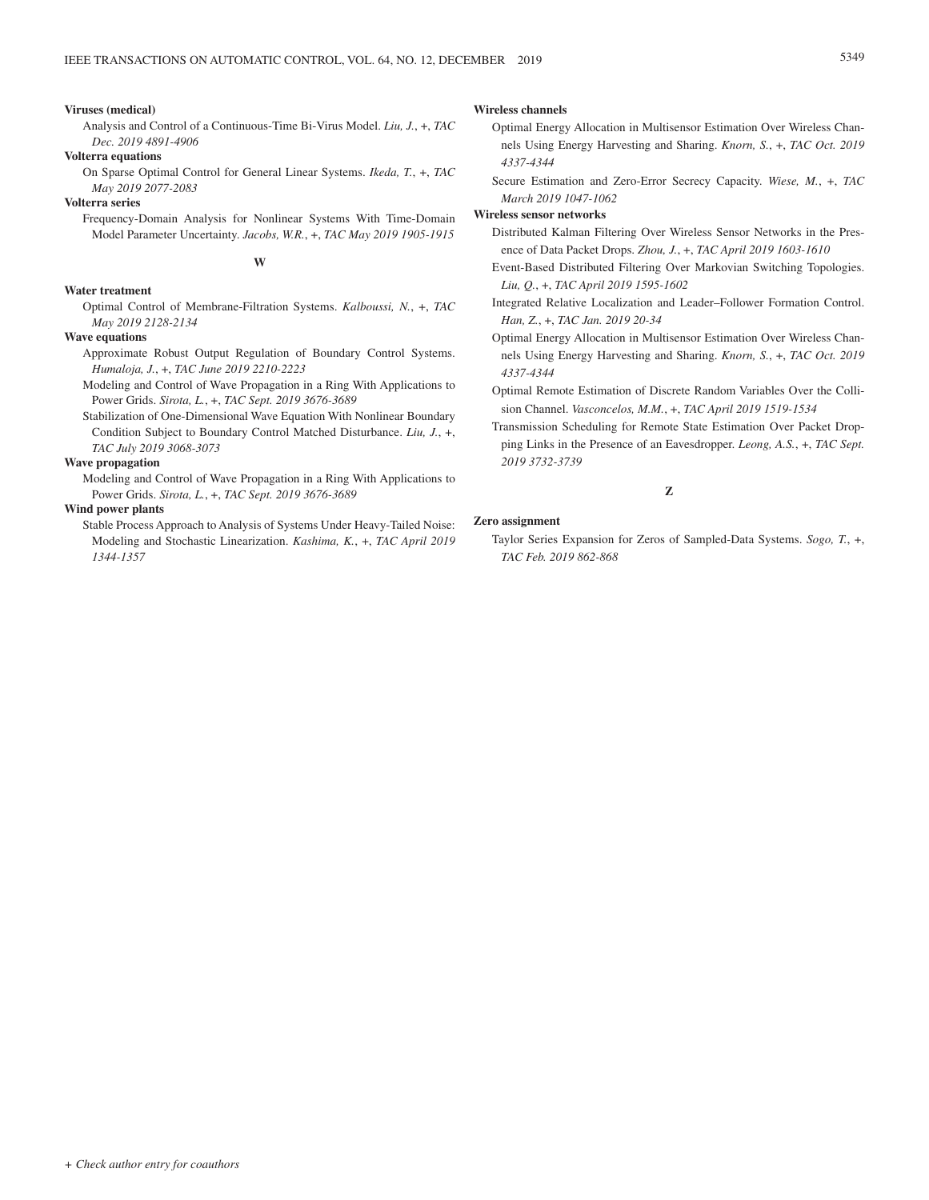**Viruses (medical)**

Analysis and Control of a Continuous-Time Bi-Virus Model. *Liu, J.*, +, *TAC Dec. 2019 4891-4906*

**Volterra equations**

On Sparse Optimal Control for General Linear Systems. *Ikeda, T.*, +, *TAC May 2019 2077-2083*

**Volterra series**

Frequency-Domain Analysis for Nonlinear Systems With Time-Domain Model Parameter Uncertainty. *Jacobs, W.R.*, +, *TAC May 2019 1905-1915*

## W

**Water treatment**

Optimal Control of Membrane-Filtration Systems. *Kalboussi, N.*, +, *TAC May 2019 2128-2134*

**Wave equations**

Approximate Robust Output Regulation of Boundary Control Systems. *Humaloja, J.*, +, *TAC June 2019 2210-2223*

Modeling and Control of Wave Propagation in a Ring With Applications to Power Grids. *Sirota, L.*, +, *TAC Sept. 2019 3676-3689*

Stabilization of One-Dimensional Wave Equation With Nonlinear Boundary Condition Subject to Boundary Control Matched Disturbance. *Liu, J.*, +, *TAC July 2019 3068-3073*

**Wave propagation**

Modeling and Control of Wave Propagation in a Ring With Applications to Power Grids. *Sirota, L.*, +, *TAC Sept. 2019 3676-3689*

**Wind power plants**

Stable Process Approach to Analysis of Systems Under Heavy-Tailed Noise: Modeling and Stochastic Linearization. *Kashima, K.*, +, *TAC April 2019 1344-1357*

**Wireless channels**

Optimal Energy Allocation in Multisensor Estimation Over Wireless Channels Using Energy Harvesting and Sharing. *Knorn, S.*, +, *TAC Oct. 2019 4337-4344*

Secure Estimation and Zero-Error Secrecy Capacity. *Wiese, M.*, +, *TAC March 2019 1047-1062*

**Wireless sensor networks**

Distributed Kalman Filtering Over Wireless Sensor Networks in the Presence of Data Packet Drops. *Zhou, J.*, +, *TAC April 2019 1603-1610*

Event-Based Distributed Filtering Over Markovian Switching Topologies. *Liu, Q.*, +, *TAC April 2019 1595-1602*

Integrated Relative Localization and Leader–Follower Formation Control. *Han, Z.*, +, *TAC Jan. 2019 20-34*

Optimal Energy Allocation in Multisensor Estimation Over Wireless Channels Using Energy Harvesting and Sharing. *Knorn, S.*, +, *TAC Oct. 2019 4337-4344*

Optimal Remote Estimation of Discrete Random Variables Over the Collision Channel. *Vasconcelos, M.M.*, +, *TAC April 2019 1519-1534*

Transmission Scheduling for Remote State Estimation Over Packet Dropping Links in the Presence of an Eavesdropper. *Leong, A.S.*, +, *TAC Sept. 2019 3732-3739*

## Z

**Zero assignment**

Taylor Series Expansion for Zeros of Sampled-Data Systems. *Sogo, T.*, +, *TAC Feb. 2019 862-868*

+ *Check author entry for coauthors*